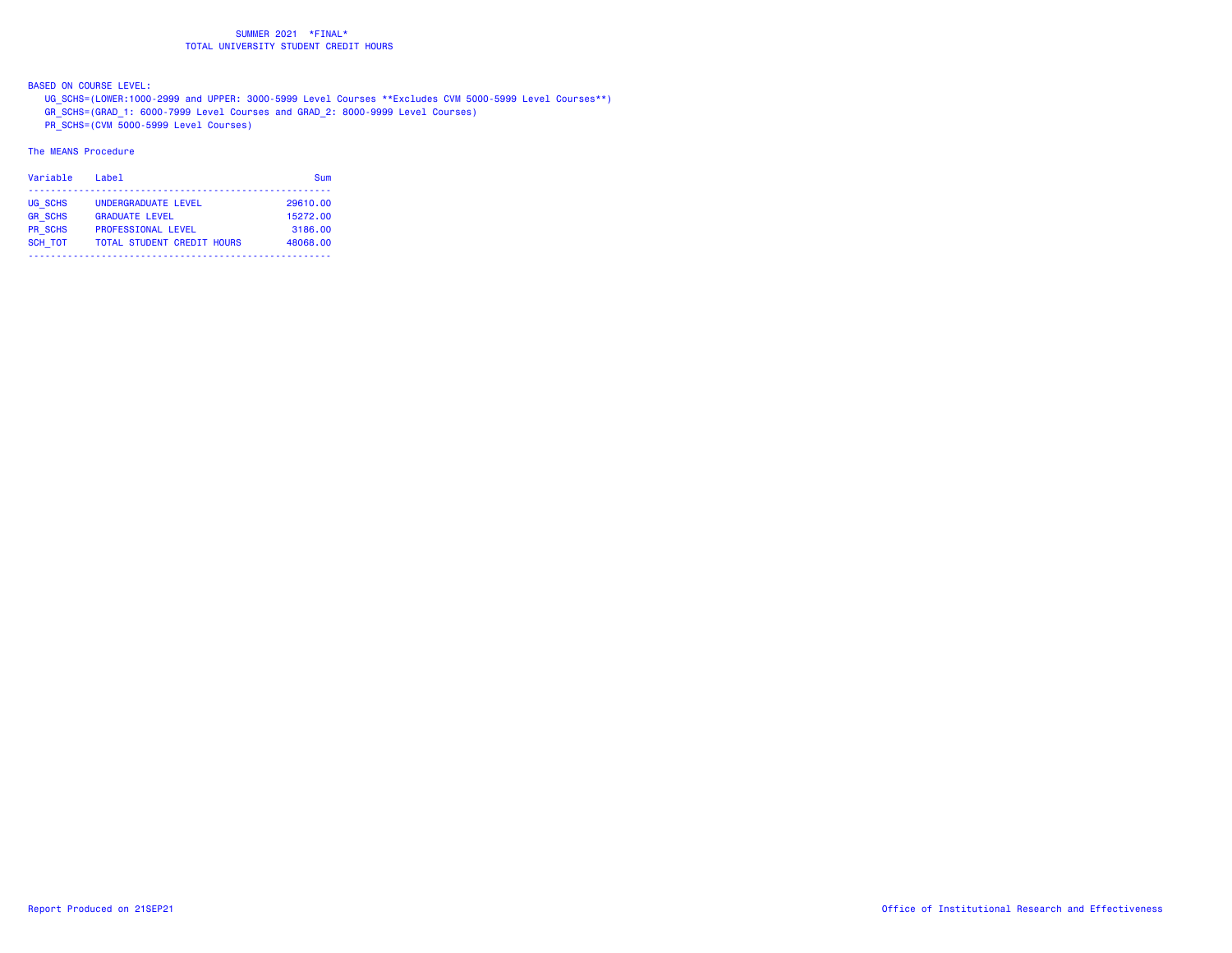# SUMMER 2021 *FINAL*
## TOTAL UNIVERSITY STUDENT CREDIT HOURS

BASED ON COURSE LEVEL:

UG_SCHS=(LOWER:1000-2999 and UPPER: 3000-5999 Level Courses **Excludes CVM 5000-5999 Level Courses**)

GR_SCHS=(GRAD_1: 6000-7999 Level Courses and GRAD_2: 8000-9999 Level Courses)

PR_SCHS=(CVM 5000-5999 Level Courses)

The MEANS Procedure

| Variable | Label | Sum |
|---|---|---|
| UG_SCHS | UNDERGRADUATE LEVEL | 29610.00 |
| GR_SCHS | GRADUATE LEVEL | 15272.00 |
| PR_SCHS | PROFESSIONAL LEVEL | 3186.00 |
| SCH_TOT | TOTAL STUDENT CREDIT HOURS | 48068.00 |

Report Produced on 21SEP21

Office of Institutional Research and Effectiveness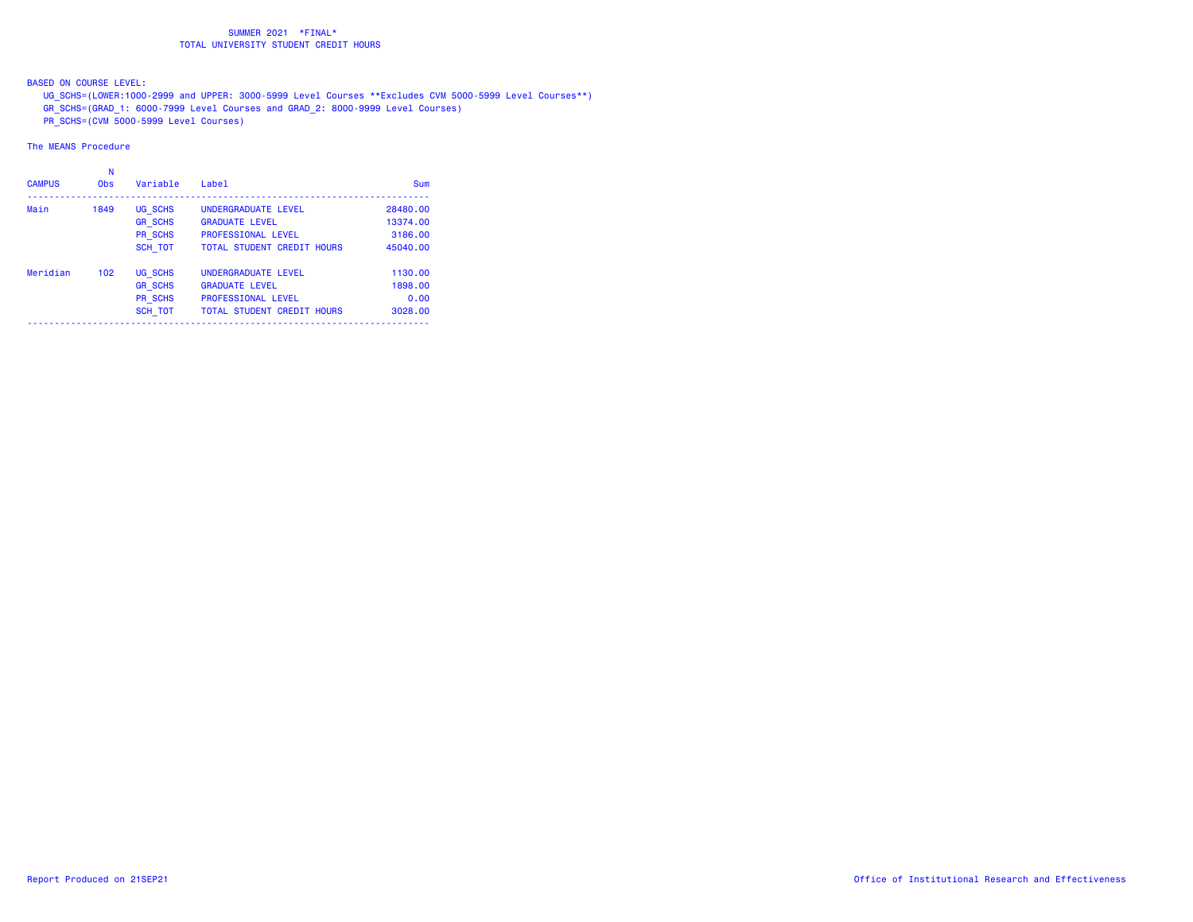SUMMER 2021 \*FINAL\*

TOTAL UNIVERSITY STUDENT CREDIT HOURS

BASED ON COURSE LEVEL:

UG_SCHS=(LOWER:1000-2999 and UPPER: 3000-5999 Level Courses **Excludes CVM 5000-5999 Level Courses**)

GR_SCHS=(GRAD_1: 6000-7999 Level Courses and GRAD_2: 8000-9999 Level Courses)

PR_SCHS=(CVM 5000-5999 Level Courses)

The MEANS Procedure

| CAMPUS | N Obs | Variable | Label | Sum |
|---|---|---|---|---|
| Main | 1849 | UG_SCHS | UNDERGRADUATE LEVEL | 28480.00 |
| | | GR_SCHS | GRADUATE LEVEL | 13374.00 |
| | | PR_SCHS | PROFESSIONAL LEVEL | 3186.00 |
| | | SCH_TOT | TOTAL STUDENT CREDIT HOURS | 45040.00 |
| Meridian | 102 | UG_SCHS | UNDERGRADUATE LEVEL | 1130.00 |
| | | GR_SCHS | GRADUATE LEVEL | 1898.00 |
| | | PR_SCHS | PROFESSIONAL LEVEL | 0.00 |
| | | SCH_TOT | TOTAL STUDENT CREDIT HOURS | 3028.00 |

Report Produced on 21SEP21

Office of Institutional Research and Effectiveness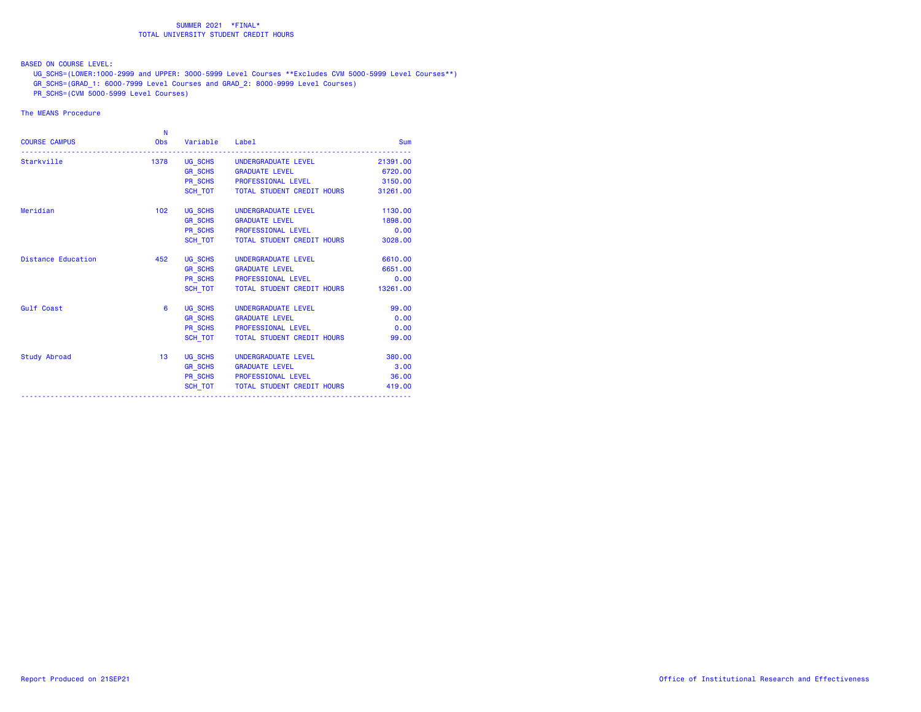SUMMER 2021 *FINAL*
TOTAL UNIVERSITY STUDENT CREDIT HOURS

BASED ON COURSE LEVEL:
UG_SCHS=(LOWER:1000-2999 and UPPER: 3000-5999 Level Courses **Excludes CVM 5000-5999 Level Courses**)
GR_SCHS=(GRAD_1: 6000-7999 Level Courses and GRAD_2: 8000-9999 Level Courses)
PR_SCHS=(CVM 5000-5999 Level Courses)

The MEANS Procedure

| COURSE CAMPUS | N Obs | Variable | Label | Sum |
|---|---|---|---|---|
| Starkville | 1378 | UG_SCHS | UNDERGRADUATE LEVEL | 21391.00 |
| | | GR_SCHS | GRADUATE LEVEL | 6720.00 |
| | | PR_SCHS | PROFESSIONAL LEVEL | 3150.00 |
| | | SCH_TOT | TOTAL STUDENT CREDIT HOURS | 31261.00 |
| Meridian | 102 | UG_SCHS | UNDERGRADUATE LEVEL | 1130.00 |
| | | GR_SCHS | GRADUATE LEVEL | 1898.00 |
| | | PR_SCHS | PROFESSIONAL LEVEL | 0.00 |
| | | SCH_TOT | TOTAL STUDENT CREDIT HOURS | 3028.00 |
| Distance Education | 452 | UG_SCHS | UNDERGRADUATE LEVEL | 6610.00 |
| | | GR_SCHS | GRADUATE LEVEL | 6651.00 |
| | | PR_SCHS | PROFESSIONAL LEVEL | 0.00 |
| | | SCH_TOT | TOTAL STUDENT CREDIT HOURS | 13261.00 |
| Gulf Coast | 6 | UG_SCHS | UNDERGRADUATE LEVEL | 99.00 |
| | | GR_SCHS | GRADUATE LEVEL | 0.00 |
| | | PR_SCHS | PROFESSIONAL LEVEL | 0.00 |
| | | SCH_TOT | TOTAL STUDENT CREDIT HOURS | 99.00 |
| Study Abroad | 13 | UG_SCHS | UNDERGRADUATE LEVEL | 380.00 |
| | | GR_SCHS | GRADUATE LEVEL | 3.00 |
| | | PR_SCHS | PROFESSIONAL LEVEL | 36.00 |
| | | SCH_TOT | TOTAL STUDENT CREDIT HOURS | 419.00 |

Report Produced on 21SEP21

Office of Institutional Research and Effectiveness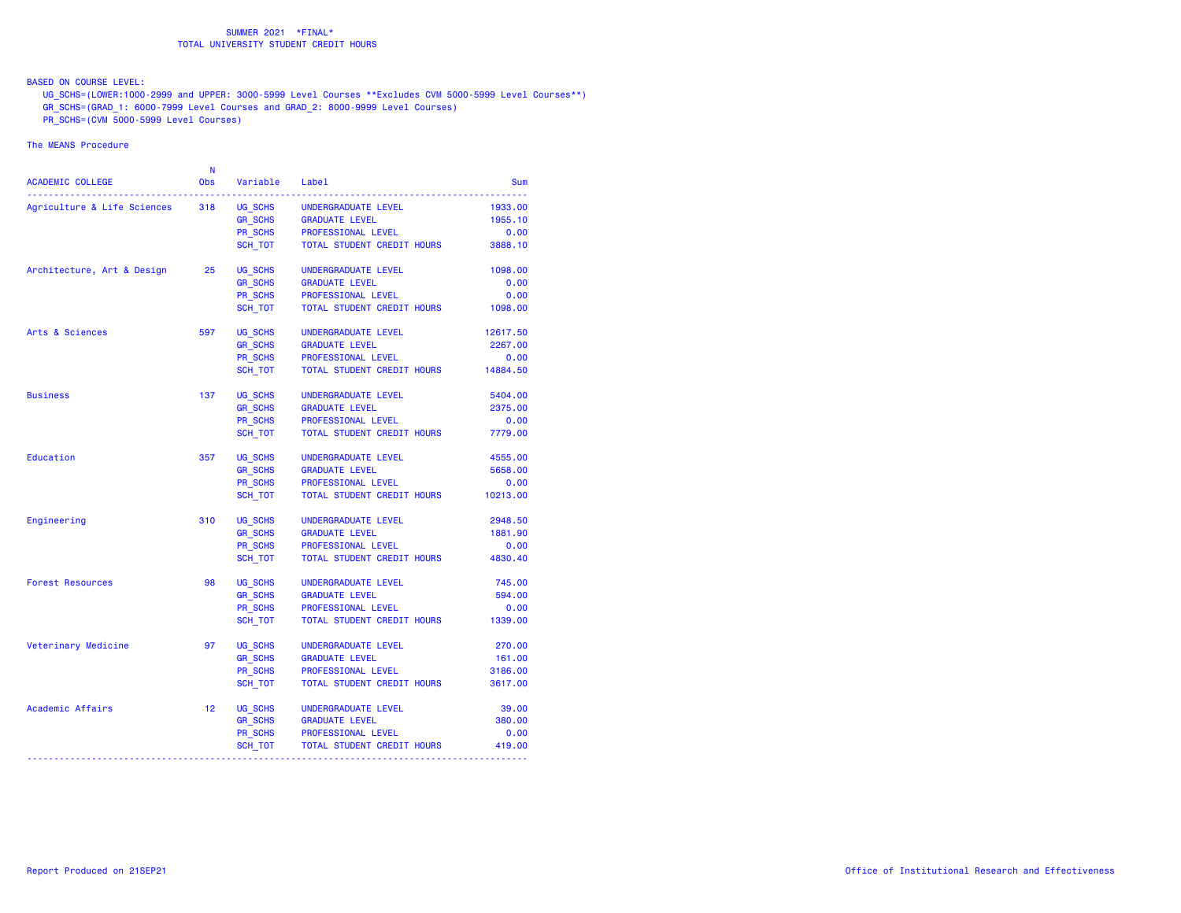SUMMER 2021 *FINAL*
TOTAL UNIVERSITY STUDENT CREDIT HOURS

BASED ON COURSE LEVEL:
UG_SCHS=(LOWER:1000-2999 and UPPER: 3000-5999 Level Courses **Excludes CVM 5000-5999 Level Courses**)
GR_SCHS=(GRAD_1: 6000-7999 Level Courses and GRAD_2: 8000-9999 Level Courses)
PR_SCHS=(CVM 5000-5999 Level Courses)

The MEANS Procedure

| ACADEMIC COLLEGE | N Obs | Variable | Label | Sum |
|---|---|---|---|---|
| Agriculture & Life Sciences | 318 | UG_SCHS | UNDERGRADUATE LEVEL | 1933.00 |
| | | GR_SCHS | GRADUATE LEVEL | 1955.10 |
| | | PR_SCHS | PROFESSIONAL LEVEL | 0.00 |
| | | SCH_TOT | TOTAL STUDENT CREDIT HOURS | 3888.10 |
| Architecture, Art & Design | 25 | UG_SCHS | UNDERGRADUATE LEVEL | 1098.00 |
| | | GR_SCHS | GRADUATE LEVEL | 0.00 |
| | | PR_SCHS | PROFESSIONAL LEVEL | 0.00 |
| | | SCH_TOT | TOTAL STUDENT CREDIT HOURS | 1098.00 |
| Arts & Sciences | 597 | UG_SCHS | UNDERGRADUATE LEVEL | 12617.50 |
| | | GR_SCHS | GRADUATE LEVEL | 2267.00 |
| | | PR_SCHS | PROFESSIONAL LEVEL | 0.00 |
| | | SCH_TOT | TOTAL STUDENT CREDIT HOURS | 14884.50 |
| Business | 137 | UG_SCHS | UNDERGRADUATE LEVEL | 5404.00 |
| | | GR_SCHS | GRADUATE LEVEL | 2375.00 |
| | | PR_SCHS | PROFESSIONAL LEVEL | 0.00 |
| | | SCH_TOT | TOTAL STUDENT CREDIT HOURS | 7779.00 |
| Education | 357 | UG_SCHS | UNDERGRADUATE LEVEL | 4555.00 |
| | | GR_SCHS | GRADUATE LEVEL | 5658.00 |
| | | PR_SCHS | PROFESSIONAL LEVEL | 0.00 |
| | | SCH_TOT | TOTAL STUDENT CREDIT HOURS | 10213.00 |
| Engineering | 310 | UG_SCHS | UNDERGRADUATE LEVEL | 2948.50 |
| | | GR_SCHS | GRADUATE LEVEL | 1881.90 |
| | | PR_SCHS | PROFESSIONAL LEVEL | 0.00 |
| | | SCH_TOT | TOTAL STUDENT CREDIT HOURS | 4830.40 |
| Forest Resources | 98 | UG_SCHS | UNDERGRADUATE LEVEL | 745.00 |
| | | GR_SCHS | GRADUATE LEVEL | 594.00 |
| | | PR_SCHS | PROFESSIONAL LEVEL | 0.00 |
| | | SCH_TOT | TOTAL STUDENT CREDIT HOURS | 1339.00 |
| Veterinary Medicine | 97 | UG_SCHS | UNDERGRADUATE LEVEL | 270.00 |
| | | GR_SCHS | GRADUATE LEVEL | 161.00 |
| | | PR_SCHS | PROFESSIONAL LEVEL | 3186.00 |
| | | SCH_TOT | TOTAL STUDENT CREDIT HOURS | 3617.00 |
| Academic Affairs | 12 | UG_SCHS | UNDERGRADUATE LEVEL | 39.00 |
| | | GR_SCHS | GRADUATE LEVEL | 380.00 |
| | | PR_SCHS | PROFESSIONAL LEVEL | 0.00 |
| | | SCH_TOT | TOTAL STUDENT CREDIT HOURS | 419.00 |

Report Produced on 21SEP21

Office of Institutional Research and Effectiveness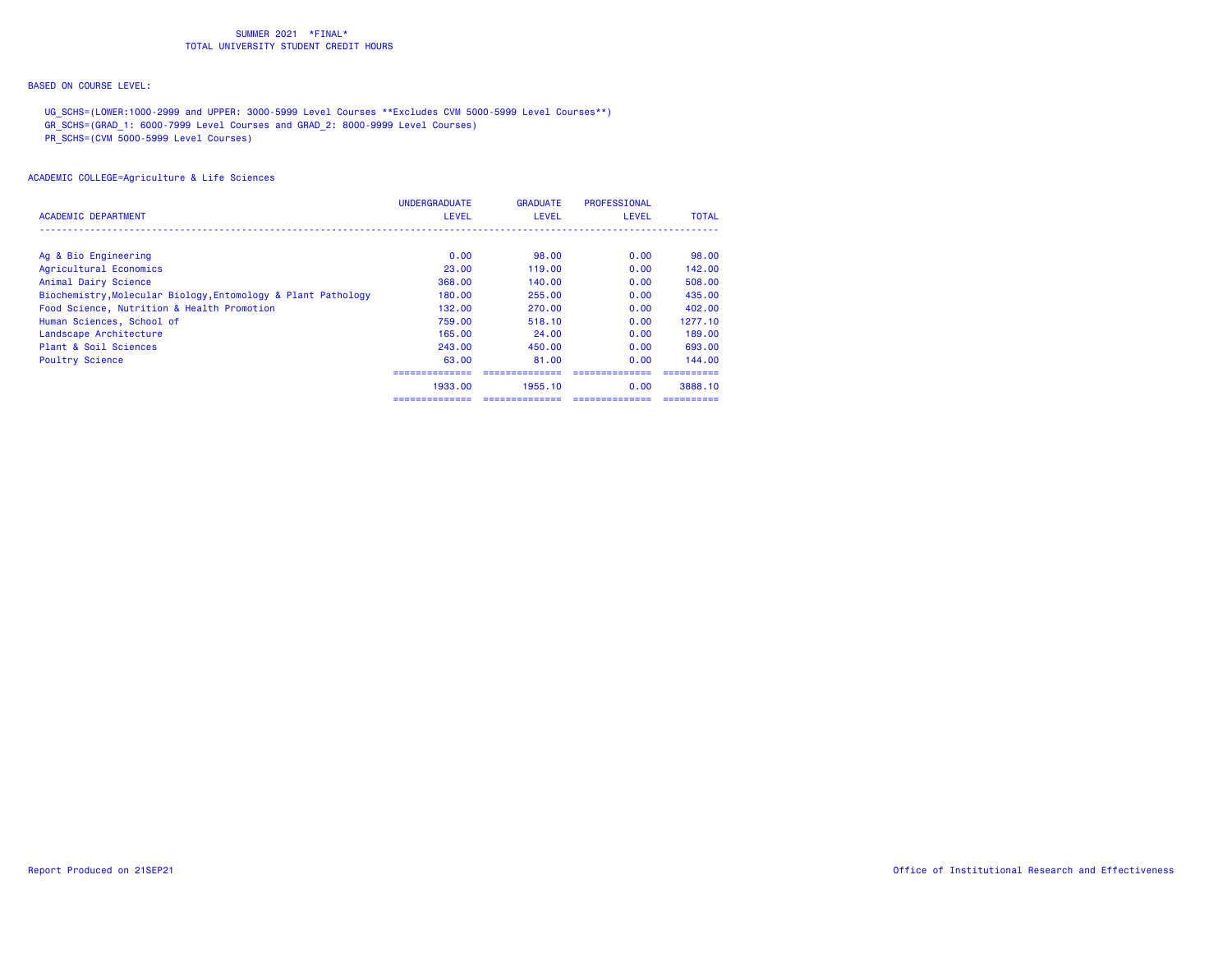SUMMER 2021 \*FINAL\*
TOTAL UNIVERSITY STUDENT CREDIT HOURS

BASED ON COURSE LEVEL:

UG_SCHS=(LOWER:1000-2999 and UPPER: 3000-5999 Level Courses **Excludes CVM 5000-5999 Level Courses**)
GR_SCHS=(GRAD_1: 6000-7999 Level Courses and GRAD_2: 8000-9999 Level Courses)
PR_SCHS=(CVM 5000-5999 Level Courses)

ACADEMIC COLLEGE=Agriculture & Life Sciences

| ACADEMIC DEPARTMENT | UNDERGRADUATE LEVEL | GRADUATE LEVEL | PROFESSIONAL LEVEL | TOTAL |
|---|---|---|---|---|
| Ag & Bio Engineering | 0.00 | 98.00 | 0.00 | 98.00 |
| Agricultural Economics | 23.00 | 119.00 | 0.00 | 142.00 |
| Animal Dairy Science | 368.00 | 140.00 | 0.00 | 508.00 |
| Biochemistry,Molecular Biology,Entomology & Plant Pathology | 180.00 | 255.00 | 0.00 | 435.00 |
| Food Science, Nutrition & Health Promotion | 132.00 | 270.00 | 0.00 | 402.00 |
| Human Sciences, School of | 759.00 | 518.10 | 0.00 | 1277.10 |
| Landscape Architecture | 165.00 | 24.00 | 0.00 | 189.00 |
| Plant & Soil Sciences | 243.00 | 450.00 | 0.00 | 693.00 |
| Poultry Science | 63.00 | 81.00 | 0.00 | 144.00 |
| | 1933.00 | 1955.10 | 0.00 | 3888.10 |

Report Produced on 21SEP21

Office of Institutional Research and Effectiveness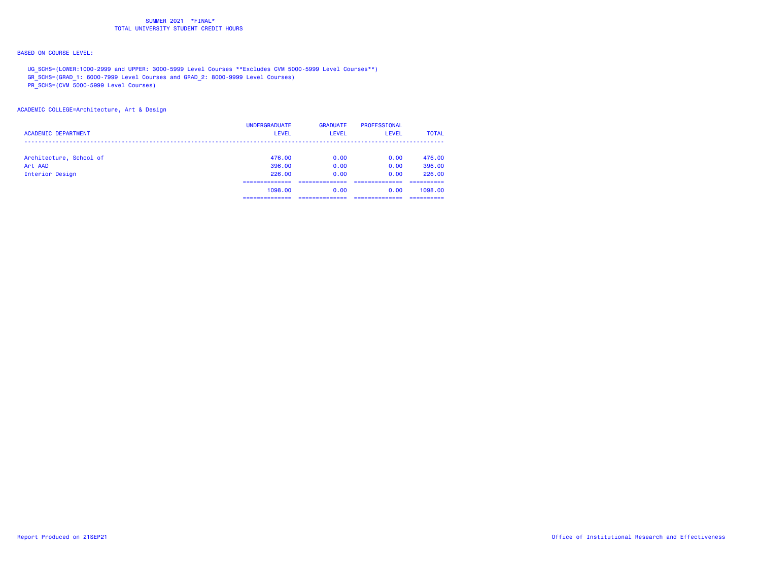SUMMER 2021 *FINAL*
TOTAL UNIVERSITY STUDENT CREDIT HOURS

BASED ON COURSE LEVEL:

UG_SCHS=(LOWER:1000-2999 and UPPER: 3000-5999 Level Courses **Excludes CVM 5000-5999 Level Courses**)
GR_SCHS=(GRAD_1: 6000-7999 Level Courses and GRAD_2: 8000-9999 Level Courses)
PR_SCHS=(CVM 5000-5999 Level Courses)

ACADEMIC COLLEGE=Architecture, Art & Design

| ACADEMIC DEPARTMENT | UNDERGRADUATE LEVEL | GRADUATE LEVEL | PROFESSIONAL LEVEL | TOTAL |
|---|---|---|---|---|
| Architecture, School of | 476.00 | 0.00 | 0.00 | 476.00 |
| Art AAD | 396.00 | 0.00 | 0.00 | 396.00 |
| Interior Design | 226.00 | 0.00 | 0.00 | 226.00 |
| | 1098.00 | 0.00 | 0.00 | 1098.00 |

Report Produced on 21SEP21

Office of Institutional Research and Effectiveness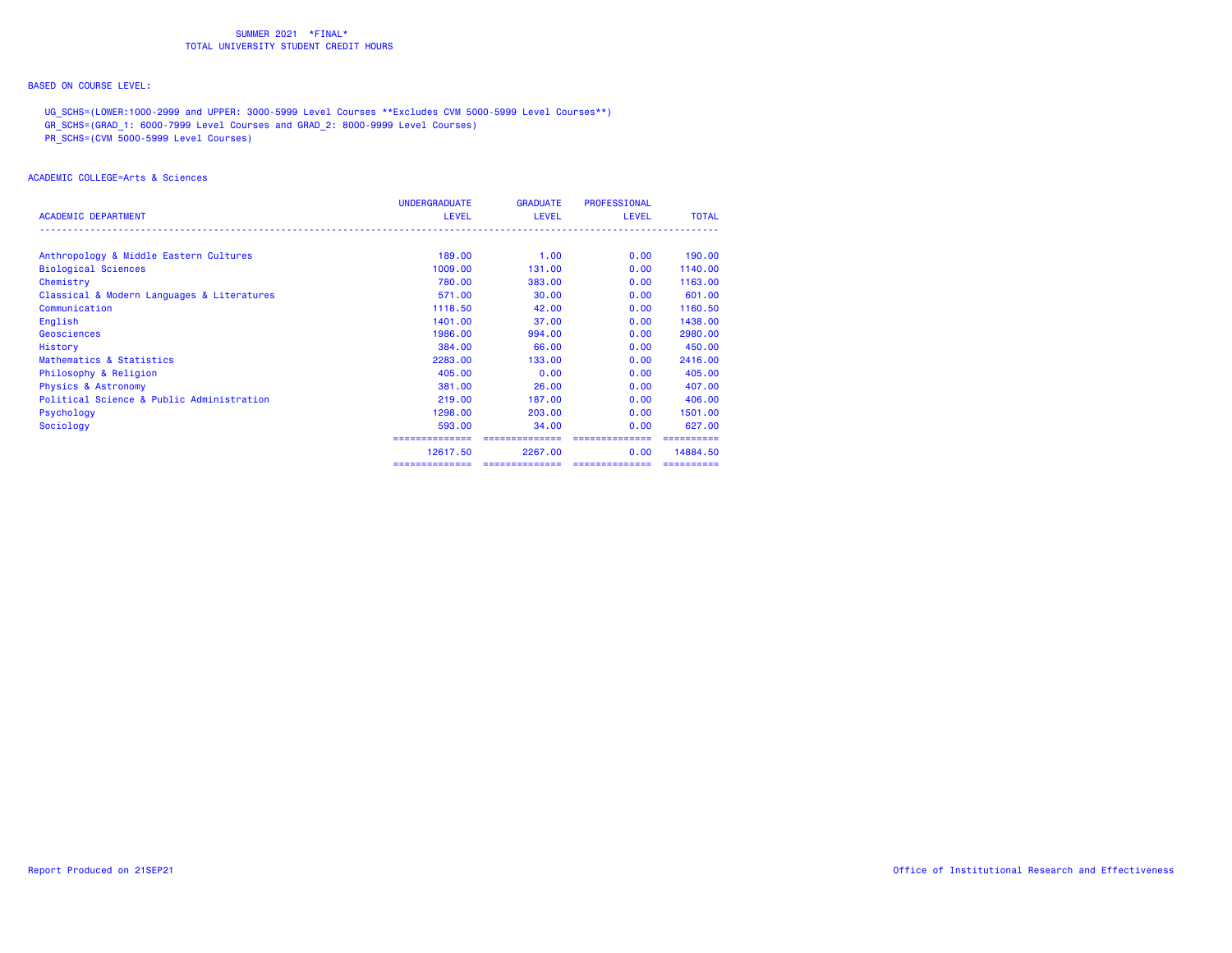SUMMER 2021 \*FINAL\*
TOTAL UNIVERSITY STUDENT CREDIT HOURS

BASED ON COURSE LEVEL:

UG_SCHS=(LOWER:1000-2999 and UPPER: 3000-5999 Level Courses **Excludes CVM 5000-5999 Level Courses**)
GR_SCHS=(GRAD_1: 6000-7999 Level Courses and GRAD_2: 8000-9999 Level Courses)
PR_SCHS=(CVM 5000-5999 Level Courses)

ACADEMIC COLLEGE=Arts & Sciences

| ACADEMIC DEPARTMENT | UNDERGRADUATE LEVEL | GRADUATE LEVEL | PROFESSIONAL LEVEL | TOTAL |
|---|---|---|---|---|
| Anthropology & Middle Eastern Cultures | 189.00 | 1.00 | 0.00 | 190.00 |
| Biological Sciences | 1009.00 | 131.00 | 0.00 | 1140.00 |
| Chemistry | 780.00 | 383.00 | 0.00 | 1163.00 |
| Classical & Modern Languages & Literatures | 571.00 | 30.00 | 0.00 | 601.00 |
| Communication | 1118.50 | 42.00 | 0.00 | 1160.50 |
| English | 1401.00 | 37.00 | 0.00 | 1438.00 |
| Geosciences | 1986.00 | 994.00 | 0.00 | 2980.00 |
| History | 384.00 | 66.00 | 0.00 | 450.00 |
| Mathematics & Statistics | 2283.00 | 133.00 | 0.00 | 2416.00 |
| Philosophy & Religion | 405.00 | 0.00 | 0.00 | 405.00 |
| Physics & Astronomy | 381.00 | 26.00 | 0.00 | 407.00 |
| Political Science & Public Administration | 219.00 | 187.00 | 0.00 | 406.00 |
| Psychology | 1298.00 | 203.00 | 0.00 | 1501.00 |
| Sociology | 593.00 | 34.00 | 0.00 | 627.00 |
| | 12617.50 | 2267.00 | 0.00 | 14884.50 |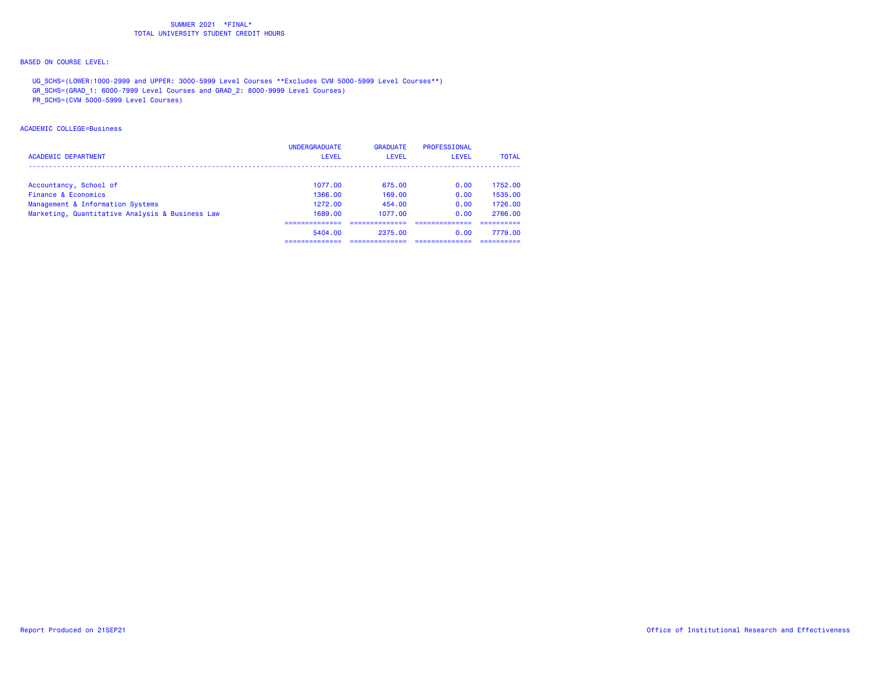SUMMER 2021 *FINAL*
TOTAL UNIVERSITY STUDENT CREDIT HOURS

BASED ON COURSE LEVEL:

UG_SCHS=(LOWER:1000-2999 and UPPER: 3000-5999 Level Courses **Excludes CVM 5000-5999 Level Courses**)
GR_SCHS=(GRAD_1: 6000-7999 Level Courses and GRAD_2: 8000-9999 Level Courses)
PR_SCHS=(CVM 5000-5999 Level Courses)

ACADEMIC COLLEGE=Business

| ACADEMIC DEPARTMENT | UNDERGRADUATE LEVEL | GRADUATE LEVEL | PROFESSIONAL LEVEL | TOTAL |
|---|---|---|---|---|
| Accountancy, School of | 1077.00 | 675.00 | 0.00 | 1752.00 |
| Finance & Economics | 1366.00 | 169.00 | 0.00 | 1535.00 |
| Management & Information Systems | 1272.00 | 454.00 | 0.00 | 1726.00 |
| Marketing, Quantitative Analysis & Business Law | 1689.00 | 1077.00 | 0.00 | 2766.00 |
| | 5404.00 | 2375.00 | 0.00 | 7779.00 |

Report Produced on 21SEP21

Office of Institutional Research and Effectiveness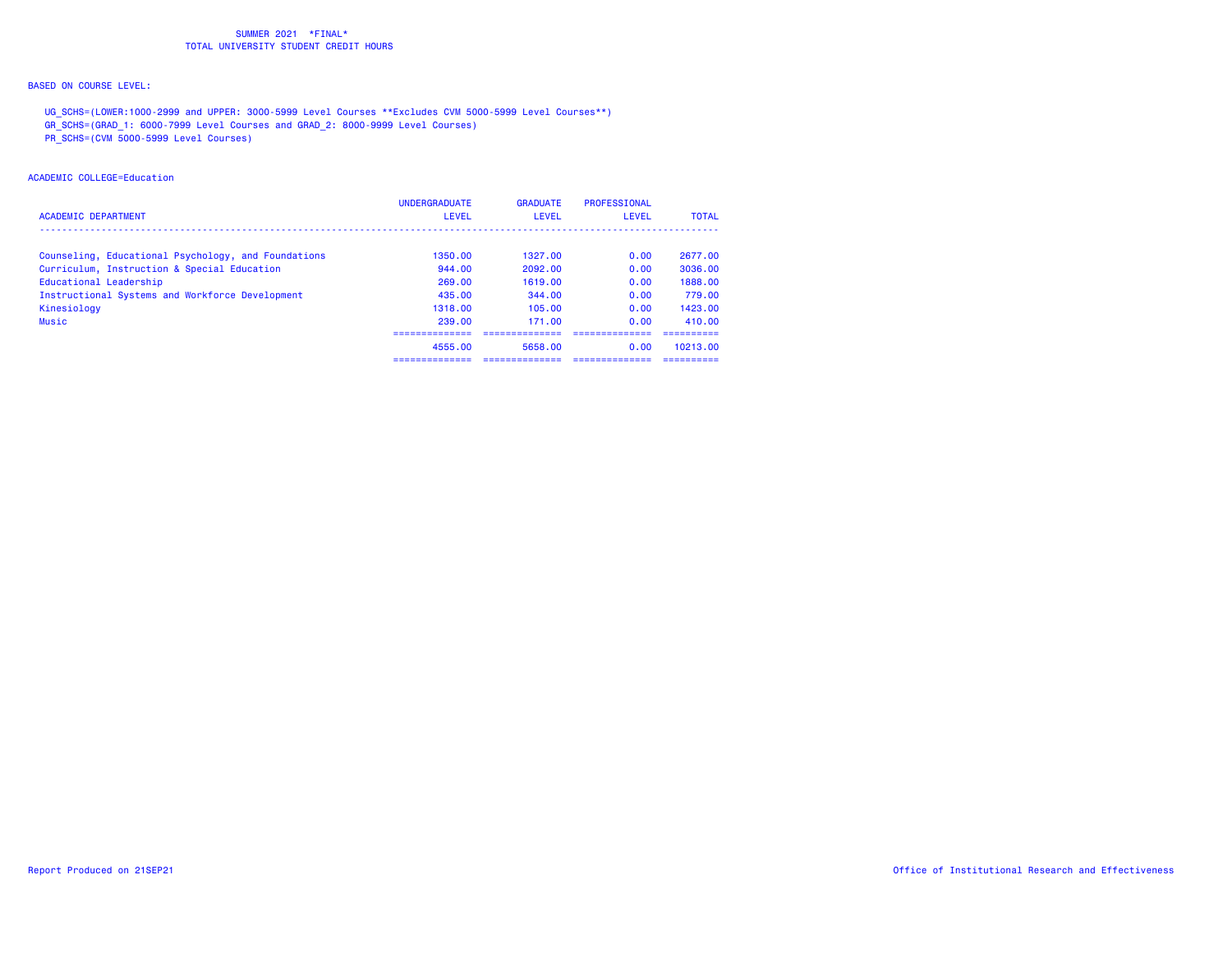SUMMER 2021 *FINAL*
TOTAL UNIVERSITY STUDENT CREDIT HOURS

BASED ON COURSE LEVEL:

UG_SCHS=(LOWER:1000-2999 and UPPER: 3000-5999 Level Courses **Excludes CVM 5000-5999 Level Courses**)
GR_SCHS=(GRAD_1: 6000-7999 Level Courses and GRAD_2: 8000-9999 Level Courses)
PR_SCHS=(CVM 5000-5999 Level Courses)

ACADEMIC COLLEGE=Education

| ACADEMIC DEPARTMENT | UNDERGRADUATE LEVEL | GRADUATE LEVEL | PROFESSIONAL LEVEL | TOTAL |
|---|---|---|---|---|
| Counseling, Educational Psychology, and Foundations | 1350.00 | 1327.00 | 0.00 | 2677.00 |
| Curriculum, Instruction & Special Education | 944.00 | 2092.00 | 0.00 | 3036.00 |
| Educational Leadership | 269.00 | 1619.00 | 0.00 | 1888.00 |
| Instructional Systems and Workforce Development | 435.00 | 344.00 | 0.00 | 779.00 |
| Kinesiology | 1318.00 | 105.00 | 0.00 | 1423.00 |
| Music | 239.00 | 171.00 | 0.00 | 410.00 |
| | 4555.00 | 5658.00 | 0.00 | 10213.00 |

Report Produced on 21SEP21

Office of Institutional Research and Effectiveness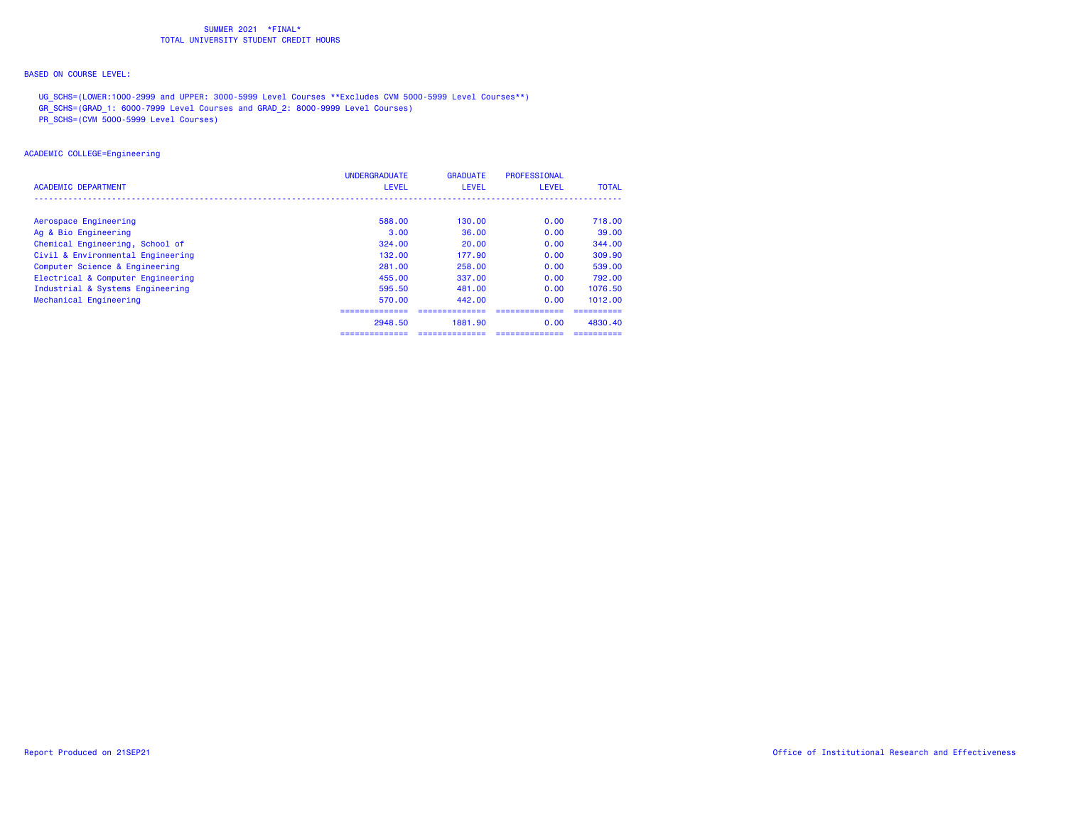SUMMER 2021 *FINAL*
TOTAL UNIVERSITY STUDENT CREDIT HOURS

BASED ON COURSE LEVEL:

UG_SCHS=(LOWER:1000-2999 and UPPER: 3000-5999 Level Courses **Excludes CVM 5000-5999 Level Courses**)
GR_SCHS=(GRAD_1: 6000-7999 Level Courses and GRAD_2: 8000-9999 Level Courses)
PR_SCHS=(CVM 5000-5999 Level Courses)

ACADEMIC COLLEGE=Engineering

| ACADEMIC DEPARTMENT | UNDERGRADUATE LEVEL | GRADUATE LEVEL | PROFESSIONAL LEVEL | TOTAL |
|---|---|---|---|---|
| Aerospace Engineering | 588.00 | 130.00 | 0.00 | 718.00 |
| Ag & Bio Engineering | 3.00 | 36.00 | 0.00 | 39.00 |
| Chemical Engineering, School of | 324.00 | 20.00 | 0.00 | 344.00 |
| Civil & Environmental Engineering | 132.00 | 177.90 | 0.00 | 309.90 |
| Computer Science & Engineering | 281.00 | 258.00 | 0.00 | 539.00 |
| Electrical & Computer Engineering | 455.00 | 337.00 | 0.00 | 792.00 |
| Industrial & Systems Engineering | 595.50 | 481.00 | 0.00 | 1076.50 |
| Mechanical Engineering | 570.00 | 442.00 | 0.00 | 1012.00 |
| | 2948.50 | 1881.90 | 0.00 | 4830.40 |

Report Produced on 21SEP21

Office of Institutional Research and Effectiveness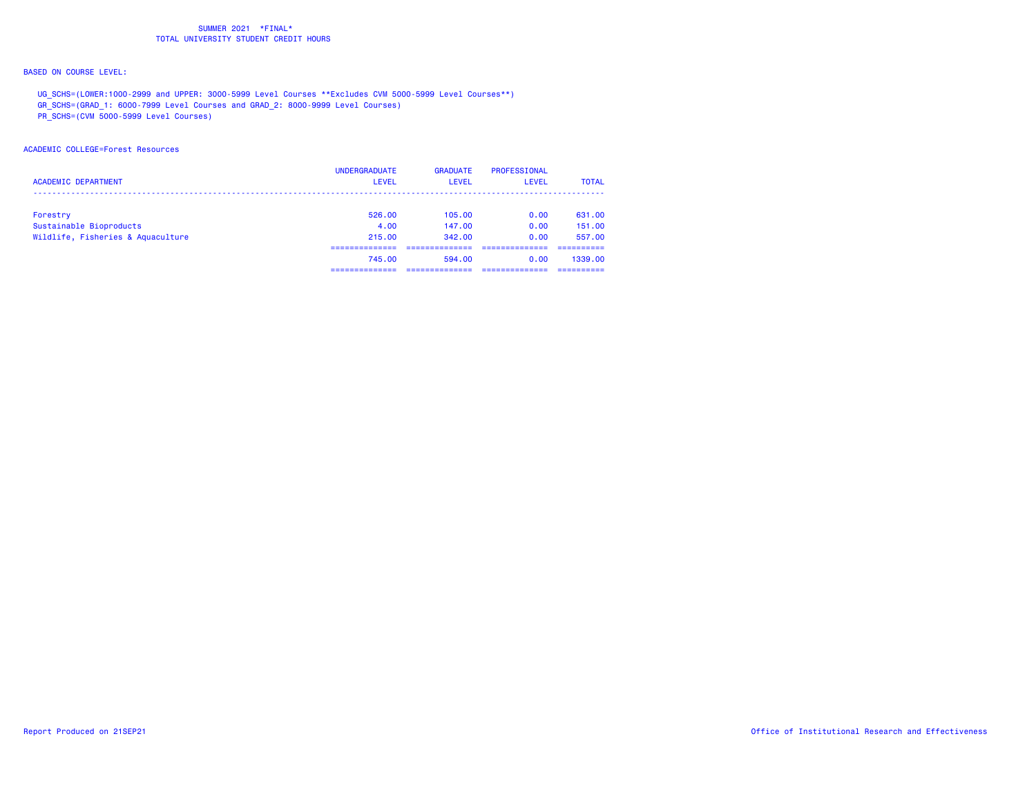SUMMER 2021 *FINAL*
TOTAL UNIVERSITY STUDENT CREDIT HOURS

BASED ON COURSE LEVEL:

UG_SCHS=(LOWER:1000-2999 and UPPER: 3000-5999 Level Courses **Excludes CVM 5000-5999 Level Courses**)
GR_SCHS=(GRAD_1: 6000-7999 Level Courses and GRAD_2: 8000-9999 Level Courses)
PR_SCHS=(CVM 5000-5999 Level Courses)

ACADEMIC COLLEGE=Forest Resources

| ACADEMIC DEPARTMENT | UNDERGRADUATE LEVEL | GRADUATE LEVEL | PROFESSIONAL LEVEL | TOTAL |
|---|---|---|---|---|
| Forestry | 526.00 | 105.00 | 0.00 | 631.00 |
| Sustainable Bioproducts | 4.00 | 147.00 | 0.00 | 151.00 |
| Wildlife, Fisheries & Aquaculture | 215.00 | 342.00 | 0.00 | 557.00 |
| | 745.00 | 594.00 | 0.00 | 1339.00 |

Report Produced on 21SEP21

Office of Institutional Research and Effectiveness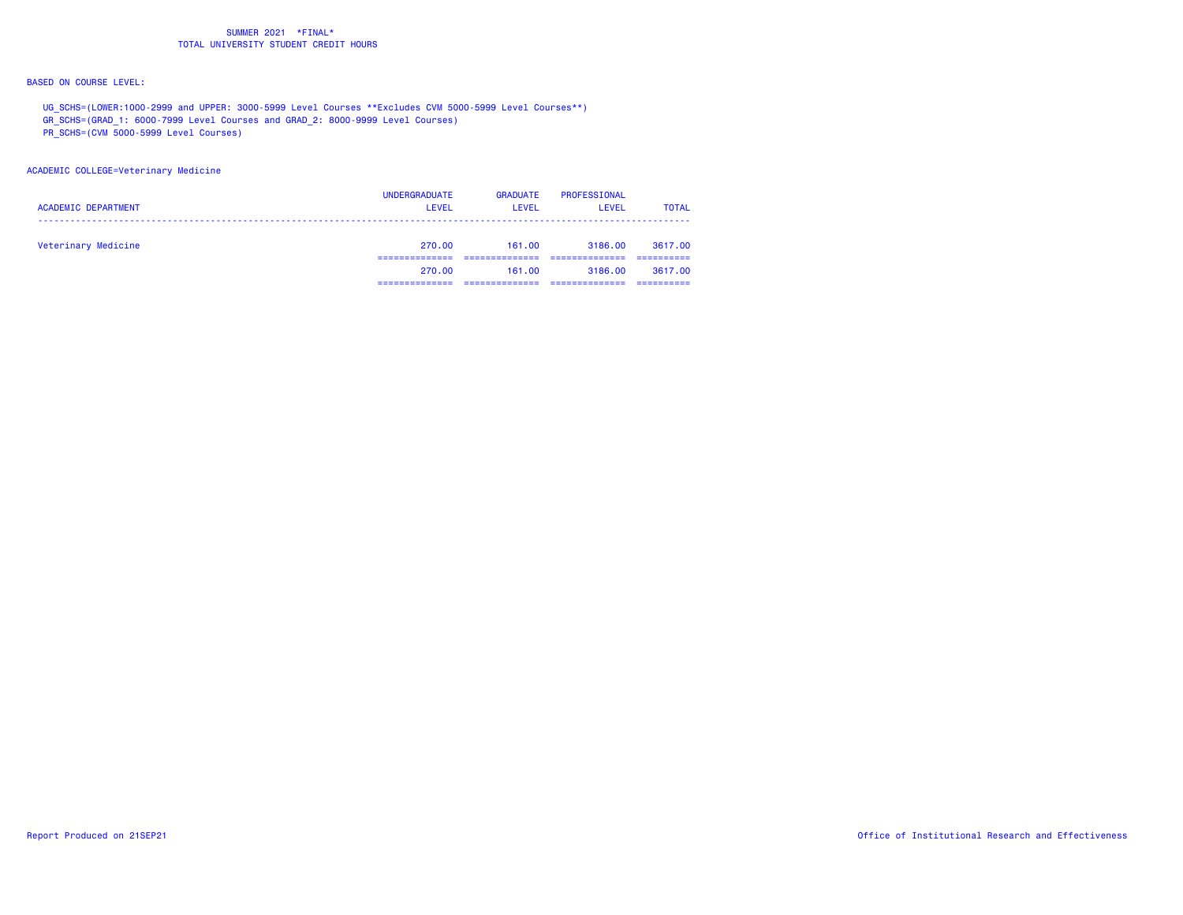SUMMER 2021 *FINAL*
TOTAL UNIVERSITY STUDENT CREDIT HOURS

BASED ON COURSE LEVEL:

UG_SCHS=(LOWER:1000-2999 and UPPER: 3000-5999 Level Courses **Excludes CVM 5000-5999 Level Courses**)
GR_SCHS=(GRAD_1: 6000-7999 Level Courses and GRAD_2: 8000-9999 Level Courses)
PR_SCHS=(CVM 5000-5999 Level Courses)

ACADEMIC COLLEGE=Veterinary Medicine

| ACADEMIC DEPARTMENT | UNDERGRADUATE LEVEL | GRADUATE LEVEL | PROFESSIONAL LEVEL | TOTAL |
|---|---|---|---|---|
| Veterinary Medicine | 270.00 | 161.00 | 3186.00 | 3617.00 |
| | 270.00 | 161.00 | 3186.00 | 3617.00 |

Report Produced on 21SEP21

Office of Institutional Research and Effectiveness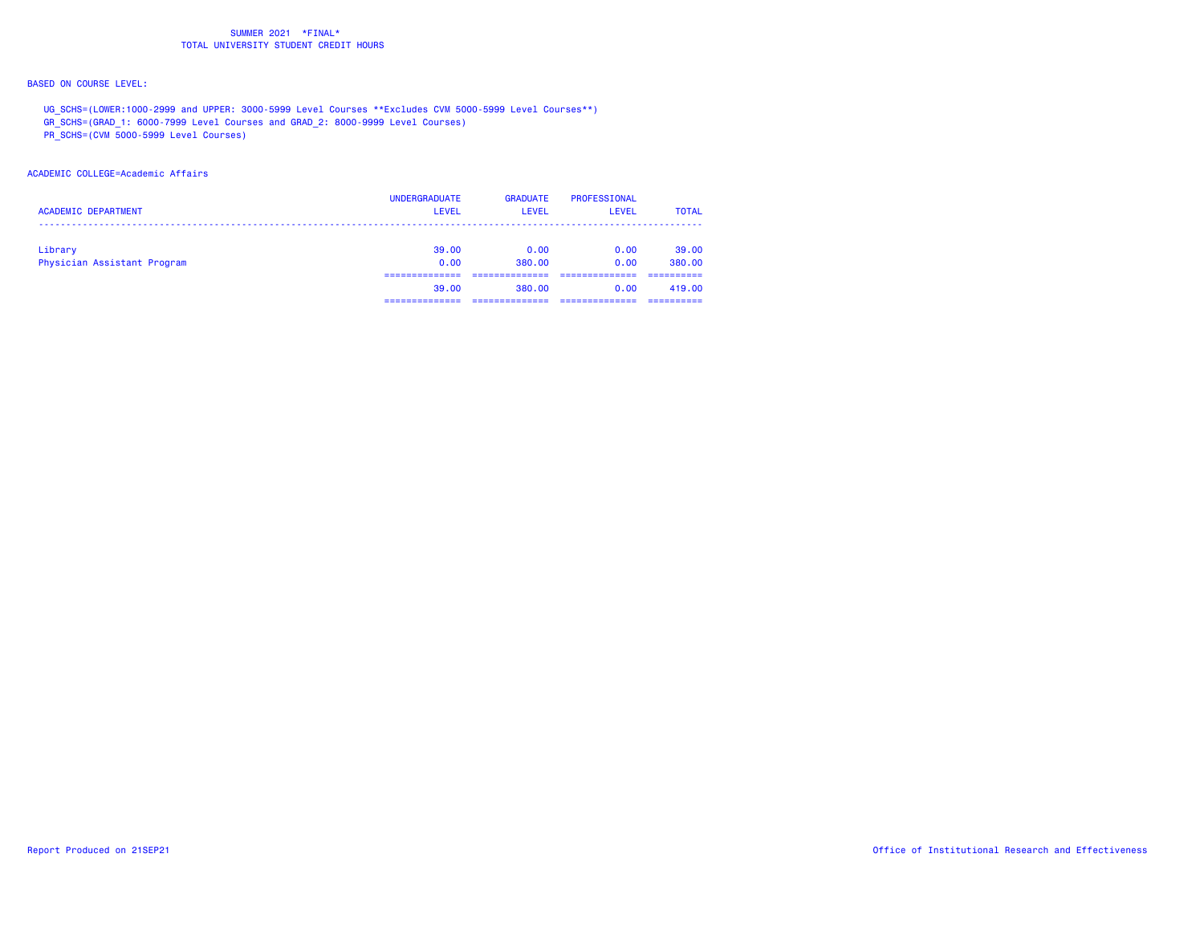SUMMER 2021 *FINAL*
TOTAL UNIVERSITY STUDENT CREDIT HOURS

BASED ON COURSE LEVEL:

UG_SCHS=(LOWER:1000-2999 and UPPER: 3000-5999 Level Courses **Excludes CVM 5000-5999 Level Courses**)
GR_SCHS=(GRAD_1: 6000-7999 Level Courses and GRAD_2: 8000-9999 Level Courses)
PR_SCHS=(CVM 5000-5999 Level Courses)

ACADEMIC COLLEGE=Academic Affairs

| ACADEMIC DEPARTMENT | UNDERGRADUATE LEVEL | GRADUATE LEVEL | PROFESSIONAL LEVEL | TOTAL |
|---|---|---|---|---|
| Library | 39.00 | 0.00 | 0.00 | 39.00 |
| Physician Assistant Program | 0.00 | 380.00 | 0.00 | 380.00 |
| | 39.00 | 380.00 | 0.00 | 419.00 |

Report Produced on 21SEP21

Office of Institutional Research and Effectiveness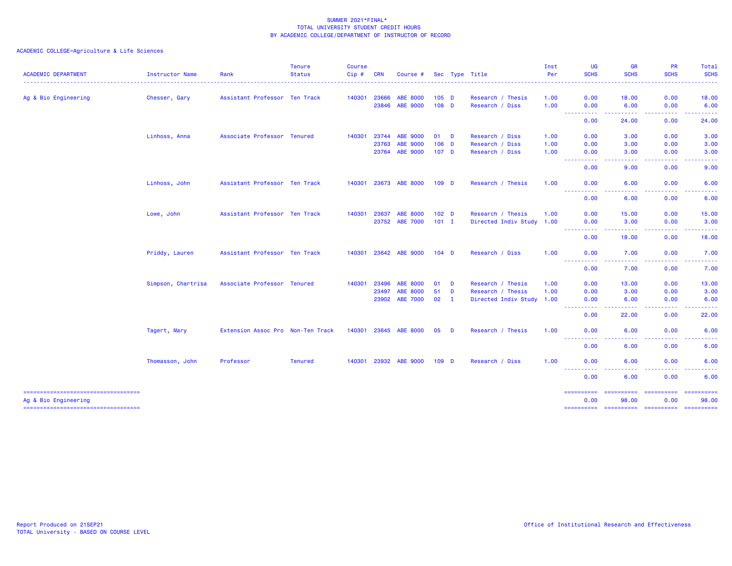SUMMER 2021*FINAL*
TOTAL UNIVERSITY STUDENT CREDIT HOURS
BY ACADEMIC COLLEGE/DEPARTMENT OF INSTRUCTOR OF RECORD

ACADEMIC COLLEGE=Agriculture & Life Sciences

| ACADEMIC DEPARTMENT | Instructor Name | Rank | Tenure Status | Course Cip # | CRN | Course # | Sec | Type | Title | Inst Per | UG SCHS | GR SCHS | PR SCHS | Total SCHS |
|---|---|---|---|---|---|---|---|---|---|---|---|---|---|---|
| Ag & Bio Engineering | Chesser, Gary | Assistant Professor | Ten Track | 140301 | 23666 | ABE 8000 | 105 | D | Research / Thesis | 1.00 | 0.00 | 18.00 | 0.00 | 18.00 |
| | | | | | 23846 | ABE 9000 | 108 | D | Research / Diss | 1.00 | 0.00 | 6.00 | 0.00 | 6.00 |
| | | | | | | | | | | | 0.00 | 24.00 | 0.00 | 24.00 |
| | Linhoss, Anna | Associate Professor | Tenured | 140301 | 23744 | ABE 9000 | 01 | D | Research / Diss | 1.00 | 0.00 | 3.00 | 0.00 | 3.00 |
| | | | | | 23763 | ABE 9000 | 106 | D | Research / Diss | 1.00 | 0.00 | 3.00 | 0.00 | 3.00 |
| | | | | | 23764 | ABE 9000 | 107 | D | Research / Diss | 1.00 | 0.00 | 3.00 | 0.00 | 3.00 |
| | | | | | | | | | | | 0.00 | 9.00 | 0.00 | 9.00 |
| | Linhoss, John | Assistant Professor | Ten Track | 140301 | 23673 | ABE 8000 | 109 | D | Research / Thesis | 1.00 | 0.00 | 6.00 | 0.00 | 6.00 |
| | | | | | | | | | | | 0.00 | 6.00 | 0.00 | 6.00 |
| | Lowe, John | Assistant Professor | Ten Track | 140301 | 23637 | ABE 8000 | 102 | D | Research / Thesis | 1.00 | 0.00 | 15.00 | 0.00 | 15.00 |
| | | | | | 23752 | ABE 7000 | 101 | I | Directed Indiv Study | 1.00 | 0.00 | 3.00 | 0.00 | 3.00 |
| | | | | | | | | | | | 0.00 | 18.00 | 0.00 | 18.00 |
| | Priddy, Lauren | Assistant Professor | Ten Track | 140301 | 23642 | ABE 9000 | 104 | D | Research / Diss | 1.00 | 0.00 | 7.00 | 0.00 | 7.00 |
| | | | | | | | | | | | 0.00 | 7.00 | 0.00 | 7.00 |
| | Simpson, Chartrisa | Associate Professor | Tenured | 140301 | 23496 | ABE 8000 | 01 | D | Research / Thesis | 1.00 | 0.00 | 13.00 | 0.00 | 13.00 |
| | | | | | 23497 | ABE 8000 | 51 | D | Research / Thesis | 1.00 | 0.00 | 3.00 | 0.00 | 3.00 |
| | | | | | 23902 | ABE 7000 | 02 | I | Directed Indiv Study | 1.00 | 0.00 | 6.00 | 0.00 | 6.00 |
| | | | | | | | | | | | 0.00 | 22.00 | 0.00 | 22.00 |
| | Tagert, Mary | Extension Assoc Pro | Non-Ten Track | 140301 | 23645 | ABE 8000 | 05 | D | Research / Thesis | 1.00 | 0.00 | 6.00 | 0.00 | 6.00 |
| | | | | | | | | | | | 0.00 | 6.00 | 0.00 | 6.00 |
| | Thomasson, John | Professor | Tenured | 140301 | 23932 | ABE 9000 | 109 | D | Research / Diss | 1.00 | 0.00 | 6.00 | 0.00 | 6.00 |
| | | | | | | | | | | | 0.00 | 6.00 | 0.00 | 6.00 |
| Ag & Bio Engineering | | | | | | | | | | | 0.00 | 98.00 | 0.00 | 98.00 |

Report Produced on 21SEP21
TOTAL University - BASED ON COURSE LEVEL

Office of Institutional Research and Effectiveness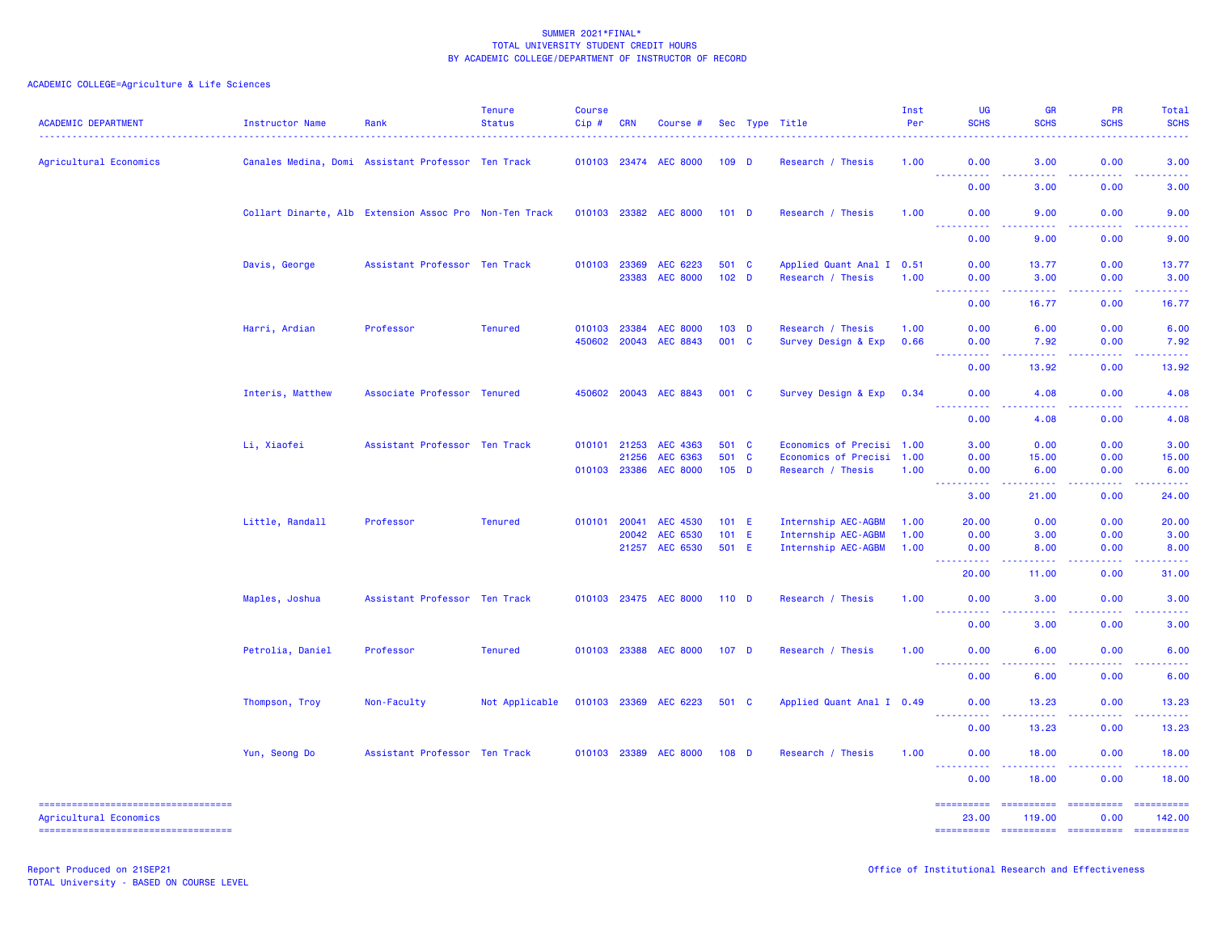SUMMER 2021*FINAL*
TOTAL UNIVERSITY STUDENT CREDIT HOURS
BY ACADEMIC COLLEGE/DEPARTMENT OF INSTRUCTOR OF RECORD

ACADEMIC COLLEGE=Agriculture & Life Sciences

| ACADEMIC DEPARTMENT | Instructor Name | Rank | Tenure Status | Course Cip # | CRN | Course # | Sec | Type | Title | Inst Per | UG SCHS | GR SCHS | PR SCHS | Total SCHS |
|---|---|---|---|---|---|---|---|---|---|---|---|---|---|---|
| Agricultural Economics | Canales Medina, Domi | Assistant Professor | Ten Track | 010103 | 23474 | AEC 8000 | 109 | D | Research / Thesis | 1.00 | 0.00 | 3.00 | 0.00 | 3.00 |
| | | | | | | | | | | | 0.00 | 3.00 | 0.00 | 3.00 |
| | Collart Dinarte, Alb | Extension Assoc Pro | Non-Ten Track | 010103 | 23382 | AEC 8000 | 101 | D | Research / Thesis | 1.00 | 0.00 | 9.00 | 0.00 | 9.00 |
| | | | | | | | | | | | 0.00 | 9.00 | 0.00 | 9.00 |
| | Davis, George | Assistant Professor | Ten Track | 010103 | 23369 | AEC 6223 | 501 | C | Applied Quant Anal I | 0.51 | 0.00 | 13.77 | 0.00 | 13.77 |
| | | | | | 23383 | AEC 8000 | 102 | D | Research / Thesis | 1.00 | 0.00 | 3.00 | 0.00 | 3.00 |
| | | | | | | | | | | | 0.00 | 16.77 | 0.00 | 16.77 |
| | Harri, Ardian | Professor | Tenured | 010103 | 23384 | AEC 8000 | 103 | D | Research / Thesis | 1.00 | 0.00 | 6.00 | 0.00 | 6.00 |
| | | | | 450602 | 20043 | AEC 8843 | 001 | C | Survey Design & Exp | 0.66 | 0.00 | 7.92 | 0.00 | 7.92 |
| | | | | | | | | | | | 0.00 | 13.92 | 0.00 | 13.92 |
| | Interis, Matthew | Associate Professor | Tenured | 450602 | 20043 | AEC 8843 | 001 | C | Survey Design & Exp | 0.34 | 0.00 | 4.08 | 0.00 | 4.08 |
| | | | | | | | | | | | 0.00 | 4.08 | 0.00 | 4.08 |
| | Li, Xiaofei | Assistant Professor | Ten Track | 010101 | 21253 | AEC 4363 | 501 | C | Economics of Precisi | 1.00 | 3.00 | 0.00 | 0.00 | 3.00 |
| | | | | | 21256 | AEC 6363 | 501 | C | Economics of Precisi | 1.00 | 0.00 | 15.00 | 0.00 | 15.00 |
| | | | | 010103 | 23386 | AEC 8000 | 105 | D | Research / Thesis | 1.00 | 0.00 | 6.00 | 0.00 | 6.00 |
| | | | | | | | | | | | 3.00 | 21.00 | 0.00 | 24.00 |
| | Little, Randall | Professor | Tenured | 010101 | 20041 | AEC 4530 | 101 | E | Internship AEC-AGBM | 1.00 | 20.00 | 0.00 | 0.00 | 20.00 |
| | | | | | 20042 | AEC 6530 | 101 | E | Internship AEC-AGBM | 1.00 | 0.00 | 3.00 | 0.00 | 3.00 |
| | | | | | 21257 | AEC 6530 | 501 | E | Internship AEC-AGBM | 1.00 | 0.00 | 8.00 | 0.00 | 8.00 |
| | | | | | | | | | | | 20.00 | 11.00 | 0.00 | 31.00 |
| | Maples, Joshua | Assistant Professor | Ten Track | 010103 | 23475 | AEC 8000 | 110 | D | Research / Thesis | 1.00 | 0.00 | 3.00 | 0.00 | 3.00 |
| | | | | | | | | | | | 0.00 | 3.00 | 0.00 | 3.00 |
| | Petrolia, Daniel | Professor | Tenured | 010103 | 23388 | AEC 8000 | 107 | D | Research / Thesis | 1.00 | 0.00 | 6.00 | 0.00 | 6.00 |
| | | | | | | | | | | | 0.00 | 6.00 | 0.00 | 6.00 |
| | Thompson, Troy | Non-Faculty | Not Applicable | 010103 | 23369 | AEC 6223 | 501 | C | Applied Quant Anal I | 0.49 | 0.00 | 13.23 | 0.00 | 13.23 |
| | | | | | | | | | | | 0.00 | 13.23 | 0.00 | 13.23 |
| | Yun, Seong Do | Assistant Professor | Ten Track | 010103 | 23389 | AEC 8000 | 108 | D | Research / Thesis | 1.00 | 0.00 | 18.00 | 0.00 | 18.00 |
| | | | | | | | | | | | 0.00 | 18.00 | 0.00 | 18.00 |
| Agricultural Economics | | | | | | | | | | | 23.00 | 119.00 | 0.00 | 142.00 |

Report Produced on 21SEP21
TOTAL University - BASED ON COURSE LEVEL

Office of Institutional Research and Effectiveness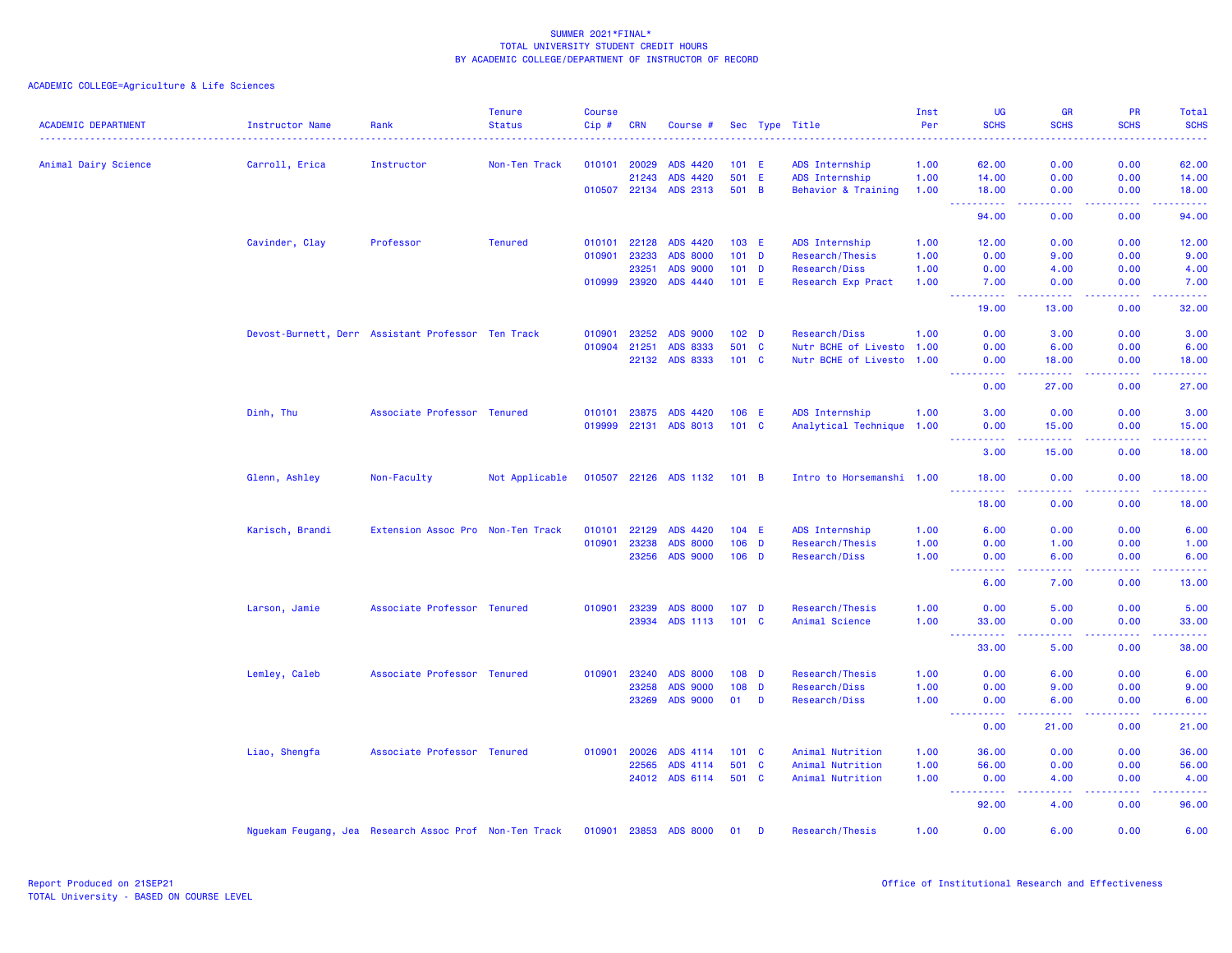SUMMER 2021*FINAL*
TOTAL UNIVERSITY STUDENT CREDIT HOURS
BY ACADEMIC COLLEGE/DEPARTMENT OF INSTRUCTOR OF RECORD

ACADEMIC COLLEGE=Agriculture & Life Sciences

| ACADEMIC DEPARTMENT | Instructor Name | Rank | Tenure Status | Course Cip # | CRN | Course # | Sec | Type | Title | Inst Per | UG SCHS | GR SCHS | PR SCHS | Total SCHS |
|---|---|---|---|---|---|---|---|---|---|---|---|---|---|---|
| Animal Dairy Science | Carroll, Erica | Instructor | Non-Ten Track | 010101 | 20029 | ADS 4420 | 101 | E | ADS Internship | 1.00 | 62.00 | 0.00 | 0.00 | 62.00 |
| | | | | | 21243 | ADS 4420 | 501 | E | ADS Internship | 1.00 | 14.00 | 0.00 | 0.00 | 14.00 |
| | | | | 010507 | 22134 | ADS 2313 | 501 | B | Behavior & Training | 1.00 | 18.00 | 0.00 | 0.00 | 18.00 |
| | | | | | | | | | | | 94.00 | 0.00 | 0.00 | 94.00 |
| | Cavinder, Clay | Professor | Tenured | 010101 | 22128 | ADS 4420 | 103 | E | ADS Internship | 1.00 | 12.00 | 0.00 | 0.00 | 12.00 |
| | | | | 010901 | 23233 | ADS 8000 | 101 | D | Research/Thesis | 1.00 | 0.00 | 9.00 | 0.00 | 9.00 |
| | | | | | 23251 | ADS 9000 | 101 | D | Research/Diss | 1.00 | 0.00 | 4.00 | 0.00 | 4.00 |
| | | | | 010999 | 23920 | ADS 4440 | 101 | E | Research Exp Pract | 1.00 | 7.00 | 0.00 | 0.00 | 7.00 |
| | | | | | | | | | | | 19.00 | 13.00 | 0.00 | 32.00 |
| | Devost-Burnett, Derr | Assistant Professor | Ten Track | 010901 | 23252 | ADS 9000 | 102 | D | Research/Diss | 1.00 | 0.00 | 3.00 | 0.00 | 3.00 |
| | | | | 010904 | 21251 | ADS 8333 | 501 | C | Nutr BCHE of Livesto | 1.00 | 0.00 | 6.00 | 0.00 | 6.00 |
| | | | | | 22132 | ADS 8333 | 101 | C | Nutr BCHE of Livesto | 1.00 | 0.00 | 18.00 | 0.00 | 18.00 |
| | | | | | | | | | | | 0.00 | 27.00 | 0.00 | 27.00 |
| | Dinh, Thu | Associate Professor | Tenured | 010101 | 23875 | ADS 4420 | 106 | E | ADS Internship | 1.00 | 3.00 | 0.00 | 0.00 | 3.00 |
| | | | | 019999 | 22131 | ADS 8013 | 101 | C | Analytical Technique | 1.00 | 0.00 | 15.00 | 0.00 | 15.00 |
| | | | | | | | | | | | 3.00 | 15.00 | 0.00 | 18.00 |
| | Glenn, Ashley | Non-Faculty | Not Applicable | 010507 | 22126 | ADS 1132 | 101 | B | Intro to Horsemanshi | 1.00 | 18.00 | 0.00 | 0.00 | 18.00 |
| | | | | | | | | | | | 18.00 | 0.00 | 0.00 | 18.00 |
| | Karisch, Brandi | Extension Assoc Pro | Non-Ten Track | 010101 | 22129 | ADS 4420 | 104 | E | ADS Internship | 1.00 | 6.00 | 0.00 | 0.00 | 6.00 |
| | | | | 010901 | 23238 | ADS 8000 | 106 | D | Research/Thesis | 1.00 | 0.00 | 1.00 | 0.00 | 1.00 |
| | | | | | 23256 | ADS 9000 | 106 | D | Research/Diss | 1.00 | 0.00 | 6.00 | 0.00 | 6.00 |
| | | | | | | | | | | | 6.00 | 7.00 | 0.00 | 13.00 |
| | Larson, Jamie | Associate Professor | Tenured | 010901 | 23239 | ADS 8000 | 107 | D | Research/Thesis | 1.00 | 0.00 | 5.00 | 0.00 | 5.00 |
| | | | | | 23934 | ADS 1113 | 101 | C | Animal Science | 1.00 | 33.00 | 0.00 | 0.00 | 33.00 |
| | | | | | | | | | | | 33.00 | 5.00 | 0.00 | 38.00 |
| | Lemley, Caleb | Associate Professor | Tenured | 010901 | 23240 | ADS 8000 | 108 | D | Research/Thesis | 1.00 | 0.00 | 6.00 | 0.00 | 6.00 |
| | | | | | 23258 | ADS 9000 | 108 | D | Research/Diss | 1.00 | 0.00 | 9.00 | 0.00 | 9.00 |
| | | | | | 23269 | ADS 9000 | 01 | D | Research/Diss | 1.00 | 0.00 | 6.00 | 0.00 | 6.00 |
| | | | | | | | | | | | 0.00 | 21.00 | 0.00 | 21.00 |
| | Liao, Shengfa | Associate Professor | Tenured | 010901 | 20026 | ADS 4114 | 101 | C | Animal Nutrition | 1.00 | 36.00 | 0.00 | 0.00 | 36.00 |
| | | | | | 22565 | ADS 4114 | 501 | C | Animal Nutrition | 1.00 | 56.00 | 0.00 | 0.00 | 56.00 |
| | | | | | 24012 | ADS 6114 | 501 | C | Animal Nutrition | 1.00 | 0.00 | 4.00 | 0.00 | 4.00 |
| | | | | | | | | | | | 92.00 | 4.00 | 0.00 | 96.00 |
| | Nguekam Feugang, Jea | Research Assoc Prof | Non-Ten Track | 010901 | 23853 | ADS 8000 | 01 | D | Research/Thesis | 1.00 | 0.00 | 6.00 | 0.00 | 6.00 |

Report Produced on 21SEP21
TOTAL University - BASED ON COURSE LEVEL

Office of Institutional Research and Effectiveness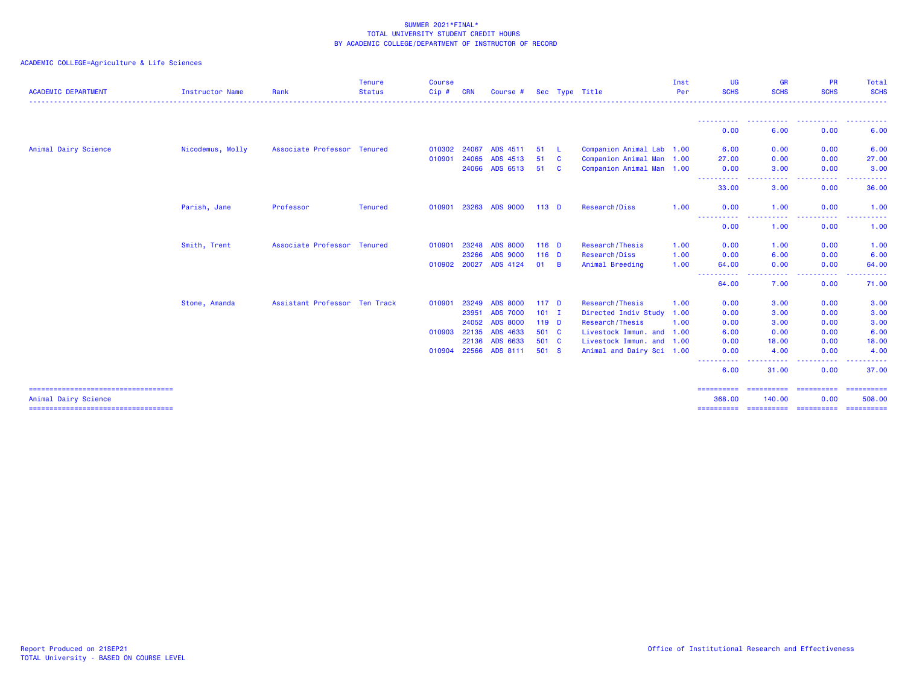SUMMER 2021*FINAL*
TOTAL UNIVERSITY STUDENT CREDIT HOURS
BY ACADEMIC COLLEGE/DEPARTMENT OF INSTRUCTOR OF RECORD

ACADEMIC COLLEGE=Agriculture & Life Sciences

| ACADEMIC DEPARTMENT | Instructor Name | Rank | Tenure Status | Course Cip # | CRN | Course # | Sec | Type | Title | Inst Per | UG SCHS | GR SCHS | PR SCHS | Total SCHS |
|---|---|---|---|---|---|---|---|---|---|---|---|---|---|---|
| | | | | | | | | | | | 0.00 | 6.00 | 0.00 | 6.00 |
| Animal Dairy Science | Nicodemus, Molly | Associate Professor | Tenured | 010302 | 24067 | ADS 4511 | 51 | L | Companion Animal Lab | 1.00 | 6.00 | 0.00 | 0.00 | 6.00 |
| | | | | 010901 | 24065 | ADS 4513 | 51 | C | Companion Animal Man | 1.00 | 27.00 | 0.00 | 0.00 | 27.00 |
| | | | | | 24066 | ADS 6513 | 51 | C | Companion Animal Man | 1.00 | 0.00 | 3.00 | 0.00 | 3.00 |
| | | | | | | | | | | | 33.00 | 3.00 | 0.00 | 36.00 |
| | Parish, Jane | Professor | Tenured | 010901 | 23263 | ADS 9000 | 113 | D | Research/Diss | 1.00 | 0.00 | 1.00 | 0.00 | 1.00 |
| | | | | | | | | | | | 0.00 | 1.00 | 0.00 | 1.00 |
| | Smith, Trent | Associate Professor | Tenured | 010901 | 23248 | ADS 8000 | 116 | D | Research/Thesis | 1.00 | 0.00 | 1.00 | 0.00 | 1.00 |
| | | | | | 23266 | ADS 9000 | 116 | D | Research/Diss | 1.00 | 0.00 | 6.00 | 0.00 | 6.00 |
| | | | | 010902 | 20027 | ADS 4124 | 01 | B | Animal Breeding | 1.00 | 64.00 | 0.00 | 0.00 | 64.00 |
| | | | | | | | | | | | 64.00 | 7.00 | 0.00 | 71.00 |
| | Stone, Amanda | Assistant Professor | Ten Track | 010901 | 23249 | ADS 8000 | 117 | D | Research/Thesis | 1.00 | 0.00 | 3.00 | 0.00 | 3.00 |
| | | | | | 23951 | ADS 7000 | 101 | I | Directed Indiv Study | 1.00 | 0.00 | 3.00 | 0.00 | 3.00 |
| | | | | | 24052 | ADS 8000 | 119 | D | Research/Thesis | 1.00 | 0.00 | 3.00 | 0.00 | 3.00 |
| | | | | 010903 | 22135 | ADS 4633 | 501 | C | Livestock Immun. and | 1.00 | 6.00 | 0.00 | 0.00 | 6.00 |
| | | | | | 22136 | ADS 6633 | 501 | C | Livestock Immun. and | 1.00 | 0.00 | 18.00 | 0.00 | 18.00 |
| | | | | 010904 | 22566 | ADS 8111 | 501 | S | Animal and Dairy Sci | 1.00 | 0.00 | 4.00 | 0.00 | 4.00 |
| | | | | | | | | | | | 6.00 | 31.00 | 0.00 | 37.00 |
| Animal Dairy Science | | | | | | | | | | | 368.00 | 140.00 | 0.00 | 508.00 |

Report Produced on 21SEP21
TOTAL University - BASED ON COURSE LEVEL

Office of Institutional Research and Effectiveness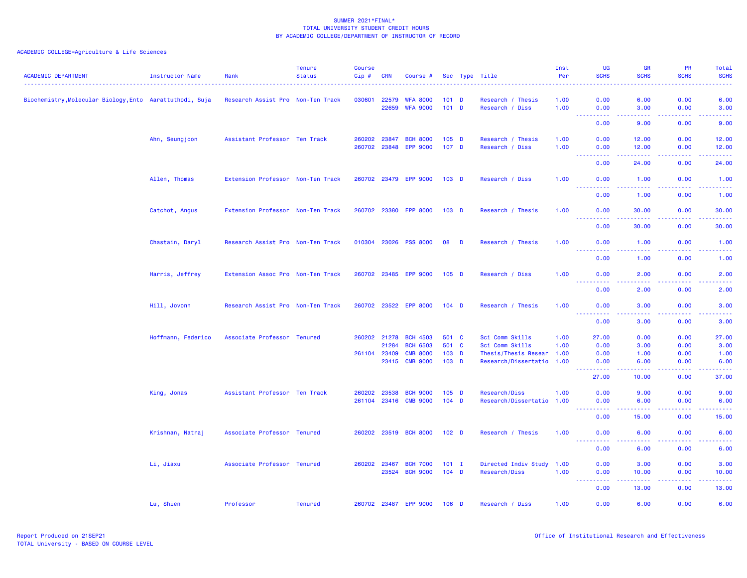SUMMER 2021*FINAL*
TOTAL UNIVERSITY STUDENT CREDIT HOURS
BY ACADEMIC COLLEGE/DEPARTMENT OF INSTRUCTOR OF RECORD

ACADEMIC COLLEGE=Agriculture & Life Sciences

| ACADEMIC DEPARTMENT | Instructor Name | Rank | Tenure Status | Course Cip # | CRN | Course # | Sec | Type | Title | Inst Per | UG SCHS | GR SCHS | PR SCHS | Total SCHS |
|---|---|---|---|---|---|---|---|---|---|---|---|---|---|---|
| Biochemistry,Molecular Biology,Ento | Aarattuthodi, Suja | Research Assist Pro | Non-Ten Track | 030601 | 22579 | WFA 8000 | 101 | D | Research / Thesis | 1.00 | 0.00 | 6.00 | 0.00 | 6.00 |
| | | | | | 22659 | WFA 9000 | 101 | D | Research / Diss | 1.00 | 0.00 | 3.00 | 0.00 | 3.00 |
| | | | | | | | | | | | 0.00 | 9.00 | 0.00 | 9.00 |
| | Ahn, Seungjoon | Assistant Professor | Ten Track | 260202 | 23847 | BCH 8000 | 105 | D | Research / Thesis | 1.00 | 0.00 | 12.00 | 0.00 | 12.00 |
| | | | | 260702 | 23848 | EPP 9000 | 107 | D | Research / Diss | 1.00 | 0.00 | 12.00 | 0.00 | 12.00 |
| | | | | | | | | | | | 0.00 | 24.00 | 0.00 | 24.00 |
| | Allen, Thomas | Extension Professor | Non-Ten Track | 260702 | 23479 | EPP 9000 | 103 | D | Research / Diss | 1.00 | 0.00 | 1.00 | 0.00 | 1.00 |
| | | | | | | | | | | | 0.00 | 1.00 | 0.00 | 1.00 |
| | Catchot, Angus | Extension Professor | Non-Ten Track | 260702 | 23380 | EPP 8000 | 103 | D | Research / Thesis | 1.00 | 0.00 | 30.00 | 0.00 | 30.00 |
| | | | | | | | | | | | 0.00 | 30.00 | 0.00 | 30.00 |
| | Chastain, Daryl | Research Assist Pro | Non-Ten Track | 010304 | 23026 | PSS 8000 | 08 | D | Research / Thesis | 1.00 | 0.00 | 1.00 | 0.00 | 1.00 |
| | | | | | | | | | | | 0.00 | 1.00 | 0.00 | 1.00 |
| | Harris, Jeffrey | Extension Assoc Pro | Non-Ten Track | 260702 | 23485 | EPP 9000 | 105 | D | Research / Diss | 1.00 | 0.00 | 2.00 | 0.00 | 2.00 |
| | | | | | | | | | | | 0.00 | 2.00 | 0.00 | 2.00 |
| | Hill, Jovonn | Research Assist Pro | Non-Ten Track | 260702 | 23522 | EPP 8000 | 104 | D | Research / Thesis | 1.00 | 0.00 | 3.00 | 0.00 | 3.00 |
| | | | | | | | | | | | 0.00 | 3.00 | 0.00 | 3.00 |
| | Hoffmann, Federico | Associate Professor | Tenured | 260202 | 21278 | BCH 4503 | 501 | C | Sci Comm Skills | 1.00 | 27.00 | 0.00 | 0.00 | 27.00 |
| | | | | | 21284 | BCH 6503 | 501 | C | Sci Comm Skills | 1.00 | 0.00 | 3.00 | 0.00 | 3.00 |
| | | | | 261104 | 23409 | CMB 8000 | 103 | D | Thesis/Thesis Resear | 1.00 | 0.00 | 1.00 | 0.00 | 1.00 |
| | | | | | 23415 | CMB 9000 | 103 | D | Research/Dissertatio | 1.00 | 0.00 | 6.00 | 0.00 | 6.00 |
| | | | | | | | | | | | 27.00 | 10.00 | 0.00 | 37.00 |
| | King, Jonas | Assistant Professor | Ten Track | 260202 | 23538 | BCH 9000 | 105 | D | Research/Diss | 1.00 | 0.00 | 9.00 | 0.00 | 9.00 |
| | | | | 261104 | 23416 | CMB 9000 | 104 | D | Research/Dissertatio | 1.00 | 0.00 | 6.00 | 0.00 | 6.00 |
| | | | | | | | | | | | 0.00 | 15.00 | 0.00 | 15.00 |
| | Krishnan, Natraj | Associate Professor | Tenured | 260202 | 23519 | BCH 8000 | 102 | D | Research / Thesis | 1.00 | 0.00 | 6.00 | 0.00 | 6.00 |
| | | | | | | | | | | | 0.00 | 6.00 | 0.00 | 6.00 |
| | Li, Jiaxu | Associate Professor | Tenured | 260202 | 23467 | BCH 7000 | 101 | I | Directed Indiv Study | 1.00 | 0.00 | 3.00 | 0.00 | 3.00 |
| | | | | | 23524 | BCH 9000 | 104 | D | Research/Diss | 1.00 | 0.00 | 10.00 | 0.00 | 10.00 |
| | | | | | | | | | | | 0.00 | 13.00 | 0.00 | 13.00 |
| | Lu, Shien | Professor | Tenured | 260702 | 23487 | EPP 9000 | 106 | D | Research / Diss | 1.00 | 0.00 | 6.00 | 0.00 | 6.00 |

Report Produced on 21SEP21
TOTAL University - BASED ON COURSE LEVEL

Office of Institutional Research and Effectiveness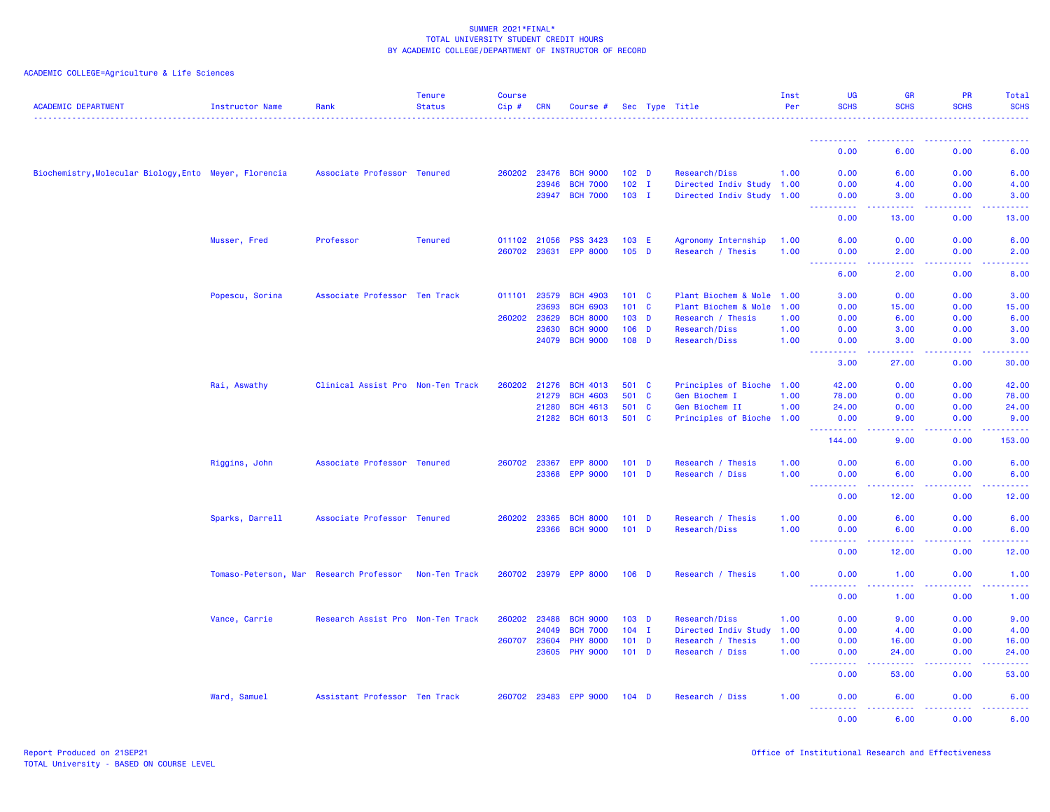SUMMER 2021*FINAL*
TOTAL UNIVERSITY STUDENT CREDIT HOURS
BY ACADEMIC COLLEGE/DEPARTMENT OF INSTRUCTOR OF RECORD

ACADEMIC COLLEGE=Agriculture & Life Sciences

| ACADEMIC DEPARTMENT | Instructor Name | Rank | Tenure Status | Course Cip # | CRN | Course # | Sec | Type | Title | Inst Per | UG SCHS | GR SCHS | PR SCHS | Total SCHS |
|---|---|---|---|---|---|---|---|---|---|---|---|---|---|---|
| | | | | | | | | | | | 0.00 | 6.00 | 0.00 | 6.00 |
| Biochemistry,Molecular Biology,Ento | Meyer, Florencia | Associate Professor | Tenured | 260202 | 23476 | BCH 9000 | 102 | D | Research/Diss | 1.00 | 0.00 | 6.00 | 0.00 | 6.00 |
| | | | | | 23946 | BCH 7000 | 102 | I | Directed Indiv Study | 1.00 | 0.00 | 4.00 | 0.00 | 4.00 |
| | | | | | 23947 | BCH 7000 | 103 | I | Directed Indiv Study | 1.00 | 0.00 | 3.00 | 0.00 | 3.00 |
| | | | | | | | | | | | 0.00 | 13.00 | 0.00 | 13.00 |
| | Musser, Fred | Professor | Tenured | 011102 | 21056 | PSS 3423 | 103 | E | Agronomy Internship | 1.00 | 6.00 | 0.00 | 0.00 | 6.00 |
| | | | | 260702 | 23631 | EPP 8000 | 105 | D | Research / Thesis | 1.00 | 0.00 | 2.00 | 0.00 | 2.00 |
| | | | | | | | | | | | 6.00 | 2.00 | 0.00 | 8.00 |
| | Popescu, Sorina | Associate Professor | Ten Track | 011101 | 23579 | BCH 4903 | 101 | C | Plant Biochem & Mole | 1.00 | 3.00 | 0.00 | 0.00 | 3.00 |
| | | | | | 23693 | BCH 6903 | 101 | C | Plant Biochem & Mole | 1.00 | 0.00 | 15.00 | 0.00 | 15.00 |
| | | | | 260202 | 23629 | BCH 8000 | 103 | D | Research / Thesis | 1.00 | 0.00 | 6.00 | 0.00 | 6.00 |
| | | | | | 23630 | BCH 9000 | 106 | D | Research/Diss | 1.00 | 0.00 | 3.00 | 0.00 | 3.00 |
| | | | | | 24079 | BCH 9000 | 108 | D | Research/Diss | 1.00 | 0.00 | 3.00 | 0.00 | 3.00 |
| | | | | | | | | | | | 3.00 | 27.00 | 0.00 | 30.00 |
| | Rai, Aswathy | Clinical Assist Pro | Non-Ten Track | 260202 | 21276 | BCH 4013 | 501 | C | Principles of Bioche | 1.00 | 42.00 | 0.00 | 0.00 | 42.00 |
| | | | | | 21279 | BCH 4603 | 501 | C | Gen Biochem I | 1.00 | 78.00 | 0.00 | 0.00 | 78.00 |
| | | | | | 21280 | BCH 4613 | 501 | C | Gen Biochem II | 1.00 | 24.00 | 0.00 | 0.00 | 24.00 |
| | | | | | 21282 | BCH 6013 | 501 | C | Principles of Bioche | 1.00 | 0.00 | 9.00 | 0.00 | 9.00 |
| | | | | | | | | | | | 144.00 | 9.00 | 0.00 | 153.00 |
| | Riggins, John | Associate Professor | Tenured | 260702 | 23367 | EPP 8000 | 101 | D | Research / Thesis | 1.00 | 0.00 | 6.00 | 0.00 | 6.00 |
| | | | | | 23368 | EPP 9000 | 101 | D | Research / Diss | 1.00 | 0.00 | 6.00 | 0.00 | 6.00 |
| | | | | | | | | | | | 0.00 | 12.00 | 0.00 | 12.00 |
| | Sparks, Darrell | Associate Professor | Tenured | 260202 | 23365 | BCH 8000 | 101 | D | Research / Thesis | 1.00 | 0.00 | 6.00 | 0.00 | 6.00 |
| | | | | | 23366 | BCH 9000 | 101 | D | Research/Diss | 1.00 | 0.00 | 6.00 | 0.00 | 6.00 |
| | | | | | | | | | | | 0.00 | 12.00 | 0.00 | 12.00 |
| | Tomaso-Peterson, Mar | Research Professor | Non-Ten Track | 260702 | 23979 | EPP 8000 | 106 | D | Research / Thesis | 1.00 | 0.00 | 1.00 | 0.00 | 1.00 |
| | | | | | | | | | | | 0.00 | 1.00 | 0.00 | 1.00 |
| | Vance, Carrie | Research Assist Pro | Non-Ten Track | 260202 | 23488 | BCH 9000 | 103 | D | Research/Diss | 1.00 | 0.00 | 9.00 | 0.00 | 9.00 |
| | | | | | 24049 | BCH 7000 | 104 | I | Directed Indiv Study | 1.00 | 0.00 | 4.00 | 0.00 | 4.00 |
| | | | | 260707 | 23604 | PHY 8000 | 101 | D | Research / Thesis | 1.00 | 0.00 | 16.00 | 0.00 | 16.00 |
| | | | | | 23605 | PHY 9000 | 101 | D | Research / Diss | 1.00 | 0.00 | 24.00 | 0.00 | 24.00 |
| | | | | | | | | | | | 0.00 | 53.00 | 0.00 | 53.00 |
| | Ward, Samuel | Assistant Professor | Ten Track | 260702 | 23483 | EPP 9000 | 104 | D | Research / Diss | 1.00 | 0.00 | 6.00 | 0.00 | 6.00 |
| | | | | | | | | | | | 0.00 | 6.00 | 0.00 | 6.00 |

Report Produced on 21SEP21
TOTAL University - BASED ON COURSE LEVEL

Office of Institutional Research and Effectiveness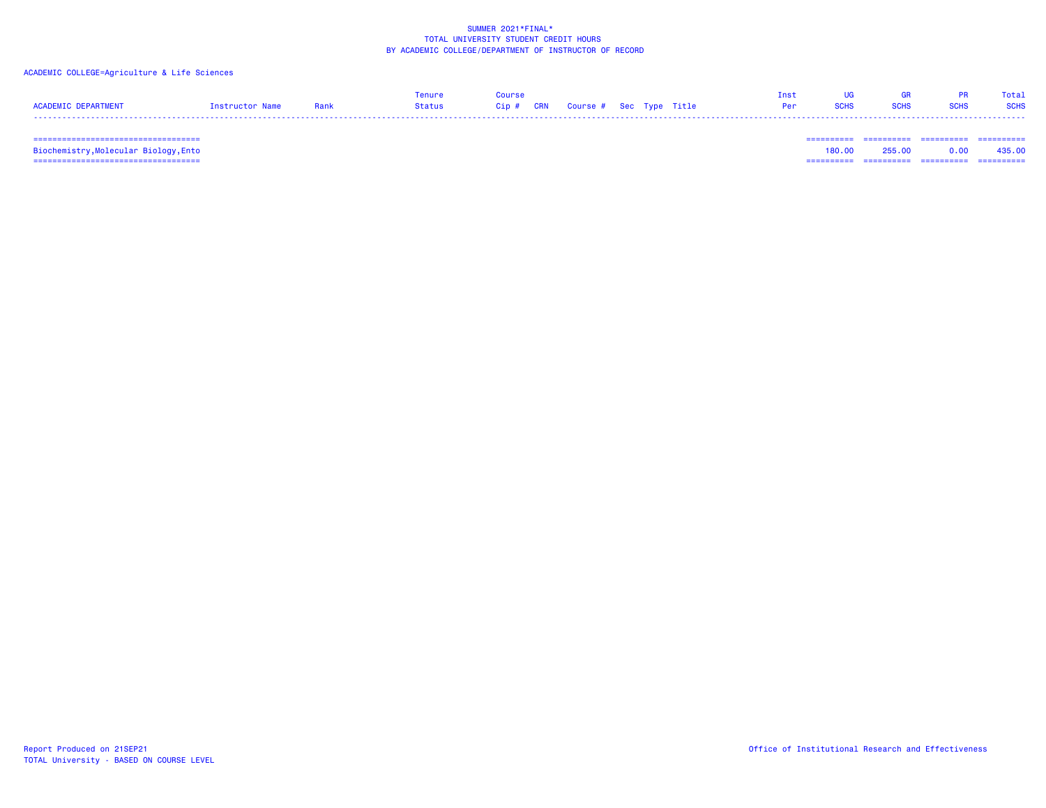SUMMER 2021*FINAL*
TOTAL UNIVERSITY STUDENT CREDIT HOURS
BY ACADEMIC COLLEGE/DEPARTMENT OF INSTRUCTOR OF RECORD

ACADEMIC COLLEGE=Agriculture & Life Sciences

| ACADEMIC DEPARTMENT | Instructor Name | Rank | Tenure Status | Course Cip # | CRN | Course # | Sec | Type | Title | Inst Per | UG SCHS | GR SCHS | PR SCHS | Total SCHS |
|---|---|---|---|---|---|---|---|---|---|---|---|---|---|---|
| Biochemistry,Molecular Biology,Ento | | | | | | | | | | | 180.00 | 255.00 | 0.00 | 435.00 |

Report Produced on 21SEP21
TOTAL University - BASED ON COURSE LEVEL

Office of Institutional Research and Effectiveness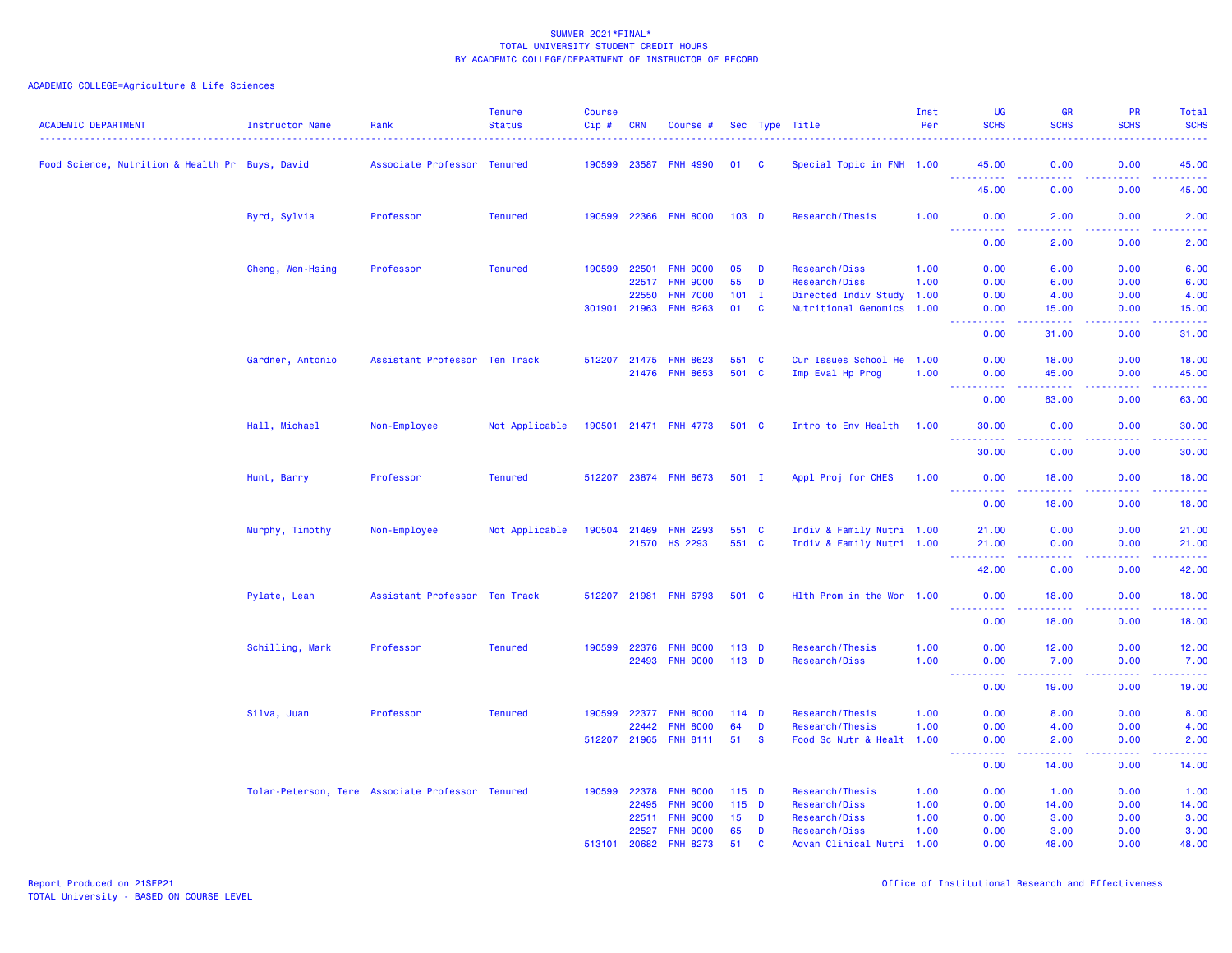SUMMER 2021*FINAL*
TOTAL UNIVERSITY STUDENT CREDIT HOURS
BY ACADEMIC COLLEGE/DEPARTMENT OF INSTRUCTOR OF RECORD

ACADEMIC COLLEGE=Agriculture & Life Sciences

| ACADEMIC DEPARTMENT | Instructor Name | Rank | Tenure Status | Course Cip # | CRN | Course # | Sec | Type | Title | Inst Per | UG SCHS | GR SCHS | PR SCHS | Total SCHS |
|---|---|---|---|---|---|---|---|---|---|---|---|---|---|---|
| Food Science, Nutrition & Health Pr | Buys, David | Associate Professor | Tenured | 190599 | 23587 | FNH 4990 | 01 | C | Special Topic in FNH | 1.00 | 45.00 | 0.00 | 0.00 | 45.00 |
| | | | | | | | | | | | 45.00 | 0.00 | 0.00 | 45.00 |
| | Byrd, Sylvia | Professor | Tenured | 190599 | 22366 | FNH 8000 | 103 | D | Research/Thesis | 1.00 | 0.00 | 2.00 | 0.00 | 2.00 |
| | | | | | | | | | | | 0.00 | 2.00 | 0.00 | 2.00 |
| | Cheng, Wen-Hsing | Professor | Tenured | 190599 | 22501 | FNH 9000 | 05 | D | Research/Diss | 1.00 | 0.00 | 6.00 | 0.00 | 6.00 |
| | | | | | 22517 | FNH 9000 | 55 | D | Research/Diss | 1.00 | 0.00 | 6.00 | 0.00 | 6.00 |
| | | | | | 22550 | FNH 7000 | 101 | I | Directed Indiv Study | 1.00 | 0.00 | 4.00 | 0.00 | 4.00 |
| | | | | 301901 | 21963 | FNH 8263 | 01 | C | Nutritional Genomics | 1.00 | 0.00 | 15.00 | 0.00 | 15.00 |
| | | | | | | | | | | | 0.00 | 31.00 | 0.00 | 31.00 |
| | Gardner, Antonio | Assistant Professor | Ten Track | 512207 | 21475 | FNH 8623 | 551 | C | Cur Issues School He | 1.00 | 0.00 | 18.00 | 0.00 | 18.00 |
| | | | | | 21476 | FNH 8653 | 501 | C | Imp Eval Hp Prog | 1.00 | 0.00 | 45.00 | 0.00 | 45.00 |
| | | | | | | | | | | | 0.00 | 63.00 | 0.00 | 63.00 |
| | Hall, Michael | Non-Employee | Not Applicable | 190501 | 21471 | FNH 4773 | 501 | C | Intro to Env Health | 1.00 | 30.00 | 0.00 | 0.00 | 30.00 |
| | | | | | | | | | | | 30.00 | 0.00 | 0.00 | 30.00 |
| | Hunt, Barry | Professor | Tenured | 512207 | 23874 | FNH 8673 | 501 | I | Appl Proj for CHES | 1.00 | 0.00 | 18.00 | 0.00 | 18.00 |
| | | | | | | | | | | | 0.00 | 18.00 | 0.00 | 18.00 |
| | Murphy, Timothy | Non-Employee | Not Applicable | 190504 | 21469 | FNH 2293 | 551 | C | Indiv & Family Nutri | 1.00 | 21.00 | 0.00 | 0.00 | 21.00 |
| | | | | | 21570 | HS 2293 | 551 | C | Indiv & Family Nutri | 1.00 | 21.00 | 0.00 | 0.00 | 21.00 |
| | | | | | | | | | | | 42.00 | 0.00 | 0.00 | 42.00 |
| | Pylate, Leah | Assistant Professor | Ten Track | 512207 | 21981 | FNH 6793 | 501 | C | Hlth Prom in the Wor | 1.00 | 0.00 | 18.00 | 0.00 | 18.00 |
| | | | | | | | | | | | 0.00 | 18.00 | 0.00 | 18.00 |
| | Schilling, Mark | Professor | Tenured | 190599 | 22376 | FNH 8000 | 113 | D | Research/Thesis | 1.00 | 0.00 | 12.00 | 0.00 | 12.00 |
| | | | | | 22493 | FNH 9000 | 113 | D | Research/Diss | 1.00 | 0.00 | 7.00 | 0.00 | 7.00 |
| | | | | | | | | | | | 0.00 | 19.00 | 0.00 | 19.00 |
| | Silva, Juan | Professor | Tenured | 190599 | 22377 | FNH 8000 | 114 | D | Research/Thesis | 1.00 | 0.00 | 8.00 | 0.00 | 8.00 |
| | | | | | 22442 | FNH 8000 | 64 | D | Research/Thesis | 1.00 | 0.00 | 4.00 | 0.00 | 4.00 |
| | | | | 512207 | 21965 | FNH 8111 | 51 | S | Food Sc Nutr & Healt | 1.00 | 0.00 | 2.00 | 0.00 | 2.00 |
| | | | | | | | | | | | 0.00 | 14.00 | 0.00 | 14.00 |
| | Tolar-Peterson, Tere | Associate Professor | Tenured | 190599 | 22378 | FNH 8000 | 115 | D | Research/Thesis | 1.00 | 0.00 | 1.00 | 0.00 | 1.00 |
| | | | | | 22495 | FNH 9000 | 115 | D | Research/Diss | 1.00 | 0.00 | 14.00 | 0.00 | 14.00 |
| | | | | | 22511 | FNH 9000 | 15 | D | Research/Diss | 1.00 | 0.00 | 3.00 | 0.00 | 3.00 |
| | | | | | 22527 | FNH 9000 | 65 | D | Research/Diss | 1.00 | 0.00 | 3.00 | 0.00 | 3.00 |
| | | | | 513101 | 20682 | FNH 8273 | 51 | C | Advan Clinical Nutri | 1.00 | 0.00 | 48.00 | 0.00 | 48.00 |

Report Produced on 21SEP21
TOTAL University - BASED ON COURSE LEVEL

Office of Institutional Research and Effectiveness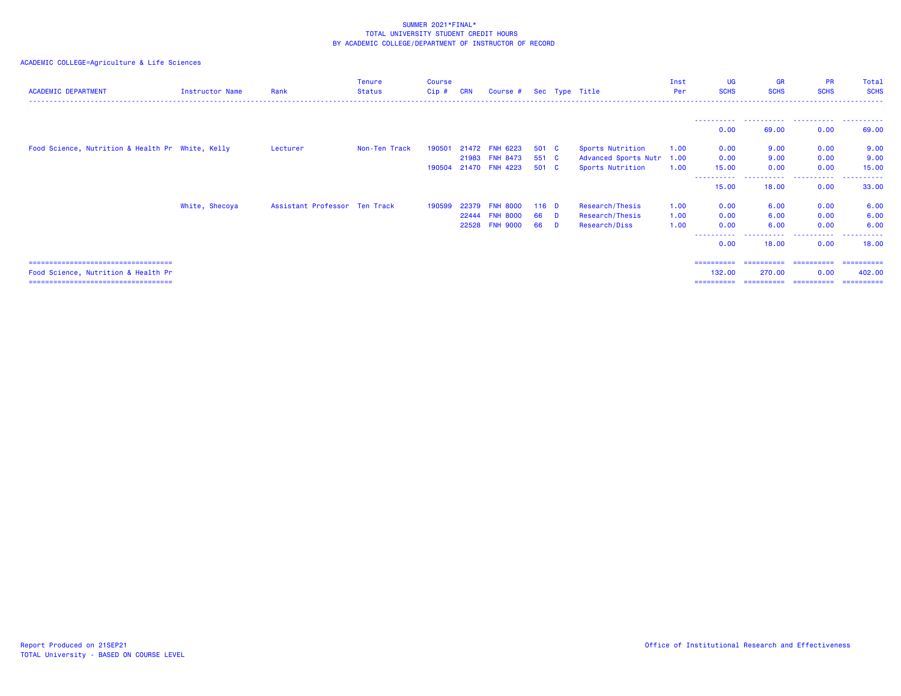SUMMER 2021*FINAL*
TOTAL UNIVERSITY STUDENT CREDIT HOURS
BY ACADEMIC COLLEGE/DEPARTMENT OF INSTRUCTOR OF RECORD

ACADEMIC COLLEGE=Agriculture & Life Sciences

| ACADEMIC DEPARTMENT | Instructor Name | Rank | Tenure Status | Course Cip # | CRN | Course # | Sec | Type | Title | Inst Per | UG SCHS | GR SCHS | PR SCHS | Total SCHS |
|---|---|---|---|---|---|---|---|---|---|---|---|---|---|---|
| | | | | | | | | | | | 0.00 | 69.00 | 0.00 | 69.00 |
| Food Science, Nutrition & Health Pr | White, Kelly | Lecturer | Non-Ten Track | 190501 | 21472 | FNH 6223 | 501 | C | Sports Nutrition | 1.00 | 0.00 | 9.00 | 0.00 | 9.00 |
| | | | | | 21983 | FNH 8473 | 551 | C | Advanced Sports Nutr | 1.00 | 0.00 | 9.00 | 0.00 | 9.00 |
| | | | | 190504 | 21470 | FNH 4223 | 501 | C | Sports Nutrition | 1.00 | 15.00 | 0.00 | 0.00 | 15.00 |
| | | | | | | | | | | | 15.00 | 18.00 | 0.00 | 33.00 |
| | White, Shecoya | Assistant Professor | Ten Track | 190599 | 22379 | FNH 8000 | 116 | D | Research/Thesis | 1.00 | 0.00 | 6.00 | 0.00 | 6.00 |
| | | | | | 22444 | FNH 8000 | 66 | D | Research/Thesis | 1.00 | 0.00 | 6.00 | 0.00 | 6.00 |
| | | | | | 22528 | FNH 9000 | 66 | D | Research/Diss | 1.00 | 0.00 | 6.00 | 0.00 | 6.00 |
| | | | | | | | | | | | 0.00 | 18.00 | 0.00 | 18.00 |
| Food Science, Nutrition & Health Pr | | | | | | | | | | | 132.00 | 270.00 | 0.00 | 402.00 |

Report Produced on 21SEP21
TOTAL University - BASED ON COURSE LEVEL

Office of Institutional Research and Effectiveness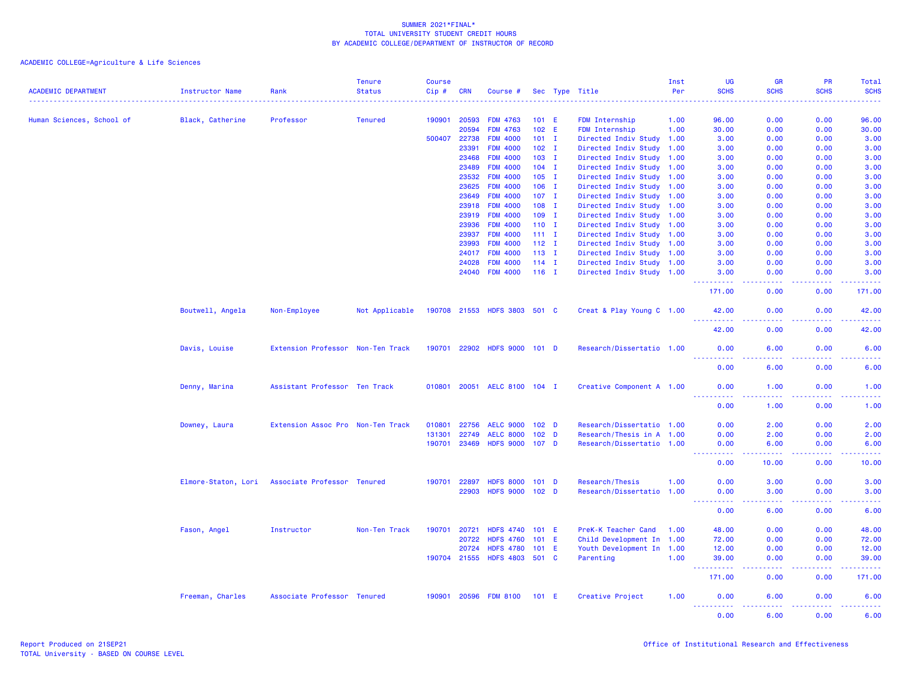SUMMER 2021*FINAL*
TOTAL UNIVERSITY STUDENT CREDIT HOURS
BY ACADEMIC COLLEGE/DEPARTMENT OF INSTRUCTOR OF RECORD

ACADEMIC COLLEGE=Agriculture & Life Sciences

| ACADEMIC DEPARTMENT | Instructor Name | Rank | Tenure Status | Course Cip # | CRN | Course # | Sec | Type | Title | Inst Per | UG SCHS | GR SCHS | PR SCHS | Total SCHS |
|---|---|---|---|---|---|---|---|---|---|---|---|---|---|---|
| Human Sciences, School of | Black, Catherine | Professor | Tenured | 190901 | 20593 | FDM 4763 | 101 | E | FDM Internship | 1.00 | 96.00 | 0.00 | 0.00 | 96.00 |
| | | | | | 20594 | FDM 4763 | 102 | E | FDM Internship | 1.00 | 30.00 | 0.00 | 0.00 | 30.00 |
| | | | | 500407 | 22738 | FDM 4000 | 101 | I | Directed Indiv Study | 1.00 | 3.00 | 0.00 | 0.00 | 3.00 |
| | | | | | 23391 | FDM 4000 | 102 | I | Directed Indiv Study | 1.00 | 3.00 | 0.00 | 0.00 | 3.00 |
| | | | | | 23468 | FDM 4000 | 103 | I | Directed Indiv Study | 1.00 | 3.00 | 0.00 | 0.00 | 3.00 |
| | | | | | 23489 | FDM 4000 | 104 | I | Directed Indiv Study | 1.00 | 3.00 | 0.00 | 0.00 | 3.00 |
| | | | | | 23532 | FDM 4000 | 105 | I | Directed Indiv Study | 1.00 | 3.00 | 0.00 | 0.00 | 3.00 |
| | | | | | 23625 | FDM 4000 | 106 | I | Directed Indiv Study | 1.00 | 3.00 | 0.00 | 0.00 | 3.00 |
| | | | | | 23649 | FDM 4000 | 107 | I | Directed Indiv Study | 1.00 | 3.00 | 0.00 | 0.00 | 3.00 |
| | | | | | 23918 | FDM 4000 | 108 | I | Directed Indiv Study | 1.00 | 3.00 | 0.00 | 0.00 | 3.00 |
| | | | | | 23919 | FDM 4000 | 109 | I | Directed Indiv Study | 1.00 | 3.00 | 0.00 | 0.00 | 3.00 |
| | | | | | 23936 | FDM 4000 | 110 | I | Directed Indiv Study | 1.00 | 3.00 | 0.00 | 0.00 | 3.00 |
| | | | | | 23937 | FDM 4000 | 111 | I | Directed Indiv Study | 1.00 | 3.00 | 0.00 | 0.00 | 3.00 |
| | | | | | 23993 | FDM 4000 | 112 | I | Directed Indiv Study | 1.00 | 3.00 | 0.00 | 0.00 | 3.00 |
| | | | | | 24017 | FDM 4000 | 113 | I | Directed Indiv Study | 1.00 | 3.00 | 0.00 | 0.00 | 3.00 |
| | | | | | 24028 | FDM 4000 | 114 | I | Directed Indiv Study | 1.00 | 3.00 | 0.00 | 0.00 | 3.00 |
| | | | | | 24040 | FDM 4000 | 116 | I | Directed Indiv Study | 1.00 | 3.00 | 0.00 | 0.00 | 3.00 |
| | | | | | | | | | | | 171.00 | 0.00 | 0.00 | 171.00 |
| | Boutwell, Angela | Non-Employee | Not Applicable | 190708 | 21553 | HDFS 3803 | 501 | C | Creat & Play Young C | 1.00 | 42.00 | 0.00 | 0.00 | 42.00 |
| | | | | | | | | | | | 42.00 | 0.00 | 0.00 | 42.00 |
| | Davis, Louise | Extension Professor | Non-Ten Track | 190701 | 22902 | HDFS 9000 | 101 | D | Research/Dissertatio | 1.00 | 0.00 | 6.00 | 0.00 | 6.00 |
| | | | | | | | | | | | 0.00 | 6.00 | 0.00 | 6.00 |
| | Denny, Marina | Assistant Professor | Ten Track | 010801 | 20051 | AELC 8100 | 104 | I | Creative Component A | 1.00 | 0.00 | 1.00 | 0.00 | 1.00 |
| | | | | | | | | | | | 0.00 | 1.00 | 0.00 | 1.00 |
| | Downey, Laura | Extension Assoc Pro | Non-Ten Track | 010801 | 22756 | AELC 9000 | 102 | D | Research/Dissertatio | 1.00 | 0.00 | 2.00 | 0.00 | 2.00 |
| | | | | 131301 | 22749 | AELC 8000 | 102 | D | Research/Thesis in A | 1.00 | 0.00 | 2.00 | 0.00 | 2.00 |
| | | | | 190701 | 23469 | HDFS 9000 | 107 | D | Research/Dissertatio | 1.00 | 0.00 | 6.00 | 0.00 | 6.00 |
| | | | | | | | | | | | 0.00 | 10.00 | 0.00 | 10.00 |
| | Elmore-Staton, Lori | Associate Professor | Tenured | 190701 | 22897 | HDFS 8000 | 101 | D | Research/Thesis | 1.00 | 0.00 | 3.00 | 0.00 | 3.00 |
| | | | | | 22903 | HDFS 9000 | 102 | D | Research/Dissertatio | 1.00 | 0.00 | 3.00 | 0.00 | 3.00 |
| | | | | | | | | | | | 0.00 | 6.00 | 0.00 | 6.00 |
| | Fason, Angel | Instructor | Non-Ten Track | 190701 | 20721 | HDFS 4740 | 101 | E | PreK-K Teacher Cand | 1.00 | 48.00 | 0.00 | 0.00 | 48.00 |
| | | | | | 20722 | HDFS 4760 | 101 | E | Child Development In | 1.00 | 72.00 | 0.00 | 0.00 | 72.00 |
| | | | | | 20724 | HDFS 4780 | 101 | E | Youth Development In | 1.00 | 12.00 | 0.00 | 0.00 | 12.00 |
| | | | | 190704 | 21555 | HDFS 4803 | 501 | C | Parenting | 1.00 | 39.00 | 0.00 | 0.00 | 39.00 |
| | | | | | | | | | | | 171.00 | 0.00 | 0.00 | 171.00 |
| | Freeman, Charles | Associate Professor | Tenured | 190901 | 20596 | FDM 8100 | 101 | E | Creative Project | 1.00 | 0.00 | 6.00 | 0.00 | 6.00 |
| | | | | | | | | | | | 0.00 | 6.00 | 0.00 | 6.00 |

Report Produced on 21SEP21 | Office of Institutional Research and Effectiveness
TOTAL University - BASED ON COURSE LEVEL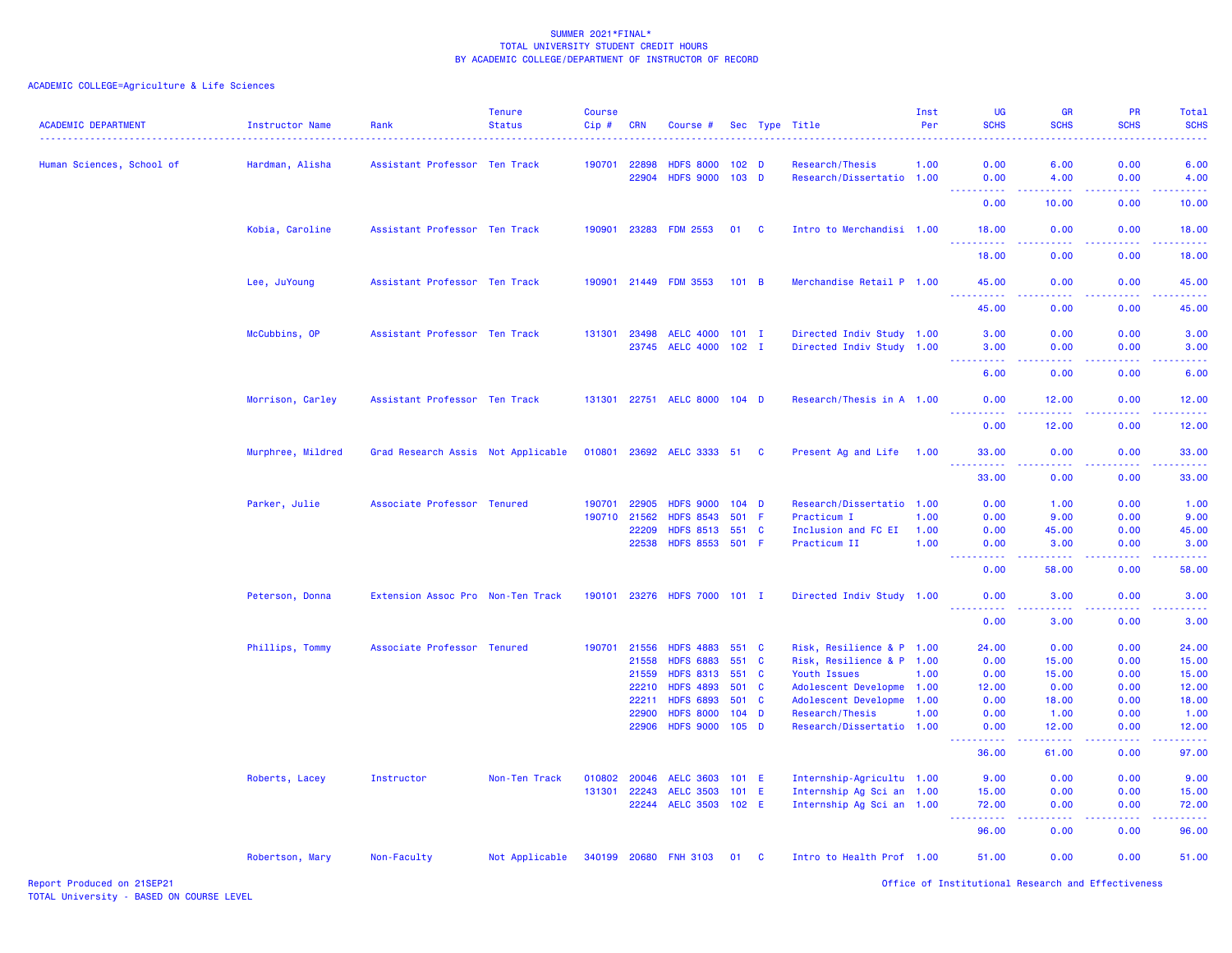SUMMER 2021*FINAL*
TOTAL UNIVERSITY STUDENT CREDIT HOURS
BY ACADEMIC COLLEGE/DEPARTMENT OF INSTRUCTOR OF RECORD

ACADEMIC COLLEGE=Agriculture & Life Sciences

| ACADEMIC DEPARTMENT | Instructor Name | Rank | Tenure Status | Course Cip # | CRN | Course # | Sec | Type | Title | Inst Per | UG SCHS | GR SCHS | PR SCHS | Total SCHS |
|---|---|---|---|---|---|---|---|---|---|---|---|---|---|---|
| Human Sciences, School of | Hardman, Alisha | Assistant Professor | Ten Track | 190701 | 22898 | HDFS 8000 | 102 | D | Research/Thesis | 1.00 | 0.00 | 6.00 | 0.00 | 6.00 |
| | | | | | 22904 | HDFS 9000 | 103 | D | Research/Dissertatio | 1.00 | 0.00 | 4.00 | 0.00 | 4.00 |
| | | | | | | | | | | | 0.00 | 10.00 | 0.00 | 10.00 |
| | Kobia, Caroline | Assistant Professor | Ten Track | 190901 | 23283 | FDM 2553 | 01 | C | Intro to Merchandisi | 1.00 | 18.00 | 0.00 | 0.00 | 18.00 |
| | | | | | | | | | | | 18.00 | 0.00 | 0.00 | 18.00 |
| | Lee, JuYoung | Assistant Professor | Ten Track | 190901 | 21449 | FDM 3553 | 101 | B | Merchandise Retail P | 1.00 | 45.00 | 0.00 | 0.00 | 45.00 |
| | | | | | | | | | | | 45.00 | 0.00 | 0.00 | 45.00 |
| | McCubbins, OP | Assistant Professor | Ten Track | 131301 | 23498 | AELC 4000 | 101 | I | Directed Indiv Study | 1.00 | 3.00 | 0.00 | 0.00 | 3.00 |
| | | | | | 23745 | AELC 4000 | 102 | I | Directed Indiv Study | 1.00 | 3.00 | 0.00 | 0.00 | 3.00 |
| | | | | | | | | | | | 6.00 | 0.00 | 0.00 | 6.00 |
| | Morrison, Carley | Assistant Professor | Ten Track | 131301 | 22751 | AELC 8000 | 104 | D | Research/Thesis in A | 1.00 | 0.00 | 12.00 | 0.00 | 12.00 |
| | | | | | | | | | | | 0.00 | 12.00 | 0.00 | 12.00 |
| | Murphree, Mildred | Grad Research Assis | Not Applicable | 010801 | 23692 | AELC 3333 | 51 | C | Present Ag and Life | 1.00 | 33.00 | 0.00 | 0.00 | 33.00 |
| | | | | | | | | | | | 33.00 | 0.00 | 0.00 | 33.00 |
| | Parker, Julie | Associate Professor | Tenured | 190701 | 22905 | HDFS 9000 | 104 | D | Research/Dissertatio | 1.00 | 0.00 | 1.00 | 0.00 | 1.00 |
| | | | | 190710 | 21562 | HDFS 8543 | 501 | F | Practicum I | 1.00 | 0.00 | 9.00 | 0.00 | 9.00 |
| | | | | | 22209 | HDFS 8513 | 551 | C | Inclusion and FC EI | 1.00 | 0.00 | 45.00 | 0.00 | 45.00 |
| | | | | | 22538 | HDFS 8553 | 501 | F | Practicum II | 1.00 | 0.00 | 3.00 | 0.00 | 3.00 |
| | | | | | | | | | | | 0.00 | 58.00 | 0.00 | 58.00 |
| | Peterson, Donna | Extension Assoc Pro | Non-Ten Track | 190101 | 23276 | HDFS 7000 | 101 | I | Directed Indiv Study | 1.00 | 0.00 | 3.00 | 0.00 | 3.00 |
| | | | | | | | | | | | 0.00 | 3.00 | 0.00 | 3.00 |
| | Phillips, Tommy | Associate Professor | Tenured | 190701 | 21556 | HDFS 4883 | 551 | C | Risk, Resilience & P | 1.00 | 24.00 | 0.00 | 0.00 | 24.00 |
| | | | | | 21558 | HDFS 6883 | 551 | C | Risk, Resilience & P | 1.00 | 0.00 | 15.00 | 0.00 | 15.00 |
| | | | | | 21559 | HDFS 8313 | 551 | C | Youth Issues | 1.00 | 0.00 | 15.00 | 0.00 | 15.00 |
| | | | | | 22210 | HDFS 4893 | 501 | C | Adolescent Developme | 1.00 | 12.00 | 0.00 | 0.00 | 12.00 |
| | | | | | 22211 | HDFS 6893 | 501 | C | Adolescent Developme | 1.00 | 0.00 | 18.00 | 0.00 | 18.00 |
| | | | | | 22900 | HDFS 8000 | 104 | D | Research/Thesis | 1.00 | 0.00 | 1.00 | 0.00 | 1.00 |
| | | | | | 22906 | HDFS 9000 | 105 | D | Research/Dissertatio | 1.00 | 0.00 | 12.00 | 0.00 | 12.00 |
| | | | | | | | | | | | 36.00 | 61.00 | 0.00 | 97.00 |
| | Roberts, Lacey | Instructor | Non-Ten Track | 010802 | 20046 | AELC 3603 | 101 | E | Internship-Agricultu | 1.00 | 9.00 | 0.00 | 0.00 | 9.00 |
| | | | | 131301 | 22243 | AELC 3503 | 101 | E | Internship Ag Sci an | 1.00 | 15.00 | 0.00 | 0.00 | 15.00 |
| | | | | | 22244 | AELC 3503 | 102 | E | Internship Ag Sci an | 1.00 | 72.00 | 0.00 | 0.00 | 72.00 |
| | | | | | | | | | | | 96.00 | 0.00 | 0.00 | 96.00 |
| | Robertson, Mary | Non-Faculty | Not Applicable | 340199 | 20680 | FNH 3103 | 01 | C | Intro to Health Prof | 1.00 | 51.00 | 0.00 | 0.00 | 51.00 |

Report Produced on 21SEP21
TOTAL University - BASED ON COURSE LEVEL

Office of Institutional Research and Effectiveness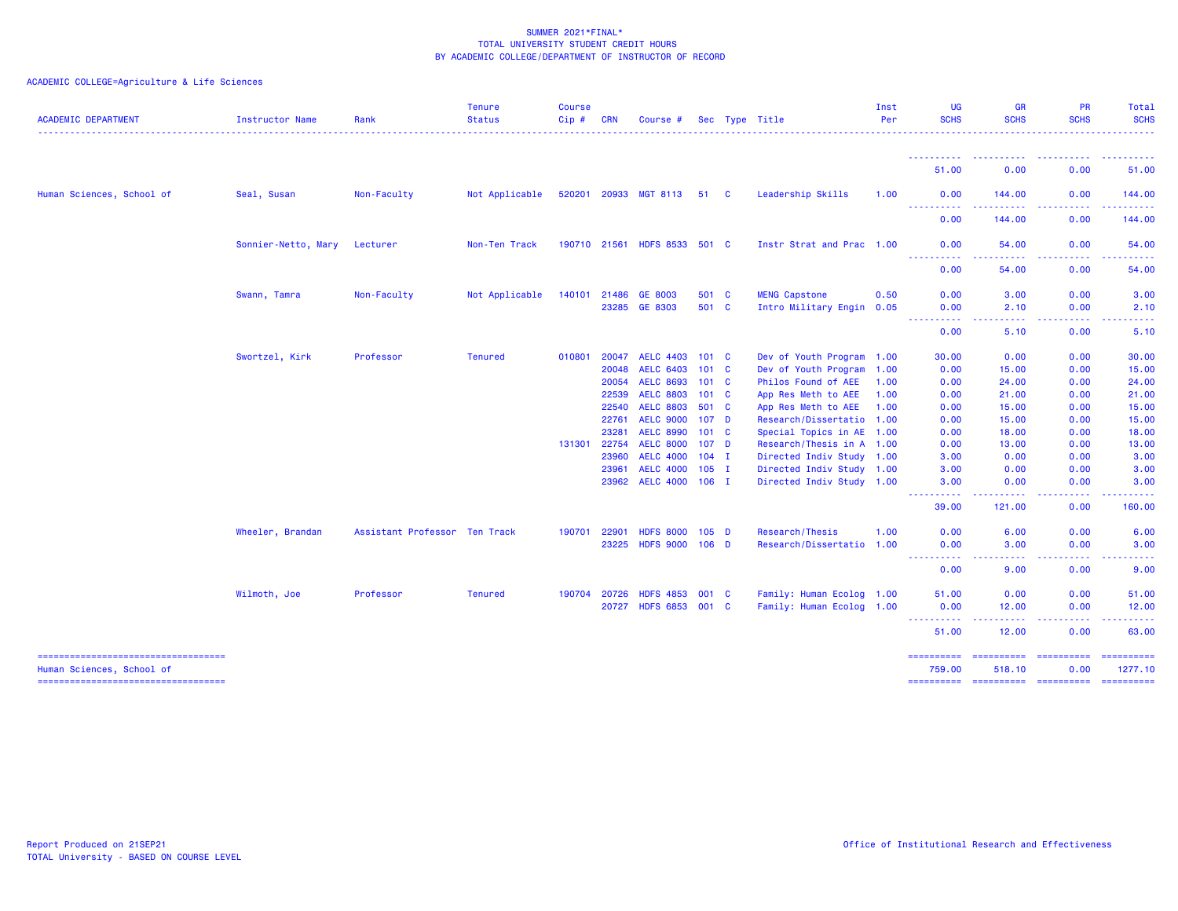SUMMER 2021*FINAL*
TOTAL UNIVERSITY STUDENT CREDIT HOURS
BY ACADEMIC COLLEGE/DEPARTMENT OF INSTRUCTOR OF RECORD

ACADEMIC COLLEGE=Agriculture & Life Sciences

| ACADEMIC DEPARTMENT | Instructor Name | Rank | Tenure Status | Course Cip # | CRN | Course # | Sec | Type | Title | Inst Per | UG SCHS | GR SCHS | PR SCHS | Total SCHS |
|---|---|---|---|---|---|---|---|---|---|---|---|---|---|---|
| | | | | | | | | | | | 51.00 | 0.00 | 0.00 | 51.00 |
| Human Sciences, School of | Seal, Susan | Non-Faculty | Not Applicable | 520201 | 20933 | MGT 8113 | 51 | C | Leadership Skills | 1.00 | 0.00 | 144.00 | 0.00 | 144.00 |
| | | | | | | | | | | | 0.00 | 144.00 | 0.00 | 144.00 |
| | Sonnier-Netto, Mary | Lecturer | Non-Ten Track | 190710 | 21561 | HDFS 8533 | 501 | C | Instr Strat and Prac | 1.00 | 0.00 | 54.00 | 0.00 | 54.00 |
| | | | | | | | | | | | 0.00 | 54.00 | 0.00 | 54.00 |
| | Swann, Tamra | Non-Faculty | Not Applicable | 140101 | 21486 | GE 8003 | 501 | C | MENG Capstone | 0.50 | 0.00 | 3.00 | 0.00 | 3.00 |
| | | | | | 23285 | GE 8303 | 501 | C | Intro Military Engin | 0.05 | 0.00 | 2.10 | 0.00 | 2.10 |
| | | | | | | | | | | | 0.00 | 5.10 | 0.00 | 5.10 |
| | Swortzel, Kirk | Professor | Tenured | 010801 | 20047 | AELC 4403 | 101 | C | Dev of Youth Program | 1.00 | 30.00 | 0.00 | 0.00 | 30.00 |
| | | | | | 20048 | AELC 6403 | 101 | C | Dev of Youth Program | 1.00 | 0.00 | 15.00 | 0.00 | 15.00 |
| | | | | | 20054 | AELC 8693 | 101 | C | Philos Found of AEE | 1.00 | 0.00 | 24.00 | 0.00 | 24.00 |
| | | | | | 22539 | AELC 8803 | 101 | C | App Res Meth to AEE | 1.00 | 0.00 | 21.00 | 0.00 | 21.00 |
| | | | | | 22540 | AELC 8803 | 501 | C | App Res Meth to AEE | 1.00 | 0.00 | 15.00 | 0.00 | 15.00 |
| | | | | | 22761 | AELC 9000 | 107 | D | Research/Dissertatio | 1.00 | 0.00 | 15.00 | 0.00 | 15.00 |
| | | | | | 23281 | AELC 8990 | 101 | C | Special Topics in AE | 1.00 | 0.00 | 18.00 | 0.00 | 18.00 |
| | | | | 131301 | 22754 | AELC 8000 | 107 | D | Research/Thesis in A | 1.00 | 0.00 | 13.00 | 0.00 | 13.00 |
| | | | | | 23960 | AELC 4000 | 104 | I | Directed Indiv Study | 1.00 | 3.00 | 0.00 | 0.00 | 3.00 |
| | | | | | 23961 | AELC 4000 | 105 | I | Directed Indiv Study | 1.00 | 3.00 | 0.00 | 0.00 | 3.00 |
| | | | | | 23962 | AELC 4000 | 106 | I | Directed Indiv Study | 1.00 | 3.00 | 0.00 | 0.00 | 3.00 |
| | | | | | | | | | | | 39.00 | 121.00 | 0.00 | 160.00 |
| | Wheeler, Brandan | Assistant Professor | Ten Track | 190701 | 22901 | HDFS 8000 | 105 | D | Research/Thesis | 1.00 | 0.00 | 6.00 | 0.00 | 6.00 |
| | | | | | 23225 | HDFS 9000 | 106 | D | Research/Dissertatio | 1.00 | 0.00 | 3.00 | 0.00 | 3.00 |
| | | | | | | | | | | | 0.00 | 9.00 | 0.00 | 9.00 |
| | Wilmoth, Joe | Professor | Tenured | 190704 | 20726 | HDFS 4853 | 001 | C | Family: Human Ecolog | 1.00 | 51.00 | 0.00 | 0.00 | 51.00 |
| | | | | | 20727 | HDFS 6853 | 001 | C | Family: Human Ecolog | 1.00 | 0.00 | 12.00 | 0.00 | 12.00 |
| | | | | | | | | | | | 51.00 | 12.00 | 0.00 | 63.00 |
| Human Sciences, School of | | | | | | | | | | | 759.00 | 518.10 | 0.00 | 1277.10 |

Report Produced on 21SEP21
TOTAL University - BASED ON COURSE LEVEL

Office of Institutional Research and Effectiveness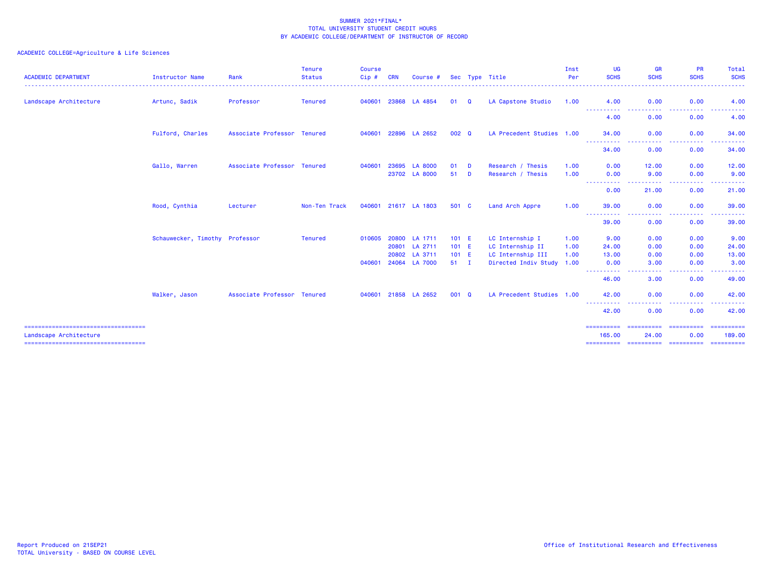SUMMER 2021*FINAL*
TOTAL UNIVERSITY STUDENT CREDIT HOURS
BY ACADEMIC COLLEGE/DEPARTMENT OF INSTRUCTOR OF RECORD

ACADEMIC COLLEGE=Agriculture & Life Sciences

| ACADEMIC DEPARTMENT | Instructor Name | Rank | Tenure Status | Course Cip # | CRN | Course # | Sec | Type | Title | Inst Per | UG SCHS | GR SCHS | PR SCHS | Total SCHS |
|---|---|---|---|---|---|---|---|---|---|---|---|---|---|---|
| Landscape Architecture | Artunc, Sadik | Professor | Tenured | 040601 | 23868 | LA 4854 | 01 | Q | LA Capstone Studio | 1.00 | 4.00 | 0.00 | 0.00 | 4.00 |
| | | | | | | | | | | | 4.00 | 0.00 | 0.00 | 4.00 |
| | Fulford, Charles | Associate Professor | Tenured | 040601 | 22896 | LA 2652 | 002 | Q | LA Precedent Studies | 1.00 | 34.00 | 0.00 | 0.00 | 34.00 |
| | | | | | | | | | | | 34.00 | 0.00 | 0.00 | 34.00 |
| | Gallo, Warren | Associate Professor | Tenured | 040601 | 23695 | LA 8000 | 01 | D | Research / Thesis | 1.00 | 0.00 | 12.00 | 0.00 | 12.00 |
| | | | | | 23702 | LA 8000 | 51 | D | Research / Thesis | 1.00 | 0.00 | 9.00 | 0.00 | 9.00 |
| | | | | | | | | | | | 0.00 | 21.00 | 0.00 | 21.00 |
| | Rood, Cynthia | Lecturer | Non-Ten Track | 040601 | 21617 | LA 1803 | 501 | C | Land Arch Appre | 1.00 | 39.00 | 0.00 | 0.00 | 39.00 |
| | | | | | | | | | | | 39.00 | 0.00 | 0.00 | 39.00 |
| | Schauwecker, Timothy | Professor | Tenured | 010605 | 20800 | LA 1711 | 101 | E | LC Internship I | 1.00 | 9.00 | 0.00 | 0.00 | 9.00 |
| | | | | | 20801 | LA 2711 | 101 | E | LC Internship II | 1.00 | 24.00 | 0.00 | 0.00 | 24.00 |
| | | | | | 20802 | LA 3711 | 101 | E | LC Internship III | 1.00 | 13.00 | 0.00 | 0.00 | 13.00 |
| | | | | 040601 | 24064 | LA 7000 | 51 | I | Directed Indiv Study | 1.00 | 0.00 | 3.00 | 0.00 | 3.00 |
| | | | | | | | | | | | 46.00 | 3.00 | 0.00 | 49.00 |
| | Walker, Jason | Associate Professor | Tenured | 040601 | 21858 | LA 2652 | 001 | Q | LA Precedent Studies | 1.00 | 42.00 | 0.00 | 0.00 | 42.00 |
| | | | | | | | | | | | 42.00 | 0.00 | 0.00 | 42.00 |
| Landscape Architecture | | | | | | | | | | | 165.00 | 24.00 | 0.00 | 189.00 |

Report Produced on 21SEP21
TOTAL University - BASED ON COURSE LEVEL

Office of Institutional Research and Effectiveness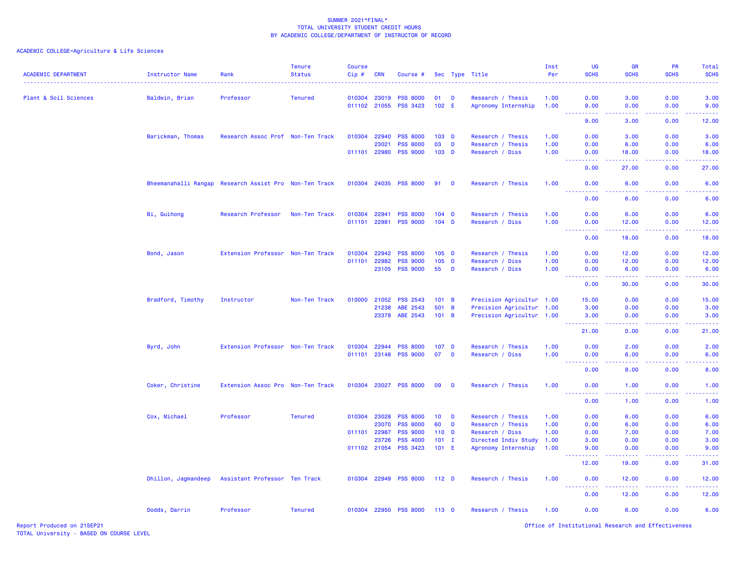SUMMER 2021*FINAL*
TOTAL UNIVERSITY STUDENT CREDIT HOURS
BY ACADEMIC COLLEGE/DEPARTMENT OF INSTRUCTOR OF RECORD

ACADEMIC COLLEGE=Agriculture & Life Sciences

| ACADEMIC DEPARTMENT | Instructor Name | Rank | Tenure Status | Course Cip # | CRN | Course # | Sec | Type | Title | Inst Per | UG SCHS | GR SCHS | PR SCHS | Total SCHS |
|---|---|---|---|---|---|---|---|---|---|---|---|---|---|---|
| Plant & Soil Sciences | Baldwin, Brian | Professor | Tenured | 010304 | 23019 | PSS 8000 | 01 | D | Research / Thesis | 1.00 | 0.00 | 3.00 | 0.00 | 3.00 |
| | | | | 011102 | 21055 | PSS 3423 | 102 | E | Agronomy Internship | 1.00 | 9.00 | 0.00 | 0.00 | 9.00 |
| | | | | | | | | | | | 9.00 | 3.00 | 0.00 | 12.00 |
| | Barickman, Thomas | Research Assoc Prof | Non-Ten Track | 010304 | 22940 | PSS 8000 | 103 | D | Research / Thesis | 1.00 | 0.00 | 3.00 | 0.00 | 3.00 |
| | | | | | 23021 | PSS 8000 | 03 | D | Research / Thesis | 1.00 | 0.00 | 6.00 | 0.00 | 6.00 |
| | | | | 011101 | 22980 | PSS 9000 | 103 | D | Research / Diss | 1.00 | 0.00 | 18.00 | 0.00 | 18.00 |
| | | | | | | | | | | | 0.00 | 27.00 | 0.00 | 27.00 |
| | Bheemanahalli Rangap | Research Assist Pro | Non-Ten Track | 010304 | 24035 | PSS 8000 | 91 | D | Research / Thesis | 1.00 | 0.00 | 6.00 | 0.00 | 6.00 |
| | | | | | | | | | | | 0.00 | 6.00 | 0.00 | 6.00 |
| | Bi, Guihong | Research Professor | Non-Ten Track | 010304 | 22941 | PSS 8000 | 104 | D | Research / Thesis | 1.00 | 0.00 | 6.00 | 0.00 | 6.00 |
| | | | | 011101 | 22981 | PSS 9000 | 104 | D | Research / Diss | 1.00 | 0.00 | 12.00 | 0.00 | 12.00 |
| | | | | | | | | | | | 0.00 | 18.00 | 0.00 | 18.00 |
| | Bond, Jason | Extension Professor | Non-Ten Track | 010304 | 22942 | PSS 8000 | 105 | D | Research / Thesis | 1.00 | 0.00 | 12.00 | 0.00 | 12.00 |
| | | | | 011101 | 22982 | PSS 9000 | 105 | D | Research / Diss | 1.00 | 0.00 | 12.00 | 0.00 | 12.00 |
| | | | | | 23105 | PSS 9000 | 55 | D | Research / Diss | 1.00 | 0.00 | 6.00 | 0.00 | 6.00 |
| | | | | | | | | | | | 0.00 | 30.00 | 0.00 | 30.00 |
| | Bradford, Timothy | Instructor | Non-Ten Track | 010000 | 21052 | PSS 2543 | 101 | B | Precision Agricultur | 1.00 | 15.00 | 0.00 | 0.00 | 15.00 |
| | | | | | 21238 | ABE 2543 | 501 | B | Precision Agricultur | 1.00 | 3.00 | 0.00 | 0.00 | 3.00 |
| | | | | | 23378 | ABE 2543 | 101 | B | Precision Agricultur | 1.00 | 3.00 | 0.00 | 0.00 | 3.00 |
| | | | | | | | | | | | 21.00 | 0.00 | 0.00 | 21.00 |
| | Byrd, John | Extension Professor | Non-Ten Track | 010304 | 22944 | PSS 8000 | 107 | D | Research / Thesis | 1.00 | 0.00 | 2.00 | 0.00 | 2.00 |
| | | | | 011101 | 23148 | PSS 9000 | 07 | D | Research / Diss | 1.00 | 0.00 | 6.00 | 0.00 | 6.00 |
| | | | | | | | | | | | 0.00 | 8.00 | 0.00 | 8.00 |
| | Coker, Christine | Extension Assoc Pro | Non-Ten Track | 010304 | 23027 | PSS 8000 | 09 | D | Research / Thesis | 1.00 | 0.00 | 1.00 | 0.00 | 1.00 |
| | | | | | | | | | | | 0.00 | 1.00 | 0.00 | 1.00 |
| | Cox, Michael | Professor | Tenured | 010304 | 23028 | PSS 8000 | 10 | D | Research / Thesis | 1.00 | 0.00 | 6.00 | 0.00 | 6.00 |
| | | | | | 23070 | PSS 8000 | 60 | D | Research / Thesis | 1.00 | 0.00 | 6.00 | 0.00 | 6.00 |
| | | | | 011101 | 22987 | PSS 9000 | 110 | D | Research / Diss | 1.00 | 0.00 | 7.00 | 0.00 | 7.00 |
| | | | | | 23726 | PSS 4000 | 101 | I | Directed Indiv Study | 1.00 | 3.00 | 0.00 | 0.00 | 3.00 |
| | | | | 011102 | 21054 | PSS 3423 | 101 | E | Agronomy Internship | 1.00 | 9.00 | 0.00 | 0.00 | 9.00 |
| | | | | | | | | | | | 12.00 | 19.00 | 0.00 | 31.00 |
| | Dhillon, Jagmandeep | Assistant Professor | Ten Track | 010304 | 22949 | PSS 8000 | 112 | D | Research / Thesis | 1.00 | 0.00 | 12.00 | 0.00 | 12.00 |
| | | | | | | | | | | | 0.00 | 12.00 | 0.00 | 12.00 |
| | Dodds, Darrin | Professor | Tenured | 010304 | 22950 | PSS 8000 | 113 | D | Research / Thesis | 1.00 | 0.00 | 6.00 | 0.00 | 6.00 |

Report Produced on 21SEP21
TOTAL University - BASED ON COURSE LEVEL

Office of Institutional Research and Effectiveness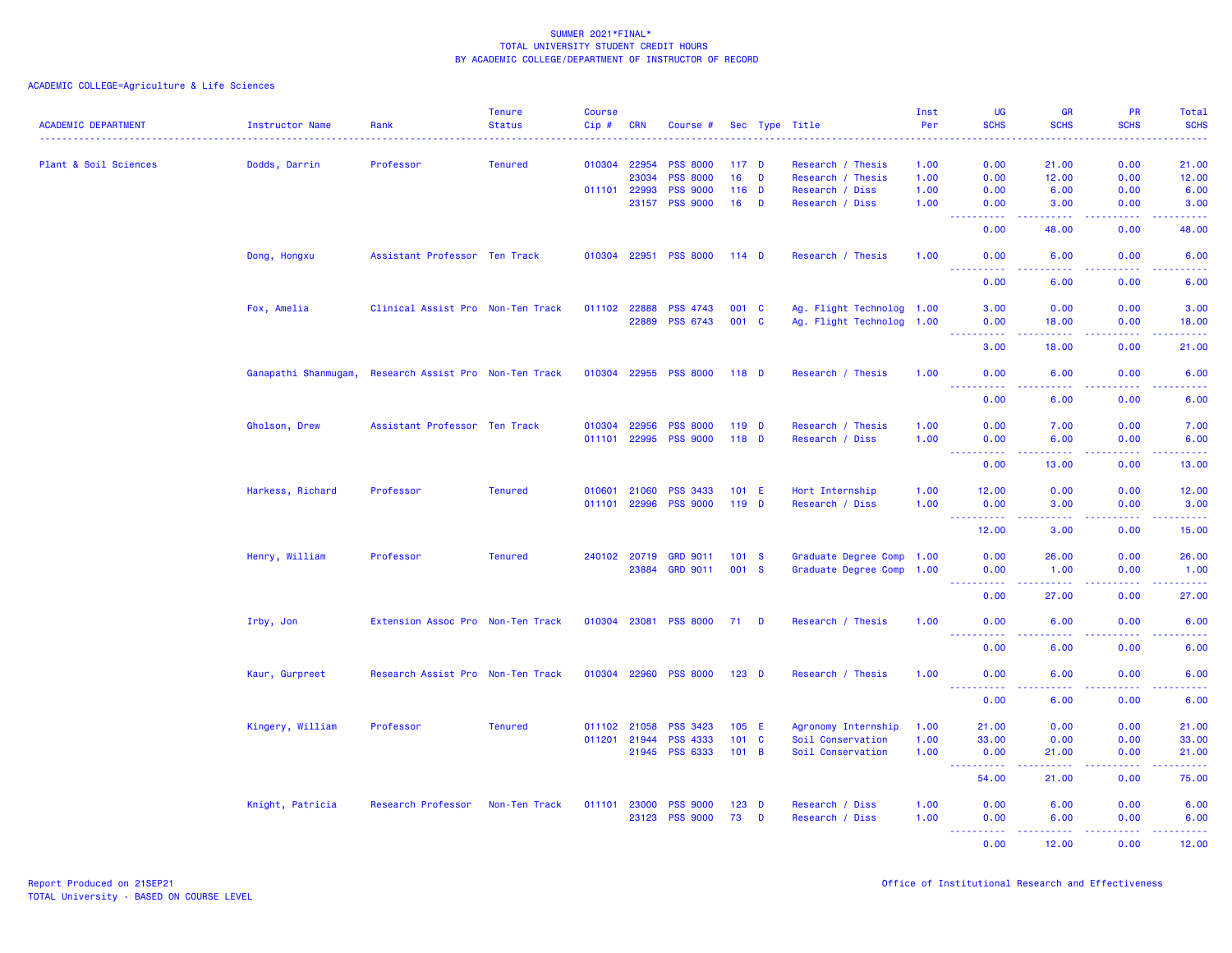SUMMER 2021*FINAL*
TOTAL UNIVERSITY STUDENT CREDIT HOURS
BY ACADEMIC COLLEGE/DEPARTMENT OF INSTRUCTOR OF RECORD

ACADEMIC COLLEGE=Agriculture & Life Sciences

| ACADEMIC DEPARTMENT | Instructor Name | Rank | Tenure Status | Course Cip # | CRN | Course # | Sec | Type | Title | Inst Per | UG SCHS | GR SCHS | PR SCHS | Total SCHS |
|---|---|---|---|---|---|---|---|---|---|---|---|---|---|---|
| Plant & Soil Sciences | Dodds, Darrin | Professor | Tenured | 010304 | 22954 | PSS 8000 | 117 | D | Research / Thesis | 1.00 | 0.00 | 21.00 | 0.00 | 21.00 |
| | | | | | 23034 | PSS 8000 | 16 | D | Research / Thesis | 1.00 | 0.00 | 12.00 | 0.00 | 12.00 |
| | | | | 011101 | 22993 | PSS 9000 | 116 | D | Research / Diss | 1.00 | 0.00 | 6.00 | 0.00 | 6.00 |
| | | | | | 23157 | PSS 9000 | 16 | D | Research / Diss | 1.00 | 0.00 | 3.00 | 0.00 | 3.00 |
| | | | | | | | | | | | 0.00 | 48.00 | 0.00 | 48.00 |
| | Dong, Hongxu | Assistant Professor | Ten Track | 010304 | 22951 | PSS 8000 | 114 | D | Research / Thesis | 1.00 | 0.00 | 6.00 | 0.00 | 6.00 |
| | | | | | | | | | | | 0.00 | 6.00 | 0.00 | 6.00 |
| | Fox, Amelia | Clinical Assist Pro | Non-Ten Track | 011102 | 22888 | PSS 4743 | 001 | C | Ag. Flight Technolog | 1.00 | 3.00 | 0.00 | 0.00 | 3.00 |
| | | | | | 22889 | PSS 6743 | 001 | C | Ag. Flight Technolog | 1.00 | 0.00 | 18.00 | 0.00 | 18.00 |
| | | | | | | | | | | | 3.00 | 18.00 | 0.00 | 21.00 |
| | Ganapathi Shanmugam, | Research Assist Pro | Non-Ten Track | 010304 | 22955 | PSS 8000 | 118 | D | Research / Thesis | 1.00 | 0.00 | 6.00 | 0.00 | 6.00 |
| | | | | | | | | | | | 0.00 | 6.00 | 0.00 | 6.00 |
| | Gholson, Drew | Assistant Professor | Ten Track | 010304 | 22956 | PSS 8000 | 119 | D | Research / Thesis | 1.00 | 0.00 | 7.00 | 0.00 | 7.00 |
| | | | | 011101 | 22995 | PSS 9000 | 118 | D | Research / Diss | 1.00 | 0.00 | 6.00 | 0.00 | 6.00 |
| | | | | | | | | | | | 0.00 | 13.00 | 0.00 | 13.00 |
| | Harkess, Richard | Professor | Tenured | 010601 | 21060 | PSS 3433 | 101 | E | Hort Internship | 1.00 | 12.00 | 0.00 | 0.00 | 12.00 |
| | | | | 011101 | 22996 | PSS 9000 | 119 | D | Research / Diss | 1.00 | 0.00 | 3.00 | 0.00 | 3.00 |
| | | | | | | | | | | | 12.00 | 3.00 | 0.00 | 15.00 |
| | Henry, William | Professor | Tenured | 240102 | 20719 | GRD 9011 | 101 | S | Graduate Degree Comp | 1.00 | 0.00 | 26.00 | 0.00 | 26.00 |
| | | | | | 23884 | GRD 9011 | 001 | S | Graduate Degree Comp | 1.00 | 0.00 | 1.00 | 0.00 | 1.00 |
| | | | | | | | | | | | 0.00 | 27.00 | 0.00 | 27.00 |
| | Irby, Jon | Extension Assoc Pro | Non-Ten Track | 010304 | 23081 | PSS 8000 | 71 | D | Research / Thesis | 1.00 | 0.00 | 6.00 | 0.00 | 6.00 |
| | | | | | | | | | | | 0.00 | 6.00 | 0.00 | 6.00 |
| | Kaur, Gurpreet | Research Assist Pro | Non-Ten Track | 010304 | 22960 | PSS 8000 | 123 | D | Research / Thesis | 1.00 | 0.00 | 6.00 | 0.00 | 6.00 |
| | | | | | | | | | | | 0.00 | 6.00 | 0.00 | 6.00 |
| | Kingery, William | Professor | Tenured | 011102 | 21058 | PSS 3423 | 105 | E | Agronomy Internship | 1.00 | 21.00 | 0.00 | 0.00 | 21.00 |
| | | | | 011201 | 21944 | PSS 4333 | 101 | C | Soil Conservation | 1.00 | 33.00 | 0.00 | 0.00 | 33.00 |
| | | | | | 21945 | PSS 6333 | 101 | B | Soil Conservation | 1.00 | 0.00 | 21.00 | 0.00 | 21.00 |
| | | | | | | | | | | | 54.00 | 21.00 | 0.00 | 75.00 |
| | Knight, Patricia | Research Professor | Non-Ten Track | 011101 | 23000 | PSS 9000 | 123 | D | Research / Diss | 1.00 | 0.00 | 6.00 | 0.00 | 6.00 |
| | | | | | 23123 | PSS 9000 | 73 | D | Research / Diss | 1.00 | 0.00 | 6.00 | 0.00 | 6.00 |
| | | | | | | | | | | | 0.00 | 12.00 | 0.00 | 12.00 |

Report Produced on 21SEP21
TOTAL University - BASED ON COURSE LEVEL

Office of Institutional Research and Effectiveness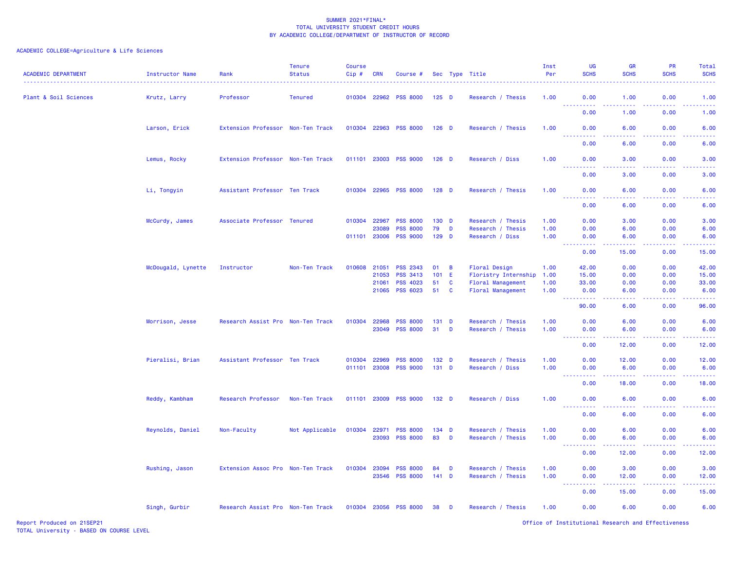SUMMER 2021*FINAL*
TOTAL UNIVERSITY STUDENT CREDIT HOURS
BY ACADEMIC COLLEGE/DEPARTMENT OF INSTRUCTOR OF RECORD

ACADEMIC COLLEGE=Agriculture & Life Sciences

| ACADEMIC DEPARTMENT | Instructor Name | Rank | Tenure Status | Course Cip # | CRN | Course # | Sec | Type | Title | Inst Per | UG SCHS | GR SCHS | PR SCHS | Total SCHS |
|---|---|---|---|---|---|---|---|---|---|---|---|---|---|---|
| Plant & Soil Sciences | Krutz, Larry | Professor | Tenured | 010304 | 22962 | PSS 8000 | 125 | D | Research / Thesis | 1.00 | 0.00 | 1.00 | 0.00 | 1.00 |
| | | | | | | | | | | | 0.00 | 1.00 | 0.00 | 1.00 |
| | Larson, Erick | Extension Professor | Non-Ten Track | 010304 | 22963 | PSS 8000 | 126 | D | Research / Thesis | 1.00 | 0.00 | 6.00 | 0.00 | 6.00 |
| | | | | | | | | | | | 0.00 | 6.00 | 0.00 | 6.00 |
| | Lemus, Rocky | Extension Professor | Non-Ten Track | 011101 | 23003 | PSS 9000 | 126 | D | Research / Diss | 1.00 | 0.00 | 3.00 | 0.00 | 3.00 |
| | | | | | | | | | | | 0.00 | 3.00 | 0.00 | 3.00 |
| | Li, Tongyin | Assistant Professor | Ten Track | 010304 | 22965 | PSS 8000 | 128 | D | Research / Thesis | 1.00 | 0.00 | 6.00 | 0.00 | 6.00 |
| | | | | | | | | | | | 0.00 | 6.00 | 0.00 | 6.00 |
| | McCurdy, James | Associate Professor | Tenured | 010304 | 22967 | PSS 8000 | 130 | D | Research / Thesis | 1.00 | 0.00 | 3.00 | 0.00 | 3.00 |
| | | | | | 23089 | PSS 8000 | 79 | D | Research / Thesis | 1.00 | 0.00 | 6.00 | 0.00 | 6.00 |
| | | | | 011101 | 23006 | PSS 9000 | 129 | D | Research / Diss | 1.00 | 0.00 | 6.00 | 0.00 | 6.00 |
| | | | | | | | | | | | 0.00 | 15.00 | 0.00 | 15.00 |
| | McDougald, Lynette | Instructor | Non-Ten Track | 010608 | 21051 | PSS 2343 | 01 | B | Floral Design | 1.00 | 42.00 | 0.00 | 0.00 | 42.00 |
| | | | | | 21053 | PSS 3413 | 101 | E | Floristry Internship | 1.00 | 15.00 | 0.00 | 0.00 | 15.00 |
| | | | | | 21061 | PSS 4023 | 51 | C | Floral Management | 1.00 | 33.00 | 0.00 | 0.00 | 33.00 |
| | | | | | 21065 | PSS 6023 | 51 | C | Floral Management | 1.00 | 0.00 | 6.00 | 0.00 | 6.00 |
| | | | | | | | | | | | 90.00 | 6.00 | 0.00 | 96.00 |
| | Morrison, Jesse | Research Assist Pro | Non-Ten Track | 010304 | 22968 | PSS 8000 | 131 | D | Research / Thesis | 1.00 | 0.00 | 6.00 | 0.00 | 6.00 |
| | | | | | 23049 | PSS 8000 | 31 | D | Research / Thesis | 1.00 | 0.00 | 6.00 | 0.00 | 6.00 |
| | | | | | | | | | | | 0.00 | 12.00 | 0.00 | 12.00 |
| | Pieralisi, Brian | Assistant Professor | Ten Track | 010304 | 22969 | PSS 8000 | 132 | D | Research / Thesis | 1.00 | 0.00 | 12.00 | 0.00 | 12.00 |
| | | | | 011101 | 23008 | PSS 9000 | 131 | D | Research / Diss | 1.00 | 0.00 | 6.00 | 0.00 | 6.00 |
| | | | | | | | | | | | 0.00 | 18.00 | 0.00 | 18.00 |
| | Reddy, Kambham | Research Professor | Non-Ten Track | 011101 | 23009 | PSS 9000 | 132 | D | Research / Diss | 1.00 | 0.00 | 6.00 | 0.00 | 6.00 |
| | | | | | | | | | | | 0.00 | 6.00 | 0.00 | 6.00 |
| | Reynolds, Daniel | Non-Faculty | Not Applicable | 010304 | 22971 | PSS 8000 | 134 | D | Research / Thesis | 1.00 | 0.00 | 6.00 | 0.00 | 6.00 |
| | | | | | 23093 | PSS 8000 | 83 | D | Research / Thesis | 1.00 | 0.00 | 6.00 | 0.00 | 6.00 |
| | | | | | | | | | | | 0.00 | 12.00 | 0.00 | 12.00 |
| | Rushing, Jason | Extension Assoc Pro | Non-Ten Track | 010304 | 23094 | PSS 8000 | 84 | D | Research / Thesis | 1.00 | 0.00 | 3.00 | 0.00 | 3.00 |
| | | | | | 23546 | PSS 8000 | 141 | D | Research / Thesis | 1.00 | 0.00 | 12.00 | 0.00 | 12.00 |
| | | | | | | | | | | | 0.00 | 15.00 | 0.00 | 15.00 |
| | Singh, Gurbir | Research Assist Pro | Non-Ten Track | 010304 | 23056 | PSS 8000 | 38 | D | Research / Thesis | 1.00 | 0.00 | 6.00 | 0.00 | 6.00 |

Report Produced on 21SEP21
TOTAL University - BASED ON COURSE LEVEL
Office of Institutional Research and Effectiveness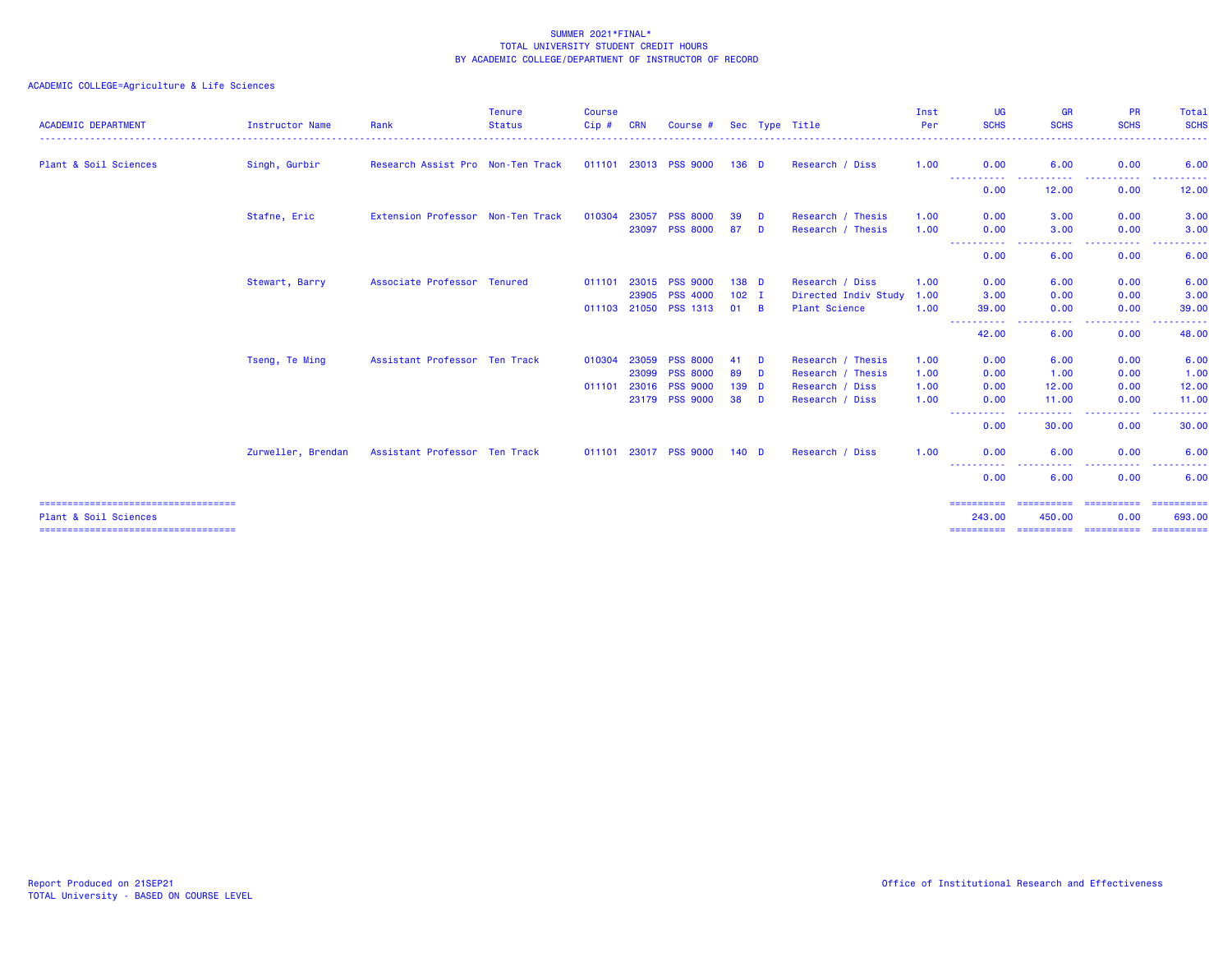SUMMER 2021*FINAL*
TOTAL UNIVERSITY STUDENT CREDIT HOURS
BY ACADEMIC COLLEGE/DEPARTMENT OF INSTRUCTOR OF RECORD

ACADEMIC COLLEGE=Agriculture & Life Sciences

| ACADEMIC DEPARTMENT | Instructor Name | Rank | Tenure Status | Course Cip # | CRN | Course # | Sec | Type | Title | Inst Per | UG SCHS | GR SCHS | PR SCHS | Total SCHS |
|---|---|---|---|---|---|---|---|---|---|---|---|---|---|---|
| Plant & Soil Sciences | Singh, Gurbir | Research Assist Pro | Non-Ten Track | 011101 | 23013 | PSS 9000 | 136 | D | Research / Diss | 1.00 | 0.00 | 6.00 | 0.00 | 6.00 |
| | | | | | | | | | | | 0.00 | 12.00 | 0.00 | 12.00 |
| | Stafne, Eric | Extension Professor | Non-Ten Track | 010304 | 23057 | PSS 8000 | 39 | D | Research / Thesis | 1.00 | 0.00 | 3.00 | 0.00 | 3.00 |
| | | | | | 23097 | PSS 8000 | 87 | D | Research / Thesis | 1.00 | 0.00 | 3.00 | 0.00 | 3.00 |
| | | | | | | | | | | | 0.00 | 6.00 | 0.00 | 6.00 |
| | Stewart, Barry | Associate Professor | Tenured | 011101 | 23015 | PSS 9000 | 138 | D | Research / Diss | 1.00 | 0.00 | 6.00 | 0.00 | 6.00 |
| | | | | | 23905 | PSS 4000 | 102 | I | Directed Indiv Study | 1.00 | 3.00 | 0.00 | 0.00 | 3.00 |
| | | | | 011103 | 21050 | PSS 1313 | 01 | B | Plant Science | 1.00 | 39.00 | 0.00 | 0.00 | 39.00 |
| | | | | | | | | | | | 42.00 | 6.00 | 0.00 | 48.00 |
| | Tseng, Te Ming | Assistant Professor | Ten Track | 010304 | 23059 | PSS 8000 | 41 | D | Research / Thesis | 1.00 | 0.00 | 6.00 | 0.00 | 6.00 |
| | | | | | 23099 | PSS 8000 | 89 | D | Research / Thesis | 1.00 | 0.00 | 1.00 | 0.00 | 1.00 |
| | | | | 011101 | 23016 | PSS 9000 | 139 | D | Research / Diss | 1.00 | 0.00 | 12.00 | 0.00 | 12.00 |
| | | | | | 23179 | PSS 9000 | 38 | D | Research / Diss | 1.00 | 0.00 | 11.00 | 0.00 | 11.00 |
| | | | | | | | | | | | 0.00 | 30.00 | 0.00 | 30.00 |
| | Zurweller, Brendan | Assistant Professor | Ten Track | 011101 | 23017 | PSS 9000 | 140 | D | Research / Diss | 1.00 | 0.00 | 6.00 | 0.00 | 6.00 |
| | | | | | | | | | | | 0.00 | 6.00 | 0.00 | 6.00 |
| Plant & Soil Sciences | | | | | | | | | | | 243.00 | 450.00 | 0.00 | 693.00 |

Report Produced on 21SEP21
TOTAL University - BASED ON COURSE LEVEL

Office of Institutional Research and Effectiveness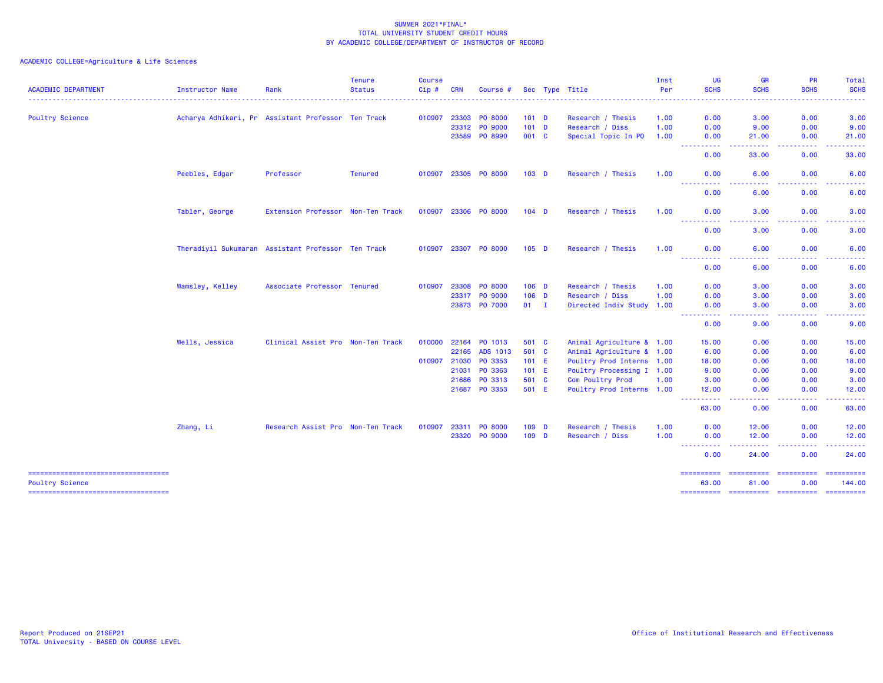SUMMER 2021*FINAL*
TOTAL UNIVERSITY STUDENT CREDIT HOURS
BY ACADEMIC COLLEGE/DEPARTMENT OF INSTRUCTOR OF RECORD

ACADEMIC COLLEGE=Agriculture & Life Sciences

| ACADEMIC DEPARTMENT | Instructor Name | Rank | Tenure Status | Course Cip # | CRN | Course # | Sec | Type | Title | Inst Per | UG SCHS | GR SCHS | PR SCHS | Total SCHS |
|---|---|---|---|---|---|---|---|---|---|---|---|---|---|---|
| Poultry Science | Acharya Adhikari, Pr | Assistant Professor | Ten Track | 010907 | 23303 | PO 8000 | 101 | D | Research / Thesis | 1.00 | 0.00 | 3.00 | 0.00 | 3.00 |
| | | | | | 23312 | PO 9000 | 101 | D | Research / Diss | 1.00 | 0.00 | 9.00 | 0.00 | 9.00 |
| | | | | | 23589 | PO 8990 | 001 | C | Special Topic In PO | 1.00 | 0.00 | 21.00 | 0.00 | 21.00 |
| | | | | | | | | | | | 0.00 | 33.00 | 0.00 | 33.00 |
| | Peebles, Edgar | Professor | Tenured | 010907 | 23305 | PO 8000 | 103 | D | Research / Thesis | 1.00 | 0.00 | 6.00 | 0.00 | 6.00 |
| | | | | | | | | | | | 0.00 | 6.00 | 0.00 | 6.00 |
| | Tabler, George | Extension Professor | Non-Ten Track | 010907 | 23306 | PO 8000 | 104 | D | Research / Thesis | 1.00 | 0.00 | 3.00 | 0.00 | 3.00 |
| | | | | | | | | | | | 0.00 | 3.00 | 0.00 | 3.00 |
| | Theradiyil Sukumaran | Assistant Professor | Ten Track | 010907 | 23307 | PO 8000 | 105 | D | Research / Thesis | 1.00 | 0.00 | 6.00 | 0.00 | 6.00 |
| | | | | | | | | | | | 0.00 | 6.00 | 0.00 | 6.00 |
| | Wamsley, Kelley | Associate Professor | Tenured | 010907 | 23308 | PO 8000 | 106 | D | Research / Thesis | 1.00 | 0.00 | 3.00 | 0.00 | 3.00 |
| | | | | | 23317 | PO 9000 | 106 | D | Research / Diss | 1.00 | 0.00 | 3.00 | 0.00 | 3.00 |
| | | | | | 23873 | PO 7000 | 01 | I | Directed Indiv Study | 1.00 | 0.00 | 3.00 | 0.00 | 3.00 |
| | | | | | | | | | | | 0.00 | 9.00 | 0.00 | 9.00 |
| | Wells, Jessica | Clinical Assist Pro | Non-Ten Track | 010000 | 22164 | PO 1013 | 501 | C | Animal Agriculture & | 1.00 | 15.00 | 0.00 | 0.00 | 15.00 |
| | | | | | 22165 | ADS 1013 | 501 | C | Animal Agriculture & | 1.00 | 6.00 | 0.00 | 0.00 | 6.00 |
| | | | | 010907 | 21030 | PO 3353 | 101 | E | Poultry Prod Interns | 1.00 | 18.00 | 0.00 | 0.00 | 18.00 |
| | | | | | 21031 | PO 3363 | 101 | E | Poultry Processing I | 1.00 | 9.00 | 0.00 | 0.00 | 9.00 |
| | | | | | 21686 | PO 3313 | 501 | C | Com Poultry Prod | 1.00 | 3.00 | 0.00 | 0.00 | 3.00 |
| | | | | | 21687 | PO 3353 | 501 | E | Poultry Prod Interns | 1.00 | 12.00 | 0.00 | 0.00 | 12.00 |
| | | | | | | | | | | | 63.00 | 0.00 | 0.00 | 63.00 |
| | Zhang, Li | Research Assist Pro | Non-Ten Track | 010907 | 23311 | PO 8000 | 109 | D | Research / Thesis | 1.00 | 0.00 | 12.00 | 0.00 | 12.00 |
| | | | | | 23320 | PO 9000 | 109 | D | Research / Diss | 1.00 | 0.00 | 12.00 | 0.00 | 12.00 |
| | | | | | | | | | | | 0.00 | 24.00 | 0.00 | 24.00 |
| Poultry Science | | | | | | | | | | | 63.00 | 81.00 | 0.00 | 144.00 |

Report Produced on 21SEP21
TOTAL University - BASED ON COURSE LEVEL

Office of Institutional Research and Effectiveness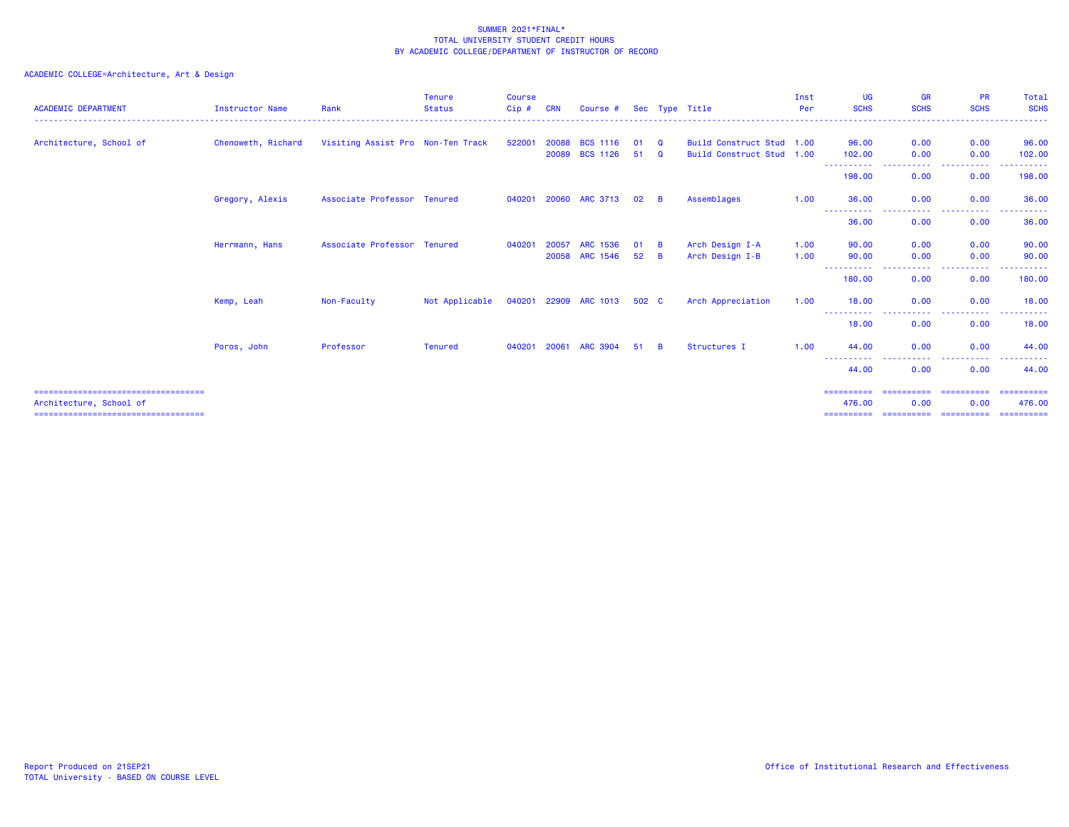SUMMER 2021*FINAL*
TOTAL UNIVERSITY STUDENT CREDIT HOURS
BY ACADEMIC COLLEGE/DEPARTMENT OF INSTRUCTOR OF RECORD

ACADEMIC COLLEGE=Architecture, Art & Design

| ACADEMIC DEPARTMENT | Instructor Name | Rank | Tenure Status | Course Cip # | CRN | Course # | Sec | Type | Title | Inst Per | UG SCHS | GR SCHS | PR SCHS | Total SCHS |
|---|---|---|---|---|---|---|---|---|---|---|---|---|---|---|
| Architecture, School of | Chenoweth, Richard | Visiting Assist Pro | Non-Ten Track | 522001 | 20088 | BCS 1116 | 01 | Q | Build Construct Stud | 1.00 | 96.00 | 0.00 | 0.00 | 96.00 |
| | | | | | 20089 | BCS 1126 | 51 | Q | Build Construct Stud | 1.00 | 102.00 | 0.00 | 0.00 | 102.00 |
| | | | | | | | | | | | 198.00 | 0.00 | 0.00 | 198.00 |
| | Gregory, Alexis | Associate Professor | Tenured | 040201 | 20060 | ARC 3713 | 02 | B | Assemblages | 1.00 | 36.00 | 0.00 | 0.00 | 36.00 |
| | | | | | | | | | | | 36.00 | 0.00 | 0.00 | 36.00 |
| | Herrmann, Hans | Associate Professor | Tenured | 040201 | 20057 | ARC 1536 | 01 | B | Arch Design I-A | 1.00 | 90.00 | 0.00 | 0.00 | 90.00 |
| | | | | | 20058 | ARC 1546 | 52 | B | Arch Design I-B | 1.00 | 90.00 | 0.00 | 0.00 | 90.00 |
| | | | | | | | | | | | 180.00 | 0.00 | 0.00 | 180.00 |
| | Kemp, Leah | Non-Faculty | Not Applicable | 040201 | 22909 | ARC 1013 | 502 | C | Arch Appreciation | 1.00 | 18.00 | 0.00 | 0.00 | 18.00 |
| | | | | | | | | | | | 18.00 | 0.00 | 0.00 | 18.00 |
| | Poros, John | Professor | Tenured | 040201 | 20061 | ARC 3904 | 51 | B | Structures I | 1.00 | 44.00 | 0.00 | 0.00 | 44.00 |
| | | | | | | | | | | | 44.00 | 0.00 | 0.00 | 44.00 |
| Architecture, School of | | | | | | | | | | | 476.00 | 0.00 | 0.00 | 476.00 |

Report Produced on 21SEP21
TOTAL University - BASED ON COURSE LEVEL

Office of Institutional Research and Effectiveness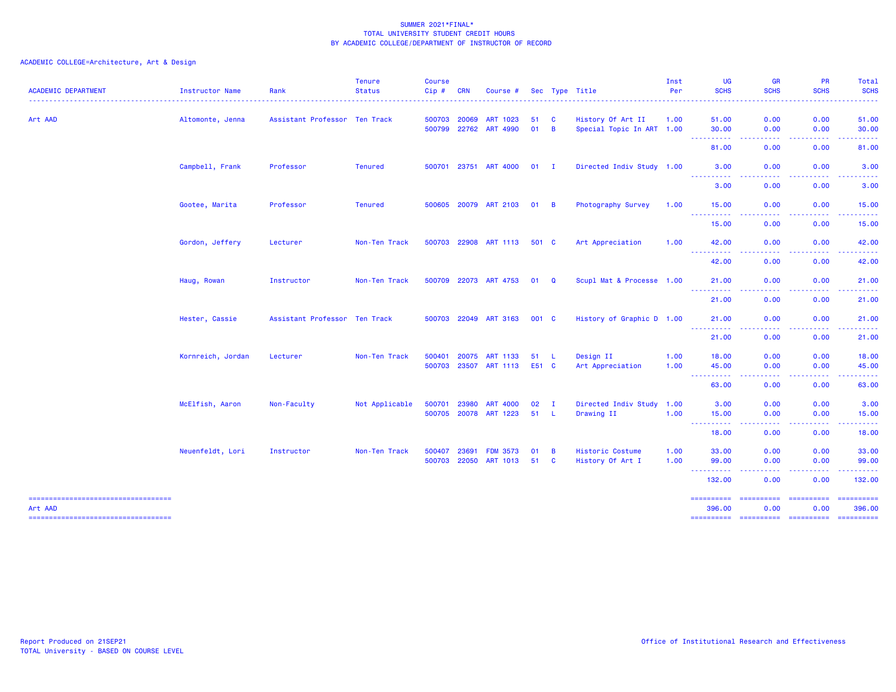SUMMER 2021*FINAL*
TOTAL UNIVERSITY STUDENT CREDIT HOURS
BY ACADEMIC COLLEGE/DEPARTMENT OF INSTRUCTOR OF RECORD

ACADEMIC COLLEGE=Architecture, Art & Design

| ACADEMIC DEPARTMENT | Instructor Name | Rank | Tenure Status | Course Cip # | CRN | Course # | Sec | Type | Title | Inst Per | UG SCHS | GR SCHS | PR SCHS | Total SCHS |
|---|---|---|---|---|---|---|---|---|---|---|---|---|---|---|
| Art AAD | Altomonte, Jenna | Assistant Professor | Ten Track | 500703 | 20069 | ART 1023 | 51 | C | History Of Art II | 1.00 | 51.00 | 0.00 | 0.00 | 51.00 |
| | | | | 500799 | 22762 | ART 4990 | 01 | B | Special Topic In ART | 1.00 | 30.00 | 0.00 | 0.00 | 30.00 |
| | | | | | | | | | | | 81.00 | 0.00 | 0.00 | 81.00 |
| | Campbell, Frank | Professor | Tenured | 500701 | 23751 | ART 4000 | 01 | I | Directed Indiv Study | 1.00 | 3.00 | 0.00 | 0.00 | 3.00 |
| | | | | | | | | | | | 3.00 | 0.00 | 0.00 | 3.00 |
| | Gootee, Marita | Professor | Tenured | 500605 | 20079 | ART 2103 | 01 | B | Photography Survey | 1.00 | 15.00 | 0.00 | 0.00 | 15.00 |
| | | | | | | | | | | | 15.00 | 0.00 | 0.00 | 15.00 |
| | Gordon, Jeffery | Lecturer | Non-Ten Track | 500703 | 22908 | ART 1113 | 501 | C | Art Appreciation | 1.00 | 42.00 | 0.00 | 0.00 | 42.00 |
| | | | | | | | | | | | 42.00 | 0.00 | 0.00 | 42.00 |
| | Haug, Rowan | Instructor | Non-Ten Track | 500709 | 22073 | ART 4753 | 01 | Q | Scupl Mat & Processe | 1.00 | 21.00 | 0.00 | 0.00 | 21.00 |
| | | | | | | | | | | | 21.00 | 0.00 | 0.00 | 21.00 |
| | Hester, Cassie | Assistant Professor | Ten Track | 500703 | 22049 | ART 3163 | 001 | C | History of Graphic D | 1.00 | 21.00 | 0.00 | 0.00 | 21.00 |
| | | | | | | | | | | | 21.00 | 0.00 | 0.00 | 21.00 |
| | Kornreich, Jordan | Lecturer | Non-Ten Track | 500401 | 20075 | ART 1133 | 51 | L | Design II | 1.00 | 18.00 | 0.00 | 0.00 | 18.00 |
| | | | | 500703 | 23507 | ART 1113 | E51 | C | Art Appreciation | 1.00 | 45.00 | 0.00 | 0.00 | 45.00 |
| | | | | | | | | | | | 63.00 | 0.00 | 0.00 | 63.00 |
| | McElfish, Aaron | Non-Faculty | Not Applicable | 500701 | 23980 | ART 4000 | 02 | I | Directed Indiv Study | 1.00 | 3.00 | 0.00 | 0.00 | 3.00 |
| | | | | 500705 | 20078 | ART 1223 | 51 | L | Drawing II | 1.00 | 15.00 | 0.00 | 0.00 | 15.00 |
| | | | | | | | | | | | 18.00 | 0.00 | 0.00 | 18.00 |
| | Neuenfeldt, Lori | Instructor | Non-Ten Track | 500407 | 23691 | FDM 3573 | 01 | B | Historic Costume | 1.00 | 33.00 | 0.00 | 0.00 | 33.00 |
| | | | | 500703 | 22050 | ART 1013 | 51 | C | History Of Art I | 1.00 | 99.00 | 0.00 | 0.00 | 99.00 |
| | | | | | | | | | | | 132.00 | 0.00 | 0.00 | 132.00 |
| Art AAD | | | | | | | | | | | 396.00 | 0.00 | 0.00 | 396.00 |

Report Produced on 21SEP21
TOTAL University - BASED ON COURSE LEVEL

Office of Institutional Research and Effectiveness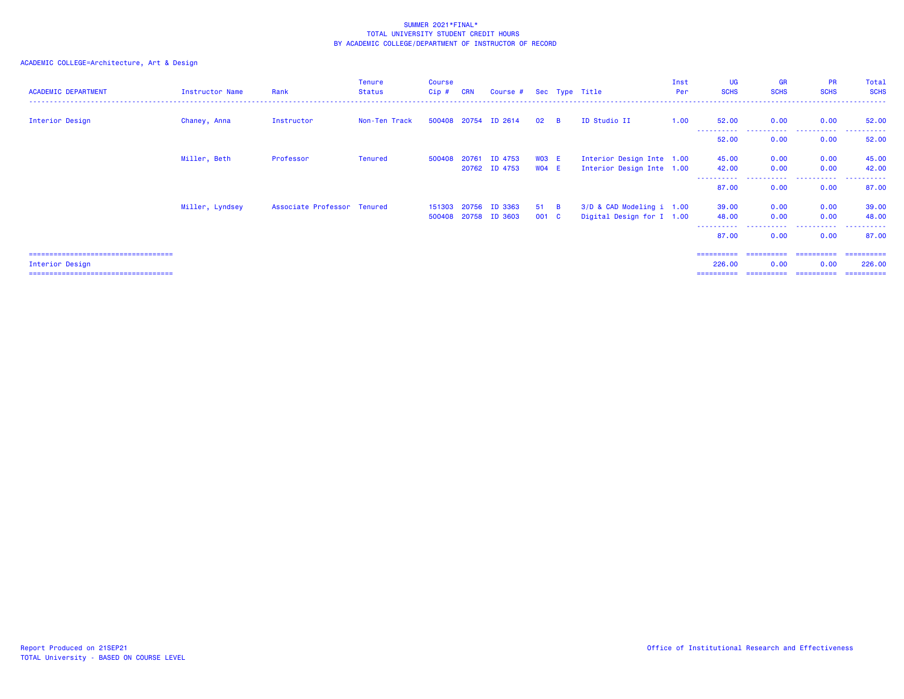SUMMER 2021*FINAL*
TOTAL UNIVERSITY STUDENT CREDIT HOURS
BY ACADEMIC COLLEGE/DEPARTMENT OF INSTRUCTOR OF RECORD

ACADEMIC COLLEGE=Architecture, Art & Design

| ACADEMIC DEPARTMENT | Instructor Name | Rank | Tenure Status | Course Cip # | CRN | Course # | Sec | Type | Title | Inst Per | UG SCHS | GR SCHS | PR SCHS | Total SCHS |
|---|---|---|---|---|---|---|---|---|---|---|---|---|---|---|
| Interior Design | Chaney, Anna | Instructor | Non-Ten Track | 500408 | 20754 | ID 2614 | 02 | B | ID Studio II | 1.00 | 52.00 | 0.00 | 0.00 | 52.00 |
| | | | | | | | | | | | 52.00 | 0.00 | 0.00 | 52.00 |
| | Miller, Beth | Professor | Tenured | 500408 | 20761 | ID 4753 | W03 | E | Interior Design Inte | 1.00 | 45.00 | 0.00 | 0.00 | 45.00 |
| | | | | | 20762 | ID 4753 | W04 | E | Interior Design Inte | 1.00 | 42.00 | 0.00 | 0.00 | 42.00 |
| | | | | | | | | | | | 87.00 | 0.00 | 0.00 | 87.00 |
| | Miller, Lyndsey | Associate Professor | Tenured | 151303 | 20756 | ID 3363 | 51 | B | 3/D & CAD Modeling i | 1.00 | 39.00 | 0.00 | 0.00 | 39.00 |
| | | | | 500408 | 20758 | ID 3603 | 001 | C | Digital Design for I | 1.00 | 48.00 | 0.00 | 0.00 | 48.00 |
| | | | | | | | | | | | 87.00 | 0.00 | 0.00 | 87.00 |
| Interior Design | | | | | | | | | | | 226.00 | 0.00 | 0.00 | 226.00 |

Report Produced on 21SEP21
TOTAL University - BASED ON COURSE LEVEL

Office of Institutional Research and Effectiveness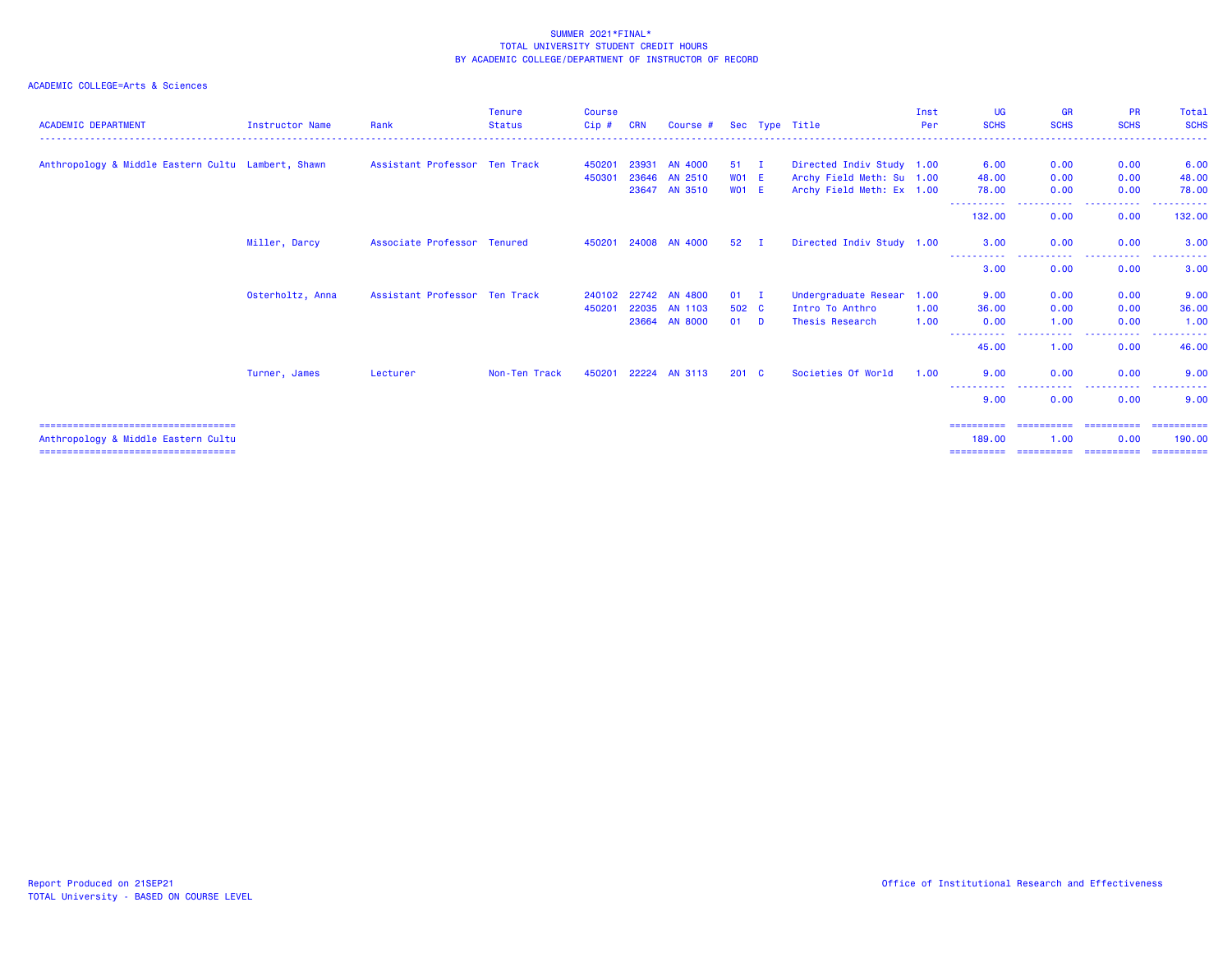SUMMER 2021*FINAL*
TOTAL UNIVERSITY STUDENT CREDIT HOURS
BY ACADEMIC COLLEGE/DEPARTMENT OF INSTRUCTOR OF RECORD

ACADEMIC COLLEGE=Arts & Sciences

| ACADEMIC DEPARTMENT | Instructor Name | Rank | Tenure Status | Course Cip # | CRN | Course # | Sec | Type | Title | Inst Per | UG SCHS | GR SCHS | PR SCHS | Total SCHS |
|---|---|---|---|---|---|---|---|---|---|---|---|---|---|---|
| Anthropology & Middle Eastern Cultu | Lambert, Shawn | Assistant Professor | Ten Track | 450201 | 23931 | AN 4000 | 51 | I | Directed Indiv Study | 1.00 | 6.00 | 0.00 | 0.00 | 6.00 |
| | | | | 450301 | 23646 | AN 2510 | W01 | E | Archy Field Meth: Su | 1.00 | 48.00 | 0.00 | 0.00 | 48.00 |
| | | | | | 23647 | AN 3510 | W01 | E | Archy Field Meth: Ex | 1.00 | 78.00 | 0.00 | 0.00 | 78.00 |
| | | | | | | | | | | | 132.00 | 0.00 | 0.00 | 132.00 |
| | Miller, Darcy | Associate Professor | Tenured | 450201 | 24008 | AN 4000 | 52 | I | Directed Indiv Study | 1.00 | 3.00 | 0.00 | 0.00 | 3.00 |
| | | | | | | | | | | | 3.00 | 0.00 | 0.00 | 3.00 |
| | Osterholtz, Anna | Assistant Professor | Ten Track | 240102 | 22742 | AN 4800 | 01 | I | Undergraduate Resear | 1.00 | 9.00 | 0.00 | 0.00 | 9.00 |
| | | | | 450201 | 22035 | AN 1103 | 502 | C | Intro To Anthro | 1.00 | 36.00 | 0.00 | 0.00 | 36.00 |
| | | | | | 23664 | AN 8000 | 01 | D | Thesis Research | 1.00 | 0.00 | 1.00 | 0.00 | 1.00 |
| | | | | | | | | | | | 45.00 | 1.00 | 0.00 | 46.00 |
| | Turner, James | Lecturer | Non-Ten Track | 450201 | 22224 | AN 3113 | 201 | C | Societies Of World | 1.00 | 9.00 | 0.00 | 0.00 | 9.00 |
| | | | | | | | | | | | 9.00 | 0.00 | 0.00 | 9.00 |
| Anthropology & Middle Eastern Cultu | | | | | | | | | | | 189.00 | 1.00 | 0.00 | 190.00 |

Report Produced on 21SEP21
TOTAL University - BASED ON COURSE LEVEL

Office of Institutional Research and Effectiveness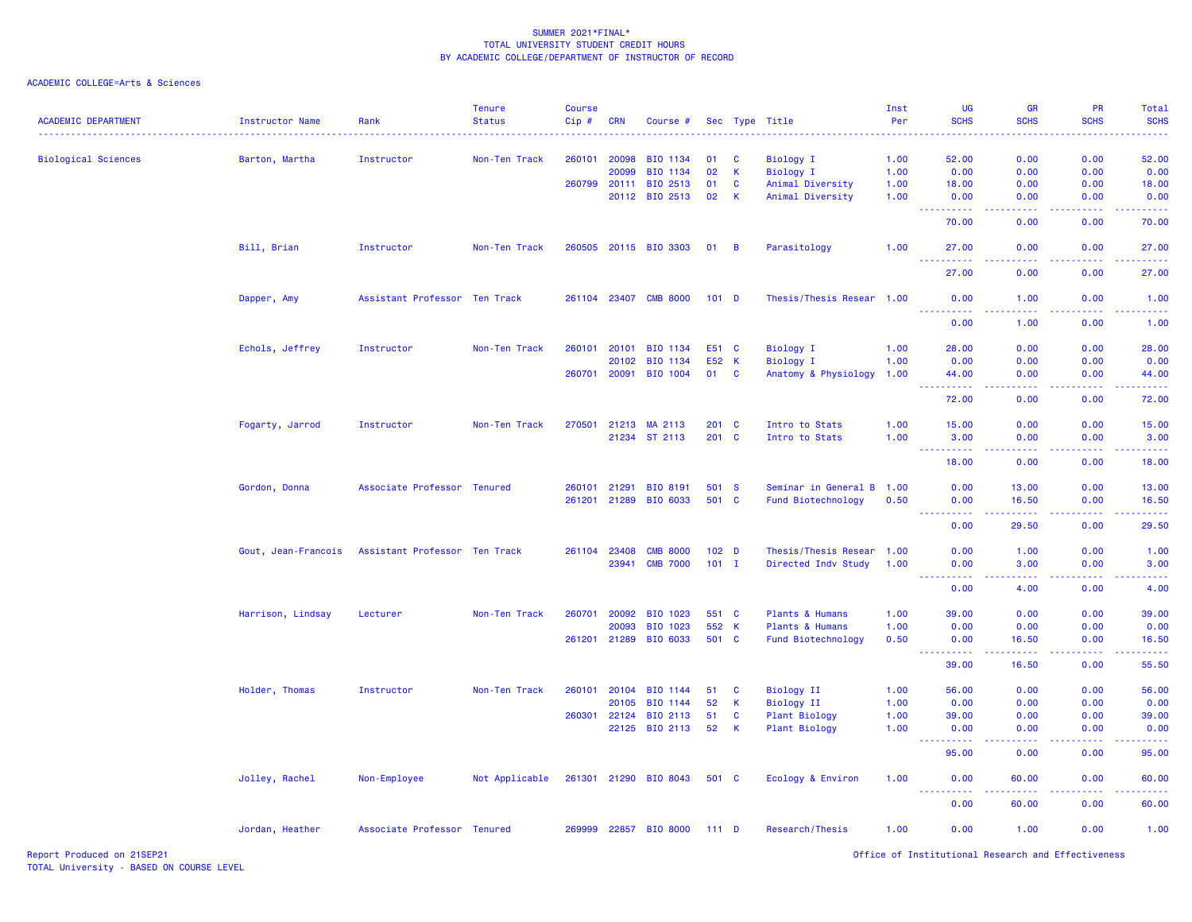SUMMER 2021*FINAL*
TOTAL UNIVERSITY STUDENT CREDIT HOURS
BY ACADEMIC COLLEGE/DEPARTMENT OF INSTRUCTOR OF RECORD

ACADEMIC COLLEGE=Arts & Sciences

| ACADEMIC DEPARTMENT | Instructor Name | Rank | Tenure Status | Course Cip # | CRN | Course # | Sec | Type | Title | Inst Per | UG SCHS | GR SCHS | PR SCHS | Total SCHS |
|---|---|---|---|---|---|---|---|---|---|---|---|---|---|---|
| Biological Sciences | Barton, Martha | Instructor | Non-Ten Track | 260101 | 20098 | BIO 1134 | 01 | C | Biology I | 1.00 | 52.00 | 0.00 | 0.00 | 52.00 |
| | | | | | 20099 | BIO 1134 | 02 | K | Biology I | 1.00 | 0.00 | 0.00 | 0.00 | 0.00 |
| | | | | 260799 | 20111 | BIO 2513 | 01 | C | Animal Diversity | 1.00 | 18.00 | 0.00 | 0.00 | 18.00 |
| | | | | | 20112 | BIO 2513 | 02 | K | Animal Diversity | 1.00 | 0.00 | 0.00 | 0.00 | 0.00 |
| | | | | | | | | | | | 70.00 | 0.00 | 0.00 | 70.00 |
| | Bill, Brian | Instructor | Non-Ten Track | 260505 | 20115 | BIO 3303 | 01 | B | Parasitology | 1.00 | 27.00 | 0.00 | 0.00 | 27.00 |
| | | | | | | | | | | | 27.00 | 0.00 | 0.00 | 27.00 |
| | Dapper, Amy | Assistant Professor | Ten Track | 261104 | 23407 | CMB 8000 | 101 | D | Thesis/Thesis Resear | 1.00 | 0.00 | 1.00 | 0.00 | 1.00 |
| | | | | | | | | | | | 0.00 | 1.00 | 0.00 | 1.00 |
| | Echols, Jeffrey | Instructor | Non-Ten Track | 260101 | 20101 | BIO 1134 | E51 | C | Biology I | 1.00 | 28.00 | 0.00 | 0.00 | 28.00 |
| | | | | | 20102 | BIO 1134 | E52 | K | Biology I | 1.00 | 0.00 | 0.00 | 0.00 | 0.00 |
| | | | | 260701 | 20091 | BIO 1004 | 01 | C | Anatomy & Physiology | 1.00 | 44.00 | 0.00 | 0.00 | 44.00 |
| | | | | | | | | | | | 72.00 | 0.00 | 0.00 | 72.00 |
| | Fogarty, Jarrod | Instructor | Non-Ten Track | 270501 | 21213 | MA 2113 | 201 | C | Intro to Stats | 1.00 | 15.00 | 0.00 | 0.00 | 15.00 |
| | | | | | 21234 | ST 2113 | 201 | C | Intro to Stats | 1.00 | 3.00 | 0.00 | 0.00 | 3.00 |
| | | | | | | | | | | | 18.00 | 0.00 | 0.00 | 18.00 |
| | Gordon, Donna | Associate Professor | Tenured | 260101 | 21291 | BIO 8191 | 501 | S | Seminar in General B | 1.00 | 0.00 | 13.00 | 0.00 | 13.00 |
| | | | | 261201 | 21289 | BIO 6033 | 501 | C | Fund Biotechnology | 0.50 | 0.00 | 16.50 | 0.00 | 16.50 |
| | | | | | | | | | | | 0.00 | 29.50 | 0.00 | 29.50 |
| | Gout, Jean-Francois | Assistant Professor | Ten Track | 261104 | 23408 | CMB 8000 | 102 | D | Thesis/Thesis Resear | 1.00 | 0.00 | 1.00 | 0.00 | 1.00 |
| | | | | | 23941 | CMB 7000 | 101 | I | Directed Indv Study | 1.00 | 0.00 | 3.00 | 0.00 | 3.00 |
| | | | | | | | | | | | 0.00 | 4.00 | 0.00 | 4.00 |
| | Harrison, Lindsay | Lecturer | Non-Ten Track | 260701 | 20092 | BIO 1023 | 551 | C | Plants & Humans | 1.00 | 39.00 | 0.00 | 0.00 | 39.00 |
| | | | | | 20093 | BIO 1023 | 552 | K | Plants & Humans | 1.00 | 0.00 | 0.00 | 0.00 | 0.00 |
| | | | | 261201 | 21289 | BIO 6033 | 501 | C | Fund Biotechnology | 0.50 | 0.00 | 16.50 | 0.00 | 16.50 |
| | | | | | | | | | | | 39.00 | 16.50 | 0.00 | 55.50 |
| | Holder, Thomas | Instructor | Non-Ten Track | 260101 | 20104 | BIO 1144 | 51 | C | Biology II | 1.00 | 56.00 | 0.00 | 0.00 | 56.00 |
| | | | | | 20105 | BIO 1144 | 52 | K | Biology II | 1.00 | 0.00 | 0.00 | 0.00 | 0.00 |
| | | | | 260301 | 22124 | BIO 2113 | 51 | C | Plant Biology | 1.00 | 39.00 | 0.00 | 0.00 | 39.00 |
| | | | | | 22125 | BIO 2113 | 52 | K | Plant Biology | 1.00 | 0.00 | 0.00 | 0.00 | 0.00 |
| | | | | | | | | | | | 95.00 | 0.00 | 0.00 | 95.00 |
| | Jolley, Rachel | Non-Employee | Not Applicable | 261301 | 21290 | BIO 8043 | 501 | C | Ecology & Environ | 1.00 | 0.00 | 60.00 | 0.00 | 60.00 |
| | | | | | | | | | | | 0.00 | 60.00 | 0.00 | 60.00 |
| | Jordan, Heather | Associate Professor | Tenured | 269999 | 22857 | BIO 8000 | 111 | D | Research/Thesis | 1.00 | 0.00 | 1.00 | 0.00 | 1.00 |

Report Produced on 21SEP21
TOTAL University - BASED ON COURSE LEVEL

Office of Institutional Research and Effectiveness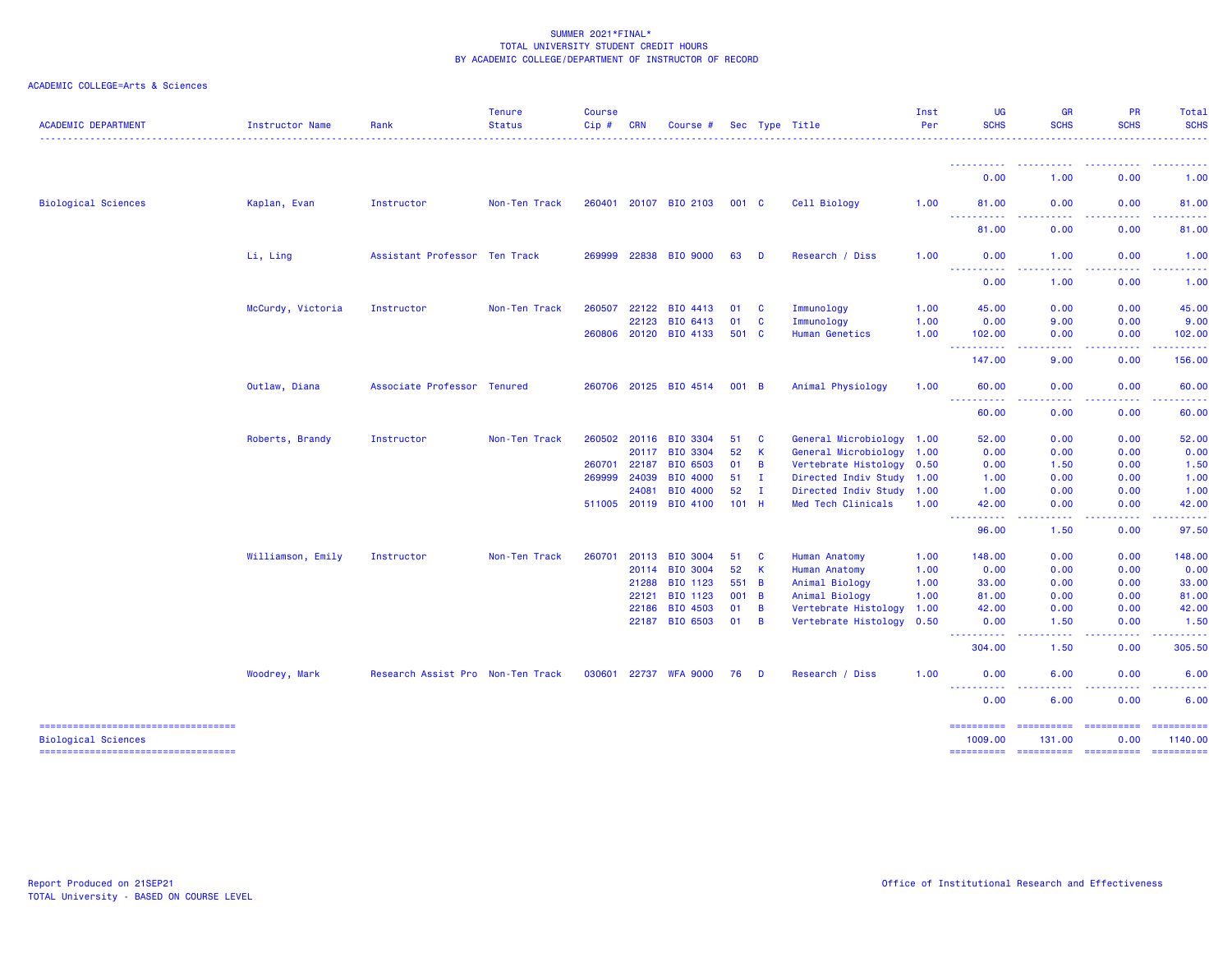SUMMER 2021*FINAL*
TOTAL UNIVERSITY STUDENT CREDIT HOURS
BY ACADEMIC COLLEGE/DEPARTMENT OF INSTRUCTOR OF RECORD

ACADEMIC COLLEGE=Arts & Sciences

| ACADEMIC DEPARTMENT | Instructor Name | Rank | Tenure Status | Course Cip # | CRN | Course # | Sec | Type | Title | Inst Per | UG SCHS | GR SCHS | PR SCHS | Total SCHS |
|---|---|---|---|---|---|---|---|---|---|---|---|---|---|---|
| | | | | | | | | | | | 0.00 | 1.00 | 0.00 | 1.00 |
| Biological Sciences | Kaplan, Evan | Instructor | Non-Ten Track | 260401 | 20107 | BIO 2103 | 001 | C | Cell Biology | 1.00 | 81.00 | 0.00 | 0.00 | 81.00 |
| | | | | | | | | | | | 81.00 | 0.00 | 0.00 | 81.00 |
| | Li, Ling | Assistant Professor | Ten Track | 269999 | 22838 | BIO 9000 | 63 | D | Research / Diss | 1.00 | 0.00 | 1.00 | 0.00 | 1.00 |
| | | | | | | | | | | | 0.00 | 1.00 | 0.00 | 1.00 |
| | McCurdy, Victoria | Instructor | Non-Ten Track | 260507 | 22122 | BIO 4413 | 01 | C | Immunology | 1.00 | 45.00 | 0.00 | 0.00 | 45.00 |
| | | | | | 22123 | BIO 6413 | 01 | C | Immunology | 1.00 | 0.00 | 9.00 | 0.00 | 9.00 |
| | | | | 260806 | 20120 | BIO 4133 | 501 | C | Human Genetics | 1.00 | 102.00 | 0.00 | 0.00 | 102.00 |
| | | | | | | | | | | | 147.00 | 9.00 | 0.00 | 156.00 |
| | Outlaw, Diana | Associate Professor | Tenured | 260706 | 20125 | BIO 4514 | 001 | B | Animal Physiology | 1.00 | 60.00 | 0.00 | 0.00 | 60.00 |
| | | | | | | | | | | | 60.00 | 0.00 | 0.00 | 60.00 |
| | Roberts, Brandy | Instructor | Non-Ten Track | 260502 | 20116 | BIO 3304 | 51 | C | General Microbiology | 1.00 | 52.00 | 0.00 | 0.00 | 52.00 |
| | | | | | 20117 | BIO 3304 | 52 | K | General Microbiology | 1.00 | 0.00 | 0.00 | 0.00 | 0.00 |
| | | | | 260701 | 22187 | BIO 6503 | 01 | B | Vertebrate Histology | 0.50 | 0.00 | 1.50 | 0.00 | 1.50 |
| | | | | 269999 | 24039 | BIO 4000 | 51 | I | Directed Indiv Study | 1.00 | 1.00 | 0.00 | 0.00 | 1.00 |
| | | | | | 24081 | BIO 4000 | 52 | I | Directed Indiv Study | 1.00 | 1.00 | 0.00 | 0.00 | 1.00 |
| | | | | 511005 | 20119 | BIO 4100 | 101 | H | Med Tech Clinicals | 1.00 | 42.00 | 0.00 | 0.00 | 42.00 |
| | | | | | | | | | | | 96.00 | 1.50 | 0.00 | 97.50 |
| | Williamson, Emily | Instructor | Non-Ten Track | 260701 | 20113 | BIO 3004 | 51 | C | Human Anatomy | 1.00 | 148.00 | 0.00 | 0.00 | 148.00 |
| | | | | | 20114 | BIO 3004 | 52 | K | Human Anatomy | 1.00 | 0.00 | 0.00 | 0.00 | 0.00 |
| | | | | | 21288 | BIO 1123 | 551 | B | Animal Biology | 1.00 | 33.00 | 0.00 | 0.00 | 33.00 |
| | | | | | 22121 | BIO 1123 | 001 | B | Animal Biology | 1.00 | 81.00 | 0.00 | 0.00 | 81.00 |
| | | | | | 22186 | BIO 4503 | 01 | B | Vertebrate Histology | 1.00 | 42.00 | 0.00 | 0.00 | 42.00 |
| | | | | | 22187 | BIO 6503 | 01 | B | Vertebrate Histology | 0.50 | 0.00 | 1.50 | 0.00 | 1.50 |
| | | | | | | | | | | | 304.00 | 1.50 | 0.00 | 305.50 |
| | Woodrey, Mark | Research Assist Pro | Non-Ten Track | 030601 | 22737 | WFA 9000 | 76 | D | Research / Diss | 1.00 | 0.00 | 6.00 | 0.00 | 6.00 |
| | | | | | | | | | | | 0.00 | 6.00 | 0.00 | 6.00 |
| Biological Sciences | | | | | | | | | | | 1009.00 | 131.00 | 0.00 | 1140.00 |

Report Produced on 21SEP21
TOTAL University - BASED ON COURSE LEVEL

Office of Institutional Research and Effectiveness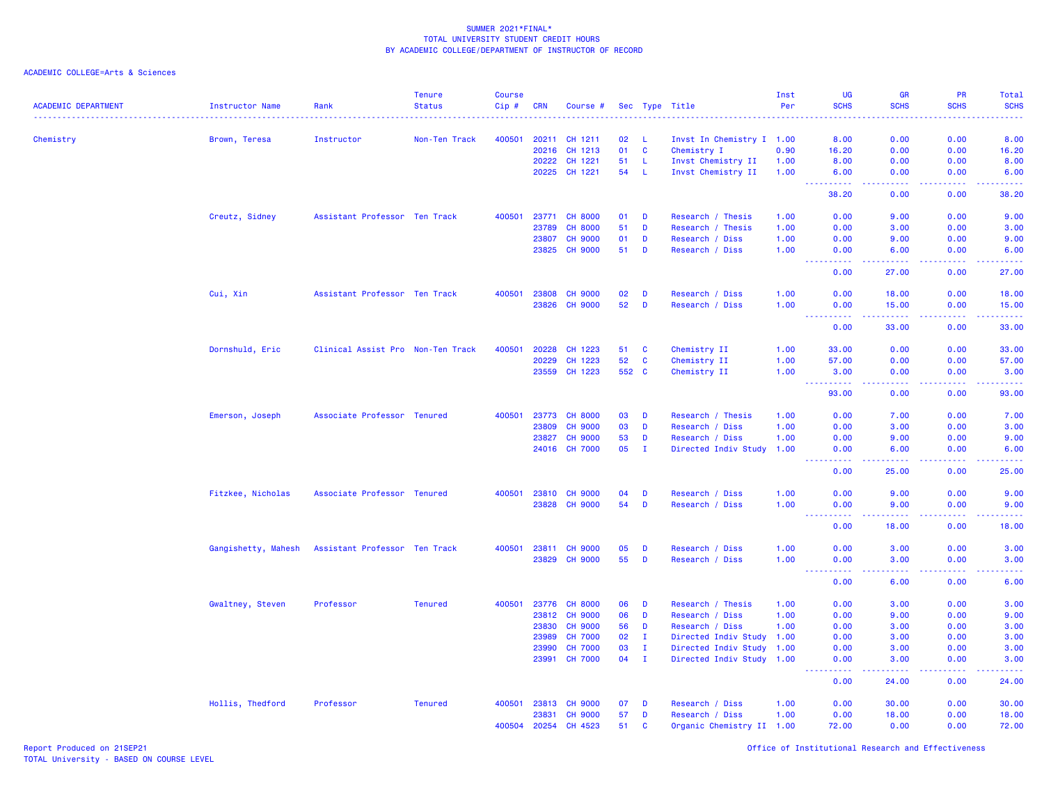SUMMER 2021*FINAL*
TOTAL UNIVERSITY STUDENT CREDIT HOURS
BY ACADEMIC COLLEGE/DEPARTMENT OF INSTRUCTOR OF RECORD

ACADEMIC COLLEGE=Arts & Sciences

| ACADEMIC DEPARTMENT | Instructor Name | Rank | Tenure Status | Course Cip # | CRN | Course # | Sec | Type | Title | Inst Per | UG SCHS | GR SCHS | PR SCHS | Total SCHS |
|---|---|---|---|---|---|---|---|---|---|---|---|---|---|---|
| Chemistry | Brown, Teresa | Instructor | Non-Ten Track | 400501 | 20211 | CH 1211 | 02 | L | Invst In Chemistry I | 1.00 | 8.00 | 0.00 | 0.00 | 8.00 |
| | | | | | 20216 | CH 1213 | 01 | C | Chemistry I | 0.90 | 16.20 | 0.00 | 0.00 | 16.20 |
| | | | | | 20222 | CH 1221 | 51 | L | Invst Chemistry II | 1.00 | 8.00 | 0.00 | 0.00 | 8.00 |
| | | | | | 20225 | CH 1221 | 54 | L | Invst Chemistry II | 1.00 | 6.00 | 0.00 | 0.00 | 6.00 |
| | | | | | | | | | | | 38.20 | 0.00 | 0.00 | 38.20 |
| | Creutz, Sidney | Assistant Professor | Ten Track | 400501 | 23771 | CH 8000 | 01 | D | Research / Thesis | 1.00 | 0.00 | 9.00 | 0.00 | 9.00 |
| | | | | | 23789 | CH 8000 | 51 | D | Research / Thesis | 1.00 | 0.00 | 3.00 | 0.00 | 3.00 |
| | | | | | 23807 | CH 9000 | 01 | D | Research / Diss | 1.00 | 0.00 | 9.00 | 0.00 | 9.00 |
| | | | | | 23825 | CH 9000 | 51 | D | Research / Diss | 1.00 | 0.00 | 6.00 | 0.00 | 6.00 |
| | | | | | | | | | | | 0.00 | 27.00 | 0.00 | 27.00 |
| | Cui, Xin | Assistant Professor | Ten Track | 400501 | 23808 | CH 9000 | 02 | D | Research / Diss | 1.00 | 0.00 | 18.00 | 0.00 | 18.00 |
| | | | | | 23826 | CH 9000 | 52 | D | Research / Diss | 1.00 | 0.00 | 15.00 | 0.00 | 15.00 |
| | | | | | | | | | | | 0.00 | 33.00 | 0.00 | 33.00 |
| | Dornshuld, Eric | Clinical Assist Pro | Non-Ten Track | 400501 | 20228 | CH 1223 | 51 | C | Chemistry II | 1.00 | 33.00 | 0.00 | 0.00 | 33.00 |
| | | | | | 20229 | CH 1223 | 52 | C | Chemistry II | 1.00 | 57.00 | 0.00 | 0.00 | 57.00 |
| | | | | | 23559 | CH 1223 | 552 | C | Chemistry II | 1.00 | 3.00 | 0.00 | 0.00 | 3.00 |
| | | | | | | | | | | | 93.00 | 0.00 | 0.00 | 93.00 |
| | Emerson, Joseph | Associate Professor | Tenured | 400501 | 23773 | CH 8000 | 03 | D | Research / Thesis | 1.00 | 0.00 | 7.00 | 0.00 | 7.00 |
| | | | | | 23809 | CH 9000 | 03 | D | Research / Diss | 1.00 | 0.00 | 3.00 | 0.00 | 3.00 |
| | | | | | 23827 | CH 9000 | 53 | D | Research / Diss | 1.00 | 0.00 | 9.00 | 0.00 | 9.00 |
| | | | | | 24016 | CH 7000 | 05 | I | Directed Indiv Study | 1.00 | 0.00 | 6.00 | 0.00 | 6.00 |
| | | | | | | | | | | | 0.00 | 25.00 | 0.00 | 25.00 |
| | Fitzkee, Nicholas | Associate Professor | Tenured | 400501 | 23810 | CH 9000 | 04 | D | Research / Diss | 1.00 | 0.00 | 9.00 | 0.00 | 9.00 |
| | | | | | 23828 | CH 9000 | 54 | D | Research / Diss | 1.00 | 0.00 | 9.00 | 0.00 | 9.00 |
| | | | | | | | | | | | 0.00 | 18.00 | 0.00 | 18.00 |
| | Gangishetty, Mahesh | Assistant Professor | Ten Track | 400501 | 23811 | CH 9000 | 05 | D | Research / Diss | 1.00 | 0.00 | 3.00 | 0.00 | 3.00 |
| | | | | | 23829 | CH 9000 | 55 | D | Research / Diss | 1.00 | 0.00 | 3.00 | 0.00 | 3.00 |
| | | | | | | | | | | | 0.00 | 6.00 | 0.00 | 6.00 |
| | Gwaltney, Steven | Professor | Tenured | 400501 | 23776 | CH 8000 | 06 | D | Research / Thesis | 1.00 | 0.00 | 3.00 | 0.00 | 3.00 |
| | | | | | 23812 | CH 9000 | 06 | D | Research / Diss | 1.00 | 0.00 | 9.00 | 0.00 | 9.00 |
| | | | | | 23830 | CH 9000 | 56 | D | Research / Diss | 1.00 | 0.00 | 3.00 | 0.00 | 3.00 |
| | | | | | 23989 | CH 7000 | 02 | I | Directed Indiv Study | 1.00 | 0.00 | 3.00 | 0.00 | 3.00 |
| | | | | | 23990 | CH 7000 | 03 | I | Directed Indiv Study | 1.00 | 0.00 | 3.00 | 0.00 | 3.00 |
| | | | | | 23991 | CH 7000 | 04 | I | Directed Indiv Study | 1.00 | 0.00 | 3.00 | 0.00 | 3.00 |
| | | | | | | | | | | | 0.00 | 24.00 | 0.00 | 24.00 |
| | Hollis, Thedford | Professor | Tenured | 400501 | 23813 | CH 9000 | 07 | D | Research / Diss | 1.00 | 0.00 | 30.00 | 0.00 | 30.00 |
| | | | | | 23831 | CH 9000 | 57 | D | Research / Diss | 1.00 | 0.00 | 18.00 | 0.00 | 18.00 |
| | | | | 400504 | 20254 | CH 4523 | 51 | C | Organic Chemistry II | 1.00 | 72.00 | 0.00 | 0.00 | 72.00 |

Report Produced on 21SEP21
TOTAL University - BASED ON COURSE LEVEL
Office of Institutional Research and Effectiveness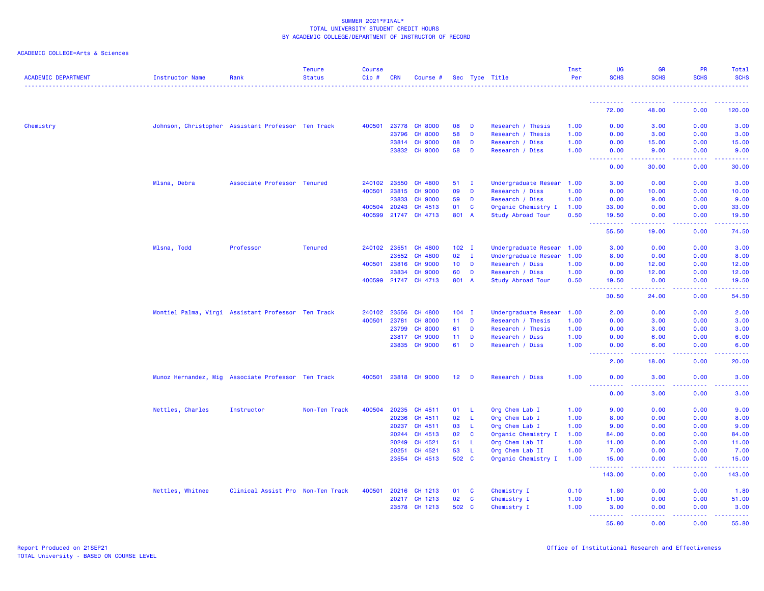SUMMER 2021*FINAL*
TOTAL UNIVERSITY STUDENT CREDIT HOURS
BY ACADEMIC COLLEGE/DEPARTMENT OF INSTRUCTOR OF RECORD

ACADEMIC COLLEGE=Arts & Sciences

| ACADEMIC DEPARTMENT | Instructor Name | Rank | Tenure Status | Course Cip # | CRN | Course # | Sec | Type | Title | Inst Per | UG SCHS | GR SCHS | PR SCHS | Total SCHS |
|---|---|---|---|---|---|---|---|---|---|---|---|---|---|---|
| | | | | | | | | | | | 72.00 | 48.00 | 0.00 | 120.00 |
| Chemistry | Johnson, Christopher | Assistant Professor | Ten Track | 400501 | 23778 | CH 8000 | 08 | D | Research / Thesis | 1.00 | 0.00 | 3.00 | 0.00 | 3.00 |
| | | | | | 23796 | CH 8000 | 58 | D | Research / Thesis | 1.00 | 0.00 | 3.00 | 0.00 | 3.00 |
| | | | | | 23814 | CH 9000 | 08 | D | Research / Diss | 1.00 | 0.00 | 15.00 | 0.00 | 15.00 |
| | | | | | 23832 | CH 9000 | 58 | D | Research / Diss | 1.00 | 0.00 | 9.00 | 0.00 | 9.00 |
| | | | | | | | | | | | 0.00 | 30.00 | 0.00 | 30.00 |
| | Mlsna, Debra | Associate Professor | Tenured | 240102 | 23550 | CH 4800 | 51 | I | Undergraduate Resear | 1.00 | 3.00 | 0.00 | 0.00 | 3.00 |
| | | | | 400501 | 23815 | CH 9000 | 09 | D | Research / Diss | 1.00 | 0.00 | 10.00 | 0.00 | 10.00 |
| | | | | | 23833 | CH 9000 | 59 | D | Research / Diss | 1.00 | 0.00 | 9.00 | 0.00 | 9.00 |
| | | | | 400504 | 20243 | CH 4513 | 01 | C | Organic Chemistry I | 1.00 | 33.00 | 0.00 | 0.00 | 33.00 |
| | | | | 400599 | 21747 | CH 4713 | 801 | A | Study Abroad Tour | 0.50 | 19.50 | 0.00 | 0.00 | 19.50 |
| | | | | | | | | | | | 55.50 | 19.00 | 0.00 | 74.50 |
| | Mlsna, Todd | Professor | Tenured | 240102 | 23551 | CH 4800 | 102 | I | Undergraduate Resear | 1.00 | 3.00 | 0.00 | 0.00 | 3.00 |
| | | | | | 23552 | CH 4800 | 02 | I | Undergraduate Resear | 1.00 | 8.00 | 0.00 | 0.00 | 8.00 |
| | | | | 400501 | 23816 | CH 9000 | 10 | D | Research / Diss | 1.00 | 0.00 | 12.00 | 0.00 | 12.00 |
| | | | | | 23834 | CH 9000 | 60 | D | Research / Diss | 1.00 | 0.00 | 12.00 | 0.00 | 12.00 |
| | | | | 400599 | 21747 | CH 4713 | 801 | A | Study Abroad Tour | 0.50 | 19.50 | 0.00 | 0.00 | 19.50 |
| | | | | | | | | | | | 30.50 | 24.00 | 0.00 | 54.50 |
| | Montiel Palma, Virgi | Assistant Professor | Ten Track | 240102 | 23556 | CH 4800 | 104 | I | Undergraduate Resear | 1.00 | 2.00 | 0.00 | 0.00 | 2.00 |
| | | | | 400501 | 23781 | CH 8000 | 11 | D | Research / Thesis | 1.00 | 0.00 | 3.00 | 0.00 | 3.00 |
| | | | | | 23799 | CH 8000 | 61 | D | Research / Thesis | 1.00 | 0.00 | 3.00 | 0.00 | 3.00 |
| | | | | | 23817 | CH 9000 | 11 | D | Research / Diss | 1.00 | 0.00 | 6.00 | 0.00 | 6.00 |
| | | | | | 23835 | CH 9000 | 61 | D | Research / Diss | 1.00 | 0.00 | 6.00 | 0.00 | 6.00 |
| | | | | | | | | | | | 2.00 | 18.00 | 0.00 | 20.00 |
| | Munoz Hernandez, Mig | Associate Professor | Ten Track | 400501 | 23818 | CH 9000 | 12 | D | Research / Diss | 1.00 | 0.00 | 3.00 | 0.00 | 3.00 |
| | | | | | | | | | | | 0.00 | 3.00 | 0.00 | 3.00 |
| | Nettles, Charles | Instructor | Non-Ten Track | 400504 | 20235 | CH 4511 | 01 | L | Org Chem Lab I | 1.00 | 9.00 | 0.00 | 0.00 | 9.00 |
| | | | | | 20236 | CH 4511 | 02 | L | Org Chem Lab I | 1.00 | 8.00 | 0.00 | 0.00 | 8.00 |
| | | | | | 20237 | CH 4511 | 03 | L | Org Chem Lab I | 1.00 | 9.00 | 0.00 | 0.00 | 9.00 |
| | | | | | 20244 | CH 4513 | 02 | C | Organic Chemistry I | 1.00 | 84.00 | 0.00 | 0.00 | 84.00 |
| | | | | | 20249 | CH 4521 | 51 | L | Org Chem Lab II | 1.00 | 11.00 | 0.00 | 0.00 | 11.00 |
| | | | | | 20251 | CH 4521 | 53 | L | Org Chem Lab II | 1.00 | 7.00 | 0.00 | 0.00 | 7.00 |
| | | | | | 23554 | CH 4513 | 502 | C | Organic Chemistry I | 1.00 | 15.00 | 0.00 | 0.00 | 15.00 |
| | | | | | | | | | | | 143.00 | 0.00 | 0.00 | 143.00 |
| | Nettles, Whitnee | Clinical Assist Pro | Non-Ten Track | 400501 | 20216 | CH 1213 | 01 | C | Chemistry I | 0.10 | 1.80 | 0.00 | 0.00 | 1.80 |
| | | | | | 20217 | CH 1213 | 02 | C | Chemistry I | 1.00 | 51.00 | 0.00 | 0.00 | 51.00 |
| | | | | | 23578 | CH 1213 | 502 | C | Chemistry I | 1.00 | 3.00 | 0.00 | 0.00 | 3.00 |
| | | | | | | | | | | | 55.80 | 0.00 | 0.00 | 55.80 |

Report Produced on 21SEP21
TOTAL University - BASED ON COURSE LEVEL

Office of Institutional Research and Effectiveness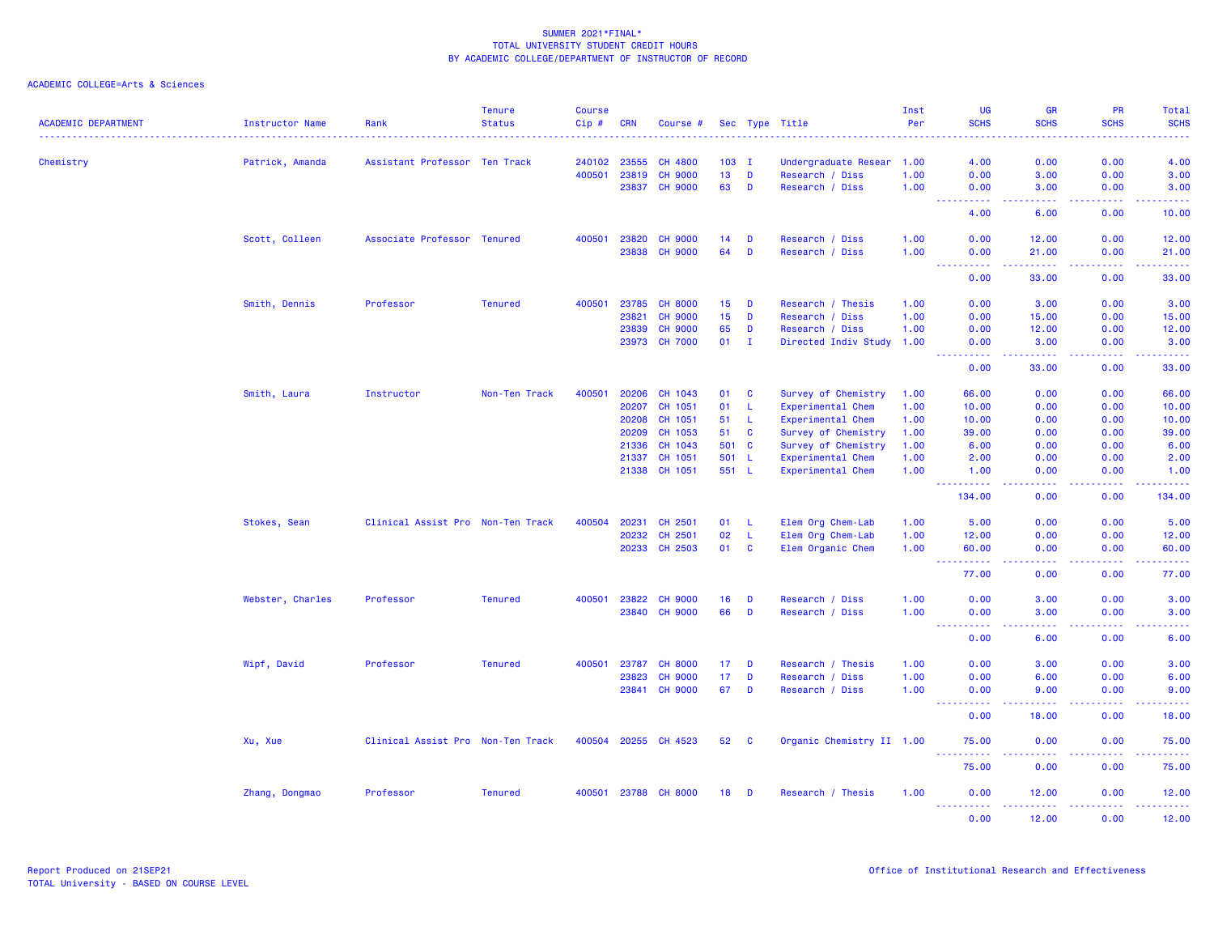SUMMER 2021*FINAL*
TOTAL UNIVERSITY STUDENT CREDIT HOURS
BY ACADEMIC COLLEGE/DEPARTMENT OF INSTRUCTOR OF RECORD

ACADEMIC COLLEGE=Arts & Sciences

| ACADEMIC DEPARTMENT | Instructor Name | Rank | Tenure Status | Course Cip # | CRN | Course # | Sec | Type | Title | Inst Per | UG SCHS | GR SCHS | PR SCHS | Total SCHS |
|---|---|---|---|---|---|---|---|---|---|---|---|---|---|---|
| Chemistry | Patrick, Amanda | Assistant Professor | Ten Track | 240102 | 23555 | CH 4800 | 103 | I | Undergraduate Resear | 1.00 | 4.00 | 0.00 | 0.00 | 4.00 |
| | | | | 400501 | 23819 | CH 9000 | 13 | D | Research / Diss | 1.00 | 0.00 | 3.00 | 0.00 | 3.00 |
| | | | | | 23837 | CH 9000 | 63 | D | Research / Diss | 1.00 | 0.00 | 3.00 | 0.00 | 3.00 |
| | | | | | | | | | | | 4.00 | 6.00 | 0.00 | 10.00 |
| | Scott, Colleen | Associate Professor | Tenured | 400501 | 23820 | CH 9000 | 14 | D | Research / Diss | 1.00 | 0.00 | 12.00 | 0.00 | 12.00 |
| | | | | | 23838 | CH 9000 | 64 | D | Research / Diss | 1.00 | 0.00 | 21.00 | 0.00 | 21.00 |
| | | | | | | | | | | | 0.00 | 33.00 | 0.00 | 33.00 |
| | Smith, Dennis | Professor | Tenured | 400501 | 23785 | CH 8000 | 15 | D | Research / Thesis | 1.00 | 0.00 | 3.00 | 0.00 | 3.00 |
| | | | | | 23821 | CH 9000 | 15 | D | Research / Diss | 1.00 | 0.00 | 15.00 | 0.00 | 15.00 |
| | | | | | 23839 | CH 9000 | 65 | D | Research / Diss | 1.00 | 0.00 | 12.00 | 0.00 | 12.00 |
| | | | | | 23973 | CH 7000 | 01 | I | Directed Indiv Study | 1.00 | 0.00 | 3.00 | 0.00 | 3.00 |
| | | | | | | | | | | | 0.00 | 33.00 | 0.00 | 33.00 |
| | Smith, Laura | Instructor | Non-Ten Track | 400501 | 20206 | CH 1043 | 01 | C | Survey of Chemistry | 1.00 | 66.00 | 0.00 | 0.00 | 66.00 |
| | | | | | 20207 | CH 1051 | 01 | L | Experimental Chem | 1.00 | 10.00 | 0.00 | 0.00 | 10.00 |
| | | | | | 20208 | CH 1051 | 51 | L | Experimental Chem | 1.00 | 10.00 | 0.00 | 0.00 | 10.00 |
| | | | | | 20209 | CH 1053 | 51 | C | Survey of Chemistry | 1.00 | 39.00 | 0.00 | 0.00 | 39.00 |
| | | | | | 21336 | CH 1043 | 501 | C | Survey of Chemistry | 1.00 | 6.00 | 0.00 | 0.00 | 6.00 |
| | | | | | 21337 | CH 1051 | 501 | L | Experimental Chem | 1.00 | 2.00 | 0.00 | 0.00 | 2.00 |
| | | | | | 21338 | CH 1051 | 551 | L | Experimental Chem | 1.00 | 1.00 | 0.00 | 0.00 | 1.00 |
| | | | | | | | | | | | 134.00 | 0.00 | 0.00 | 134.00 |
| | Stokes, Sean | Clinical Assist Pro | Non-Ten Track | 400504 | 20231 | CH 2501 | 01 | L | Elem Org Chem-Lab | 1.00 | 5.00 | 0.00 | 0.00 | 5.00 |
| | | | | | 20232 | CH 2501 | 02 | L | Elem Org Chem-Lab | 1.00 | 12.00 | 0.00 | 0.00 | 12.00 |
| | | | | | 20233 | CH 2503 | 01 | C | Elem Organic Chem | 1.00 | 60.00 | 0.00 | 0.00 | 60.00 |
| | | | | | | | | | | | 77.00 | 0.00 | 0.00 | 77.00 |
| | Webster, Charles | Professor | Tenured | 400501 | 23822 | CH 9000 | 16 | D | Research / Diss | 1.00 | 0.00 | 3.00 | 0.00 | 3.00 |
| | | | | | 23840 | CH 9000 | 66 | D | Research / Diss | 1.00 | 0.00 | 3.00 | 0.00 | 3.00 |
| | | | | | | | | | | | 0.00 | 6.00 | 0.00 | 6.00 |
| | Wipf, David | Professor | Tenured | 400501 | 23787 | CH 8000 | 17 | D | Research / Thesis | 1.00 | 0.00 | 3.00 | 0.00 | 3.00 |
| | | | | | 23823 | CH 9000 | 17 | D | Research / Diss | 1.00 | 0.00 | 6.00 | 0.00 | 6.00 |
| | | | | | 23841 | CH 9000 | 67 | D | Research / Diss | 1.00 | 0.00 | 9.00 | 0.00 | 9.00 |
| | | | | | | | | | | | 0.00 | 18.00 | 0.00 | 18.00 |
| | Xu, Xue | Clinical Assist Pro | Non-Ten Track | 400504 | 20255 | CH 4523 | 52 | C | Organic Chemistry II | 1.00 | 75.00 | 0.00 | 0.00 | 75.00 |
| | | | | | | | | | | | 75.00 | 0.00 | 0.00 | 75.00 |
| | Zhang, Dongmao | Professor | Tenured | 400501 | 23788 | CH 8000 | 18 | D | Research / Thesis | 1.00 | 0.00 | 12.00 | 0.00 | 12.00 |
| | | | | | | | | | | | 0.00 | 12.00 | 0.00 | 12.00 |

Report Produced on 21SEP21
TOTAL University - BASED ON COURSE LEVEL

Office of Institutional Research and Effectiveness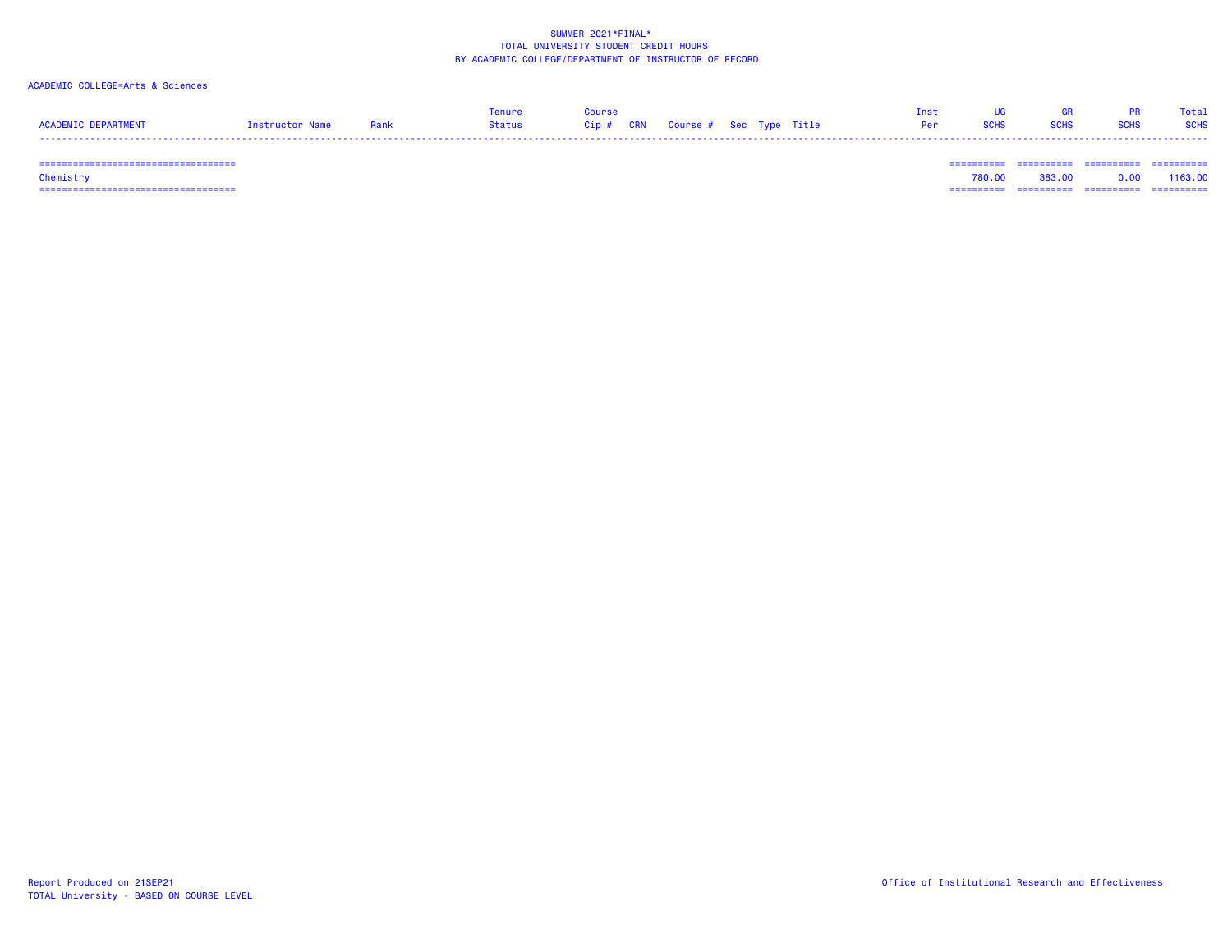SUMMER 2021*FINAL*
TOTAL UNIVERSITY STUDENT CREDIT HOURS
BY ACADEMIC COLLEGE/DEPARTMENT OF INSTRUCTOR OF RECORD

ACADEMIC COLLEGE=Arts & Sciences

| ACADEMIC DEPARTMENT | Instructor Name | Rank | Tenure Status | Course Cip # | CRN | Course # | Sec | Type | Title | Inst Per | UG SCHS | GR SCHS | PR SCHS | Total SCHS |
|---|---|---|---|---|---|---|---|---|---|---|---|---|---|---|
| Chemistry | | | | | | | | | | | 780.00 | 383.00 | 0.00 | 1163.00 |

Report Produced on 21SEP21
TOTAL University - BASED ON COURSE LEVEL

Office of Institutional Research and Effectiveness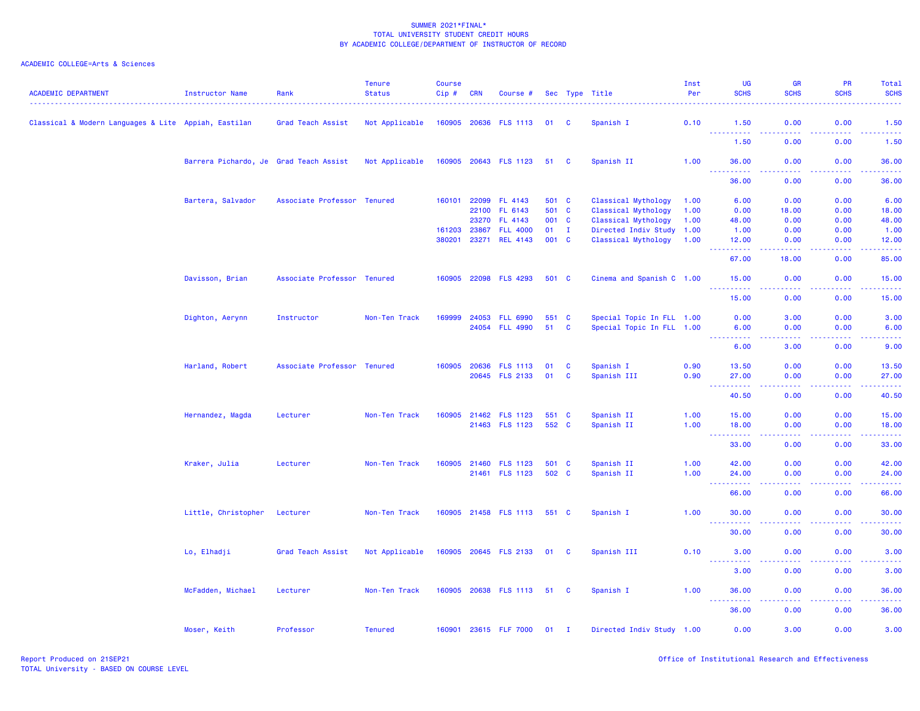SUMMER 2021*FINAL*
TOTAL UNIVERSITY STUDENT CREDIT HOURS
BY ACADEMIC COLLEGE/DEPARTMENT OF INSTRUCTOR OF RECORD

ACADEMIC COLLEGE=Arts & Sciences

| ACADEMIC DEPARTMENT | Instructor Name | Rank | Tenure Status | Course Cip # | CRN | Course # | Sec | Type | Title | Inst Per | UG SCHS | GR SCHS | PR SCHS | Total SCHS |
|---|---|---|---|---|---|---|---|---|---|---|---|---|---|---|
| Classical & Modern Languages & Lite | Appiah, Eastilan | Grad Teach Assist | Not Applicable | 160905 | 20636 | FLS 1113 | 01 | C | Spanish I | 0.10 | 1.50 | 0.00 | 0.00 | 1.50 |
| | | | | | | | | | | | 1.50 | 0.00 | 0.00 | 1.50 |
| | Barrera Pichardo, Je | Grad Teach Assist | Not Applicable | 160905 | 20643 | FLS 1123 | 51 | C | Spanish II | 1.00 | 36.00 | 0.00 | 0.00 | 36.00 |
| | | | | | | | | | | | 36.00 | 0.00 | 0.00 | 36.00 |
| | Bartera, Salvador | Associate Professor | Tenured | 160101 | 22099 | FL 4143 | 501 | C | Classical Mythology | 1.00 | 6.00 | 0.00 | 0.00 | 6.00 |
| | | | | | 22100 | FL 6143 | 501 | C | Classical Mythology | 1.00 | 0.00 | 18.00 | 0.00 | 18.00 |
| | | | | | 23270 | FL 4143 | 001 | C | Classical Mythology | 1.00 | 48.00 | 0.00 | 0.00 | 48.00 |
| | | | | 161203 | 23867 | FLL 4000 | 01 | I | Directed Indiv Study | 1.00 | 1.00 | 0.00 | 0.00 | 1.00 |
| | | | | 380201 | 23271 | REL 4143 | 001 | C | Classical Mythology | 1.00 | 12.00 | 0.00 | 0.00 | 12.00 |
| | | | | | | | | | | | 67.00 | 18.00 | 0.00 | 85.00 |
| | Davisson, Brian | Associate Professor | Tenured | 160905 | 22098 | FLS 4293 | 501 | C | Cinema and Spanish C | 1.00 | 15.00 | 0.00 | 0.00 | 15.00 |
| | | | | | | | | | | | 15.00 | 0.00 | 0.00 | 15.00 |
| | Dighton, Aerynn | Instructor | Non-Ten Track | 169999 | 24053 | FLL 6990 | 551 | C | Special Topic In FLL | 1.00 | 0.00 | 3.00 | 0.00 | 3.00 |
| | | | | | 24054 | FLL 4990 | 51 | C | Special Topic In FLL | 1.00 | 6.00 | 0.00 | 0.00 | 6.00 |
| | | | | | | | | | | | 6.00 | 3.00 | 0.00 | 9.00 |
| | Harland, Robert | Associate Professor | Tenured | 160905 | 20636 | FLS 1113 | 01 | C | Spanish I | 0.90 | 13.50 | 0.00 | 0.00 | 13.50 |
| | | | | | 20645 | FLS 2133 | 01 | C | Spanish III | 0.90 | 27.00 | 0.00 | 0.00 | 27.00 |
| | | | | | | | | | | | 40.50 | 0.00 | 0.00 | 40.50 |
| | Hernandez, Magda | Lecturer | Non-Ten Track | 160905 | 21462 | FLS 1123 | 551 | C | Spanish II | 1.00 | 15.00 | 0.00 | 0.00 | 15.00 |
| | | | | | 21463 | FLS 1123 | 552 | C | Spanish II | 1.00 | 18.00 | 0.00 | 0.00 | 18.00 |
| | | | | | | | | | | | 33.00 | 0.00 | 0.00 | 33.00 |
| | Kraker, Julia | Lecturer | Non-Ten Track | 160905 | 21460 | FLS 1123 | 501 | C | Spanish II | 1.00 | 42.00 | 0.00 | 0.00 | 42.00 |
| | | | | | 21461 | FLS 1123 | 502 | C | Spanish II | 1.00 | 24.00 | 0.00 | 0.00 | 24.00 |
| | | | | | | | | | | | 66.00 | 0.00 | 0.00 | 66.00 |
| | Little, Christopher | Lecturer | Non-Ten Track | 160905 | 21458 | FLS 1113 | 551 | C | Spanish I | 1.00 | 30.00 | 0.00 | 0.00 | 30.00 |
| | | | | | | | | | | | 30.00 | 0.00 | 0.00 | 30.00 |
| | Lo, Elhadji | Grad Teach Assist | Not Applicable | 160905 | 20645 | FLS 2133 | 01 | C | Spanish III | 0.10 | 3.00 | 0.00 | 0.00 | 3.00 |
| | | | | | | | | | | | 3.00 | 0.00 | 0.00 | 3.00 |
| | McFadden, Michael | Lecturer | Non-Ten Track | 160905 | 20638 | FLS 1113 | 51 | C | Spanish I | 1.00 | 36.00 | 0.00 | 0.00 | 36.00 |
| | | | | | | | | | | | 36.00 | 0.00 | 0.00 | 36.00 |
| | Moser, Keith | Professor | Tenured | 160901 | 23615 | FLF 7000 | 01 | I | Directed Indiv Study | 1.00 | 0.00 | 3.00 | 0.00 | 3.00 |

Report Produced on 21SEP21
TOTAL University - BASED ON COURSE LEVEL

Office of Institutional Research and Effectiveness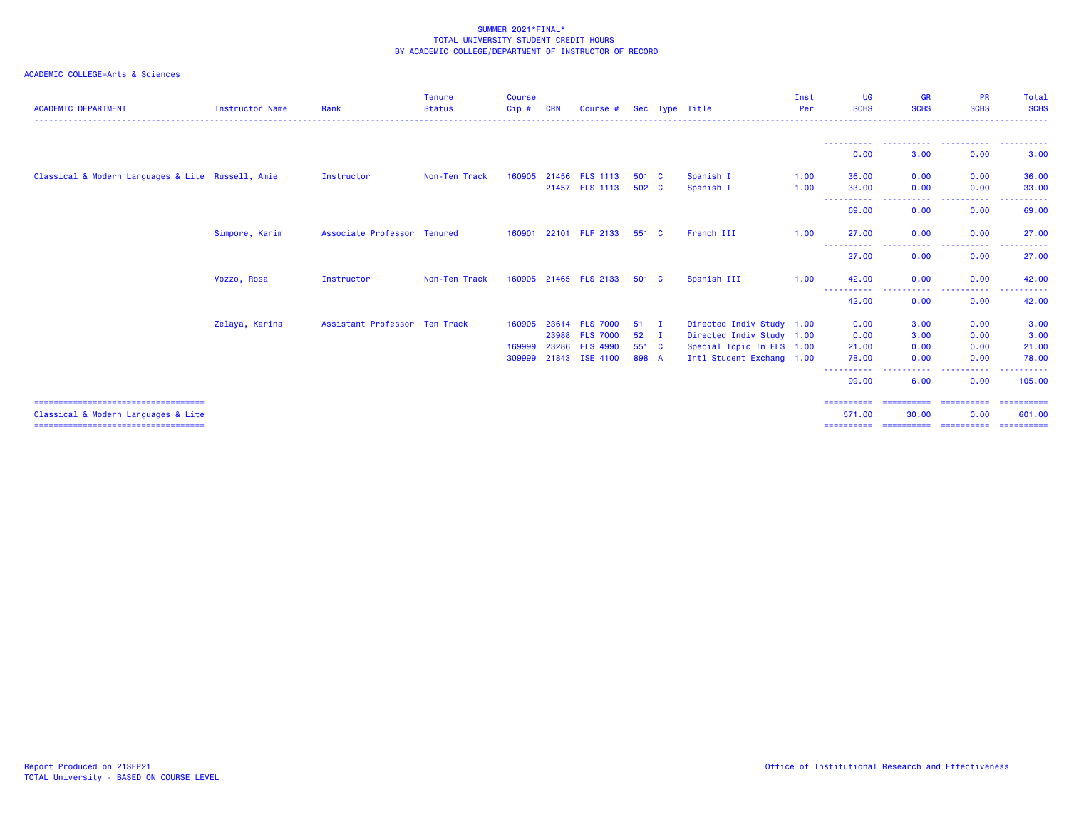SUMMER 2021*FINAL*
TOTAL UNIVERSITY STUDENT CREDIT HOURS
BY ACADEMIC COLLEGE/DEPARTMENT OF INSTRUCTOR OF RECORD

ACADEMIC COLLEGE=Arts & Sciences

| ACADEMIC DEPARTMENT | Instructor Name | Rank | Tenure Status | Course Cip # | CRN | Course # | Sec | Type | Title | Inst Per | UG SCHS | GR SCHS | PR SCHS | Total SCHS |
|---|---|---|---|---|---|---|---|---|---|---|---|---|---|---|
| | | | | | | | | | | | 0.00 | 3.00 | 0.00 | 3.00 |
| Classical & Modern Languages & Lite | Russell, Amie | Instructor | Non-Ten Track | 160905 | 21456 | FLS 1113 | 501 | C | Spanish I | 1.00 | 36.00 | 0.00 | 0.00 | 36.00 |
| | | | | | 21457 | FLS 1113 | 502 | C | Spanish I | 1.00 | 33.00 | 0.00 | 0.00 | 33.00 |
| | | | | | | | | | | | 69.00 | 0.00 | 0.00 | 69.00 |
| | Simpore, Karim | Associate Professor | Tenured | 160901 | 22101 | FLF 2133 | 551 | C | French III | 1.00 | 27.00 | 0.00 | 0.00 | 27.00 |
| | | | | | | | | | | | 27.00 | 0.00 | 0.00 | 27.00 |
| | Vozzo, Rosa | Instructor | Non-Ten Track | 160905 | 21465 | FLS 2133 | 501 | C | Spanish III | 1.00 | 42.00 | 0.00 | 0.00 | 42.00 |
| | | | | | | | | | | | 42.00 | 0.00 | 0.00 | 42.00 |
| | Zelaya, Karina | Assistant Professor | Ten Track | 160905 | 23614 | FLS 7000 | 51 | I | Directed Indiv Study | 1.00 | 0.00 | 3.00 | 0.00 | 3.00 |
| | | | | | 23988 | FLS 7000 | 52 | I | Directed Indiv Study | 1.00 | 0.00 | 3.00 | 0.00 | 3.00 |
| | | | | 169999 | 23286 | FLS 4990 | 551 | C | Special Topic In FLS | 1.00 | 21.00 | 0.00 | 0.00 | 21.00 |
| | | | | 309999 | 21843 | ISE 4100 | 898 | A | Intl Student Exchang | 1.00 | 78.00 | 0.00 | 0.00 | 78.00 |
| | | | | | | | | | | | 99.00 | 6.00 | 0.00 | 105.00 |
| Classical & Modern Languages & Lite | | | | | | | | | | | 571.00 | 30.00 | 0.00 | 601.00 |

Report Produced on 21SEP21
TOTAL University - BASED ON COURSE LEVEL

Office of Institutional Research and Effectiveness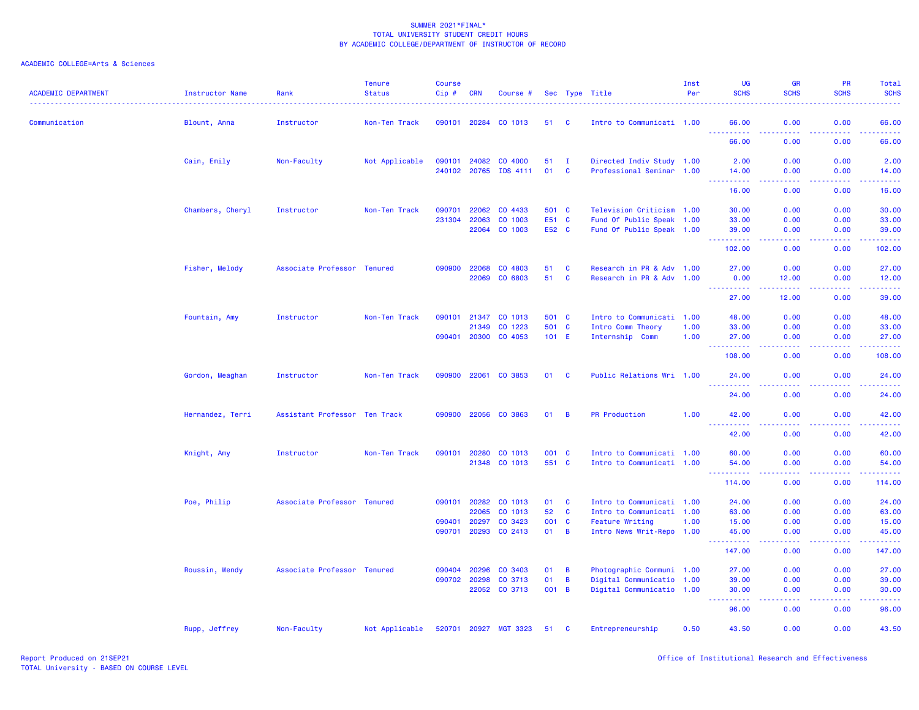SUMMER 2021*FINAL*
TOTAL UNIVERSITY STUDENT CREDIT HOURS
BY ACADEMIC COLLEGE/DEPARTMENT OF INSTRUCTOR OF RECORD

ACADEMIC COLLEGE=Arts & Sciences

| ACADEMIC DEPARTMENT | Instructor Name | Rank | Tenure Status | Course Cip # | CRN | Course # | Sec | Type | Title | Inst Per | UG SCHS | GR SCHS | PR SCHS | Total SCHS |
|---|---|---|---|---|---|---|---|---|---|---|---|---|---|---|
| Communication | Blount, Anna | Instructor | Non-Ten Track | 090101 | 20284 | CO 1013 | 51 | C | Intro to Communicati | 1.00 | 66.00 | 0.00 | 0.00 | 66.00 |
| | | | | | | | | | | | 66.00 | 0.00 | 0.00 | 66.00 |
| | Cain, Emily | Non-Faculty | Not Applicable | 090101 | 24082 | CO 4000 | 51 | I | Directed Indiv Study | 1.00 | 2.00 | 0.00 | 0.00 | 2.00 |
| | | | | 240102 | 20765 | IDS 4111 | 01 | C | Professional Seminar | 1.00 | 14.00 | 0.00 | 0.00 | 14.00 |
| | | | | | | | | | | | 16.00 | 0.00 | 0.00 | 16.00 |
| | Chambers, Cheryl | Instructor | Non-Ten Track | 090701 | 22062 | CO 4433 | 501 | C | Television Criticism | 1.00 | 30.00 | 0.00 | 0.00 | 30.00 |
| | | | | 231304 | 22063 | CO 1003 | E51 | C | Fund Of Public Speak | 1.00 | 33.00 | 0.00 | 0.00 | 33.00 |
| | | | | | 22064 | CO 1003 | E52 | C | Fund Of Public Speak | 1.00 | 39.00 | 0.00 | 0.00 | 39.00 |
| | | | | | | | | | | | 102.00 | 0.00 | 0.00 | 102.00 |
| | Fisher, Melody | Associate Professor | Tenured | 090900 | 22068 | CO 4803 | 51 | C | Research in PR & Adv | 1.00 | 27.00 | 0.00 | 0.00 | 27.00 |
| | | | | | 22069 | CO 6803 | 51 | C | Research in PR & Adv | 1.00 | 0.00 | 12.00 | 0.00 | 12.00 |
| | | | | | | | | | | | 27.00 | 12.00 | 0.00 | 39.00 |
| | Fountain, Amy | Instructor | Non-Ten Track | 090101 | 21347 | CO 1013 | 501 | C | Intro to Communicati | 1.00 | 48.00 | 0.00 | 0.00 | 48.00 |
| | | | | | 21349 | CO 1223 | 501 | C | Intro Comm Theory | 1.00 | 33.00 | 0.00 | 0.00 | 33.00 |
| | | | | 090401 | 20300 | CO 4053 | 101 | E | Internship Comm | 1.00 | 27.00 | 0.00 | 0.00 | 27.00 |
| | | | | | | | | | | | 108.00 | 0.00 | 0.00 | 108.00 |
| | Gordon, Meaghan | Instructor | Non-Ten Track | 090900 | 22061 | CO 3853 | 01 | C | Public Relations Wri | 1.00 | 24.00 | 0.00 | 0.00 | 24.00 |
| | | | | | | | | | | | 24.00 | 0.00 | 0.00 | 24.00 |
| | Hernandez, Terri | Assistant Professor | Ten Track | 090900 | 22056 | CO 3863 | 01 | B | PR Production | 1.00 | 42.00 | 0.00 | 0.00 | 42.00 |
| | | | | | | | | | | | 42.00 | 0.00 | 0.00 | 42.00 |
| | Knight, Amy | Instructor | Non-Ten Track | 090101 | 20280 | CO 1013 | 001 | C | Intro to Communicati | 1.00 | 60.00 | 0.00 | 0.00 | 60.00 |
| | | | | | 21348 | CO 1013 | 551 | C | Intro to Communicati | 1.00 | 54.00 | 0.00 | 0.00 | 54.00 |
| | | | | | | | | | | | 114.00 | 0.00 | 0.00 | 114.00 |
| | Poe, Philip | Associate Professor | Tenured | 090101 | 20282 | CO 1013 | 01 | C | Intro to Communicati | 1.00 | 24.00 | 0.00 | 0.00 | 24.00 |
| | | | | | 22065 | CO 1013 | 52 | C | Intro to Communicati | 1.00 | 63.00 | 0.00 | 0.00 | 63.00 |
| | | | | 090401 | 20297 | CO 3423 | 001 | C | Feature Writing | 1.00 | 15.00 | 0.00 | 0.00 | 15.00 |
| | | | | 090701 | 20293 | CO 2413 | 01 | B | Intro News Writ-Repo | 1.00 | 45.00 | 0.00 | 0.00 | 45.00 |
| | | | | | | | | | | | 147.00 | 0.00 | 0.00 | 147.00 |
| | Roussin, Wendy | Associate Professor | Tenured | 090404 | 20296 | CO 3403 | 01 | B | Photographic Communi | 1.00 | 27.00 | 0.00 | 0.00 | 27.00 |
| | | | | 090702 | 20298 | CO 3713 | 01 | B | Digital Communicatio | 1.00 | 39.00 | 0.00 | 0.00 | 39.00 |
| | | | | | 22052 | CO 3713 | 001 | B | Digital Communicatio | 1.00 | 30.00 | 0.00 | 0.00 | 30.00 |
| | | | | | | | | | | | 96.00 | 0.00 | 0.00 | 96.00 |
| | Rupp, Jeffrey | Non-Faculty | Not Applicable | 520701 | 20927 | MGT 3323 | 51 | C | Entrepreneurship | 0.50 | 43.50 | 0.00 | 0.00 | 43.50 |

Report Produced on 21SEP21
TOTAL University - BASED ON COURSE LEVEL

Office of Institutional Research and Effectiveness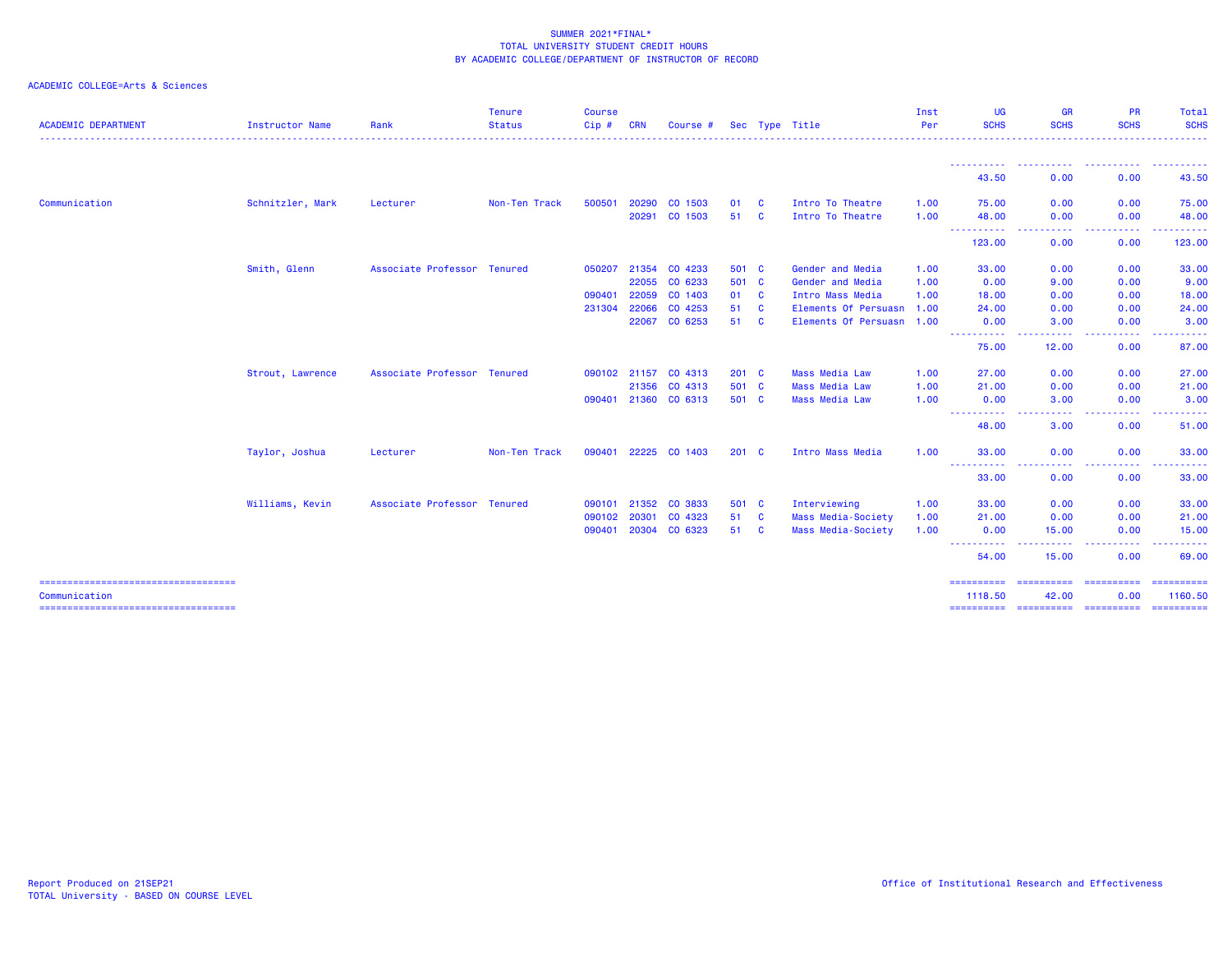SUMMER 2021*FINAL*
TOTAL UNIVERSITY STUDENT CREDIT HOURS
BY ACADEMIC COLLEGE/DEPARTMENT OF INSTRUCTOR OF RECORD

ACADEMIC COLLEGE=Arts & Sciences

| ACADEMIC DEPARTMENT | Instructor Name | Rank | Tenure Status | Course Cip # | CRN | Course # | Sec | Type | Title | Inst Per | UG SCHS | GR SCHS | PR SCHS | Total SCHS |
|---|---|---|---|---|---|---|---|---|---|---|---|---|---|---|
| | | | | | | | | | | | 43.50 | 0.00 | 0.00 | 43.50 |
| Communication | Schnitzler, Mark | Lecturer | Non-Ten Track | 500501 | 20290 | CO 1503 | 01 | C | Intro To Theatre | 1.00 | 75.00 | 0.00 | 0.00 | 75.00 |
| | | | | | 20291 | CO 1503 | 51 | C | Intro To Theatre | 1.00 | 48.00 | 0.00 | 0.00 | 48.00 |
| | | | | | | | | | | | 123.00 | 0.00 | 0.00 | 123.00 |
| | Smith, Glenn | Associate Professor | Tenured | 050207 | 21354 | CO 4233 | 501 | C | Gender and Media | 1.00 | 33.00 | 0.00 | 0.00 | 33.00 |
| | | | | | 22055 | CO 6233 | 501 | C | Gender and Media | 1.00 | 0.00 | 9.00 | 0.00 | 9.00 |
| | | | | 090401 | 22059 | CO 1403 | 01 | C | Intro Mass Media | 1.00 | 18.00 | 0.00 | 0.00 | 18.00 |
| | | | | 231304 | 22066 | CO 4253 | 51 | C | Elements Of Persuasn | 1.00 | 24.00 | 0.00 | 0.00 | 24.00 |
| | | | | | 22067 | CO 6253 | 51 | C | Elements Of Persuasn | 1.00 | 0.00 | 3.00 | 0.00 | 3.00 |
| | | | | | | | | | | | 75.00 | 12.00 | 0.00 | 87.00 |
| | Strout, Lawrence | Associate Professor | Tenured | 090102 | 21157 | CO 4313 | 201 | C | Mass Media Law | 1.00 | 27.00 | 0.00 | 0.00 | 27.00 |
| | | | | | 21356 | CO 4313 | 501 | C | Mass Media Law | 1.00 | 21.00 | 0.00 | 0.00 | 21.00 |
| | | | | 090401 | 21360 | CO 6313 | 501 | C | Mass Media Law | 1.00 | 0.00 | 3.00 | 0.00 | 3.00 |
| | | | | | | | | | | | 48.00 | 3.00 | 0.00 | 51.00 |
| | Taylor, Joshua | Lecturer | Non-Ten Track | 090401 | 22225 | CO 1403 | 201 | C | Intro Mass Media | 1.00 | 33.00 | 0.00 | 0.00 | 33.00 |
| | | | | | | | | | | | 33.00 | 0.00 | 0.00 | 33.00 |
| | Williams, Kevin | Associate Professor | Tenured | 090101 | 21352 | CO 3833 | 501 | C | Interviewing | 1.00 | 33.00 | 0.00 | 0.00 | 33.00 |
| | | | | 090102 | 20301 | CO 4323 | 51 | C | Mass Media-Society | 1.00 | 21.00 | 0.00 | 0.00 | 21.00 |
| | | | | 090401 | 20304 | CO 6323 | 51 | C | Mass Media-Society | 1.00 | 0.00 | 15.00 | 0.00 | 15.00 |
| | | | | | | | | | | | 54.00 | 15.00 | 0.00 | 69.00 |
| Communication | | | | | | | | | | | 1118.50 | 42.00 | 0.00 | 1160.50 |

Report Produced on 21SEP21
TOTAL University - BASED ON COURSE LEVEL

Office of Institutional Research and Effectiveness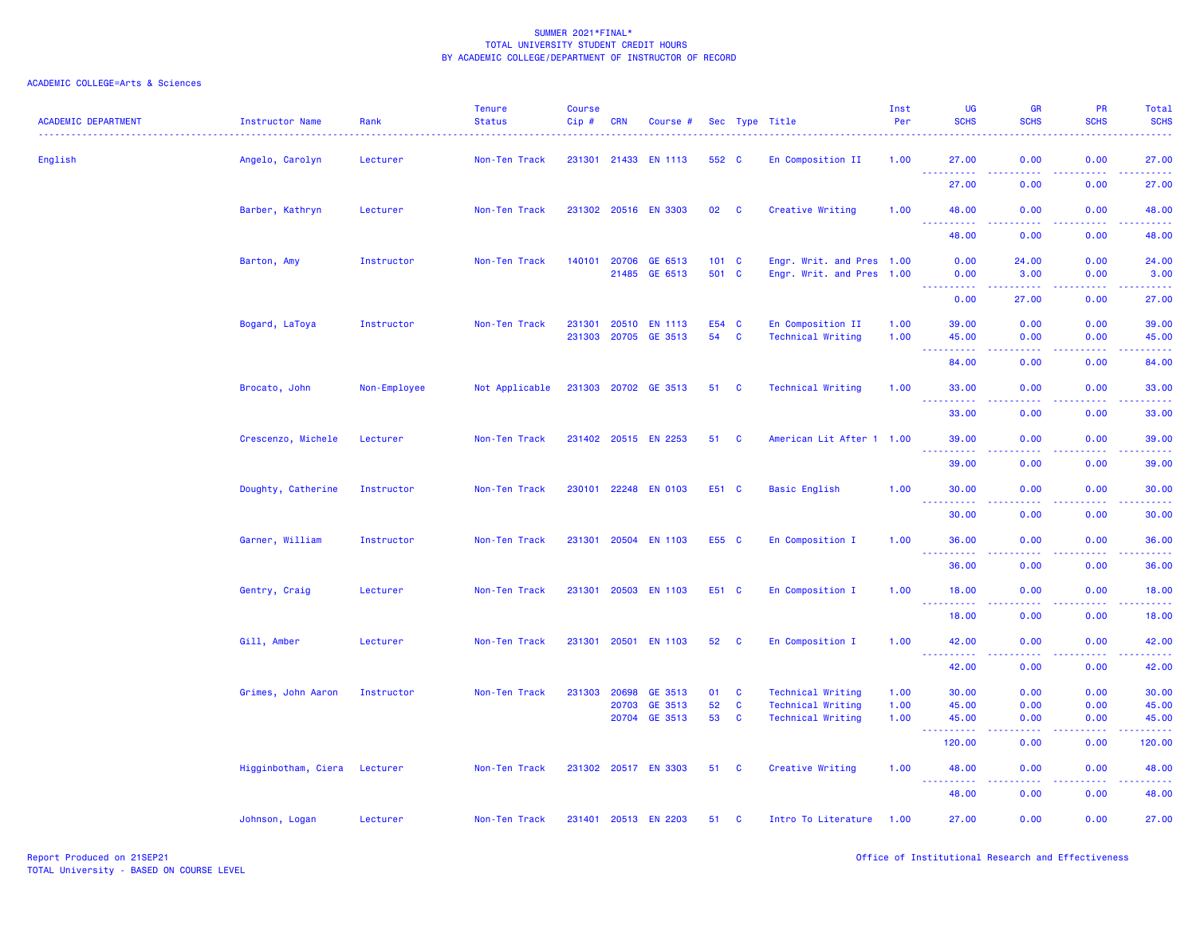SUMMER 2021*FINAL*
TOTAL UNIVERSITY STUDENT CREDIT HOURS
BY ACADEMIC COLLEGE/DEPARTMENT OF INSTRUCTOR OF RECORD

ACADEMIC COLLEGE=Arts & Sciences

| ACADEMIC DEPARTMENT | Instructor Name | Rank | Tenure Status | Course Cip # | CRN | Course # | Sec | Type | Title | Inst Per | UG SCHS | GR SCHS | PR SCHS | Total SCHS |
|---|---|---|---|---|---|---|---|---|---|---|---|---|---|---|
| English | Angelo, Carolyn | Lecturer | Non-Ten Track | 231301 | 21433 | EN 1113 | 552 | C | En Composition II | 1.00 | 27.00 | 0.00 | 0.00 | 27.00 |
| | | | | | | | | | | | 27.00 | 0.00 | 0.00 | 27.00 |
| | Barber, Kathryn | Lecturer | Non-Ten Track | 231302 | 20516 | EN 3303 | 02 | C | Creative Writing | 1.00 | 48.00 | 0.00 | 0.00 | 48.00 |
| | | | | | | | | | | | 48.00 | 0.00 | 0.00 | 48.00 |
| | Barton, Amy | Instructor | Non-Ten Track | 140101 | 20706 | GE 6513 | 101 | C | Engr. Writ. and Pres | 1.00 | 0.00 | 24.00 | 0.00 | 24.00 |
| | | | | | 21485 | GE 6513 | 501 | C | Engr. Writ. and Pres | 1.00 | 0.00 | 3.00 | 0.00 | 3.00 |
| | | | | | | | | | | | 0.00 | 27.00 | 0.00 | 27.00 |
| | Bogard, LaToya | Instructor | Non-Ten Track | 231301 | 20510 | EN 1113 | E54 | C | En Composition II | 1.00 | 39.00 | 0.00 | 0.00 | 39.00 |
| | | | | 231303 | 20705 | GE 3513 | 54 | C | Technical Writing | 1.00 | 45.00 | 0.00 | 0.00 | 45.00 |
| | | | | | | | | | | | 84.00 | 0.00 | 0.00 | 84.00 |
| | Brocato, John | Non-Employee | Not Applicable | 231303 | 20702 | GE 3513 | 51 | C | Technical Writing | 1.00 | 33.00 | 0.00 | 0.00 | 33.00 |
| | | | | | | | | | | | 33.00 | 0.00 | 0.00 | 33.00 |
| | Crescenzo, Michele | Lecturer | Non-Ten Track | 231402 | 20515 | EN 2253 | 51 | C | American Lit After 1 | 1.00 | 39.00 | 0.00 | 0.00 | 39.00 |
| | | | | | | | | | | | 39.00 | 0.00 | 0.00 | 39.00 |
| | Doughty, Catherine | Instructor | Non-Ten Track | 230101 | 22248 | EN 0103 | E51 | C | Basic English | 1.00 | 30.00 | 0.00 | 0.00 | 30.00 |
| | | | | | | | | | | | 30.00 | 0.00 | 0.00 | 30.00 |
| | Garner, William | Instructor | Non-Ten Track | 231301 | 20504 | EN 1103 | E55 | C | En Composition I | 1.00 | 36.00 | 0.00 | 0.00 | 36.00 |
| | | | | | | | | | | | 36.00 | 0.00 | 0.00 | 36.00 |
| | Gentry, Craig | Lecturer | Non-Ten Track | 231301 | 20503 | EN 1103 | E51 | C | En Composition I | 1.00 | 18.00 | 0.00 | 0.00 | 18.00 |
| | | | | | | | | | | | 18.00 | 0.00 | 0.00 | 18.00 |
| | Gill, Amber | Lecturer | Non-Ten Track | 231301 | 20501 | EN 1103 | 52 | C | En Composition I | 1.00 | 42.00 | 0.00 | 0.00 | 42.00 |
| | | | | | | | | | | | 42.00 | 0.00 | 0.00 | 42.00 |
| | Grimes, John Aaron | Instructor | Non-Ten Track | 231303 | 20698 | GE 3513 | 01 | C | Technical Writing | 1.00 | 30.00 | 0.00 | 0.00 | 30.00 |
| | | | | | 20703 | GE 3513 | 52 | C | Technical Writing | 1.00 | 45.00 | 0.00 | 0.00 | 45.00 |
| | | | | | 20704 | GE 3513 | 53 | C | Technical Writing | 1.00 | 45.00 | 0.00 | 0.00 | 45.00 |
| | | | | | | | | | | | 120.00 | 0.00 | 0.00 | 120.00 |
| | Higginbotham, Ciera | Lecturer | Non-Ten Track | 231302 | 20517 | EN 3303 | 51 | C | Creative Writing | 1.00 | 48.00 | 0.00 | 0.00 | 48.00 |
| | | | | | | | | | | | 48.00 | 0.00 | 0.00 | 48.00 |
| | Johnson, Logan | Lecturer | Non-Ten Track | 231401 | 20513 | EN 2203 | 51 | C | Intro To Literature | 1.00 | 27.00 | 0.00 | 0.00 | 27.00 |

Report Produced on 21SEP21
TOTAL University - BASED ON COURSE LEVEL

Office of Institutional Research and Effectiveness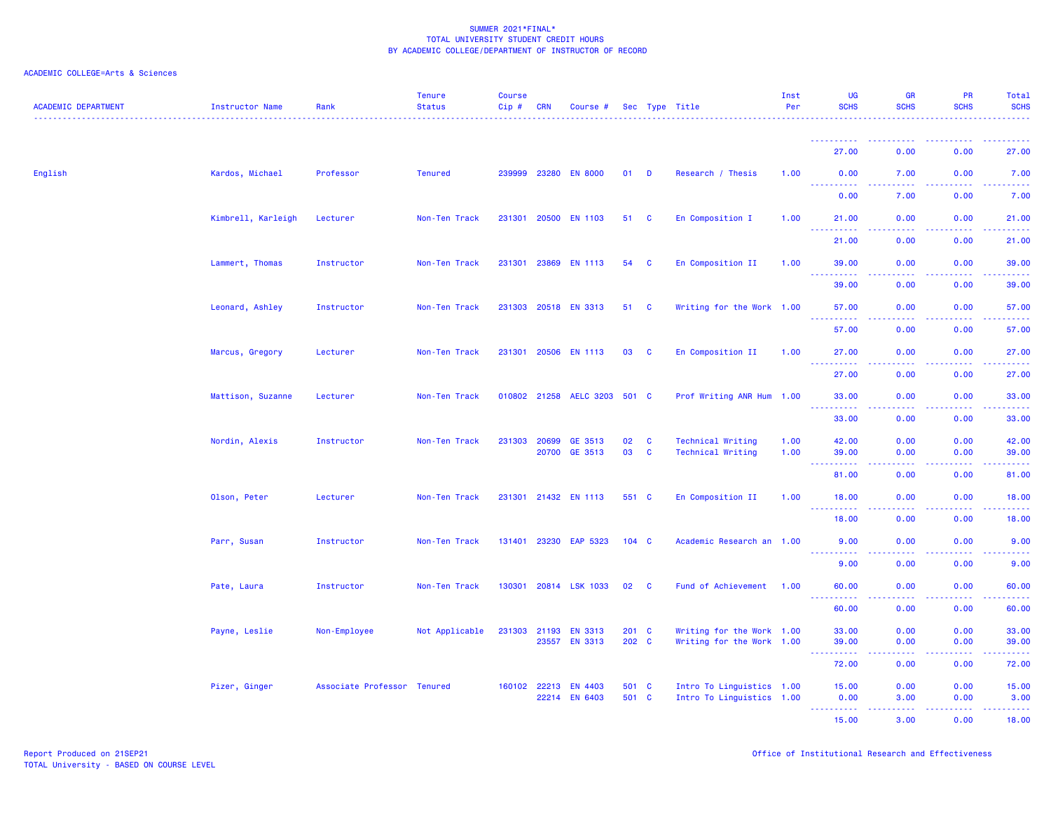SUMMER 2021*FINAL*
TOTAL UNIVERSITY STUDENT CREDIT HOURS
BY ACADEMIC COLLEGE/DEPARTMENT OF INSTRUCTOR OF RECORD

ACADEMIC COLLEGE=Arts & Sciences

| ACADEMIC DEPARTMENT | Instructor Name | Rank | Tenure Status | Course Cip # | CRN | Course # | Sec | Type | Title | Inst Per | UG SCHS | GR SCHS | PR SCHS | Total SCHS |
|---|---|---|---|---|---|---|---|---|---|---|---|---|---|---|
| | | | | | | | | | | | 27.00 | 0.00 | 0.00 | 27.00 |
| English | Kardos, Michael | Professor | Tenured | 239999 | 23280 | EN 8000 | 01 | D | Research / Thesis | 1.00 | 0.00 | 7.00 | 0.00 | 7.00 |
| | | | | | | | | | | | 0.00 | 7.00 | 0.00 | 7.00 |
| | Kimbrell, Karleigh | Lecturer | Non-Ten Track | 231301 | 20500 | EN 1103 | 51 | C | En Composition I | 1.00 | 21.00 | 0.00 | 0.00 | 21.00 |
| | | | | | | | | | | | 21.00 | 0.00 | 0.00 | 21.00 |
| | Lammert, Thomas | Instructor | Non-Ten Track | 231301 | 23869 | EN 1113 | 54 | C | En Composition II | 1.00 | 39.00 | 0.00 | 0.00 | 39.00 |
| | | | | | | | | | | | 39.00 | 0.00 | 0.00 | 39.00 |
| | Leonard, Ashley | Instructor | Non-Ten Track | 231303 | 20518 | EN 3313 | 51 | C | Writing for the Work | 1.00 | 57.00 | 0.00 | 0.00 | 57.00 |
| | | | | | | | | | | | 57.00 | 0.00 | 0.00 | 57.00 |
| | Marcus, Gregory | Lecturer | Non-Ten Track | 231301 | 20506 | EN 1113 | 03 | C | En Composition II | 1.00 | 27.00 | 0.00 | 0.00 | 27.00 |
| | | | | | | | | | | | 27.00 | 0.00 | 0.00 | 27.00 |
| | Mattison, Suzanne | Lecturer | Non-Ten Track | 010802 | 21258 | AELC 3203 | 501 | C | Prof Writing ANR Hum | 1.00 | 33.00 | 0.00 | 0.00 | 33.00 |
| | | | | | | | | | | | 33.00 | 0.00 | 0.00 | 33.00 |
| | Nordin, Alexis | Instructor | Non-Ten Track | 231303 | 20699 | GE 3513 | 02 | C | Technical Writing | 1.00 | 42.00 | 0.00 | 0.00 | 42.00 |
| | | | | | 20700 | GE 3513 | 03 | C | Technical Writing | 1.00 | 39.00 | 0.00 | 0.00 | 39.00 |
| | | | | | | | | | | | 81.00 | 0.00 | 0.00 | 81.00 |
| | Olson, Peter | Lecturer | Non-Ten Track | 231301 | 21432 | EN 1113 | 551 | C | En Composition II | 1.00 | 18.00 | 0.00 | 0.00 | 18.00 |
| | | | | | | | | | | | 18.00 | 0.00 | 0.00 | 18.00 |
| | Parr, Susan | Instructor | Non-Ten Track | 131401 | 23230 | EAP 5323 | 104 | C | Academic Research an | 1.00 | 9.00 | 0.00 | 0.00 | 9.00 |
| | | | | | | | | | | | 9.00 | 0.00 | 0.00 | 9.00 |
| | Pate, Laura | Instructor | Non-Ten Track | 130301 | 20814 | LSK 1033 | 02 | C | Fund of Achievement | 1.00 | 60.00 | 0.00 | 0.00 | 60.00 |
| | | | | | | | | | | | 60.00 | 0.00 | 0.00 | 60.00 |
| | Payne, Leslie | Non-Employee | Not Applicable | 231303 | 21193 | EN 3313 | 201 | C | Writing for the Work | 1.00 | 33.00 | 0.00 | 0.00 | 33.00 |
| | | | | | 23557 | EN 3313 | 202 | C | Writing for the Work | 1.00 | 39.00 | 0.00 | 0.00 | 39.00 |
| | | | | | | | | | | | 72.00 | 0.00 | 0.00 | 72.00 |
| | Pizer, Ginger | Associate Professor | Tenured | 160102 | 22213 | EN 4403 | 501 | C | Intro To Linguistics | 1.00 | 15.00 | 0.00 | 0.00 | 15.00 |
| | | | | | 22214 | EN 6403 | 501 | C | Intro To Linguistics | 1.00 | 0.00 | 3.00 | 0.00 | 3.00 |
| | | | | | | | | | | | 15.00 | 3.00 | 0.00 | 18.00 |

Report Produced on 21SEP21
TOTAL University - BASED ON COURSE LEVEL

Office of Institutional Research and Effectiveness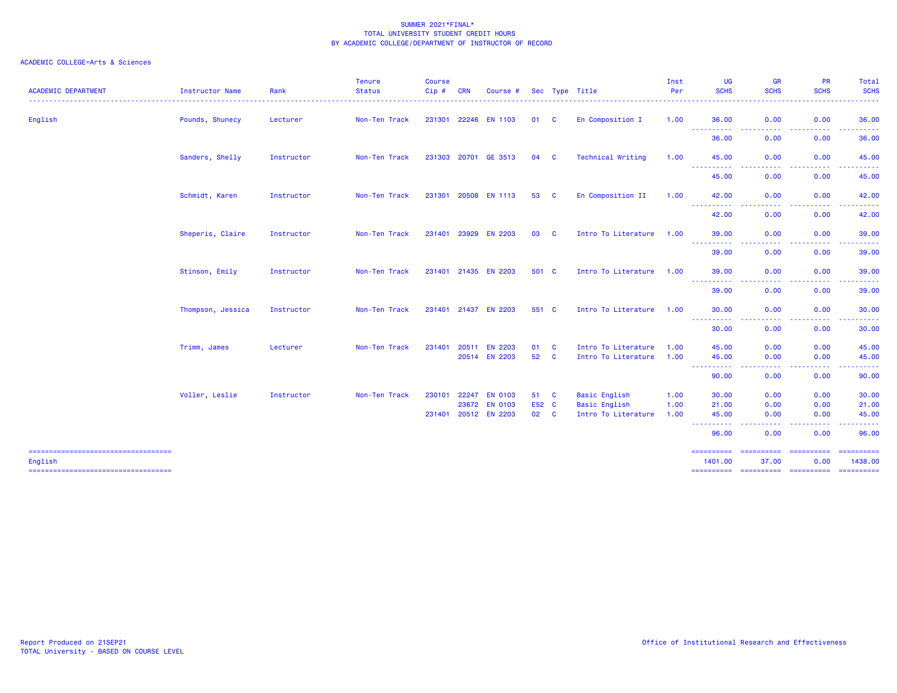SUMMER 2021*FINAL*
TOTAL UNIVERSITY STUDENT CREDIT HOURS
BY ACADEMIC COLLEGE/DEPARTMENT OF INSTRUCTOR OF RECORD

ACADEMIC COLLEGE=Arts & Sciences

| ACADEMIC DEPARTMENT | Instructor Name | Rank | Tenure Status | Course Cip # | CRN | Course # | Sec | Type | Title | Inst Per | UG SCHS | GR SCHS | PR SCHS | Total SCHS |
|---|---|---|---|---|---|---|---|---|---|---|---|---|---|---|
| English | Pounds, Shunecy | Lecturer | Non-Ten Track | 231301 | 22246 | EN 1103 | 01 | C | En Composition I | 1.00 | 36.00 | 0.00 | 0.00 | 36.00 |
| | | | | | | | | | | | 36.00 | 0.00 | 0.00 | 36.00 |
| | Sanders, Shelly | Instructor | Non-Ten Track | 231303 | 20701 | GE 3513 | 04 | C | Technical Writing | 1.00 | 45.00 | 0.00 | 0.00 | 45.00 |
| | | | | | | | | | | | 45.00 | 0.00 | 0.00 | 45.00 |
| | Schmidt, Karen | Instructor | Non-Ten Track | 231301 | 20508 | EN 1113 | 53 | C | En Composition II | 1.00 | 42.00 | 0.00 | 0.00 | 42.00 |
| | | | | | | | | | | | 42.00 | 0.00 | 0.00 | 42.00 |
| | Sheperis, Claire | Instructor | Non-Ten Track | 231401 | 23929 | EN 2203 | 03 | C | Intro To Literature | 1.00 | 39.00 | 0.00 | 0.00 | 39.00 |
| | | | | | | | | | | | 39.00 | 0.00 | 0.00 | 39.00 |
| | Stinson, Emily | Instructor | Non-Ten Track | 231401 | 21435 | EN 2203 | 501 | C | Intro To Literature | 1.00 | 39.00 | 0.00 | 0.00 | 39.00 |
| | | | | | | | | | | | 39.00 | 0.00 | 0.00 | 39.00 |
| | Thompson, Jessica | Instructor | Non-Ten Track | 231401 | 21437 | EN 2203 | 551 | C | Intro To Literature | 1.00 | 30.00 | 0.00 | 0.00 | 30.00 |
| | | | | | | | | | | | 30.00 | 0.00 | 0.00 | 30.00 |
| | Trimm, James | Lecturer | Non-Ten Track | 231401 | 20511 | EN 2203 | 01 | C | Intro To Literature | 1.00 | 45.00 | 0.00 | 0.00 | 45.00 |
| | | | | | 20514 | EN 2203 | 52 | C | Intro To Literature | 1.00 | 45.00 | 0.00 | 0.00 | 45.00 |
| | | | | | | | | | | | 90.00 | 0.00 | 0.00 | 90.00 |
| | Voller, Leslie | Instructor | Non-Ten Track | 230101 | 22247 | EN 0103 | 51 | C | Basic English | 1.00 | 30.00 | 0.00 | 0.00 | 30.00 |
| | | | | | 23672 | EN 0103 | E52 | C | Basic English | 1.00 | 21.00 | 0.00 | 0.00 | 21.00 |
| | | | | 231401 | 20512 | EN 2203 | 02 | C | Intro To Literature | 1.00 | 45.00 | 0.00 | 0.00 | 45.00 |
| | | | | | | | | | | | 96.00 | 0.00 | 0.00 | 96.00 |
| English | | | | | | | | | | | 1401.00 | 37.00 | 0.00 | 1438.00 |

Report Produced on 21SEP21
TOTAL University - BASED ON COURSE LEVEL

Office of Institutional Research and Effectiveness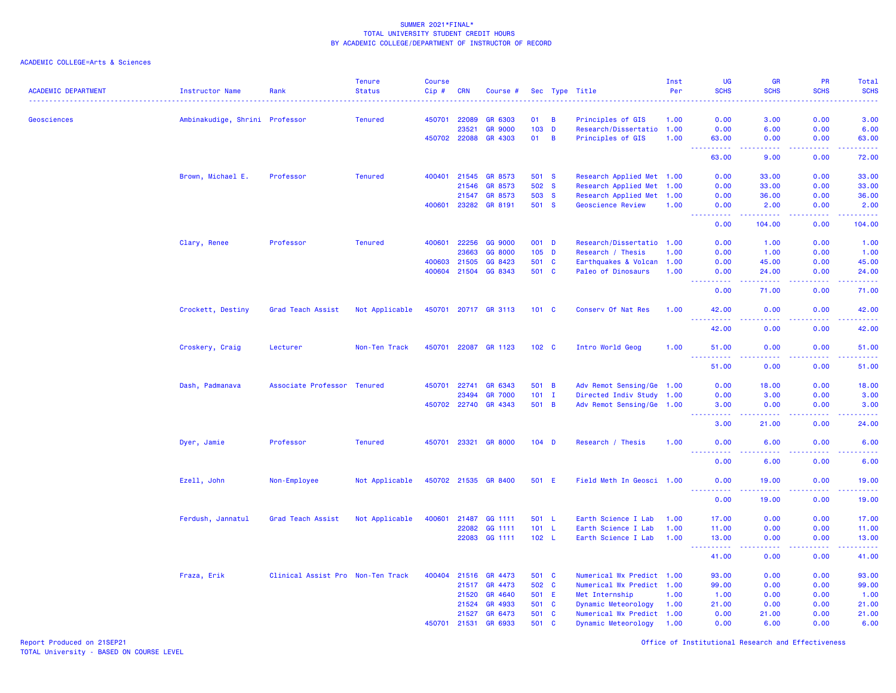SUMMER 2021*FINAL*
TOTAL UNIVERSITY STUDENT CREDIT HOURS
BY ACADEMIC COLLEGE/DEPARTMENT OF INSTRUCTOR OF RECORD

ACADEMIC COLLEGE=Arts & Sciences

| ACADEMIC DEPARTMENT | Instructor Name | Rank | Tenure Status | Course Cip # | CRN | Course # | Sec | Type | Title | Inst Per | UG SCHS | GR SCHS | PR SCHS | Total SCHS |
|---|---|---|---|---|---|---|---|---|---|---|---|---|---|---|
| Geosciences | Ambinakudige, Shrini | Professor | Tenured | 450701 | 22089 | GR 6303 | 01 | B | Principles of GIS | 1.00 | 0.00 | 3.00 | 0.00 | 3.00 |
| | | | | | 23521 | GR 9000 | 103 | D | Research/Dissertatio | 1.00 | 0.00 | 6.00 | 0.00 | 6.00 |
| | | | | 450702 | 22088 | GR 4303 | 01 | B | Principles of GIS | 1.00 | 63.00 | 0.00 | 0.00 | 63.00 |
| | | | | | | | | | | | 63.00 | 9.00 | 0.00 | 72.00 |
| | Brown, Michael E. | Professor | Tenured | 400401 | 21545 | GR 8573 | 501 | S | Research Applied Met | 1.00 | 0.00 | 33.00 | 0.00 | 33.00 |
| | | | | | 21546 | GR 8573 | 502 | S | Research Applied Met | 1.00 | 0.00 | 33.00 | 0.00 | 33.00 |
| | | | | | 21547 | GR 8573 | 503 | S | Research Applied Met | 1.00 | 0.00 | 36.00 | 0.00 | 36.00 |
| | | | | 400601 | 23282 | GR 8191 | 501 | S | Geoscience Review | 1.00 | 0.00 | 2.00 | 0.00 | 2.00 |
| | | | | | | | | | | | 0.00 | 104.00 | 0.00 | 104.00 |
| | Clary, Renee | Professor | Tenured | 400601 | 22256 | GG 9000 | 001 | D | Research/Dissertatio | 1.00 | 0.00 | 1.00 | 0.00 | 1.00 |
| | | | | | 23663 | GG 8000 | 105 | D | Research / Thesis | 1.00 | 0.00 | 1.00 | 0.00 | 1.00 |
| | | | | 400603 | 21505 | GG 8423 | 501 | C | Earthquakes & Volcan | 1.00 | 0.00 | 45.00 | 0.00 | 45.00 |
| | | | | 400604 | 21504 | GG 8343 | 501 | C | Paleo of Dinosaurs | 1.00 | 0.00 | 24.00 | 0.00 | 24.00 |
| | | | | | | | | | | | 0.00 | 71.00 | 0.00 | 71.00 |
| | Crockett, Destiny | Grad Teach Assist | Not Applicable | 450701 | 20717 | GR 3113 | 101 | C | Conserv Of Nat Res | 1.00 | 42.00 | 0.00 | 0.00 | 42.00 |
| | | | | | | | | | | | 42.00 | 0.00 | 0.00 | 42.00 |
| | Croskery, Craig | Lecturer | Non-Ten Track | 450701 | 22087 | GR 1123 | 102 | C | Intro World Geog | 1.00 | 51.00 | 0.00 | 0.00 | 51.00 |
| | | | | | | | | | | | 51.00 | 0.00 | 0.00 | 51.00 |
| | Dash, Padmanava | Associate Professor | Tenured | 450701 | 22741 | GR 6343 | 501 | B | Adv Remot Sensing/Ge | 1.00 | 0.00 | 18.00 | 0.00 | 18.00 |
| | | | | | 23494 | GR 7000 | 101 | I | Directed Indiv Study | 1.00 | 0.00 | 3.00 | 0.00 | 3.00 |
| | | | | 450702 | 22740 | GR 4343 | 501 | B | Adv Remot Sensing/Ge | 1.00 | 3.00 | 0.00 | 0.00 | 3.00 |
| | | | | | | | | | | | 3.00 | 21.00 | 0.00 | 24.00 |
| | Dyer, Jamie | Professor | Tenured | 450701 | 23321 | GR 8000 | 104 | D | Research / Thesis | 1.00 | 0.00 | 6.00 | 0.00 | 6.00 |
| | | | | | | | | | | | 0.00 | 6.00 | 0.00 | 6.00 |
| | Ezell, John | Non-Employee | Not Applicable | 450702 | 21535 | GR 8400 | 501 | E | Field Meth In Geosci | 1.00 | 0.00 | 19.00 | 0.00 | 19.00 |
| | | | | | | | | | | | 0.00 | 19.00 | 0.00 | 19.00 |
| | Ferdush, Jannatul | Grad Teach Assist | Not Applicable | 400601 | 21487 | GG 1111 | 501 | L | Earth Science I Lab | 1.00 | 17.00 | 0.00 | 0.00 | 17.00 |
| | | | | | 22082 | GG 1111 | 101 | L | Earth Science I Lab | 1.00 | 11.00 | 0.00 | 0.00 | 11.00 |
| | | | | | 22083 | GG 1111 | 102 | L | Earth Science I Lab | 1.00 | 13.00 | 0.00 | 0.00 | 13.00 |
| | | | | | | | | | | | 41.00 | 0.00 | 0.00 | 41.00 |
| | Fraza, Erik | Clinical Assist Pro | Non-Ten Track | 400404 | 21516 | GR 4473 | 501 | C | Numerical Wx Predict | 1.00 | 93.00 | 0.00 | 0.00 | 93.00 |
| | | | | | 21517 | GR 4473 | 502 | C | Numerical Wx Predict | 1.00 | 99.00 | 0.00 | 0.00 | 99.00 |
| | | | | | 21520 | GR 4640 | 501 | E | Met Internship | 1.00 | 1.00 | 0.00 | 0.00 | 1.00 |
| | | | | | 21524 | GR 4933 | 501 | C | Dynamic Meteorology | 1.00 | 21.00 | 0.00 | 0.00 | 21.00 |
| | | | | | 21527 | GR 6473 | 501 | C | Numerical Wx Predict | 1.00 | 0.00 | 21.00 | 0.00 | 21.00 |
| | | | | 450701 | 21531 | GR 6933 | 501 | C | Dynamic Meteorology | 1.00 | 0.00 | 6.00 | 0.00 | 6.00 |

Report Produced on 21SEP21
TOTAL University - BASED ON COURSE LEVEL

Office of Institutional Research and Effectiveness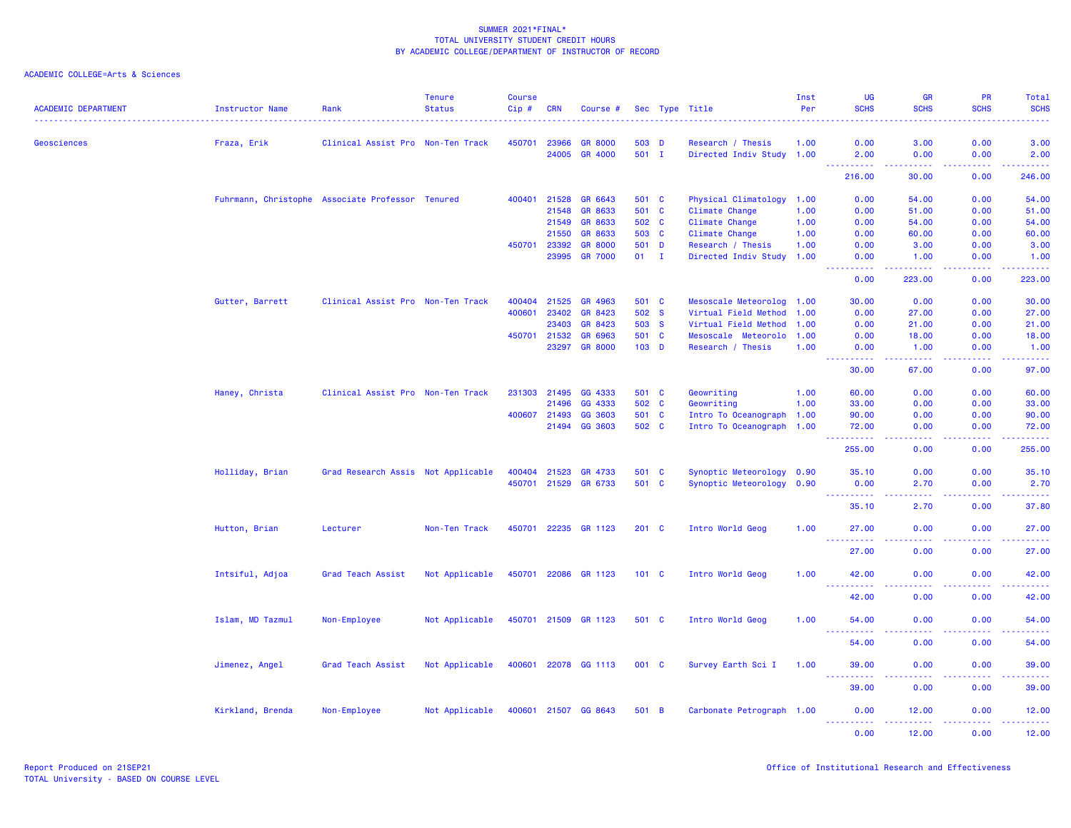SUMMER 2021*FINAL*
TOTAL UNIVERSITY STUDENT CREDIT HOURS
BY ACADEMIC COLLEGE/DEPARTMENT OF INSTRUCTOR OF RECORD

ACADEMIC COLLEGE=Arts & Sciences

| ACADEMIC DEPARTMENT | Instructor Name | Rank | Tenure Status | Course Cip # | CRN | Course # | Sec | Type | Title | Inst Per | UG SCHS | GR SCHS | PR SCHS | Total SCHS |
|---|---|---|---|---|---|---|---|---|---|---|---|---|---|---|
| Geosciences | Fraza, Erik | Clinical Assist Pro | Non-Ten Track | 450701 | 23966 | GR 8000 | 503 | D | Research / Thesis | 1.00 | 0.00 | 3.00 | 0.00 | 3.00 |
| | | | | | 24005 | GR 4000 | 501 | I | Directed Indiv Study | 1.00 | 2.00 | 0.00 | 0.00 | 2.00 |
| | | | | | | | | | | | 216.00 | 30.00 | 0.00 | 246.00 |
| | Fuhrmann, Christophe | Associate Professor | Tenured | 400401 | 21528 | GR 6643 | 501 | C | Physical Climatology | 1.00 | 0.00 | 54.00 | 0.00 | 54.00 |
| | | | | | 21548 | GR 8633 | 501 | C | Climate Change | 1.00 | 0.00 | 51.00 | 0.00 | 51.00 |
| | | | | | 21549 | GR 8633 | 502 | C | Climate Change | 1.00 | 0.00 | 54.00 | 0.00 | 54.00 |
| | | | | | 21550 | GR 8633 | 503 | C | Climate Change | 1.00 | 0.00 | 60.00 | 0.00 | 60.00 |
| | | | | 450701 | 23392 | GR 8000 | 501 | D | Research / Thesis | 1.00 | 0.00 | 3.00 | 0.00 | 3.00 |
| | | | | | 23995 | GR 7000 | 01 | I | Directed Indiv Study | 1.00 | 0.00 | 1.00 | 0.00 | 1.00 |
| | | | | | | | | | | | 0.00 | 223.00 | 0.00 | 223.00 |
| | Gutter, Barrett | Clinical Assist Pro | Non-Ten Track | 400404 | 21525 | GR 4963 | 501 | C | Mesoscale Meteorolog | 1.00 | 30.00 | 0.00 | 0.00 | 30.00 |
| | | | | 400601 | 23402 | GR 8423 | 502 | S | Virtual Field Method | 1.00 | 0.00 | 27.00 | 0.00 | 27.00 |
| | | | | | 23403 | GR 8423 | 503 | S | Virtual Field Method | 1.00 | 0.00 | 21.00 | 0.00 | 21.00 |
| | | | | 450701 | 21532 | GR 6963 | 501 | C | Mesoscale Meteorolo | 1.00 | 0.00 | 18.00 | 0.00 | 18.00 |
| | | | | | 23297 | GR 8000 | 103 | D | Research / Thesis | 1.00 | 0.00 | 1.00 | 0.00 | 1.00 |
| | | | | | | | | | | | 30.00 | 67.00 | 0.00 | 97.00 |
| | Haney, Christa | Clinical Assist Pro | Non-Ten Track | 231303 | 21495 | GG 4333 | 501 | C | Geowriting | 1.00 | 60.00 | 0.00 | 0.00 | 60.00 |
| | | | | | 21496 | GG 4333 | 502 | C | Geowriting | 1.00 | 33.00 | 0.00 | 0.00 | 33.00 |
| | | | | 400607 | 21493 | GG 3603 | 501 | C | Intro To Oceanograph | 1.00 | 90.00 | 0.00 | 0.00 | 90.00 |
| | | | | | 21494 | GG 3603 | 502 | C | Intro To Oceanograph | 1.00 | 72.00 | 0.00 | 0.00 | 72.00 |
| | | | | | | | | | | | 255.00 | 0.00 | 0.00 | 255.00 |
| | Holliday, Brian | Grad Research Assis | Not Applicable | 400404 | 21523 | GR 4733 | 501 | C | Synoptic Meteorology | 0.90 | 35.10 | 0.00 | 0.00 | 35.10 |
| | | | | 450701 | 21529 | GR 6733 | 501 | C | Synoptic Meteorology | 0.90 | 0.00 | 2.70 | 0.00 | 2.70 |
| | | | | | | | | | | | 35.10 | 2.70 | 0.00 | 37.80 |
| | Hutton, Brian | Lecturer | Non-Ten Track | 450701 | 22235 | GR 1123 | 201 | C | Intro World Geog | 1.00 | 27.00 | 0.00 | 0.00 | 27.00 |
| | | | | | | | | | | | 27.00 | 0.00 | 0.00 | 27.00 |
| | Intsiful, Adjoa | Grad Teach Assist | Not Applicable | 450701 | 22086 | GR 1123 | 101 | C | Intro World Geog | 1.00 | 42.00 | 0.00 | 0.00 | 42.00 |
| | | | | | | | | | | | 42.00 | 0.00 | 0.00 | 42.00 |
| | Islam, MD Tazmul | Non-Employee | Not Applicable | 450701 | 21509 | GR 1123 | 501 | C | Intro World Geog | 1.00 | 54.00 | 0.00 | 0.00 | 54.00 |
| | | | | | | | | | | | 54.00 | 0.00 | 0.00 | 54.00 |
| | Jimenez, Angel | Grad Teach Assist | Not Applicable | 400601 | 22078 | GG 1113 | 001 | C | Survey Earth Sci I | 1.00 | 39.00 | 0.00 | 0.00 | 39.00 |
| | | | | | | | | | | | 39.00 | 0.00 | 0.00 | 39.00 |
| | Kirkland, Brenda | Non-Employee | Not Applicable | 400601 | 21507 | GG 8643 | 501 | B | Carbonate Petrograph | 1.00 | 0.00 | 12.00 | 0.00 | 12.00 |
| | | | | | | | | | | | 0.00 | 12.00 | 0.00 | 12.00 |

Report Produced on 21SEP21
TOTAL University - BASED ON COURSE LEVEL

Office of Institutional Research and Effectiveness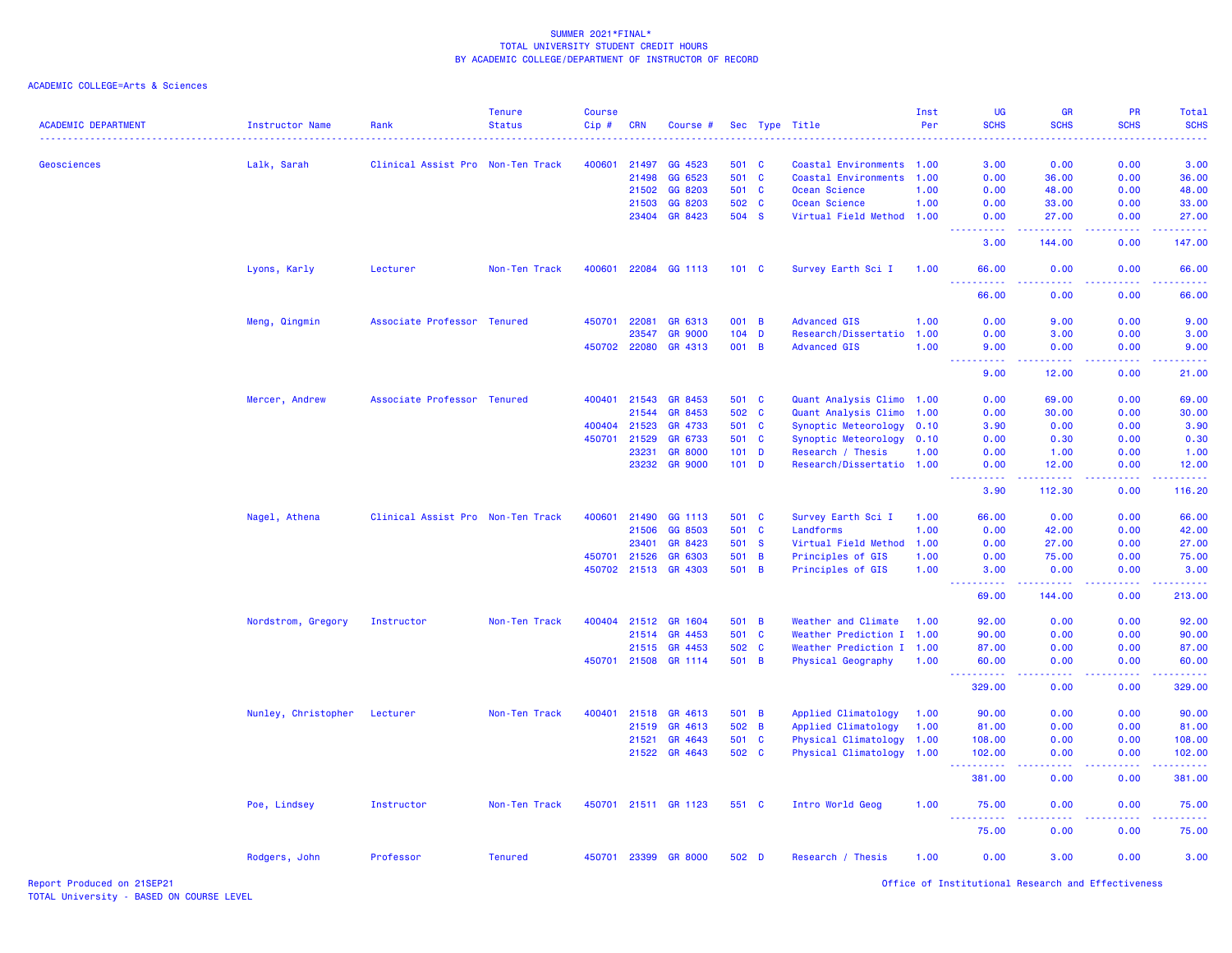SUMMER 2021*FINAL*
TOTAL UNIVERSITY STUDENT CREDIT HOURS
BY ACADEMIC COLLEGE/DEPARTMENT OF INSTRUCTOR OF RECORD

ACADEMIC COLLEGE=Arts & Sciences

| ACADEMIC DEPARTMENT | Instructor Name | Rank | Tenure Status | Course Cip # | CRN | Course # | Sec | Type | Title | Inst Per | UG SCHS | GR SCHS | PR SCHS | Total SCHS |
|---|---|---|---|---|---|---|---|---|---|---|---|---|---|---|
| Geosciences | Lalk, Sarah | Clinical Assist Pro | Non-Ten Track | 400601 | 21497 | GG 4523 | 501 | C | Coastal Environments | 1.00 | 3.00 | 0.00 | 0.00 | 3.00 |
| | | | | | 21498 | GG 6523 | 501 | C | Coastal Environments | 1.00 | 0.00 | 36.00 | 0.00 | 36.00 |
| | | | | | 21502 | GG 8203 | 501 | C | Ocean Science | 1.00 | 0.00 | 48.00 | 0.00 | 48.00 |
| | | | | | 21503 | GG 8203 | 502 | C | Ocean Science | 1.00 | 0.00 | 33.00 | 0.00 | 33.00 |
| | | | | | 23404 | GR 8423 | 504 | S | Virtual Field Method | 1.00 | 0.00 | 27.00 | 0.00 | 27.00 |
| | | | | | | | | | | | 3.00 | 144.00 | 0.00 | 147.00 |
| | Lyons, Karly | Lecturer | Non-Ten Track | 400601 | 22084 | GG 1113 | 101 | C | Survey Earth Sci I | 1.00 | 66.00 | 0.00 | 0.00 | 66.00 |
| | | | | | | | | | | | 66.00 | 0.00 | 0.00 | 66.00 |
| | Meng, Qingmin | Associate Professor | Tenured | 450701 | 22081 | GR 6313 | 001 | B | Advanced GIS | 1.00 | 0.00 | 9.00 | 0.00 | 9.00 |
| | | | | | 23547 | GR 9000 | 104 | D | Research/Dissertatio | 1.00 | 0.00 | 3.00 | 0.00 | 3.00 |
| | | | | 450702 | 22080 | GR 4313 | 001 | B | Advanced GIS | 1.00 | 9.00 | 0.00 | 0.00 | 9.00 |
| | | | | | | | | | | | 9.00 | 12.00 | 0.00 | 21.00 |
| | Mercer, Andrew | Associate Professor | Tenured | 400401 | 21543 | GR 8453 | 501 | C | Quant Analysis Climo | 1.00 | 0.00 | 69.00 | 0.00 | 69.00 |
| | | | | | 21544 | GR 8453 | 502 | C | Quant Analysis Climo | 1.00 | 0.00 | 30.00 | 0.00 | 30.00 |
| | | | | 400404 | 21523 | GR 4733 | 501 | C | Synoptic Meteorology | 0.10 | 3.90 | 0.00 | 0.00 | 3.90 |
| | | | | 450701 | 21529 | GR 6733 | 501 | C | Synoptic Meteorology | 0.10 | 0.00 | 0.30 | 0.00 | 0.30 |
| | | | | | 23231 | GR 8000 | 101 | D | Research / Thesis | 1.00 | 0.00 | 1.00 | 0.00 | 1.00 |
| | | | | | 23232 | GR 9000 | 101 | D | Research/Dissertatio | 1.00 | 0.00 | 12.00 | 0.00 | 12.00 |
| | | | | | | | | | | | 3.90 | 112.30 | 0.00 | 116.20 |
| | Nagel, Athena | Clinical Assist Pro | Non-Ten Track | 400601 | 21490 | GG 1113 | 501 | C | Survey Earth Sci I | 1.00 | 66.00 | 0.00 | 0.00 | 66.00 |
| | | | | | 21506 | GG 8503 | 501 | C | Landforms | 1.00 | 0.00 | 42.00 | 0.00 | 42.00 |
| | | | | | 23401 | GR 8423 | 501 | S | Virtual Field Method | 1.00 | 0.00 | 27.00 | 0.00 | 27.00 |
| | | | | 450701 | 21526 | GR 6303 | 501 | B | Principles of GIS | 1.00 | 0.00 | 75.00 | 0.00 | 75.00 |
| | | | | 450702 | 21513 | GR 4303 | 501 | B | Principles of GIS | 1.00 | 3.00 | 0.00 | 0.00 | 3.00 |
| | | | | | | | | | | | 69.00 | 144.00 | 0.00 | 213.00 |
| | Nordstrom, Gregory | Instructor | Non-Ten Track | 400404 | 21512 | GR 1604 | 501 | B | Weather and Climate | 1.00 | 92.00 | 0.00 | 0.00 | 92.00 |
| | | | | | 21514 | GR 4453 | 501 | C | Weather Prediction I | 1.00 | 90.00 | 0.00 | 0.00 | 90.00 |
| | | | | | 21515 | GR 4453 | 502 | C | Weather Prediction I | 1.00 | 87.00 | 0.00 | 0.00 | 87.00 |
| | | | | 450701 | 21508 | GR 1114 | 501 | B | Physical Geography | 1.00 | 60.00 | 0.00 | 0.00 | 60.00 |
| | | | | | | | | | | | 329.00 | 0.00 | 0.00 | 329.00 |
| | Nunley, Christopher | Lecturer | Non-Ten Track | 400401 | 21518 | GR 4613 | 501 | B | Applied Climatology | 1.00 | 90.00 | 0.00 | 0.00 | 90.00 |
| | | | | | 21519 | GR 4613 | 502 | B | Applied Climatology | 1.00 | 81.00 | 0.00 | 0.00 | 81.00 |
| | | | | | 21521 | GR 4643 | 501 | C | Physical Climatology | 1.00 | 108.00 | 0.00 | 0.00 | 108.00 |
| | | | | | 21522 | GR 4643 | 502 | C | Physical Climatology | 1.00 | 102.00 | 0.00 | 0.00 | 102.00 |
| | | | | | | | | | | | 381.00 | 0.00 | 0.00 | 381.00 |
| | Poe, Lindsey | Instructor | Non-Ten Track | 450701 | 21511 | GR 1123 | 551 | C | Intro World Geog | 1.00 | 75.00 | 0.00 | 0.00 | 75.00 |
| | | | | | | | | | | | 75.00 | 0.00 | 0.00 | 75.00 |
| | Rodgers, John | Professor | Tenured | 450701 | 23399 | GR 8000 | 502 | D | Research / Thesis | 1.00 | 0.00 | 3.00 | 0.00 | 3.00 |

Report Produced on 21SEP21
TOTAL University - BASED ON COURSE LEVEL
Office of Institutional Research and Effectiveness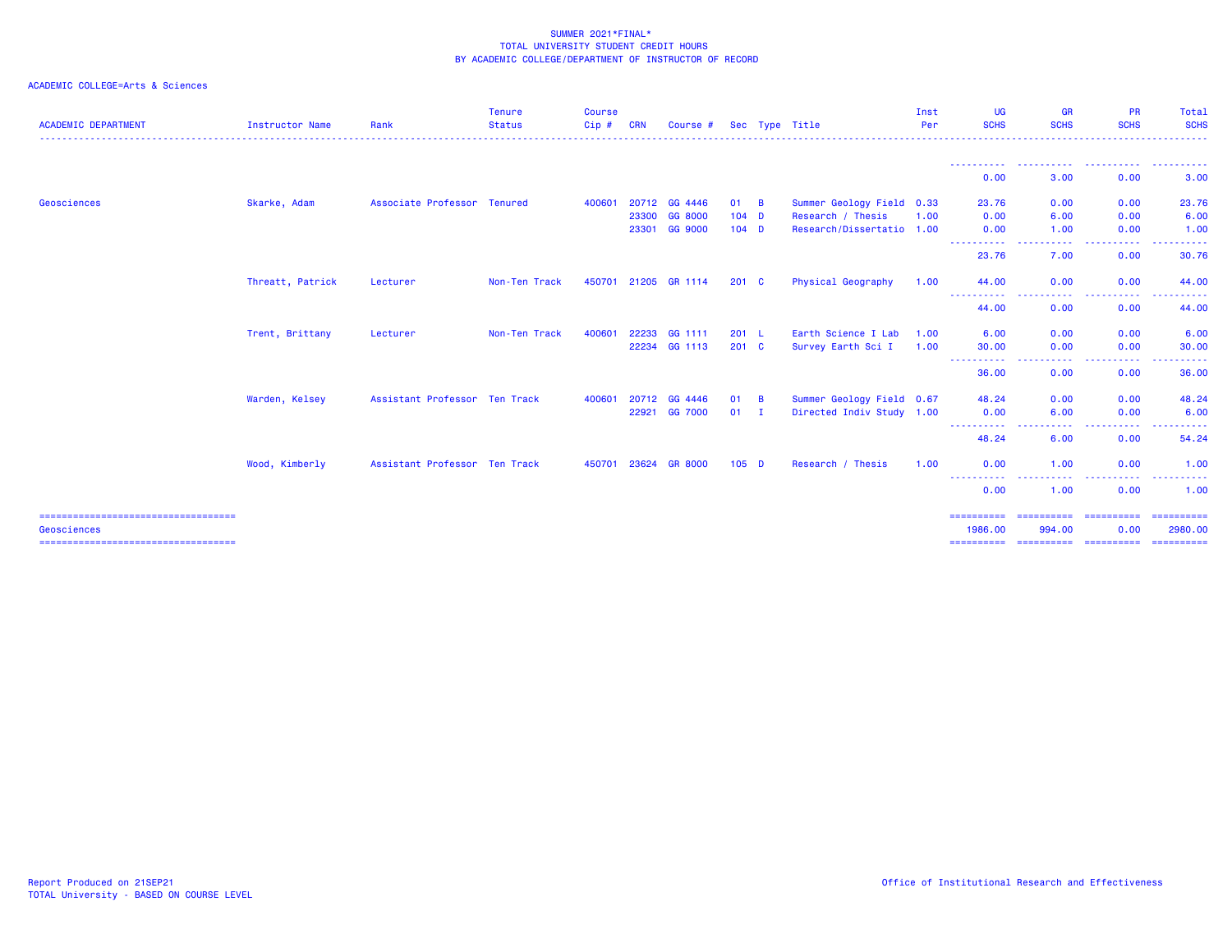SUMMER 2021*FINAL*
TOTAL UNIVERSITY STUDENT CREDIT HOURS
BY ACADEMIC COLLEGE/DEPARTMENT OF INSTRUCTOR OF RECORD

ACADEMIC COLLEGE=Arts & Sciences

| ACADEMIC DEPARTMENT | Instructor Name | Rank | Tenure Status | Course Cip # | CRN | Course # | Sec | Type | Title | Inst Per | UG SCHS | GR SCHS | PR SCHS | Total SCHS |
|---|---|---|---|---|---|---|---|---|---|---|---|---|---|---|
| | | | | | | | | | | | 0.00 | 3.00 | 0.00 | 3.00 |
| Geosciences | Skarke, Adam | Associate Professor | Tenured | 400601 | 20712 | GG 4446 | 01 | B | Summer Geology Field | 0.33 | 23.76 | 0.00 | 0.00 | 23.76 |
| | | | | | 23300 | GG 8000 | 104 | D | Research / Thesis | 1.00 | 0.00 | 6.00 | 0.00 | 6.00 |
| | | | | | 23301 | GG 9000 | 104 | D | Research/Dissertatio | 1.00 | 0.00 | 1.00 | 0.00 | 1.00 |
| | | | | | | | | | | | 23.76 | 7.00 | 0.00 | 30.76 |
| | Threatt, Patrick | Lecturer | Non-Ten Track | 450701 | 21205 | GR 1114 | 201 | C | Physical Geography | 1.00 | 44.00 | 0.00 | 0.00 | 44.00 |
| | | | | | | | | | | | 44.00 | 0.00 | 0.00 | 44.00 |
| | Trent, Brittany | Lecturer | Non-Ten Track | 400601 | 22233 | GG 1111 | 201 | L | Earth Science I Lab | 1.00 | 6.00 | 0.00 | 0.00 | 6.00 |
| | | | | | 22234 | GG 1113 | 201 | C | Survey Earth Sci I | 1.00 | 30.00 | 0.00 | 0.00 | 30.00 |
| | | | | | | | | | | | 36.00 | 0.00 | 0.00 | 36.00 |
| | Warden, Kelsey | Assistant Professor | Ten Track | 400601 | 20712 | GG 4446 | 01 | B | Summer Geology Field | 0.67 | 48.24 | 0.00 | 0.00 | 48.24 |
| | | | | | 22921 | GG 7000 | 01 | I | Directed Indiv Study | 1.00 | 0.00 | 6.00 | 0.00 | 6.00 |
| | | | | | | | | | | | 48.24 | 6.00 | 0.00 | 54.24 |
| | Wood, Kimberly | Assistant Professor | Ten Track | 450701 | 23624 | GR 8000 | 105 | D | Research / Thesis | 1.00 | 0.00 | 1.00 | 0.00 | 1.00 |
| | | | | | | | | | | | 0.00 | 1.00 | 0.00 | 1.00 |
| Geosciences | | | | | | | | | | | 1986.00 | 994.00 | 0.00 | 2980.00 |

Report Produced on 21SEP21
TOTAL University - BASED ON COURSE LEVEL

Office of Institutional Research and Effectiveness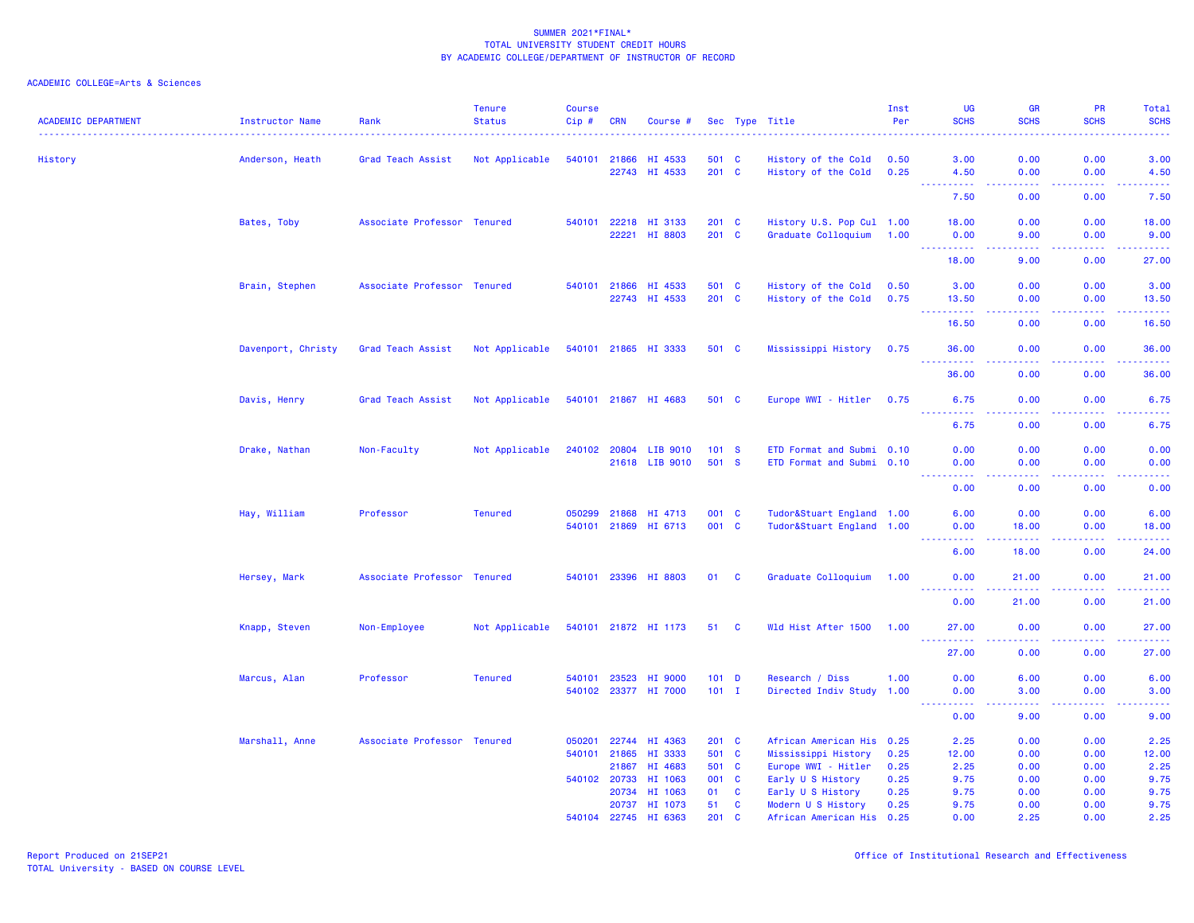SUMMER 2021*FINAL*
TOTAL UNIVERSITY STUDENT CREDIT HOURS
BY ACADEMIC COLLEGE/DEPARTMENT OF INSTRUCTOR OF RECORD

ACADEMIC COLLEGE=Arts & Sciences

| ACADEMIC DEPARTMENT | Instructor Name | Rank | Tenure Status | Course Cip # | CRN | Course # | Sec | Type | Title | Inst Per | UG SCHS | GR SCHS | PR SCHS | Total SCHS |
|---|---|---|---|---|---|---|---|---|---|---|---|---|---|---|
| History | Anderson, Heath | Grad Teach Assist | Not Applicable | 540101 | 21866 | HI 4533 | 501 | C | History of the Cold | 0.50 | 3.00 | 0.00 | 0.00 | 3.00 |
| | | | | | 22743 | HI 4533 | 201 | C | History of the Cold | 0.25 | 4.50 | 0.00 | 0.00 | 4.50 |
| | | | | | | | | | | | 7.50 | 0.00 | 0.00 | 7.50 |
| | Bates, Toby | Associate Professor | Tenured | 540101 | 22218 | HI 3133 | 201 | C | History U.S. Pop Cul | 1.00 | 18.00 | 0.00 | 0.00 | 18.00 |
| | | | | | 22221 | HI 8803 | 201 | C | Graduate Colloquium | 1.00 | 0.00 | 9.00 | 0.00 | 9.00 |
| | | | | | | | | | | | 18.00 | 9.00 | 0.00 | 27.00 |
| | Brain, Stephen | Associate Professor | Tenured | 540101 | 21866 | HI 4533 | 501 | C | History of the Cold | 0.50 | 3.00 | 0.00 | 0.00 | 3.00 |
| | | | | | 22743 | HI 4533 | 201 | C | History of the Cold | 0.75 | 13.50 | 0.00 | 0.00 | 13.50 |
| | | | | | | | | | | | 16.50 | 0.00 | 0.00 | 16.50 |
| | Davenport, Christy | Grad Teach Assist | Not Applicable | 540101 | 21865 | HI 3333 | 501 | C | Mississippi History | 0.75 | 36.00 | 0.00 | 0.00 | 36.00 |
| | | | | | | | | | | | 36.00 | 0.00 | 0.00 | 36.00 |
| | Davis, Henry | Grad Teach Assist | Not Applicable | 540101 | 21867 | HI 4683 | 501 | C | Europe WWI - Hitler | 0.75 | 6.75 | 0.00 | 0.00 | 6.75 |
| | | | | | | | | | | | 6.75 | 0.00 | 0.00 | 6.75 |
| | Drake, Nathan | Non-Faculty | Not Applicable | 240102 | 20804 | LIB 9010 | 101 | S | ETD Format and Submi | 0.10 | 0.00 | 0.00 | 0.00 | 0.00 |
| | | | | | 21618 | LIB 9010 | 501 | S | ETD Format and Submi | 0.10 | 0.00 | 0.00 | 0.00 | 0.00 |
| | | | | | | | | | | | 0.00 | 0.00 | 0.00 | 0.00 |
| | Hay, William | Professor | Tenured | 050299 | 21868 | HI 4713 | 001 | C | Tudor&Stuart England | 1.00 | 6.00 | 0.00 | 0.00 | 6.00 |
| | | | | 540101 | 21869 | HI 6713 | 001 | C | Tudor&Stuart England | 1.00 | 0.00 | 18.00 | 0.00 | 18.00 |
| | | | | | | | | | | | 6.00 | 18.00 | 0.00 | 24.00 |
| | Hersey, Mark | Associate Professor | Tenured | 540101 | 23396 | HI 8803 | 01 | C | Graduate Colloquium | 1.00 | 0.00 | 21.00 | 0.00 | 21.00 |
| | | | | | | | | | | | 0.00 | 21.00 | 0.00 | 21.00 |
| | Knapp, Steven | Non-Employee | Not Applicable | 540101 | 21872 | HI 1173 | 51 | C | Wld Hist After 1500 | 1.00 | 27.00 | 0.00 | 0.00 | 27.00 |
| | | | | | | | | | | | 27.00 | 0.00 | 0.00 | 27.00 |
| | Marcus, Alan | Professor | Tenured | 540101 | 23523 | HI 9000 | 101 | D | Research / Diss | 1.00 | 0.00 | 6.00 | 0.00 | 6.00 |
| | | | | 540102 | 23377 | HI 7000 | 101 | I | Directed Indiv Study | 1.00 | 0.00 | 3.00 | 0.00 | 3.00 |
| | | | | | | | | | | | 0.00 | 9.00 | 0.00 | 9.00 |
| | Marshall, Anne | Associate Professor | Tenured | 050201 | 22744 | HI 4363 | 201 | C | African American His | 0.25 | 2.25 | 0.00 | 0.00 | 2.25 |
| | | | | 540101 | 21865 | HI 3333 | 501 | C | Mississippi History | 0.25 | 12.00 | 0.00 | 0.00 | 12.00 |
| | | | | | 21867 | HI 4683 | 501 | C | Europe WWI - Hitler | 0.25 | 2.25 | 0.00 | 0.00 | 2.25 |
| | | | | 540102 | 20733 | HI 1063 | 001 | C | Early U S History | 0.25 | 9.75 | 0.00 | 0.00 | 9.75 |
| | | | | | 20734 | HI 1063 | 01 | C | Early U S History | 0.25 | 9.75 | 0.00 | 0.00 | 9.75 |
| | | | | | 20737 | HI 1073 | 51 | C | Modern U S History | 0.25 | 9.75 | 0.00 | 0.00 | 9.75 |
| | | | | 540104 | 22745 | HI 6363 | 201 | C | African American His | 0.25 | 0.00 | 2.25 | 0.00 | 2.25 |

Report Produced on 21SEP21
TOTAL University - BASED ON COURSE LEVEL

Office of Institutional Research and Effectiveness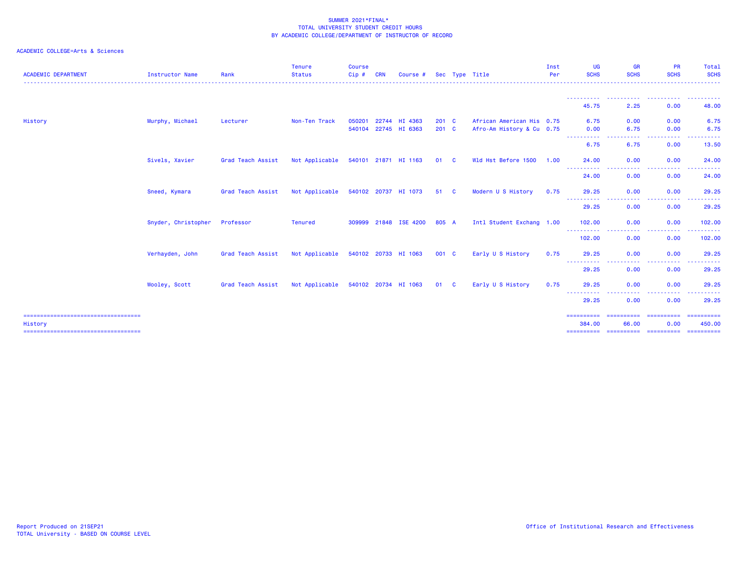SUMMER 2021*FINAL*
TOTAL UNIVERSITY STUDENT CREDIT HOURS
BY ACADEMIC COLLEGE/DEPARTMENT OF INSTRUCTOR OF RECORD

ACADEMIC COLLEGE=Arts & Sciences

| ACADEMIC DEPARTMENT | Instructor Name | Rank | Tenure Status | Course Cip # | CRN | Course # | Sec | Type | Title | Inst Per | UG SCHS | GR SCHS | PR SCHS | Total SCHS |
|---|---|---|---|---|---|---|---|---|---|---|---|---|---|---|
| | | | | | | | | | | | 45.75 | 2.25 | 0.00 | 48.00 |
| History | Murphy, Michael | Lecturer | Non-Ten Track | 050201 | 22744 | HI 4363 | 201 | C | African American His | 0.75 | 6.75 | 0.00 | 0.00 | 6.75 |
| | | | | 540104 | 22745 | HI 6363 | 201 | C | Afro-Am History & Cu | 0.75 | 0.00 | 6.75 | 0.00 | 6.75 |
| | | | | | | | | | | | 6.75 | 6.75 | 0.00 | 13.50 |
| | Sivels, Xavier | Grad Teach Assist | Not Applicable | 540101 | 21871 | HI 1163 | 01 | C | Wld Hst Before 1500 | 1.00 | 24.00 | 0.00 | 0.00 | 24.00 |
| | | | | | | | | | | | 24.00 | 0.00 | 0.00 | 24.00 |
| | Sneed, Kymara | Grad Teach Assist | Not Applicable | 540102 | 20737 | HI 1073 | 51 | C | Modern U S History | 0.75 | 29.25 | 0.00 | 0.00 | 29.25 |
| | | | | | | | | | | | 29.25 | 0.00 | 0.00 | 29.25 |
| | Snyder, Christopher | Professor | Tenured | 309999 | 21848 | ISE 4200 | 805 | A | Intl Student Exchang | 1.00 | 102.00 | 0.00 | 0.00 | 102.00 |
| | | | | | | | | | | | 102.00 | 0.00 | 0.00 | 102.00 |
| | Verhayden, John | Grad Teach Assist | Not Applicable | 540102 | 20733 | HI 1063 | 001 | C | Early U S History | 0.75 | 29.25 | 0.00 | 0.00 | 29.25 |
| | | | | | | | | | | | 29.25 | 0.00 | 0.00 | 29.25 |
| | Wooley, Scott | Grad Teach Assist | Not Applicable | 540102 | 20734 | HI 1063 | 01 | C | Early U S History | 0.75 | 29.25 | 0.00 | 0.00 | 29.25 |
| | | | | | | | | | | | 29.25 | 0.00 | 0.00 | 29.25 |
| History | | | | | | | | | | | 384.00 | 66.00 | 0.00 | 450.00 |

Report Produced on 21SEP21
TOTAL University - BASED ON COURSE LEVEL

Office of Institutional Research and Effectiveness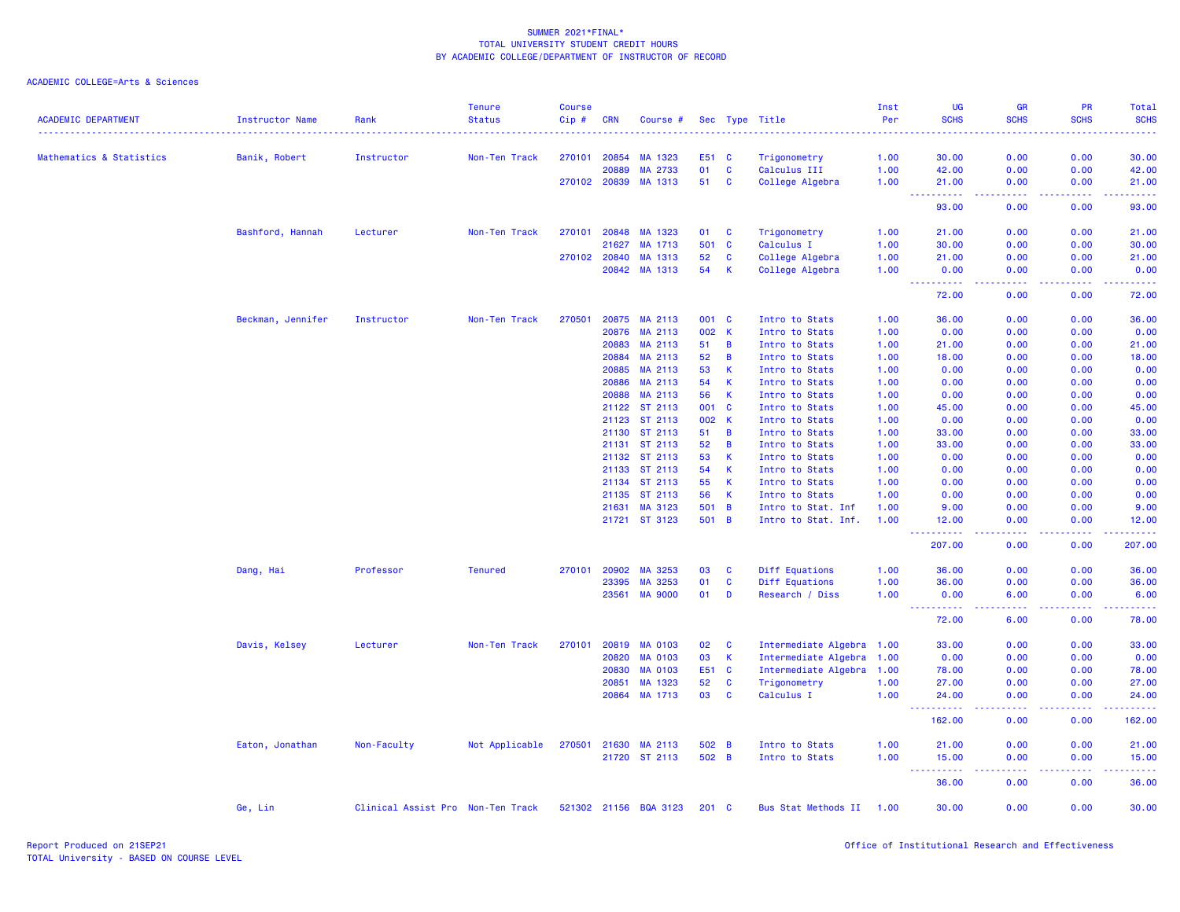SUMMER 2021*FINAL*
TOTAL UNIVERSITY STUDENT CREDIT HOURS
BY ACADEMIC COLLEGE/DEPARTMENT OF INSTRUCTOR OF RECORD

ACADEMIC COLLEGE=Arts & Sciences

| ACADEMIC DEPARTMENT | Instructor Name | Rank | Tenure Status | Course Cip # | CRN | Course # | Sec | Type | Title | Inst Per | UG SCHS | GR SCHS | PR SCHS | Total SCHS |
|---|---|---|---|---|---|---|---|---|---|---|---|---|---|---|
| Mathematics & Statistics | Banik, Robert | Instructor | Non-Ten Track | 270101 | 20854 | MA 1323 | E51 | C | Trigonometry | 1.00 | 30.00 | 0.00 | 0.00 | 30.00 |
| | | | | | 20889 | MA 2733 | 01 | C | Calculus III | 1.00 | 42.00 | 0.00 | 0.00 | 42.00 |
| | | | | 270102 | 20839 | MA 1313 | 51 | C | College Algebra | 1.00 | 21.00 | 0.00 | 0.00 | 21.00 |
| | | | | | | | | | | | 93.00 | 0.00 | 0.00 | 93.00 |
| | Bashford, Hannah | Lecturer | Non-Ten Track | 270101 | 20848 | MA 1323 | 01 | C | Trigonometry | 1.00 | 21.00 | 0.00 | 0.00 | 21.00 |
| | | | | | 21627 | MA 1713 | 501 | C | Calculus I | 1.00 | 30.00 | 0.00 | 0.00 | 30.00 |
| | | | | 270102 | 20840 | MA 1313 | 52 | C | College Algebra | 1.00 | 21.00 | 0.00 | 0.00 | 21.00 |
| | | | | | 20842 | MA 1313 | 54 | K | College Algebra | 1.00 | 0.00 | 0.00 | 0.00 | 0.00 |
| | | | | | | | | | | | 72.00 | 0.00 | 0.00 | 72.00 |
| | Beckman, Jennifer | Instructor | Non-Ten Track | 270501 | 20875 | MA 2113 | 001 | C | Intro to Stats | 1.00 | 36.00 | 0.00 | 0.00 | 36.00 |
| | | | | | 20876 | MA 2113 | 002 | K | Intro to Stats | 1.00 | 0.00 | 0.00 | 0.00 | 0.00 |
| | | | | | 20883 | MA 2113 | 51 | B | Intro to Stats | 1.00 | 21.00 | 0.00 | 0.00 | 21.00 |
| | | | | | 20884 | MA 2113 | 52 | B | Intro to Stats | 1.00 | 18.00 | 0.00 | 0.00 | 18.00 |
| | | | | | 20885 | MA 2113 | 53 | K | Intro to Stats | 1.00 | 0.00 | 0.00 | 0.00 | 0.00 |
| | | | | | 20886 | MA 2113 | 54 | K | Intro to Stats | 1.00 | 0.00 | 0.00 | 0.00 | 0.00 |
| | | | | | 20888 | MA 2113 | 56 | K | Intro to Stats | 1.00 | 0.00 | 0.00 | 0.00 | 0.00 |
| | | | | | 21122 | ST 2113 | 001 | C | Intro to Stats | 1.00 | 45.00 | 0.00 | 0.00 | 45.00 |
| | | | | | 21123 | ST 2113 | 002 | K | Intro to Stats | 1.00 | 0.00 | 0.00 | 0.00 | 0.00 |
| | | | | | 21130 | ST 2113 | 51 | B | Intro to Stats | 1.00 | 33.00 | 0.00 | 0.00 | 33.00 |
| | | | | | 21131 | ST 2113 | 52 | B | Intro to Stats | 1.00 | 33.00 | 0.00 | 0.00 | 33.00 |
| | | | | | 21132 | ST 2113 | 53 | K | Intro to Stats | 1.00 | 0.00 | 0.00 | 0.00 | 0.00 |
| | | | | | 21133 | ST 2113 | 54 | K | Intro to Stats | 1.00 | 0.00 | 0.00 | 0.00 | 0.00 |
| | | | | | 21134 | ST 2113 | 55 | K | Intro to Stats | 1.00 | 0.00 | 0.00 | 0.00 | 0.00 |
| | | | | | 21135 | ST 2113 | 56 | K | Intro to Stats | 1.00 | 0.00 | 0.00 | 0.00 | 0.00 |
| | | | | | 21631 | MA 3123 | 501 | B | Intro to Stat. Inf | 1.00 | 9.00 | 0.00 | 0.00 | 9.00 |
| | | | | | 21721 | ST 3123 | 501 | B | Intro to Stat. Inf. | 1.00 | 12.00 | 0.00 | 0.00 | 12.00 |
| | | | | | | | | | | | 207.00 | 0.00 | 0.00 | 207.00 |
| | Dang, Hai | Professor | Tenured | 270101 | 20902 | MA 3253 | 03 | C | Diff Equations | 1.00 | 36.00 | 0.00 | 0.00 | 36.00 |
| | | | | | 23395 | MA 3253 | 01 | C | Diff Equations | 1.00 | 36.00 | 0.00 | 0.00 | 36.00 |
| | | | | | 23561 | MA 9000 | 01 | D | Research / Diss | 1.00 | 0.00 | 6.00 | 0.00 | 6.00 |
| | | | | | | | | | | | 72.00 | 6.00 | 0.00 | 78.00 |
| | Davis, Kelsey | Lecturer | Non-Ten Track | 270101 | 20819 | MA 0103 | 02 | C | Intermediate Algebra | 1.00 | 33.00 | 0.00 | 0.00 | 33.00 |
| | | | | | 20820 | MA 0103 | 03 | K | Intermediate Algebra | 1.00 | 0.00 | 0.00 | 0.00 | 0.00 |
| | | | | | 20830 | MA 0103 | E51 | C | Intermediate Algebra | 1.00 | 78.00 | 0.00 | 0.00 | 78.00 |
| | | | | | 20851 | MA 1323 | 52 | C | Trigonometry | 1.00 | 27.00 | 0.00 | 0.00 | 27.00 |
| | | | | | 20864 | MA 1713 | 03 | C | Calculus I | 1.00 | 24.00 | 0.00 | 0.00 | 24.00 |
| | | | | | | | | | | | 162.00 | 0.00 | 0.00 | 162.00 |
| | Eaton, Jonathan | Non-Faculty | Not Applicable | 270501 | 21630 | MA 2113 | 502 | B | Intro to Stats | 1.00 | 21.00 | 0.00 | 0.00 | 21.00 |
| | | | | | 21720 | ST 2113 | 502 | B | Intro to Stats | 1.00 | 15.00 | 0.00 | 0.00 | 15.00 |
| | | | | | | | | | | | 36.00 | 0.00 | 0.00 | 36.00 |
| | Ge, Lin | Clinical Assist Pro | Non-Ten Track | 521302 | 21156 | BQA 3123 | 201 | C | Bus Stat Methods II | 1.00 | 30.00 | 0.00 | 0.00 | 30.00 |

Report Produced on 21SEP21
TOTAL University - BASED ON COURSE LEVEL

Office of Institutional Research and Effectiveness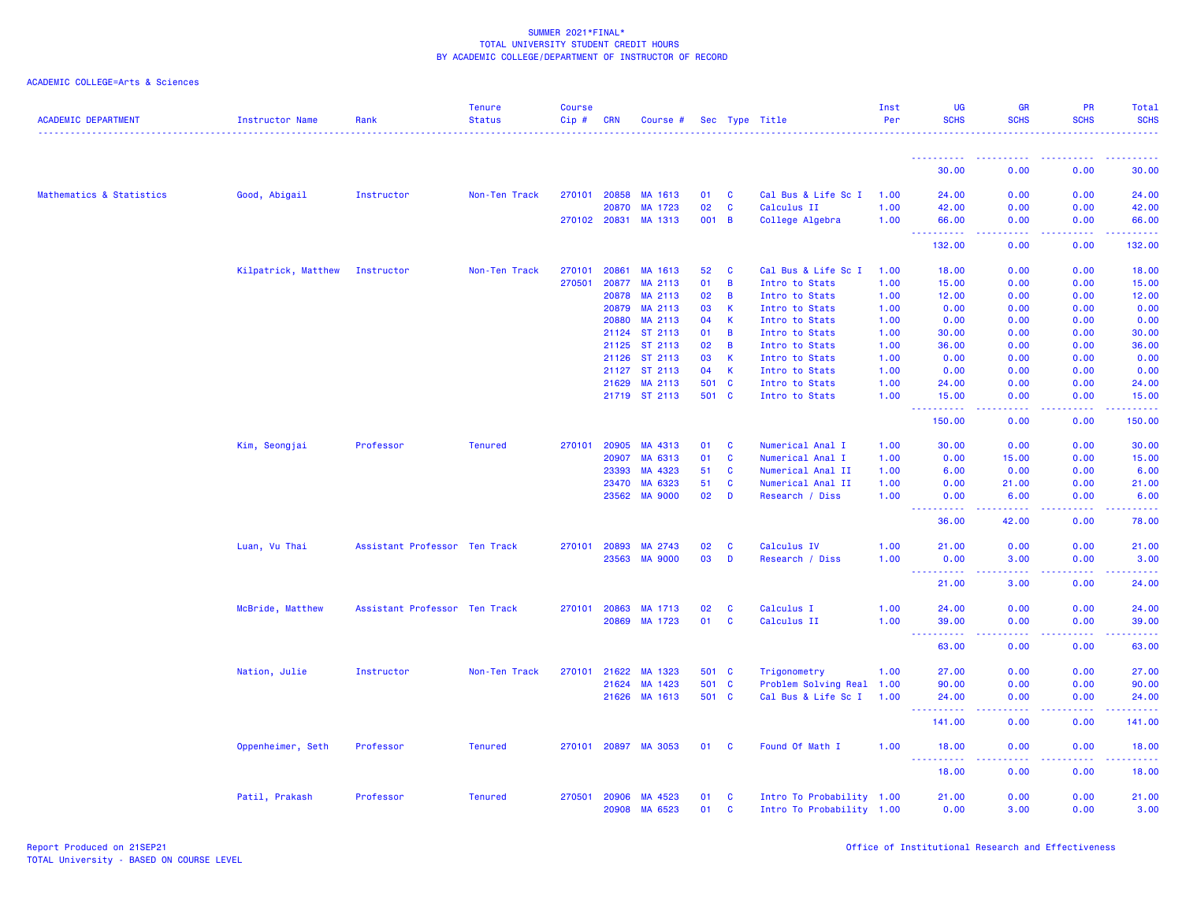SUMMER 2021*FINAL*
TOTAL UNIVERSITY STUDENT CREDIT HOURS
BY ACADEMIC COLLEGE/DEPARTMENT OF INSTRUCTOR OF RECORD

ACADEMIC COLLEGE=Arts & Sciences

| ACADEMIC DEPARTMENT | Instructor Name | Rank | Tenure Status | Course Cip # | CRN | Course # | Sec | Type | Title | Inst Per | UG SCHS | GR SCHS | PR SCHS | Total SCHS |
|---|---|---|---|---|---|---|---|---|---|---|---|---|---|---|
| | | | | | | | | | | | 30.00 | 0.00 | 0.00 | 30.00 |
| Mathematics & Statistics | Good, Abigail | Instructor | Non-Ten Track | 270101 | 20858 | MA 1613 | 01 | C | Cal Bus & Life Sc I | 1.00 | 24.00 | 0.00 | 0.00 | 24.00 |
| | | | | | 20870 | MA 1723 | 02 | C | Calculus II | 1.00 | 42.00 | 0.00 | 0.00 | 42.00 |
| | | | | 270102 | 20831 | MA 1313 | 001 | B | College Algebra | 1.00 | 66.00 | 0.00 | 0.00 | 66.00 |
| | | | | | | | | | | | 132.00 | 0.00 | 0.00 | 132.00 |
| | Kilpatrick, Matthew | Instructor | Non-Ten Track | 270101 | 20861 | MA 1613 | 52 | C | Cal Bus & Life Sc I | 1.00 | 18.00 | 0.00 | 0.00 | 18.00 |
| | | | | 270501 | 20877 | MA 2113 | 01 | B | Intro to Stats | 1.00 | 15.00 | 0.00 | 0.00 | 15.00 |
| | | | | | 20878 | MA 2113 | 02 | B | Intro to Stats | 1.00 | 12.00 | 0.00 | 0.00 | 12.00 |
| | | | | | 20879 | MA 2113 | 03 | K | Intro to Stats | 1.00 | 0.00 | 0.00 | 0.00 | 0.00 |
| | | | | | 20880 | MA 2113 | 04 | K | Intro to Stats | 1.00 | 0.00 | 0.00 | 0.00 | 0.00 |
| | | | | | 21124 | ST 2113 | 01 | B | Intro to Stats | 1.00 | 30.00 | 0.00 | 0.00 | 30.00 |
| | | | | | 21125 | ST 2113 | 02 | B | Intro to Stats | 1.00 | 36.00 | 0.00 | 0.00 | 36.00 |
| | | | | | 21126 | ST 2113 | 03 | K | Intro to Stats | 1.00 | 0.00 | 0.00 | 0.00 | 0.00 |
| | | | | | 21127 | ST 2113 | 04 | K | Intro to Stats | 1.00 | 0.00 | 0.00 | 0.00 | 0.00 |
| | | | | | 21629 | MA 2113 | 501 | C | Intro to Stats | 1.00 | 24.00 | 0.00 | 0.00 | 24.00 |
| | | | | | 21719 | ST 2113 | 501 | C | Intro to Stats | 1.00 | 15.00 | 0.00 | 0.00 | 15.00 |
| | | | | | | | | | | | 150.00 | 0.00 | 0.00 | 150.00 |
| | Kim, Seongjai | Professor | Tenured | 270101 | 20905 | MA 4313 | 01 | C | Numerical Anal I | 1.00 | 30.00 | 0.00 | 0.00 | 30.00 |
| | | | | | 20907 | MA 6313 | 01 | C | Numerical Anal I | 1.00 | 0.00 | 15.00 | 0.00 | 15.00 |
| | | | | | 23393 | MA 4323 | 51 | C | Numerical Anal II | 1.00 | 6.00 | 0.00 | 0.00 | 6.00 |
| | | | | | 23470 | MA 6323 | 51 | C | Numerical Anal II | 1.00 | 0.00 | 21.00 | 0.00 | 21.00 |
| | | | | | 23562 | MA 9000 | 02 | D | Research / Diss | 1.00 | 0.00 | 6.00 | 0.00 | 6.00 |
| | | | | | | | | | | | 36.00 | 42.00 | 0.00 | 78.00 |
| | Luan, Vu Thai | Assistant Professor | Ten Track | 270101 | 20893 | MA 2743 | 02 | C | Calculus IV | 1.00 | 21.00 | 0.00 | 0.00 | 21.00 |
| | | | | | 23563 | MA 9000 | 03 | D | Research / Diss | 1.00 | 0.00 | 3.00 | 0.00 | 3.00 |
| | | | | | | | | | | | 21.00 | 3.00 | 0.00 | 24.00 |
| | McBride, Matthew | Assistant Professor | Ten Track | 270101 | 20863 | MA 1713 | 02 | C | Calculus I | 1.00 | 24.00 | 0.00 | 0.00 | 24.00 |
| | | | | | 20869 | MA 1723 | 01 | C | Calculus II | 1.00 | 39.00 | 0.00 | 0.00 | 39.00 |
| | | | | | | | | | | | 63.00 | 0.00 | 0.00 | 63.00 |
| | Nation, Julie | Instructor | Non-Ten Track | 270101 | 21622 | MA 1323 | 501 | C | Trigonometry | 1.00 | 27.00 | 0.00 | 0.00 | 27.00 |
| | | | | | 21624 | MA 1423 | 501 | C | Problem Solving Real | 1.00 | 90.00 | 0.00 | 0.00 | 90.00 |
| | | | | | 21626 | MA 1613 | 501 | C | Cal Bus & Life Sc I | 1.00 | 24.00 | 0.00 | 0.00 | 24.00 |
| | | | | | | | | | | | 141.00 | 0.00 | 0.00 | 141.00 |
| | Oppenheimer, Seth | Professor | Tenured | 270101 | 20897 | MA 3053 | 01 | C | Found Of Math I | 1.00 | 18.00 | 0.00 | 0.00 | 18.00 |
| | | | | | | | | | | | 18.00 | 0.00 | 0.00 | 18.00 |
| | Patil, Prakash | Professor | Tenured | 270501 | 20906 | MA 4523 | 01 | C | Intro To Probability | 1.00 | 21.00 | 0.00 | 0.00 | 21.00 |
| | | | | | 20908 | MA 6523 | 01 | C | Intro To Probability | 1.00 | 0.00 | 3.00 | 0.00 | 3.00 |

Report Produced on 21SEP21
TOTAL University - BASED ON COURSE LEVEL

Office of Institutional Research and Effectiveness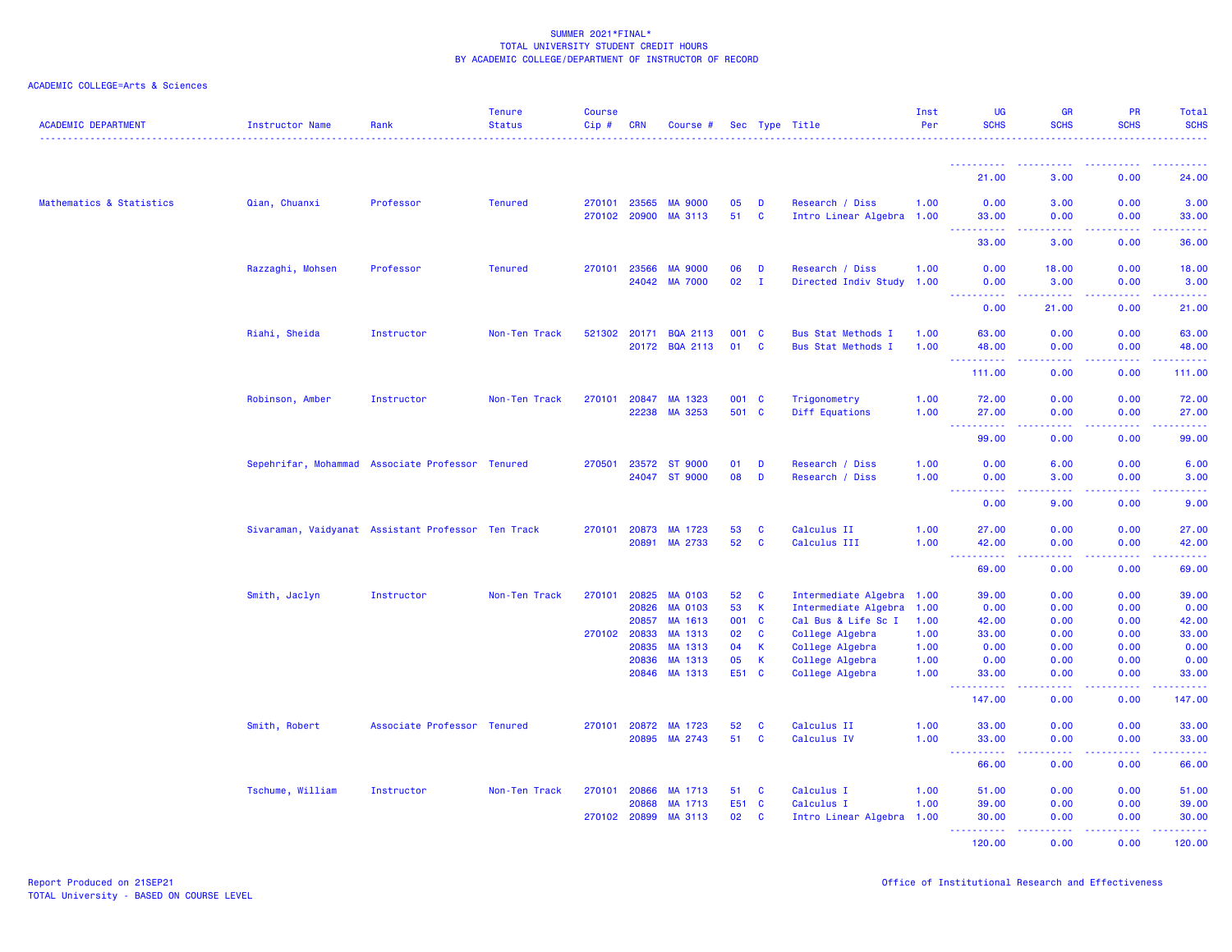SUMMER 2021*FINAL*
TOTAL UNIVERSITY STUDENT CREDIT HOURS
BY ACADEMIC COLLEGE/DEPARTMENT OF INSTRUCTOR OF RECORD

ACADEMIC COLLEGE=Arts & Sciences

| ACADEMIC DEPARTMENT | Instructor Name | Rank | Tenure Status | Course Cip # | CRN | Course # | Sec | Type | Title | Inst Per | UG SCHS | GR SCHS | PR SCHS | Total SCHS |
|---|---|---|---|---|---|---|---|---|---|---|---|---|---|---|
| | | | | | | | | | | | 21.00 | 3.00 | 0.00 | 24.00 |
| Mathematics & Statistics | Qian, Chuanxi | Professor | Tenured | 270101 | 23565 | MA 9000 | 05 | D | Research / Diss | 1.00 | 0.00 | 3.00 | 0.00 | 3.00 |
| | | | | 270102 | 20900 | MA 3113 | 51 | C | Intro Linear Algebra | 1.00 | 33.00 | 0.00 | 0.00 | 33.00 |
| | | | | | | | | | | | 33.00 | 3.00 | 0.00 | 36.00 |
| | Razzaghi, Mohsen | Professor | Tenured | 270101 | 23566 | MA 9000 | 06 | D | Research / Diss | 1.00 | 0.00 | 18.00 | 0.00 | 18.00 |
| | | | | | 24042 | MA 7000 | 02 | I | Directed Indiv Study | 1.00 | 0.00 | 3.00 | 0.00 | 3.00 |
| | | | | | | | | | | | 0.00 | 21.00 | 0.00 | 21.00 |
| | Riahi, Sheida | Instructor | Non-Ten Track | 521302 | 20171 | BQA 2113 | 001 | C | Bus Stat Methods I | 1.00 | 63.00 | 0.00 | 0.00 | 63.00 |
| | | | | | 20172 | BQA 2113 | 01 | C | Bus Stat Methods I | 1.00 | 48.00 | 0.00 | 0.00 | 48.00 |
| | | | | | | | | | | | 111.00 | 0.00 | 0.00 | 111.00 |
| | Robinson, Amber | Instructor | Non-Ten Track | 270101 | 20847 | MA 1323 | 001 | C | Trigonometry | 1.00 | 72.00 | 0.00 | 0.00 | 72.00 |
| | | | | | 22238 | MA 3253 | 501 | C | Diff Equations | 1.00 | 27.00 | 0.00 | 0.00 | 27.00 |
| | | | | | | | | | | | 99.00 | 0.00 | 0.00 | 99.00 |
| | Sepehrifar, Mohammad | Associate Professor | Tenured | 270501 | 23572 | ST 9000 | 01 | D | Research / Diss | 1.00 | 0.00 | 6.00 | 0.00 | 6.00 |
| | | | | | 24047 | ST 9000 | 08 | D | Research / Diss | 1.00 | 0.00 | 3.00 | 0.00 | 3.00 |
| | | | | | | | | | | | 0.00 | 9.00 | 0.00 | 9.00 |
| | Sivaraman, Vaidyanat | Assistant Professor | Ten Track | 270101 | 20873 | MA 1723 | 53 | C | Calculus II | 1.00 | 27.00 | 0.00 | 0.00 | 27.00 |
| | | | | | 20891 | MA 2733 | 52 | C | Calculus III | 1.00 | 42.00 | 0.00 | 0.00 | 42.00 |
| | | | | | | | | | | | 69.00 | 0.00 | 0.00 | 69.00 |
| | Smith, Jaclyn | Instructor | Non-Ten Track | 270101 | 20825 | MA 0103 | 52 | C | Intermediate Algebra | 1.00 | 39.00 | 0.00 | 0.00 | 39.00 |
| | | | | | 20826 | MA 0103 | 53 | K | Intermediate Algebra | 1.00 | 0.00 | 0.00 | 0.00 | 0.00 |
| | | | | | 20857 | MA 1613 | 001 | C | Cal Bus & Life Sc I | 1.00 | 42.00 | 0.00 | 0.00 | 42.00 |
| | | | | 270102 | 20833 | MA 1313 | 02 | C | College Algebra | 1.00 | 33.00 | 0.00 | 0.00 | 33.00 |
| | | | | | 20835 | MA 1313 | 04 | K | College Algebra | 1.00 | 0.00 | 0.00 | 0.00 | 0.00 |
| | | | | | 20836 | MA 1313 | 05 | K | College Algebra | 1.00 | 0.00 | 0.00 | 0.00 | 0.00 |
| | | | | | 20846 | MA 1313 | E51 | C | College Algebra | 1.00 | 33.00 | 0.00 | 0.00 | 33.00 |
| | | | | | | | | | | | 147.00 | 0.00 | 0.00 | 147.00 |
| | Smith, Robert | Associate Professor | Tenured | 270101 | 20872 | MA 1723 | 52 | C | Calculus II | 1.00 | 33.00 | 0.00 | 0.00 | 33.00 |
| | | | | | 20895 | MA 2743 | 51 | C | Calculus IV | 1.00 | 33.00 | 0.00 | 0.00 | 33.00 |
| | | | | | | | | | | | 66.00 | 0.00 | 0.00 | 66.00 |
| | Tschume, William | Instructor | Non-Ten Track | 270101 | 20866 | MA 1713 | 51 | C | Calculus I | 1.00 | 51.00 | 0.00 | 0.00 | 51.00 |
| | | | | | 20868 | MA 1713 | E51 | C | Calculus I | 1.00 | 39.00 | 0.00 | 0.00 | 39.00 |
| | | | | 270102 | 20899 | MA 3113 | 02 | C | Intro Linear Algebra | 1.00 | 30.00 | 0.00 | 0.00 | 30.00 |
| | | | | | | | | | | | 120.00 | 0.00 | 0.00 | 120.00 |

Report Produced on 21SEP21
TOTAL University - BASED ON COURSE LEVEL

Office of Institutional Research and Effectiveness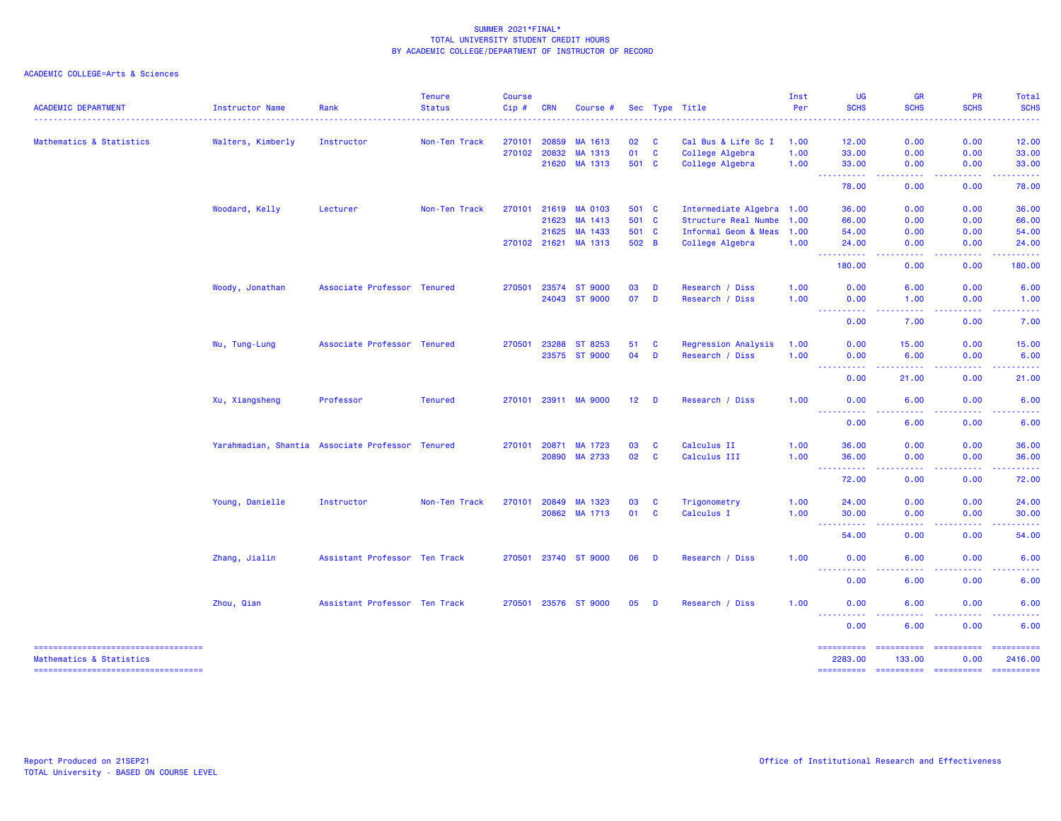SUMMER 2021*FINAL*
TOTAL UNIVERSITY STUDENT CREDIT HOURS
BY ACADEMIC COLLEGE/DEPARTMENT OF INSTRUCTOR OF RECORD

ACADEMIC COLLEGE=Arts & Sciences

| ACADEMIC DEPARTMENT | Instructor Name | Rank | Tenure Status | Course Cip # | CRN | Course # | Sec | Type | Title | Inst Per | UG SCHS | GR SCHS | PR SCHS | Total SCHS |
|---|---|---|---|---|---|---|---|---|---|---|---|---|---|---|
| Mathematics & Statistics | Walters, Kimberly | Instructor | Non-Ten Track | 270101 | 20859 | MA 1613 | 02 | C | Cal Bus & Life Sc I | 1.00 | 12.00 | 0.00 | 0.00 | 12.00 |
| | | | | 270102 | 20832 | MA 1313 | 01 | C | College Algebra | 1.00 | 33.00 | 0.00 | 0.00 | 33.00 |
| | | | | | 21620 | MA 1313 | 501 | C | College Algebra | 1.00 | 33.00 | 0.00 | 0.00 | 33.00 |
| | | | | | | | | | | | 78.00 | 0.00 | 0.00 | 78.00 |
| | Woodard, Kelly | Lecturer | Non-Ten Track | 270101 | 21619 | MA 0103 | 501 | C | Intermediate Algebra | 1.00 | 36.00 | 0.00 | 0.00 | 36.00 |
| | | | | | 21623 | MA 1413 | 501 | C | Structure Real Numbe | 1.00 | 66.00 | 0.00 | 0.00 | 66.00 |
| | | | | | 21625 | MA 1433 | 501 | C | Informal Geom & Meas | 1.00 | 54.00 | 0.00 | 0.00 | 54.00 |
| | | | | 270102 | 21621 | MA 1313 | 502 | B | College Algebra | 1.00 | 24.00 | 0.00 | 0.00 | 24.00 |
| | | | | | | | | | | | 180.00 | 0.00 | 0.00 | 180.00 |
| | Woody, Jonathan | Associate Professor | Tenured | 270501 | 23574 | ST 9000 | 03 | D | Research / Diss | 1.00 | 0.00 | 6.00 | 0.00 | 6.00 |
| | | | | | 24043 | ST 9000 | 07 | D | Research / Diss | 1.00 | 0.00 | 1.00 | 0.00 | 1.00 |
| | | | | | | | | | | | 0.00 | 7.00 | 0.00 | 7.00 |
| | Wu, Tung-Lung | Associate Professor | Tenured | 270501 | 23288 | ST 8253 | 51 | C | Regression Analysis | 1.00 | 0.00 | 15.00 | 0.00 | 15.00 |
| | | | | | 23575 | ST 9000 | 04 | D | Research / Diss | 1.00 | 0.00 | 6.00 | 0.00 | 6.00 |
| | | | | | | | | | | | 0.00 | 21.00 | 0.00 | 21.00 |
| | Xu, Xiangsheng | Professor | Tenured | 270101 | 23911 | MA 9000 | 12 | D | Research / Diss | 1.00 | 0.00 | 6.00 | 0.00 | 6.00 |
| | | | | | | | | | | | 0.00 | 6.00 | 0.00 | 6.00 |
| | Yarahmadian, Shantia | Associate Professor | Tenured | 270101 | 20871 | MA 1723 | 03 | C | Calculus II | 1.00 | 36.00 | 0.00 | 0.00 | 36.00 |
| | | | | | 20890 | MA 2733 | 02 | C | Calculus III | 1.00 | 36.00 | 0.00 | 0.00 | 36.00 |
| | | | | | | | | | | | 72.00 | 0.00 | 0.00 | 72.00 |
| | Young, Danielle | Instructor | Non-Ten Track | 270101 | 20849 | MA 1323 | 03 | C | Trigonometry | 1.00 | 24.00 | 0.00 | 0.00 | 24.00 |
| | | | | | 20862 | MA 1713 | 01 | C | Calculus I | 1.00 | 30.00 | 0.00 | 0.00 | 30.00 |
| | | | | | | | | | | | 54.00 | 0.00 | 0.00 | 54.00 |
| | Zhang, Jialin | Assistant Professor | Ten Track | 270501 | 23740 | ST 9000 | 06 | D | Research / Diss | 1.00 | 0.00 | 6.00 | 0.00 | 6.00 |
| | | | | | | | | | | | 0.00 | 6.00 | 0.00 | 6.00 |
| | Zhou, Qian | Assistant Professor | Ten Track | 270501 | 23576 | ST 9000 | 05 | D | Research / Diss | 1.00 | 0.00 | 6.00 | 0.00 | 6.00 |
| | | | | | | | | | | | 0.00 | 6.00 | 0.00 | 6.00 |
| Mathematics & Statistics | | | | | | | | | | | 2283.00 | 133.00 | 0.00 | 2416.00 |

Report Produced on 21SEP21
TOTAL University - BASED ON COURSE LEVEL

Office of Institutional Research and Effectiveness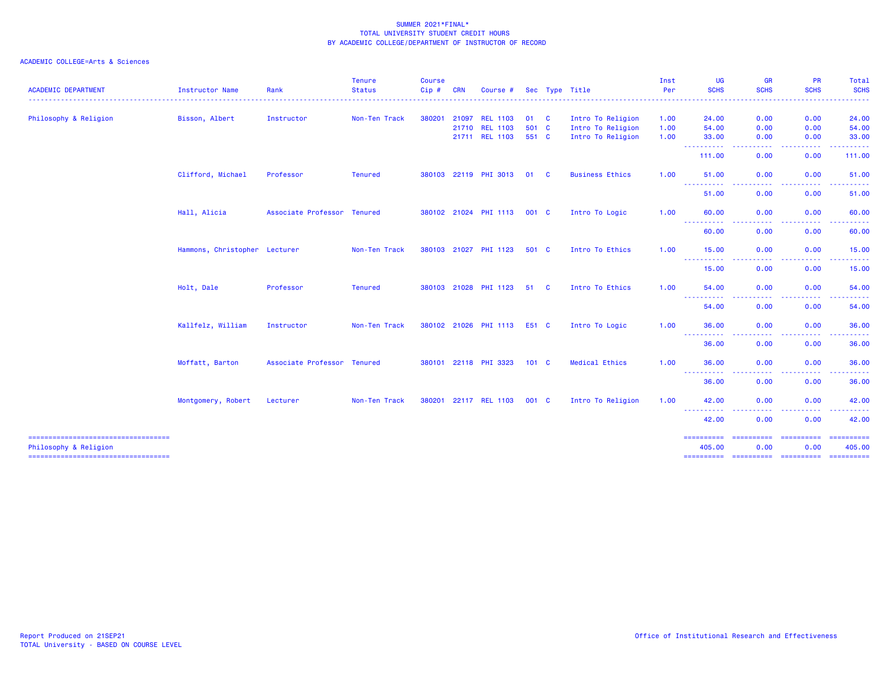SUMMER 2021*FINAL*
TOTAL UNIVERSITY STUDENT CREDIT HOURS
BY ACADEMIC COLLEGE/DEPARTMENT OF INSTRUCTOR OF RECORD

ACADEMIC COLLEGE=Arts & Sciences

| ACADEMIC DEPARTMENT | Instructor Name | Rank | Tenure Status | Course Cip # | CRN | Course # | Sec | Type | Title | Inst Per | UG SCHS | GR SCHS | PR SCHS | Total SCHS |
|---|---|---|---|---|---|---|---|---|---|---|---|---|---|---|
| Philosophy & Religion | Bisson, Albert | Instructor | Non-Ten Track | 380201 | 21097 | REL 1103 | 01 | C | Intro To Religion | 1.00 | 24.00 | 0.00 | 0.00 | 24.00 |
| | | | | | 21710 | REL 1103 | 501 | C | Intro To Religion | 1.00 | 54.00 | 0.00 | 0.00 | 54.00 |
| | | | | | 21711 | REL 1103 | 551 | C | Intro To Religion | 1.00 | 33.00 | 0.00 | 0.00 | 33.00 |
| | | | | | | | | | | | 111.00 | 0.00 | 0.00 | 111.00 |
| | Clifford, Michael | Professor | Tenured | 380103 | 22119 | PHI 3013 | 01 | C | Business Ethics | 1.00 | 51.00 | 0.00 | 0.00 | 51.00 |
| | | | | | | | | | | | 51.00 | 0.00 | 0.00 | 51.00 |
| | Hall, Alicia | Associate Professor | Tenured | 380102 | 21024 | PHI 1113 | 001 | C | Intro To Logic | 1.00 | 60.00 | 0.00 | 0.00 | 60.00 |
| | | | | | | | | | | | 60.00 | 0.00 | 0.00 | 60.00 |
| | Hammons, Christopher | Lecturer | Non-Ten Track | 380103 | 21027 | PHI 1123 | 501 | C | Intro To Ethics | 1.00 | 15.00 | 0.00 | 0.00 | 15.00 |
| | | | | | | | | | | | 15.00 | 0.00 | 0.00 | 15.00 |
| | Holt, Dale | Professor | Tenured | 380103 | 21028 | PHI 1123 | 51 | C | Intro To Ethics | 1.00 | 54.00 | 0.00 | 0.00 | 54.00 |
| | | | | | | | | | | | 54.00 | 0.00 | 0.00 | 54.00 |
| | Kallfelz, William | Instructor | Non-Ten Track | 380102 | 21026 | PHI 1113 | E51 | C | Intro To Logic | 1.00 | 36.00 | 0.00 | 0.00 | 36.00 |
| | | | | | | | | | | | 36.00 | 0.00 | 0.00 | 36.00 |
| | Moffatt, Barton | Associate Professor | Tenured | 380101 | 22118 | PHI 3323 | 101 | C | Medical Ethics | 1.00 | 36.00 | 0.00 | 0.00 | 36.00 |
| | | | | | | | | | | | 36.00 | 0.00 | 0.00 | 36.00 |
| | Montgomery, Robert | Lecturer | Non-Ten Track | 380201 | 22117 | REL 1103 | 001 | C | Intro To Religion | 1.00 | 42.00 | 0.00 | 0.00 | 42.00 |
| | | | | | | | | | | | 42.00 | 0.00 | 0.00 | 42.00 |
| Philosophy & Religion | | | | | | | | | | | 405.00 | 0.00 | 0.00 | 405.00 |

Report Produced on 21SEP21
TOTAL University - BASED ON COURSE LEVEL

Office of Institutional Research and Effectiveness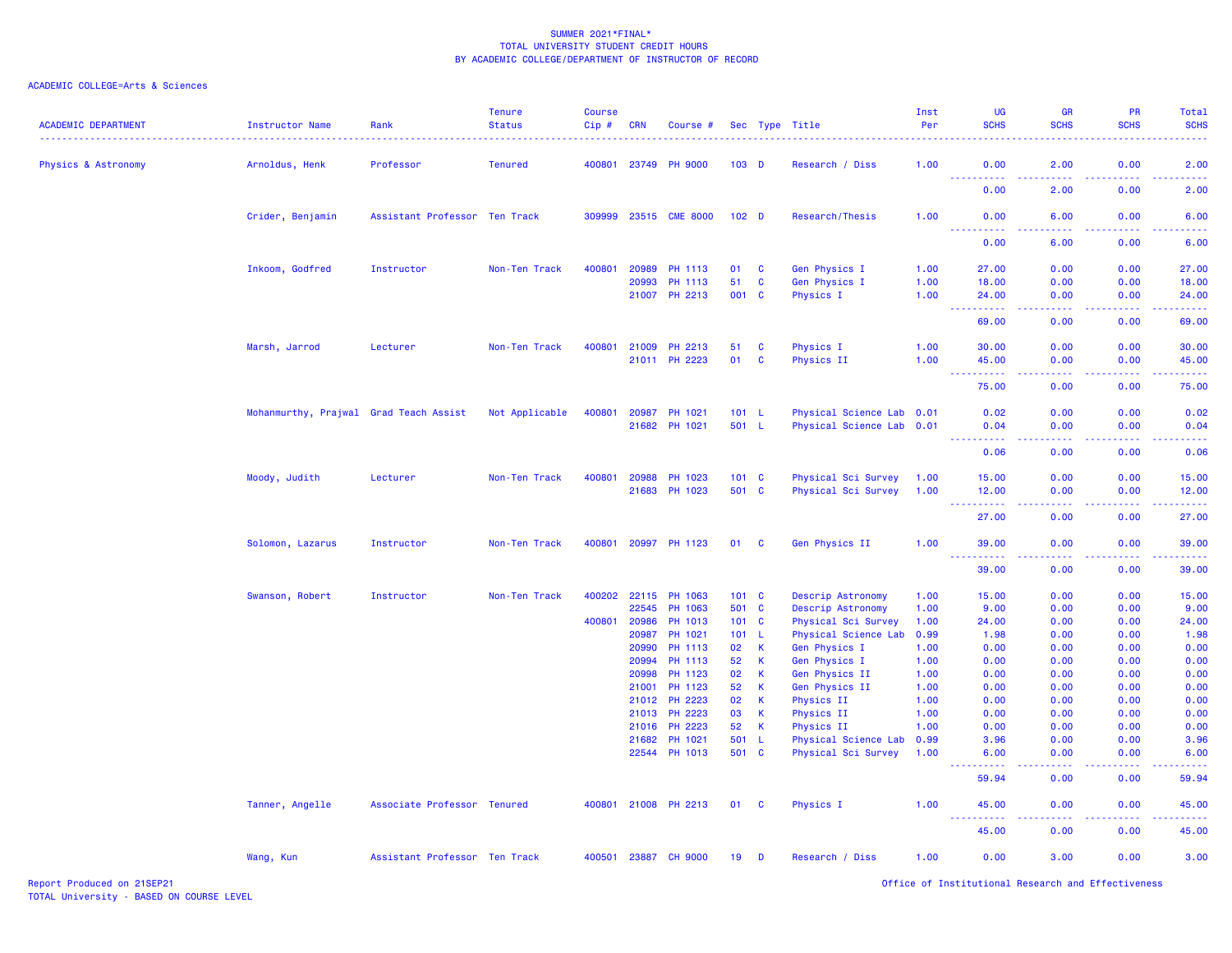SUMMER 2021*FINAL*
TOTAL UNIVERSITY STUDENT CREDIT HOURS
BY ACADEMIC COLLEGE/DEPARTMENT OF INSTRUCTOR OF RECORD

ACADEMIC COLLEGE=Arts & Sciences

| ACADEMIC DEPARTMENT | Instructor Name | Rank | Tenure Status | Course Cip # | CRN | Course # | Sec | Type | Title | Inst Per | UG SCHS | GR SCHS | PR SCHS | Total SCHS |
|---|---|---|---|---|---|---|---|---|---|---|---|---|---|---|
| Physics & Astronomy | Arnoldus, Henk | Professor | Tenured | 400801 | 23749 | PH 9000 | 103 | D | Research / Diss | 1.00 | 0.00 | 2.00 | 0.00 | 2.00 |
| | | | | | | | | | | | 0.00 | 2.00 | 0.00 | 2.00 |
| | Crider, Benjamin | Assistant Professor | Ten Track | 309999 | 23515 | CME 8000 | 102 | D | Research/Thesis | 1.00 | 0.00 | 6.00 | 0.00 | 6.00 |
| | | | | | | | | | | | 0.00 | 6.00 | 0.00 | 6.00 |
| | Inkoom, Godfred | Instructor | Non-Ten Track | 400801 | 20989 | PH 1113 | 01 | C | Gen Physics I | 1.00 | 27.00 | 0.00 | 0.00 | 27.00 |
| | | | | | 20993 | PH 1113 | 51 | C | Gen Physics I | 1.00 | 18.00 | 0.00 | 0.00 | 18.00 |
| | | | | | 21007 | PH 2213 | 001 | C | Physics I | 1.00 | 24.00 | 0.00 | 0.00 | 24.00 |
| | | | | | | | | | | | 69.00 | 0.00 | 0.00 | 69.00 |
| | Marsh, Jarrod | Lecturer | Non-Ten Track | 400801 | 21009 | PH 2213 | 51 | C | Physics I | 1.00 | 30.00 | 0.00 | 0.00 | 30.00 |
| | | | | | 21011 | PH 2223 | 01 | C | Physics II | 1.00 | 45.00 | 0.00 | 0.00 | 45.00 |
| | | | | | | | | | | | 75.00 | 0.00 | 0.00 | 75.00 |
| | Mohanmurthy, Prajwal | Grad Teach Assist | Not Applicable | 400801 | 20987 | PH 1021 | 101 | L | Physical Science Lab | 0.01 | 0.02 | 0.00 | 0.00 | 0.02 |
| | | | | | 21682 | PH 1021 | 501 | L | Physical Science Lab | 0.01 | 0.04 | 0.00 | 0.00 | 0.04 |
| | | | | | | | | | | | 0.06 | 0.00 | 0.00 | 0.06 |
| | Moody, Judith | Lecturer | Non-Ten Track | 400801 | 20988 | PH 1023 | 101 | C | Physical Sci Survey | 1.00 | 15.00 | 0.00 | 0.00 | 15.00 |
| | | | | | 21683 | PH 1023 | 501 | C | Physical Sci Survey | 1.00 | 12.00 | 0.00 | 0.00 | 12.00 |
| | | | | | | | | | | | 27.00 | 0.00 | 0.00 | 27.00 |
| | Solomon, Lazarus | Instructor | Non-Ten Track | 400801 | 20997 | PH 1123 | 01 | C | Gen Physics II | 1.00 | 39.00 | 0.00 | 0.00 | 39.00 |
| | | | | | | | | | | | 39.00 | 0.00 | 0.00 | 39.00 |
| | Swanson, Robert | Instructor | Non-Ten Track | 400202 | 22115 | PH 1063 | 101 | C | Descrip Astronomy | 1.00 | 15.00 | 0.00 | 0.00 | 15.00 |
| | | | | | 22545 | PH 1063 | 501 | C | Descrip Astronomy | 1.00 | 9.00 | 0.00 | 0.00 | 9.00 |
| | | | | 400801 | 20986 | PH 1013 | 101 | C | Physical Sci Survey | 1.00 | 24.00 | 0.00 | 0.00 | 24.00 |
| | | | | | 20987 | PH 1021 | 101 | L | Physical Science Lab | 0.99 | 1.98 | 0.00 | 0.00 | 1.98 |
| | | | | | 20990 | PH 1113 | 02 | K | Gen Physics I | 1.00 | 0.00 | 0.00 | 0.00 | 0.00 |
| | | | | | 20994 | PH 1113 | 52 | K | Gen Physics I | 1.00 | 0.00 | 0.00 | 0.00 | 0.00 |
| | | | | | 20998 | PH 1123 | 02 | K | Gen Physics II | 1.00 | 0.00 | 0.00 | 0.00 | 0.00 |
| | | | | | 21001 | PH 1123 | 52 | K | Gen Physics II | 1.00 | 0.00 | 0.00 | 0.00 | 0.00 |
| | | | | | 21012 | PH 2223 | 02 | K | Physics II | 1.00 | 0.00 | 0.00 | 0.00 | 0.00 |
| | | | | | 21013 | PH 2223 | 03 | K | Physics II | 1.00 | 0.00 | 0.00 | 0.00 | 0.00 |
| | | | | | 21016 | PH 2223 | 52 | K | Physics II | 1.00 | 0.00 | 0.00 | 0.00 | 0.00 |
| | | | | | 21682 | PH 1021 | 501 | L | Physical Science Lab | 0.99 | 3.96 | 0.00 | 0.00 | 3.96 |
| | | | | | 22544 | PH 1013 | 501 | C | Physical Sci Survey | 1.00 | 6.00 | 0.00 | 0.00 | 6.00 |
| | | | | | | | | | | | 59.94 | 0.00 | 0.00 | 59.94 |
| | Tanner, Angelle | Associate Professor | Tenured | 400801 | 21008 | PH 2213 | 01 | C | Physics I | 1.00 | 45.00 | 0.00 | 0.00 | 45.00 |
| | | | | | | | | | | | 45.00 | 0.00 | 0.00 | 45.00 |
| | Wang, Kun | Assistant Professor | Ten Track | 400501 | 23887 | CH 9000 | 19 | D | Research / Diss | 1.00 | 0.00 | 3.00 | 0.00 | 3.00 |

Report Produced on 21SEP21
TOTAL University - BASED ON COURSE LEVEL

Office of Institutional Research and Effectiveness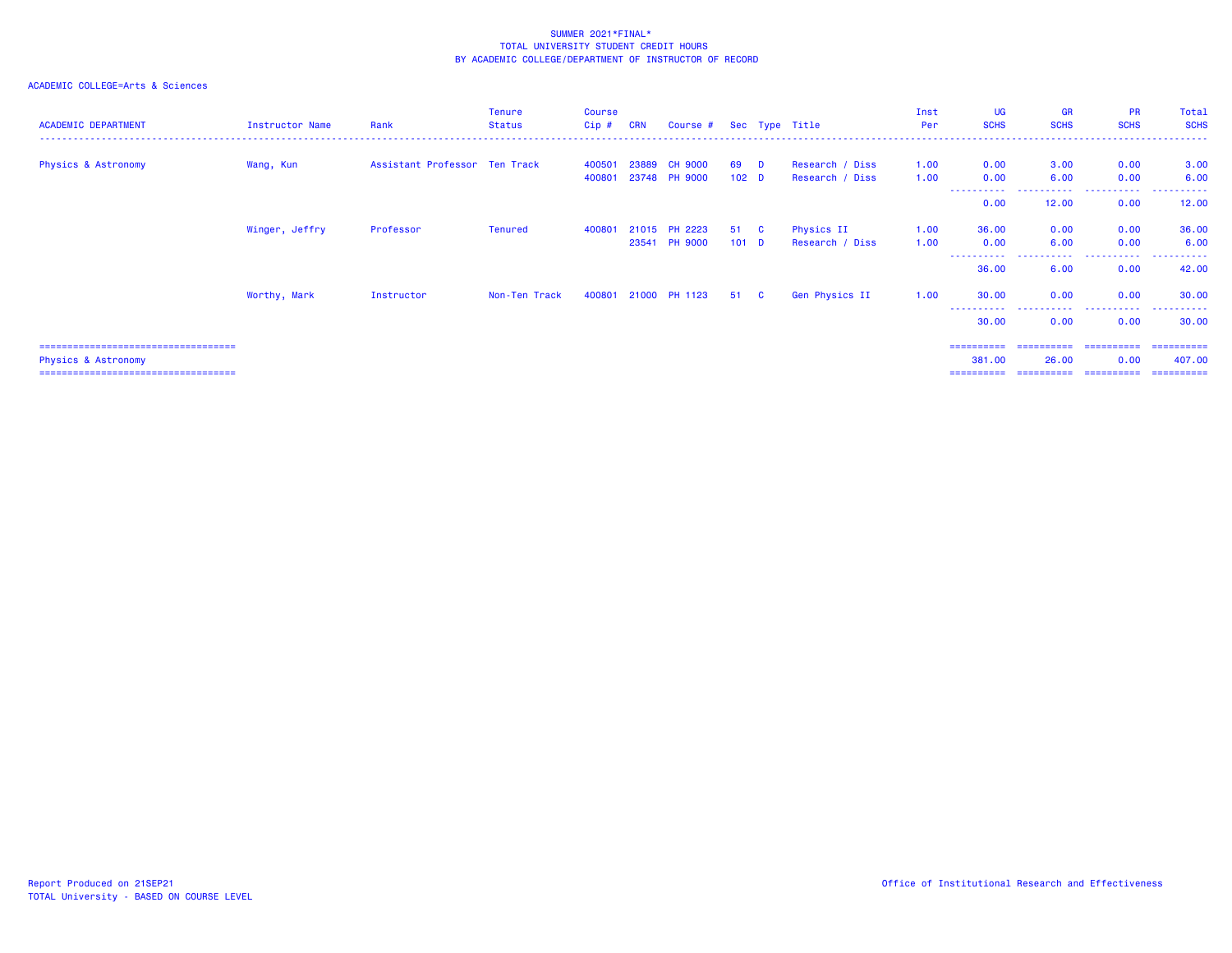SUMMER 2021*FINAL*
TOTAL UNIVERSITY STUDENT CREDIT HOURS
BY ACADEMIC COLLEGE/DEPARTMENT OF INSTRUCTOR OF RECORD

ACADEMIC COLLEGE=Arts & Sciences

| ACADEMIC DEPARTMENT | Instructor Name | Rank | Tenure Status | Course Cip # | CRN | Course # | Sec | Type | Title | Inst Per | UG SCHS | GR SCHS | PR SCHS | Total SCHS |
|---|---|---|---|---|---|---|---|---|---|---|---|---|---|---|
| Physics & Astronomy | Wang, Kun | Assistant Professor | Ten Track | 400501 | 23889 | CH 9000 | 69 | D | Research / Diss | 1.00 | 0.00 | 3.00 | 0.00 | 3.00 |
| | | | | 400801 | 23748 | PH 9000 | 102 | D | Research / Diss | 1.00 | 0.00 | 6.00 | 0.00 | 6.00 |
| | | | | | | | | | | | 0.00 | 12.00 | 0.00 | 12.00 |
| | Winger, Jeffry | Professor | Tenured | 400801 | 21015 | PH 2223 | 51 | C | Physics II | 1.00 | 36.00 | 0.00 | 0.00 | 36.00 |
| | | | | | 23541 | PH 9000 | 101 | D | Research / Diss | 1.00 | 0.00 | 6.00 | 0.00 | 6.00 |
| | | | | | | | | | | | 36.00 | 6.00 | 0.00 | 42.00 |
| | Worthy, Mark | Instructor | Non-Ten Track | 400801 | 21000 | PH 1123 | 51 | C | Gen Physics II | 1.00 | 30.00 | 0.00 | 0.00 | 30.00 |
| | | | | | | | | | | | 30.00 | 0.00 | 0.00 | 30.00 |
| Physics & Astronomy | | | | | | | | | | | 381.00 | 26.00 | 0.00 | 407.00 |

Report Produced on 21SEP21
TOTAL University - BASED ON COURSE LEVEL

Office of Institutional Research and Effectiveness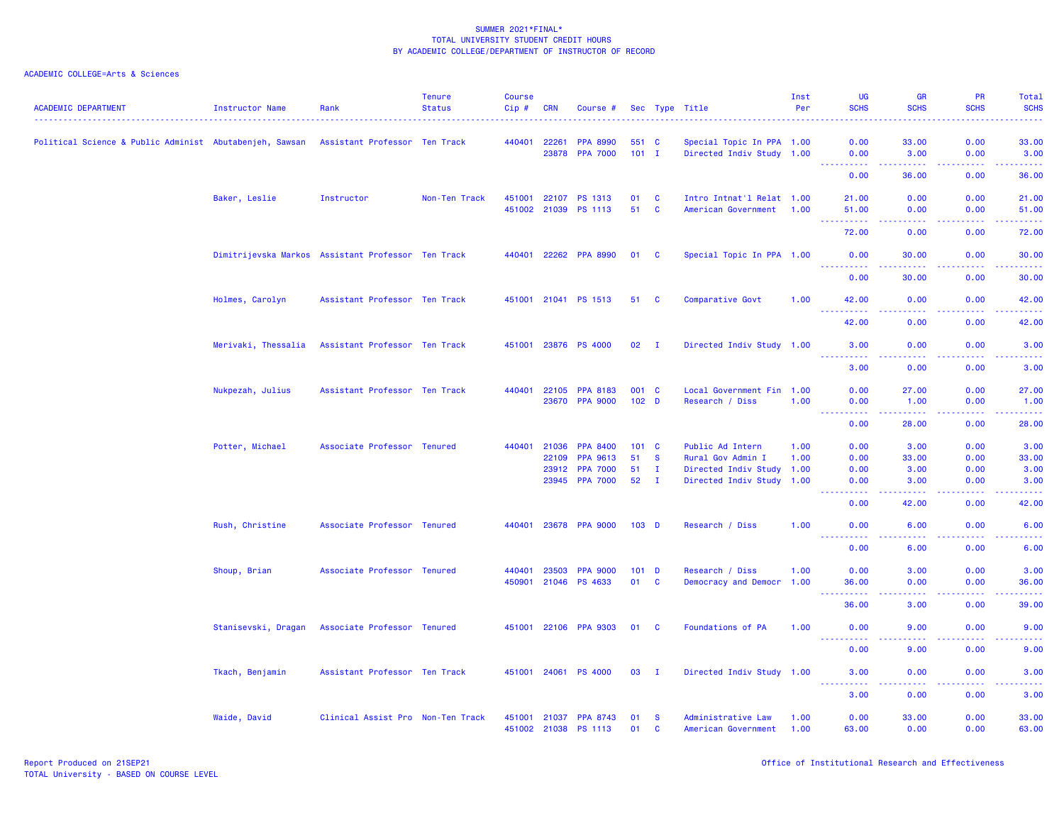SUMMER 2021*FINAL*
TOTAL UNIVERSITY STUDENT CREDIT HOURS
BY ACADEMIC COLLEGE/DEPARTMENT OF INSTRUCTOR OF RECORD

ACADEMIC COLLEGE=Arts & Sciences

| ACADEMIC DEPARTMENT | Instructor Name | Rank | Tenure Status | Course Cip # | CRN | Course # | Sec | Type | Title | Inst Per | UG SCHS | GR SCHS | PR SCHS | Total SCHS |
|---|---|---|---|---|---|---|---|---|---|---|---|---|---|---|
| Political Science & Public Administ | Abutabenjeh, Sawsan | Assistant Professor | Ten Track | 440401 | 22261 | PPA 8990 | 551 | C | Special Topic In PPA | 1.00 | 0.00 | 33.00 | 0.00 | 33.00 |
| | | | | | 23878 | PPA 7000 | 101 | I | Directed Indiv Study | 1.00 | 0.00 | 3.00 | 0.00 | 3.00 |
| | | | | | | | | | | | 0.00 | 36.00 | 0.00 | 36.00 |
| | Baker, Leslie | Instructor | Non-Ten Track | 451001 | 22107 | PS 1313 | 01 | C | Intro Intnat'l Relat | 1.00 | 21.00 | 0.00 | 0.00 | 21.00 |
| | | | | 451002 | 21039 | PS 1113 | 51 | C | American Government | 1.00 | 51.00 | 0.00 | 0.00 | 51.00 |
| | | | | | | | | | | | 72.00 | 0.00 | 0.00 | 72.00 |
| | Dimitrijevska Markos | Assistant Professor | Ten Track | 440401 | 22262 | PPA 8990 | 01 | C | Special Topic In PPA | 1.00 | 0.00 | 30.00 | 0.00 | 30.00 |
| | | | | | | | | | | | 0.00 | 30.00 | 0.00 | 30.00 |
| | Holmes, Carolyn | Assistant Professor | Ten Track | 451001 | 21041 | PS 1513 | 51 | C | Comparative Govt | 1.00 | 42.00 | 0.00 | 0.00 | 42.00 |
| | | | | | | | | | | | 42.00 | 0.00 | 0.00 | 42.00 |
| | Merivaki, Thessalia | Assistant Professor | Ten Track | 451001 | 23876 | PS 4000 | 02 | I | Directed Indiv Study | 1.00 | 3.00 | 0.00 | 0.00 | 3.00 |
| | | | | | | | | | | | 3.00 | 0.00 | 0.00 | 3.00 |
| | Nukpezah, Julius | Assistant Professor | Ten Track | 440401 | 22105 | PPA 8183 | 001 | C | Local Government Fin | 1.00 | 0.00 | 27.00 | 0.00 | 27.00 |
| | | | | | 23670 | PPA 9000 | 102 | D | Research / Diss | 1.00 | 0.00 | 1.00 | 0.00 | 1.00 |
| | | | | | | | | | | | 0.00 | 28.00 | 0.00 | 28.00 |
| | Potter, Michael | Associate Professor | Tenured | 440401 | 21036 | PPA 8400 | 101 | C | Public Ad Intern | 1.00 | 0.00 | 3.00 | 0.00 | 3.00 |
| | | | | | 22109 | PPA 9613 | 51 | S | Rural Gov Admin I | 1.00 | 0.00 | 33.00 | 0.00 | 33.00 |
| | | | | | 23912 | PPA 7000 | 51 | I | Directed Indiv Study | 1.00 | 0.00 | 3.00 | 0.00 | 3.00 |
| | | | | | 23945 | PPA 7000 | 52 | I | Directed Indiv Study | 1.00 | 0.00 | 3.00 | 0.00 | 3.00 |
| | | | | | | | | | | | 0.00 | 42.00 | 0.00 | 42.00 |
| | Rush, Christine | Associate Professor | Tenured | 440401 | 23678 | PPA 9000 | 103 | D | Research / Diss | 1.00 | 0.00 | 6.00 | 0.00 | 6.00 |
| | | | | | | | | | | | 0.00 | 6.00 | 0.00 | 6.00 |
| | Shoup, Brian | Associate Professor | Tenured | 440401 | 23503 | PPA 9000 | 101 | D | Research / Diss | 1.00 | 0.00 | 3.00 | 0.00 | 3.00 |
| | | | | 450901 | 21046 | PS 4633 | 01 | C | Democracy and Democr | 1.00 | 36.00 | 0.00 | 0.00 | 36.00 |
| | | | | | | | | | | | 36.00 | 3.00 | 0.00 | 39.00 |
| | Stanisevski, Dragan | Associate Professor | Tenured | 451001 | 22106 | PPA 9303 | 01 | C | Foundations of PA | 1.00 | 0.00 | 9.00 | 0.00 | 9.00 |
| | | | | | | | | | | | 0.00 | 9.00 | 0.00 | 9.00 |
| | Tkach, Benjamin | Assistant Professor | Ten Track | 451001 | 24061 | PS 4000 | 03 | I | Directed Indiv Study | 1.00 | 3.00 | 0.00 | 0.00 | 3.00 |
| | | | | | | | | | | | 3.00 | 0.00 | 0.00 | 3.00 |
| | Waide, David | Clinical Assist Pro | Non-Ten Track | 451001 | 21037 | PPA 8743 | 01 | S | Administrative Law | 1.00 | 0.00 | 33.00 | 0.00 | 33.00 |
| | | | | 451002 | 21038 | PS 1113 | 01 | C | American Government | 1.00 | 63.00 | 0.00 | 0.00 | 63.00 |

Report Produced on 21SEP21
TOTAL University - BASED ON COURSE LEVEL

Office of Institutional Research and Effectiveness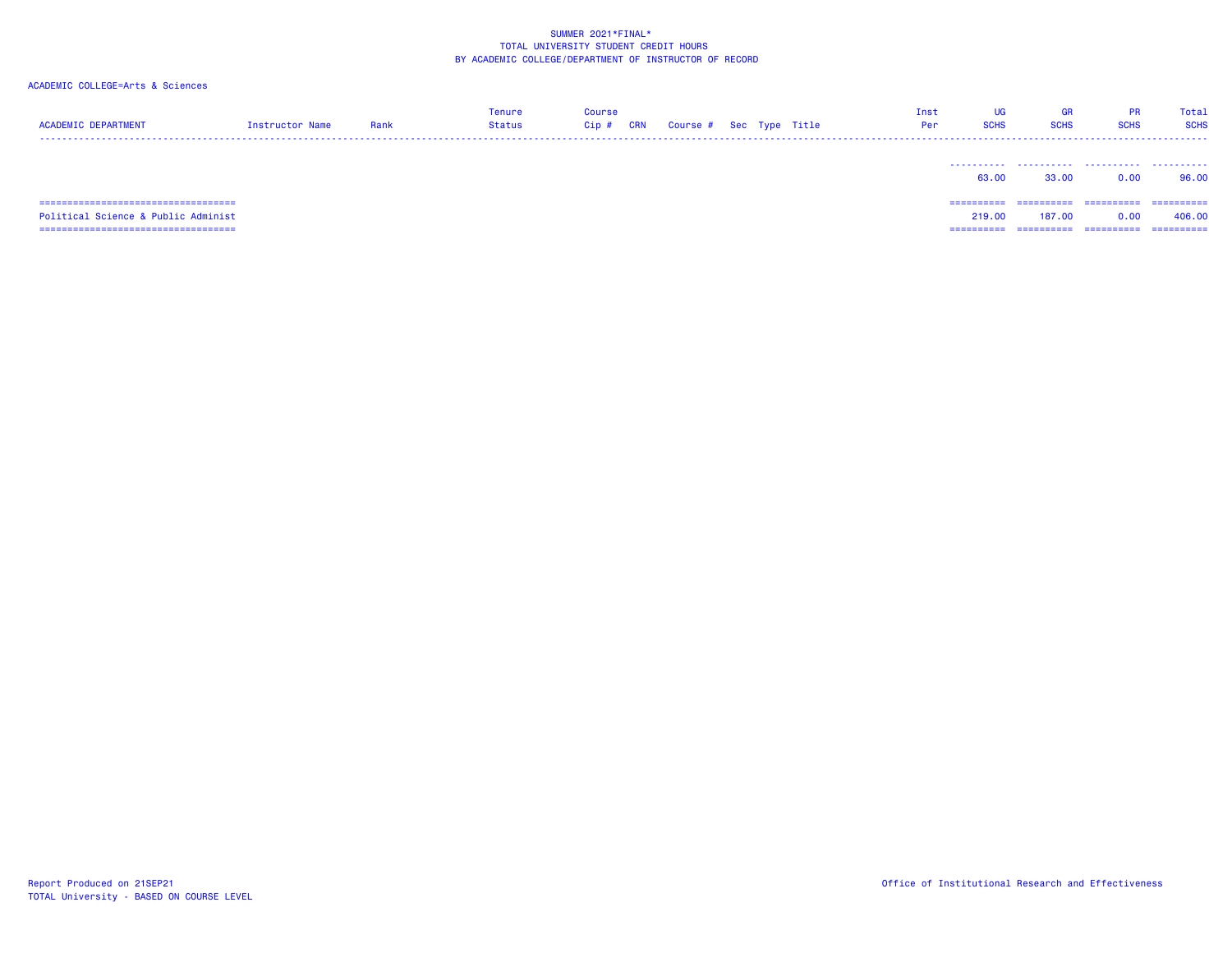SUMMER 2021*FINAL*
TOTAL UNIVERSITY STUDENT CREDIT HOURS
BY ACADEMIC COLLEGE/DEPARTMENT OF INSTRUCTOR OF RECORD

ACADEMIC COLLEGE=Arts & Sciences

| ACADEMIC DEPARTMENT | Instructor Name | Rank | Tenure Status | Course Cip # | CRN | Course # | Sec | Type | Title | Inst Per | UG SCHS | GR SCHS | PR SCHS | Total SCHS |
|---|---|---|---|---|---|---|---|---|---|---|---|---|---|---|
| | | | | | | | | | | | 63.00 | 33.00 | 0.00 | 96.00 |
| Political Science & Public Administ | | | | | | | | | | | 219.00 | 187.00 | 0.00 | 406.00 |

Report Produced on 21SEP21
TOTAL University - BASED ON COURSE LEVEL

Office of Institutional Research and Effectiveness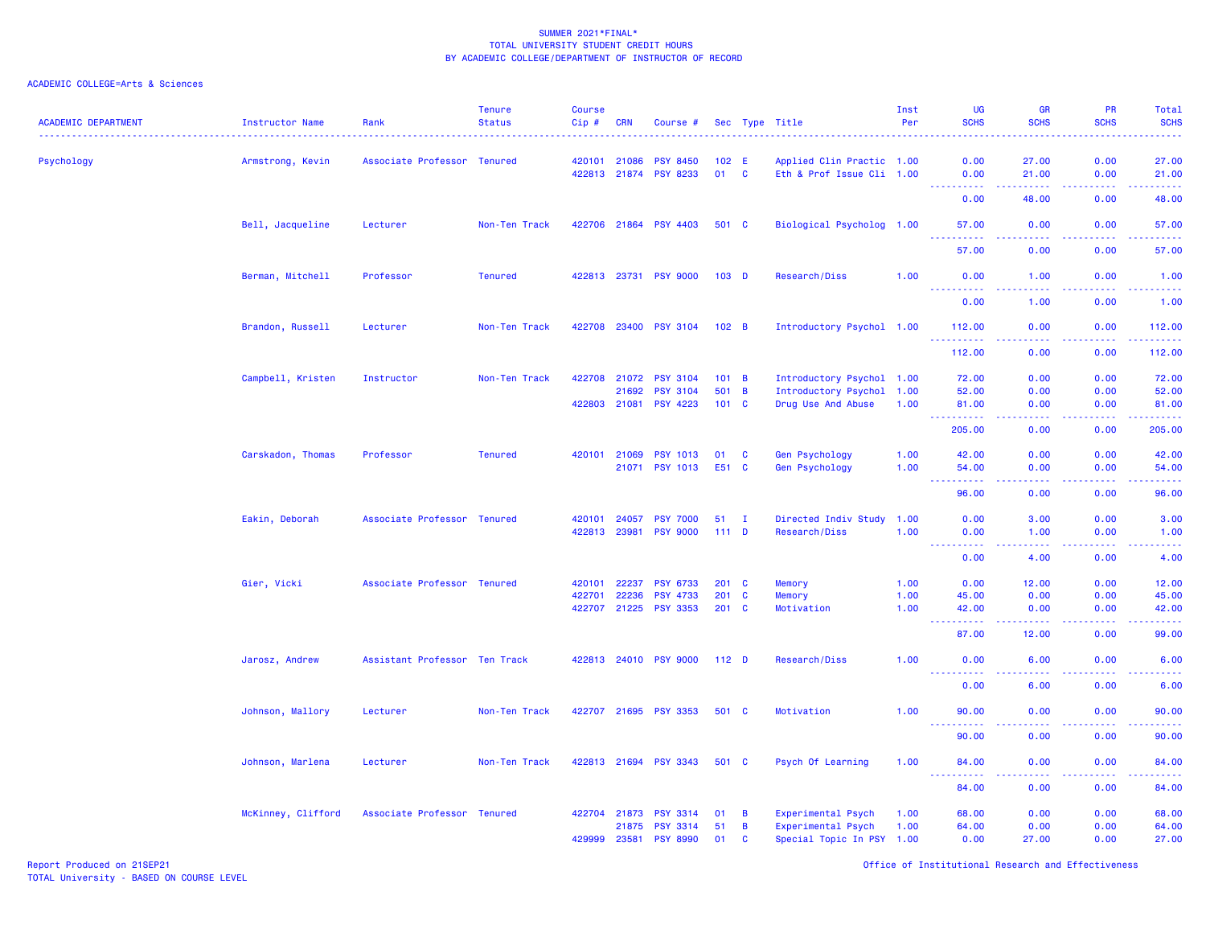SUMMER 2021*FINAL*
TOTAL UNIVERSITY STUDENT CREDIT HOURS
BY ACADEMIC COLLEGE/DEPARTMENT OF INSTRUCTOR OF RECORD

ACADEMIC COLLEGE=Arts & Sciences

| ACADEMIC DEPARTMENT | Instructor Name | Rank | Tenure Status | Course Cip # | CRN | Course # | Sec | Type | Title | Inst Per | UG SCHS | GR SCHS | PR SCHS | Total SCHS |
|---|---|---|---|---|---|---|---|---|---|---|---|---|---|---|
| Psychology | Armstrong, Kevin | Associate Professor | Tenured | 420101 | 21086 | PSY 8450 | 102 | E | Applied Clin Practic | 1.00 | 0.00 | 27.00 | 0.00 | 27.00 |
| | | | | 422813 | 21874 | PSY 8233 | 01 | C | Eth & Prof Issue Cli | 1.00 | 0.00 | 21.00 | 0.00 | 21.00 |
| | | | | | | | | | | | 0.00 | 48.00 | 0.00 | 48.00 |
| | Bell, Jacqueline | Lecturer | Non-Ten Track | 422706 | 21864 | PSY 4403 | 501 | C | Biological Psycholog | 1.00 | 57.00 | 0.00 | 0.00 | 57.00 |
| | | | | | | | | | | | 57.00 | 0.00 | 0.00 | 57.00 |
| | Berman, Mitchell | Professor | Tenured | 422813 | 23731 | PSY 9000 | 103 | D | Research/Diss | 1.00 | 0.00 | 1.00 | 0.00 | 1.00 |
| | | | | | | | | | | | 0.00 | 1.00 | 0.00 | 1.00 |
| | Brandon, Russell | Lecturer | Non-Ten Track | 422708 | 23400 | PSY 3104 | 102 | B | Introductory Psychol | 1.00 | 112.00 | 0.00 | 0.00 | 112.00 |
| | | | | | | | | | | | 112.00 | 0.00 | 0.00 | 112.00 |
| | Campbell, Kristen | Instructor | Non-Ten Track | 422708 | 21072 | PSY 3104 | 101 | B | Introductory Psychol | 1.00 | 72.00 | 0.00 | 0.00 | 72.00 |
| | | | | | 21692 | PSY 3104 | 501 | B | Introductory Psychol | 1.00 | 52.00 | 0.00 | 0.00 | 52.00 |
| | | | | 422803 | 21081 | PSY 4223 | 101 | C | Drug Use And Abuse | 1.00 | 81.00 | 0.00 | 0.00 | 81.00 |
| | | | | | | | | | | | 205.00 | 0.00 | 0.00 | 205.00 |
| | Carskadon, Thomas | Professor | Tenured | 420101 | 21069 | PSY 1013 | 01 | C | Gen Psychology | 1.00 | 42.00 | 0.00 | 0.00 | 42.00 |
| | | | | | 21071 | PSY 1013 | E51 | C | Gen Psychology | 1.00 | 54.00 | 0.00 | 0.00 | 54.00 |
| | | | | | | | | | | | 96.00 | 0.00 | 0.00 | 96.00 |
| | Eakin, Deborah | Associate Professor | Tenured | 420101 | 24057 | PSY 7000 | 51 | I | Directed Indiv Study | 1.00 | 0.00 | 3.00 | 0.00 | 3.00 |
| | | | | 422813 | 23981 | PSY 9000 | 111 | D | Research/Diss | 1.00 | 0.00 | 1.00 | 0.00 | 1.00 |
| | | | | | | | | | | | 0.00 | 4.00 | 0.00 | 4.00 |
| | Gier, Vicki | Associate Professor | Tenured | 420101 | 22237 | PSY 6733 | 201 | C | Memory | 1.00 | 0.00 | 12.00 | 0.00 | 12.00 |
| | | | | 422701 | 22236 | PSY 4733 | 201 | C | Memory | 1.00 | 45.00 | 0.00 | 0.00 | 45.00 |
| | | | | 422707 | 21225 | PSY 3353 | 201 | C | Motivation | 1.00 | 42.00 | 0.00 | 0.00 | 42.00 |
| | | | | | | | | | | | 87.00 | 12.00 | 0.00 | 99.00 |
| | Jarosz, Andrew | Assistant Professor | Ten Track | 422813 | 24010 | PSY 9000 | 112 | D | Research/Diss | 1.00 | 0.00 | 6.00 | 0.00 | 6.00 |
| | | | | | | | | | | | 0.00 | 6.00 | 0.00 | 6.00 |
| | Johnson, Mallory | Lecturer | Non-Ten Track | 422707 | 21695 | PSY 3353 | 501 | C | Motivation | 1.00 | 90.00 | 0.00 | 0.00 | 90.00 |
| | | | | | | | | | | | 90.00 | 0.00 | 0.00 | 90.00 |
| | Johnson, Marlena | Lecturer | Non-Ten Track | 422813 | 21694 | PSY 3343 | 501 | C | Psych Of Learning | 1.00 | 84.00 | 0.00 | 0.00 | 84.00 |
| | | | | | | | | | | | 84.00 | 0.00 | 0.00 | 84.00 |
| | McKinney, Clifford | Associate Professor | Tenured | 422704 | 21873 | PSY 3314 | 01 | B | Experimental Psych | 1.00 | 68.00 | 0.00 | 0.00 | 68.00 |
| | | | | | 21875 | PSY 3314 | 51 | B | Experimental Psych | 1.00 | 64.00 | 0.00 | 0.00 | 64.00 |
| | | | | 429999 | 23581 | PSY 8990 | 01 | C | Special Topic In PSY | 1.00 | 0.00 | 27.00 | 0.00 | 27.00 |

Report Produced on 21SEP21
TOTAL University - BASED ON COURSE LEVEL

Office of Institutional Research and Effectiveness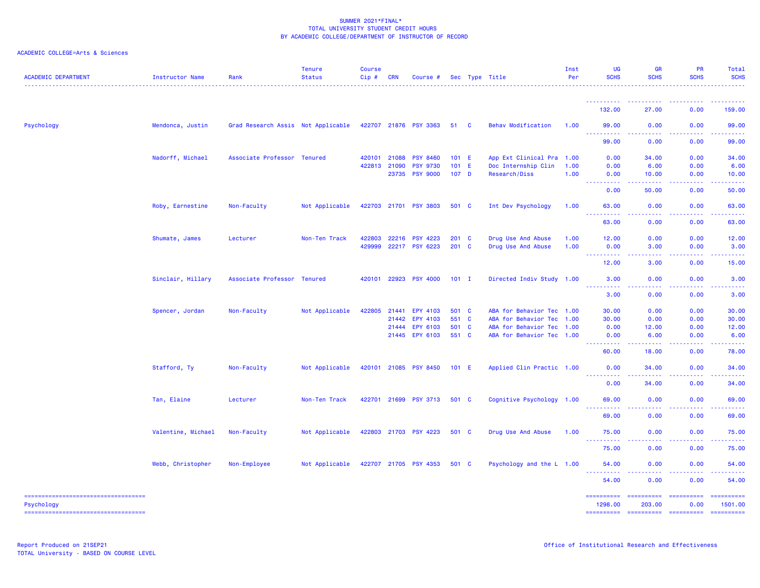SUMMER 2021*FINAL*
TOTAL UNIVERSITY STUDENT CREDIT HOURS
BY ACADEMIC COLLEGE/DEPARTMENT OF INSTRUCTOR OF RECORD

ACADEMIC COLLEGE=Arts & Sciences

| ACADEMIC DEPARTMENT | Instructor Name | Rank | Tenure Status | Course Cip # | CRN | Course # | Sec | Type | Title | Inst Per | UG SCHS | GR SCHS | PR SCHS | Total SCHS |
|---|---|---|---|---|---|---|---|---|---|---|---|---|---|---|
| | | | | | | | | | | | 132.00 | 27.00 | 0.00 | 159.00 |
| Psychology | Mendonca, Justin | Grad Research Assis | Not Applicable | 422707 | 21876 | PSY 3363 | 51 | C | Behav Modification | 1.00 | 99.00 | 0.00 | 0.00 | 99.00 |
| | | | | | | | | | | | 99.00 | 0.00 | 0.00 | 99.00 |
| | Nadorff, Michael | Associate Professor | Tenured | 420101 | 21088 | PSY 8460 | 101 | E | App Ext Clinical Pra | 1.00 | 0.00 | 34.00 | 0.00 | 34.00 |
| | | | | 422813 | 21090 | PSY 9730 | 101 | E | Doc Internship Clin | 1.00 | 0.00 | 6.00 | 0.00 | 6.00 |
| | | | | | 23735 | PSY 9000 | 107 | D | Research/Diss | 1.00 | 0.00 | 10.00 | 0.00 | 10.00 |
| | | | | | | | | | | | 0.00 | 50.00 | 0.00 | 50.00 |
| | Roby, Earnestine | Non-Faculty | Not Applicable | 422703 | 21701 | PSY 3803 | 501 | C | Int Dev Psychology | 1.00 | 63.00 | 0.00 | 0.00 | 63.00 |
| | | | | | | | | | | | 63.00 | 0.00 | 0.00 | 63.00 |
| | Shumate, James | Lecturer | Non-Ten Track | 422803 | 22216 | PSY 4223 | 201 | C | Drug Use And Abuse | 1.00 | 12.00 | 0.00 | 0.00 | 12.00 |
| | | | | 429999 | 22217 | PSY 6223 | 201 | C | Drug Use And Abuse | 1.00 | 0.00 | 3.00 | 0.00 | 3.00 |
| | | | | | | | | | | | 12.00 | 3.00 | 0.00 | 15.00 |
| | Sinclair, Hillary | Associate Professor | Tenured | 420101 | 22923 | PSY 4000 | 101 | I | Directed Indiv Study | 1.00 | 3.00 | 0.00 | 0.00 | 3.00 |
| | | | | | | | | | | | 3.00 | 0.00 | 0.00 | 3.00 |
| | Spencer, Jordan | Non-Faculty | Not Applicable | 422805 | 21441 | EPY 4103 | 501 | C | ABA for Behavior Tec | 1.00 | 30.00 | 0.00 | 0.00 | 30.00 |
| | | | | | 21442 | EPY 4103 | 551 | C | ABA for Behavior Tec | 1.00 | 30.00 | 0.00 | 0.00 | 30.00 |
| | | | | | 21444 | EPY 6103 | 501 | C | ABA for Behavior Tec | 1.00 | 0.00 | 12.00 | 0.00 | 12.00 |
| | | | | | 21445 | EPY 6103 | 551 | C | ABA for Behavior Tec | 1.00 | 0.00 | 6.00 | 0.00 | 6.00 |
| | | | | | | | | | | | 60.00 | 18.00 | 0.00 | 78.00 |
| | Stafford, Ty | Non-Faculty | Not Applicable | 420101 | 21085 | PSY 8450 | 101 | E | Applied Clin Practic | 1.00 | 0.00 | 34.00 | 0.00 | 34.00 |
| | | | | | | | | | | | 0.00 | 34.00 | 0.00 | 34.00 |
| | Tan, Elaine | Lecturer | Non-Ten Track | 422701 | 21699 | PSY 3713 | 501 | C | Cognitive Psychology | 1.00 | 69.00 | 0.00 | 0.00 | 69.00 |
| | | | | | | | | | | | 69.00 | 0.00 | 0.00 | 69.00 |
| | Valentine, Michael | Non-Faculty | Not Applicable | 422803 | 21703 | PSY 4223 | 501 | C | Drug Use And Abuse | 1.00 | 75.00 | 0.00 | 0.00 | 75.00 |
| | | | | | | | | | | | 75.00 | 0.00 | 0.00 | 75.00 |
| | Webb, Christopher | Non-Employee | Not Applicable | 422707 | 21705 | PSY 4353 | 501 | C | Psychology and the L | 1.00 | 54.00 | 0.00 | 0.00 | 54.00 |
| | | | | | | | | | | | 54.00 | 0.00 | 0.00 | 54.00 |
| Psychology | | | | | | | | | | | 1298.00 | 203.00 | 0.00 | 1501.00 |

Report Produced on 21SEP21
TOTAL University - BASED ON COURSE LEVEL

Office of Institutional Research and Effectiveness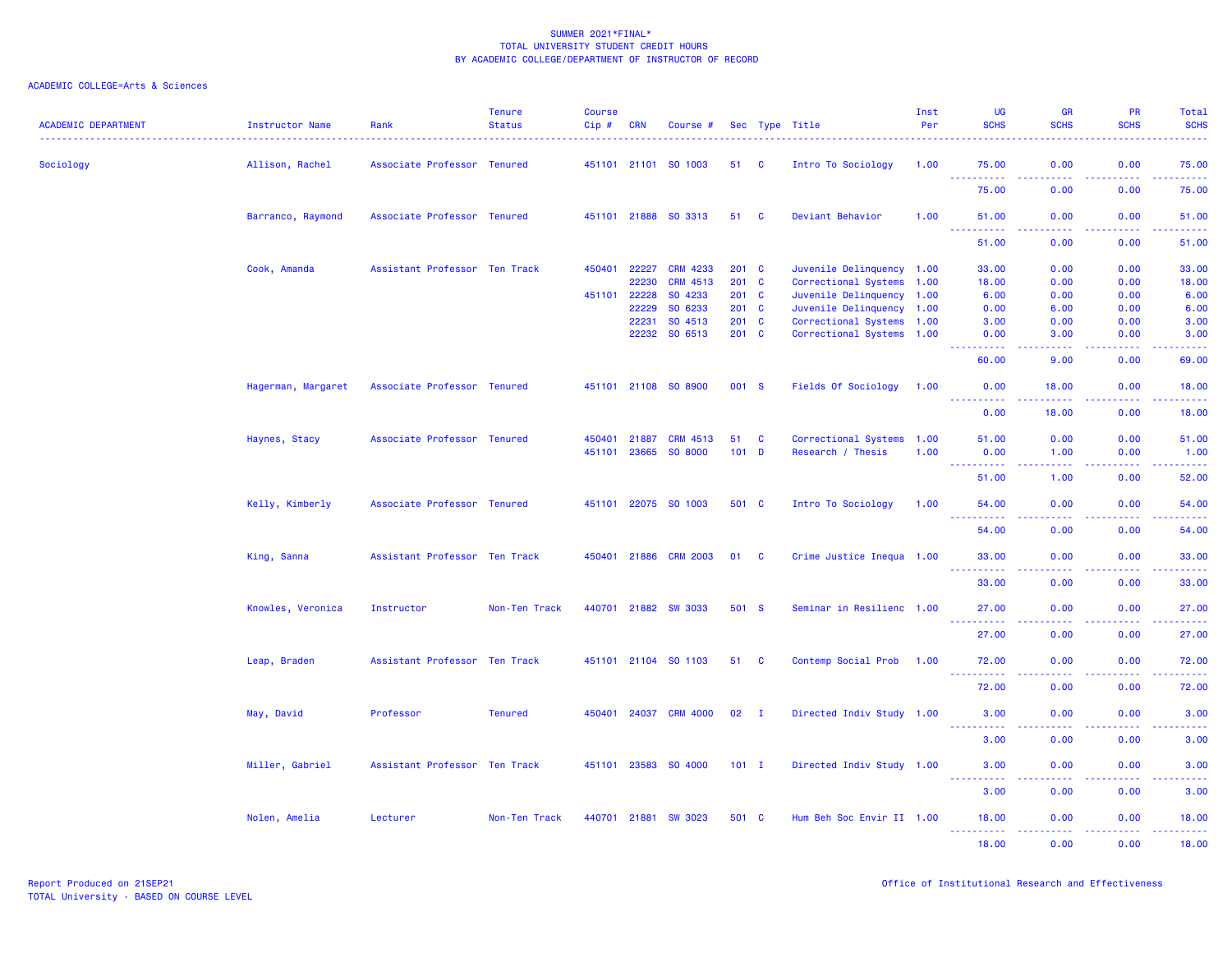SUMMER 2021*FINAL*
TOTAL UNIVERSITY STUDENT CREDIT HOURS
BY ACADEMIC COLLEGE/DEPARTMENT OF INSTRUCTOR OF RECORD

ACADEMIC COLLEGE=Arts & Sciences

| ACADEMIC DEPARTMENT | Instructor Name | Rank | Tenure Status | Course Cip # | CRN | Course # | Sec | Type | Title | Inst Per | UG SCHS | GR SCHS | PR SCHS | Total SCHS |
|---|---|---|---|---|---|---|---|---|---|---|---|---|---|---|
| Sociology | Allison, Rachel | Associate Professor | Tenured | 451101 | 21101 | SO 1003 | 51 | C | Intro To Sociology | 1.00 | 75.00 | 0.00 | 0.00 | 75.00 |
| | | | | | | | | | | | 75.00 | 0.00 | 0.00 | 75.00 |
| | Barranco, Raymond | Associate Professor | Tenured | 451101 | 21888 | SO 3313 | 51 | C | Deviant Behavior | 1.00 | 51.00 | 0.00 | 0.00 | 51.00 |
| | | | | | | | | | | | 51.00 | 0.00 | 0.00 | 51.00 |
| | Cook, Amanda | Assistant Professor | Ten Track | 450401 | 22227 | CRM 4233 | 201 | C | Juvenile Delinquency | 1.00 | 33.00 | 0.00 | 0.00 | 33.00 |
| | | | | | 22230 | CRM 4513 | 201 | C | Correctional Systems | 1.00 | 18.00 | 0.00 | 0.00 | 18.00 |
| | | | | 451101 | 22228 | SO 4233 | 201 | C | Juvenile Delinquency | 1.00 | 6.00 | 0.00 | 0.00 | 6.00 |
| | | | | | 22229 | SO 6233 | 201 | C | Juvenile Delinquency | 1.00 | 0.00 | 6.00 | 0.00 | 6.00 |
| | | | | | 22231 | SO 4513 | 201 | C | Correctional Systems | 1.00 | 3.00 | 0.00 | 0.00 | 3.00 |
| | | | | | 22232 | SO 6513 | 201 | C | Correctional Systems | 1.00 | 0.00 | 3.00 | 0.00 | 3.00 |
| | | | | | | | | | | | 60.00 | 9.00 | 0.00 | 69.00 |
| | Hagerman, Margaret | Associate Professor | Tenured | 451101 | 21108 | SO 8900 | 001 | S | Fields Of Sociology | 1.00 | 0.00 | 18.00 | 0.00 | 18.00 |
| | | | | | | | | | | | 0.00 | 18.00 | 0.00 | 18.00 |
| | Haynes, Stacy | Associate Professor | Tenured | 450401 | 21887 | CRM 4513 | 51 | C | Correctional Systems | 1.00 | 51.00 | 0.00 | 0.00 | 51.00 |
| | | | | 451101 | 23665 | SO 8000 | 101 | D | Research / Thesis | 1.00 | 0.00 | 1.00 | 0.00 | 1.00 |
| | | | | | | | | | | | 51.00 | 1.00 | 0.00 | 52.00 |
| | Kelly, Kimberly | Associate Professor | Tenured | 451101 | 22075 | SO 1003 | 501 | C | Intro To Sociology | 1.00 | 54.00 | 0.00 | 0.00 | 54.00 |
| | | | | | | | | | | | 54.00 | 0.00 | 0.00 | 54.00 |
| | King, Sanna | Assistant Professor | Ten Track | 450401 | 21886 | CRM 2003 | 01 | C | Crime Justice Inequa | 1.00 | 33.00 | 0.00 | 0.00 | 33.00 |
| | | | | | | | | | | | 33.00 | 0.00 | 0.00 | 33.00 |
| | Knowles, Veronica | Instructor | Non-Ten Track | 440701 | 21882 | SW 3033 | 501 | S | Seminar in Resilienc | 1.00 | 27.00 | 0.00 | 0.00 | 27.00 |
| | | | | | | | | | | | 27.00 | 0.00 | 0.00 | 27.00 |
| | Leap, Braden | Assistant Professor | Ten Track | 451101 | 21104 | SO 1103 | 51 | C | Contemp Social Prob | 1.00 | 72.00 | 0.00 | 0.00 | 72.00 |
| | | | | | | | | | | | 72.00 | 0.00 | 0.00 | 72.00 |
| | May, David | Professor | Tenured | 450401 | 24037 | CRM 4000 | 02 | I | Directed Indiv Study | 1.00 | 3.00 | 0.00 | 0.00 | 3.00 |
| | | | | | | | | | | | 3.00 | 0.00 | 0.00 | 3.00 |
| | Miller, Gabriel | Assistant Professor | Ten Track | 451101 | 23583 | SO 4000 | 101 | I | Directed Indiv Study | 1.00 | 3.00 | 0.00 | 0.00 | 3.00 |
| | | | | | | | | | | | 3.00 | 0.00 | 0.00 | 3.00 |
| | Nolen, Amelia | Lecturer | Non-Ten Track | 440701 | 21881 | SW 3023 | 501 | C | Hum Beh Soc Envir II | 1.00 | 18.00 | 0.00 | 0.00 | 18.00 |
| | | | | | | | | | | | 18.00 | 0.00 | 0.00 | 18.00 |

Report Produced on 21SEP21
TOTAL University - BASED ON COURSE LEVEL

Office of Institutional Research and Effectiveness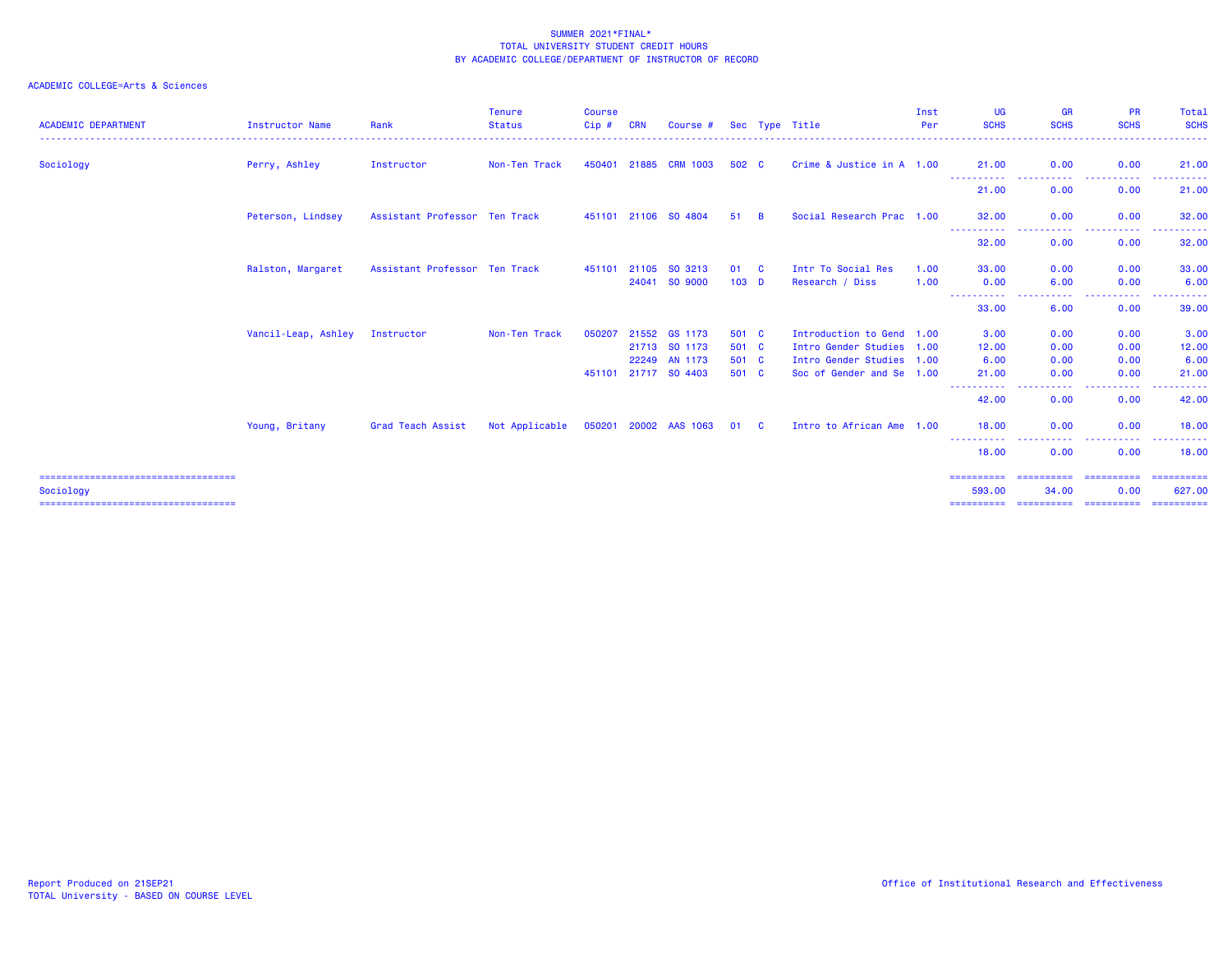SUMMER 2021*FINAL*
TOTAL UNIVERSITY STUDENT CREDIT HOURS
BY ACADEMIC COLLEGE/DEPARTMENT OF INSTRUCTOR OF RECORD

ACADEMIC COLLEGE=Arts & Sciences

| ACADEMIC DEPARTMENT | Instructor Name | Rank | Tenure Status | Course Cip # | CRN | Course # | Sec | Type | Title | Inst Per | UG SCHS | GR SCHS | PR SCHS | Total SCHS |
|---|---|---|---|---|---|---|---|---|---|---|---|---|---|---|
| Sociology | Perry, Ashley | Instructor | Non-Ten Track | 450401 | 21885 | CRM 1003 | 502 | C | Crime & Justice in A | 1.00 | 21.00 | 0.00 | 0.00 | 21.00 |
| | | | | | | | | | | | 21.00 | 0.00 | 0.00 | 21.00 |
| | Peterson, Lindsey | Assistant Professor | Ten Track | 451101 | 21106 | SO 4804 | 51 | B | Social Research Prac | 1.00 | 32.00 | 0.00 | 0.00 | 32.00 |
| | | | | | | | | | | | 32.00 | 0.00 | 0.00 | 32.00 |
| | Ralston, Margaret | Assistant Professor | Ten Track | 451101 | 21105 | SO 3213 | 01 | C | Intr To Social Res | 1.00 | 33.00 | 0.00 | 0.00 | 33.00 |
| | | | | | 24041 | SO 9000 | 103 | D | Research / Diss | 1.00 | 0.00 | 6.00 | 0.00 | 6.00 |
| | | | | | | | | | | | 33.00 | 6.00 | 0.00 | 39.00 |
| | Vancil-Leap, Ashley | Instructor | Non-Ten Track | 050207 | 21552 | GS 1173 | 501 | C | Introduction to Gend | 1.00 | 3.00 | 0.00 | 0.00 | 3.00 |
| | | | | | 21713 | SO 1173 | 501 | C | Intro Gender Studies | 1.00 | 12.00 | 0.00 | 0.00 | 12.00 |
| | | | | | 22249 | AN 1173 | 501 | C | Intro Gender Studies | 1.00 | 6.00 | 0.00 | 0.00 | 6.00 |
| | | | | 451101 | 21717 | SO 4403 | 501 | C | Soc of Gender and Se | 1.00 | 21.00 | 0.00 | 0.00 | 21.00 |
| | | | | | | | | | | | 42.00 | 0.00 | 0.00 | 42.00 |
| | Young, Britany | Grad Teach Assist | Not Applicable | 050201 | 20002 | AAS 1063 | 01 | C | Intro to African Ame | 1.00 | 18.00 | 0.00 | 0.00 | 18.00 |
| | | | | | | | | | | | 18.00 | 0.00 | 0.00 | 18.00 |
| Sociology | | | | | | | | | | | 593.00 | 34.00 | 0.00 | 627.00 |

Report Produced on 21SEP21
TOTAL University - BASED ON COURSE LEVEL

Office of Institutional Research and Effectiveness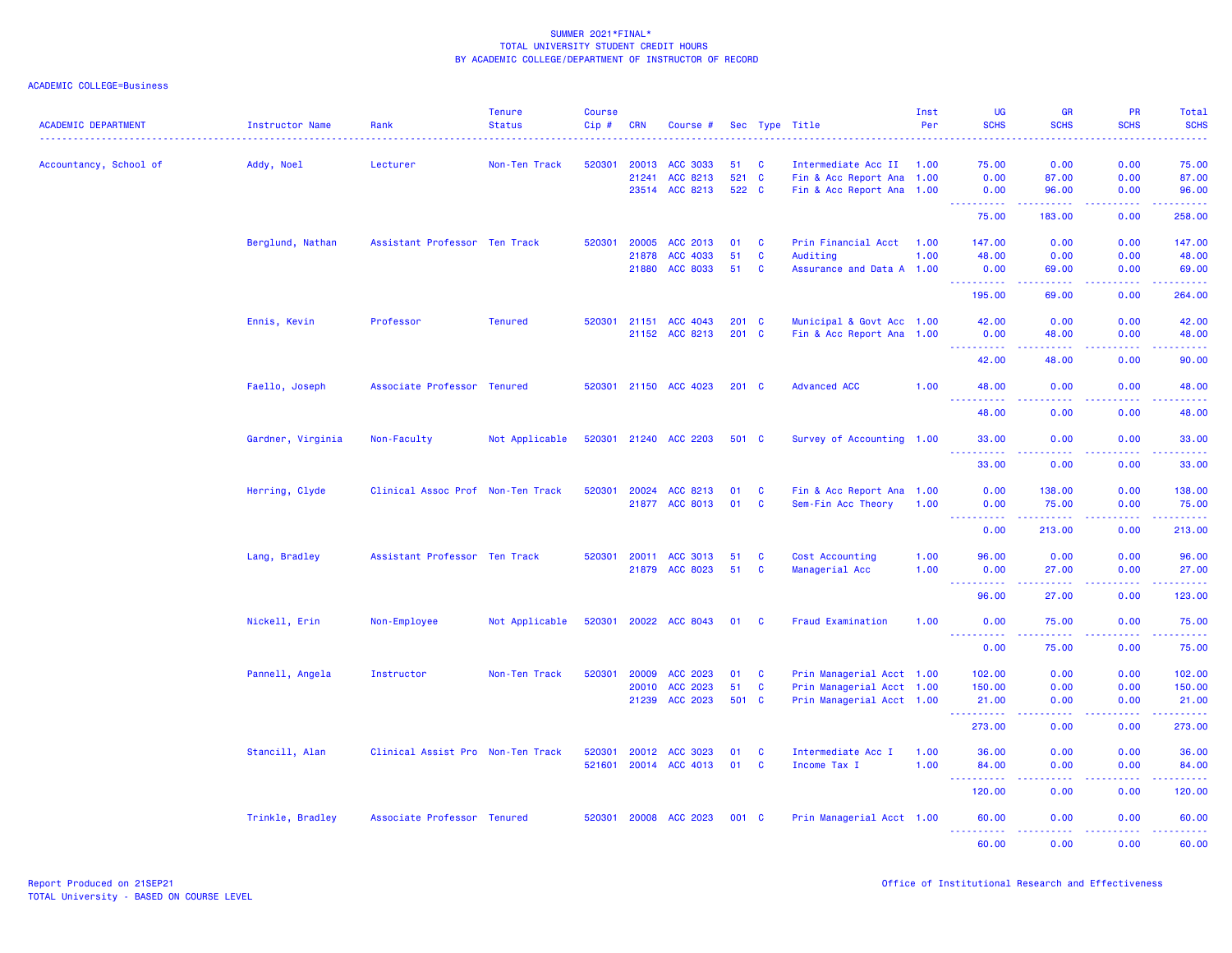SUMMER 2021*FINAL*
TOTAL UNIVERSITY STUDENT CREDIT HOURS
BY ACADEMIC COLLEGE/DEPARTMENT OF INSTRUCTOR OF RECORD

ACADEMIC COLLEGE=Business

| ACADEMIC DEPARTMENT | Instructor Name | Rank | Tenure Status | Course Cip # | CRN | Course # | Sec | Type | Title | Inst Per | UG SCHS | GR SCHS | PR SCHS | Total SCHS |
|---|---|---|---|---|---|---|---|---|---|---|---|---|---|---|
| Accountancy, School of | Addy, Noel | Lecturer | Non-Ten Track | 520301 | 20013 | ACC 3033 | 51 | C | Intermediate Acc II | 1.00 | 75.00 | 0.00 | 0.00 | 75.00 |
| | | | | | 21241 | ACC 8213 | 521 | C | Fin & Acc Report Ana | 1.00 | 0.00 | 87.00 | 0.00 | 87.00 |
| | | | | | 23514 | ACC 8213 | 522 | C | Fin & Acc Report Ana | 1.00 | 0.00 | 96.00 | 0.00 | 96.00 |
| | | | | | | | | | | | 75.00 | 183.00 | 0.00 | 258.00 |
| | Berglund, Nathan | Assistant Professor | Ten Track | 520301 | 20005 | ACC 2013 | 01 | C | Prin Financial Acct | 1.00 | 147.00 | 0.00 | 0.00 | 147.00 |
| | | | | | 21878 | ACC 4033 | 51 | C | Auditing | 1.00 | 48.00 | 0.00 | 0.00 | 48.00 |
| | | | | | 21880 | ACC 8033 | 51 | C | Assurance and Data A | 1.00 | 0.00 | 69.00 | 0.00 | 69.00 |
| | | | | | | | | | | | 195.00 | 69.00 | 0.00 | 264.00 |
| | Ennis, Kevin | Professor | Tenured | 520301 | 21151 | ACC 4043 | 201 | C | Municipal & Govt Acc | 1.00 | 42.00 | 0.00 | 0.00 | 42.00 |
| | | | | | 21152 | ACC 8213 | 201 | C | Fin & Acc Report Ana | 1.00 | 0.00 | 48.00 | 0.00 | 48.00 |
| | | | | | | | | | | | 42.00 | 48.00 | 0.00 | 90.00 |
| | Faello, Joseph | Associate Professor | Tenured | 520301 | 21150 | ACC 4023 | 201 | C | Advanced ACC | 1.00 | 48.00 | 0.00 | 0.00 | 48.00 |
| | | | | | | | | | | | 48.00 | 0.00 | 0.00 | 48.00 |
| | Gardner, Virginia | Non-Faculty | Not Applicable | 520301 | 21240 | ACC 2203 | 501 | C | Survey of Accounting | 1.00 | 33.00 | 0.00 | 0.00 | 33.00 |
| | | | | | | | | | | | 33.00 | 0.00 | 0.00 | 33.00 |
| | Herring, Clyde | Clinical Assoc Prof | Non-Ten Track | 520301 | 20024 | ACC 8213 | 01 | C | Fin & Acc Report Ana | 1.00 | 0.00 | 138.00 | 0.00 | 138.00 |
| | | | | | 21877 | ACC 8013 | 01 | C | Sem-Fin Acc Theory | 1.00 | 0.00 | 75.00 | 0.00 | 75.00 |
| | | | | | | | | | | | 0.00 | 213.00 | 0.00 | 213.00 |
| | Lang, Bradley | Assistant Professor | Ten Track | 520301 | 20011 | ACC 3013 | 51 | C | Cost Accounting | 1.00 | 96.00 | 0.00 | 0.00 | 96.00 |
| | | | | | 21879 | ACC 8023 | 51 | C | Managerial Acc | 1.00 | 0.00 | 27.00 | 0.00 | 27.00 |
| | | | | | | | | | | | 96.00 | 27.00 | 0.00 | 123.00 |
| | Nickell, Erin | Non-Employee | Not Applicable | 520301 | 20022 | ACC 8043 | 01 | C | Fraud Examination | 1.00 | 0.00 | 75.00 | 0.00 | 75.00 |
| | | | | | | | | | | | 0.00 | 75.00 | 0.00 | 75.00 |
| | Pannell, Angela | Instructor | Non-Ten Track | 520301 | 20009 | ACC 2023 | 01 | C | Prin Managerial Acct | 1.00 | 102.00 | 0.00 | 0.00 | 102.00 |
| | | | | | 20010 | ACC 2023 | 51 | C | Prin Managerial Acct | 1.00 | 150.00 | 0.00 | 0.00 | 150.00 |
| | | | | | 21239 | ACC 2023 | 501 | C | Prin Managerial Acct | 1.00 | 21.00 | 0.00 | 0.00 | 21.00 |
| | | | | | | | | | | | 273.00 | 0.00 | 0.00 | 273.00 |
| | Stancill, Alan | Clinical Assist Pro | Non-Ten Track | 520301 | 20012 | ACC 3023 | 01 | C | Intermediate Acc I | 1.00 | 36.00 | 0.00 | 0.00 | 36.00 |
| | | | | 521601 | 20014 | ACC 4013 | 01 | C | Income Tax I | 1.00 | 84.00 | 0.00 | 0.00 | 84.00 |
| | | | | | | | | | | | 120.00 | 0.00 | 0.00 | 120.00 |
| | Trinkle, Bradley | Associate Professor | Tenured | 520301 | 20008 | ACC 2023 | 001 | C | Prin Managerial Acct | 1.00 | 60.00 | 0.00 | 0.00 | 60.00 |
| | | | | | | | | | | | 60.00 | 0.00 | 0.00 | 60.00 |

Report Produced on 21SEP21
TOTAL University - BASED ON COURSE LEVEL

Office of Institutional Research and Effectiveness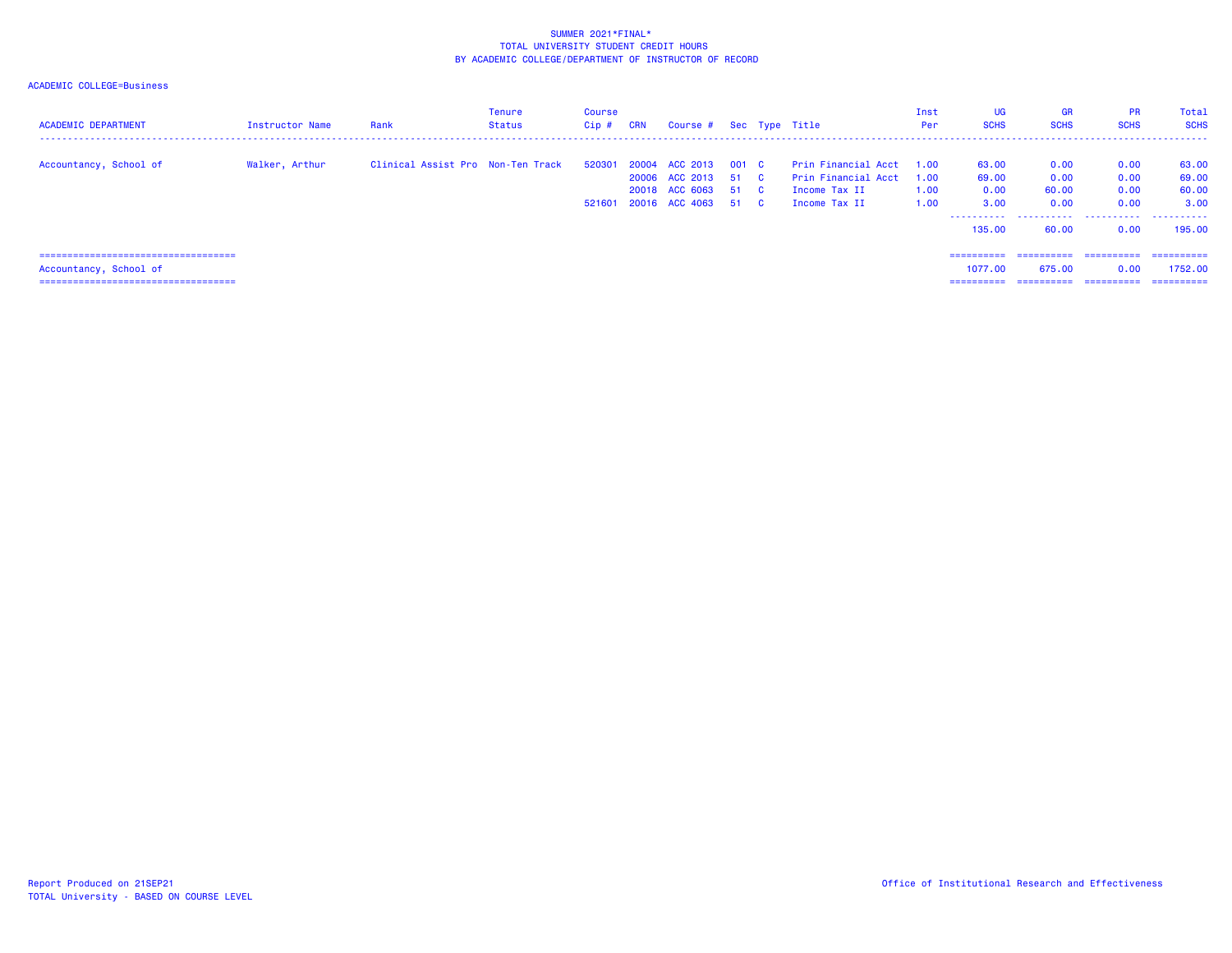SUMMER 2021*FINAL*
TOTAL UNIVERSITY STUDENT CREDIT HOURS
BY ACADEMIC COLLEGE/DEPARTMENT OF INSTRUCTOR OF RECORD

ACADEMIC COLLEGE=Business

| ACADEMIC DEPARTMENT | Instructor Name | Rank | Tenure Status | Course Cip # | CRN | Course # | Sec | Type | Title | Inst Per | UG SCHS | GR SCHS | PR SCHS | Total SCHS |
|---|---|---|---|---|---|---|---|---|---|---|---|---|---|---|
| Accountancy, School of | Walker, Arthur | Clinical Assist Pro | Non-Ten Track | 520301 | 20004 | ACC 2013 | 001 | C | Prin Financial Acct | 1.00 | 63.00 | 0.00 | 0.00 | 63.00 |
| | | | | | 20006 | ACC 2013 | 51 | C | Prin Financial Acct | 1.00 | 69.00 | 0.00 | 0.00 | 69.00 |
| | | | | | 20018 | ACC 6063 | 51 | C | Income Tax II | 1.00 | 0.00 | 60.00 | 0.00 | 60.00 |
| | | | | 521601 | 20016 | ACC 4063 | 51 | C | Income Tax II | 1.00 | 3.00 | 0.00 | 0.00 | 3.00 |
| | | | | | | | | | | | 135.00 | 60.00 | 0.00 | 195.00 |
| Accountancy, School of | | | | | | | | | | | 1077.00 | 675.00 | 0.00 | 1752.00 |

Report Produced on 21SEP21
TOTAL University - BASED ON COURSE LEVEL

Office of Institutional Research and Effectiveness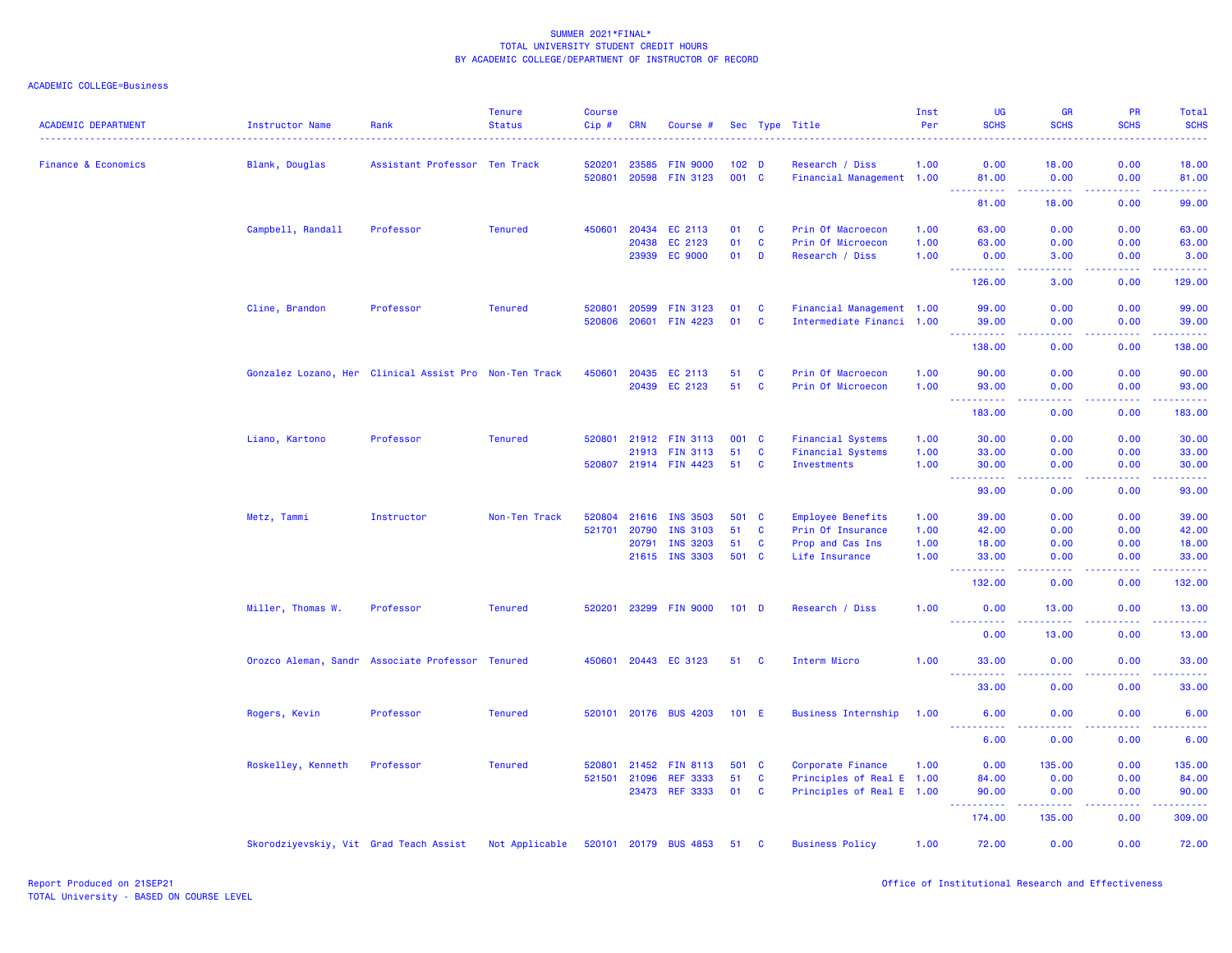SUMMER 2021*FINAL*
TOTAL UNIVERSITY STUDENT CREDIT HOURS
BY ACADEMIC COLLEGE/DEPARTMENT OF INSTRUCTOR OF RECORD

ACADEMIC COLLEGE=Business

| ACADEMIC DEPARTMENT | Instructor Name | Rank | Tenure Status | Course Cip # | CRN | Course # | Sec | Type | Title | Inst Per | UG SCHS | GR SCHS | PR SCHS | Total SCHS |
|---|---|---|---|---|---|---|---|---|---|---|---|---|---|---|
| Finance & Economics | Blank, Douglas | Assistant Professor | Ten Track | 520201 | 23585 | FIN 9000 | 102 | D | Research / Diss | 1.00 | 0.00 | 18.00 | 0.00 | 18.00 |
| | | | | 520801 | 20598 | FIN 3123 | 001 | C | Financial Management | 1.00 | 81.00 | 0.00 | 0.00 | 81.00 |
| | | | | | | | | | | | 81.00 | 18.00 | 0.00 | 99.00 |
| | Campbell, Randall | Professor | Tenured | 450601 | 20434 | EC 2113 | 01 | C | Prin Of Macroecon | 1.00 | 63.00 | 0.00 | 0.00 | 63.00 |
| | | | | | 20438 | EC 2123 | 01 | C | Prin Of Microecon | 1.00 | 63.00 | 0.00 | 0.00 | 63.00 |
| | | | | | 23939 | EC 9000 | 01 | D | Research / Diss | 1.00 | 0.00 | 3.00 | 0.00 | 3.00 |
| | | | | | | | | | | | 126.00 | 3.00 | 0.00 | 129.00 |
| | Cline, Brandon | Professor | Tenured | 520801 | 20599 | FIN 3123 | 01 | C | Financial Management | 1.00 | 99.00 | 0.00 | 0.00 | 99.00 |
| | | | | 520806 | 20601 | FIN 4223 | 01 | C | Intermediate Financi | 1.00 | 39.00 | 0.00 | 0.00 | 39.00 |
| | | | | | | | | | | | 138.00 | 0.00 | 0.00 | 138.00 |
| | Gonzalez Lozano, Her | Clinical Assist Pro | Non-Ten Track | 450601 | 20435 | EC 2113 | 51 | C | Prin Of Macroecon | 1.00 | 90.00 | 0.00 | 0.00 | 90.00 |
| | | | | | 20439 | EC 2123 | 51 | C | Prin Of Microecon | 1.00 | 93.00 | 0.00 | 0.00 | 93.00 |
| | | | | | | | | | | | 183.00 | 0.00 | 0.00 | 183.00 |
| | Liano, Kartono | Professor | Tenured | 520801 | 21912 | FIN 3113 | 001 | C | Financial Systems | 1.00 | 30.00 | 0.00 | 0.00 | 30.00 |
| | | | | | 21913 | FIN 3113 | 51 | C | Financial Systems | 1.00 | 33.00 | 0.00 | 0.00 | 33.00 |
| | | | | 520807 | 21914 | FIN 4423 | 51 | C | Investments | 1.00 | 30.00 | 0.00 | 0.00 | 30.00 |
| | | | | | | | | | | | 93.00 | 0.00 | 0.00 | 93.00 |
| | Metz, Tammi | Instructor | Non-Ten Track | 520804 | 21616 | INS 3503 | 501 | C | Employee Benefits | 1.00 | 39.00 | 0.00 | 0.00 | 39.00 |
| | | | | 521701 | 20790 | INS 3103 | 51 | C | Prin Of Insurance | 1.00 | 42.00 | 0.00 | 0.00 | 42.00 |
| | | | | | 20791 | INS 3203 | 51 | C | Prop and Cas Ins | 1.00 | 18.00 | 0.00 | 0.00 | 18.00 |
| | | | | | 21615 | INS 3303 | 501 | C | Life Insurance | 1.00 | 33.00 | 0.00 | 0.00 | 33.00 |
| | | | | | | | | | | | 132.00 | 0.00 | 0.00 | 132.00 |
| | Miller, Thomas W. | Professor | Tenured | 520201 | 23299 | FIN 9000 | 101 | D | Research / Diss | 1.00 | 0.00 | 13.00 | 0.00 | 13.00 |
| | | | | | | | | | | | 0.00 | 13.00 | 0.00 | 13.00 |
| | Orozco Aleman, Sandr | Associate Professor | Tenured | 450601 | 20443 | EC 3123 | 51 | C | Interm Micro | 1.00 | 33.00 | 0.00 | 0.00 | 33.00 |
| | | | | | | | | | | | 33.00 | 0.00 | 0.00 | 33.00 |
| | Rogers, Kevin | Professor | Tenured | 520101 | 20176 | BUS 4203 | 101 | E | Business Internship | 1.00 | 6.00 | 0.00 | 0.00 | 6.00 |
| | | | | | | | | | | | 6.00 | 0.00 | 0.00 | 6.00 |
| | Roskelley, Kenneth | Professor | Tenured | 520801 | 21452 | FIN 8113 | 501 | C | Corporate Finance | 1.00 | 0.00 | 135.00 | 0.00 | 135.00 |
| | | | | 521501 | 21096 | REF 3333 | 51 | C | Principles of Real E | 1.00 | 84.00 | 0.00 | 0.00 | 84.00 |
| | | | | | 23473 | REF 3333 | 01 | C | Principles of Real E | 1.00 | 90.00 | 0.00 | 0.00 | 90.00 |
| | | | | | | | | | | | 174.00 | 135.00 | 0.00 | 309.00 |
| | Skorodziyevskiy, Vit | Grad Teach Assist | Not Applicable | 520101 | 20179 | BUS 4853 | 51 | C | Business Policy | 1.00 | 72.00 | 0.00 | 0.00 | 72.00 |

Report Produced on 21SEP21
TOTAL University - BASED ON COURSE LEVEL

Office of Institutional Research and Effectiveness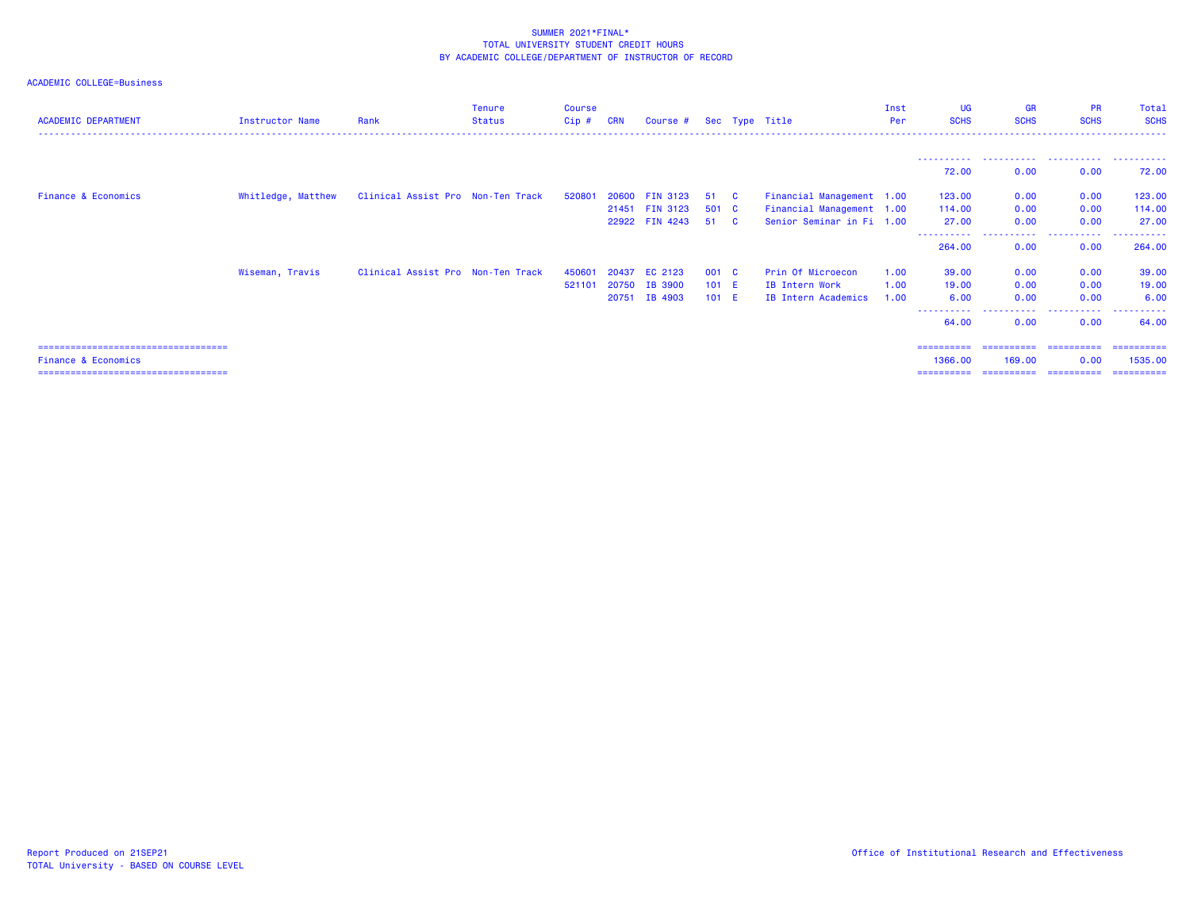SUMMER 2021*FINAL*
TOTAL UNIVERSITY STUDENT CREDIT HOURS
BY ACADEMIC COLLEGE/DEPARTMENT OF INSTRUCTOR OF RECORD

ACADEMIC COLLEGE=Business

| ACADEMIC DEPARTMENT | Instructor Name | Rank | Tenure Status | Course Cip # | CRN | Course # | Sec | Type | Title | Inst Per | UG SCHS | GR SCHS | PR SCHS | Total SCHS |
|---|---|---|---|---|---|---|---|---|---|---|---|---|---|---|
| | | | | | | | | | | | 72.00 | 0.00 | 0.00 | 72.00 |
| Finance & Economics | Whitledge, Matthew | Clinical Assist Pro | Non-Ten Track | 520801 | 20600 | FIN 3123 | 51 | C | Financial Management | 1.00 | 123.00 | 0.00 | 0.00 | 123.00 |
| | | | | | 21451 | FIN 3123 | 501 | C | Financial Management | 1.00 | 114.00 | 0.00 | 0.00 | 114.00 |
| | | | | | 22922 | FIN 4243 | 51 | C | Senior Seminar in Fi | 1.00 | 27.00 | 0.00 | 0.00 | 27.00 |
| | | | | | | | | | | | 264.00 | 0.00 | 0.00 | 264.00 |
| | Wiseman, Travis | Clinical Assist Pro | Non-Ten Track | 450601 | 20437 | EC 2123 | 001 | C | Prin Of Microecon | 1.00 | 39.00 | 0.00 | 0.00 | 39.00 |
| | | | | 521101 | 20750 | IB 3900 | 101 | E | IB Intern Work | 1.00 | 19.00 | 0.00 | 0.00 | 19.00 |
| | | | | | 20751 | IB 4903 | 101 | E | IB Intern Academics | 1.00 | 6.00 | 0.00 | 0.00 | 6.00 |
| | | | | | | | | | | | 64.00 | 0.00 | 0.00 | 64.00 |
| Finance & Economics | | | | | | | | | | | 1366.00 | 169.00 | 0.00 | 1535.00 |

Report Produced on 21SEP21
TOTAL University - BASED ON COURSE LEVEL

Office of Institutional Research and Effectiveness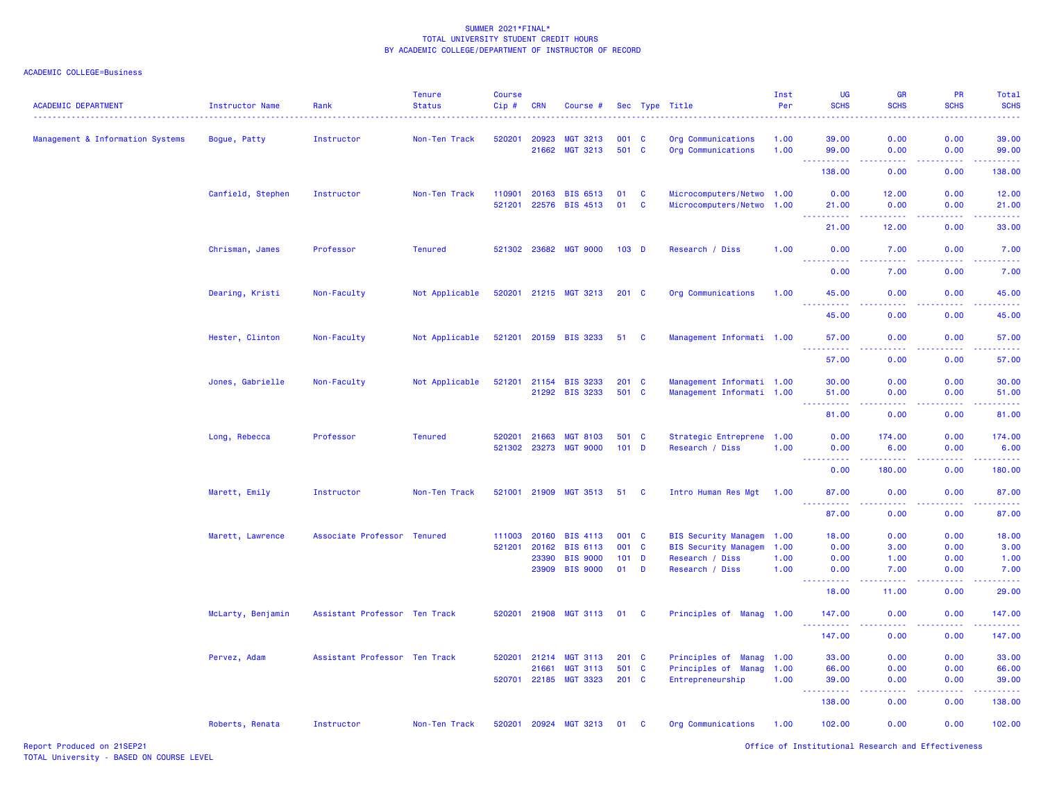SUMMER 2021*FINAL*
TOTAL UNIVERSITY STUDENT CREDIT HOURS
BY ACADEMIC COLLEGE/DEPARTMENT OF INSTRUCTOR OF RECORD

ACADEMIC COLLEGE=Business

| ACADEMIC DEPARTMENT | Instructor Name | Rank | Tenure Status | Course Cip # | CRN | Course # | Sec | Type | Title | Inst Per | UG SCHS | GR SCHS | PR SCHS | Total SCHS |
|---|---|---|---|---|---|---|---|---|---|---|---|---|---|---|
| Management & Information Systems | Bogue, Patty | Instructor | Non-Ten Track | 520201 | 20923 | MGT 3213 | 001 | C | Org Communications | 1.00 | 39.00 | 0.00 | 0.00 | 39.00 |
| | | | | | 21662 | MGT 3213 | 501 | C | Org Communications | 1.00 | 99.00 | 0.00 | 0.00 | 99.00 |
| | | | | | | | | | | | 138.00 | 0.00 | 0.00 | 138.00 |
| | Canfield, Stephen | Instructor | Non-Ten Track | 110901 | 20163 | BIS 6513 | 01 | C | Microcomputers/Netwo | 1.00 | 0.00 | 12.00 | 0.00 | 12.00 |
| | | | | 521201 | 22576 | BIS 4513 | 01 | C | Microcomputers/Netwo | 1.00 | 21.00 | 0.00 | 0.00 | 21.00 |
| | | | | | | | | | | | 21.00 | 12.00 | 0.00 | 33.00 |
| | Chrisman, James | Professor | Tenured | 521302 | 23682 | MGT 9000 | 103 | D | Research / Diss | 1.00 | 0.00 | 7.00 | 0.00 | 7.00 |
| | | | | | | | | | | | 0.00 | 7.00 | 0.00 | 7.00 |
| | Dearing, Kristi | Non-Faculty | Not Applicable | 520201 | 21215 | MGT 3213 | 201 | C | Org Communications | 1.00 | 45.00 | 0.00 | 0.00 | 45.00 |
| | | | | | | | | | | | 45.00 | 0.00 | 0.00 | 45.00 |
| | Hester, Clinton | Non-Faculty | Not Applicable | 521201 | 20159 | BIS 3233 | 51 | C | Management Informati | 1.00 | 57.00 | 0.00 | 0.00 | 57.00 |
| | | | | | | | | | | | 57.00 | 0.00 | 0.00 | 57.00 |
| | Jones, Gabrielle | Non-Faculty | Not Applicable | 521201 | 21154 | BIS 3233 | 201 | C | Management Informati | 1.00 | 30.00 | 0.00 | 0.00 | 30.00 |
| | | | | | 21292 | BIS 3233 | 501 | C | Management Informati | 1.00 | 51.00 | 0.00 | 0.00 | 51.00 |
| | | | | | | | | | | | 81.00 | 0.00 | 0.00 | 81.00 |
| | Long, Rebecca | Professor | Tenured | 520201 | 21663 | MGT 8103 | 501 | C | Strategic Entreprene | 1.00 | 0.00 | 174.00 | 0.00 | 174.00 |
| | | | | 521302 | 23273 | MGT 9000 | 101 | D | Research / Diss | 1.00 | 0.00 | 6.00 | 0.00 | 6.00 |
| | | | | | | | | | | | 0.00 | 180.00 | 0.00 | 180.00 |
| | Marett, Emily | Instructor | Non-Ten Track | 521001 | 21909 | MGT 3513 | 51 | C | Intro Human Res Mgt | 1.00 | 87.00 | 0.00 | 0.00 | 87.00 |
| | | | | | | | | | | | 87.00 | 0.00 | 0.00 | 87.00 |
| | Marett, Lawrence | Associate Professor | Tenured | 111003 | 20160 | BIS 4113 | 001 | C | BIS Security Managem | 1.00 | 18.00 | 0.00 | 0.00 | 18.00 |
| | | | | 521201 | 20162 | BIS 6113 | 001 | C | BIS Security Managem | 1.00 | 0.00 | 3.00 | 0.00 | 3.00 |
| | | | | | 23390 | BIS 9000 | 101 | D | Research / Diss | 1.00 | 0.00 | 1.00 | 0.00 | 1.00 |
| | | | | | 23909 | BIS 9000 | 01 | D | Research / Diss | 1.00 | 0.00 | 7.00 | 0.00 | 7.00 |
| | | | | | | | | | | | 18.00 | 11.00 | 0.00 | 29.00 |
| | McLarty, Benjamin | Assistant Professor | Ten Track | 520201 | 21908 | MGT 3113 | 01 | C | Principles of Manag | 1.00 | 147.00 | 0.00 | 0.00 | 147.00 |
| | | | | | | | | | | | 147.00 | 0.00 | 0.00 | 147.00 |
| | Pervez, Adam | Assistant Professor | Ten Track | 520201 | 21214 | MGT 3113 | 201 | C | Principles of Manag | 1.00 | 33.00 | 0.00 | 0.00 | 33.00 |
| | | | | | 21661 | MGT 3113 | 501 | C | Principles of Manag | 1.00 | 66.00 | 0.00 | 0.00 | 66.00 |
| | | | | 520701 | 22185 | MGT 3323 | 201 | C | Entrepreneurship | 1.00 | 39.00 | 0.00 | 0.00 | 39.00 |
| | | | | | | | | | | | 138.00 | 0.00 | 0.00 | 138.00 |
| | Roberts, Renata | Instructor | Non-Ten Track | 520201 | 20924 | MGT 3213 | 01 | C | Org Communications | 1.00 | 102.00 | 0.00 | 0.00 | 102.00 |

Report Produced on 21SEP21
TOTAL University - BASED ON COURSE LEVEL

Office of Institutional Research and Effectiveness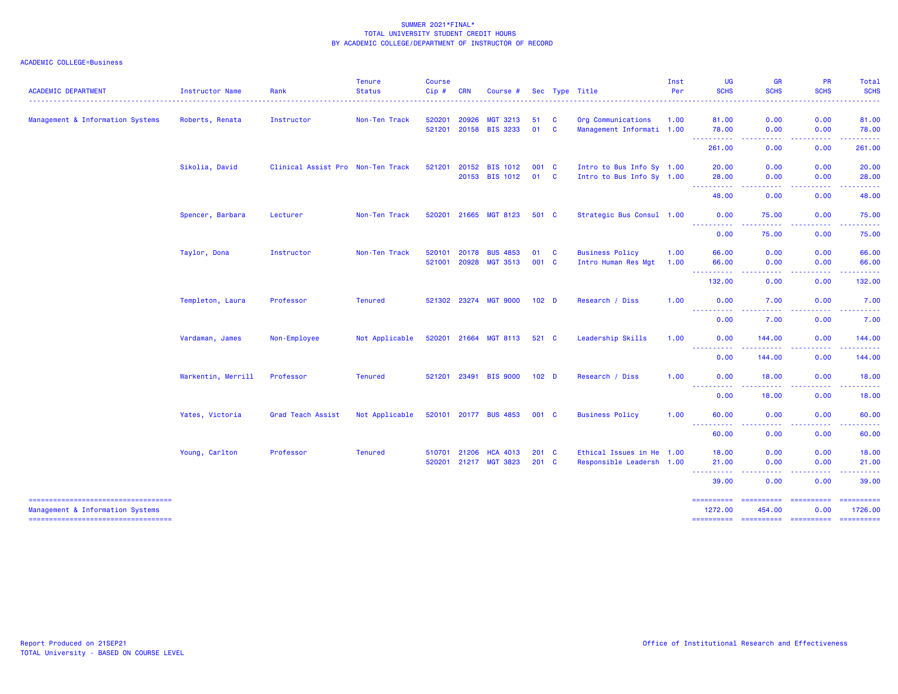SUMMER 2021*FINAL*
TOTAL UNIVERSITY STUDENT CREDIT HOURS
BY ACADEMIC COLLEGE/DEPARTMENT OF INSTRUCTOR OF RECORD

ACADEMIC COLLEGE=Business

| ACADEMIC DEPARTMENT | Instructor Name | Rank | Tenure Status | Course Cip # | CRN | Course # | Sec | Type | Title | Inst Per | UG SCHS | GR SCHS | PR SCHS | Total SCHS |
|---|---|---|---|---|---|---|---|---|---|---|---|---|---|---|
| Management & Information Systems | Roberts, Renata | Instructor | Non-Ten Track | 520201 | 20926 | MGT 3213 | 51 | C | Org Communications | 1.00 | 81.00 | 0.00 | 0.00 | 81.00 |
| | | | | 521201 | 20158 | BIS 3233 | 01 | C | Management Informati | 1.00 | 78.00 | 0.00 | 0.00 | 78.00 |
| | | | | | | | | | | | 261.00 | 0.00 | 0.00 | 261.00 |
| | Sikolia, David | Clinical Assist Pro | Non-Ten Track | 521201 | 20152 | BIS 1012 | 001 | C | Intro to Bus Info Sy | 1.00 | 20.00 | 0.00 | 0.00 | 20.00 |
| | | | | | 20153 | BIS 1012 | 01 | C | Intro to Bus Info Sy | 1.00 | 28.00 | 0.00 | 0.00 | 28.00 |
| | | | | | | | | | | | 48.00 | 0.00 | 0.00 | 48.00 |
| | Spencer, Barbara | Lecturer | Non-Ten Track | 520201 | 21665 | MGT 8123 | 501 | C | Strategic Bus Consul | 1.00 | 0.00 | 75.00 | 0.00 | 75.00 |
| | | | | | | | | | | | 0.00 | 75.00 | 0.00 | 75.00 |
| | Taylor, Dona | Instructor | Non-Ten Track | 520101 | 20178 | BUS 4853 | 01 | C | Business Policy | 1.00 | 66.00 | 0.00 | 0.00 | 66.00 |
| | | | | 521001 | 20928 | MGT 3513 | 001 | C | Intro Human Res Mgt | 1.00 | 66.00 | 0.00 | 0.00 | 66.00 |
| | | | | | | | | | | | 132.00 | 0.00 | 0.00 | 132.00 |
| | Templeton, Laura | Professor | Tenured | 521302 | 23274 | MGT 9000 | 102 | D | Research / Diss | 1.00 | 0.00 | 7.00 | 0.00 | 7.00 |
| | | | | | | | | | | | 0.00 | 7.00 | 0.00 | 7.00 |
| | Vardaman, James | Non-Employee | Not Applicable | 520201 | 21664 | MGT 8113 | 521 | C | Leadership Skills | 1.00 | 0.00 | 144.00 | 0.00 | 144.00 |
| | | | | | | | | | | | 0.00 | 144.00 | 0.00 | 144.00 |
| | Warkentin, Merrill | Professor | Tenured | 521201 | 23491 | BIS 9000 | 102 | D | Research / Diss | 1.00 | 0.00 | 18.00 | 0.00 | 18.00 |
| | | | | | | | | | | | 0.00 | 18.00 | 0.00 | 18.00 |
| | Yates, Victoria | Grad Teach Assist | Not Applicable | 520101 | 20177 | BUS 4853 | 001 | C | Business Policy | 1.00 | 60.00 | 0.00 | 0.00 | 60.00 |
| | | | | | | | | | | | 60.00 | 0.00 | 0.00 | 60.00 |
| | Young, Carlton | Professor | Tenured | 510701 | 21206 | HCA 4013 | 201 | C | Ethical Issues in He | 1.00 | 18.00 | 0.00 | 0.00 | 18.00 |
| | | | | 520201 | 21217 | MGT 3823 | 201 | C | Responsible Leadersh | 1.00 | 21.00 | 0.00 | 0.00 | 21.00 |
| | | | | | | | | | | | 39.00 | 0.00 | 0.00 | 39.00 |
| Management & Information Systems | | | | | | | | | | | 1272.00 | 454.00 | 0.00 | 1726.00 |

Report Produced on 21SEP21
TOTAL University - BASED ON COURSE LEVEL

Office of Institutional Research and Effectiveness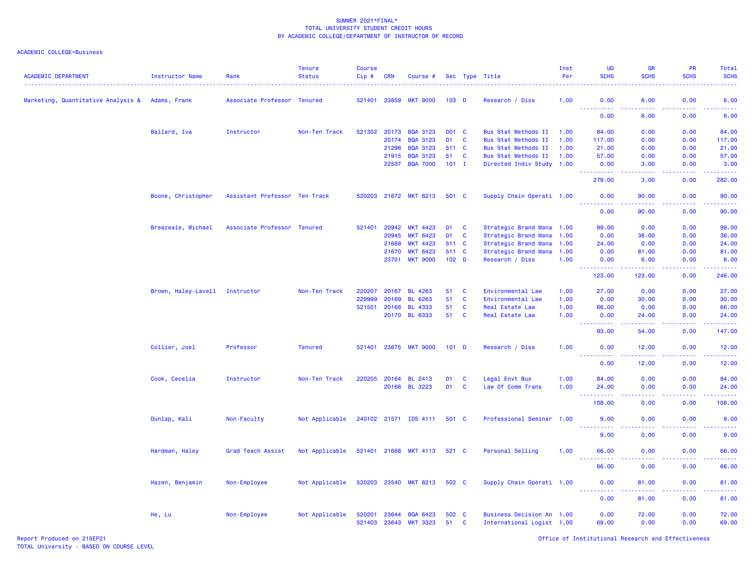SUMMER 2021*FINAL*
TOTAL UNIVERSITY STUDENT CREDIT HOURS
BY ACADEMIC COLLEGE/DEPARTMENT OF INSTRUCTOR OF RECORD

ACADEMIC COLLEGE=Business

| ACADEMIC DEPARTMENT | Instructor Name | Rank | Tenure Status | Course Cip # | CRN | Course # | Sec | Type | Title | Inst Per | UG SCHS | GR SCHS | PR SCHS | Total SCHS |
|---|---|---|---|---|---|---|---|---|---|---|---|---|---|---|
| Marketing, Quantitative Analysis & | Adams, Frank | Associate Professor | Tenured | 521401 | 23859 | MKT 9000 | 103 | D | Research / Diss | 1.00 | 0.00 | 6.00 | 0.00 | 6.00 |
| | | | | | | | | | | | 0.00 | 6.00 | 0.00 | 6.00 |
| | Ballard, Iva | Instructor | Non-Ten Track | 521302 | 20173 | BQA 3123 | 001 | C | Bus Stat Methods II | 1.00 | 84.00 | 0.00 | 0.00 | 84.00 |
| | | | | | 20174 | BQA 3123 | 01 | C | Bus Stat Methods II | 1.00 | 117.00 | 0.00 | 0.00 | 117.00 |
| | | | | | 21296 | BQA 3123 | 511 | C | Bus Stat Methods II | 1.00 | 21.00 | 0.00 | 0.00 | 21.00 |
| | | | | | 21915 | BQA 3123 | 51 | C | Bus Stat Methods II | 1.00 | 57.00 | 0.00 | 0.00 | 57.00 |
| | | | | | 22537 | BQA 7000 | 101 | I | Directed Indiv Study | 1.00 | 0.00 | 3.00 | 0.00 | 3.00 |
| | | | | | | | | | | | 279.00 | 3.00 | 0.00 | 282.00 |
| | Boone, Christopher | Assistant Professor | Ten Track | 520203 | 21672 | MKT 8213 | 501 | C | Supply Chain Operati | 1.00 | 0.00 | 90.00 | 0.00 | 90.00 |
| | | | | | | | | | | | 0.00 | 90.00 | 0.00 | 90.00 |
| | Breazeale, Michael | Associate Professor | Tenured | 521401 | 20942 | MKT 4423 | 01 | C | Strategic Brand Mana | 1.00 | 99.00 | 0.00 | 0.00 | 99.00 |
| | | | | | 20945 | MKT 6423 | 01 | C | Strategic Brand Mana | 1.00 | 0.00 | 36.00 | 0.00 | 36.00 |
| | | | | | 21669 | MKT 4423 | 511 | C | Strategic Brand Mana | 1.00 | 24.00 | 0.00 | 0.00 | 24.00 |
| | | | | | 21670 | MKT 6423 | 511 | C | Strategic Brand Mana | 1.00 | 0.00 | 81.00 | 0.00 | 81.00 |
| | | | | | 23701 | MKT 9000 | 102 | D | Research / Diss | 1.00 | 0.00 | 6.00 | 0.00 | 6.00 |
| | | | | | | | | | | | 123.00 | 123.00 | 0.00 | 246.00 |
| | Brown, Haley-Lavell | Instructor | Non-Ten Track | 220207 | 20167 | BL 4263 | 51 | C | Environmental Law | 1.00 | 27.00 | 0.00 | 0.00 | 27.00 |
| | | | | 229999 | 20169 | BL 6263 | 51 | C | Environmental Law | 1.00 | 0.00 | 30.00 | 0.00 | 30.00 |
| | | | | 521501 | 20168 | BL 4333 | 51 | C | Real Estate Law | 1.00 | 66.00 | 0.00 | 0.00 | 66.00 |
| | | | | | 20170 | BL 6333 | 51 | C | Real Estate Law | 1.00 | 0.00 | 24.00 | 0.00 | 24.00 |
| | | | | | | | | | | | 93.00 | 54.00 | 0.00 | 147.00 |
| | Collier, Joel | Professor | Tenured | 521401 | 23675 | MKT 9000 | 101 | D | Research / Diss | 1.00 | 0.00 | 12.00 | 0.00 | 12.00 |
| | | | | | | | | | | | 0.00 | 12.00 | 0.00 | 12.00 |
| | Cook, Cecelia | Instructor | Non-Ten Track | 220205 | 20164 | BL 2413 | 01 | C | Legal Envt Bus | 1.00 | 84.00 | 0.00 | 0.00 | 84.00 |
| | | | | | 20166 | BL 3223 | 01 | C | Law Of Comm Trans | 1.00 | 24.00 | 0.00 | 0.00 | 24.00 |
| | | | | | | | | | | | 108.00 | 0.00 | 0.00 | 108.00 |
| | Dunlap, Kali | Non-Faculty | Not Applicable | 240102 | 21571 | IDS 4111 | 501 | C | Professional Seminar | 1.00 | 9.00 | 0.00 | 0.00 | 9.00 |
| | | | | | | | | | | | 9.00 | 0.00 | 0.00 | 9.00 |
| | Hardman, Haley | Grad Teach Assist | Not Applicable | 521401 | 21668 | MKT 4113 | 521 | C | Personal Selling | 1.00 | 66.00 | 0.00 | 0.00 | 66.00 |
| | | | | | | | | | | | 66.00 | 0.00 | 0.00 | 66.00 |
| | Hazen, Benjamin | Non-Employee | Not Applicable | 520203 | 23540 | MKT 8213 | 502 | C | Supply Chain Operati | 1.00 | 0.00 | 81.00 | 0.00 | 81.00 |
| | | | | | | | | | | | 0.00 | 81.00 | 0.00 | 81.00 |
| | He, Lu | Non-Employee | Not Applicable | 520201 | 23644 | BQA 6423 | 502 | C | Business Decision An | 1.00 | 0.00 | 72.00 | 0.00 | 72.00 |
| | | | | 521403 | 23643 | MKT 3323 | 51 | C | International Logist | 1.00 | 69.00 | 0.00 | 0.00 | 69.00 |

Report Produced on 21SEP21
TOTAL University - BASED ON COURSE LEVEL
Office of Institutional Research and Effectiveness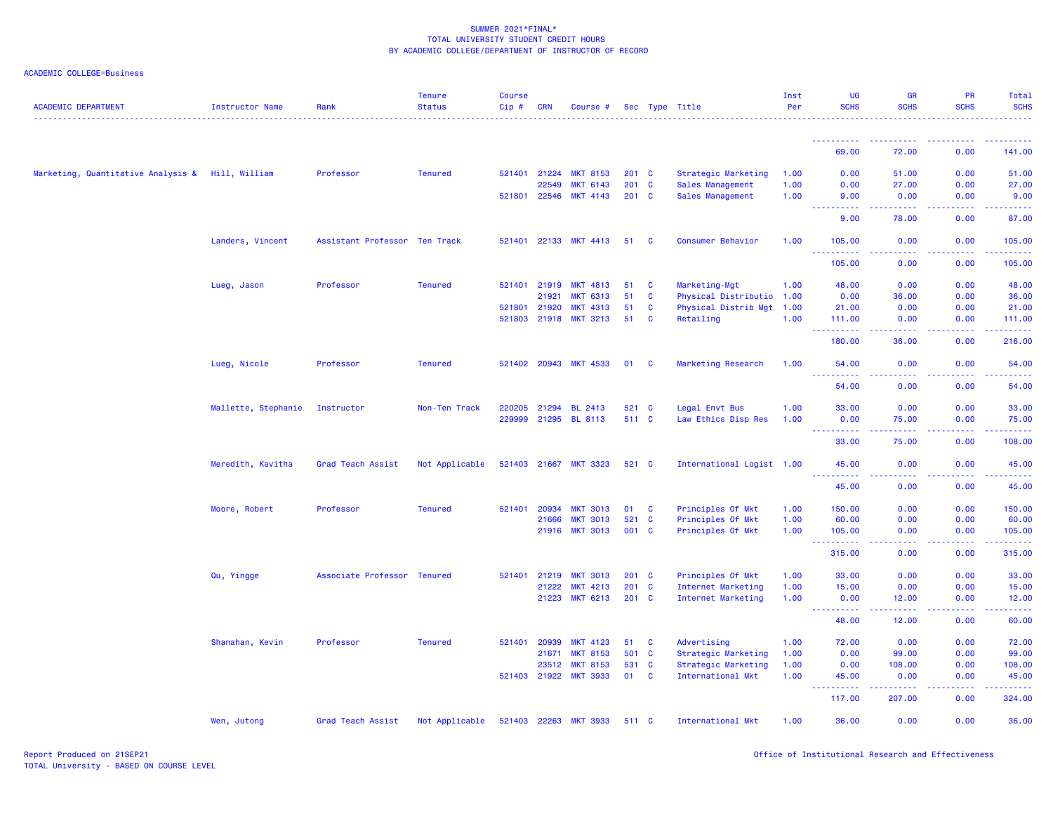SUMMER 2021*FINAL*
TOTAL UNIVERSITY STUDENT CREDIT HOURS
BY ACADEMIC COLLEGE/DEPARTMENT OF INSTRUCTOR OF RECORD

ACADEMIC COLLEGE=Business

| ACADEMIC DEPARTMENT | Instructor Name | Rank | Tenure Status | Course Cip # | CRN | Course # | Sec | Type | Title | Inst Per | UG SCHS | GR SCHS | PR SCHS | Total SCHS |
|---|---|---|---|---|---|---|---|---|---|---|---|---|---|---|
| | | | | | | | | | | | 69.00 | 72.00 | 0.00 | 141.00 |
| Marketing, Quantitative Analysis & | Hill, William | Professor | Tenured | 521401 | 21224 | MKT 8153 | 201 | C | Strategic Marketing | 1.00 | 0.00 | 51.00 | 0.00 | 51.00 |
| | | | | | 22549 | MKT 6143 | 201 | C | Sales Management | 1.00 | 0.00 | 27.00 | 0.00 | 27.00 |
| | | | | 521801 | 22546 | MKT 4143 | 201 | C | Sales Management | 1.00 | 9.00 | 0.00 | 0.00 | 9.00 |
| | | | | | | | | | | | 9.00 | 78.00 | 0.00 | 87.00 |
| | Landers, Vincent | Assistant Professor | Ten Track | 521401 | 22133 | MKT 4413 | 51 | C | Consumer Behavior | 1.00 | 105.00 | 0.00 | 0.00 | 105.00 |
| | | | | | | | | | | | 105.00 | 0.00 | 0.00 | 105.00 |
| | Lueg, Jason | Professor | Tenured | 521401 | 21919 | MKT 4813 | 51 | C | Marketing-Mgt | 1.00 | 48.00 | 0.00 | 0.00 | 48.00 |
| | | | | | 21921 | MKT 6313 | 51 | C | Physical Distributio | 1.00 | 0.00 | 36.00 | 0.00 | 36.00 |
| | | | | 521801 | 21920 | MKT 4313 | 51 | C | Physical Distrib Mgt | 1.00 | 21.00 | 0.00 | 0.00 | 21.00 |
| | | | | 521803 | 21918 | MKT 3213 | 51 | C | Retailing | 1.00 | 111.00 | 0.00 | 0.00 | 111.00 |
| | | | | | | | | | | | 180.00 | 36.00 | 0.00 | 216.00 |
| | Lueg, Nicole | Professor | Tenured | 521402 | 20943 | MKT 4533 | 01 | C | Marketing Research | 1.00 | 54.00 | 0.00 | 0.00 | 54.00 |
| | | | | | | | | | | | 54.00 | 0.00 | 0.00 | 54.00 |
| | Mallette, Stephanie | Instructor | Non-Ten Track | 220205 | 21294 | BL 2413 | 521 | C | Legal Envt Bus | 1.00 | 33.00 | 0.00 | 0.00 | 33.00 |
| | | | | 229999 | 21295 | BL 8113 | 511 | C | Law Ethics Disp Res | 1.00 | 0.00 | 75.00 | 0.00 | 75.00 |
| | | | | | | | | | | | 33.00 | 75.00 | 0.00 | 108.00 |
| | Meredith, Kavitha | Grad Teach Assist | Not Applicable | 521403 | 21667 | MKT 3323 | 521 | C | International Logist | 1.00 | 45.00 | 0.00 | 0.00 | 45.00 |
| | | | | | | | | | | | 45.00 | 0.00 | 0.00 | 45.00 |
| | Moore, Robert | Professor | Tenured | 521401 | 20934 | MKT 3013 | 01 | C | Principles Of Mkt | 1.00 | 150.00 | 0.00 | 0.00 | 150.00 |
| | | | | | 21666 | MKT 3013 | 521 | C | Principles Of Mkt | 1.00 | 60.00 | 0.00 | 0.00 | 60.00 |
| | | | | | 21916 | MKT 3013 | 001 | C | Principles Of Mkt | 1.00 | 105.00 | 0.00 | 0.00 | 105.00 |
| | | | | | | | | | | | 315.00 | 0.00 | 0.00 | 315.00 |
| | Qu, Yingge | Associate Professor | Tenured | 521401 | 21219 | MKT 3013 | 201 | C | Principles Of Mkt | 1.00 | 33.00 | 0.00 | 0.00 | 33.00 |
| | | | | | 21222 | MKT 4213 | 201 | C | Internet Marketing | 1.00 | 15.00 | 0.00 | 0.00 | 15.00 |
| | | | | | 21223 | MKT 6213 | 201 | C | Internet Marketing | 1.00 | 0.00 | 12.00 | 0.00 | 12.00 |
| | | | | | | | | | | | 48.00 | 12.00 | 0.00 | 60.00 |
| | Shanahan, Kevin | Professor | Tenured | 521401 | 20939 | MKT 4123 | 51 | C | Advertising | 1.00 | 72.00 | 0.00 | 0.00 | 72.00 |
| | | | | | 21671 | MKT 8153 | 501 | C | Strategic Marketing | 1.00 | 0.00 | 99.00 | 0.00 | 99.00 |
| | | | | | 23512 | MKT 8153 | 531 | C | Strategic Marketing | 1.00 | 0.00 | 108.00 | 0.00 | 108.00 |
| | | | | 521403 | 21922 | MKT 3933 | 01 | C | International Mkt | 1.00 | 45.00 | 0.00 | 0.00 | 45.00 |
| | | | | | | | | | | | 117.00 | 207.00 | 0.00 | 324.00 |
| | Wen, Jutong | Grad Teach Assist | Not Applicable | 521403 | 22263 | MKT 3933 | 511 | C | International Mkt | 1.00 | 36.00 | 0.00 | 0.00 | 36.00 |

Report Produced on 21SEP21
TOTAL University - BASED ON COURSE LEVEL

Office of Institutional Research and Effectiveness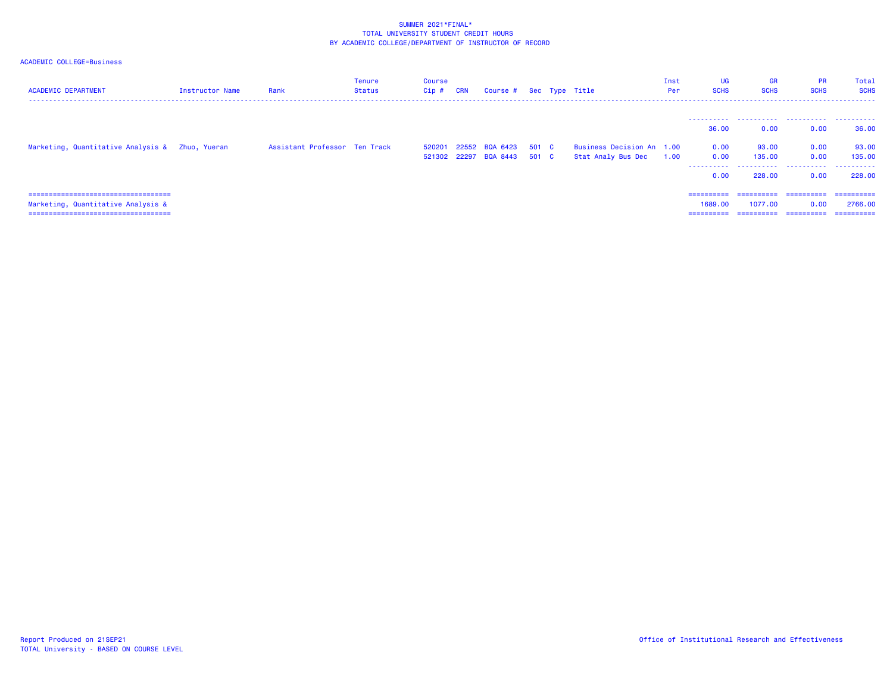SUMMER 2021*FINAL*
TOTAL UNIVERSITY STUDENT CREDIT HOURS
BY ACADEMIC COLLEGE/DEPARTMENT OF INSTRUCTOR OF RECORD

ACADEMIC COLLEGE=Business

| ACADEMIC DEPARTMENT | Instructor Name | Rank | Tenure Status | Course Cip # | CRN | Course # | Sec | Type | Title | Inst Per | UG SCHS | GR SCHS | PR SCHS | Total SCHS |
|---|---|---|---|---|---|---|---|---|---|---|---|---|---|---|
| | | | | | | | | | | | 36.00 | 0.00 | 0.00 | 36.00 |
| Marketing, Quantitative Analysis & | Zhuo, Yueran | Assistant Professor | Ten Track | 520201 | 22552 | BQA 6423 | 501 | C | Business Decision An | 1.00 | 0.00 | 93.00 | 0.00 | 93.00 |
| | | | | 521302 | 22297 | BQA 8443 | 501 | C | Stat Analy Bus Dec | 1.00 | 0.00 | 135.00 | 0.00 | 135.00 |
| | | | | | | | | | | | 0.00 | 228.00 | 0.00 | 228.00 |
| Marketing, Quantitative Analysis & | | | | | | | | | | | 1689.00 | 1077.00 | 0.00 | 2766.00 |

Report Produced on 21SEP21
TOTAL University - BASED ON COURSE LEVEL

Office of Institutional Research and Effectiveness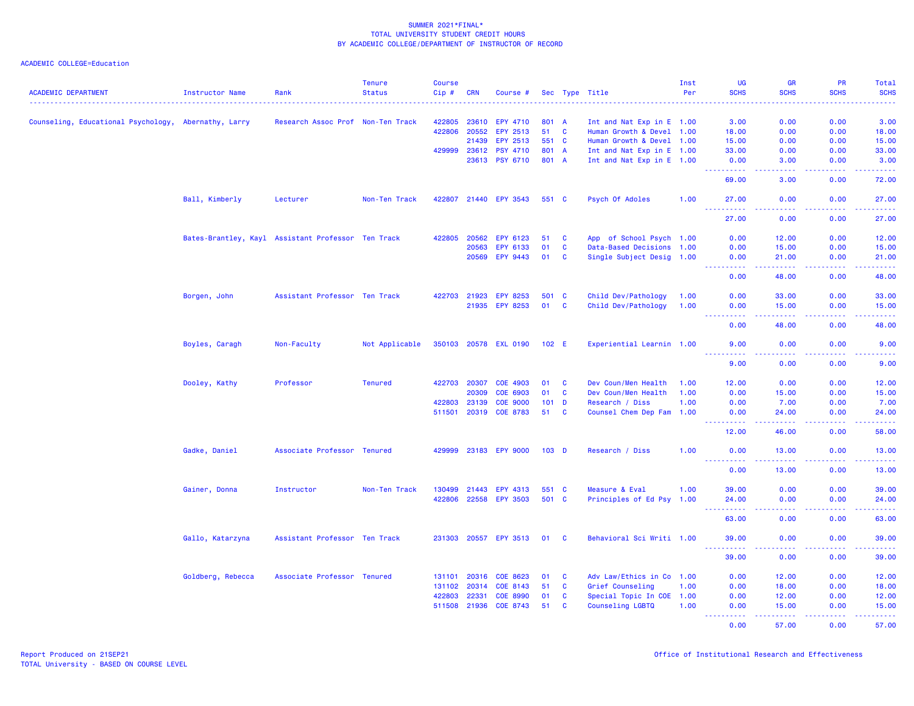SUMMER 2021*FINAL*
TOTAL UNIVERSITY STUDENT CREDIT HOURS
BY ACADEMIC COLLEGE/DEPARTMENT OF INSTRUCTOR OF RECORD

ACADEMIC COLLEGE=Education

| ACADEMIC DEPARTMENT | Instructor Name | Rank | Tenure Status | Course Cip # | CRN | Course # | Sec | Type | Title | Inst Per | UG SCHS | GR SCHS | PR SCHS | Total SCHS |
|---|---|---|---|---|---|---|---|---|---|---|---|---|---|---|
| Counseling, Educational Psychology, | Abernathy, Larry | Research Assoc Prof | Non-Ten Track | 422805 | 23610 | EPY 4710 | 801 | A | Int and Nat Exp in E | 1.00 | 3.00 | 0.00 | 0.00 | 3.00 |
| | | | | 422806 | 20552 | EPY 2513 | 51 | C | Human Growth & Devel | 1.00 | 18.00 | 0.00 | 0.00 | 18.00 |
| | | | | | 21439 | EPY 2513 | 551 | C | Human Growth & Devel | 1.00 | 15.00 | 0.00 | 0.00 | 15.00 |
| | | | | 429999 | 23612 | PSY 4710 | 801 | A | Int and Nat Exp in E | 1.00 | 33.00 | 0.00 | 0.00 | 33.00 |
| | | | | | 23613 | PSY 6710 | 801 | A | Int and Nat Exp in E | 1.00 | 0.00 | 3.00 | 0.00 | 3.00 |
| | | | | | | | | | | | 69.00 | 3.00 | 0.00 | 72.00 |
| | Ball, Kimberly | Lecturer | Non-Ten Track | 422807 | 21440 | EPY 3543 | 551 | C | Psych Of Adoles | 1.00 | 27.00 | 0.00 | 0.00 | 27.00 |
| | | | | | | | | | | | 27.00 | 0.00 | 0.00 | 27.00 |
| | Bates-Brantley, Kayl | Assistant Professor | Ten Track | 422805 | 20562 | EPY 6123 | 51 | C | App of School Psych | 1.00 | 0.00 | 12.00 | 0.00 | 12.00 |
| | | | | | 20563 | EPY 6133 | 01 | C | Data-Based Decisions | 1.00 | 0.00 | 15.00 | 0.00 | 15.00 |
| | | | | | 20569 | EPY 9443 | 01 | C | Single Subject Desig | 1.00 | 0.00 | 21.00 | 0.00 | 21.00 |
| | | | | | | | | | | | 0.00 | 48.00 | 0.00 | 48.00 |
| | Borgen, John | Assistant Professor | Ten Track | 422703 | 21923 | EPY 8253 | 501 | C | Child Dev/Pathology | 1.00 | 0.00 | 33.00 | 0.00 | 33.00 |
| | | | | | 21935 | EPY 8253 | 01 | C | Child Dev/Pathology | 1.00 | 0.00 | 15.00 | 0.00 | 15.00 |
| | | | | | | | | | | | 0.00 | 48.00 | 0.00 | 48.00 |
| | Boyles, Caragh | Non-Faculty | Not Applicable | 350103 | 20578 | EXL 0190 | 102 | E | Experiential Learnin | 1.00 | 9.00 | 0.00 | 0.00 | 9.00 |
| | | | | | | | | | | | 9.00 | 0.00 | 0.00 | 9.00 |
| | Dooley, Kathy | Professor | Tenured | 422703 | 20307 | COE 4903 | 01 | C | Dev Coun/Men Health | 1.00 | 12.00 | 0.00 | 0.00 | 12.00 |
| | | | | | 20309 | COE 6903 | 01 | C | Dev Coun/Men Health | 1.00 | 0.00 | 15.00 | 0.00 | 15.00 |
| | | | | 422803 | 23139 | COE 9000 | 101 | D | Research / Diss | 1.00 | 0.00 | 7.00 | 0.00 | 7.00 |
| | | | | 511501 | 20319 | COE 8783 | 51 | C | Counsel Chem Dep Fam | 1.00 | 0.00 | 24.00 | 0.00 | 24.00 |
| | | | | | | | | | | | 12.00 | 46.00 | 0.00 | 58.00 |
| | Gadke, Daniel | Associate Professor | Tenured | 429999 | 23183 | EPY 9000 | 103 | D | Research / Diss | 1.00 | 0.00 | 13.00 | 0.00 | 13.00 |
| | | | | | | | | | | | 0.00 | 13.00 | 0.00 | 13.00 |
| | Gainer, Donna | Instructor | Non-Ten Track | 130499 | 21443 | EPY 4313 | 551 | C | Measure & Eval | 1.00 | 39.00 | 0.00 | 0.00 | 39.00 |
| | | | | 422806 | 22558 | EPY 3503 | 501 | C | Principles of Ed Psy | 1.00 | 24.00 | 0.00 | 0.00 | 24.00 |
| | | | | | | | | | | | 63.00 | 0.00 | 0.00 | 63.00 |
| | Gallo, Katarzyna | Assistant Professor | Ten Track | 231303 | 20557 | EPY 3513 | 01 | C | Behavioral Sci Writi | 1.00 | 39.00 | 0.00 | 0.00 | 39.00 |
| | | | | | | | | | | | 39.00 | 0.00 | 0.00 | 39.00 |
| | Goldberg, Rebecca | Associate Professor | Tenured | 131101 | 20316 | COE 8623 | 01 | C | Adv Law/Ethics in Co | 1.00 | 0.00 | 12.00 | 0.00 | 12.00 |
| | | | | 131102 | 20314 | COE 8143 | 51 | C | Grief Counseling | 1.00 | 0.00 | 18.00 | 0.00 | 18.00 |
| | | | | 422803 | 22331 | COE 8990 | 01 | C | Special Topic In COE | 1.00 | 0.00 | 12.00 | 0.00 | 12.00 |
| | | | | 511508 | 21936 | COE 8743 | 51 | C | Counseling LGBTQ | 1.00 | 0.00 | 15.00 | 0.00 | 15.00 |
| | | | | | | | | | | | 0.00 | 57.00 | 0.00 | 57.00 |

Report Produced on 21SEP21
TOTAL University - BASED ON COURSE LEVEL

Office of Institutional Research and Effectiveness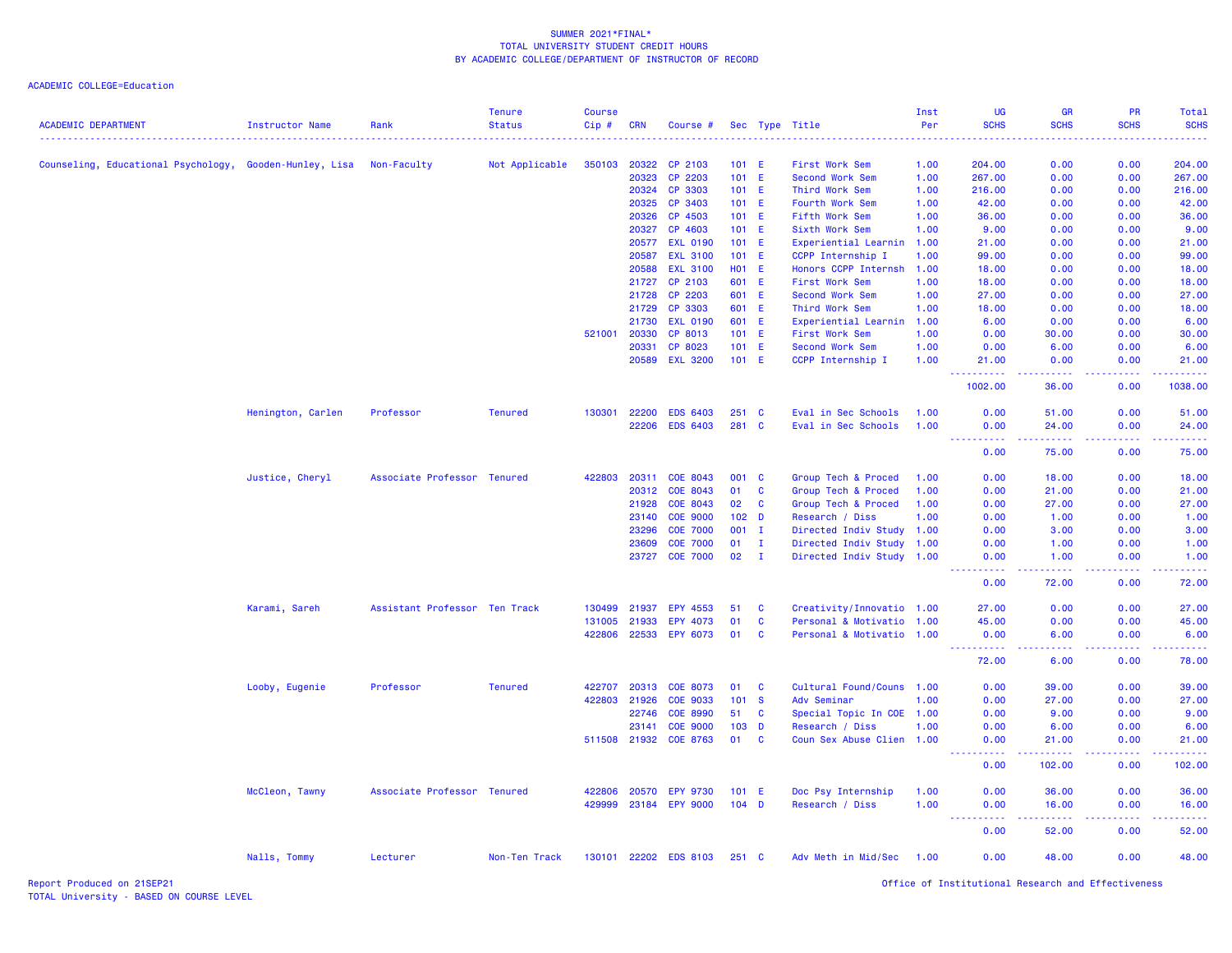SUMMER 2021*FINAL*
TOTAL UNIVERSITY STUDENT CREDIT HOURS
BY ACADEMIC COLLEGE/DEPARTMENT OF INSTRUCTOR OF RECORD

ACADEMIC COLLEGE=Education

| ACADEMIC DEPARTMENT | Instructor Name | Rank | Tenure Status | Course Cip # | CRN | Course # | Sec | Type | Title | Inst Per | UG SCHS | GR SCHS | PR SCHS | Total SCHS |
|---|---|---|---|---|---|---|---|---|---|---|---|---|---|---|
| Counseling, Educational Psychology, | Gooden-Hunley, Lisa | Non-Faculty | Not Applicable | 350103 | 20322 | CP 2103 | 101 | E | First Work Sem | 1.00 | 204.00 | 0.00 | 0.00 | 204.00 |
| | | | | | 20323 | CP 2203 | 101 | E | Second Work Sem | 1.00 | 267.00 | 0.00 | 0.00 | 267.00 |
| | | | | | 20324 | CP 3303 | 101 | E | Third Work Sem | 1.00 | 216.00 | 0.00 | 0.00 | 216.00 |
| | | | | | 20325 | CP 3403 | 101 | E | Fourth Work Sem | 1.00 | 42.00 | 0.00 | 0.00 | 42.00 |
| | | | | | 20326 | CP 4503 | 101 | E | Fifth Work Sem | 1.00 | 36.00 | 0.00 | 0.00 | 36.00 |
| | | | | | 20327 | CP 4603 | 101 | E | Sixth Work Sem | 1.00 | 9.00 | 0.00 | 0.00 | 9.00 |
| | | | | | 20577 | EXL 0190 | 101 | E | Experiential Learnin | 1.00 | 21.00 | 0.00 | 0.00 | 21.00 |
| | | | | | 20587 | EXL 3100 | 101 | E | CCPP Internship I | 1.00 | 99.00 | 0.00 | 0.00 | 99.00 |
| | | | | | 20588 | EXL 3100 | H01 | E | Honors CCPP Internsh | 1.00 | 18.00 | 0.00 | 0.00 | 18.00 |
| | | | | | 21727 | CP 2103 | 601 | E | First Work Sem | 1.00 | 18.00 | 0.00 | 0.00 | 18.00 |
| | | | | | 21728 | CP 2203 | 601 | E | Second Work Sem | 1.00 | 27.00 | 0.00 | 0.00 | 27.00 |
| | | | | | 21729 | CP 3303 | 601 | E | Third Work Sem | 1.00 | 18.00 | 0.00 | 0.00 | 18.00 |
| | | | | | 21730 | EXL 0190 | 601 | E | Experiential Learnin | 1.00 | 6.00 | 0.00 | 0.00 | 6.00 |
| | | | | 521001 | 20330 | CP 8013 | 101 | E | First Work Sem | 1.00 | 0.00 | 30.00 | 0.00 | 30.00 |
| | | | | | 20331 | CP 8023 | 101 | E | Second Work Sem | 1.00 | 0.00 | 6.00 | 0.00 | 6.00 |
| | | | | | 20589 | EXL 3200 | 101 | E | CCPP Internship I | 1.00 | 21.00 | 0.00 | 0.00 | 21.00 |
| | | | | | | | | | | | 1002.00 | 36.00 | 0.00 | 1038.00 |
| | Henington, Carlen | Professor | Tenured | 130301 | 22200 | EDS 6403 | 251 | C | Eval in Sec Schools | 1.00 | 0.00 | 51.00 | 0.00 | 51.00 |
| | | | | | 22206 | EDS 6403 | 281 | C | Eval in Sec Schools | 1.00 | 0.00 | 24.00 | 0.00 | 24.00 |
| | | | | | | | | | | | 0.00 | 75.00 | 0.00 | 75.00 |
| | Justice, Cheryl | Associate Professor | Tenured | 422803 | 20311 | COE 8043 | 001 | C | Group Tech & Proced | 1.00 | 0.00 | 18.00 | 0.00 | 18.00 |
| | | | | | 20312 | COE 8043 | 01 | C | Group Tech & Proced | 1.00 | 0.00 | 21.00 | 0.00 | 21.00 |
| | | | | | 21928 | COE 8043 | 02 | C | Group Tech & Proced | 1.00 | 0.00 | 27.00 | 0.00 | 27.00 |
| | | | | | 23140 | COE 9000 | 102 | D | Research / Diss | 1.00 | 0.00 | 1.00 | 0.00 | 1.00 |
| | | | | | 23296 | COE 7000 | 001 | I | Directed Indiv Study | 1.00 | 0.00 | 3.00 | 0.00 | 3.00 |
| | | | | | 23609 | COE 7000 | 01 | I | Directed Indiv Study | 1.00 | 0.00 | 1.00 | 0.00 | 1.00 |
| | | | | | 23727 | COE 7000 | 02 | I | Directed Indiv Study | 1.00 | 0.00 | 1.00 | 0.00 | 1.00 |
| | | | | | | | | | | | 0.00 | 72.00 | 0.00 | 72.00 |
| | Karami, Sareh | Assistant Professor | Ten Track | 130499 | 21937 | EPY 4553 | 51 | C | Creativity/Innovatio | 1.00 | 27.00 | 0.00 | 0.00 | 27.00 |
| | | | | 131005 | 21933 | EPY 4073 | 01 | C | Personal & Motivatio | 1.00 | 45.00 | 0.00 | 0.00 | 45.00 |
| | | | | 422806 | 22533 | EPY 6073 | 01 | C | Personal & Motivatio | 1.00 | 0.00 | 6.00 | 0.00 | 6.00 |
| | | | | | | | | | | | 72.00 | 6.00 | 0.00 | 78.00 |
| | Looby, Eugenie | Professor | Tenured | 422707 | 20313 | COE 8073 | 01 | C | Cultural Found/Couns | 1.00 | 0.00 | 39.00 | 0.00 | 39.00 |
| | | | | 422803 | 21926 | COE 9033 | 101 | S | Adv Seminar | 1.00 | 0.00 | 27.00 | 0.00 | 27.00 |
| | | | | | 22746 | COE 8990 | 51 | C | Special Topic In COE | 1.00 | 0.00 | 9.00 | 0.00 | 9.00 |
| | | | | | 23141 | COE 9000 | 103 | D | Research / Diss | 1.00 | 0.00 | 6.00 | 0.00 | 6.00 |
| | | | | 511508 | 21932 | COE 8763 | 01 | C | Coun Sex Abuse Clien | 1.00 | 0.00 | 21.00 | 0.00 | 21.00 |
| | | | | | | | | | | | 0.00 | 102.00 | 0.00 | 102.00 |
| | McCleon, Tawny | Associate Professor | Tenured | 422806 | 20570 | EPY 9730 | 101 | E | Doc Psy Internship | 1.00 | 0.00 | 36.00 | 0.00 | 36.00 |
| | | | | 429999 | 23184 | EPY 9000 | 104 | D | Research / Diss | 1.00 | 0.00 | 16.00 | 0.00 | 16.00 |
| | | | | | | | | | | | 0.00 | 52.00 | 0.00 | 52.00 |
| | Nalls, Tommy | Lecturer | Non-Ten Track | 130101 | 22202 | EDS 8103 | 251 | C | Adv Meth in Mid/Sec | 1.00 | 0.00 | 48.00 | 0.00 | 48.00 |

Report Produced on 21SEP21
TOTAL University - BASED ON COURSE LEVEL

Office of Institutional Research and Effectiveness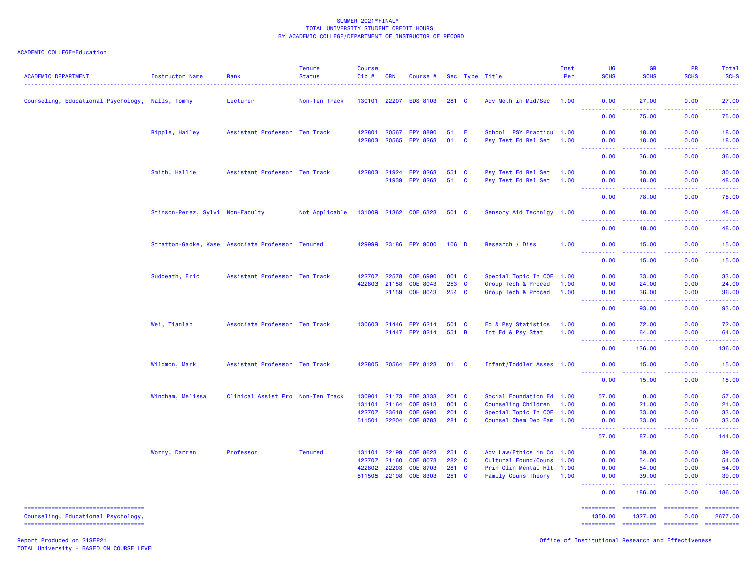SUMMER 2021*FINAL*
TOTAL UNIVERSITY STUDENT CREDIT HOURS
BY ACADEMIC COLLEGE/DEPARTMENT OF INSTRUCTOR OF RECORD

ACADEMIC COLLEGE=Education

| ACADEMIC DEPARTMENT | Instructor Name | Rank | Tenure Status | Course Cip # | CRN | Course # | Sec | Type | Title | Inst Per | UG SCHS | GR SCHS | PR SCHS | Total SCHS |
|---|---|---|---|---|---|---|---|---|---|---|---|---|---|---|
| Counseling, Educational Psychology, | Nalls, Tommy | Lecturer | Non-Ten Track | 130101 | 22207 | EDS 8103 | 281 | C | Adv Meth in Mid/Sec | 1.00 | 0.00 | 27.00 | 0.00 | 27.00 |
| | | | | | | | | | | | 0.00 | 75.00 | 0.00 | 75.00 |
| | Ripple, Hailey | Assistant Professor | Ten Track | 422801 | 20567 | EPY 8890 | 51 | E | School PSY Practicu | 1.00 | 0.00 | 18.00 | 0.00 | 18.00 |
| | | | | 422803 | 20565 | EPY 8263 | 01 | C | Psy Test Ed Rel Set | 1.00 | 0.00 | 18.00 | 0.00 | 18.00 |
| | | | | | | | | | | | 0.00 | 36.00 | 0.00 | 36.00 |
| | Smith, Hallie | Assistant Professor | Ten Track | 422803 | 21924 | EPY 8263 | 551 | C | Psy Test Ed Rel Set | 1.00 | 0.00 | 30.00 | 0.00 | 30.00 |
| | | | | | 21939 | EPY 8263 | 51 | C | Psy Test Ed Rel Set | 1.00 | 0.00 | 48.00 | 0.00 | 48.00 |
| | | | | | | | | | | | 0.00 | 78.00 | 0.00 | 78.00 |
| | Stinson-Perez, Sylvi | Non-Faculty | Not Applicable | 131009 | 21362 | COE 6323 | 501 | C | Sensory Aid Technlgy | 1.00 | 0.00 | 48.00 | 0.00 | 48.00 |
| | | | | | | | | | | | 0.00 | 48.00 | 0.00 | 48.00 |
| | Stratton-Gadke, Kase | Associate Professor | Tenured | 429999 | 23186 | EPY 9000 | 106 | D | Research / Diss | 1.00 | 0.00 | 15.00 | 0.00 | 15.00 |
| | | | | | | | | | | | 0.00 | 15.00 | 0.00 | 15.00 |
| | Suddeath, Eric | Assistant Professor | Ten Track | 422707 | 22578 | COE 6990 | 001 | C | Special Topic In COE | 1.00 | 0.00 | 33.00 | 0.00 | 33.00 |
| | | | | 422803 | 21158 | COE 8043 | 253 | C | Group Tech & Proced | 1.00 | 0.00 | 24.00 | 0.00 | 24.00 |
| | | | | | 21159 | COE 8043 | 254 | C | Group Tech & Proced | 1.00 | 0.00 | 36.00 | 0.00 | 36.00 |
| | | | | | | | | | | | 0.00 | 93.00 | 0.00 | 93.00 |
| | Wei, Tianlan | Associate Professor | Ten Track | 130603 | 21446 | EPY 6214 | 501 | C | Ed & Psy Statistics | 1.00 | 0.00 | 72.00 | 0.00 | 72.00 |
| | | | | | 21447 | EPY 8214 | 551 | B | Int Ed & Psy Stat | 1.00 | 0.00 | 64.00 | 0.00 | 64.00 |
| | | | | | | | | | | | 0.00 | 136.00 | 0.00 | 136.00 |
| | Wildmon, Mark | Assistant Professor | Ten Track | 422805 | 20564 | EPY 8123 | 01 | C | Infant/Toddler Asses | 1.00 | 0.00 | 15.00 | 0.00 | 15.00 |
| | | | | | | | | | | | 0.00 | 15.00 | 0.00 | 15.00 |
| | Windham, Melissa | Clinical Assist Pro | Non-Ten Track | 130901 | 21173 | EDF 3333 | 201 | C | Social Foundation Ed | 1.00 | 57.00 | 0.00 | 0.00 | 57.00 |
| | | | | 131101 | 21164 | COE 8913 | 001 | C | Counseling Children | 1.00 | 0.00 | 21.00 | 0.00 | 21.00 |
| | | | | 422707 | 23618 | COE 6990 | 201 | C | Special Topic In COE | 1.00 | 0.00 | 33.00 | 0.00 | 33.00 |
| | | | | 511501 | 22204 | COE 8783 | 281 | C | Counsel Chem Dep Fam | 1.00 | 0.00 | 33.00 | 0.00 | 33.00 |
| | | | | | | | | | | | 57.00 | 87.00 | 0.00 | 144.00 |
| | Wozny, Darren | Professor | Tenured | 131101 | 22199 | COE 8623 | 251 | C | Adv Law/Ethics in Co | 1.00 | 0.00 | 39.00 | 0.00 | 39.00 |
| | | | | 422707 | 21160 | COE 8073 | 282 | C | Cultural Found/Couns | 1.00 | 0.00 | 54.00 | 0.00 | 54.00 |
| | | | | 422802 | 22203 | COE 8703 | 281 | C | Prin Clin Mental Hlt | 1.00 | 0.00 | 54.00 | 0.00 | 54.00 |
| | | | | 511505 | 22198 | COE 8303 | 251 | C | Family Couns Theory | 1.00 | 0.00 | 39.00 | 0.00 | 39.00 |
| | | | | | | | | | | | 0.00 | 186.00 | 0.00 | 186.00 |
| Counseling, Educational Psychology, | | | | | | | | | | | 1350.00 | 1327.00 | 0.00 | 2677.00 |

Report Produced on 21SEP21
TOTAL University - BASED ON COURSE LEVEL

Office of Institutional Research and Effectiveness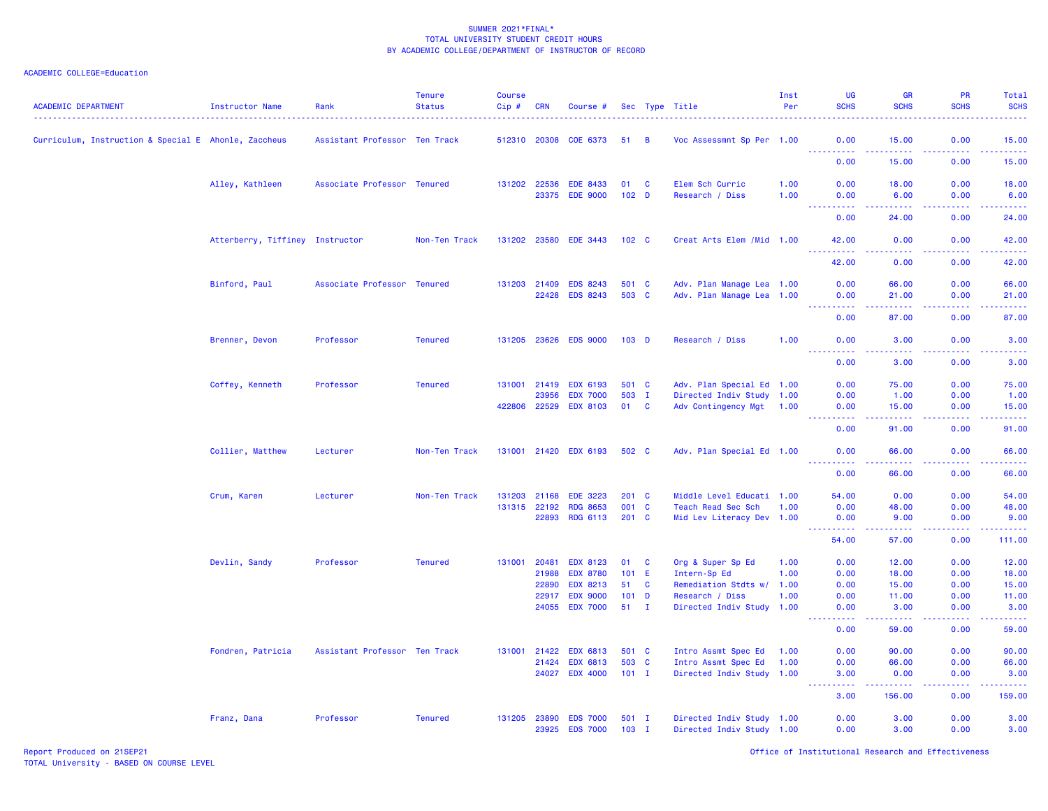SUMMER 2021*FINAL*
TOTAL UNIVERSITY STUDENT CREDIT HOURS
BY ACADEMIC COLLEGE/DEPARTMENT OF INSTRUCTOR OF RECORD

ACADEMIC COLLEGE=Education

| ACADEMIC DEPARTMENT | Instructor Name | Rank | Tenure Status | Course Cip # | CRN | Course # | Sec | Type | Title | Inst Per | UG SCHS | GR SCHS | PR SCHS | Total SCHS |
|---|---|---|---|---|---|---|---|---|---|---|---|---|---|---|
| Curriculum, Instruction & Special E | Ahonle, Zaccheus | Assistant Professor | Ten Track | 512310 | 20308 | COE 6373 | 51 | B | Voc Assessmnt Sp Per | 1.00 | 0.00 | 15.00 | 0.00 | 15.00 |
| | | | | | | | | | | | 0.00 | 15.00 | 0.00 | 15.00 |
| | Alley, Kathleen | Associate Professor | Tenured | 131202 | 22536 | EDE 8433 | 01 | C | Elem Sch Curric | 1.00 | 0.00 | 18.00 | 0.00 | 18.00 |
| | | | | | 23375 | EDE 9000 | 102 | D | Research / Diss | 1.00 | 0.00 | 6.00 | 0.00 | 6.00 |
| | | | | | | | | | | | 0.00 | 24.00 | 0.00 | 24.00 |
| | Atterberry, Tiffiney | Instructor | Non-Ten Track | 131202 | 23580 | EDE 3443 | 102 | C | Creat Arts Elem /Mid | 1.00 | 42.00 | 0.00 | 0.00 | 42.00 |
| | | | | | | | | | | | 42.00 | 0.00 | 0.00 | 42.00 |
| | Binford, Paul | Associate Professor | Tenured | 131203 | 21409 | EDS 8243 | 501 | C | Adv. Plan Manage Lea | 1.00 | 0.00 | 66.00 | 0.00 | 66.00 |
| | | | | | 22428 | EDS 8243 | 503 | C | Adv. Plan Manage Lea | 1.00 | 0.00 | 21.00 | 0.00 | 21.00 |
| | | | | | | | | | | | 0.00 | 87.00 | 0.00 | 87.00 |
| | Brenner, Devon | Professor | Tenured | 131205 | 23626 | EDS 9000 | 103 | D | Research / Diss | 1.00 | 0.00 | 3.00 | 0.00 | 3.00 |
| | | | | | | | | | | | 0.00 | 3.00 | 0.00 | 3.00 |
| | Coffey, Kenneth | Professor | Tenured | 131001 | 21419 | EDX 6193 | 501 | C | Adv. Plan Special Ed | 1.00 | 0.00 | 75.00 | 0.00 | 75.00 |
| | | | | | 23956 | EDX 7000 | 503 | I | Directed Indiv Study | 1.00 | 0.00 | 1.00 | 0.00 | 1.00 |
| | | | | 422806 | 22529 | EDX 8103 | 01 | C | Adv Contingency Mgt | 1.00 | 0.00 | 15.00 | 0.00 | 15.00 |
| | | | | | | | | | | | 0.00 | 91.00 | 0.00 | 91.00 |
| | Collier, Matthew | Lecturer | Non-Ten Track | 131001 | 21420 | EDX 6193 | 502 | C | Adv. Plan Special Ed | 1.00 | 0.00 | 66.00 | 0.00 | 66.00 |
| | | | | | | | | | | | 0.00 | 66.00 | 0.00 | 66.00 |
| | Crum, Karen | Lecturer | Non-Ten Track | 131203 | 21168 | EDE 3223 | 201 | C | Middle Level Educati | 1.00 | 54.00 | 0.00 | 0.00 | 54.00 |
| | | | | 131315 | 22192 | RDG 8653 | 001 | C | Teach Read Sec Sch | 1.00 | 0.00 | 48.00 | 0.00 | 48.00 |
| | | | | | 22893 | RDG 6113 | 201 | C | Mid Lev Literacy Dev | 1.00 | 0.00 | 9.00 | 0.00 | 9.00 |
| | | | | | | | | | | | 54.00 | 57.00 | 0.00 | 111.00 |
| | Devlin, Sandy | Professor | Tenured | 131001 | 20481 | EDX 8123 | 01 | C | Org & Super Sp Ed | 1.00 | 0.00 | 12.00 | 0.00 | 12.00 |
| | | | | | 21988 | EDX 8780 | 101 | E | Intern-Sp Ed | 1.00 | 0.00 | 18.00 | 0.00 | 18.00 |
| | | | | | 22890 | EDX 8213 | 51 | C | Remediation Stdts w/ | 1.00 | 0.00 | 15.00 | 0.00 | 15.00 |
| | | | | | 22917 | EDX 9000 | 101 | D | Research / Diss | 1.00 | 0.00 | 11.00 | 0.00 | 11.00 |
| | | | | | 24055 | EDX 7000 | 51 | I | Directed Indiv Study | 1.00 | 0.00 | 3.00 | 0.00 | 3.00 |
| | | | | | | | | | | | 0.00 | 59.00 | 0.00 | 59.00 |
| | Fondren, Patricia | Assistant Professor | Ten Track | 131001 | 21422 | EDX 6813 | 501 | C | Intro Assmt Spec Ed | 1.00 | 0.00 | 90.00 | 0.00 | 90.00 |
| | | | | | 21424 | EDX 6813 | 503 | C | Intro Assmt Spec Ed | 1.00 | 0.00 | 66.00 | 0.00 | 66.00 |
| | | | | | 24027 | EDX 4000 | 101 | I | Directed Indiv Study | 1.00 | 3.00 | 0.00 | 0.00 | 3.00 |
| | | | | | | | | | | | 3.00 | 156.00 | 0.00 | 159.00 |
| | Franz, Dana | Professor | Tenured | 131205 | 23890 | EDS 7000 | 501 | I | Directed Indiv Study | 1.00 | 0.00 | 3.00 | 0.00 | 3.00 |
| | | | | | 23925 | EDS 7000 | 103 | I | Directed Indiv Study | 1.00 | 0.00 | 3.00 | 0.00 | 3.00 |

Report Produced on 21SEP21
TOTAL University - BASED ON COURSE LEVEL

Office of Institutional Research and Effectiveness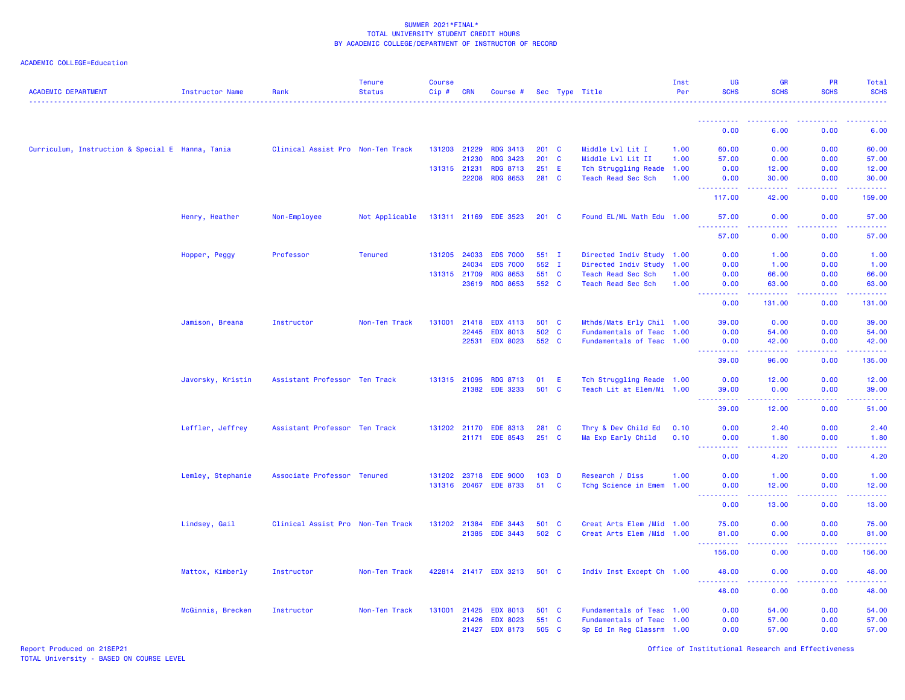SUMMER 2021*FINAL*
TOTAL UNIVERSITY STUDENT CREDIT HOURS
BY ACADEMIC COLLEGE/DEPARTMENT OF INSTRUCTOR OF RECORD

ACADEMIC COLLEGE=Education

| ACADEMIC DEPARTMENT | Instructor Name | Rank | Tenure Status | Course Cip # | CRN | Course # | Sec | Type | Title | Inst Per | UG SCHS | GR SCHS | PR SCHS | Total SCHS |
|---|---|---|---|---|---|---|---|---|---|---|---|---|---|---|
| | | | | | | | | | | | 0.00 | 6.00 | 0.00 | 6.00 |
| Curriculum, Instruction & Special E | Hanna, Tania | Clinical Assist Pro | Non-Ten Track | 131203 | 21229 | RDG 3413 | 201 | C | Middle Lvl Lit I | 1.00 | 60.00 | 0.00 | 0.00 | 60.00 |
| | | | | | 21230 | RDG 3423 | 201 | C | Middle Lvl Lit II | 1.00 | 57.00 | 0.00 | 0.00 | 57.00 |
| | | | | 131315 | 21231 | RDG 8713 | 251 | E | Tch Struggling Reade | 1.00 | 0.00 | 12.00 | 0.00 | 12.00 |
| | | | | | 22208 | RDG 8653 | 281 | C | Teach Read Sec Sch | 1.00 | 0.00 | 30.00 | 0.00 | 30.00 |
| | | | | | | | | | | | 117.00 | 42.00 | 0.00 | 159.00 |
| | Henry, Heather | Non-Employee | Not Applicable | 131311 | 21169 | EDE 3523 | 201 | C | Found EL/ML Math Edu | 1.00 | 57.00 | 0.00 | 0.00 | 57.00 |
| | | | | | | | | | | | 57.00 | 0.00 | 0.00 | 57.00 |
| | Hopper, Peggy | Professor | Tenured | 131205 | 24033 | EDS 7000 | 551 | I | Directed Indiv Study | 1.00 | 0.00 | 1.00 | 0.00 | 1.00 |
| | | | | | 24034 | EDS 7000 | 552 | I | Directed Indiv Study | 1.00 | 0.00 | 1.00 | 0.00 | 1.00 |
| | | | | 131315 | 21709 | RDG 8653 | 551 | C | Teach Read Sec Sch | 1.00 | 0.00 | 66.00 | 0.00 | 66.00 |
| | | | | | 23619 | RDG 8653 | 552 | C | Teach Read Sec Sch | 1.00 | 0.00 | 63.00 | 0.00 | 63.00 |
| | | | | | | | | | | | 0.00 | 131.00 | 0.00 | 131.00 |
| | Jamison, Breana | Instructor | Non-Ten Track | 131001 | 21418 | EDX 4113 | 501 | C | Mthds/Mats Erly Chil | 1.00 | 39.00 | 0.00 | 0.00 | 39.00 |
| | | | | | 22445 | EDX 8013 | 502 | C | Fundamentals of Teac | 1.00 | 0.00 | 54.00 | 0.00 | 54.00 |
| | | | | | 22531 | EDX 8023 | 552 | C | Fundamentals of Teac | 1.00 | 0.00 | 42.00 | 0.00 | 42.00 |
| | | | | | | | | | | | 39.00 | 96.00 | 0.00 | 135.00 |
| | Javorsky, Kristin | Assistant Professor | Ten Track | 131315 | 21095 | RDG 8713 | 01 | E | Tch Struggling Reade | 1.00 | 0.00 | 12.00 | 0.00 | 12.00 |
| | | | | | 21382 | EDE 3233 | 501 | C | Teach Lit at Elem/Mi | 1.00 | 39.00 | 0.00 | 0.00 | 39.00 |
| | | | | | | | | | | | 39.00 | 12.00 | 0.00 | 51.00 |
| | Leffler, Jeffrey | Assistant Professor | Ten Track | 131202 | 21170 | EDE 8313 | 281 | C | Thry & Dev Child Ed | 0.10 | 0.00 | 2.40 | 0.00 | 2.40 |
| | | | | | 21171 | EDE 8543 | 251 | C | Ma Exp Early Child | 0.10 | 0.00 | 1.80 | 0.00 | 1.80 |
| | | | | | | | | | | | 0.00 | 4.20 | 0.00 | 4.20 |
| | Lemley, Stephanie | Associate Professor | Tenured | 131202 | 23718 | EDE 9000 | 103 | D | Research / Diss | 1.00 | 0.00 | 1.00 | 0.00 | 1.00 |
| | | | | 131316 | 20467 | EDE 8733 | 51 | C | Tchg Science in Emem | 1.00 | 0.00 | 12.00 | 0.00 | 12.00 |
| | | | | | | | | | | | 0.00 | 13.00 | 0.00 | 13.00 |
| | Lindsey, Gail | Clinical Assist Pro | Non-Ten Track | 131202 | 21384 | EDE 3443 | 501 | C | Creat Arts Elem /Mid | 1.00 | 75.00 | 0.00 | 0.00 | 75.00 |
| | | | | | 21385 | EDE 3443 | 502 | C | Creat Arts Elem /Mid | 1.00 | 81.00 | 0.00 | 0.00 | 81.00 |
| | | | | | | | | | | | 156.00 | 0.00 | 0.00 | 156.00 |
| | Mattox, Kimberly | Instructor | Non-Ten Track | 422814 | 21417 | EDX 3213 | 501 | C | Indiv Inst Except Ch | 1.00 | 48.00 | 0.00 | 0.00 | 48.00 |
| | | | | | | | | | | | 48.00 | 0.00 | 0.00 | 48.00 |
| | McGinnis, Brecken | Instructor | Non-Ten Track | 131001 | 21425 | EDX 8013 | 501 | C | Fundamentals of Teac | 1.00 | 0.00 | 54.00 | 0.00 | 54.00 |
| | | | | | 21426 | EDX 8023 | 551 | C | Fundamentals of Teac | 1.00 | 0.00 | 57.00 | 0.00 | 57.00 |
| | | | | | 21427 | EDX 8173 | 505 | C | Sp Ed In Reg Classrm | 1.00 | 0.00 | 57.00 | 0.00 | 57.00 |

Report Produced on 21SEP21
TOTAL University - BASED ON COURSE LEVEL

Office of Institutional Research and Effectiveness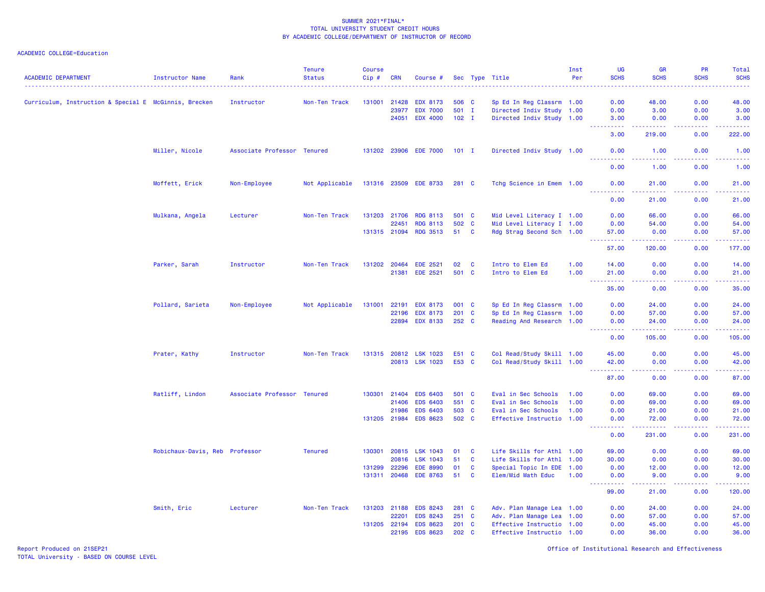SUMMER 2021*FINAL*
TOTAL UNIVERSITY STUDENT CREDIT HOURS
BY ACADEMIC COLLEGE/DEPARTMENT OF INSTRUCTOR OF RECORD

ACADEMIC COLLEGE=Education

| ACADEMIC DEPARTMENT | Instructor Name | Rank | Tenure Status | Course Cip # | CRN | Course # | Sec | Type | Title | Inst Per | UG SCHS | GR SCHS | PR SCHS | Total SCHS |
|---|---|---|---|---|---|---|---|---|---|---|---|---|---|---|
| Curriculum, Instruction & Special E | McGinnis, Brecken | Instructor | Non-Ten Track | 131001 | 21428 | EDX 8173 | 506 | C | Sp Ed In Reg Classrm | 1.00 | 0.00 | 48.00 | 0.00 | 48.00 |
| | | | | | 23977 | EDX 7000 | 501 | I | Directed Indiv Study | 1.00 | 0.00 | 3.00 | 0.00 | 3.00 |
| | | | | | 24051 | EDX 4000 | 102 | I | Directed Indiv Study | 1.00 | 3.00 | 0.00 | 0.00 | 3.00 |
| | | | | | | | | | | | 3.00 | 219.00 | 0.00 | 222.00 |
| | Miller, Nicole | Associate Professor | Tenured | 131202 | 23906 | EDE 7000 | 101 | I | Directed Indiv Study | 1.00 | 0.00 | 1.00 | 0.00 | 1.00 |
| | | | | | | | | | | | 0.00 | 1.00 | 0.00 | 1.00 |
| | Moffett, Erick | Non-Employee | Not Applicable | 131316 | 23509 | EDE 8733 | 281 | C | Tchg Science in Emem | 1.00 | 0.00 | 21.00 | 0.00 | 21.00 |
| | | | | | | | | | | | 0.00 | 21.00 | 0.00 | 21.00 |
| | Mulkana, Angela | Lecturer | Non-Ten Track | 131203 | 21706 | RDG 8113 | 501 | C | Mid Level Literacy I | 1.00 | 0.00 | 66.00 | 0.00 | 66.00 |
| | | | | | 22451 | RDG 8113 | 502 | C | Mid Level Literacy I | 1.00 | 0.00 | 54.00 | 0.00 | 54.00 |
| | | | | 131315 | 21094 | RDG 3513 | 51 | C | Rdg Strag Second Sch | 1.00 | 57.00 | 0.00 | 0.00 | 57.00 |
| | | | | | | | | | | | 57.00 | 120.00 | 0.00 | 177.00 |
| | Parker, Sarah | Instructor | Non-Ten Track | 131202 | 20464 | EDE 2521 | 02 | C | Intro to Elem Ed | 1.00 | 14.00 | 0.00 | 0.00 | 14.00 |
| | | | | | 21381 | EDE 2521 | 501 | C | Intro to Elem Ed | 1.00 | 21.00 | 0.00 | 0.00 | 21.00 |
| | | | | | | | | | | | 35.00 | 0.00 | 0.00 | 35.00 |
| | Pollard, Sarieta | Non-Employee | Not Applicable | 131001 | 22191 | EDX 8173 | 001 | C | Sp Ed In Reg Classrm | 1.00 | 0.00 | 24.00 | 0.00 | 24.00 |
| | | | | | 22196 | EDX 8173 | 201 | C | Sp Ed In Reg Classrm | 1.00 | 0.00 | 57.00 | 0.00 | 57.00 |
| | | | | | 22894 | EDX 8133 | 252 | C | Reading And Research | 1.00 | 0.00 | 24.00 | 0.00 | 24.00 |
| | | | | | | | | | | | 0.00 | 105.00 | 0.00 | 105.00 |
| | Prater, Kathy | Instructor | Non-Ten Track | 131315 | 20812 | LSK 1023 | E51 | C | Col Read/Study Skill | 1.00 | 45.00 | 0.00 | 0.00 | 45.00 |
| | | | | | 20813 | LSK 1023 | E53 | C | Col Read/Study Skill | 1.00 | 42.00 | 0.00 | 0.00 | 42.00 |
| | | | | | | | | | | | 87.00 | 0.00 | 0.00 | 87.00 |
| | Ratliff, Lindon | Associate Professor | Tenured | 130301 | 21404 | EDS 6403 | 501 | C | Eval in Sec Schools | 1.00 | 0.00 | 69.00 | 0.00 | 69.00 |
| | | | | | 21406 | EDS 6403 | 551 | C | Eval in Sec Schools | 1.00 | 0.00 | 69.00 | 0.00 | 69.00 |
| | | | | | 21986 | EDS 6403 | 503 | C | Eval in Sec Schools | 1.00 | 0.00 | 21.00 | 0.00 | 21.00 |
| | | | | 131205 | 21984 | EDS 8623 | 502 | C | Effective Instructio | 1.00 | 0.00 | 72.00 | 0.00 | 72.00 |
| | | | | | | | | | | | 0.00 | 231.00 | 0.00 | 231.00 |
| | Robichaux-Davis, Reb | Professor | Tenured | 130301 | 20815 | LSK 1043 | 01 | C | Life Skills for Athl | 1.00 | 69.00 | 0.00 | 0.00 | 69.00 |
| | | | | | 20816 | LSK 1043 | 51 | C | Life Skills for Athl | 1.00 | 30.00 | 0.00 | 0.00 | 30.00 |
| | | | | 131299 | 22296 | EDE 8990 | 01 | C | Special Topic In EDE | 1.00 | 0.00 | 12.00 | 0.00 | 12.00 |
| | | | | 131311 | 20468 | EDE 8763 | 51 | C | Elem/Mid Math Educ | 1.00 | 0.00 | 9.00 | 0.00 | 9.00 |
| | | | | | | | | | | | 99.00 | 21.00 | 0.00 | 120.00 |
| | Smith, Eric | Lecturer | Non-Ten Track | 131203 | 21188 | EDS 8243 | 281 | C | Adv. Plan Manage Lea | 1.00 | 0.00 | 24.00 | 0.00 | 24.00 |
| | | | | | 22201 | EDS 8243 | 251 | C | Adv. Plan Manage Lea | 1.00 | 0.00 | 57.00 | 0.00 | 57.00 |
| | | | | 131205 | 22194 | EDS 8623 | 201 | C | Effective Instructio | 1.00 | 0.00 | 45.00 | 0.00 | 45.00 |
| | | | | | 22195 | EDS 8623 | 202 | C | Effective Instructio | 1.00 | 0.00 | 36.00 | 0.00 | 36.00 |

Report Produced on 21SEP21
TOTAL University - BASED ON COURSE LEVEL

Office of Institutional Research and Effectiveness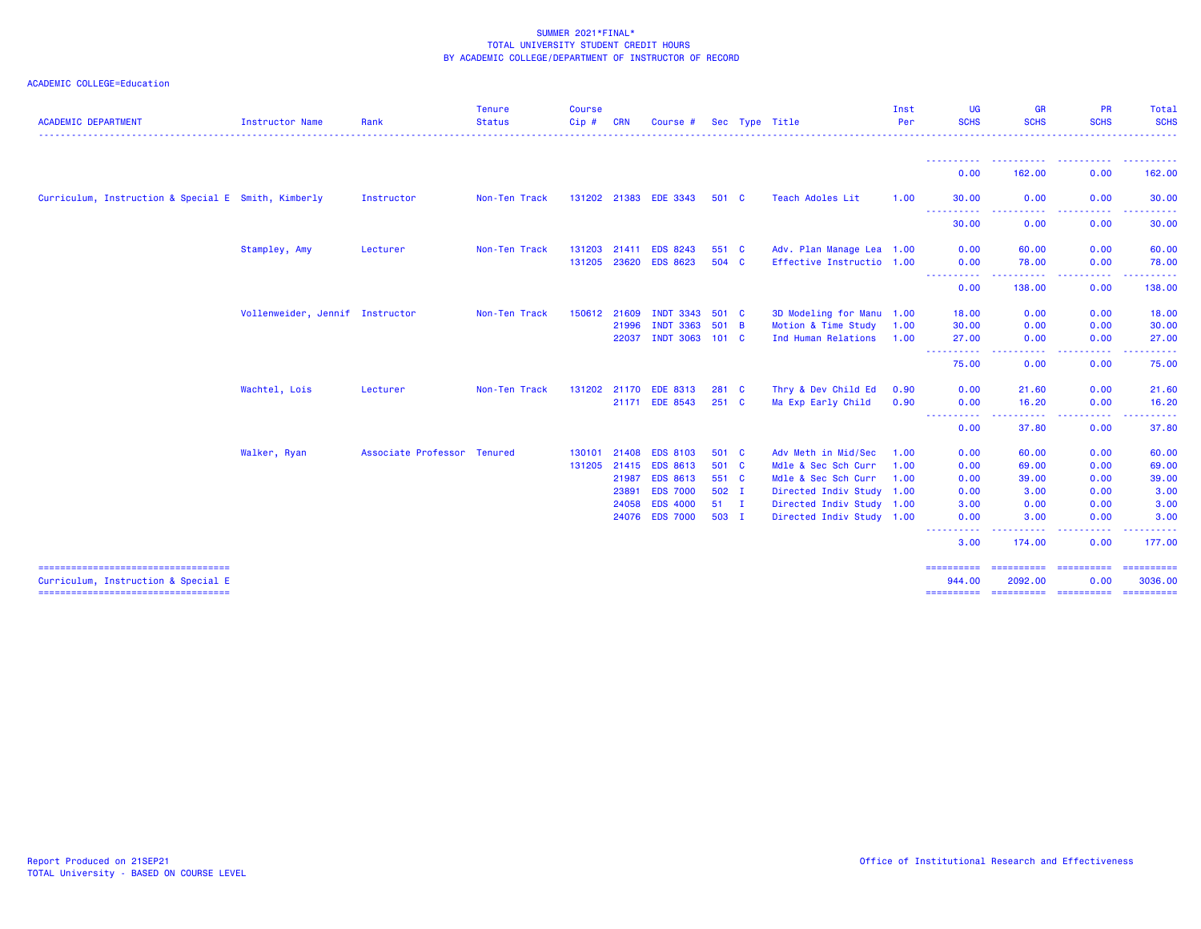SUMMER 2021*FINAL*
TOTAL UNIVERSITY STUDENT CREDIT HOURS
BY ACADEMIC COLLEGE/DEPARTMENT OF INSTRUCTOR OF RECORD

ACADEMIC COLLEGE=Education

| ACADEMIC DEPARTMENT | Instructor Name | Rank | Tenure Status | Course Cip # | CRN | Course # | Sec | Type | Title | Inst Per | UG SCHS | GR SCHS | PR SCHS | Total SCHS |
|---|---|---|---|---|---|---|---|---|---|---|---|---|---|---|
| | | | | | | | | | | | 0.00 | 162.00 | 0.00 | 162.00 |
| Curriculum, Instruction & Special E | Smith, Kimberly | Instructor | Non-Ten Track | 131202 | 21383 | EDE 3343 | 501 | C | Teach Adoles Lit | 1.00 | 30.00 | 0.00 | 0.00 | 30.00 |
| | | | | | | | | | | | 30.00 | 0.00 | 0.00 | 30.00 |
| | Stampley, Amy | Lecturer | Non-Ten Track | 131203 | 21411 | EDS 8243 | 551 | C | Adv. Plan Manage Lea | 1.00 | 0.00 | 60.00 | 0.00 | 60.00 |
| | | | | 131205 | 23620 | EDS 8623 | 504 | C | Effective Instructio | 1.00 | 0.00 | 78.00 | 0.00 | 78.00 |
| | | | | | | | | | | | 0.00 | 138.00 | 0.00 | 138.00 |
| | Vollenweider, Jennif | Instructor | Non-Ten Track | 150612 | 21609 | INDT 3343 | 501 | C | 3D Modeling for Manu | 1.00 | 18.00 | 0.00 | 0.00 | 18.00 |
| | | | | | 21996 | INDT 3363 | 501 | B | Motion & Time Study | 1.00 | 30.00 | 0.00 | 0.00 | 30.00 |
| | | | | | 22037 | INDT 3063 | 101 | C | Ind Human Relations | 1.00 | 27.00 | 0.00 | 0.00 | 27.00 |
| | | | | | | | | | | | 75.00 | 0.00 | 0.00 | 75.00 |
| | Wachtel, Lois | Lecturer | Non-Ten Track | 131202 | 21170 | EDE 8313 | 281 | C | Thry & Dev Child Ed | 0.90 | 0.00 | 21.60 | 0.00 | 21.60 |
| | | | | | 21171 | EDE 8543 | 251 | C | Ma Exp Early Child | 0.90 | 0.00 | 16.20 | 0.00 | 16.20 |
| | | | | | | | | | | | 0.00 | 37.80 | 0.00 | 37.80 |
| | Walker, Ryan | Associate Professor | Tenured | 130101 | 21408 | EDS 8103 | 501 | C | Adv Meth in Mid/Sec | 1.00 | 0.00 | 60.00 | 0.00 | 60.00 |
| | | | | 131205 | 21415 | EDS 8613 | 501 | C | Mdle & Sec Sch Curr | 1.00 | 0.00 | 69.00 | 0.00 | 69.00 |
| | | | | | 21987 | EDS 8613 | 551 | C | Mdle & Sec Sch Curr | 1.00 | 0.00 | 39.00 | 0.00 | 39.00 |
| | | | | | 23891 | EDS 7000 | 502 | I | Directed Indiv Study | 1.00 | 0.00 | 3.00 | 0.00 | 3.00 |
| | | | | | 24058 | EDS 4000 | 51 | I | Directed Indiv Study | 1.00 | 3.00 | 0.00 | 0.00 | 3.00 |
| | | | | | 24076 | EDS 7000 | 503 | I | Directed Indiv Study | 1.00 | 0.00 | 3.00 | 0.00 | 3.00 |
| | | | | | | | | | | | 3.00 | 174.00 | 0.00 | 177.00 |
| Curriculum, Instruction & Special E | | | | | | | | | | | 944.00 | 2092.00 | 0.00 | 3036.00 |

Report Produced on 21SEP21
TOTAL University - BASED ON COURSE LEVEL

Office of Institutional Research and Effectiveness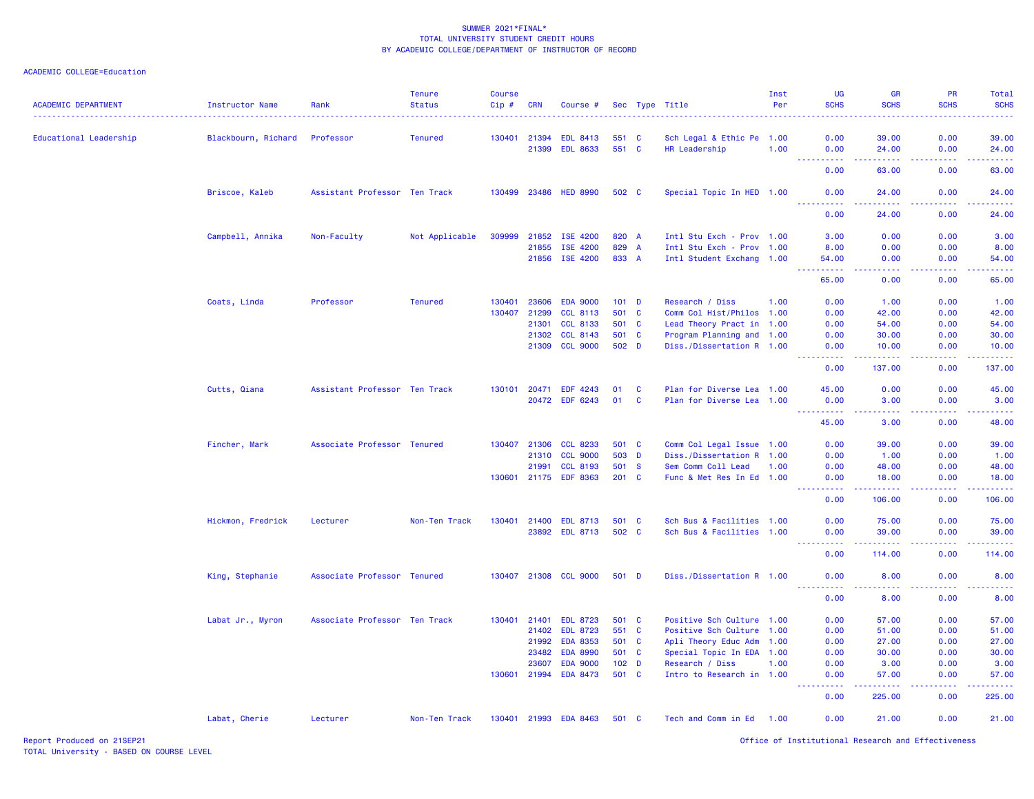SUMMER 2021*FINAL*
TOTAL UNIVERSITY STUDENT CREDIT HOURS
BY ACADEMIC COLLEGE/DEPARTMENT OF INSTRUCTOR OF RECORD

ACADEMIC COLLEGE=Education

| ACADEMIC DEPARTMENT | Instructor Name | Rank | Tenure Status | Course Cip # | CRN | Course # | Sec | Type | Title | Inst Per | UG SCHS | GR SCHS | PR SCHS | Total SCHS |
|---|---|---|---|---|---|---|---|---|---|---|---|---|---|---|
| Educational Leadership | Blackbourn, Richard | Professor | Tenured | 130401 | 21394 | EDL 8413 | 551 | C | Sch Legal & Ethic Pe | 1.00 | 0.00 | 39.00 | 0.00 | 39.00 |
| | | | | | 21399 | EDL 8633 | 551 | C | HR Leadership | 1.00 | 0.00 | 24.00 | 0.00 | 24.00 |
| | | | | | | | | | | | 0.00 | 63.00 | 0.00 | 63.00 |
| | Briscoe, Kaleb | Assistant Professor | Ten Track | 130499 | 23486 | HED 8990 | 502 | C | Special Topic In HED | 1.00 | 0.00 | 24.00 | 0.00 | 24.00 |
| | | | | | | | | | | | 0.00 | 24.00 | 0.00 | 24.00 |
| | Campbell, Annika | Non-Faculty | Not Applicable | 309999 | 21852 | ISE 4200 | 820 | A | Intl Stu Exch - Prov | 1.00 | 3.00 | 0.00 | 0.00 | 3.00 |
| | | | | | 21855 | ISE 4200 | 829 | A | Intl Stu Exch - Prov | 1.00 | 8.00 | 0.00 | 0.00 | 8.00 |
| | | | | | 21856 | ISE 4200 | 833 | A | Intl Student Exchang | 1.00 | 54.00 | 0.00 | 0.00 | 54.00 |
| | | | | | | | | | | | 65.00 | 0.00 | 0.00 | 65.00 |
| | Coats, Linda | Professor | Tenured | 130401 | 23606 | EDA 9000 | 101 | D | Research / Diss | 1.00 | 0.00 | 1.00 | 0.00 | 1.00 |
| | | | | 130407 | 21299 | CCL 8113 | 501 | C | Comm Col Hist/Philos | 1.00 | 0.00 | 42.00 | 0.00 | 42.00 |
| | | | | | 21301 | CCL 8133 | 501 | C | Lead Theory Pract in | 1.00 | 0.00 | 54.00 | 0.00 | 54.00 |
| | | | | | 21302 | CCL 8143 | 501 | C | Program Planning and | 1.00 | 0.00 | 30.00 | 0.00 | 30.00 |
| | | | | | 21309 | CCL 9000 | 502 | D | Diss./Dissertation R | 1.00 | 0.00 | 10.00 | 0.00 | 10.00 |
| | | | | | | | | | | | 0.00 | 137.00 | 0.00 | 137.00 |
| | Cutts, Qiana | Assistant Professor | Ten Track | 130101 | 20471 | EDF 4243 | 01 | C | Plan for Diverse Lea | 1.00 | 45.00 | 0.00 | 0.00 | 45.00 |
| | | | | | 20472 | EDF 6243 | 01 | C | Plan for Diverse Lea | 1.00 | 0.00 | 3.00 | 0.00 | 3.00 |
| | | | | | | | | | | | 45.00 | 3.00 | 0.00 | 48.00 |
| | Fincher, Mark | Associate Professor | Tenured | 130407 | 21306 | CCL 8233 | 501 | C | Comm Col Legal Issue | 1.00 | 0.00 | 39.00 | 0.00 | 39.00 |
| | | | | | 21310 | CCL 9000 | 503 | D | Diss./Dissertation R | 1.00 | 0.00 | 1.00 | 0.00 | 1.00 |
| | | | | | 21991 | CCL 8193 | 501 | S | Sem Comm Coll Lead | 1.00 | 0.00 | 48.00 | 0.00 | 48.00 |
| | | | | 130601 | 21175 | EDF 8363 | 201 | C | Func & Met Res In Ed | 1.00 | 0.00 | 18.00 | 0.00 | 18.00 |
| | | | | | | | | | | | 0.00 | 106.00 | 0.00 | 106.00 |
| | Hickmon, Fredrick | Lecturer | Non-Ten Track | 130401 | 21400 | EDL 8713 | 501 | C | Sch Bus & Facilities | 1.00 | 0.00 | 75.00 | 0.00 | 75.00 |
| | | | | | 23892 | EDL 8713 | 502 | C | Sch Bus & Facilities | 1.00 | 0.00 | 39.00 | 0.00 | 39.00 |
| | | | | | | | | | | | 0.00 | 114.00 | 0.00 | 114.00 |
| | King, Stephanie | Associate Professor | Tenured | 130407 | 21308 | CCL 9000 | 501 | D | Diss./Dissertation R | 1.00 | 0.00 | 8.00 | 0.00 | 8.00 |
| | | | | | | | | | | | 0.00 | 8.00 | 0.00 | 8.00 |
| | Labat Jr., Myron | Associate Professor | Ten Track | 130401 | 21401 | EDL 8723 | 501 | C | Positive Sch Culture | 1.00 | 0.00 | 57.00 | 0.00 | 57.00 |
| | | | | | 21402 | EDL 8723 | 551 | C | Positive Sch Culture | 1.00 | 0.00 | 51.00 | 0.00 | 51.00 |
| | | | | | 21992 | EDA 8353 | 501 | C | Apli Theory Educ Adm | 1.00 | 0.00 | 27.00 | 0.00 | 27.00 |
| | | | | | 23482 | EDA 8990 | 501 | C | Special Topic In EDA | 1.00 | 0.00 | 30.00 | 0.00 | 30.00 |
| | | | | | 23607 | EDA 9000 | 102 | D | Research / Diss | 1.00 | 0.00 | 3.00 | 0.00 | 3.00 |
| | | | | 130601 | 21994 | EDA 8473 | 501 | C | Intro to Research in | 1.00 | 0.00 | 57.00 | 0.00 | 57.00 |
| | | | | | | | | | | | 0.00 | 225.00 | 0.00 | 225.00 |
| | Labat, Cherie | Lecturer | Non-Ten Track | 130401 | 21993 | EDA 8463 | 501 | C | Tech and Comm in Ed | 1.00 | 0.00 | 21.00 | 0.00 | 21.00 |

Report Produced on 21SEP21
TOTAL University - BASED ON COURSE LEVEL

Office of Institutional Research and Effectiveness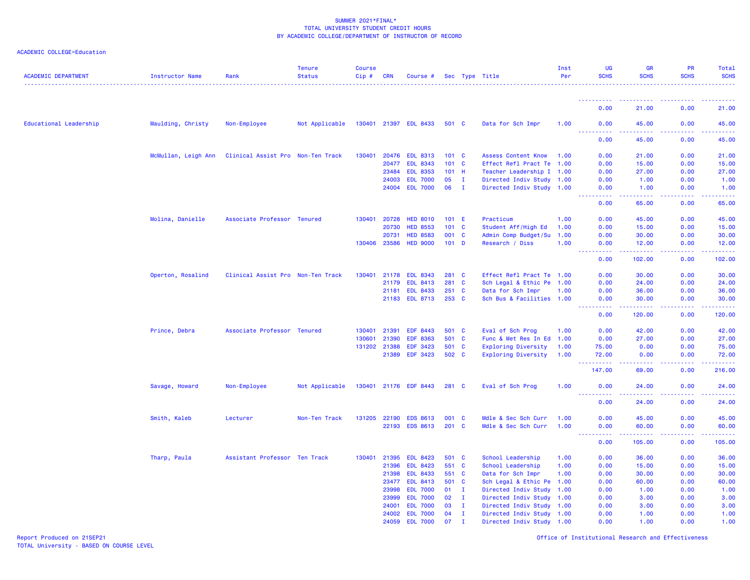SUMMER 2021*FINAL*
TOTAL UNIVERSITY STUDENT CREDIT HOURS
BY ACADEMIC COLLEGE/DEPARTMENT OF INSTRUCTOR OF RECORD

ACADEMIC COLLEGE=Education

| ACADEMIC DEPARTMENT | Instructor Name | Rank | Tenure Status | Course Cip # | CRN | Course # | Sec | Type | Title | Inst Per | UG SCHS | GR SCHS | PR SCHS | Total SCHS |
|---|---|---|---|---|---|---|---|---|---|---|---|---|---|---|
| | | | | | | | | | | | 0.00 | 21.00 | 0.00 | 21.00 |
| Educational Leadership | Maulding, Christy | Non-Employee | Not Applicable | 130401 | 21397 | EDL 8433 | 501 | C | Data for Sch Impr | 1.00 | 0.00 | 45.00 | 0.00 | 45.00 |
| | | | | | | | | | | | 0.00 | 45.00 | 0.00 | 45.00 |
| | McMullan, Leigh Ann | Clinical Assist Pro | Non-Ten Track | 130401 | 20476 | EDL 8313 | 101 | C | Assess Content Know | 1.00 | 0.00 | 21.00 | 0.00 | 21.00 |
| | | | | | 20477 | EDL 8343 | 101 | C | Effect Refl Pract Te | 1.00 | 0.00 | 15.00 | 0.00 | 15.00 |
| | | | | | 23484 | EDL 8353 | 101 | H | Teacher Leadership I | 1.00 | 0.00 | 27.00 | 0.00 | 27.00 |
| | | | | | 24003 | EDL 7000 | 05 | I | Directed Indiv Study | 1.00 | 0.00 | 1.00 | 0.00 | 1.00 |
| | | | | | 24004 | EDL 7000 | 06 | I | Directed Indiv Study | 1.00 | 0.00 | 1.00 | 0.00 | 1.00 |
| | | | | | | | | | | | 0.00 | 65.00 | 0.00 | 65.00 |
| | Molina, Danielle | Associate Professor | Tenured | 130401 | 20728 | HED 8010 | 101 | E | Practicum | 1.00 | 0.00 | 45.00 | 0.00 | 45.00 |
| | | | | | 20730 | HED 8553 | 101 | C | Student Aff/High Ed | 1.00 | 0.00 | 15.00 | 0.00 | 15.00 |
| | | | | | 20731 | HED 8583 | 001 | C | Admin Comp Budget/Su | 1.00 | 0.00 | 30.00 | 0.00 | 30.00 |
| | | | | 130406 | 23586 | HED 9000 | 101 | D | Research / Diss | 1.00 | 0.00 | 12.00 | 0.00 | 12.00 |
| | | | | | | | | | | | 0.00 | 102.00 | 0.00 | 102.00 |
| | Operton, Rosalind | Clinical Assist Pro | Non-Ten Track | 130401 | 21178 | EDL 8343 | 281 | C | Effect Refl Pract Te | 1.00 | 0.00 | 30.00 | 0.00 | 30.00 |
| | | | | | 21179 | EDL 8413 | 281 | C | Sch Legal & Ethic Pe | 1.00 | 0.00 | 24.00 | 0.00 | 24.00 |
| | | | | | 21181 | EDL 8433 | 251 | C | Data for Sch Impr | 1.00 | 0.00 | 36.00 | 0.00 | 36.00 |
| | | | | | 21183 | EDL 8713 | 253 | C | Sch Bus & Facilities | 1.00 | 0.00 | 30.00 | 0.00 | 30.00 |
| | | | | | | | | | | | 0.00 | 120.00 | 0.00 | 120.00 |
| | Prince, Debra | Associate Professor | Tenured | 130401 | 21391 | EDF 8443 | 501 | C | Eval of Sch Prog | 1.00 | 0.00 | 42.00 | 0.00 | 42.00 |
| | | | | 130601 | 21390 | EDF 8363 | 501 | C | Func & Met Res In Ed | 1.00 | 0.00 | 27.00 | 0.00 | 27.00 |
| | | | | 131202 | 21388 | EDF 3423 | 501 | C | Exploring Diversity | 1.00 | 75.00 | 0.00 | 0.00 | 75.00 |
| | | | | | 21389 | EDF 3423 | 502 | C | Exploring Diversity | 1.00 | 72.00 | 0.00 | 0.00 | 72.00 |
| | | | | | | | | | | | 147.00 | 69.00 | 0.00 | 216.00 |
| | Savage, Howard | Non-Employee | Not Applicable | 130401 | 21176 | EDF 8443 | 281 | C | Eval of Sch Prog | 1.00 | 0.00 | 24.00 | 0.00 | 24.00 |
| | | | | | | | | | | | 0.00 | 24.00 | 0.00 | 24.00 |
| | Smith, Kaleb | Lecturer | Non-Ten Track | 131205 | 22190 | EDS 8613 | 001 | C | Mdle & Sec Sch Curr | 1.00 | 0.00 | 45.00 | 0.00 | 45.00 |
| | | | | | 22193 | EDS 8613 | 201 | C | Mdle & Sec Sch Curr | 1.00 | 0.00 | 60.00 | 0.00 | 60.00 |
| | | | | | | | | | | | 0.00 | 105.00 | 0.00 | 105.00 |
| | Tharp, Paula | Assistant Professor | Ten Track | 130401 | 21395 | EDL 8423 | 501 | C | School Leadership | 1.00 | 0.00 | 36.00 | 0.00 | 36.00 |
| | | | | | 21396 | EDL 8423 | 551 | C | School Leadership | 1.00 | 0.00 | 15.00 | 0.00 | 15.00 |
| | | | | | 21398 | EDL 8433 | 551 | C | Data for Sch Impr | 1.00 | 0.00 | 30.00 | 0.00 | 30.00 |
| | | | | | 23477 | EDL 8413 | 501 | C | Sch Legal & Ethic Pe | 1.00 | 0.00 | 60.00 | 0.00 | 60.00 |
| | | | | | 23998 | EDL 7000 | 01 | I | Directed Indiv Study | 1.00 | 0.00 | 1.00 | 0.00 | 1.00 |
| | | | | | 23999 | EDL 7000 | 02 | I | Directed Indiv Study | 1.00 | 0.00 | 3.00 | 0.00 | 3.00 |
| | | | | | 24001 | EDL 7000 | 03 | I | Directed Indiv Study | 1.00 | 0.00 | 3.00 | 0.00 | 3.00 |
| | | | | | 24002 | EDL 7000 | 04 | I | Directed Indiv Study | 1.00 | 0.00 | 1.00 | 0.00 | 1.00 |
| | | | | | 24059 | EDL 7000 | 07 | I | Directed Indiv Study | 1.00 | 0.00 | 1.00 | 0.00 | 1.00 |

Report Produced on 21SEP21
TOTAL University - BASED ON COURSE LEVEL

Office of Institutional Research and Effectiveness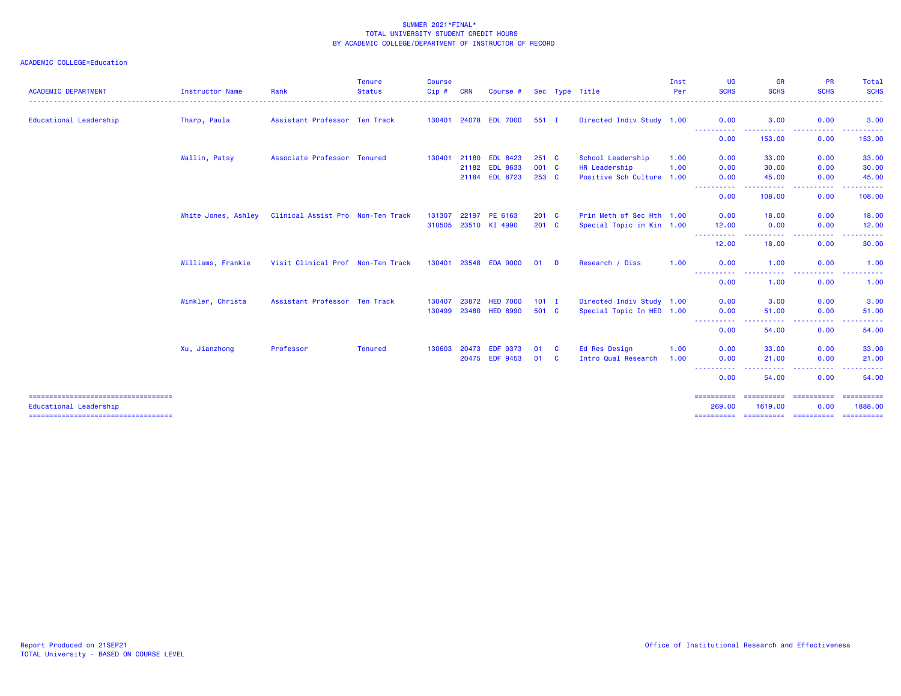SUMMER 2021*FINAL*
TOTAL UNIVERSITY STUDENT CREDIT HOURS
BY ACADEMIC COLLEGE/DEPARTMENT OF INSTRUCTOR OF RECORD

ACADEMIC COLLEGE=Education

| ACADEMIC DEPARTMENT | Instructor Name | Rank | Tenure Status | Course Cip # | CRN | Course # | Sec | Type | Title | Inst Per | UG SCHS | GR SCHS | PR SCHS | Total SCHS |
|---|---|---|---|---|---|---|---|---|---|---|---|---|---|---|
| Educational Leadership | Tharp, Paula | Assistant Professor | Ten Track | 130401 | 24078 | EDL 7000 | 551 | I | Directed Indiv Study | 1.00 | 0.00 | 3.00 | 0.00 | 3.00 |
| | | | | | | | | | | | 0.00 | 153.00 | 0.00 | 153.00 |
| | Wallin, Patsy | Associate Professor | Tenured | 130401 | 21180 | EDL 8423 | 251 | C | School Leadership | 1.00 | 0.00 | 33.00 | 0.00 | 33.00 |
| | | | | | 21182 | EDL 8633 | 001 | C | HR Leadership | 1.00 | 0.00 | 30.00 | 0.00 | 30.00 |
| | | | | | 21184 | EDL 8723 | 253 | C | Positive Sch Culture | 1.00 | 0.00 | 45.00 | 0.00 | 45.00 |
| | | | | | | | | | | | 0.00 | 108.00 | 0.00 | 108.00 |
| | White Jones, Ashley | Clinical Assist Pro | Non-Ten Track | 131307 | 22197 | PE 6163 | 201 | C | Prin Meth of Sec Hth | 1.00 | 0.00 | 18.00 | 0.00 | 18.00 |
| | | | | 310505 | 23510 | KI 4990 | 201 | C | Special Topic in Kin | 1.00 | 12.00 | 0.00 | 0.00 | 12.00 |
| | | | | | | | | | | | 12.00 | 18.00 | 0.00 | 30.00 |
| | Williams, Frankie | Visit Clinical Prof | Non-Ten Track | 130401 | 23548 | EDA 9000 | 01 | D | Research / Diss | 1.00 | 0.00 | 1.00 | 0.00 | 1.00 |
| | | | | | | | | | | | 0.00 | 1.00 | 0.00 | 1.00 |
| | Winkler, Christa | Assistant Professor | Ten Track | 130407 | 23872 | HED 7000 | 101 | I | Directed Indiv Study | 1.00 | 0.00 | 3.00 | 0.00 | 3.00 |
| | | | | 130499 | 23480 | HED 8990 | 501 | C | Special Topic In HED | 1.00 | 0.00 | 51.00 | 0.00 | 51.00 |
| | | | | | | | | | | | 0.00 | 54.00 | 0.00 | 54.00 |
| | Xu, Jianzhong | Professor | Tenured | 130603 | 20473 | EDF 9373 | 01 | C | Ed Res Design | 1.00 | 0.00 | 33.00 | 0.00 | 33.00 |
| | | | | | 20475 | EDF 9453 | 01 | C | Intro Qual Research | 1.00 | 0.00 | 21.00 | 0.00 | 21.00 |
| | | | | | | | | | | | 0.00 | 54.00 | 0.00 | 54.00 |
| Educational Leadership | | | | | | | | | | | 269.00 | 1619.00 | 0.00 | 1888.00 |

Report Produced on 21SEP21
TOTAL University - BASED ON COURSE LEVEL

Office of Institutional Research and Effectiveness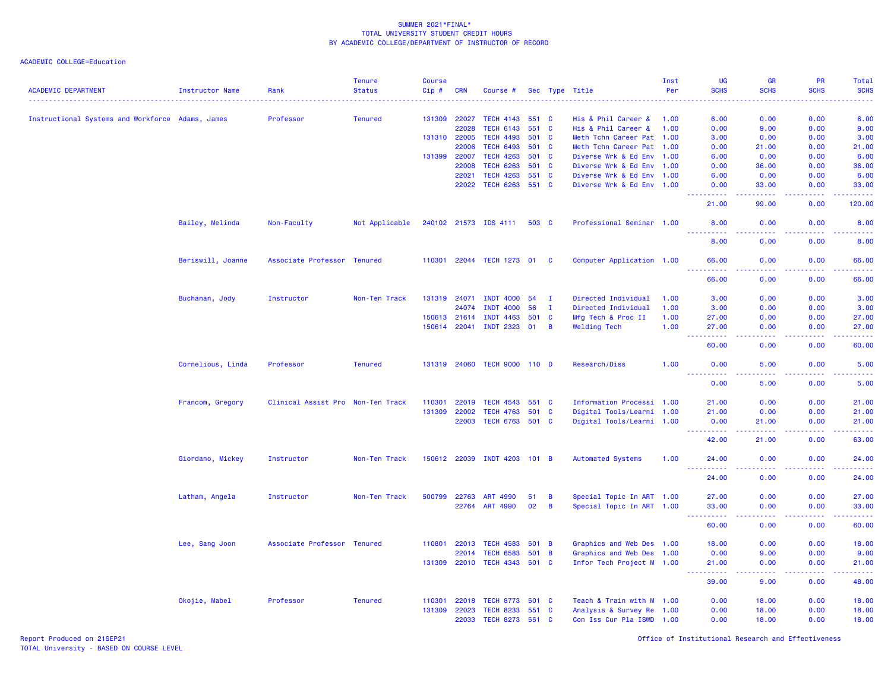SUMMER 2021*FINAL*
TOTAL UNIVERSITY STUDENT CREDIT HOURS
BY ACADEMIC COLLEGE/DEPARTMENT OF INSTRUCTOR OF RECORD

ACADEMIC COLLEGE=Education

| ACADEMIC DEPARTMENT | Instructor Name | Rank | Tenure Status | Course Cip # | CRN | Course # | Sec | Type | Title | Inst Per | UG SCHS | GR SCHS | PR SCHS | Total SCHS |
|---|---|---|---|---|---|---|---|---|---|---|---|---|---|---|
| Instructional Systems and Workforce | Adams, James | Professor | Tenured | 131309 | 22027 | TECH 4143 | 551 | C | His & Phil Career & | 1.00 | 6.00 | 0.00 | 0.00 | 6.00 |
| | | | | | 22028 | TECH 6143 | 551 | C | His & Phil Career & | 1.00 | 0.00 | 9.00 | 0.00 | 9.00 |
| | | | | 131310 | 22005 | TECH 4493 | 501 | C | Meth Tchn Career Pat | 1.00 | 3.00 | 0.00 | 0.00 | 3.00 |
| | | | | | 22006 | TECH 6493 | 501 | C | Meth Tchn Career Pat | 1.00 | 0.00 | 21.00 | 0.00 | 21.00 |
| | | | | 131399 | 22007 | TECH 4263 | 501 | C | Diverse Wrk & Ed Env | 1.00 | 6.00 | 0.00 | 0.00 | 6.00 |
| | | | | | 22008 | TECH 6263 | 501 | C | Diverse Wrk & Ed Env | 1.00 | 0.00 | 36.00 | 0.00 | 36.00 |
| | | | | | 22021 | TECH 4263 | 551 | C | Diverse Wrk & Ed Env | 1.00 | 6.00 | 0.00 | 0.00 | 6.00 |
| | | | | | 22022 | TECH 6263 | 551 | C | Diverse Wrk & Ed Env | 1.00 | 0.00 | 33.00 | 0.00 | 33.00 |
| | | | | | | | | | | | 21.00 | 99.00 | 0.00 | 120.00 |
| | Bailey, Melinda | Non-Faculty | Not Applicable | 240102 | 21573 | IDS 4111 | 503 | C | Professional Seminar | 1.00 | 8.00 | 0.00 | 0.00 | 8.00 |
| | | | | | | | | | | | 8.00 | 0.00 | 0.00 | 8.00 |
| | Beriswill, Joanne | Associate Professor | Tenured | 110301 | 22044 | TECH 1273 | 01 | C | Computer Application | 1.00 | 66.00 | 0.00 | 0.00 | 66.00 |
| | | | | | | | | | | | 66.00 | 0.00 | 0.00 | 66.00 |
| | Buchanan, Jody | Instructor | Non-Ten Track | 131319 | 24071 | INDT 4000 | 54 | I | Directed Individual | 1.00 | 3.00 | 0.00 | 0.00 | 3.00 |
| | | | | | 24074 | INDT 4000 | 56 | I | Directed Individual | 1.00 | 3.00 | 0.00 | 0.00 | 3.00 |
| | | | | 150613 | 21614 | INDT 4463 | 501 | C | Mfg Tech & Proc II | 1.00 | 27.00 | 0.00 | 0.00 | 27.00 |
| | | | | 150614 | 22041 | INDT 2323 | 01 | B | Welding Tech | 1.00 | 27.00 | 0.00 | 0.00 | 27.00 |
| | | | | | | | | | | | 60.00 | 0.00 | 0.00 | 60.00 |
| | Cornelious, Linda | Professor | Tenured | 131319 | 24060 | TECH 9000 | 110 | D | Research/Diss | 1.00 | 0.00 | 5.00 | 0.00 | 5.00 |
| | | | | | | | | | | | 0.00 | 5.00 | 0.00 | 5.00 |
| | Francom, Gregory | Clinical Assist Pro | Non-Ten Track | 110301 | 22019 | TECH 4543 | 551 | C | Information Processi | 1.00 | 21.00 | 0.00 | 0.00 | 21.00 |
| | | | | 131309 | 22002 | TECH 4763 | 501 | C | Digital Tools/Learni | 1.00 | 21.00 | 0.00 | 0.00 | 21.00 |
| | | | | | 22003 | TECH 6763 | 501 | C | Digital Tools/Learni | 1.00 | 0.00 | 21.00 | 0.00 | 21.00 |
| | | | | | | | | | | | 42.00 | 21.00 | 0.00 | 63.00 |
| | Giordano, Mickey | Instructor | Non-Ten Track | 150612 | 22039 | INDT 4203 | 101 | B | Automated Systems | 1.00 | 24.00 | 0.00 | 0.00 | 24.00 |
| | | | | | | | | | | | 24.00 | 0.00 | 0.00 | 24.00 |
| | Latham, Angela | Instructor | Non-Ten Track | 500799 | 22763 | ART 4990 | 51 | B | Special Topic In ART | 1.00 | 27.00 | 0.00 | 0.00 | 27.00 |
| | | | | | 22764 | ART 4990 | 02 | B | Special Topic In ART | 1.00 | 33.00 | 0.00 | 0.00 | 33.00 |
| | | | | | | | | | | | 60.00 | 0.00 | 0.00 | 60.00 |
| | Lee, Sang Joon | Associate Professor | Tenured | 110801 | 22013 | TECH 4583 | 501 | B | Graphics and Web Des | 1.00 | 18.00 | 0.00 | 0.00 | 18.00 |
| | | | | | 22014 | TECH 6583 | 501 | B | Graphics and Web Des | 1.00 | 0.00 | 9.00 | 0.00 | 9.00 |
| | | | | 131309 | 22010 | TECH 4343 | 501 | C | Infor Tech Project M | 1.00 | 21.00 | 0.00 | 0.00 | 21.00 |
| | | | | | | | | | | | 39.00 | 9.00 | 0.00 | 48.00 |
| | Okojie, Mabel | Professor | Tenured | 110301 | 22018 | TECH 8773 | 501 | C | Teach & Train with M | 1.00 | 0.00 | 18.00 | 0.00 | 18.00 |
| | | | | 131309 | 22023 | TECH 8233 | 551 | C | Analysis & Survey Re | 1.00 | 0.00 | 18.00 | 0.00 | 18.00 |
| | | | | | 22033 | TECH 8273 | 551 | C | Con Iss Cur Pla ISWD | 1.00 | 0.00 | 18.00 | 0.00 | 18.00 |

Report Produced on 21SEP21
TOTAL University - BASED ON COURSE LEVEL

Office of Institutional Research and Effectiveness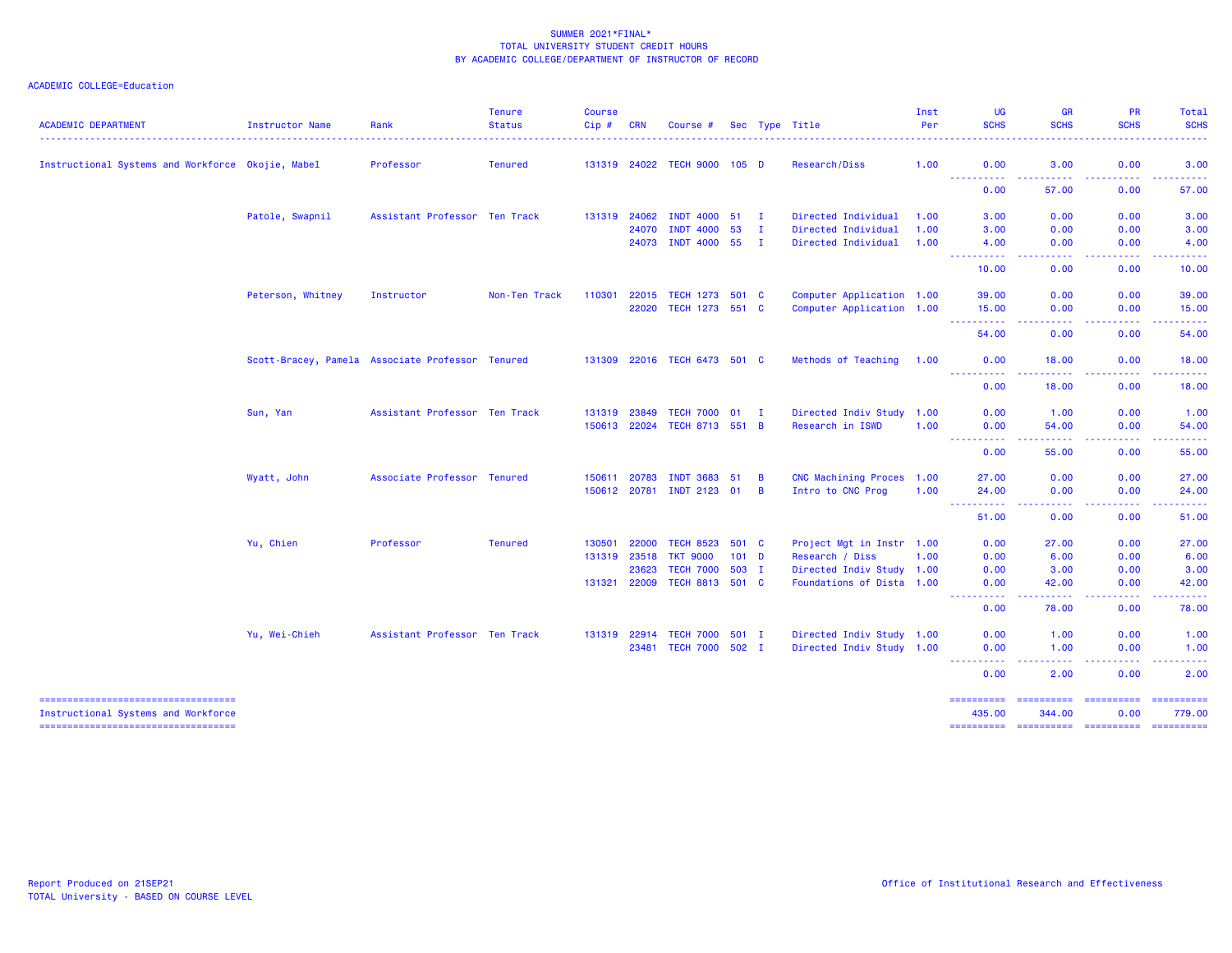SUMMER 2021*FINAL*
TOTAL UNIVERSITY STUDENT CREDIT HOURS
BY ACADEMIC COLLEGE/DEPARTMENT OF INSTRUCTOR OF RECORD

ACADEMIC COLLEGE=Education

| ACADEMIC DEPARTMENT | Instructor Name | Rank | Tenure Status | Course Cip # | CRN | Course # | Sec | Type | Title | Inst Per | UG SCHS | GR SCHS | PR SCHS | Total SCHS |
|---|---|---|---|---|---|---|---|---|---|---|---|---|---|---|
| Instructional Systems and Workforce | Okojie, Mabel | Professor | Tenured | 131319 | 24022 | TECH 9000 | 105 | D | Research/Diss | 1.00 | 0.00 | 3.00 | 0.00 | 3.00 |
| | | | | | | | | | | | 0.00 | 57.00 | 0.00 | 57.00 |
| | Patole, Swapnil | Assistant Professor | Ten Track | 131319 | 24062 | INDT 4000 | 51 | I | Directed Individual | 1.00 | 3.00 | 0.00 | 0.00 | 3.00 |
| | | | | | 24070 | INDT 4000 | 53 | I | Directed Individual | 1.00 | 3.00 | 0.00 | 0.00 | 3.00 |
| | | | | | 24073 | INDT 4000 | 55 | I | Directed Individual | 1.00 | 4.00 | 0.00 | 0.00 | 4.00 |
| | | | | | | | | | | | 10.00 | 0.00 | 0.00 | 10.00 |
| | Peterson, Whitney | Instructor | Non-Ten Track | 110301 | 22015 | TECH 1273 | 501 | C | Computer Application | 1.00 | 39.00 | 0.00 | 0.00 | 39.00 |
| | | | | | 22020 | TECH 1273 | 551 | C | Computer Application | 1.00 | 15.00 | 0.00 | 0.00 | 15.00 |
| | | | | | | | | | | | 54.00 | 0.00 | 0.00 | 54.00 |
| | Scott-Bracey, Pamela | Associate Professor | Tenured | 131309 | 22016 | TECH 6473 | 501 | C | Methods of Teaching | 1.00 | 0.00 | 18.00 | 0.00 | 18.00 |
| | | | | | | | | | | | 0.00 | 18.00 | 0.00 | 18.00 |
| | Sun, Yan | Assistant Professor | Ten Track | 131319 | 23849 | TECH 7000 | 01 | I | Directed Indiv Study | 1.00 | 0.00 | 1.00 | 0.00 | 1.00 |
| | | | | 150613 | 22024 | TECH 8713 | 551 | B | Research in ISWD | 1.00 | 0.00 | 54.00 | 0.00 | 54.00 |
| | | | | | | | | | | | 0.00 | 55.00 | 0.00 | 55.00 |
| | Wyatt, John | Associate Professor | Tenured | 150611 | 20783 | INDT 3683 | 51 | B | CNC Machining Proces | 1.00 | 27.00 | 0.00 | 0.00 | 27.00 |
| | | | | 150612 | 20781 | INDT 2123 | 01 | B | Intro to CNC Prog | 1.00 | 24.00 | 0.00 | 0.00 | 24.00 |
| | | | | | | | | | | | 51.00 | 0.00 | 0.00 | 51.00 |
| | Yu, Chien | Professor | Tenured | 130501 | 22000 | TECH 8523 | 501 | C | Project Mgt in Instr | 1.00 | 0.00 | 27.00 | 0.00 | 27.00 |
| | | | | 131319 | 23518 | TKT 9000 | 101 | D | Research / Diss | 1.00 | 0.00 | 6.00 | 0.00 | 6.00 |
| | | | | | 23623 | TECH 7000 | 503 | I | Directed Indiv Study | 1.00 | 0.00 | 3.00 | 0.00 | 3.00 |
| | | | | 131321 | 22009 | TECH 8813 | 501 | C | Foundations of Dista | 1.00 | 0.00 | 42.00 | 0.00 | 42.00 |
| | | | | | | | | | | | 0.00 | 78.00 | 0.00 | 78.00 |
| | Yu, Wei-Chieh | Assistant Professor | Ten Track | 131319 | 22914 | TECH 7000 | 501 | I | Directed Indiv Study | 1.00 | 0.00 | 1.00 | 0.00 | 1.00 |
| | | | | | 23481 | TECH 7000 | 502 | I | Directed Indiv Study | 1.00 | 0.00 | 1.00 | 0.00 | 1.00 |
| | | | | | | | | | | | 0.00 | 2.00 | 0.00 | 2.00 |
| Instructional Systems and Workforce | | | | | | | | | | | 435.00 | 344.00 | 0.00 | 779.00 |

Report Produced on 21SEP21
TOTAL University - BASED ON COURSE LEVEL

Office of Institutional Research and Effectiveness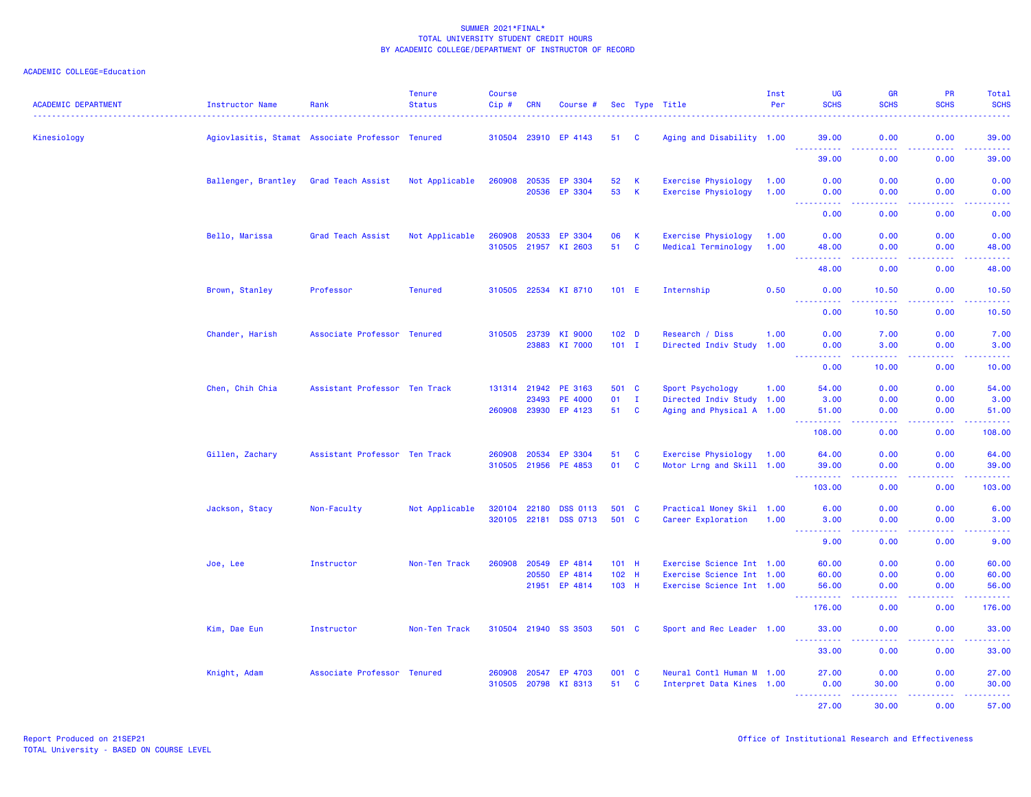SUMMER 2021*FINAL*
TOTAL UNIVERSITY STUDENT CREDIT HOURS
BY ACADEMIC COLLEGE/DEPARTMENT OF INSTRUCTOR OF RECORD

ACADEMIC COLLEGE=Education

| ACADEMIC DEPARTMENT | Instructor Name | Rank | Tenure Status | Course Cip # | CRN | Course # | Sec | Type | Title | Inst Per | UG SCHS | GR SCHS | PR SCHS | Total SCHS |
|---|---|---|---|---|---|---|---|---|---|---|---|---|---|---|
| Kinesiology | Agiovlasitis, Stamat | Associate Professor | Tenured | 310504 | 23910 | EP 4143 | 51 | C | Aging and Disability | 1.00 | 39.00 | 0.00 | 0.00 | 39.00 |
| | | | | | | | | | | | 39.00 | 0.00 | 0.00 | 39.00 |
| | Ballenger, Brantley | Grad Teach Assist | Not Applicable | 260908 | 20535 | EP 3304 | 52 | K | Exercise Physiology | 1.00 | 0.00 | 0.00 | 0.00 | 0.00 |
| | | | | | 20536 | EP 3304 | 53 | K | Exercise Physiology | 1.00 | 0.00 | 0.00 | 0.00 | 0.00 |
| | | | | | | | | | | | 0.00 | 0.00 | 0.00 | 0.00 |
| | Bello, Marissa | Grad Teach Assist | Not Applicable | 260908 | 20533 | EP 3304 | 06 | K | Exercise Physiology | 1.00 | 0.00 | 0.00 | 0.00 | 0.00 |
| | | | | 310505 | 21957 | KI 2603 | 51 | C | Medical Terminology | 1.00 | 48.00 | 0.00 | 0.00 | 48.00 |
| | | | | | | | | | | | 48.00 | 0.00 | 0.00 | 48.00 |
| | Brown, Stanley | Professor | Tenured | 310505 | 22534 | KI 8710 | 101 | E | Internship | 0.50 | 0.00 | 10.50 | 0.00 | 10.50 |
| | | | | | | | | | | | 0.00 | 10.50 | 0.00 | 10.50 |
| | Chander, Harish | Associate Professor | Tenured | 310505 | 23739 | KI 9000 | 102 | D | Research / Diss | 1.00 | 0.00 | 7.00 | 0.00 | 7.00 |
| | | | | | 23883 | KI 7000 | 101 | I | Directed Indiv Study | 1.00 | 0.00 | 3.00 | 0.00 | 3.00 |
| | | | | | | | | | | | 0.00 | 10.00 | 0.00 | 10.00 |
| | Chen, Chih Chia | Assistant Professor | Ten Track | 131314 | 21942 | PE 3163 | 501 | C | Sport Psychology | 1.00 | 54.00 | 0.00 | 0.00 | 54.00 |
| | | | | | 23493 | PE 4000 | 01 | I | Directed Indiv Study | 1.00 | 3.00 | 0.00 | 0.00 | 3.00 |
| | | | | 260908 | 23930 | EP 4123 | 51 | C | Aging and Physical A | 1.00 | 51.00 | 0.00 | 0.00 | 51.00 |
| | | | | | | | | | | | 108.00 | 0.00 | 0.00 | 108.00 |
| | Gillen, Zachary | Assistant Professor | Ten Track | 260908 | 20534 | EP 3304 | 51 | C | Exercise Physiology | 1.00 | 64.00 | 0.00 | 0.00 | 64.00 |
| | | | | 310505 | 21956 | PE 4853 | 01 | C | Motor Lrng and Skill | 1.00 | 39.00 | 0.00 | 0.00 | 39.00 |
| | | | | | | | | | | | 103.00 | 0.00 | 0.00 | 103.00 |
| | Jackson, Stacy | Non-Faculty | Not Applicable | 320104 | 22180 | DSS 0113 | 501 | C | Practical Money Skil | 1.00 | 6.00 | 0.00 | 0.00 | 6.00 |
| | | | | 320105 | 22181 | DSS 0713 | 501 | C | Career Exploration | 1.00 | 3.00 | 0.00 | 0.00 | 3.00 |
| | | | | | | | | | | | 9.00 | 0.00 | 0.00 | 9.00 |
| | Joe, Lee | Instructor | Non-Ten Track | 260908 | 20549 | EP 4814 | 101 | H | Exercise Science Int | 1.00 | 60.00 | 0.00 | 0.00 | 60.00 |
| | | | | | 20550 | EP 4814 | 102 | H | Exercise Science Int | 1.00 | 60.00 | 0.00 | 0.00 | 60.00 |
| | | | | | 21951 | EP 4814 | 103 | H | Exercise Science Int | 1.00 | 56.00 | 0.00 | 0.00 | 56.00 |
| | | | | | | | | | | | 176.00 | 0.00 | 0.00 | 176.00 |
| | Kim, Dae Eun | Instructor | Non-Ten Track | 310504 | 21940 | SS 3503 | 501 | C | Sport and Rec Leader | 1.00 | 33.00 | 0.00 | 0.00 | 33.00 |
| | | | | | | | | | | | 33.00 | 0.00 | 0.00 | 33.00 |
| | Knight, Adam | Associate Professor | Tenured | 260908 | 20547 | EP 4703 | 001 | C | Neural Contl Human M | 1.00 | 27.00 | 0.00 | 0.00 | 27.00 |
| | | | | 310505 | 20798 | KI 8313 | 51 | C | Interpret Data Kines | 1.00 | 0.00 | 30.00 | 0.00 | 30.00 |
| | | | | | | | | | | | 27.00 | 30.00 | 0.00 | 57.00 |

Report Produced on 21SEP21
TOTAL University - BASED ON COURSE LEVEL

Office of Institutional Research and Effectiveness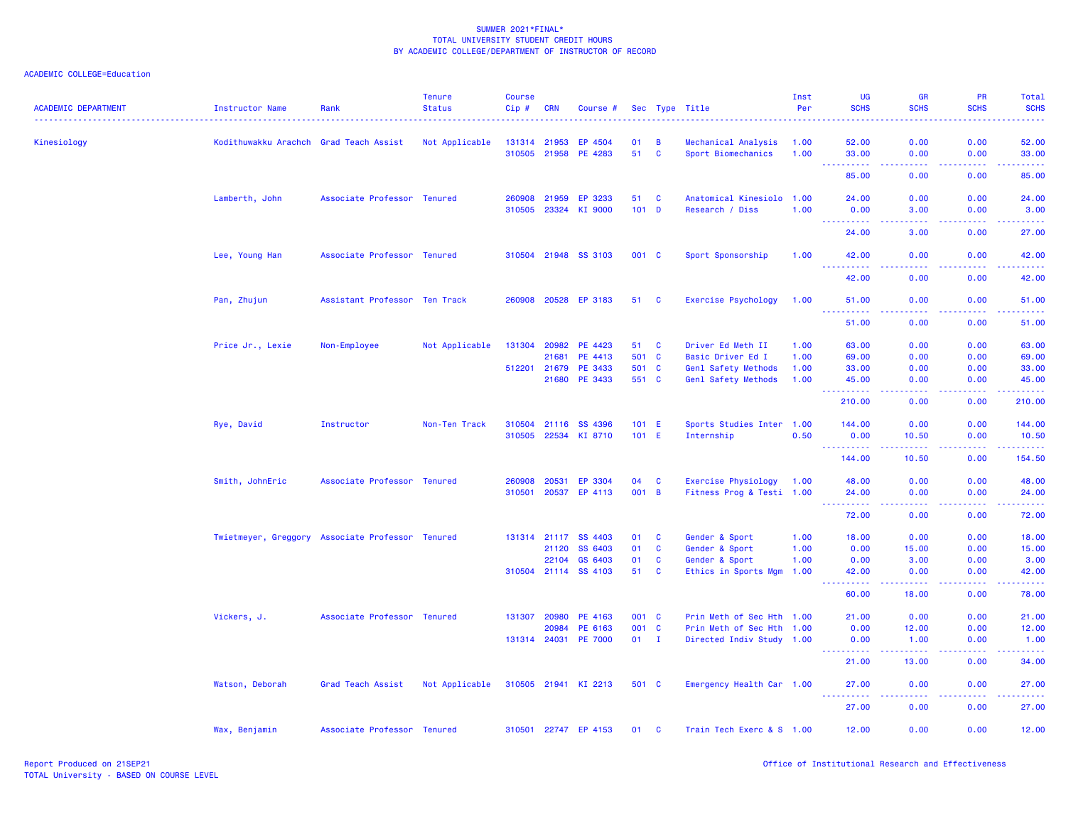SUMMER 2021*FINAL*
TOTAL UNIVERSITY STUDENT CREDIT HOURS
BY ACADEMIC COLLEGE/DEPARTMENT OF INSTRUCTOR OF RECORD

ACADEMIC COLLEGE=Education

| ACADEMIC DEPARTMENT | Instructor Name | Rank | Tenure Status | Course Cip # | CRN | Course # | Sec | Type | Title | Inst Per | UG SCHS | GR SCHS | PR SCHS | Total SCHS |
|---|---|---|---|---|---|---|---|---|---|---|---|---|---|---|
| Kinesiology | Kodithuwakku Arachch | Grad Teach Assist | Not Applicable | 131314 | 21953 | EP 4504 | 01 | B | Mechanical Analysis | 1.00 | 52.00 | 0.00 | 0.00 | 52.00 |
| | | | | 310505 | 21958 | PE 4283 | 51 | C | Sport Biomechanics | 1.00 | 33.00 | 0.00 | 0.00 | 33.00 |
| | | | | | | | | | | | 85.00 | 0.00 | 0.00 | 85.00 |
| | Lamberth, John | Associate Professor | Tenured | 260908 | 21959 | EP 3233 | 51 | C | Anatomical Kinesiolo | 1.00 | 24.00 | 0.00 | 0.00 | 24.00 |
| | | | | 310505 | 23324 | KI 9000 | 101 | D | Research / Diss | 1.00 | 0.00 | 3.00 | 0.00 | 3.00 |
| | | | | | | | | | | | 24.00 | 3.00 | 0.00 | 27.00 |
| | Lee, Young Han | Associate Professor | Tenured | 310504 | 21948 | SS 3103 | 001 | C | Sport Sponsorship | 1.00 | 42.00 | 0.00 | 0.00 | 42.00 |
| | | | | | | | | | | | 42.00 | 0.00 | 0.00 | 42.00 |
| | Pan, Zhujun | Assistant Professor | Ten Track | 260908 | 20528 | EP 3183 | 51 | C | Exercise Psychology | 1.00 | 51.00 | 0.00 | 0.00 | 51.00 |
| | | | | | | | | | | | 51.00 | 0.00 | 0.00 | 51.00 |
| | Price Jr., Lexie | Non-Employee | Not Applicable | 131304 | 20982 | PE 4423 | 51 | C | Driver Ed Meth II | 1.00 | 63.00 | 0.00 | 0.00 | 63.00 |
| | | | | | 21681 | PE 4413 | 501 | C | Basic Driver Ed I | 1.00 | 69.00 | 0.00 | 0.00 | 69.00 |
| | | | | 512201 | 21679 | PE 3433 | 501 | C | Genl Safety Methods | 1.00 | 33.00 | 0.00 | 0.00 | 33.00 |
| | | | | | 21680 | PE 3433 | 551 | C | Genl Safety Methods | 1.00 | 45.00 | 0.00 | 0.00 | 45.00 |
| | | | | | | | | | | | 210.00 | 0.00 | 0.00 | 210.00 |
| | Rye, David | Instructor | Non-Ten Track | 310504 | 21116 | SS 4396 | 101 | E | Sports Studies Inter | 1.00 | 144.00 | 0.00 | 0.00 | 144.00 |
| | | | | 310505 | 22534 | KI 8710 | 101 | E | Internship | 0.50 | 0.00 | 10.50 | 0.00 | 10.50 |
| | | | | | | | | | | | 144.00 | 10.50 | 0.00 | 154.50 |
| | Smith, JohnEric | Associate Professor | Tenured | 260908 | 20531 | EP 3304 | 04 | C | Exercise Physiology | 1.00 | 48.00 | 0.00 | 0.00 | 48.00 |
| | | | | 310501 | 20537 | EP 4113 | 001 | B | Fitness Prog & Testi | 1.00 | 24.00 | 0.00 | 0.00 | 24.00 |
| | | | | | | | | | | | 72.00 | 0.00 | 0.00 | 72.00 |
| | Twietmeyer, Greggory | Associate Professor | Tenured | 131314 | 21117 | SS 4403 | 01 | C | Gender & Sport | 1.00 | 18.00 | 0.00 | 0.00 | 18.00 |
| | | | | | 21120 | SS 6403 | 01 | C | Gender & Sport | 1.00 | 0.00 | 15.00 | 0.00 | 15.00 |
| | | | | | 22104 | GS 6403 | 01 | C | Gender & Sport | 1.00 | 0.00 | 3.00 | 0.00 | 3.00 |
| | | | | 310504 | 21114 | SS 4103 | 51 | C | Ethics in Sports Mgm | 1.00 | 42.00 | 0.00 | 0.00 | 42.00 |
| | | | | | | | | | | | 60.00 | 18.00 | 0.00 | 78.00 |
| | Vickers, J. | Associate Professor | Tenured | 131307 | 20980 | PE 4163 | 001 | C | Prin Meth of Sec Hth | 1.00 | 21.00 | 0.00 | 0.00 | 21.00 |
| | | | | | 20984 | PE 6163 | 001 | C | Prin Meth of Sec Hth | 1.00 | 0.00 | 12.00 | 0.00 | 12.00 |
| | | | | 131314 | 24031 | PE 7000 | 01 | I | Directed Indiv Study | 1.00 | 0.00 | 1.00 | 0.00 | 1.00 |
| | | | | | | | | | | | 21.00 | 13.00 | 0.00 | 34.00 |
| | Watson, Deborah | Grad Teach Assist | Not Applicable | 310505 | 21941 | KI 2213 | 501 | C | Emergency Health Car | 1.00 | 27.00 | 0.00 | 0.00 | 27.00 |
| | | | | | | | | | | | 27.00 | 0.00 | 0.00 | 27.00 |
| | Wax, Benjamin | Associate Professor | Tenured | 310501 | 22747 | EP 4153 | 01 | C | Train Tech Exerc & S | 1.00 | 12.00 | 0.00 | 0.00 | 12.00 |

Report Produced on 21SEP21
TOTAL University - BASED ON COURSE LEVEL

Office of Institutional Research and Effectiveness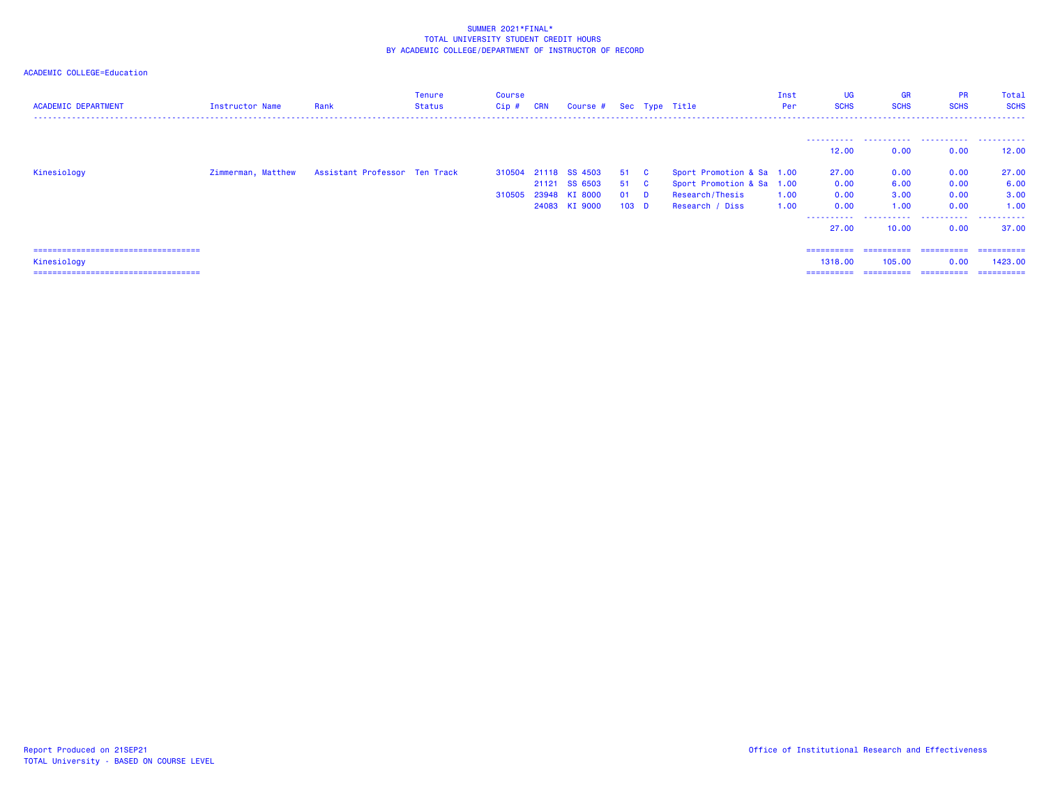SUMMER 2021*FINAL*
TOTAL UNIVERSITY STUDENT CREDIT HOURS
BY ACADEMIC COLLEGE/DEPARTMENT OF INSTRUCTOR OF RECORD

ACADEMIC COLLEGE=Education

| ACADEMIC DEPARTMENT | Instructor Name | Rank | Tenure Status | Course Cip # | CRN | Course # | Sec | Type | Title | Inst Per | UG SCHS | GR SCHS | PR SCHS | Total SCHS |
|---|---|---|---|---|---|---|---|---|---|---|---|---|---|---|
| | | | | | | | | | | | 12.00 | 0.00 | 0.00 | 12.00 |
| Kinesiology | Zimmerman, Matthew | Assistant Professor | Ten Track | 310504 | 21118 | SS 4503 | 51 | C | Sport Promotion & Sa | 1.00 | 27.00 | 0.00 | 0.00 | 27.00 |
| | | | | | 21121 | SS 6503 | 51 | C | Sport Promotion & Sa | 1.00 | 0.00 | 6.00 | 0.00 | 6.00 |
| | | | | 310505 | 23948 | KI 8000 | 01 | D | Research/Thesis | 1.00 | 0.00 | 3.00 | 0.00 | 3.00 |
| | | | | | 24083 | KI 9000 | 103 | D | Research / Diss | 1.00 | 0.00 | 1.00 | 0.00 | 1.00 |
| | | | | | | | | | | | 27.00 | 10.00 | 0.00 | 37.00 |
| Kinesiology | | | | | | | | | | | 1318.00 | 105.00 | 0.00 | 1423.00 |

Report Produced on 21SEP21
TOTAL University - BASED ON COURSE LEVEL

Office of Institutional Research and Effectiveness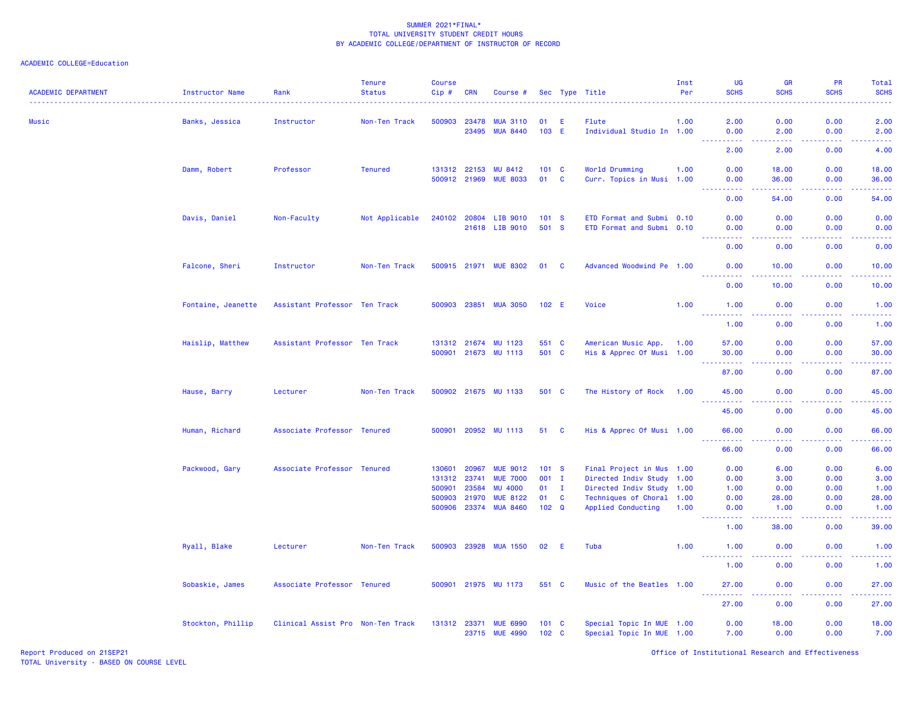SUMMER 2021*FINAL*
TOTAL UNIVERSITY STUDENT CREDIT HOURS
BY ACADEMIC COLLEGE/DEPARTMENT OF INSTRUCTOR OF RECORD

ACADEMIC COLLEGE=Education

| ACADEMIC DEPARTMENT | Instructor Name | Rank | Tenure Status | Course Cip # | CRN | Course # | Sec | Type | Title | Inst Per | UG SCHS | GR SCHS | PR SCHS | Total SCHS |
|---|---|---|---|---|---|---|---|---|---|---|---|---|---|---|
| Music | Banks, Jessica | Instructor | Non-Ten Track | 500903 | 23478 | MUA 3110 | 01 | E | Flute | 1.00 | 2.00 | 0.00 | 0.00 | 2.00 |
| | | | | | 23495 | MUA 8440 | 103 | E | Individual Studio In | 1.00 | 0.00 | 2.00 | 0.00 | 2.00 |
| | | | | | | | | | | | 2.00 | 2.00 | 0.00 | 4.00 |
| | Damm, Robert | Professor | Tenured | 131312 | 22153 | MU 8412 | 101 | C | World Drumming | 1.00 | 0.00 | 18.00 | 0.00 | 18.00 |
| | | | | 500912 | 21969 | MUE 8033 | 01 | C | Curr. Topics in Musi | 1.00 | 0.00 | 36.00 | 0.00 | 36.00 |
| | | | | | | | | | | | 0.00 | 54.00 | 0.00 | 54.00 |
| | Davis, Daniel | Non-Faculty | Not Applicable | 240102 | 20804 | LIB 9010 | 101 | S | ETD Format and Submi | 0.10 | 0.00 | 0.00 | 0.00 | 0.00 |
| | | | | | 21618 | LIB 9010 | 501 | S | ETD Format and Submi | 0.10 | 0.00 | 0.00 | 0.00 | 0.00 |
| | | | | | | | | | | | 0.00 | 0.00 | 0.00 | 0.00 |
| | Falcone, Sheri | Instructor | Non-Ten Track | 500915 | 21971 | MUE 8302 | 01 | C | Advanced Woodwind Pe | 1.00 | 0.00 | 10.00 | 0.00 | 10.00 |
| | | | | | | | | | | | 0.00 | 10.00 | 0.00 | 10.00 |
| | Fontaine, Jeanette | Assistant Professor | Ten Track | 500903 | 23851 | MUA 3050 | 102 | E | Voice | 1.00 | 1.00 | 0.00 | 0.00 | 1.00 |
| | | | | | | | | | | | 1.00 | 0.00 | 0.00 | 1.00 |
| | Haislip, Matthew | Assistant Professor | Ten Track | 131312 | 21674 | MU 1123 | 551 | C | American Music App. | 1.00 | 57.00 | 0.00 | 0.00 | 57.00 |
| | | | | 500901 | 21673 | MU 1113 | 501 | C | His & Apprec Of Musi | 1.00 | 30.00 | 0.00 | 0.00 | 30.00 |
| | | | | | | | | | | | 87.00 | 0.00 | 0.00 | 87.00 |
| | Hause, Barry | Lecturer | Non-Ten Track | 500902 | 21675 | MU 1133 | 501 | C | The History of Rock | 1.00 | 45.00 | 0.00 | 0.00 | 45.00 |
| | | | | | | | | | | | 45.00 | 0.00 | 0.00 | 45.00 |
| | Human, Richard | Associate Professor | Tenured | 500901 | 20952 | MU 1113 | 51 | C | His & Apprec Of Musi | 1.00 | 66.00 | 0.00 | 0.00 | 66.00 |
| | | | | | | | | | | | 66.00 | 0.00 | 0.00 | 66.00 |
| | Packwood, Gary | Associate Professor | Tenured | 130601 | 20967 | MUE 9012 | 101 | S | Final Project in Mus | 1.00 | 0.00 | 6.00 | 0.00 | 6.00 |
| | | | | 131312 | 23741 | MUE 7000 | 001 | I | Directed Indiv Study | 1.00 | 0.00 | 3.00 | 0.00 | 3.00 |
| | | | | 500901 | 23584 | MU 4000 | 01 | I | Directed Indiv Study | 1.00 | 1.00 | 0.00 | 0.00 | 1.00 |
| | | | | 500903 | 21970 | MUE 8122 | 01 | C | Techniques of Choral | 1.00 | 0.00 | 28.00 | 0.00 | 28.00 |
| | | | | 500906 | 23374 | MUA 8460 | 102 | Q | Applied Conducting | 1.00 | 0.00 | 1.00 | 0.00 | 1.00 |
| | | | | | | | | | | | 1.00 | 38.00 | 0.00 | 39.00 |
| | Ryall, Blake | Lecturer | Non-Ten Track | 500903 | 23928 | MUA 1550 | 02 | E | Tuba | 1.00 | 1.00 | 0.00 | 0.00 | 1.00 |
| | | | | | | | | | | | 1.00 | 0.00 | 0.00 | 1.00 |
| | Sobaskie, James | Associate Professor | Tenured | 500901 | 21975 | MU 1173 | 551 | C | Music of the Beatles | 1.00 | 27.00 | 0.00 | 0.00 | 27.00 |
| | | | | | | | | | | | 27.00 | 0.00 | 0.00 | 27.00 |
| | Stockton, Phillip | Clinical Assist Pro | Non-Ten Track | 131312 | 23371 | MUE 6990 | 101 | C | Special Topic In MUE | 1.00 | 0.00 | 18.00 | 0.00 | 18.00 |
| | | | | | 23715 | MUE 4990 | 102 | C | Special Topic In MUE | 1.00 | 7.00 | 0.00 | 0.00 | 7.00 |

Report Produced on 21SEP21
TOTAL University - BASED ON COURSE LEVEL
Office of Institutional Research and Effectiveness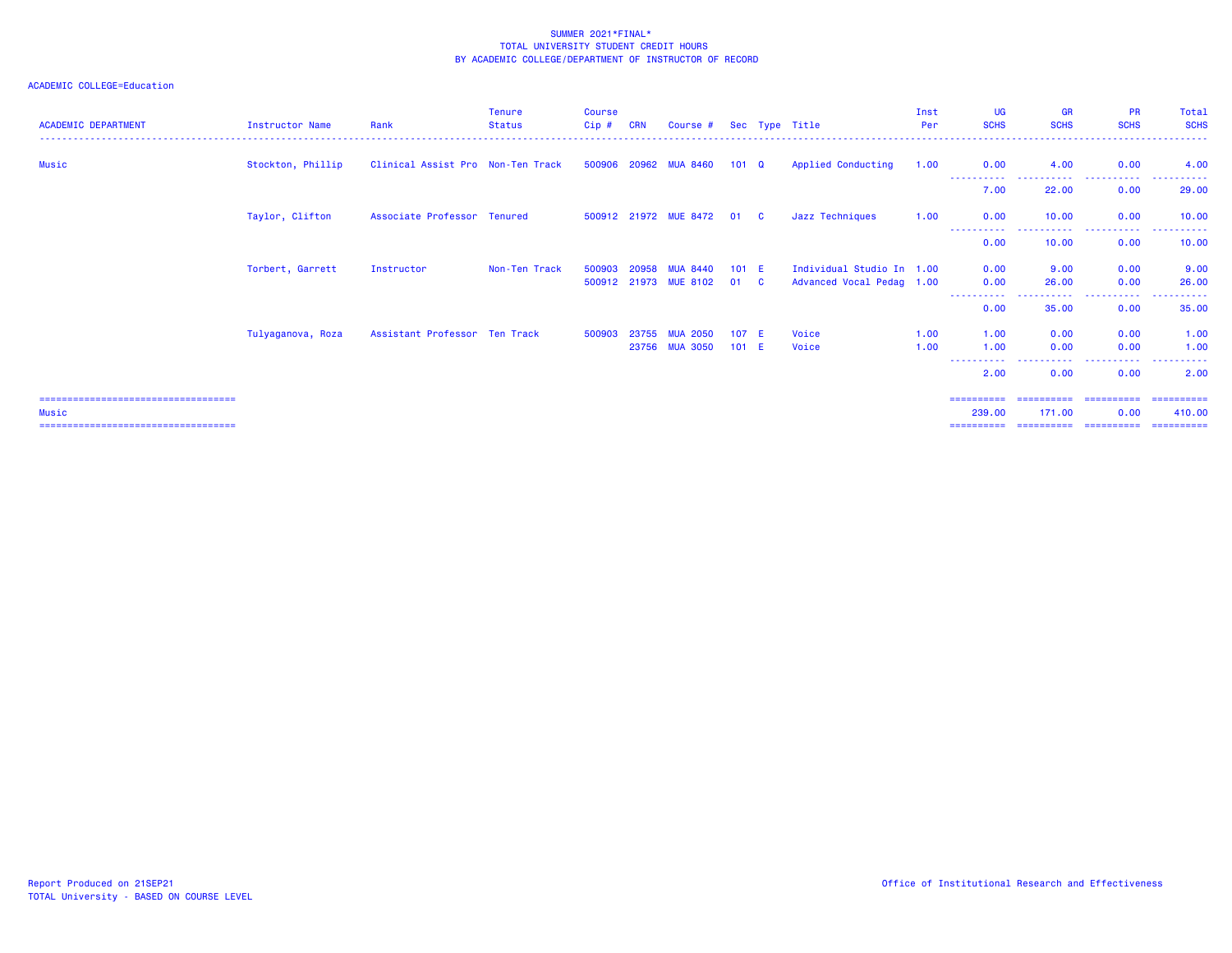SUMMER 2021*FINAL*
TOTAL UNIVERSITY STUDENT CREDIT HOURS
BY ACADEMIC COLLEGE/DEPARTMENT OF INSTRUCTOR OF RECORD

ACADEMIC COLLEGE=Education

| ACADEMIC DEPARTMENT | Instructor Name | Rank | Tenure Status | Course Cip # | CRN | Course # | Sec | Type | Title | Inst Per | UG SCHS | GR SCHS | PR SCHS | Total SCHS |
|---|---|---|---|---|---|---|---|---|---|---|---|---|---|---|
| Music | Stockton, Phillip | Clinical Assist Pro | Non-Ten Track | 500906 | 20962 | MUA 8460 | 101 | Q | Applied Conducting | 1.00 | 0.00 | 4.00 | 0.00 | 4.00 |
| | | | | | | | | | | | 7.00 | 22.00 | 0.00 | 29.00 |
| | Taylor, Clifton | Associate Professor | Tenured | 500912 | 21972 | MUE 8472 | 01 | C | Jazz Techniques | 1.00 | 0.00 | 10.00 | 0.00 | 10.00 |
| | | | | | | | | | | | 0.00 | 10.00 | 0.00 | 10.00 |
| | Torbert, Garrett | Instructor | Non-Ten Track | 500903 | 20958 | MUA 8440 | 101 | E | Individual Studio In | 1.00 | 0.00 | 9.00 | 0.00 | 9.00 |
| | | | | 500912 | 21973 | MUE 8102 | 01 | C | Advanced Vocal Pedag | 1.00 | 0.00 | 26.00 | 0.00 | 26.00 |
| | | | | | | | | | | | 0.00 | 35.00 | 0.00 | 35.00 |
| | Tulyaganova, Roza | Assistant Professor | Ten Track | 500903 | 23755 | MUA 2050 | 107 | E | Voice | 1.00 | 1.00 | 0.00 | 0.00 | 1.00 |
| | | | | | 23756 | MUA 3050 | 101 | E | Voice | 1.00 | 1.00 | 0.00 | 0.00 | 1.00 |
| | | | | | | | | | | | 2.00 | 0.00 | 0.00 | 2.00 |
| Music | | | | | | | | | | | 239.00 | 171.00 | 0.00 | 410.00 |

Report Produced on 21SEP21
TOTAL University - BASED ON COURSE LEVEL

Office of Institutional Research and Effectiveness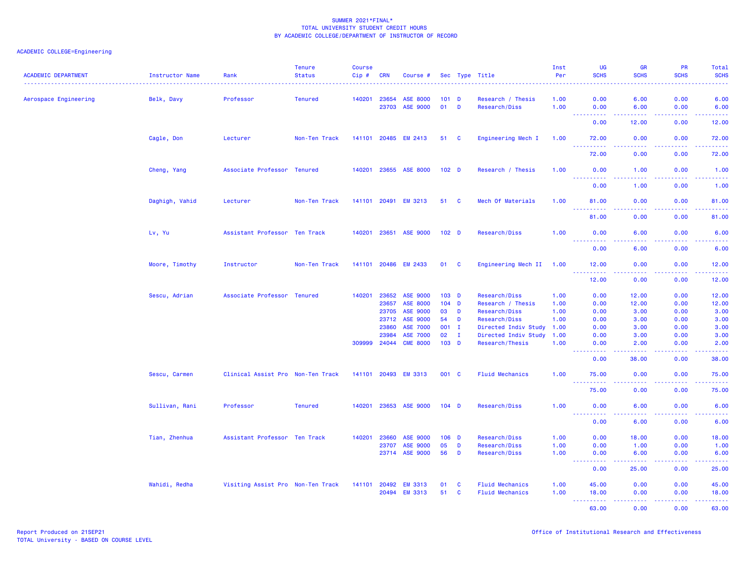SUMMER 2021*FINAL*
TOTAL UNIVERSITY STUDENT CREDIT HOURS
BY ACADEMIC COLLEGE/DEPARTMENT OF INSTRUCTOR OF RECORD

ACADEMIC COLLEGE=Engineering

| ACADEMIC DEPARTMENT | Instructor Name | Rank | Tenure Status | Course Cip # | CRN | Course # | Sec | Type | Title | Inst Per | UG SCHS | GR SCHS | PR SCHS | Total SCHS |
|---|---|---|---|---|---|---|---|---|---|---|---|---|---|---|
| Aerospace Engineering | Belk, Davy | Professor | Tenured | 140201 | 23654 | ASE 8000 | 101 | D | Research / Thesis | 1.00 | 0.00 | 6.00 | 0.00 | 6.00 |
| | | | | | 23703 | ASE 9000 | 01 | D | Research/Diss | 1.00 | 0.00 | 6.00 | 0.00 | 6.00 |
| | | | | | | | | | | | 0.00 | 12.00 | 0.00 | 12.00 |
| | Cagle, Don | Lecturer | Non-Ten Track | 141101 | 20485 | EM 2413 | 51 | C | Engineering Mech I | 1.00 | 72.00 | 0.00 | 0.00 | 72.00 |
| | | | | | | | | | | | 72.00 | 0.00 | 0.00 | 72.00 |
| | Cheng, Yang | Associate Professor | Tenured | 140201 | 23655 | ASE 8000 | 102 | D | Research / Thesis | 1.00 | 0.00 | 1.00 | 0.00 | 1.00 |
| | | | | | | | | | | | 0.00 | 1.00 | 0.00 | 1.00 |
| | Daghigh, Vahid | Lecturer | Non-Ten Track | 141101 | 20491 | EM 3213 | 51 | C | Mech Of Materials | 1.00 | 81.00 | 0.00 | 0.00 | 81.00 |
| | | | | | | | | | | | 81.00 | 0.00 | 0.00 | 81.00 |
| | Lv, Yu | Assistant Professor | Ten Track | 140201 | 23651 | ASE 9000 | 102 | D | Research/Diss | 1.00 | 0.00 | 6.00 | 0.00 | 6.00 |
| | | | | | | | | | | | 0.00 | 6.00 | 0.00 | 6.00 |
| | Moore, Timothy | Instructor | Non-Ten Track | 141101 | 20486 | EM 2433 | 01 | C | Engineering Mech II | 1.00 | 12.00 | 0.00 | 0.00 | 12.00 |
| | | | | | | | | | | | 12.00 | 0.00 | 0.00 | 12.00 |
| | Sescu, Adrian | Associate Professor | Tenured | 140201 | 23652 | ASE 9000 | 103 | D | Research/Diss | 1.00 | 0.00 | 12.00 | 0.00 | 12.00 |
| | | | | | 23657 | ASE 8000 | 104 | D | Research / Thesis | 1.00 | 0.00 | 12.00 | 0.00 | 12.00 |
| | | | | | 23705 | ASE 9000 | 03 | D | Research/Diss | 1.00 | 0.00 | 3.00 | 0.00 | 3.00 |
| | | | | | 23712 | ASE 9000 | 54 | D | Research/Diss | 1.00 | 0.00 | 3.00 | 0.00 | 3.00 |
| | | | | | 23860 | ASE 7000 | 001 | I | Directed Indiv Study | 1.00 | 0.00 | 3.00 | 0.00 | 3.00 |
| | | | | | 23984 | ASE 7000 | 02 | I | Directed Indiv Study | 1.00 | 0.00 | 3.00 | 0.00 | 3.00 |
| | | | | 309999 | 24044 | CME 8000 | 103 | D | Research/Thesis | 1.00 | 0.00 | 2.00 | 0.00 | 2.00 |
| | | | | | | | | | | | 0.00 | 38.00 | 0.00 | 38.00 |
| | Sescu, Carmen | Clinical Assist Pro | Non-Ten Track | 141101 | 20493 | EM 3313 | 001 | C | Fluid Mechanics | 1.00 | 75.00 | 0.00 | 0.00 | 75.00 |
| | | | | | | | | | | | 75.00 | 0.00 | 0.00 | 75.00 |
| | Sullivan, Rani | Professor | Tenured | 140201 | 23653 | ASE 9000 | 104 | D | Research/Diss | 1.00 | 0.00 | 6.00 | 0.00 | 6.00 |
| | | | | | | | | | | | 0.00 | 6.00 | 0.00 | 6.00 |
| | Tian, Zhenhua | Assistant Professor | Ten Track | 140201 | 23660 | ASE 9000 | 106 | D | Research/Diss | 1.00 | 0.00 | 18.00 | 0.00 | 18.00 |
| | | | | | 23707 | ASE 9000 | 05 | D | Research/Diss | 1.00 | 0.00 | 1.00 | 0.00 | 1.00 |
| | | | | | 23714 | ASE 9000 | 56 | D | Research/Diss | 1.00 | 0.00 | 6.00 | 0.00 | 6.00 |
| | | | | | | | | | | | 0.00 | 25.00 | 0.00 | 25.00 |
| | Wahidi, Redha | Visiting Assist Pro | Non-Ten Track | 141101 | 20492 | EM 3313 | 01 | C | Fluid Mechanics | 1.00 | 45.00 | 0.00 | 0.00 | 45.00 |
| | | | | | 20494 | EM 3313 | 51 | C | Fluid Mechanics | 1.00 | 18.00 | 0.00 | 0.00 | 18.00 |
| | | | | | | | | | | | 63.00 | 0.00 | 0.00 | 63.00 |

Report Produced on 21SEP21
TOTAL University - BASED ON COURSE LEVEL

Office of Institutional Research and Effectiveness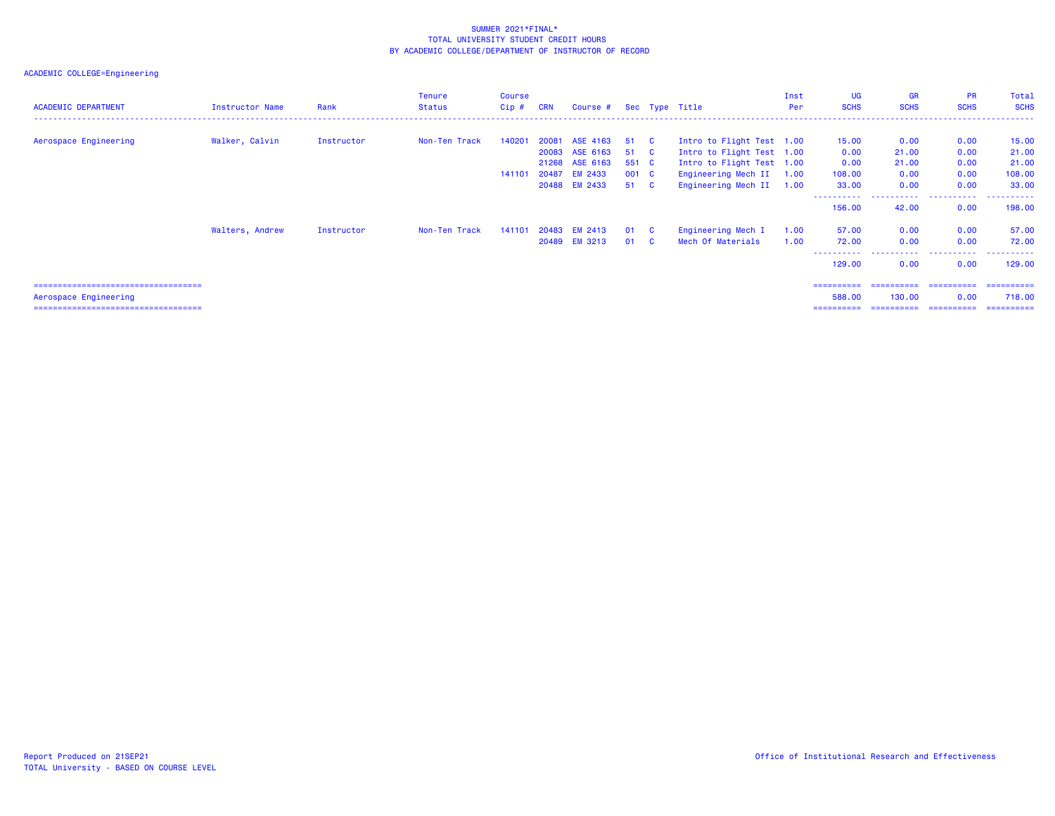SUMMER 2021*FINAL*
TOTAL UNIVERSITY STUDENT CREDIT HOURS
BY ACADEMIC COLLEGE/DEPARTMENT OF INSTRUCTOR OF RECORD

ACADEMIC COLLEGE=Engineering

| ACADEMIC DEPARTMENT | Instructor Name | Rank | Tenure Status | Course Cip # | CRN | Course # | Sec | Type | Title | Inst Per | UG SCHS | GR SCHS | PR SCHS | Total SCHS |
|---|---|---|---|---|---|---|---|---|---|---|---|---|---|---|
| Aerospace Engineering | Walker, Calvin | Instructor | Non-Ten Track | 140201 | 20081 | ASE 4163 | 51 | C | Intro to Flight Test | 1.00 | 15.00 | 0.00 | 0.00 | 15.00 |
| | | | | | 20083 | ASE 6163 | 51 | C | Intro to Flight Test | 1.00 | 0.00 | 21.00 | 0.00 | 21.00 |
| | | | | | 21268 | ASE 6163 | 551 | C | Intro to Flight Test | 1.00 | 0.00 | 21.00 | 0.00 | 21.00 |
| | | | | 141101 | 20487 | EM 2433 | 001 | C | Engineering Mech II | 1.00 | 108.00 | 0.00 | 0.00 | 108.00 |
| | | | | | 20488 | EM 2433 | 51 | C | Engineering Mech II | 1.00 | 33.00 | 0.00 | 0.00 | 33.00 |
| | | | | | | | | | | | 156.00 | 42.00 | 0.00 | 198.00 |
| | Walters, Andrew | Instructor | Non-Ten Track | 141101 | 20483 | EM 2413 | 01 | C | Engineering Mech I | 1.00 | 57.00 | 0.00 | 0.00 | 57.00 |
| | | | | | 20489 | EM 3213 | 01 | C | Mech Of Materials | 1.00 | 72.00 | 0.00 | 0.00 | 72.00 |
| | | | | | | | | | | | 129.00 | 0.00 | 0.00 | 129.00 |
| Aerospace Engineering | | | | | | | | | | | 588.00 | 130.00 | 0.00 | 718.00 |

Report Produced on 21SEP21
TOTAL University - BASED ON COURSE LEVEL

Office of Institutional Research and Effectiveness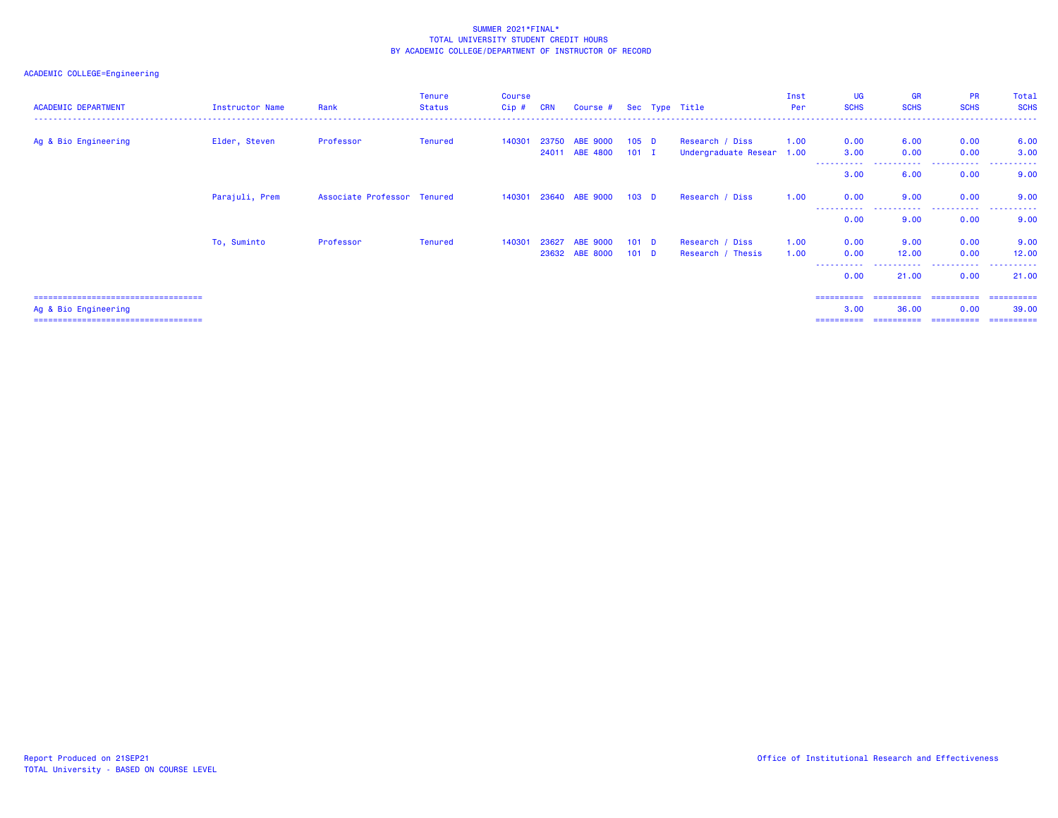SUMMER 2021*FINAL*
TOTAL UNIVERSITY STUDENT CREDIT HOURS
BY ACADEMIC COLLEGE/DEPARTMENT OF INSTRUCTOR OF RECORD

ACADEMIC COLLEGE=Engineering

| ACADEMIC DEPARTMENT | Instructor Name | Rank | Tenure Status | Course Cip # | CRN | Course # | Sec | Type | Title | Inst Per | UG SCHS | GR SCHS | PR SCHS | Total SCHS |
|---|---|---|---|---|---|---|---|---|---|---|---|---|---|---|
| Ag & Bio Engineering | Elder, Steven | Professor | Tenured | 140301 | 23750 | ABE 9000 | 105 | D | Research / Diss | 1.00 | 0.00 | 6.00 | 0.00 | 6.00 |
| | | | | | 24011 | ABE 4800 | 101 | I | Undergraduate Resear | 1.00 | 3.00 | 0.00 | 0.00 | 3.00 |
| | | | | | | | | | | | 3.00 | 6.00 | 0.00 | 9.00 |
| | Parajuli, Prem | Associate Professor | Tenured | 140301 | 23640 | ABE 9000 | 103 | D | Research / Diss | 1.00 | 0.00 | 9.00 | 0.00 | 9.00 |
| | | | | | | | | | | | 0.00 | 9.00 | 0.00 | 9.00 |
| | To, Suminto | Professor | Tenured | 140301 | 23627 | ABE 9000 | 101 | D | Research / Diss | 1.00 | 0.00 | 9.00 | 0.00 | 9.00 |
| | | | | | 23632 | ABE 8000 | 101 | D | Research / Thesis | 1.00 | 0.00 | 12.00 | 0.00 | 12.00 |
| | | | | | | | | | | | 0.00 | 21.00 | 0.00 | 21.00 |
| Ag & Bio Engineering | | | | | | | | | | | 3.00 | 36.00 | 0.00 | 39.00 |

Report Produced on 21SEP21
TOTAL University - BASED ON COURSE LEVEL

Office of Institutional Research and Effectiveness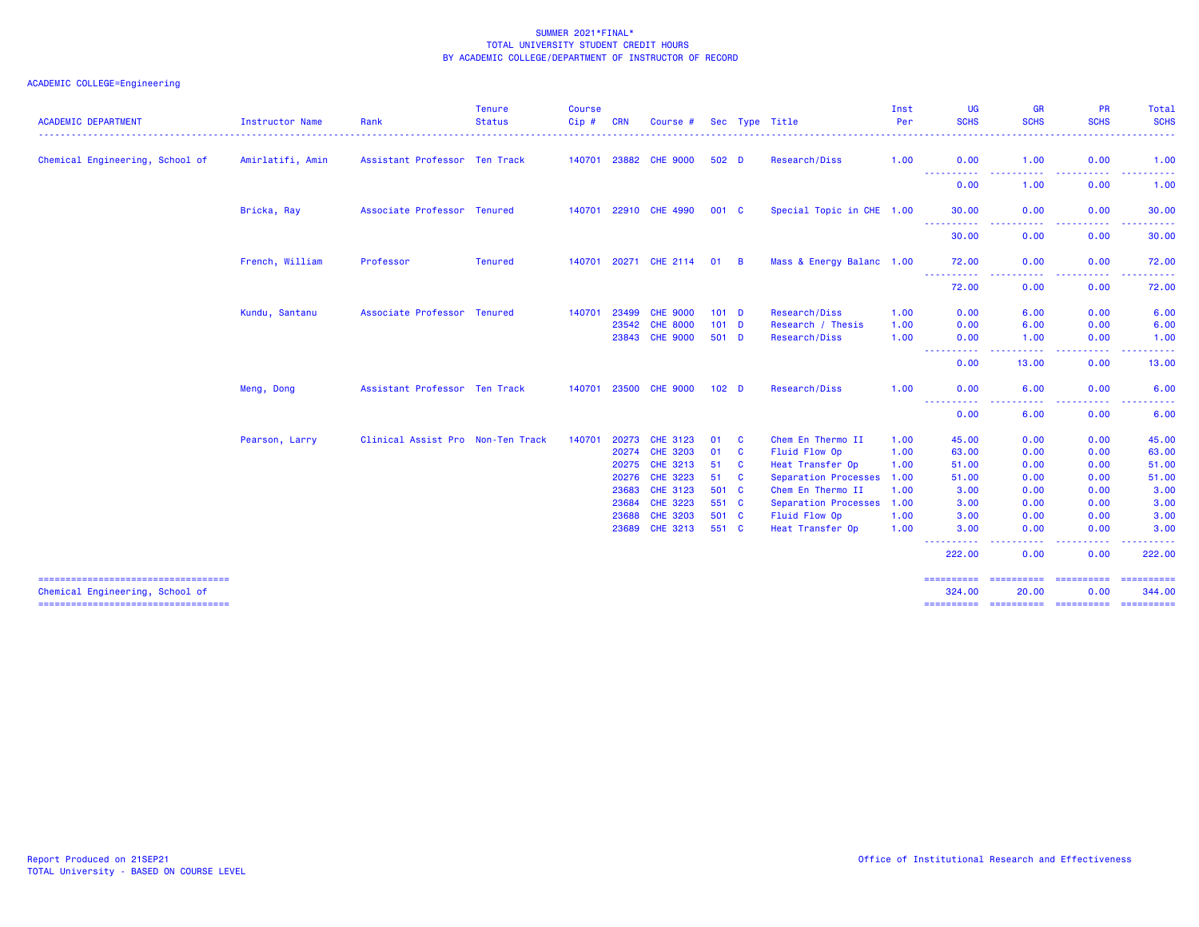SUMMER 2021*FINAL*
TOTAL UNIVERSITY STUDENT CREDIT HOURS
BY ACADEMIC COLLEGE/DEPARTMENT OF INSTRUCTOR OF RECORD

ACADEMIC COLLEGE=Engineering

| ACADEMIC DEPARTMENT | Instructor Name | Rank | Tenure Status | Course Cip # | CRN | Course # | Sec | Type | Title | Inst Per | UG SCHS | GR SCHS | PR SCHS | Total SCHS |
|---|---|---|---|---|---|---|---|---|---|---|---|---|---|---|
| Chemical Engineering, School of | Amirlatifi, Amin | Assistant Professor | Ten Track | 140701 | 23882 | CHE 9000 | 502 | D | Research/Diss | 1.00 | 0.00 | 1.00 | 0.00 | 1.00 |
| | | | | | | | | | | | 0.00 | 1.00 | 0.00 | 1.00 |
| | Bricka, Ray | Associate Professor | Tenured | 140701 | 22910 | CHE 4990 | 001 | C | Special Topic in CHE | 1.00 | 30.00 | 0.00 | 0.00 | 30.00 |
| | | | | | | | | | | | 30.00 | 0.00 | 0.00 | 30.00 |
| | French, William | Professor | Tenured | 140701 | 20271 | CHE 2114 | 01 | B | Mass & Energy Balanc | 1.00 | 72.00 | 0.00 | 0.00 | 72.00 |
| | | | | | | | | | | | 72.00 | 0.00 | 0.00 | 72.00 |
| | Kundu, Santanu | Associate Professor | Tenured | 140701 | 23499 | CHE 9000 | 101 | D | Research/Diss | 1.00 | 0.00 | 6.00 | 0.00 | 6.00 |
| | | | | | 23542 | CHE 8000 | 101 | D | Research / Thesis | 1.00 | 0.00 | 6.00 | 0.00 | 6.00 |
| | | | | | 23843 | CHE 9000 | 501 | D | Research/Diss | 1.00 | 0.00 | 1.00 | 0.00 | 1.00 |
| | | | | | | | | | | | 0.00 | 13.00 | 0.00 | 13.00 |
| | Meng, Dong | Assistant Professor | Ten Track | 140701 | 23500 | CHE 9000 | 102 | D | Research/Diss | 1.00 | 0.00 | 6.00 | 0.00 | 6.00 |
| | | | | | | | | | | | 0.00 | 6.00 | 0.00 | 6.00 |
| | Pearson, Larry | Clinical Assist Pro | Non-Ten Track | 140701 | 20273 | CHE 3123 | 01 | C | Chem En Thermo II | 1.00 | 45.00 | 0.00 | 0.00 | 45.00 |
| | | | | | 20274 | CHE 3203 | 01 | C | Fluid Flow Op | 1.00 | 63.00 | 0.00 | 0.00 | 63.00 |
| | | | | | 20275 | CHE 3213 | 51 | C | Heat Transfer Op | 1.00 | 51.00 | 0.00 | 0.00 | 51.00 |
| | | | | | 20276 | CHE 3223 | 51 | C | Separation Processes | 1.00 | 51.00 | 0.00 | 0.00 | 51.00 |
| | | | | | 23683 | CHE 3123 | 501 | C | Chem En Thermo II | 1.00 | 3.00 | 0.00 | 0.00 | 3.00 |
| | | | | | 23684 | CHE 3223 | 551 | C | Separation Processes | 1.00 | 3.00 | 0.00 | 0.00 | 3.00 |
| | | | | | 23688 | CHE 3203 | 501 | C | Fluid Flow Op | 1.00 | 3.00 | 0.00 | 0.00 | 3.00 |
| | | | | | 23689 | CHE 3213 | 551 | C | Heat Transfer Op | 1.00 | 3.00 | 0.00 | 0.00 | 3.00 |
| | | | | | | | | | | | 222.00 | 0.00 | 0.00 | 222.00 |
| Chemical Engineering, School of | | | | | | | | | | | 324.00 | 20.00 | 0.00 | 344.00 |

Report Produced on 21SEP21
TOTAL University - BASED ON COURSE LEVEL

Office of Institutional Research and Effectiveness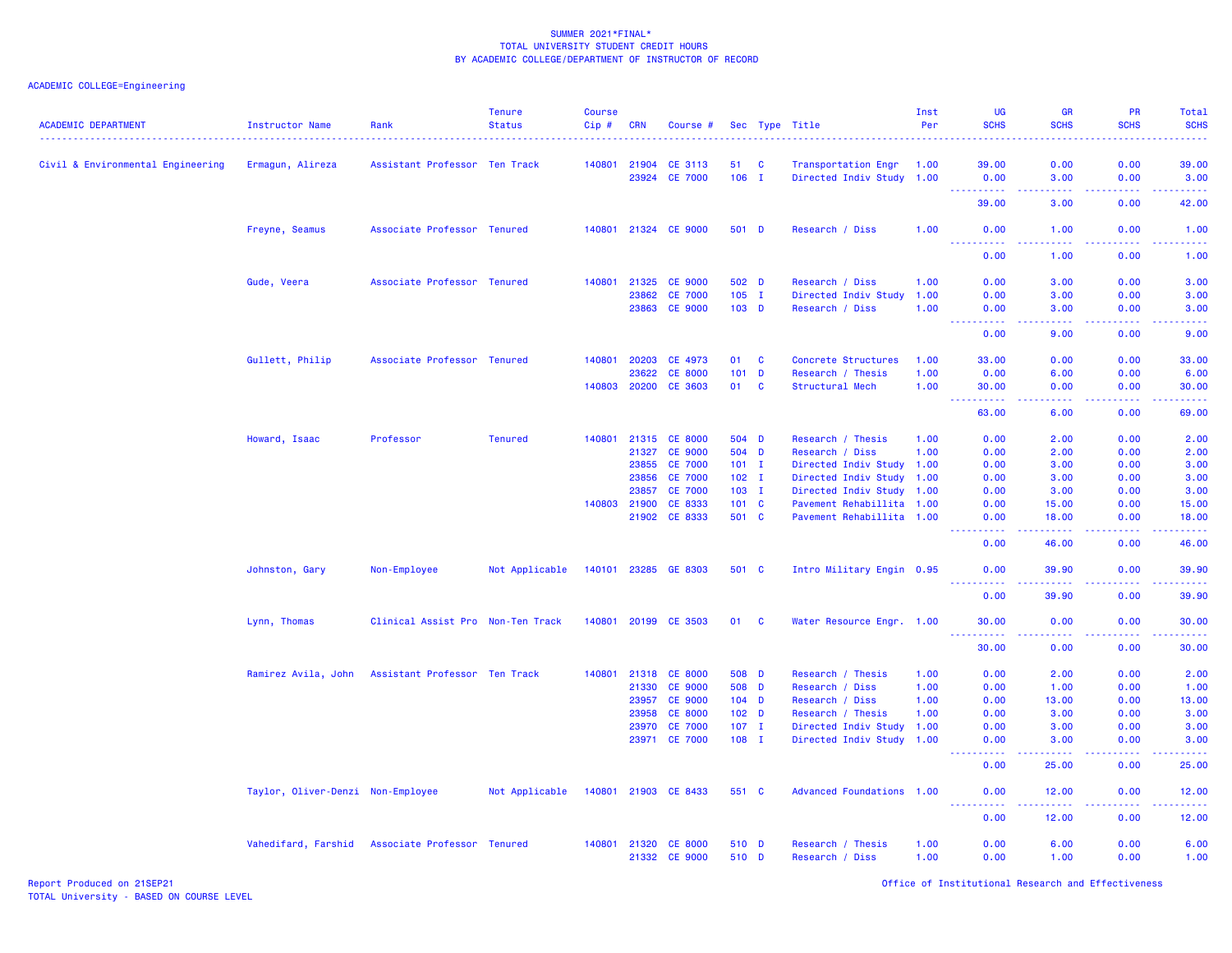SUMMER 2021*FINAL*
TOTAL UNIVERSITY STUDENT CREDIT HOURS
BY ACADEMIC COLLEGE/DEPARTMENT OF INSTRUCTOR OF RECORD

ACADEMIC COLLEGE=Engineering

| ACADEMIC DEPARTMENT | Instructor Name | Rank | Tenure Status | Course Cip # | CRN | Course # | Sec | Type | Title | Inst Per | UG SCHS | GR SCHS | PR SCHS | Total SCHS |
|---|---|---|---|---|---|---|---|---|---|---|---|---|---|---|
| Civil & Environmental Engineering | Ermagun, Alireza | Assistant Professor | Ten Track | 140801 | 21904 | CE 3113 | 51 | C | Transportation Engr | 1.00 | 39.00 | 0.00 | 0.00 | 39.00 |
| | | | | | 23924 | CE 7000 | 106 | I | Directed Indiv Study | 1.00 | 0.00 | 3.00 | 0.00 | 3.00 |
| | | | | | | | | | | | 39.00 | 3.00 | 0.00 | 42.00 |
| | Freyne, Seamus | Associate Professor | Tenured | 140801 | 21324 | CE 9000 | 501 | D | Research / Diss | 1.00 | 0.00 | 1.00 | 0.00 | 1.00 |
| | | | | | | | | | | | 0.00 | 1.00 | 0.00 | 1.00 |
| | Gude, Veera | Associate Professor | Tenured | 140801 | 21325 | CE 9000 | 502 | D | Research / Diss | 1.00 | 0.00 | 3.00 | 0.00 | 3.00 |
| | | | | | 23862 | CE 7000 | 105 | I | Directed Indiv Study | 1.00 | 0.00 | 3.00 | 0.00 | 3.00 |
| | | | | | 23863 | CE 9000 | 103 | D | Research / Diss | 1.00 | 0.00 | 3.00 | 0.00 | 3.00 |
| | | | | | | | | | | | 0.00 | 9.00 | 0.00 | 9.00 |
| | Gullett, Philip | Associate Professor | Tenured | 140801 | 20203 | CE 4973 | 01 | C | Concrete Structures | 1.00 | 33.00 | 0.00 | 0.00 | 33.00 |
| | | | | | 23622 | CE 8000 | 101 | D | Research / Thesis | 1.00 | 0.00 | 6.00 | 0.00 | 6.00 |
| | | | | 140803 | 20200 | CE 3603 | 01 | C | Structural Mech | 1.00 | 30.00 | 0.00 | 0.00 | 30.00 |
| | | | | | | | | | | | 63.00 | 6.00 | 0.00 | 69.00 |
| | Howard, Isaac | Professor | Tenured | 140801 | 21315 | CE 8000 | 504 | D | Research / Thesis | 1.00 | 0.00 | 2.00 | 0.00 | 2.00 |
| | | | | | 21327 | CE 9000 | 504 | D | Research / Diss | 1.00 | 0.00 | 2.00 | 0.00 | 2.00 |
| | | | | | 23855 | CE 7000 | 101 | I | Directed Indiv Study | 1.00 | 0.00 | 3.00 | 0.00 | 3.00 |
| | | | | | 23856 | CE 7000 | 102 | I | Directed Indiv Study | 1.00 | 0.00 | 3.00 | 0.00 | 3.00 |
| | | | | | 23857 | CE 7000 | 103 | I | Directed Indiv Study | 1.00 | 0.00 | 3.00 | 0.00 | 3.00 |
| | | | | 140803 | 21900 | CE 8333 | 101 | C | Pavement Rehabillita | 1.00 | 0.00 | 15.00 | 0.00 | 15.00 |
| | | | | | 21902 | CE 8333 | 501 | C | Pavement Rehabillita | 1.00 | 0.00 | 18.00 | 0.00 | 18.00 |
| | | | | | | | | | | | 0.00 | 46.00 | 0.00 | 46.00 |
| | Johnston, Gary | Non-Employee | Not Applicable | 140101 | 23285 | GE 8303 | 501 | C | Intro Military Engin | 0.95 | 0.00 | 39.90 | 0.00 | 39.90 |
| | | | | | | | | | | | 0.00 | 39.90 | 0.00 | 39.90 |
| | Lynn, Thomas | Clinical Assist Pro | Non-Ten Track | 140801 | 20199 | CE 3503 | 01 | C | Water Resource Engr. | 1.00 | 30.00 | 0.00 | 0.00 | 30.00 |
| | | | | | | | | | | | 30.00 | 0.00 | 0.00 | 30.00 |
| | Ramirez Avila, John | Assistant Professor | Ten Track | 140801 | 21318 | CE 8000 | 508 | D | Research / Thesis | 1.00 | 0.00 | 2.00 | 0.00 | 2.00 |
| | | | | | 21330 | CE 9000 | 508 | D | Research / Diss | 1.00 | 0.00 | 1.00 | 0.00 | 1.00 |
| | | | | | 23957 | CE 9000 | 104 | D | Research / Diss | 1.00 | 0.00 | 13.00 | 0.00 | 13.00 |
| | | | | | 23958 | CE 8000 | 102 | D | Research / Thesis | 1.00 | 0.00 | 3.00 | 0.00 | 3.00 |
| | | | | | 23970 | CE 7000 | 107 | I | Directed Indiv Study | 1.00 | 0.00 | 3.00 | 0.00 | 3.00 |
| | | | | | 23971 | CE 7000 | 108 | I | Directed Indiv Study | 1.00 | 0.00 | 3.00 | 0.00 | 3.00 |
| | | | | | | | | | | | 0.00 | 25.00 | 0.00 | 25.00 |
| | Taylor, Oliver-Denzi | Non-Employee | Not Applicable | 140801 | 21903 | CE 8433 | 551 | C | Advanced Foundations | 1.00 | 0.00 | 12.00 | 0.00 | 12.00 |
| | | | | | | | | | | | 0.00 | 12.00 | 0.00 | 12.00 |
| | Vahedifard, Farshid | Associate Professor | Tenured | 140801 | 21320 | CE 8000 | 510 | D | Research / Thesis | 1.00 | 0.00 | 6.00 | 0.00 | 6.00 |
| | | | | | 21332 | CE 9000 | 510 | D | Research / Diss | 1.00 | 0.00 | 1.00 | 0.00 | 1.00 |

Report Produced on 21SEP21
TOTAL University - BASED ON COURSE LEVEL

Office of Institutional Research and Effectiveness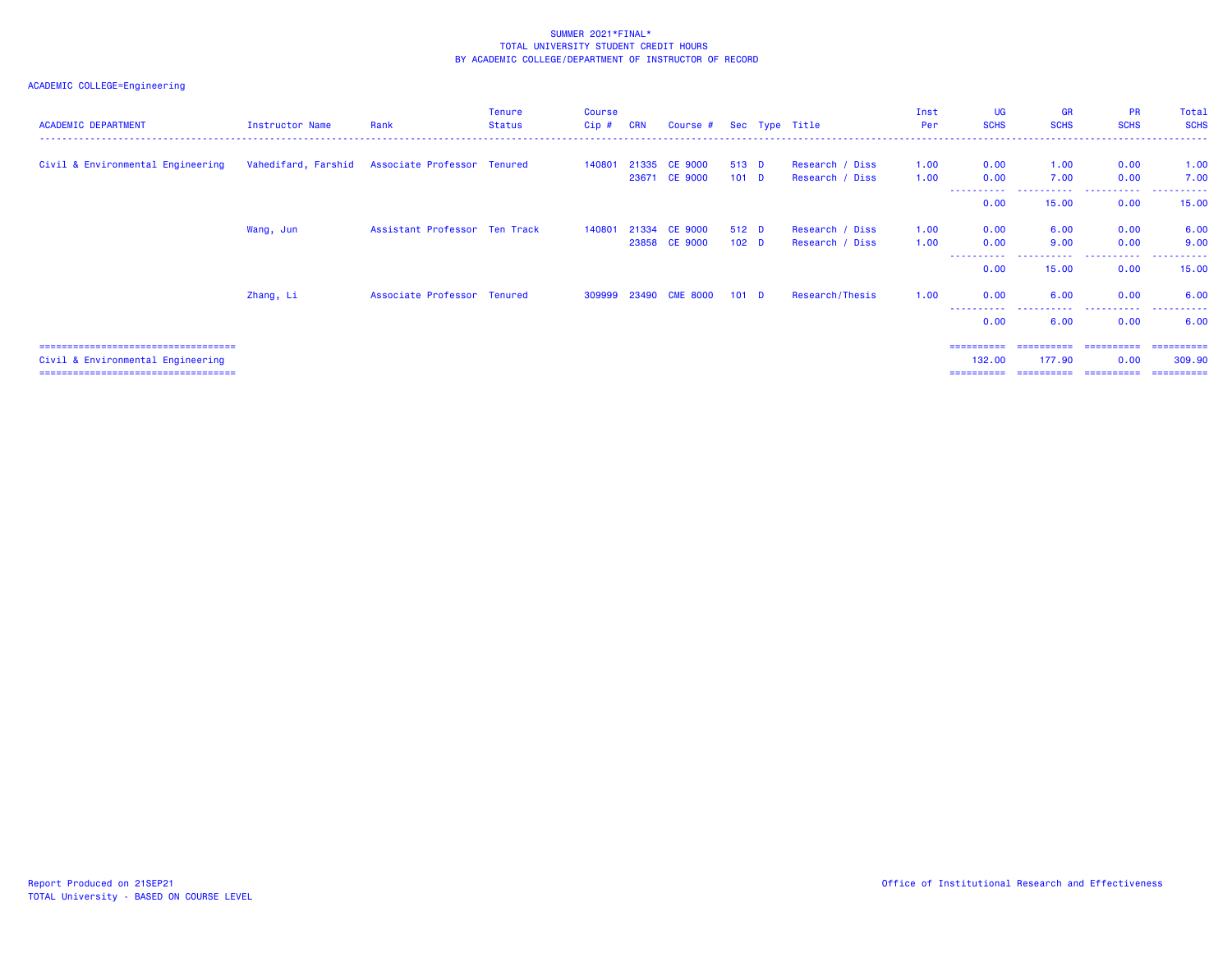# SUMMER 2021*FINAL*
## TOTAL UNIVERSITY STUDENT CREDIT HOURS
## BY ACADEMIC COLLEGE/DEPARTMENT OF INSTRUCTOR OF RECORD

ACADEMIC COLLEGE=Engineering

| ACADEMIC DEPARTMENT | Instructor Name | Rank | Tenure Status | Course Cip # | CRN | Course # | Sec | Type | Title | Inst Per | UG SCHS | GR SCHS | PR SCHS | Total SCHS |
|---|---|---|---|---|---|---|---|---|---|---|---|---|---|---|
| Civil & Environmental Engineering | Vahedifard, Farshid | Associate Professor | Tenured | 140801 | 21335 | CE 9000 | 513 | D | Research / Diss | 1.00 | 0.00 | 1.00 | 0.00 | 1.00 |
| | | | | | 23671 | CE 9000 | 101 | D | Research / Diss | 1.00 | 0.00 | 7.00 | 0.00 | 7.00 |
| | | | | | | | | | | | 0.00 | 15.00 | 0.00 | 15.00 |
| | Wang, Jun | Assistant Professor | Ten Track | 140801 | 21334 | CE 9000 | 512 | D | Research / Diss | 1.00 | 0.00 | 6.00 | 0.00 | 6.00 |
| | | | | | 23858 | CE 9000 | 102 | D | Research / Diss | 1.00 | 0.00 | 9.00 | 0.00 | 9.00 |
| | | | | | | | | | | | 0.00 | 15.00 | 0.00 | 15.00 |
| | Zhang, Li | Associate Professor | Tenured | 309999 | 23490 | CME 8000 | 101 | D | Research/Thesis | 1.00 | 0.00 | 6.00 | 0.00 | 6.00 |
| | | | | | | | | | | | 0.00 | 6.00 | 0.00 | 6.00 |
| Civil & Environmental Engineering | | | | | | | | | | | 132.00 | 177.90 | 0.00 | 309.90 |

Report Produced on 21SEP21

TOTAL University - BASED ON COURSE LEVEL

Office of Institutional Research and Effectiveness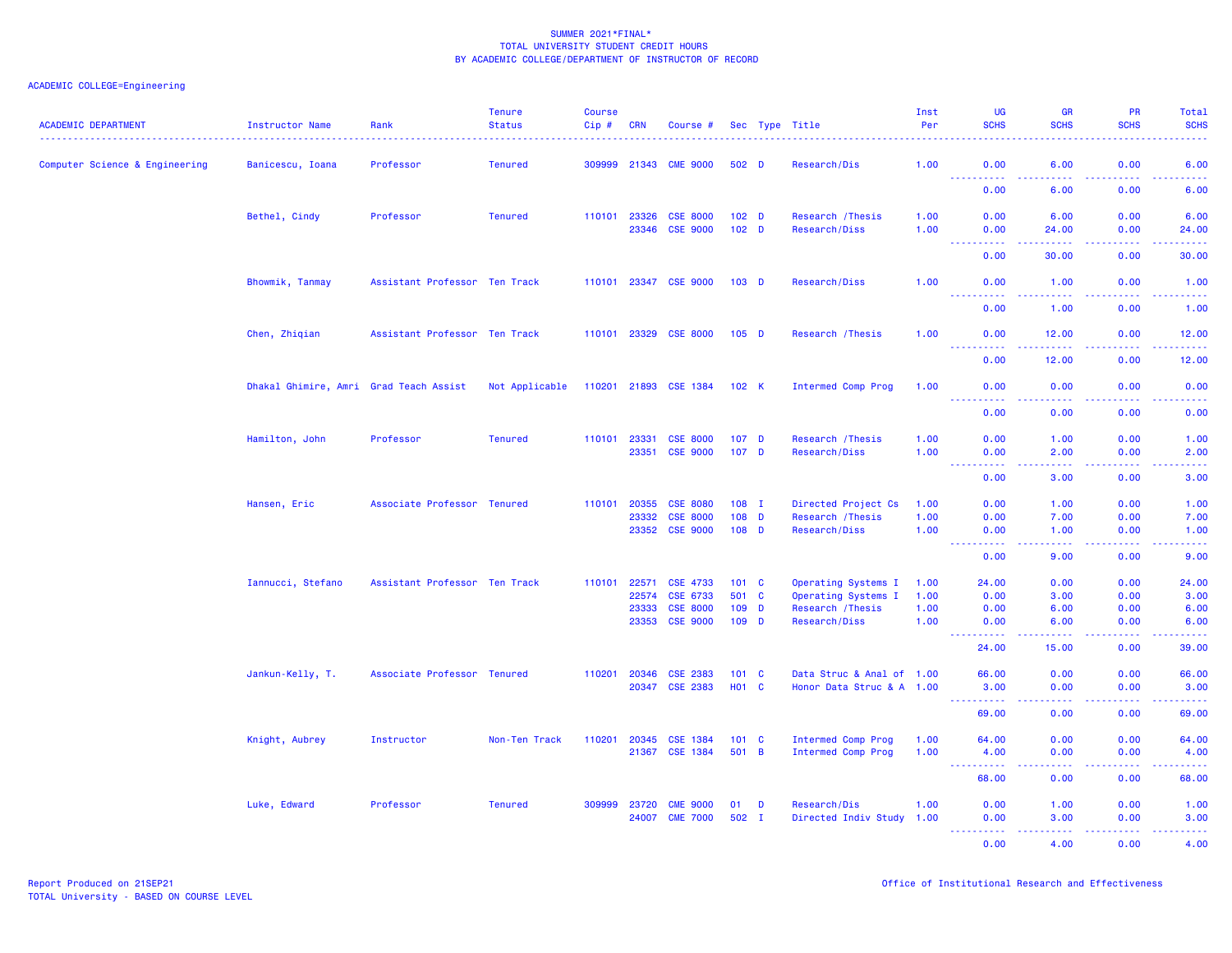SUMMER 2021*FINAL*
TOTAL UNIVERSITY STUDENT CREDIT HOURS
BY ACADEMIC COLLEGE/DEPARTMENT OF INSTRUCTOR OF RECORD

ACADEMIC COLLEGE=Engineering

| ACADEMIC DEPARTMENT | Instructor Name | Rank | Tenure Status | Course Cip # | CRN | Course # | Sec | Type | Title | Inst Per | UG SCHS | GR SCHS | PR SCHS | Total SCHS |
|---|---|---|---|---|---|---|---|---|---|---|---|---|---|---|
| Computer Science & Engineering | Banicescu, Ioana | Professor | Tenured | 309999 | 21343 | CME 9000 | 502 | D | Research/Dis | 1.00 | 0.00 | 6.00 | 0.00 | 6.00 |
| | | | | | | | | | | | 0.00 | 6.00 | 0.00 | 6.00 |
| | Bethel, Cindy | Professor | Tenured | 110101 | 23326 | CSE 8000 | 102 | D | Research /Thesis | 1.00 | 0.00 | 6.00 | 0.00 | 6.00 |
| | | | | | 23346 | CSE 9000 | 102 | D | Research/Diss | 1.00 | 0.00 | 24.00 | 0.00 | 24.00 |
| | | | | | | | | | | | 0.00 | 30.00 | 0.00 | 30.00 |
| | Bhowmik, Tanmay | Assistant Professor | Ten Track | 110101 | 23347 | CSE 9000 | 103 | D | Research/Diss | 1.00 | 0.00 | 1.00 | 0.00 | 1.00 |
| | | | | | | | | | | | 0.00 | 1.00 | 0.00 | 1.00 |
| | Chen, Zhiqian | Assistant Professor | Ten Track | 110101 | 23329 | CSE 8000 | 105 | D | Research /Thesis | 1.00 | 0.00 | 12.00 | 0.00 | 12.00 |
| | | | | | | | | | | | 0.00 | 12.00 | 0.00 | 12.00 |
| | Dhakal Ghimire, Amri | Grad Teach Assist | Not Applicable | 110201 | 21893 | CSE 1384 | 102 | K | Intermed Comp Prog | 1.00 | 0.00 | 0.00 | 0.00 | 0.00 |
| | | | | | | | | | | | 0.00 | 0.00 | 0.00 | 0.00 |
| | Hamilton, John | Professor | Tenured | 110101 | 23331 | CSE 8000 | 107 | D | Research /Thesis | 1.00 | 0.00 | 1.00 | 0.00 | 1.00 |
| | | | | | 23351 | CSE 9000 | 107 | D | Research/Diss | 1.00 | 0.00 | 2.00 | 0.00 | 2.00 |
| | | | | | | | | | | | 0.00 | 3.00 | 0.00 | 3.00 |
| | Hansen, Eric | Associate Professor | Tenured | 110101 | 20355 | CSE 8080 | 108 | I | Directed Project Cs | 1.00 | 0.00 | 1.00 | 0.00 | 1.00 |
| | | | | | 23332 | CSE 8000 | 108 | D | Research /Thesis | 1.00 | 0.00 | 7.00 | 0.00 | 7.00 |
| | | | | | 23352 | CSE 9000 | 108 | D | Research/Diss | 1.00 | 0.00 | 1.00 | 0.00 | 1.00 |
| | | | | | | | | | | | 0.00 | 9.00 | 0.00 | 9.00 |
| | Iannucci, Stefano | Assistant Professor | Ten Track | 110101 | 22571 | CSE 4733 | 101 | C | Operating Systems I | 1.00 | 24.00 | 0.00 | 0.00 | 24.00 |
| | | | | | 22574 | CSE 6733 | 501 | C | Operating Systems I | 1.00 | 0.00 | 3.00 | 0.00 | 3.00 |
| | | | | | 23333 | CSE 8000 | 109 | D | Research /Thesis | 1.00 | 0.00 | 6.00 | 0.00 | 6.00 |
| | | | | | 23353 | CSE 9000 | 109 | D | Research/Diss | 1.00 | 0.00 | 6.00 | 0.00 | 6.00 |
| | | | | | | | | | | | 24.00 | 15.00 | 0.00 | 39.00 |
| | Jankun-Kelly, T. | Associate Professor | Tenured | 110201 | 20346 | CSE 2383 | 101 | C | Data Struc & Anal of | 1.00 | 66.00 | 0.00 | 0.00 | 66.00 |
| | | | | | 20347 | CSE 2383 | H01 | C | Honor Data Struc & A | 1.00 | 3.00 | 0.00 | 0.00 | 3.00 |
| | | | | | | | | | | | 69.00 | 0.00 | 0.00 | 69.00 |
| | Knight, Aubrey | Instructor | Non-Ten Track | 110201 | 20345 | CSE 1384 | 101 | C | Intermed Comp Prog | 1.00 | 64.00 | 0.00 | 0.00 | 64.00 |
| | | | | | 21367 | CSE 1384 | 501 | B | Intermed Comp Prog | 1.00 | 4.00 | 0.00 | 0.00 | 4.00 |
| | | | | | | | | | | | 68.00 | 0.00 | 0.00 | 68.00 |
| | Luke, Edward | Professor | Tenured | 309999 | 23720 | CME 9000 | 01 | D | Research/Dis | 1.00 | 0.00 | 1.00 | 0.00 | 1.00 |
| | | | | | 24007 | CME 7000 | 502 | I | Directed Indiv Study | 1.00 | 0.00 | 3.00 | 0.00 | 3.00 |
| | | | | | | | | | | | 0.00 | 4.00 | 0.00 | 4.00 |

Report Produced on 21SEP21
TOTAL University - BASED ON COURSE LEVEL

Office of Institutional Research and Effectiveness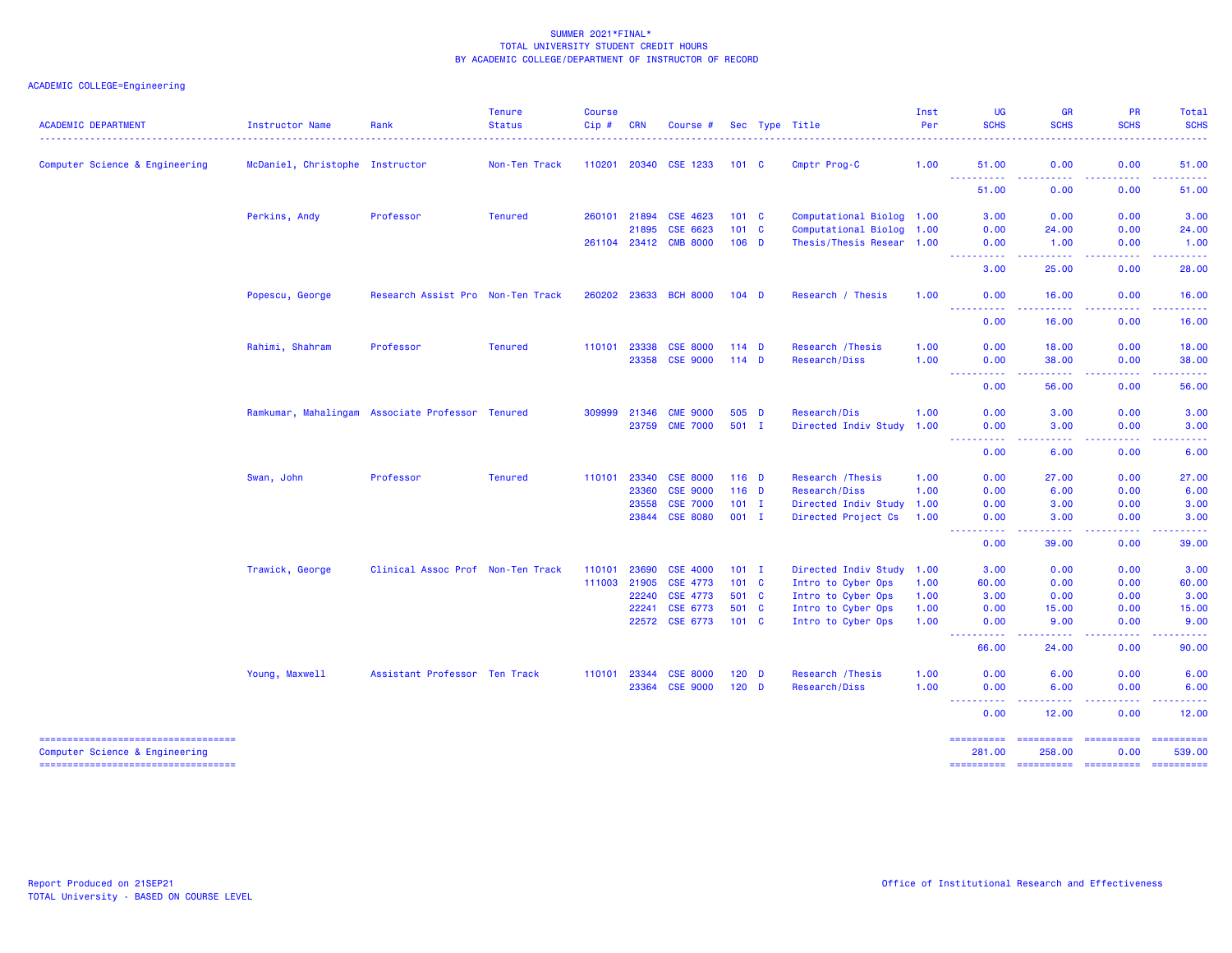SUMMER 2021*FINAL*
TOTAL UNIVERSITY STUDENT CREDIT HOURS
BY ACADEMIC COLLEGE/DEPARTMENT OF INSTRUCTOR OF RECORD

ACADEMIC COLLEGE=Engineering

| ACADEMIC DEPARTMENT | Instructor Name | Rank | Tenure Status | Course Cip # | CRN | Course # | Sec | Type | Title | Inst Per | UG SCHS | GR SCHS | PR SCHS | Total SCHS |
|---|---|---|---|---|---|---|---|---|---|---|---|---|---|---|
| Computer Science & Engineering | McDaniel, Christophe | Instructor | Non-Ten Track | 110201 | 20340 | CSE 1233 | 101 | C | Cmptr Prog-C | 1.00 | 51.00 | 0.00 | 0.00 | 51.00 |
| | | | | | | | | | | | 51.00 | 0.00 | 0.00 | 51.00 |
| | Perkins, Andy | Professor | Tenured | 260101 | 21894 | CSE 4623 | 101 | C | Computational Biolog | 1.00 | 3.00 | 0.00 | 0.00 | 3.00 |
| | | | | | 21895 | CSE 6623 | 101 | C | Computational Biolog | 1.00 | 0.00 | 24.00 | 0.00 | 24.00 |
| | | | | 261104 | 23412 | CMB 8000 | 106 | D | Thesis/Thesis Resear | 1.00 | 0.00 | 1.00 | 0.00 | 1.00 |
| | | | | | | | | | | | 3.00 | 25.00 | 0.00 | 28.00 |
| | Popescu, George | Research Assist Pro | Non-Ten Track | 260202 | 23633 | BCH 8000 | 104 | D | Research / Thesis | 1.00 | 0.00 | 16.00 | 0.00 | 16.00 |
| | | | | | | | | | | | 0.00 | 16.00 | 0.00 | 16.00 |
| | Rahimi, Shahram | Professor | Tenured | 110101 | 23338 | CSE 8000 | 114 | D | Research /Thesis | 1.00 | 0.00 | 18.00 | 0.00 | 18.00 |
| | | | | | 23358 | CSE 9000 | 114 | D | Research/Diss | 1.00 | 0.00 | 38.00 | 0.00 | 38.00 |
| | | | | | | | | | | | 0.00 | 56.00 | 0.00 | 56.00 |
| | Ramkumar, Mahalingam | Associate Professor | Tenured | 309999 | 21346 | CME 9000 | 505 | D | Research/Dis | 1.00 | 0.00 | 3.00 | 0.00 | 3.00 |
| | | | | | 23759 | CME 7000 | 501 | I | Directed Indiv Study | 1.00 | 0.00 | 3.00 | 0.00 | 3.00 |
| | | | | | | | | | | | 0.00 | 6.00 | 0.00 | 6.00 |
| | Swan, John | Professor | Tenured | 110101 | 23340 | CSE 8000 | 116 | D | Research /Thesis | 1.00 | 0.00 | 27.00 | 0.00 | 27.00 |
| | | | | | 23360 | CSE 9000 | 116 | D | Research/Diss | 1.00 | 0.00 | 6.00 | 0.00 | 6.00 |
| | | | | | 23558 | CSE 7000 | 101 | I | Directed Indiv Study | 1.00 | 0.00 | 3.00 | 0.00 | 3.00 |
| | | | | | 23844 | CSE 8080 | 001 | I | Directed Project Cs | 1.00 | 0.00 | 3.00 | 0.00 | 3.00 |
| | | | | | | | | | | | 0.00 | 39.00 | 0.00 | 39.00 |
| | Trawick, George | Clinical Assoc Prof | Non-Ten Track | 110101 | 23690 | CSE 4000 | 101 | I | Directed Indiv Study | 1.00 | 3.00 | 0.00 | 0.00 | 3.00 |
| | | | | 111003 | 21905 | CSE 4773 | 101 | C | Intro to Cyber Ops | 1.00 | 60.00 | 0.00 | 0.00 | 60.00 |
| | | | | | 22240 | CSE 4773 | 501 | C | Intro to Cyber Ops | 1.00 | 3.00 | 0.00 | 0.00 | 3.00 |
| | | | | | 22241 | CSE 6773 | 501 | C | Intro to Cyber Ops | 1.00 | 0.00 | 15.00 | 0.00 | 15.00 |
| | | | | | 22572 | CSE 6773 | 101 | C | Intro to Cyber Ops | 1.00 | 0.00 | 9.00 | 0.00 | 9.00 |
| | | | | | | | | | | | 66.00 | 24.00 | 0.00 | 90.00 |
| | Young, Maxwell | Assistant Professor | Ten Track | 110101 | 23344 | CSE 8000 | 120 | D | Research /Thesis | 1.00 | 0.00 | 6.00 | 0.00 | 6.00 |
| | | | | | 23364 | CSE 9000 | 120 | D | Research/Diss | 1.00 | 0.00 | 6.00 | 0.00 | 6.00 |
| | | | | | | | | | | | 0.00 | 12.00 | 0.00 | 12.00 |
| Computer Science & Engineering | | | | | | | | | | | 281.00 | 258.00 | 0.00 | 539.00 |

Report Produced on 21SEP21
TOTAL University - BASED ON COURSE LEVEL

Office of Institutional Research and Effectiveness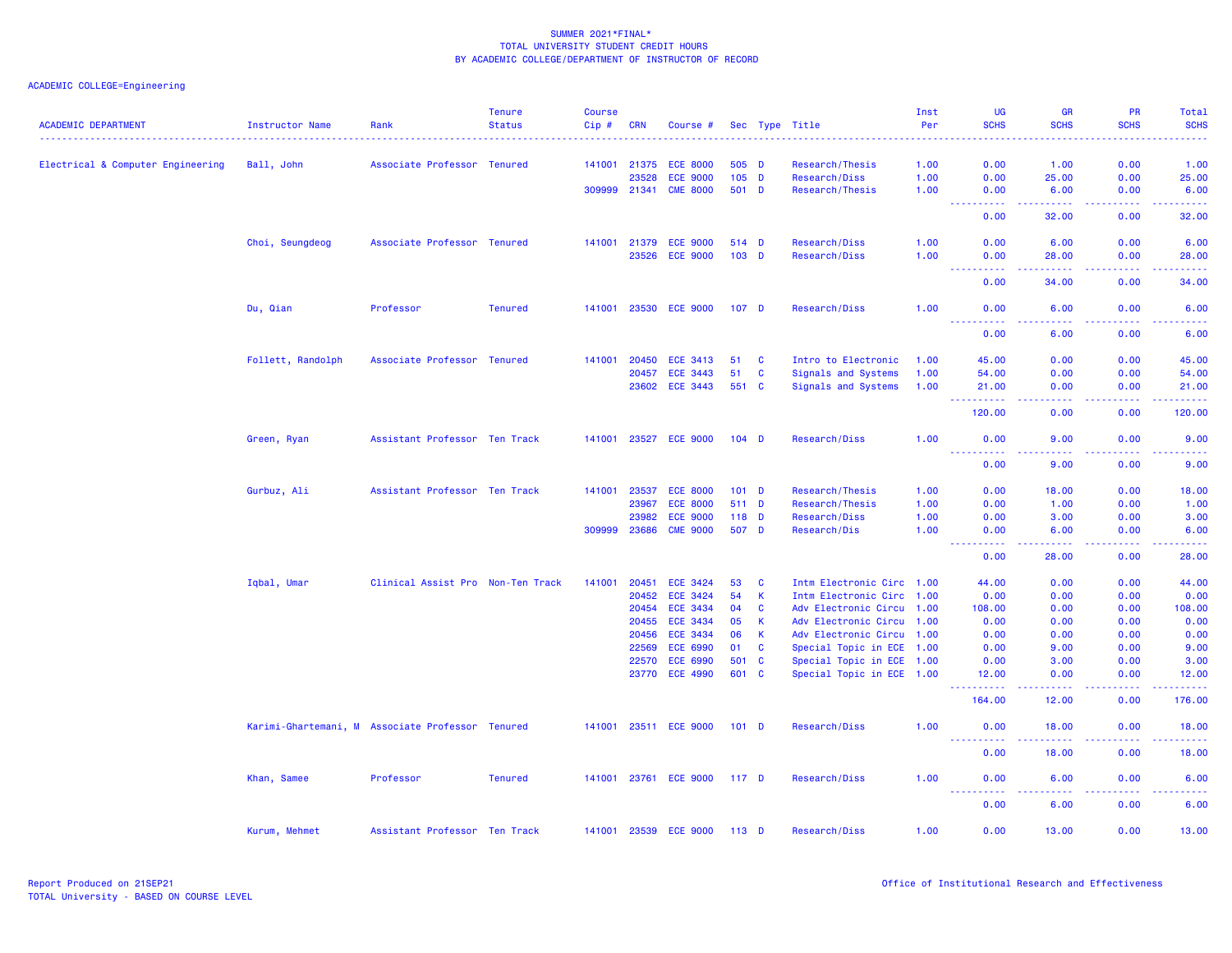SUMMER 2021*FINAL*
TOTAL UNIVERSITY STUDENT CREDIT HOURS
BY ACADEMIC COLLEGE/DEPARTMENT OF INSTRUCTOR OF RECORD

ACADEMIC COLLEGE=Engineering

| ACADEMIC DEPARTMENT | Instructor Name | Rank | Tenure Status | Course Cip # | CRN | Course # | Sec | Type | Title | Inst Per | UG SCHS | GR SCHS | PR SCHS | Total SCHS |
|---|---|---|---|---|---|---|---|---|---|---|---|---|---|---|
| Electrical & Computer Engineering | Ball, John | Associate Professor | Tenured | 141001 | 21375 | ECE 8000 | 505 | D | Research/Thesis | 1.00 | 0.00 | 1.00 | 0.00 | 1.00 |
| | | | | | 23528 | ECE 9000 | 105 | D | Research/Diss | 1.00 | 0.00 | 25.00 | 0.00 | 25.00 |
| | | | | 309999 | 21341 | CME 8000 | 501 | D | Research/Thesis | 1.00 | 0.00 | 6.00 | 0.00 | 6.00 |
| | | | | | | | | | | | 0.00 | 32.00 | 0.00 | 32.00 |
| | Choi, Seungdeog | Associate Professor | Tenured | 141001 | 21379 | ECE 9000 | 514 | D | Research/Diss | 1.00 | 0.00 | 6.00 | 0.00 | 6.00 |
| | | | | | 23526 | ECE 9000 | 103 | D | Research/Diss | 1.00 | 0.00 | 28.00 | 0.00 | 28.00 |
| | | | | | | | | | | | 0.00 | 34.00 | 0.00 | 34.00 |
| | Du, Qian | Professor | Tenured | 141001 | 23530 | ECE 9000 | 107 | D | Research/Diss | 1.00 | 0.00 | 6.00 | 0.00 | 6.00 |
| | | | | | | | | | | | 0.00 | 6.00 | 0.00 | 6.00 |
| | Follett, Randolph | Associate Professor | Tenured | 141001 | 20450 | ECE 3413 | 51 | C | Intro to Electronic | 1.00 | 45.00 | 0.00 | 0.00 | 45.00 |
| | | | | | 20457 | ECE 3443 | 51 | C | Signals and Systems | 1.00 | 54.00 | 0.00 | 0.00 | 54.00 |
| | | | | | 23602 | ECE 3443 | 551 | C | Signals and Systems | 1.00 | 21.00 | 0.00 | 0.00 | 21.00 |
| | | | | | | | | | | | 120.00 | 0.00 | 0.00 | 120.00 |
| | Green, Ryan | Assistant Professor | Ten Track | 141001 | 23527 | ECE 9000 | 104 | D | Research/Diss | 1.00 | 0.00 | 9.00 | 0.00 | 9.00 |
| | | | | | | | | | | | 0.00 | 9.00 | 0.00 | 9.00 |
| | Gurbuz, Ali | Assistant Professor | Ten Track | 141001 | 23537 | ECE 8000 | 101 | D | Research/Thesis | 1.00 | 0.00 | 18.00 | 0.00 | 18.00 |
| | | | | | 23967 | ECE 8000 | 511 | D | Research/Thesis | 1.00 | 0.00 | 1.00 | 0.00 | 1.00 |
| | | | | | 23982 | ECE 9000 | 118 | D | Research/Diss | 1.00 | 0.00 | 3.00 | 0.00 | 3.00 |
| | | | | 309999 | 23686 | CME 9000 | 507 | D | Research/Dis | 1.00 | 0.00 | 6.00 | 0.00 | 6.00 |
| | | | | | | | | | | | 0.00 | 28.00 | 0.00 | 28.00 |
| | Iqbal, Umar | Clinical Assist Pro | Non-Ten Track | 141001 | 20451 | ECE 3424 | 53 | C | Intm Electronic Circ | 1.00 | 44.00 | 0.00 | 0.00 | 44.00 |
| | | | | | 20452 | ECE 3424 | 54 | K | Intm Electronic Circ | 1.00 | 0.00 | 0.00 | 0.00 | 0.00 |
| | | | | | 20454 | ECE 3434 | 04 | C | Adv Electronic Circu | 1.00 | 108.00 | 0.00 | 0.00 | 108.00 |
| | | | | | 20455 | ECE 3434 | 05 | K | Adv Electronic Circu | 1.00 | 0.00 | 0.00 | 0.00 | 0.00 |
| | | | | | 20456 | ECE 3434 | 06 | K | Adv Electronic Circu | 1.00 | 0.00 | 0.00 | 0.00 | 0.00 |
| | | | | | 22569 | ECE 6990 | 01 | C | Special Topic in ECE | 1.00 | 0.00 | 9.00 | 0.00 | 9.00 |
| | | | | | 22570 | ECE 6990 | 501 | C | Special Topic in ECE | 1.00 | 0.00 | 3.00 | 0.00 | 3.00 |
| | | | | | 23770 | ECE 4990 | 601 | C | Special Topic in ECE | 1.00 | 12.00 | 0.00 | 0.00 | 12.00 |
| | | | | | | | | | | | 164.00 | 12.00 | 0.00 | 176.00 |
| | Karimi-Ghartemani, M | Associate Professor | Tenured | 141001 | 23511 | ECE 9000 | 101 | D | Research/Diss | 1.00 | 0.00 | 18.00 | 0.00 | 18.00 |
| | | | | | | | | | | | 0.00 | 18.00 | 0.00 | 18.00 |
| | Khan, Samee | Professor | Tenured | 141001 | 23761 | ECE 9000 | 117 | D | Research/Diss | 1.00 | 0.00 | 6.00 | 0.00 | 6.00 |
| | | | | | | | | | | | 0.00 | 6.00 | 0.00 | 6.00 |
| | Kurum, Mehmet | Assistant Professor | Ten Track | 141001 | 23539 | ECE 9000 | 113 | D | Research/Diss | 1.00 | 0.00 | 13.00 | 0.00 | 13.00 |

Report Produced on 21SEP21
TOTAL University - BASED ON COURSE LEVEL

Office of Institutional Research and Effectiveness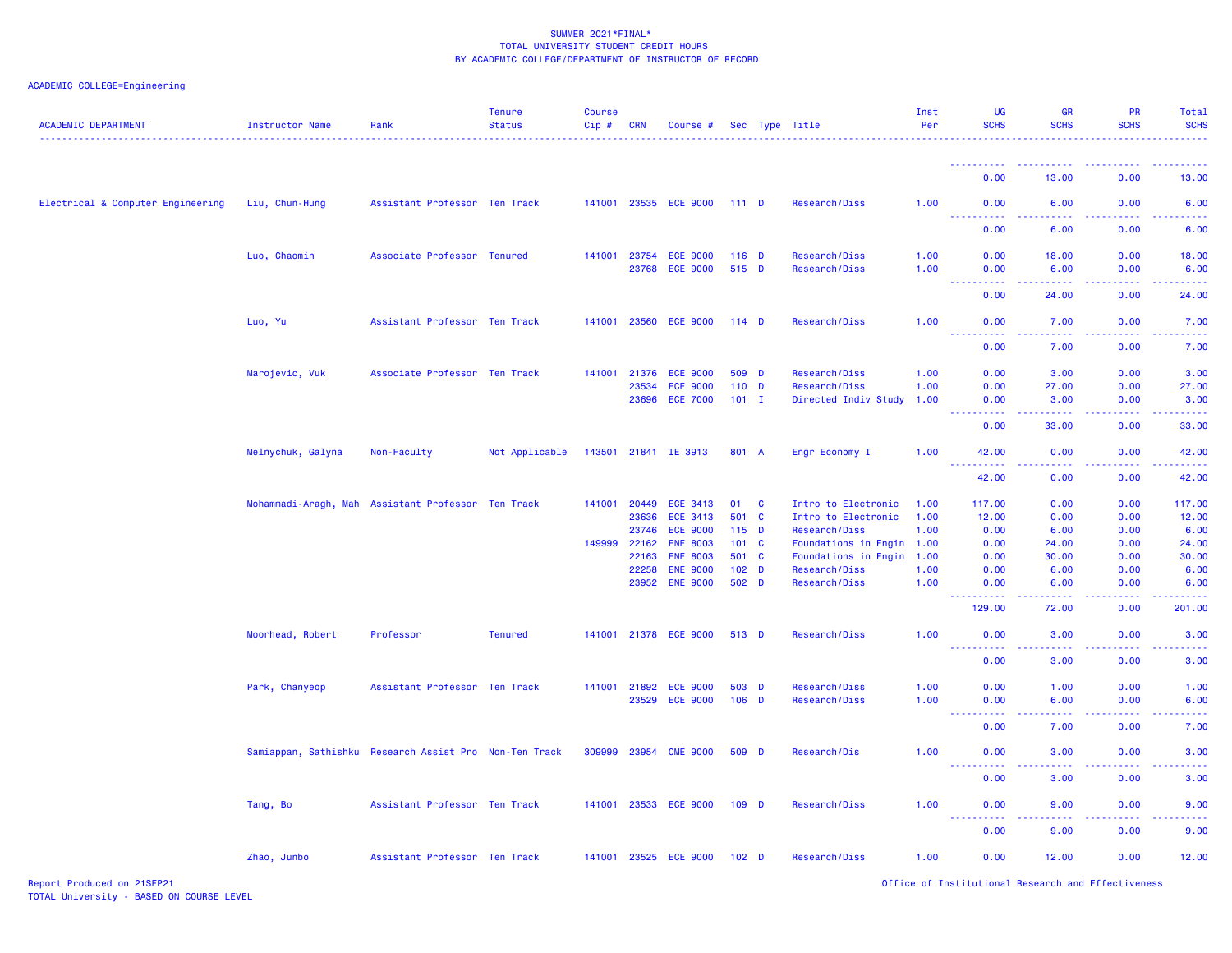SUMMER 2021*FINAL*
TOTAL UNIVERSITY STUDENT CREDIT HOURS
BY ACADEMIC COLLEGE/DEPARTMENT OF INSTRUCTOR OF RECORD

ACADEMIC COLLEGE=Engineering

| ACADEMIC DEPARTMENT | Instructor Name | Rank | Tenure Status | Course Cip # | CRN | Course # | Sec | Type | Title | Inst Per | UG SCHS | GR SCHS | PR SCHS | Total SCHS |
|---|---|---|---|---|---|---|---|---|---|---|---|---|---|---|
| | | | | | | | | | | | 0.00 | 13.00 | 0.00 | 13.00 |
| Electrical & Computer Engineering | Liu, Chun-Hung | Assistant Professor | Ten Track | 141001 | 23535 | ECE 9000 | 111 | D | Research/Diss | 1.00 | 0.00 | 6.00 | 0.00 | 6.00 |
| | | | | | | | | | | | 0.00 | 6.00 | 0.00 | 6.00 |
| | Luo, Chaomin | Associate Professor | Tenured | 141001 | 23754 | ECE 9000 | 116 | D | Research/Diss | 1.00 | 0.00 | 18.00 | 0.00 | 18.00 |
| | | | | | 23768 | ECE 9000 | 515 | D | Research/Diss | 1.00 | 0.00 | 6.00 | 0.00 | 6.00 |
| | | | | | | | | | | | 0.00 | 24.00 | 0.00 | 24.00 |
| | Luo, Yu | Assistant Professor | Ten Track | 141001 | 23560 | ECE 9000 | 114 | D | Research/Diss | 1.00 | 0.00 | 7.00 | 0.00 | 7.00 |
| | | | | | | | | | | | 0.00 | 7.00 | 0.00 | 7.00 |
| | Marojevic, Vuk | Associate Professor | Ten Track | 141001 | 21376 | ECE 9000 | 509 | D | Research/Diss | 1.00 | 0.00 | 3.00 | 0.00 | 3.00 |
| | | | | | 23534 | ECE 9000 | 110 | D | Research/Diss | 1.00 | 0.00 | 27.00 | 0.00 | 27.00 |
| | | | | | 23696 | ECE 7000 | 101 | I | Directed Indiv Study | 1.00 | 0.00 | 3.00 | 0.00 | 3.00 |
| | | | | | | | | | | | 0.00 | 33.00 | 0.00 | 33.00 |
| | Melnychuk, Galyna | Non-Faculty | Not Applicable | 143501 | 21841 | IE 3913 | 801 | A | Engr Economy I | 1.00 | 42.00 | 0.00 | 0.00 | 42.00 |
| | | | | | | | | | | | 42.00 | 0.00 | 0.00 | 42.00 |
| | Mohammadi-Aragh, Mah | Assistant Professor | Ten Track | 141001 | 20449 | ECE 3413 | 01 | C | Intro to Electronic | 1.00 | 117.00 | 0.00 | 0.00 | 117.00 |
| | | | | | 23636 | ECE 3413 | 501 | C | Intro to Electronic | 1.00 | 12.00 | 0.00 | 0.00 | 12.00 |
| | | | | | 23746 | ECE 9000 | 115 | D | Research/Diss | 1.00 | 0.00 | 6.00 | 0.00 | 6.00 |
| | | | | 149999 | 22162 | ENE 8003 | 101 | C | Foundations in Engin | 1.00 | 0.00 | 24.00 | 0.00 | 24.00 |
| | | | | | 22163 | ENE 8003 | 501 | C | Foundations in Engin | 1.00 | 0.00 | 30.00 | 0.00 | 30.00 |
| | | | | | 22258 | ENE 9000 | 102 | D | Research/Diss | 1.00 | 0.00 | 6.00 | 0.00 | 6.00 |
| | | | | | 23952 | ENE 9000 | 502 | D | Research/Diss | 1.00 | 0.00 | 6.00 | 0.00 | 6.00 |
| | | | | | | | | | | | 129.00 | 72.00 | 0.00 | 201.00 |
| | Moorhead, Robert | Professor | Tenured | 141001 | 21378 | ECE 9000 | 513 | D | Research/Diss | 1.00 | 0.00 | 3.00 | 0.00 | 3.00 |
| | | | | | | | | | | | 0.00 | 3.00 | 0.00 | 3.00 |
| | Park, Chanyeop | Assistant Professor | Ten Track | 141001 | 21892 | ECE 9000 | 503 | D | Research/Diss | 1.00 | 0.00 | 1.00 | 0.00 | 1.00 |
| | | | | | 23529 | ECE 9000 | 106 | D | Research/Diss | 1.00 | 0.00 | 6.00 | 0.00 | 6.00 |
| | | | | | | | | | | | 0.00 | 7.00 | 0.00 | 7.00 |
| | Samiappan, Sathishku | Research Assist Pro | Non-Ten Track | 309999 | 23954 | CME 9000 | 509 | D | Research/Dis | 1.00 | 0.00 | 3.00 | 0.00 | 3.00 |
| | | | | | | | | | | | 0.00 | 3.00 | 0.00 | 3.00 |
| | Tang, Bo | Assistant Professor | Ten Track | 141001 | 23533 | ECE 9000 | 109 | D | Research/Diss | 1.00 | 0.00 | 9.00 | 0.00 | 9.00 |
| | | | | | | | | | | | 0.00 | 9.00 | 0.00 | 9.00 |
| | Zhao, Junbo | Assistant Professor | Ten Track | 141001 | 23525 | ECE 9000 | 102 | D | Research/Diss | 1.00 | 0.00 | 12.00 | 0.00 | 12.00 |

Report Produced on 21SEP21
TOTAL University - BASED ON COURSE LEVEL

Office of Institutional Research and Effectiveness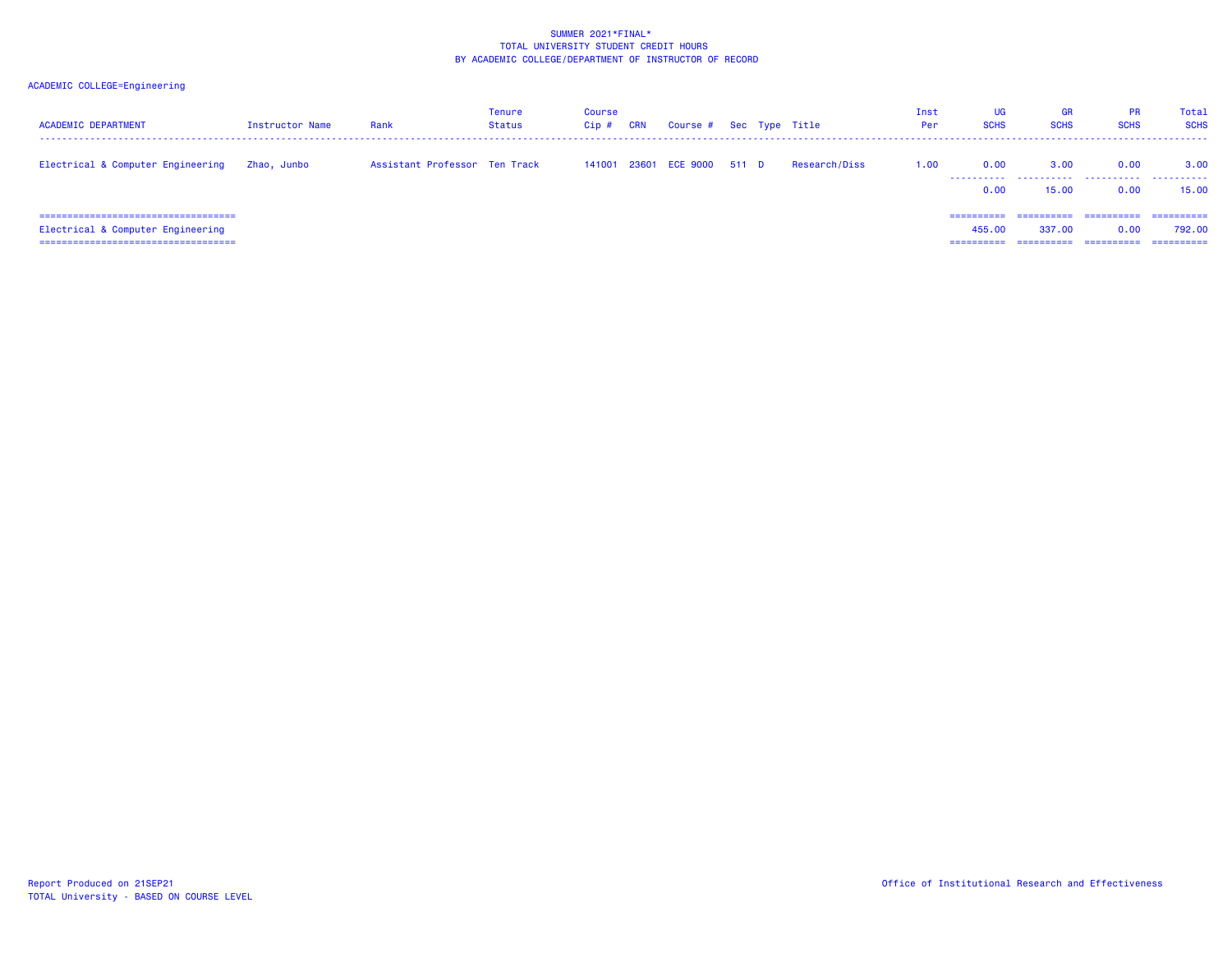SUMMER 2021*FINAL*
TOTAL UNIVERSITY STUDENT CREDIT HOURS
BY ACADEMIC COLLEGE/DEPARTMENT OF INSTRUCTOR OF RECORD

ACADEMIC COLLEGE=Engineering

| ACADEMIC DEPARTMENT | Instructor Name | Rank | Tenure Status | Course Cip # | CRN | Course # | Sec | Type | Title | Inst Per | UG SCHS | GR SCHS | PR SCHS | Total SCHS |
|---|---|---|---|---|---|---|---|---|---|---|---|---|---|---|
| Electrical & Computer Engineering | Zhao, Junbo | Assistant Professor | Ten Track | 141001 | 23601 | ECE 9000 | 511 | D | Research/Diss | 1.00 | 0.00 | 3.00 | 0.00 | 3.00 |
| | | | | | | | | | | | 0.00 | 15.00 | 0.00 | 15.00 |
| Electrical & Computer Engineering | | | | | | | | | | | 455.00 | 337.00 | 0.00 | 792.00 |

Report Produced on 21SEP21
TOTAL University - BASED ON COURSE LEVEL

Office of Institutional Research and Effectiveness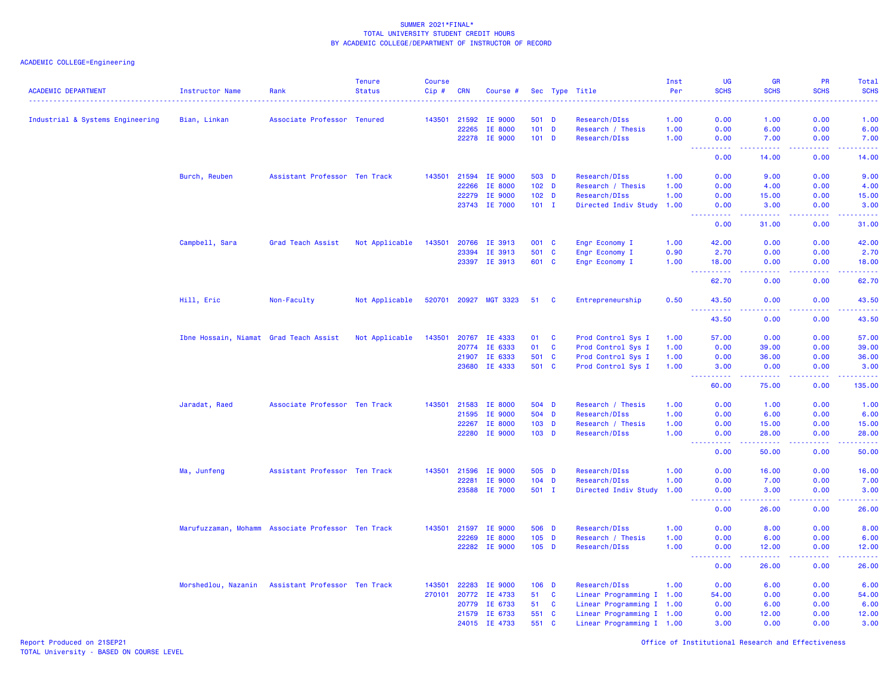SUMMER 2021*FINAL*
TOTAL UNIVERSITY STUDENT CREDIT HOURS
BY ACADEMIC COLLEGE/DEPARTMENT OF INSTRUCTOR OF RECORD

ACADEMIC COLLEGE=Engineering

| ACADEMIC DEPARTMENT | Instructor Name | Rank | Tenure Status | Course Cip # | CRN | Course # | Sec | Type | Title | Inst Per | UG SCHS | GR SCHS | PR SCHS | Total SCHS |
|---|---|---|---|---|---|---|---|---|---|---|---|---|---|---|
| Industrial & Systems Engineering | Bian, Linkan | Associate Professor | Tenured | 143501 | 21592 | IE 9000 | 501 | D | Research/DIss | 1.00 | 0.00 | 1.00 | 0.00 | 1.00 |
| | | | | | 22265 | IE 8000 | 101 | D | Research / Thesis | 1.00 | 0.00 | 6.00 | 0.00 | 6.00 |
| | | | | | 22278 | IE 9000 | 101 | D | Research/DIss | 1.00 | 0.00 | 7.00 | 0.00 | 7.00 |
| | | | | | | | | | | | 0.00 | 14.00 | 0.00 | 14.00 |
| | Burch, Reuben | Assistant Professor | Ten Track | 143501 | 21594 | IE 9000 | 503 | D | Research/DIss | 1.00 | 0.00 | 9.00 | 0.00 | 9.00 |
| | | | | | 22266 | IE 8000 | 102 | D | Research / Thesis | 1.00 | 0.00 | 4.00 | 0.00 | 4.00 |
| | | | | | 22279 | IE 9000 | 102 | D | Research/DIss | 1.00 | 0.00 | 15.00 | 0.00 | 15.00 |
| | | | | | 23743 | IE 7000 | 101 | I | Directed Indiv Study | 1.00 | 0.00 | 3.00 | 0.00 | 3.00 |
| | | | | | | | | | | | 0.00 | 31.00 | 0.00 | 31.00 |
| | Campbell, Sara | Grad Teach Assist | Not Applicable | 143501 | 20766 | IE 3913 | 001 | C | Engr Economy I | 1.00 | 42.00 | 0.00 | 0.00 | 42.00 |
| | | | | | 23394 | IE 3913 | 501 | C | Engr Economy I | 0.90 | 2.70 | 0.00 | 0.00 | 2.70 |
| | | | | | 23397 | IE 3913 | 601 | C | Engr Economy I | 1.00 | 18.00 | 0.00 | 0.00 | 18.00 |
| | | | | | | | | | | | 62.70 | 0.00 | 0.00 | 62.70 |
| | Hill, Eric | Non-Faculty | Not Applicable | 520701 | 20927 | MGT 3323 | 51 | C | Entrepreneurship | 0.50 | 43.50 | 0.00 | 0.00 | 43.50 |
| | | | | | | | | | | | 43.50 | 0.00 | 0.00 | 43.50 |
| | Ibne Hossain, Niamat | Grad Teach Assist | Not Applicable | 143501 | 20767 | IE 4333 | 01 | C | Prod Control Sys I | 1.00 | 57.00 | 0.00 | 0.00 | 57.00 |
| | | | | | 20774 | IE 6333 | 01 | C | Prod Control Sys I | 1.00 | 0.00 | 39.00 | 0.00 | 39.00 |
| | | | | | 21907 | IE 6333 | 501 | C | Prod Control Sys I | 1.00 | 0.00 | 36.00 | 0.00 | 36.00 |
| | | | | | 23680 | IE 4333 | 501 | C | Prod Control Sys I | 1.00 | 3.00 | 0.00 | 0.00 | 3.00 |
| | | | | | | | | | | | 60.00 | 75.00 | 0.00 | 135.00 |
| | Jaradat, Raed | Associate Professor | Ten Track | 143501 | 21583 | IE 8000 | 504 | D | Research / Thesis | 1.00 | 0.00 | 1.00 | 0.00 | 1.00 |
| | | | | | 21595 | IE 9000 | 504 | D | Research/DIss | 1.00 | 0.00 | 6.00 | 0.00 | 6.00 |
| | | | | | 22267 | IE 8000 | 103 | D | Research / Thesis | 1.00 | 0.00 | 15.00 | 0.00 | 15.00 |
| | | | | | 22280 | IE 9000 | 103 | D | Research/DIss | 1.00 | 0.00 | 28.00 | 0.00 | 28.00 |
| | | | | | | | | | | | 0.00 | 50.00 | 0.00 | 50.00 |
| | Ma, Junfeng | Assistant Professor | Ten Track | 143501 | 21596 | IE 9000 | 505 | D | Research/DIss | 1.00 | 0.00 | 16.00 | 0.00 | 16.00 |
| | | | | | 22281 | IE 9000 | 104 | D | Research/DIss | 1.00 | 0.00 | 7.00 | 0.00 | 7.00 |
| | | | | | 23588 | IE 7000 | 501 | I | Directed Indiv Study | 1.00 | 0.00 | 3.00 | 0.00 | 3.00 |
| | | | | | | | | | | | 0.00 | 26.00 | 0.00 | 26.00 |
| | Marufuzzaman, Mohamm | Associate Professor | Ten Track | 143501 | 21597 | IE 9000 | 506 | D | Research/DIss | 1.00 | 0.00 | 8.00 | 0.00 | 8.00 |
| | | | | | 22269 | IE 8000 | 105 | D | Research / Thesis | 1.00 | 0.00 | 6.00 | 0.00 | 6.00 |
| | | | | | 22282 | IE 9000 | 105 | D | Research/DIss | 1.00 | 0.00 | 12.00 | 0.00 | 12.00 |
| | | | | | | | | | | | 0.00 | 26.00 | 0.00 | 26.00 |
| | Morshedlou, Nazanin | Assistant Professor | Ten Track | 143501 | 22283 | IE 9000 | 106 | D | Research/DIss | 1.00 | 0.00 | 6.00 | 0.00 | 6.00 |
| | | | | 270101 | 20772 | IE 4733 | 51 | C | Linear Programming I | 1.00 | 54.00 | 0.00 | 0.00 | 54.00 |
| | | | | | 20779 | IE 6733 | 51 | C | Linear Programming I | 1.00 | 0.00 | 6.00 | 0.00 | 6.00 |
| | | | | | 21579 | IE 6733 | 551 | C | Linear Programming I | 1.00 | 0.00 | 12.00 | 0.00 | 12.00 |
| | | | | | 24015 | IE 4733 | 551 | C | Linear Programming I | 1.00 | 3.00 | 0.00 | 0.00 | 3.00 |

Report Produced on 21SEP21
TOTAL University - BASED ON COURSE LEVEL

Office of Institutional Research and Effectiveness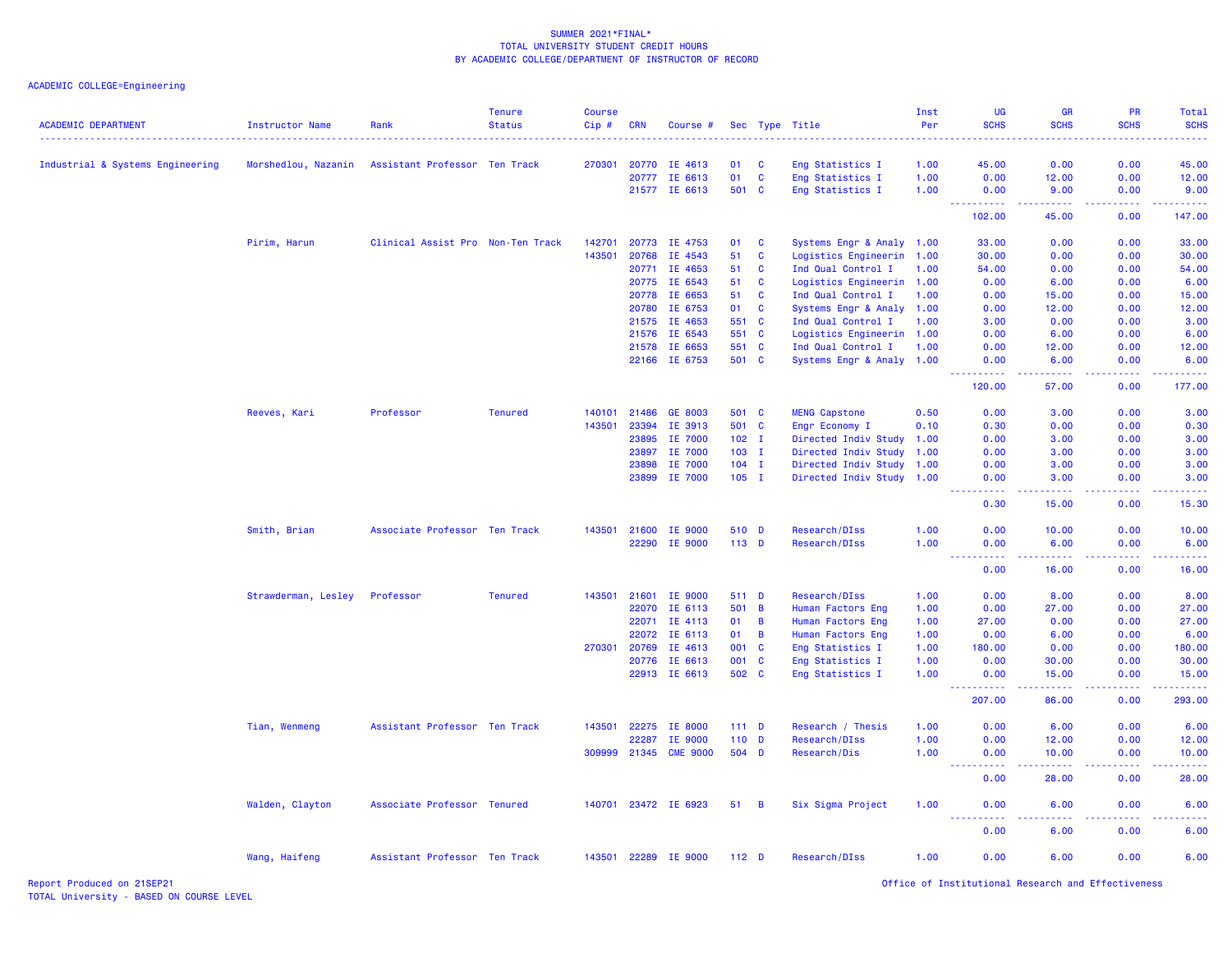SUMMER 2021*FINAL*
TOTAL UNIVERSITY STUDENT CREDIT HOURS
BY ACADEMIC COLLEGE/DEPARTMENT OF INSTRUCTOR OF RECORD

ACADEMIC COLLEGE=Engineering

| ACADEMIC DEPARTMENT | Instructor Name | Rank | Tenure Status | Course Cip # | CRN | Course # | Sec | Type | Title | Inst Per | UG SCHS | GR SCHS | PR SCHS | Total SCHS |
|---|---|---|---|---|---|---|---|---|---|---|---|---|---|---|
| Industrial & Systems Engineering | Morshedlou, Nazanin | Assistant Professor | Ten Track | 270301 | 20770 | IE 4613 | 01 | C | Eng Statistics I | 1.00 | 45.00 | 0.00 | 0.00 | 45.00 |
| | | | | | 20777 | IE 6613 | 01 | C | Eng Statistics I | 1.00 | 0.00 | 12.00 | 0.00 | 12.00 |
| | | | | | 21577 | IE 6613 | 501 | C | Eng Statistics I | 1.00 | 0.00 | 9.00 | 0.00 | 9.00 |
| | | | | | | | | | | | 102.00 | 45.00 | 0.00 | 147.00 |
| | Pirim, Harun | Clinical Assist Pro | Non-Ten Track | 142701 | 20773 | IE 4753 | 01 | C | Systems Engr & Analy | 1.00 | 33.00 | 0.00 | 0.00 | 33.00 |
| | | | | 143501 | 20768 | IE 4543 | 51 | C | Logistics Engineerin | 1.00 | 30.00 | 0.00 | 0.00 | 30.00 |
| | | | | | 20771 | IE 4653 | 51 | C | Ind Qual Control I | 1.00 | 54.00 | 0.00 | 0.00 | 54.00 |
| | | | | | 20775 | IE 6543 | 51 | C | Logistics Engineerin | 1.00 | 0.00 | 6.00 | 0.00 | 6.00 |
| | | | | | 20778 | IE 6653 | 51 | C | Ind Qual Control I | 1.00 | 0.00 | 15.00 | 0.00 | 15.00 |
| | | | | | 20780 | IE 6753 | 01 | C | Systems Engr & Analy | 1.00 | 0.00 | 12.00 | 0.00 | 12.00 |
| | | | | | 21575 | IE 4653 | 551 | C | Ind Qual Control I | 1.00 | 3.00 | 0.00 | 0.00 | 3.00 |
| | | | | | 21576 | IE 6543 | 551 | C | Logistics Engineerin | 1.00 | 0.00 | 6.00 | 0.00 | 6.00 |
| | | | | | 21578 | IE 6653 | 551 | C | Ind Qual Control I | 1.00 | 0.00 | 12.00 | 0.00 | 12.00 |
| | | | | | 22166 | IE 6753 | 501 | C | Systems Engr & Analy | 1.00 | 0.00 | 6.00 | 0.00 | 6.00 |
| | | | | | | | | | | | 120.00 | 57.00 | 0.00 | 177.00 |
| | Reeves, Kari | Professor | Tenured | 140101 | 21486 | GE 8003 | 501 | C | MENG Capstone | 0.50 | 0.00 | 3.00 | 0.00 | 3.00 |
| | | | | 143501 | 23394 | IE 3913 | 501 | C | Engr Economy I | 0.10 | 0.30 | 0.00 | 0.00 | 0.30 |
| | | | | | 23895 | IE 7000 | 102 | I | Directed Indiv Study | 1.00 | 0.00 | 3.00 | 0.00 | 3.00 |
| | | | | | 23897 | IE 7000 | 103 | I | Directed Indiv Study | 1.00 | 0.00 | 3.00 | 0.00 | 3.00 |
| | | | | | 23898 | IE 7000 | 104 | I | Directed Indiv Study | 1.00 | 0.00 | 3.00 | 0.00 | 3.00 |
| | | | | | 23899 | IE 7000 | 105 | I | Directed Indiv Study | 1.00 | 0.00 | 3.00 | 0.00 | 3.00 |
| | | | | | | | | | | | 0.30 | 15.00 | 0.00 | 15.30 |
| | Smith, Brian | Associate Professor | Ten Track | 143501 | 21600 | IE 9000 | 510 | D | Research/DIss | 1.00 | 0.00 | 10.00 | 0.00 | 10.00 |
| | | | | | 22290 | IE 9000 | 113 | D | Research/DIss | 1.00 | 0.00 | 6.00 | 0.00 | 6.00 |
| | | | | | | | | | | | 0.00 | 16.00 | 0.00 | 16.00 |
| | Strawderman, Lesley | Professor | Tenured | 143501 | 21601 | IE 9000 | 511 | D | Research/DIss | 1.00 | 0.00 | 8.00 | 0.00 | 8.00 |
| | | | | | 22070 | IE 6113 | 501 | B | Human Factors Eng | 1.00 | 0.00 | 27.00 | 0.00 | 27.00 |
| | | | | | 22071 | IE 4113 | 01 | B | Human Factors Eng | 1.00 | 27.00 | 0.00 | 0.00 | 27.00 |
| | | | | | 22072 | IE 6113 | 01 | B | Human Factors Eng | 1.00 | 0.00 | 6.00 | 0.00 | 6.00 |
| | | | | 270301 | 20769 | IE 4613 | 001 | C | Eng Statistics I | 1.00 | 180.00 | 0.00 | 0.00 | 180.00 |
| | | | | | 20776 | IE 6613 | 001 | C | Eng Statistics I | 1.00 | 0.00 | 30.00 | 0.00 | 30.00 |
| | | | | | 22913 | IE 6613 | 502 | C | Eng Statistics I | 1.00 | 0.00 | 15.00 | 0.00 | 15.00 |
| | | | | | | | | | | | 207.00 | 86.00 | 0.00 | 293.00 |
| | Tian, Wenmeng | Assistant Professor | Ten Track | 143501 | 22275 | IE 8000 | 111 | D | Research / Thesis | 1.00 | 0.00 | 6.00 | 0.00 | 6.00 |
| | | | | | 22287 | IE 9000 | 110 | D | Research/DIss | 1.00 | 0.00 | 12.00 | 0.00 | 12.00 |
| | | | | 309999 | 21345 | CME 9000 | 504 | D | Research/Dis | 1.00 | 0.00 | 10.00 | 0.00 | 10.00 |
| | | | | | | | | | | | 0.00 | 28.00 | 0.00 | 28.00 |
| | Walden, Clayton | Associate Professor | Tenured | 140701 | 23472 | IE 6923 | 51 | B | Six Sigma Project | 1.00 | 0.00 | 6.00 | 0.00 | 6.00 |
| | | | | | | | | | | | 0.00 | 6.00 | 0.00 | 6.00 |
| | Wang, Haifeng | Assistant Professor | Ten Track | 143501 | 22289 | IE 9000 | 112 | D | Research/DIss | 1.00 | 0.00 | 6.00 | 0.00 | 6.00 |

Report Produced on 21SEP21
TOTAL University - BASED ON COURSE LEVEL

Office of Institutional Research and Effectiveness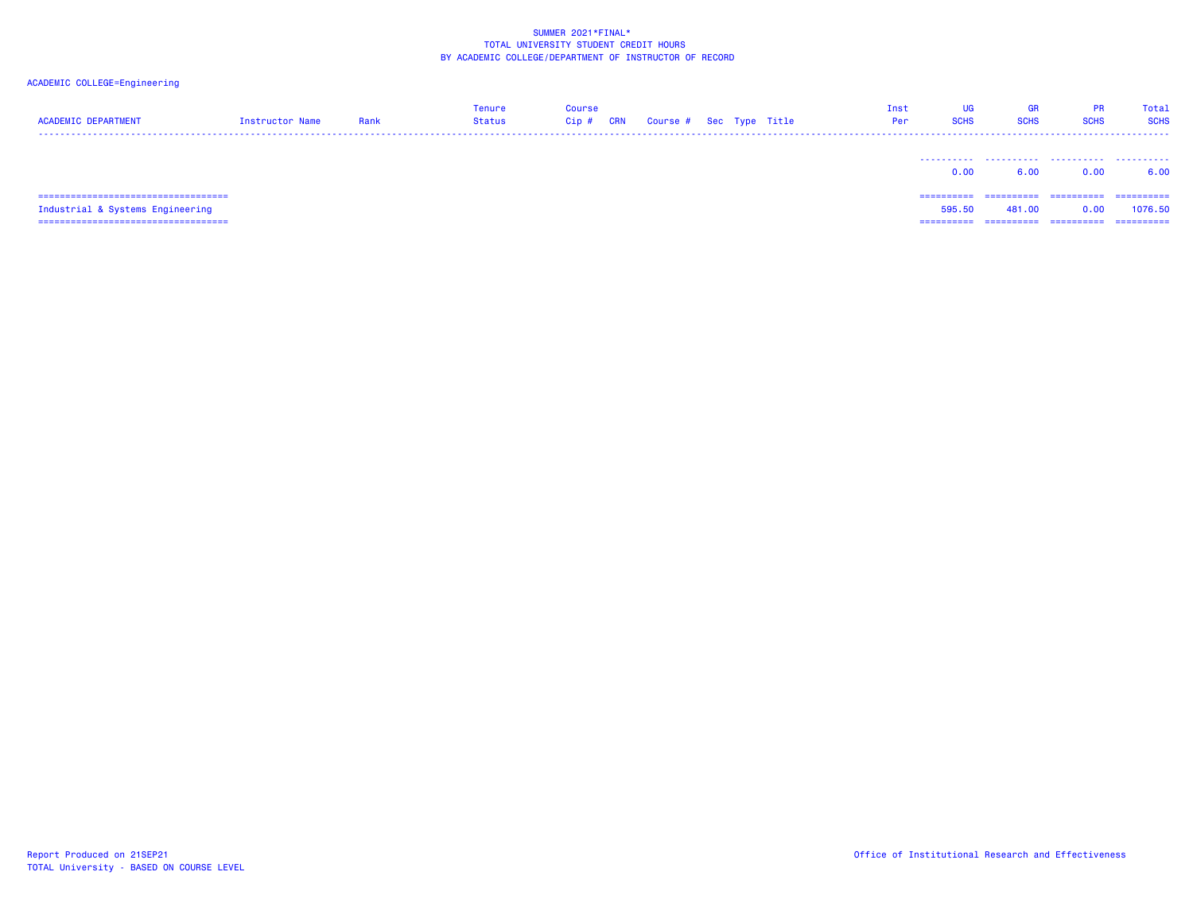SUMMER 2021*FINAL*
TOTAL UNIVERSITY STUDENT CREDIT HOURS
BY ACADEMIC COLLEGE/DEPARTMENT OF INSTRUCTOR OF RECORD

ACADEMIC COLLEGE=Engineering

| ACADEMIC DEPARTMENT | Instructor Name | Rank | Tenure Status | Course Cip # | CRN | Course # | Sec | Type | Title | Inst Per | UG SCHS | GR SCHS | PR SCHS | Total SCHS |
|---|---|---|---|---|---|---|---|---|---|---|---|---|---|---|
| | | | | | | | | | | | 0.00 | 6.00 | 0.00 | 6.00 |
| Industrial & Systems Engineering | | | | | | | | | | | 595.50 | 481.00 | 0.00 | 1076.50 |

Report Produced on 21SEP21
TOTAL University - BASED ON COURSE LEVEL

Office of Institutional Research and Effectiveness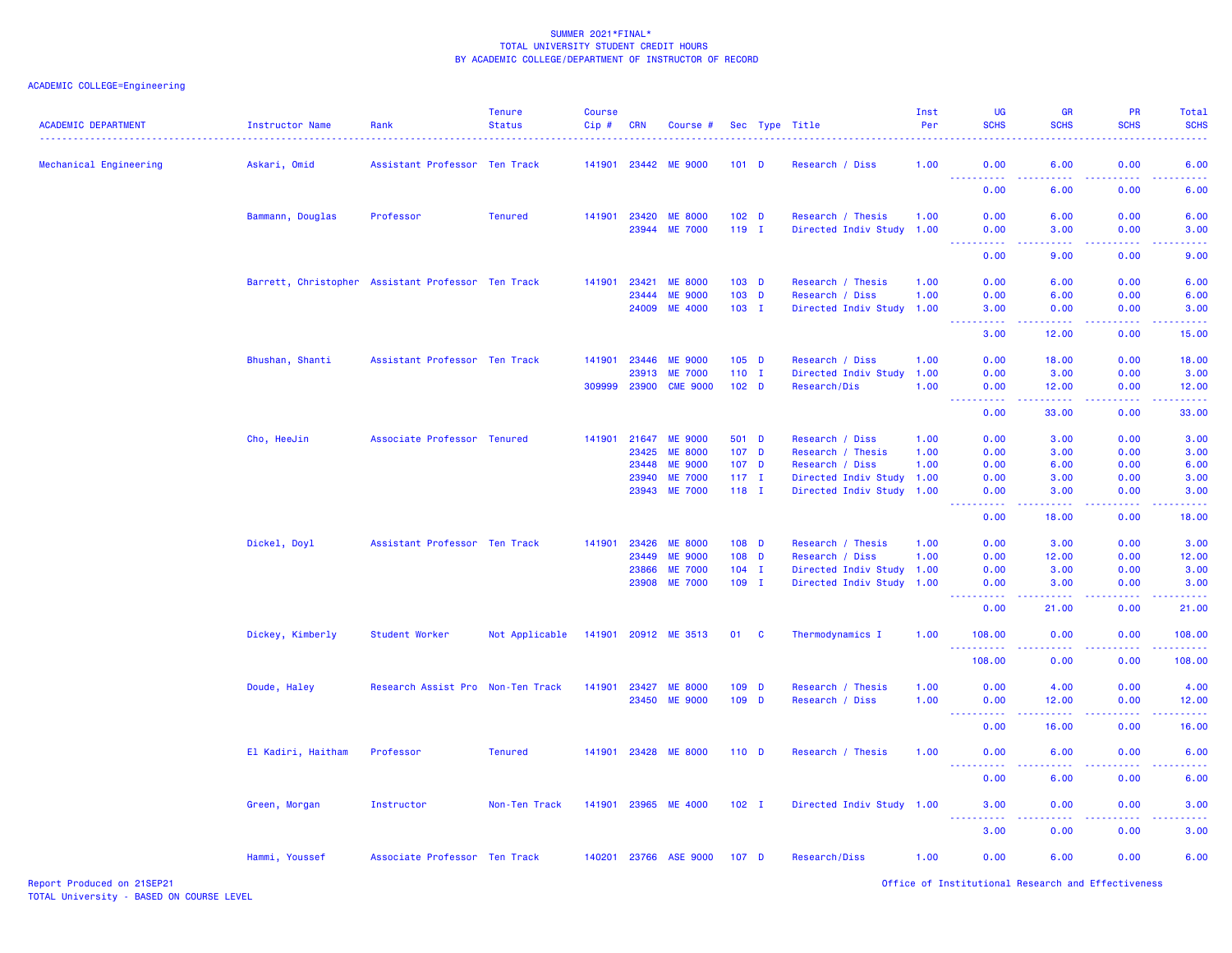SUMMER 2021*FINAL*
TOTAL UNIVERSITY STUDENT CREDIT HOURS
BY ACADEMIC COLLEGE/DEPARTMENT OF INSTRUCTOR OF RECORD

ACADEMIC COLLEGE=Engineering

| ACADEMIC DEPARTMENT | Instructor Name | Rank | Tenure Status | Course Cip # | CRN | Course # | Sec | Type | Title | Inst Per | UG SCHS | GR SCHS | PR SCHS | Total SCHS |
|---|---|---|---|---|---|---|---|---|---|---|---|---|---|---|
| Mechanical Engineering | Askari, Omid | Assistant Professor | Ten Track | 141901 | 23442 | ME 9000 | 101 | D | Research / Diss | 1.00 | 0.00 | 6.00 | 0.00 | 6.00 |
| | | | | | | | | | | | 0.00 | 6.00 | 0.00 | 6.00 |
| | Bammann, Douglas | Professor | Tenured | 141901 | 23420 | ME 8000 | 102 | D | Research / Thesis | 1.00 | 0.00 | 6.00 | 0.00 | 6.00 |
| | | | | | 23944 | ME 7000 | 119 | I | Directed Indiv Study | 1.00 | 0.00 | 3.00 | 0.00 | 3.00 |
| | | | | | | | | | | | 0.00 | 9.00 | 0.00 | 9.00 |
| | Barrett, Christopher | Assistant Professor | Ten Track | 141901 | 23421 | ME 8000 | 103 | D | Research / Thesis | 1.00 | 0.00 | 6.00 | 0.00 | 6.00 |
| | | | | | 23444 | ME 9000 | 103 | D | Research / Diss | 1.00 | 0.00 | 6.00 | 0.00 | 6.00 |
| | | | | | 24009 | ME 4000 | 103 | I | Directed Indiv Study | 1.00 | 3.00 | 0.00 | 0.00 | 3.00 |
| | | | | | | | | | | | 3.00 | 12.00 | 0.00 | 15.00 |
| | Bhushan, Shanti | Assistant Professor | Ten Track | 141901 | 23446 | ME 9000 | 105 | D | Research / Diss | 1.00 | 0.00 | 18.00 | 0.00 | 18.00 |
| | | | | | 23913 | ME 7000 | 110 | I | Directed Indiv Study | 1.00 | 0.00 | 3.00 | 0.00 | 3.00 |
| | | | | 309999 | 23900 | CME 9000 | 102 | D | Research/Dis | 1.00 | 0.00 | 12.00 | 0.00 | 12.00 |
| | | | | | | | | | | | 0.00 | 33.00 | 0.00 | 33.00 |
| | Cho, HeeJin | Associate Professor | Tenured | 141901 | 21647 | ME 9000 | 501 | D | Research / Diss | 1.00 | 0.00 | 3.00 | 0.00 | 3.00 |
| | | | | | 23425 | ME 8000 | 107 | D | Research / Thesis | 1.00 | 0.00 | 3.00 | 0.00 | 3.00 |
| | | | | | 23448 | ME 9000 | 107 | D | Research / Diss | 1.00 | 0.00 | 6.00 | 0.00 | 6.00 |
| | | | | | 23940 | ME 7000 | 117 | I | Directed Indiv Study | 1.00 | 0.00 | 3.00 | 0.00 | 3.00 |
| | | | | | 23943 | ME 7000 | 118 | I | Directed Indiv Study | 1.00 | 0.00 | 3.00 | 0.00 | 3.00 |
| | | | | | | | | | | | 0.00 | 18.00 | 0.00 | 18.00 |
| | Dickel, Doyl | Assistant Professor | Ten Track | 141901 | 23426 | ME 8000 | 108 | D | Research / Thesis | 1.00 | 0.00 | 3.00 | 0.00 | 3.00 |
| | | | | | 23449 | ME 9000 | 108 | D | Research / Diss | 1.00 | 0.00 | 12.00 | 0.00 | 12.00 |
| | | | | | 23866 | ME 7000 | 104 | I | Directed Indiv Study | 1.00 | 0.00 | 3.00 | 0.00 | 3.00 |
| | | | | | 23908 | ME 7000 | 109 | I | Directed Indiv Study | 1.00 | 0.00 | 3.00 | 0.00 | 3.00 |
| | | | | | | | | | | | 0.00 | 21.00 | 0.00 | 21.00 |
| | Dickey, Kimberly | Student Worker | Not Applicable | 141901 | 20912 | ME 3513 | 01 | C | Thermodynamics I | 1.00 | 108.00 | 0.00 | 0.00 | 108.00 |
| | | | | | | | | | | | 108.00 | 0.00 | 0.00 | 108.00 |
| | Doude, Haley | Research Assist Pro | Non-Ten Track | 141901 | 23427 | ME 8000 | 109 | D | Research / Thesis | 1.00 | 0.00 | 4.00 | 0.00 | 4.00 |
| | | | | | 23450 | ME 9000 | 109 | D | Research / Diss | 1.00 | 0.00 | 12.00 | 0.00 | 12.00 |
| | | | | | | | | | | | 0.00 | 16.00 | 0.00 | 16.00 |
| | El Kadiri, Haitham | Professor | Tenured | 141901 | 23428 | ME 8000 | 110 | D | Research / Thesis | 1.00 | 0.00 | 6.00 | 0.00 | 6.00 |
| | | | | | | | | | | | 0.00 | 6.00 | 0.00 | 6.00 |
| | Green, Morgan | Instructor | Non-Ten Track | 141901 | 23965 | ME 4000 | 102 | I | Directed Indiv Study | 1.00 | 3.00 | 0.00 | 0.00 | 3.00 |
| | | | | | | | | | | | 3.00 | 0.00 | 0.00 | 3.00 |
| | Hammi, Youssef | Associate Professor | Ten Track | 140201 | 23766 | ASE 9000 | 107 | D | Research/Diss | 1.00 | 0.00 | 6.00 | 0.00 | 6.00 |

Report Produced on 21SEP21
TOTAL University - BASED ON COURSE LEVEL
Office of Institutional Research and Effectiveness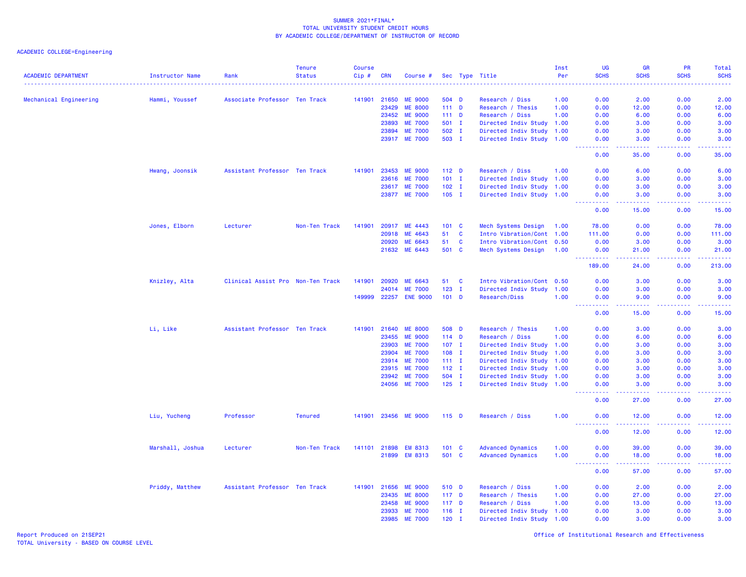SUMMER 2021*FINAL*
TOTAL UNIVERSITY STUDENT CREDIT HOURS
BY ACADEMIC COLLEGE/DEPARTMENT OF INSTRUCTOR OF RECORD

ACADEMIC COLLEGE=Engineering

| ACADEMIC DEPARTMENT | Instructor Name | Rank | Tenure Status | Course Cip # | CRN | Course # | Sec | Type | Title | Inst Per | UG SCHS | GR SCHS | PR SCHS | Total SCHS |
|---|---|---|---|---|---|---|---|---|---|---|---|---|---|---|
| Mechanical Engineering | Hammi, Youssef | Associate Professor | Ten Track | 141901 | 21650 | ME 9000 | 504 | D | Research / Diss | 1.00 | 0.00 | 2.00 | 0.00 | 2.00 |
| | | | | | 23429 | ME 8000 | 111 | D | Research / Thesis | 1.00 | 0.00 | 12.00 | 0.00 | 12.00 |
| | | | | | 23452 | ME 9000 | 111 | D | Research / Diss | 1.00 | 0.00 | 6.00 | 0.00 | 6.00 |
| | | | | | 23893 | ME 7000 | 501 | I | Directed Indiv Study | 1.00 | 0.00 | 3.00 | 0.00 | 3.00 |
| | | | | | 23894 | ME 7000 | 502 | I | Directed Indiv Study | 1.00 | 0.00 | 3.00 | 0.00 | 3.00 |
| | | | | | 23917 | ME 7000 | 503 | I | Directed Indiv Study | 1.00 | 0.00 | 3.00 | 0.00 | 3.00 |
| | | | | | | | | | | | 0.00 | 35.00 | 0.00 | 35.00 |
| | Hwang, Joonsik | Assistant Professor | Ten Track | 141901 | 23453 | ME 9000 | 112 | D | Research / Diss | 1.00 | 0.00 | 6.00 | 0.00 | 6.00 |
| | | | | | 23616 | ME 7000 | 101 | I | Directed Indiv Study | 1.00 | 0.00 | 3.00 | 0.00 | 3.00 |
| | | | | | 23617 | ME 7000 | 102 | I | Directed Indiv Study | 1.00 | 0.00 | 3.00 | 0.00 | 3.00 |
| | | | | | 23877 | ME 7000 | 105 | I | Directed Indiv Study | 1.00 | 0.00 | 3.00 | 0.00 | 3.00 |
| | | | | | | | | | | | 0.00 | 15.00 | 0.00 | 15.00 |
| | Jones, Elborn | Lecturer | Non-Ten Track | 141901 | 20917 | ME 4443 | 101 | C | Mech Systems Design | 1.00 | 78.00 | 0.00 | 0.00 | 78.00 |
| | | | | | 20918 | ME 4643 | 51 | C | Intro Vibration/Cont | 1.00 | 111.00 | 0.00 | 0.00 | 111.00 |
| | | | | | 20920 | ME 6643 | 51 | C | Intro Vibration/Cont | 0.50 | 0.00 | 3.00 | 0.00 | 3.00 |
| | | | | | 21632 | ME 6443 | 501 | C | Mech Systems Design | 1.00 | 0.00 | 21.00 | 0.00 | 21.00 |
| | | | | | | | | | | | 189.00 | 24.00 | 0.00 | 213.00 |
| | Knizley, Alta | Clinical Assist Pro | Non-Ten Track | 141901 | 20920 | ME 6643 | 51 | C | Intro Vibration/Cont | 0.50 | 0.00 | 3.00 | 0.00 | 3.00 |
| | | | | | 24014 | ME 7000 | 123 | I | Directed Indiv Study | 1.00 | 0.00 | 3.00 | 0.00 | 3.00 |
| | | | | 149999 | 22257 | ENE 9000 | 101 | D | Research/Diss | 1.00 | 0.00 | 9.00 | 0.00 | 9.00 |
| | | | | | | | | | | | 0.00 | 15.00 | 0.00 | 15.00 |
| | Li, Like | Assistant Professor | Ten Track | 141901 | 21640 | ME 8000 | 508 | D | Research / Thesis | 1.00 | 0.00 | 3.00 | 0.00 | 3.00 |
| | | | | | 23455 | ME 9000 | 114 | D | Research / Diss | 1.00 | 0.00 | 6.00 | 0.00 | 6.00 |
| | | | | | 23903 | ME 7000 | 107 | I | Directed Indiv Study | 1.00 | 0.00 | 3.00 | 0.00 | 3.00 |
| | | | | | 23904 | ME 7000 | 108 | I | Directed Indiv Study | 1.00 | 0.00 | 3.00 | 0.00 | 3.00 |
| | | | | | 23914 | ME 7000 | 111 | I | Directed Indiv Study | 1.00 | 0.00 | 3.00 | 0.00 | 3.00 |
| | | | | | 23915 | ME 7000 | 112 | I | Directed Indiv Study | 1.00 | 0.00 | 3.00 | 0.00 | 3.00 |
| | | | | | 23942 | ME 7000 | 504 | I | Directed Indiv Study | 1.00 | 0.00 | 3.00 | 0.00 | 3.00 |
| | | | | | 24056 | ME 7000 | 125 | I | Directed Indiv Study | 1.00 | 0.00 | 3.00 | 0.00 | 3.00 |
| | | | | | | | | | | | 0.00 | 27.00 | 0.00 | 27.00 |
| | Liu, Yucheng | Professor | Tenured | 141901 | 23456 | ME 9000 | 115 | D | Research / Diss | 1.00 | 0.00 | 12.00 | 0.00 | 12.00 |
| | | | | | | | | | | | 0.00 | 12.00 | 0.00 | 12.00 |
| | Marshall, Joshua | Lecturer | Non-Ten Track | 141101 | 21898 | EM 8313 | 101 | C | Advanced Dynamics | 1.00 | 0.00 | 39.00 | 0.00 | 39.00 |
| | | | | | 21899 | EM 8313 | 501 | C | Advanced Dynamics | 1.00 | 0.00 | 18.00 | 0.00 | 18.00 |
| | | | | | | | | | | | 0.00 | 57.00 | 0.00 | 57.00 |
| | Priddy, Matthew | Assistant Professor | Ten Track | 141901 | 21656 | ME 9000 | 510 | D | Research / Diss | 1.00 | 0.00 | 2.00 | 0.00 | 2.00 |
| | | | | | 23435 | ME 8000 | 117 | D | Research / Thesis | 1.00 | 0.00 | 27.00 | 0.00 | 27.00 |
| | | | | | 23458 | ME 9000 | 117 | D | Research / Diss | 1.00 | 0.00 | 13.00 | 0.00 | 13.00 |
| | | | | | 23933 | ME 7000 | 116 | I | Directed Indiv Study | 1.00 | 0.00 | 3.00 | 0.00 | 3.00 |
| | | | | | 23985 | ME 7000 | 120 | I | Directed Indiv Study | 1.00 | 0.00 | 3.00 | 0.00 | 3.00 |

Report Produced on 21SEP21
TOTAL University - BASED ON COURSE LEVEL

Office of Institutional Research and Effectiveness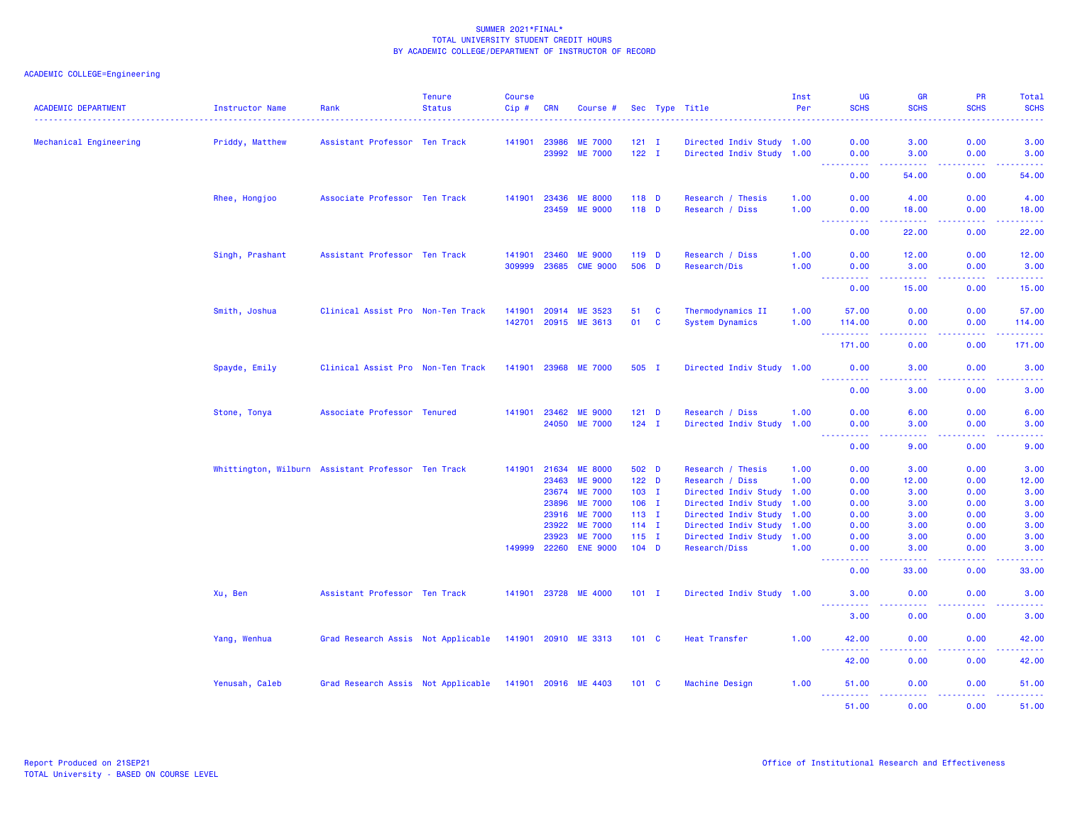SUMMER 2021*FINAL*
TOTAL UNIVERSITY STUDENT CREDIT HOURS
BY ACADEMIC COLLEGE/DEPARTMENT OF INSTRUCTOR OF RECORD

ACADEMIC COLLEGE=Engineering

| ACADEMIC DEPARTMENT | Instructor Name | Rank | Tenure Status | Course Cip # | CRN | Course # | Sec | Type | Title | Inst Per | UG SCHS | GR SCHS | PR SCHS | Total SCHS |
|---|---|---|---|---|---|---|---|---|---|---|---|---|---|---|
| Mechanical Engineering | Priddy, Matthew | Assistant Professor | Ten Track | 141901 | 23986 | ME 7000 | 121 | I | Directed Indiv Study | 1.00 | 0.00 | 3.00 | 0.00 | 3.00 |
| | | | | | 23992 | ME 7000 | 122 | I | Directed Indiv Study | 1.00 | 0.00 | 3.00 | 0.00 | 3.00 |
| | | | | | | | | | | | 0.00 | 54.00 | 0.00 | 54.00 |
| | Rhee, Hongjoo | Associate Professor | Ten Track | 141901 | 23436 | ME 8000 | 118 | D | Research / Thesis | 1.00 | 0.00 | 4.00 | 0.00 | 4.00 |
| | | | | | 23459 | ME 9000 | 118 | D | Research / Diss | 1.00 | 0.00 | 18.00 | 0.00 | 18.00 |
| | | | | | | | | | | | 0.00 | 22.00 | 0.00 | 22.00 |
| | Singh, Prashant | Assistant Professor | Ten Track | 141901 | 23460 | ME 9000 | 119 | D | Research / Diss | 1.00 | 0.00 | 12.00 | 0.00 | 12.00 |
| | | | | 309999 | 23685 | CME 9000 | 506 | D | Research/Dis | 1.00 | 0.00 | 3.00 | 0.00 | 3.00 |
| | | | | | | | | | | | 0.00 | 15.00 | 0.00 | 15.00 |
| | Smith, Joshua | Clinical Assist Pro | Non-Ten Track | 141901 | 20914 | ME 3523 | 51 | C | Thermodynamics II | 1.00 | 57.00 | 0.00 | 0.00 | 57.00 |
| | | | | 142701 | 20915 | ME 3613 | 01 | C | System Dynamics | 1.00 | 114.00 | 0.00 | 0.00 | 114.00 |
| | | | | | | | | | | | 171.00 | 0.00 | 0.00 | 171.00 |
| | Spayde, Emily | Clinical Assist Pro | Non-Ten Track | 141901 | 23968 | ME 7000 | 505 | I | Directed Indiv Study | 1.00 | 0.00 | 3.00 | 0.00 | 3.00 |
| | | | | | | | | | | | 0.00 | 3.00 | 0.00 | 3.00 |
| | Stone, Tonya | Associate Professor | Tenured | 141901 | 23462 | ME 9000 | 121 | D | Research / Diss | 1.00 | 0.00 | 6.00 | 0.00 | 6.00 |
| | | | | | 24050 | ME 7000 | 124 | I | Directed Indiv Study | 1.00 | 0.00 | 3.00 | 0.00 | 3.00 |
| | | | | | | | | | | | 0.00 | 9.00 | 0.00 | 9.00 |
| | Whittington, Wilburn | Assistant Professor | Ten Track | 141901 | 21634 | ME 8000 | 502 | D | Research / Thesis | 1.00 | 0.00 | 3.00 | 0.00 | 3.00 |
| | | | | | 23463 | ME 9000 | 122 | D | Research / Diss | 1.00 | 0.00 | 12.00 | 0.00 | 12.00 |
| | | | | | 23674 | ME 7000 | 103 | I | Directed Indiv Study | 1.00 | 0.00 | 3.00 | 0.00 | 3.00 |
| | | | | | 23896 | ME 7000 | 106 | I | Directed Indiv Study | 1.00 | 0.00 | 3.00 | 0.00 | 3.00 |
| | | | | | 23916 | ME 7000 | 113 | I | Directed Indiv Study | 1.00 | 0.00 | 3.00 | 0.00 | 3.00 |
| | | | | | 23922 | ME 7000 | 114 | I | Directed Indiv Study | 1.00 | 0.00 | 3.00 | 0.00 | 3.00 |
| | | | | | 23923 | ME 7000 | 115 | I | Directed Indiv Study | 1.00 | 0.00 | 3.00 | 0.00 | 3.00 |
| | | | | 149999 | 22260 | ENE 9000 | 104 | D | Research/Diss | 1.00 | 0.00 | 3.00 | 0.00 | 3.00 |
| | | | | | | | | | | | 0.00 | 33.00 | 0.00 | 33.00 |
| | Xu, Ben | Assistant Professor | Ten Track | 141901 | 23728 | ME 4000 | 101 | I | Directed Indiv Study | 1.00 | 3.00 | 0.00 | 0.00 | 3.00 |
| | | | | | | | | | | | 3.00 | 0.00 | 0.00 | 3.00 |
| | Yang, Wenhua | Grad Research Assis | Not Applicable | 141901 | 20910 | ME 3313 | 101 | C | Heat Transfer | 1.00 | 42.00 | 0.00 | 0.00 | 42.00 |
| | | | | | | | | | | | 42.00 | 0.00 | 0.00 | 42.00 |
| | Yenusah, Caleb | Grad Research Assis | Not Applicable | 141901 | 20916 | ME 4403 | 101 | C | Machine Design | 1.00 | 51.00 | 0.00 | 0.00 | 51.00 |
| | | | | | | | | | | | 51.00 | 0.00 | 0.00 | 51.00 |

Report Produced on 21SEP21
TOTAL University - BASED ON COURSE LEVEL

Office of Institutional Research and Effectiveness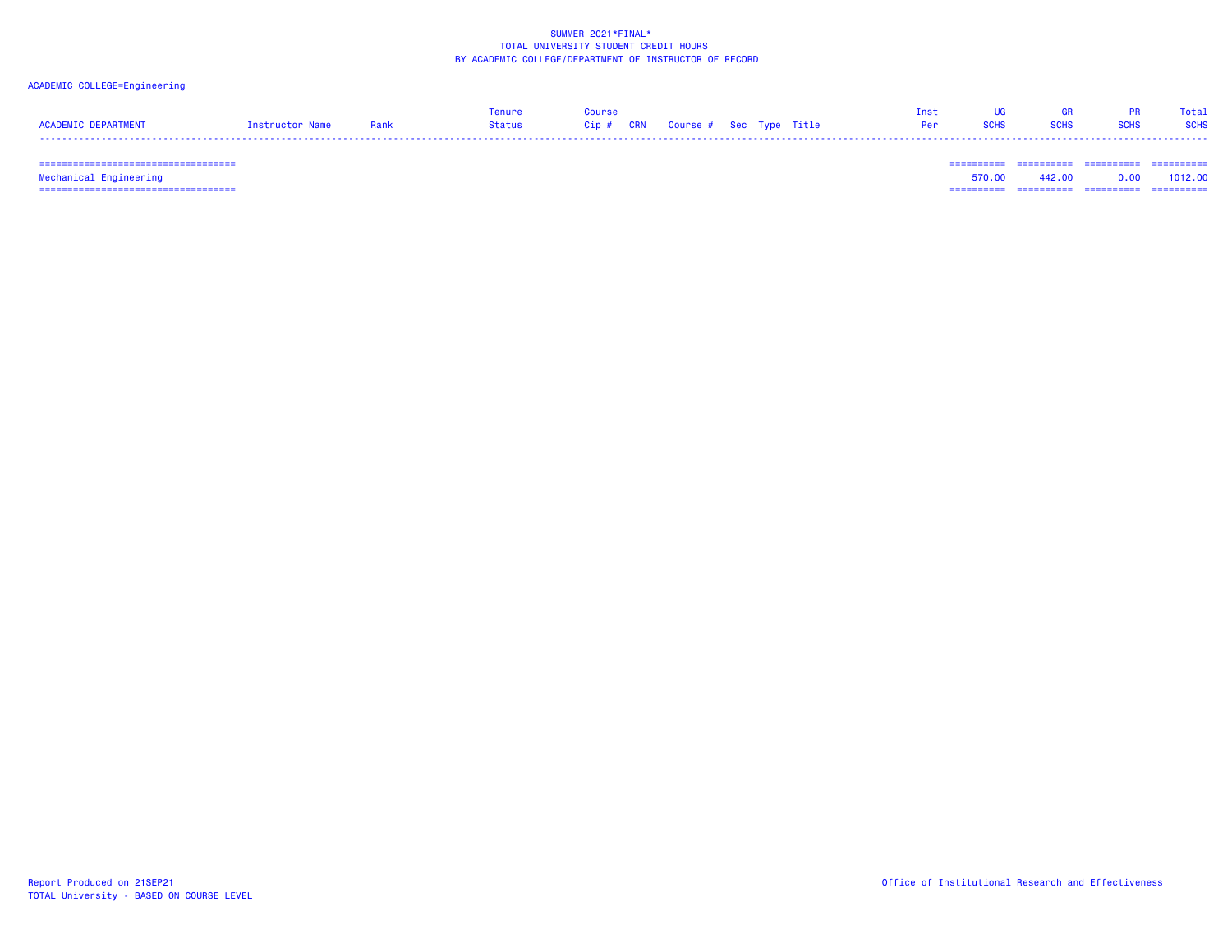SUMMER 2021*FINAL*
TOTAL UNIVERSITY STUDENT CREDIT HOURS
BY ACADEMIC COLLEGE/DEPARTMENT OF INSTRUCTOR OF RECORD

ACADEMIC COLLEGE=Engineering

| ACADEMIC DEPARTMENT | Instructor Name | Rank | Tenure Status | Course Cip # | CRN | Course # | Sec | Type | Title | Inst Per | UG SCHS | GR SCHS | PR SCHS | Total SCHS |
|---|---|---|---|---|---|---|---|---|---|---|---|---|---|---|
| Mechanical Engineering | | | | | | | | | | | 570.00 | 442.00 | 0.00 | 1012.00 |

Report Produced on 21SEP21
TOTAL University - BASED ON COURSE LEVEL

Office of Institutional Research and Effectiveness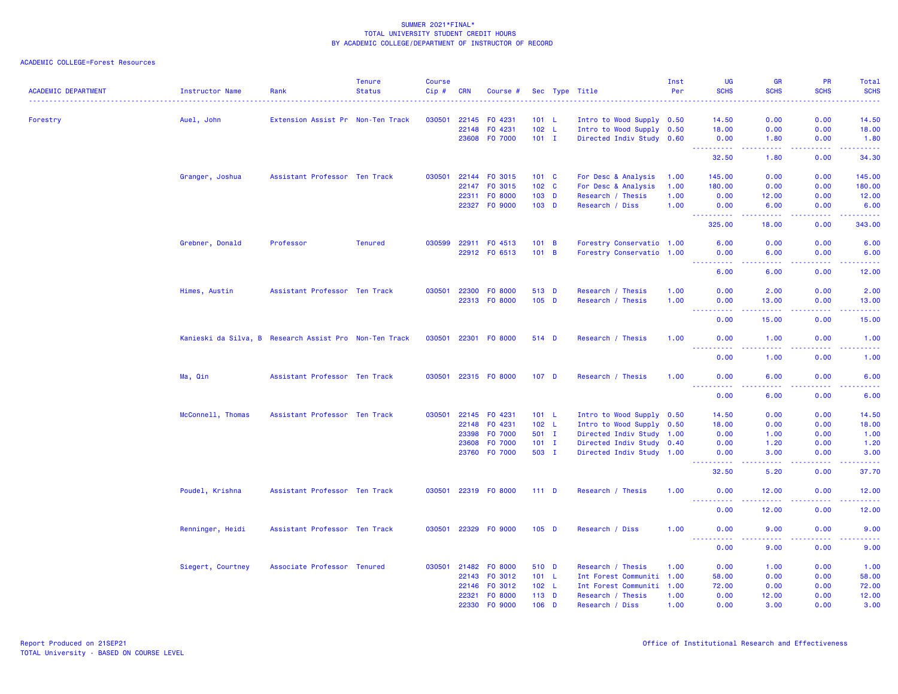SUMMER 2021*FINAL*
TOTAL UNIVERSITY STUDENT CREDIT HOURS
BY ACADEMIC COLLEGE/DEPARTMENT OF INSTRUCTOR OF RECORD

ACADEMIC COLLEGE=Forest Resources

| ACADEMIC DEPARTMENT | Instructor Name | Rank | Tenure Status | Course Cip # | CRN | Course # | Sec | Type | Title | Inst Per | UG SCHS | GR SCHS | PR SCHS | Total SCHS |
|---|---|---|---|---|---|---|---|---|---|---|---|---|---|---|
| Forestry | Auel, John | Extension Assist Pr | Non-Ten Track | 030501 | 22145 | FO 4231 | 101 | L | Intro to Wood Supply | 0.50 | 14.50 | 0.00 | 0.00 | 14.50 |
| | | | | | 22148 | FO 4231 | 102 | L | Intro to Wood Supply | 0.50 | 18.00 | 0.00 | 0.00 | 18.00 |
| | | | | | 23608 | FO 7000 | 101 | I | Directed Indiv Study | 0.60 | 0.00 | 1.80 | 0.00 | 1.80 |
| | | | | | | | | | | | 32.50 | 1.80 | 0.00 | 34.30 |
| | Granger, Joshua | Assistant Professor | Ten Track | 030501 | 22144 | FO 3015 | 101 | C | For Desc & Analysis | 1.00 | 145.00 | 0.00 | 0.00 | 145.00 |
| | | | | | 22147 | FO 3015 | 102 | C | For Desc & Analysis | 1.00 | 180.00 | 0.00 | 0.00 | 180.00 |
| | | | | | 22311 | FO 8000 | 103 | D | Research / Thesis | 1.00 | 0.00 | 12.00 | 0.00 | 12.00 |
| | | | | | 22327 | FO 9000 | 103 | D | Research / Diss | 1.00 | 0.00 | 6.00 | 0.00 | 6.00 |
| | | | | | | | | | | | 325.00 | 18.00 | 0.00 | 343.00 |
| | Grebner, Donald | Professor | Tenured | 030599 | 22911 | FO 4513 | 101 | B | Forestry Conservatio | 1.00 | 6.00 | 0.00 | 0.00 | 6.00 |
| | | | | | 22912 | FO 6513 | 101 | B | Forestry Conservatio | 1.00 | 0.00 | 6.00 | 0.00 | 6.00 |
| | | | | | | | | | | | 6.00 | 6.00 | 0.00 | 12.00 |
| | Himes, Austin | Assistant Professor | Ten Track | 030501 | 22300 | FO 8000 | 513 | D | Research / Thesis | 1.00 | 0.00 | 2.00 | 0.00 | 2.00 |
| | | | | | 22313 | FO 8000 | 105 | D | Research / Thesis | 1.00 | 0.00 | 13.00 | 0.00 | 13.00 |
| | | | | | | | | | | | 0.00 | 15.00 | 0.00 | 15.00 |
| | Kanieski da Silva, B | Research Assist Pro | Non-Ten Track | 030501 | 22301 | FO 8000 | 514 | D | Research / Thesis | 1.00 | 0.00 | 1.00 | 0.00 | 1.00 |
| | | | | | | | | | | | 0.00 | 1.00 | 0.00 | 1.00 |
| | Ma, Qin | Assistant Professor | Ten Track | 030501 | 22315 | FO 8000 | 107 | D | Research / Thesis | 1.00 | 0.00 | 6.00 | 0.00 | 6.00 |
| | | | | | | | | | | | 0.00 | 6.00 | 0.00 | 6.00 |
| | McConnell, Thomas | Assistant Professor | Ten Track | 030501 | 22145 | FO 4231 | 101 | L | Intro to Wood Supply | 0.50 | 14.50 | 0.00 | 0.00 | 14.50 |
| | | | | | 22148 | FO 4231 | 102 | L | Intro to Wood Supply | 0.50 | 18.00 | 0.00 | 0.00 | 18.00 |
| | | | | | 23398 | FO 7000 | 501 | I | Directed Indiv Study | 1.00 | 0.00 | 1.00 | 0.00 | 1.00 |
| | | | | | 23608 | FO 7000 | 101 | I | Directed Indiv Study | 0.40 | 0.00 | 1.20 | 0.00 | 1.20 |
| | | | | | 23760 | FO 7000 | 503 | I | Directed Indiv Study | 1.00 | 0.00 | 3.00 | 0.00 | 3.00 |
| | | | | | | | | | | | 32.50 | 5.20 | 0.00 | 37.70 |
| | Poudel, Krishna | Assistant Professor | Ten Track | 030501 | 22319 | FO 8000 | 111 | D | Research / Thesis | 1.00 | 0.00 | 12.00 | 0.00 | 12.00 |
| | | | | | | | | | | | 0.00 | 12.00 | 0.00 | 12.00 |
| | Renninger, Heidi | Assistant Professor | Ten Track | 030501 | 22329 | FO 9000 | 105 | D | Research / Diss | 1.00 | 0.00 | 9.00 | 0.00 | 9.00 |
| | | | | | | | | | | | 0.00 | 9.00 | 0.00 | 9.00 |
| | Siegert, Courtney | Associate Professor | Tenured | 030501 | 21482 | FO 8000 | 510 | D | Research / Thesis | 1.00 | 0.00 | 1.00 | 0.00 | 1.00 |
| | | | | | 22143 | FO 3012 | 101 | L | Int Forest Communiti | 1.00 | 58.00 | 0.00 | 0.00 | 58.00 |
| | | | | | 22146 | FO 3012 | 102 | L | Int Forest Communiti | 1.00 | 72.00 | 0.00 | 0.00 | 72.00 |
| | | | | | 22321 | FO 8000 | 113 | D | Research / Thesis | 1.00 | 0.00 | 12.00 | 0.00 | 12.00 |
| | | | | | 22330 | FO 9000 | 106 | D | Research / Diss | 1.00 | 0.00 | 3.00 | 0.00 | 3.00 |

Report Produced on 21SEP21
TOTAL University - BASED ON COURSE LEVEL

Office of Institutional Research and Effectiveness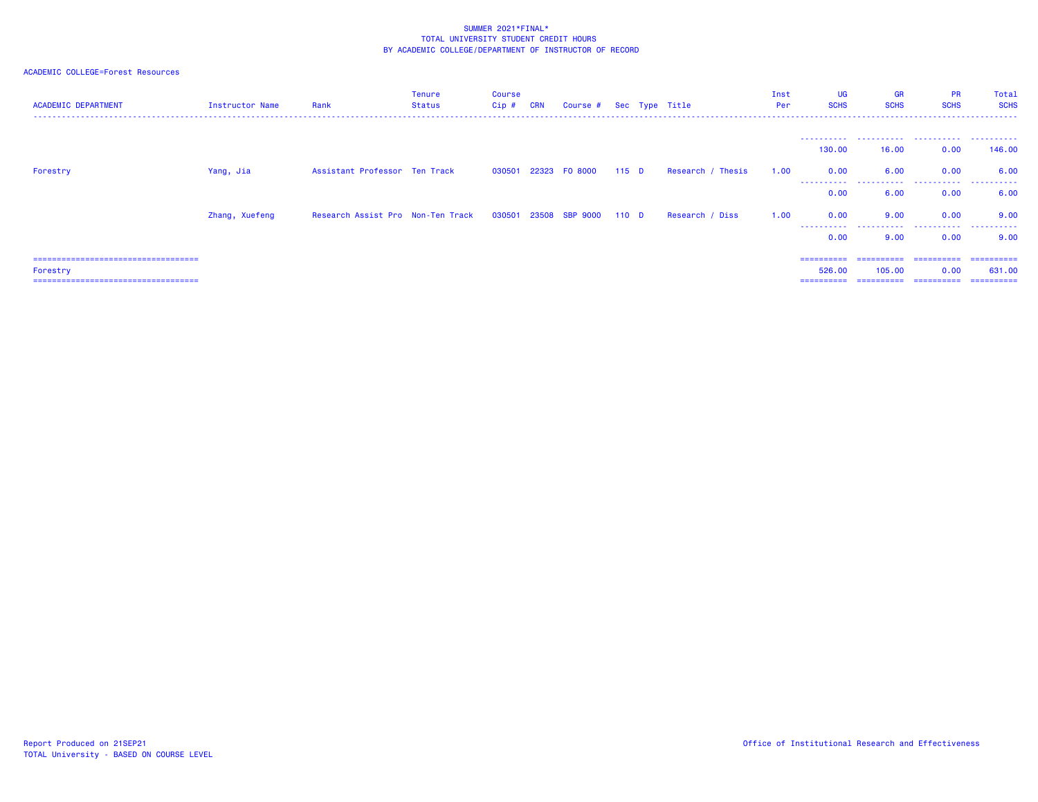SUMMER 2021*FINAL*
TOTAL UNIVERSITY STUDENT CREDIT HOURS
BY ACADEMIC COLLEGE/DEPARTMENT OF INSTRUCTOR OF RECORD

ACADEMIC COLLEGE=Forest Resources

| ACADEMIC DEPARTMENT | Instructor Name | Rank | Tenure Status | Course Cip # | CRN | Course # | Sec | Type | Title | Inst Per | UG SCHS | GR SCHS | PR SCHS | Total SCHS |
|---|---|---|---|---|---|---|---|---|---|---|---|---|---|---|
| | | | | | | | | | | | 130.00 | 16.00 | 0.00 | 146.00 |
| Forestry | Yang, Jia | Assistant Professor | Ten Track | 030501 | 22323 | FO 8000 | 115 | D | Research / Thesis | 1.00 | 0.00 | 6.00 | 0.00 | 6.00 |
| | | | | | | | | | | | 0.00 | 6.00 | 0.00 | 6.00 |
| | Zhang, Xuefeng | Research Assist Pro | Non-Ten Track | 030501 | 23508 | SBP 9000 | 110 | D | Research / Diss | 1.00 | 0.00 | 9.00 | 0.00 | 9.00 |
| | | | | | | | | | | | 0.00 | 9.00 | 0.00 | 9.00 |
| Forestry | | | | | | | | | | | 526.00 | 105.00 | 0.00 | 631.00 |

Report Produced on 21SEP21
TOTAL University - BASED ON COURSE LEVEL

Office of Institutional Research and Effectiveness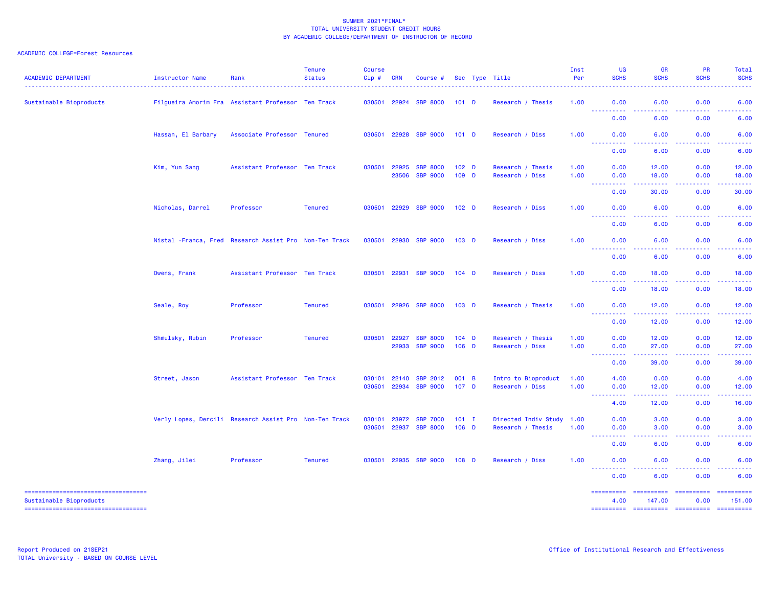SUMMER 2021*FINAL*
TOTAL UNIVERSITY STUDENT CREDIT HOURS
BY ACADEMIC COLLEGE/DEPARTMENT OF INSTRUCTOR OF RECORD

ACADEMIC COLLEGE=Forest Resources

| ACADEMIC DEPARTMENT | Instructor Name | Rank | Tenure Status | Course Cip # | CRN | Course # | Sec | Type | Title | Inst Per | UG SCHS | GR SCHS | PR SCHS | Total SCHS |
|---|---|---|---|---|---|---|---|---|---|---|---|---|---|---|
| Sustainable Bioproducts | Filgueira Amorim Fra | Assistant Professor | Ten Track | 030501 | 22924 | SBP 8000 | 101 | D | Research / Thesis | 1.00 | 0.00 | 6.00 | 0.00 | 6.00 |
| | | | | | | | | | | | 0.00 | 6.00 | 0.00 | 6.00 |
| | Hassan, El Barbary | Associate Professor | Tenured | 030501 | 22928 | SBP 9000 | 101 | D | Research / Diss | 1.00 | 0.00 | 6.00 | 0.00 | 6.00 |
| | | | | | | | | | | | 0.00 | 6.00 | 0.00 | 6.00 |
| | Kim, Yun Sang | Assistant Professor | Ten Track | 030501 | 22925 | SBP 8000 | 102 | D | Research / Thesis | 1.00 | 0.00 | 12.00 | 0.00 | 12.00 |
| | | | | | 23506 | SBP 9000 | 109 | D | Research / Diss | 1.00 | 0.00 | 18.00 | 0.00 | 18.00 |
| | | | | | | | | | | | 0.00 | 30.00 | 0.00 | 30.00 |
| | Nicholas, Darrel | Professor | Tenured | 030501 | 22929 | SBP 9000 | 102 | D | Research / Diss | 1.00 | 0.00 | 6.00 | 0.00 | 6.00 |
| | | | | | | | | | | | 0.00 | 6.00 | 0.00 | 6.00 |
| | Nistal -Franca, Fred | Research Assist Pro | Non-Ten Track | 030501 | 22930 | SBP 9000 | 103 | D | Research / Diss | 1.00 | 0.00 | 6.00 | 0.00 | 6.00 |
| | | | | | | | | | | | 0.00 | 6.00 | 0.00 | 6.00 |
| | Owens, Frank | Assistant Professor | Ten Track | 030501 | 22931 | SBP 9000 | 104 | D | Research / Diss | 1.00 | 0.00 | 18.00 | 0.00 | 18.00 |
| | | | | | | | | | | | 0.00 | 18.00 | 0.00 | 18.00 |
| | Seale, Roy | Professor | Tenured | 030501 | 22926 | SBP 8000 | 103 | D | Research / Thesis | 1.00 | 0.00 | 12.00 | 0.00 | 12.00 |
| | | | | | | | | | | | 0.00 | 12.00 | 0.00 | 12.00 |
| | Shmulsky, Rubin | Professor | Tenured | 030501 | 22927 | SBP 8000 | 104 | D | Research / Thesis | 1.00 | 0.00 | 12.00 | 0.00 | 12.00 |
| | | | | | 22933 | SBP 9000 | 106 | D | Research / Diss | 1.00 | 0.00 | 27.00 | 0.00 | 27.00 |
| | | | | | | | | | | | 0.00 | 39.00 | 0.00 | 39.00 |
| | Street, Jason | Assistant Professor | Ten Track | 030101 | 22140 | SBP 2012 | 001 | B | Intro to Bioproduct | 1.00 | 4.00 | 0.00 | 0.00 | 4.00 |
| | | | | 030501 | 22934 | SBP 9000 | 107 | D | Research / Diss | 1.00 | 0.00 | 12.00 | 0.00 | 12.00 |
| | | | | | | | | | | | 4.00 | 12.00 | 0.00 | 16.00 |
| | Verly Lopes, Dercili | Research Assist Pro | Non-Ten Track | 030101 | 23972 | SBP 7000 | 101 | I | Directed Indiv Study | 1.00 | 0.00 | 3.00 | 0.00 | 3.00 |
| | | | | 030501 | 22937 | SBP 8000 | 106 | D | Research / Thesis | 1.00 | 0.00 | 3.00 | 0.00 | 3.00 |
| | | | | | | | | | | | 0.00 | 6.00 | 0.00 | 6.00 |
| | Zhang, Jilei | Professor | Tenured | 030501 | 22935 | SBP 9000 | 108 | D | Research / Diss | 1.00 | 0.00 | 6.00 | 0.00 | 6.00 |
| | | | | | | | | | | | 0.00 | 6.00 | 0.00 | 6.00 |
| Sustainable Bioproducts | | | | | | | | | | | 4.00 | 147.00 | 0.00 | 151.00 |

Report Produced on 21SEP21
TOTAL University - BASED ON COURSE LEVEL

Office of Institutional Research and Effectiveness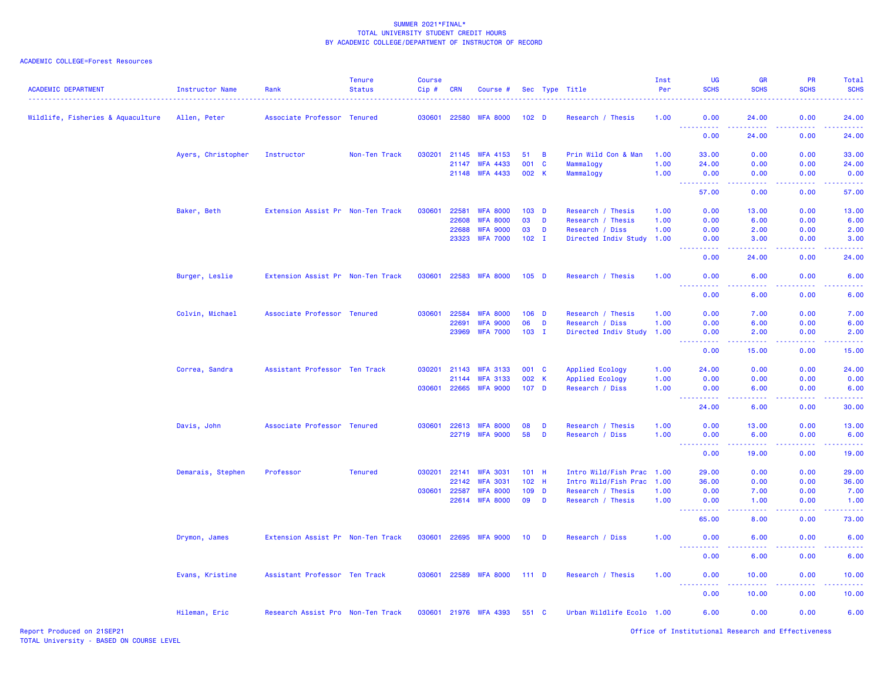SUMMER 2021*FINAL*
TOTAL UNIVERSITY STUDENT CREDIT HOURS
BY ACADEMIC COLLEGE/DEPARTMENT OF INSTRUCTOR OF RECORD

ACADEMIC COLLEGE=Forest Resources

| ACADEMIC DEPARTMENT | Instructor Name | Rank | Tenure Status | Course Cip # | CRN | Course # | Sec | Type | Title | Inst Per | UG SCHS | GR SCHS | PR SCHS | Total SCHS |
|---|---|---|---|---|---|---|---|---|---|---|---|---|---|---|
| Wildlife, Fisheries & Aquaculture | Allen, Peter | Associate Professor | Tenured | 030601 | 22580 | WFA 8000 | 102 | D | Research / Thesis | 1.00 | 0.00 | 24.00 | 0.00 | 24.00 |
| | | | | | | | | | | | 0.00 | 24.00 | 0.00 | 24.00 |
| | Ayers, Christopher | Instructor | Non-Ten Track | 030201 | 21145 | WFA 4153 | 51 | B | Prin Wild Con & Man | 1.00 | 33.00 | 0.00 | 0.00 | 33.00 |
| | | | | | 21147 | WFA 4433 | 001 | C | Mammalogy | 1.00 | 24.00 | 0.00 | 0.00 | 24.00 |
| | | | | | 21148 | WFA 4433 | 002 | K | Mammalogy | 1.00 | 0.00 | 0.00 | 0.00 | 0.00 |
| | | | | | | | | | | | 57.00 | 0.00 | 0.00 | 57.00 |
| | Baker, Beth | Extension Assist Pr | Non-Ten Track | 030601 | 22581 | WFA 8000 | 103 | D | Research / Thesis | 1.00 | 0.00 | 13.00 | 0.00 | 13.00 |
| | | | | | 22608 | WFA 8000 | 03 | D | Research / Thesis | 1.00 | 0.00 | 6.00 | 0.00 | 6.00 |
| | | | | | 22688 | WFA 9000 | 03 | D | Research / Diss | 1.00 | 0.00 | 2.00 | 0.00 | 2.00 |
| | | | | | 23323 | WFA 7000 | 102 | I | Directed Indiv Study | 1.00 | 0.00 | 3.00 | 0.00 | 3.00 |
| | | | | | | | | | | | 0.00 | 24.00 | 0.00 | 24.00 |
| | Burger, Leslie | Extension Assist Pr | Non-Ten Track | 030601 | 22583 | WFA 8000 | 105 | D | Research / Thesis | 1.00 | 0.00 | 6.00 | 0.00 | 6.00 |
| | | | | | | | | | | | 0.00 | 6.00 | 0.00 | 6.00 |
| | Colvin, Michael | Associate Professor | Tenured | 030601 | 22584 | WFA 8000 | 106 | D | Research / Thesis | 1.00 | 0.00 | 7.00 | 0.00 | 7.00 |
| | | | | | 22691 | WFA 9000 | 06 | D | Research / Diss | 1.00 | 0.00 | 6.00 | 0.00 | 6.00 |
| | | | | | 23969 | WFA 7000 | 103 | I | Directed Indiv Study | 1.00 | 0.00 | 2.00 | 0.00 | 2.00 |
| | | | | | | | | | | | 0.00 | 15.00 | 0.00 | 15.00 |
| | Correa, Sandra | Assistant Professor | Ten Track | 030201 | 21143 | WFA 3133 | 001 | C | Applied Ecology | 1.00 | 24.00 | 0.00 | 0.00 | 24.00 |
| | | | | | 21144 | WFA 3133 | 002 | K | Applied Ecology | 1.00 | 0.00 | 0.00 | 0.00 | 0.00 |
| | | | | 030601 | 22665 | WFA 9000 | 107 | D | Research / Diss | 1.00 | 0.00 | 6.00 | 0.00 | 6.00 |
| | | | | | | | | | | | 24.00 | 6.00 | 0.00 | 30.00 |
| | Davis, John | Associate Professor | Tenured | 030601 | 22613 | WFA 8000 | 08 | D | Research / Thesis | 1.00 | 0.00 | 13.00 | 0.00 | 13.00 |
| | | | | | 22719 | WFA 9000 | 58 | D | Research / Diss | 1.00 | 0.00 | 6.00 | 0.00 | 6.00 |
| | | | | | | | | | | | 0.00 | 19.00 | 0.00 | 19.00 |
| | Demarais, Stephen | Professor | Tenured | 030201 | 22141 | WFA 3031 | 101 | H | Intro Wild/Fish Prac | 1.00 | 29.00 | 0.00 | 0.00 | 29.00 |
| | | | | | 22142 | WFA 3031 | 102 | H | Intro Wild/Fish Prac | 1.00 | 36.00 | 0.00 | 0.00 | 36.00 |
| | | | | 030601 | 22587 | WFA 8000 | 109 | D | Research / Thesis | 1.00 | 0.00 | 7.00 | 0.00 | 7.00 |
| | | | | | 22614 | WFA 8000 | 09 | D | Research / Thesis | 1.00 | 0.00 | 1.00 | 0.00 | 1.00 |
| | | | | | | | | | | | 65.00 | 8.00 | 0.00 | 73.00 |
| | Drymon, James | Extension Assist Pr | Non-Ten Track | 030601 | 22695 | WFA 9000 | 10 | D | Research / Diss | 1.00 | 0.00 | 6.00 | 0.00 | 6.00 |
| | | | | | | | | | | | 0.00 | 6.00 | 0.00 | 6.00 |
| | Evans, Kristine | Assistant Professor | Ten Track | 030601 | 22589 | WFA 8000 | 111 | D | Research / Thesis | 1.00 | 0.00 | 10.00 | 0.00 | 10.00 |
| | | | | | | | | | | | 0.00 | 10.00 | 0.00 | 10.00 |
| | Hileman, Eric | Research Assist Pro | Non-Ten Track | 030601 | 21976 | WFA 4393 | 551 | C | Urban Wildlife Ecolo | 1.00 | 6.00 | 0.00 | 0.00 | 6.00 |

Report Produced on 21SEP21
TOTAL University - BASED ON COURSE LEVEL

Office of Institutional Research and Effectiveness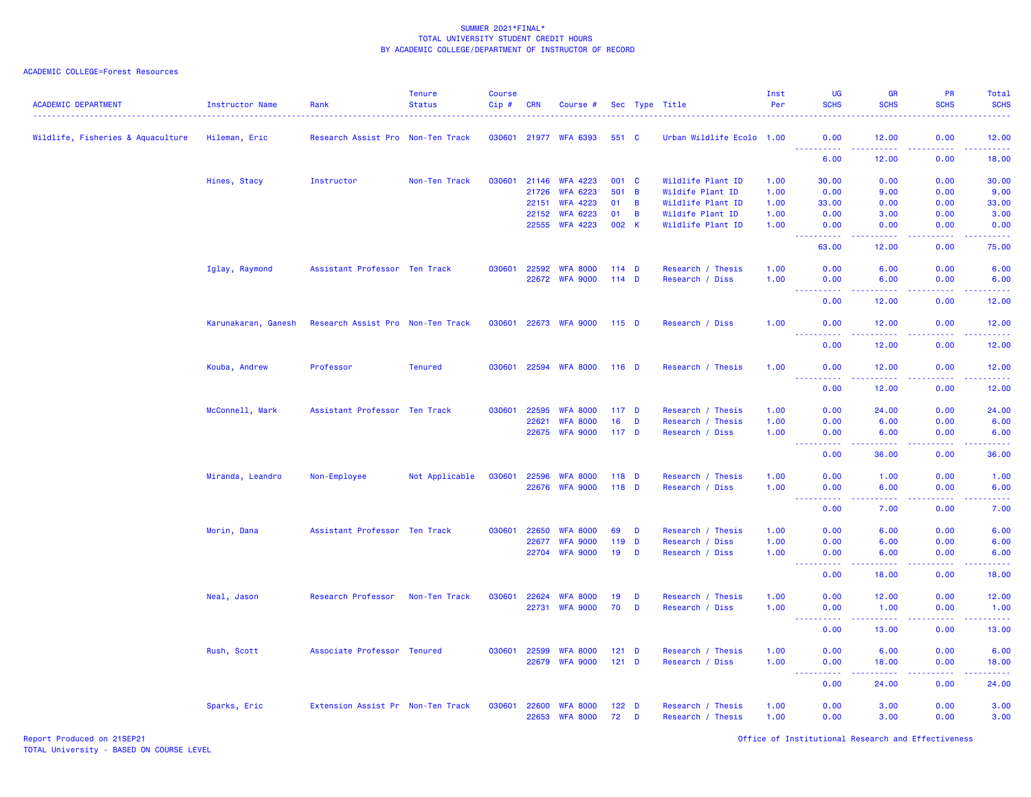SUMMER 2021*FINAL*
TOTAL UNIVERSITY STUDENT CREDIT HOURS
BY ACADEMIC COLLEGE/DEPARTMENT OF INSTRUCTOR OF RECORD

ACADEMIC COLLEGE=Forest Resources

| ACADEMIC DEPARTMENT | Instructor Name | Rank | Tenure Status | Course Cip # | CRN | Course # | Sec | Type | Title | Inst Per | UG SCHS | GR SCHS | PR SCHS | Total SCHS |
|---|---|---|---|---|---|---|---|---|---|---|---|---|---|---|
| Wildlife, Fisheries & Aquaculture | Hileman, Eric | Research Assist Pro | Non-Ten Track | 030601 | 21977 | WFA 6393 | 551 | C | Urban Wildlife Ecolo | 1.00 | 0.00 | 12.00 | 0.00 | 12.00 |
| | | | | | | | | | | | 6.00 | 12.00 | 0.00 | 18.00 |
| | Hines, Stacy | Instructor | Non-Ten Track | 030601 | 21146 | WFA 4223 | 001 | C | Wildlife Plant ID | 1.00 | 30.00 | 0.00 | 0.00 | 30.00 |
| | | | | | 21726 | WFA 6223 | 501 | B | Wildlife Plant ID | 1.00 | 0.00 | 9.00 | 0.00 | 9.00 |
| | | | | | 22151 | WFA 4223 | 01 | B | Wildlife Plant ID | 1.00 | 33.00 | 0.00 | 0.00 | 33.00 |
| | | | | | 22152 | WFA 6223 | 01 | B | Wildlife Plant ID | 1.00 | 0.00 | 3.00 | 0.00 | 3.00 |
| | | | | | 22555 | WFA 4223 | 002 | K | Wildlife Plant ID | 1.00 | 0.00 | 0.00 | 0.00 | 0.00 |
| | | | | | | | | | | | 63.00 | 12.00 | 0.00 | 75.00 |
| | Iglay, Raymond | Assistant Professor | Ten Track | 030601 | 22592 | WFA 8000 | 114 | D | Research / Thesis | 1.00 | 0.00 | 6.00 | 0.00 | 6.00 |
| | | | | | 22672 | WFA 9000 | 114 | D | Research / Diss | 1.00 | 0.00 | 6.00 | 0.00 | 6.00 |
| | | | | | | | | | | | 0.00 | 12.00 | 0.00 | 12.00 |
| | Karunakaran, Ganesh | Research Assist Pro | Non-Ten Track | 030601 | 22673 | WFA 9000 | 115 | D | Research / Diss | 1.00 | 0.00 | 12.00 | 0.00 | 12.00 |
| | | | | | | | | | | | 0.00 | 12.00 | 0.00 | 12.00 |
| | Kouba, Andrew | Professor | Tenured | 030601 | 22594 | WFA 8000 | 116 | D | Research / Thesis | 1.00 | 0.00 | 12.00 | 0.00 | 12.00 |
| | | | | | | | | | | | 0.00 | 12.00 | 0.00 | 12.00 |
| | McConnell, Mark | Assistant Professor | Ten Track | 030601 | 22595 | WFA 8000 | 117 | D | Research / Thesis | 1.00 | 0.00 | 24.00 | 0.00 | 24.00 |
| | | | | | 22621 | WFA 8000 | 16 | D | Research / Thesis | 1.00 | 0.00 | 6.00 | 0.00 | 6.00 |
| | | | | | 22675 | WFA 9000 | 117 | D | Research / Diss | 1.00 | 0.00 | 6.00 | 0.00 | 6.00 |
| | | | | | | | | | | | 0.00 | 36.00 | 0.00 | 36.00 |
| | Miranda, Leandro | Non-Employee | Not Applicable | 030601 | 22596 | WFA 8000 | 118 | D | Research / Thesis | 1.00 | 0.00 | 1.00 | 0.00 | 1.00 |
| | | | | | 22676 | WFA 9000 | 118 | D | Research / Diss | 1.00 | 0.00 | 6.00 | 0.00 | 6.00 |
| | | | | | | | | | | | 0.00 | 7.00 | 0.00 | 7.00 |
| | Morin, Dana | Assistant Professor | Ten Track | 030601 | 22650 | WFA 8000 | 69 | D | Research / Thesis | 1.00 | 0.00 | 6.00 | 0.00 | 6.00 |
| | | | | | 22677 | WFA 9000 | 119 | D | Research / Diss | 1.00 | 0.00 | 6.00 | 0.00 | 6.00 |
| | | | | | 22704 | WFA 9000 | 19 | D | Research / Diss | 1.00 | 0.00 | 6.00 | 0.00 | 6.00 |
| | | | | | | | | | | | 0.00 | 18.00 | 0.00 | 18.00 |
| | Neal, Jason | Research Professor | Non-Ten Track | 030601 | 22624 | WFA 8000 | 19 | D | Research / Thesis | 1.00 | 0.00 | 12.00 | 0.00 | 12.00 |
| | | | | | 22731 | WFA 9000 | 70 | D | Research / Diss | 1.00 | 0.00 | 1.00 | 0.00 | 1.00 |
| | | | | | | | | | | | 0.00 | 13.00 | 0.00 | 13.00 |
| | Rush, Scott | Associate Professor | Tenured | 030601 | 22599 | WFA 8000 | 121 | D | Research / Thesis | 1.00 | 0.00 | 6.00 | 0.00 | 6.00 |
| | | | | | 22679 | WFA 9000 | 121 | D | Research / Diss | 1.00 | 0.00 | 18.00 | 0.00 | 18.00 |
| | | | | | | | | | | | 0.00 | 24.00 | 0.00 | 24.00 |
| | Sparks, Eric | Extension Assist Pr | Non-Ten Track | 030601 | 22600 | WFA 8000 | 122 | D | Research / Thesis | 1.00 | 0.00 | 3.00 | 0.00 | 3.00 |
| | | | | | 22653 | WFA 8000 | 72 | D | Research / Thesis | 1.00 | 0.00 | 3.00 | 0.00 | 3.00 |

Report Produced on 21SEP21
TOTAL University - BASED ON COURSE LEVEL

Office of Institutional Research and Effectiveness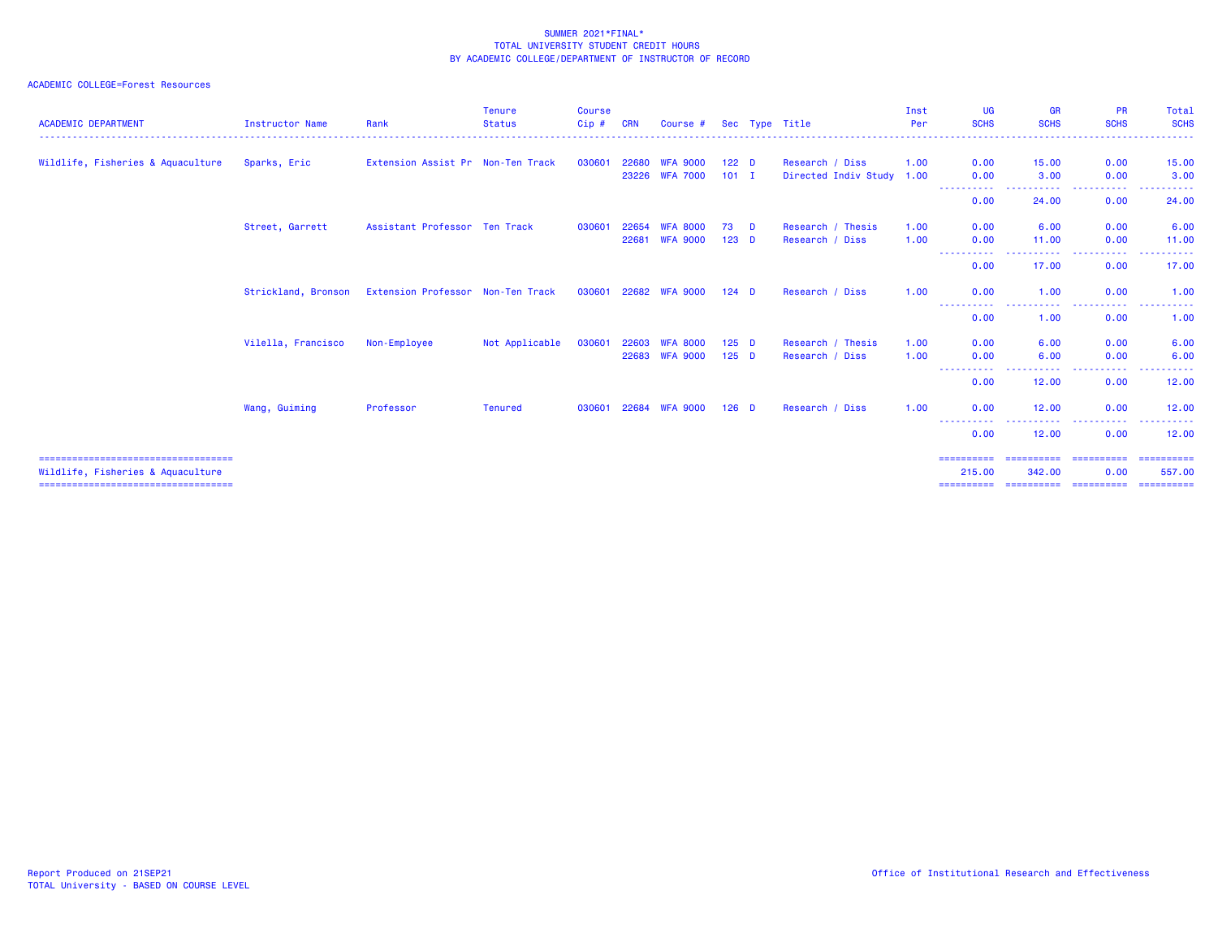SUMMER 2021*FINAL*
TOTAL UNIVERSITY STUDENT CREDIT HOURS
BY ACADEMIC COLLEGE/DEPARTMENT OF INSTRUCTOR OF RECORD

ACADEMIC COLLEGE=Forest Resources

| ACADEMIC DEPARTMENT | Instructor Name | Rank | Tenure Status | Course Cip # | CRN | Course # | Sec | Type | Title | Inst Per | UG SCHS | GR SCHS | PR SCHS | Total SCHS |
|---|---|---|---|---|---|---|---|---|---|---|---|---|---|---|
| Wildlife, Fisheries & Aquaculture | Sparks, Eric | Extension Assist Pr | Non-Ten Track | 030601 | 22680 | WFA 9000 | 122 | D | Research / Diss | 1.00 | 0.00 | 15.00 | 0.00 | 15.00 |
| | | | | | 23226 | WFA 7000 | 101 | I | Directed Indiv Study | 1.00 | 0.00 | 3.00 | 0.00 | 3.00 |
| | | | | | | | | | | | 0.00 | 24.00 | 0.00 | 24.00 |
| | Street, Garrett | Assistant Professor | Ten Track | 030601 | 22654 | WFA 8000 | 73 | D | Research / Thesis | 1.00 | 0.00 | 6.00 | 0.00 | 6.00 |
| | | | | | 22681 | WFA 9000 | 123 | D | Research / Diss | 1.00 | 0.00 | 11.00 | 0.00 | 11.00 |
| | | | | | | | | | | | 0.00 | 17.00 | 0.00 | 17.00 |
| | Strickland, Bronson | Extension Professor | Non-Ten Track | 030601 | 22682 | WFA 9000 | 124 | D | Research / Diss | 1.00 | 0.00 | 1.00 | 0.00 | 1.00 |
| | | | | | | | | | | | 0.00 | 1.00 | 0.00 | 1.00 |
| | Vilella, Francisco | Non-Employee | Not Applicable | 030601 | 22603 | WFA 8000 | 125 | D | Research / Thesis | 1.00 | 0.00 | 6.00 | 0.00 | 6.00 |
| | | | | | 22683 | WFA 9000 | 125 | D | Research / Diss | 1.00 | 0.00 | 6.00 | 0.00 | 6.00 |
| | | | | | | | | | | | 0.00 | 12.00 | 0.00 | 12.00 |
| | Wang, Guiming | Professor | Tenured | 030601 | 22684 | WFA 9000 | 126 | D | Research / Diss | 1.00 | 0.00 | 12.00 | 0.00 | 12.00 |
| | | | | | | | | | | | 0.00 | 12.00 | 0.00 | 12.00 |
| Wildlife, Fisheries & Aquaculture | | | | | | | | | | | 215.00 | 342.00 | 0.00 | 557.00 |

Report Produced on 21SEP21
TOTAL University - BASED ON COURSE LEVEL

Office of Institutional Research and Effectiveness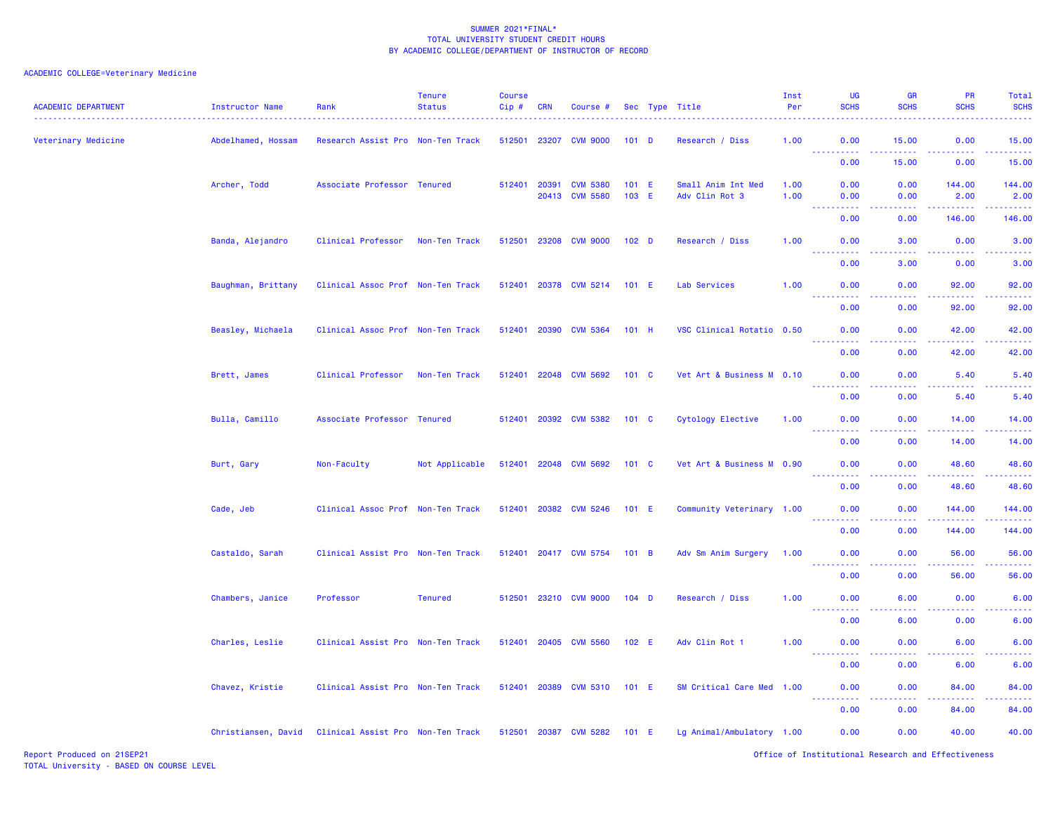SUMMER 2021*FINAL*
TOTAL UNIVERSITY STUDENT CREDIT HOURS
BY ACADEMIC COLLEGE/DEPARTMENT OF INSTRUCTOR OF RECORD

ACADEMIC COLLEGE=Veterinary Medicine

| ACADEMIC DEPARTMENT | Instructor Name | Rank | Tenure Status | Course Cip # | CRN | Course # | Sec | Type | Title | Inst Per | UG SCHS | GR SCHS | PR SCHS | Total SCHS |
|---|---|---|---|---|---|---|---|---|---|---|---|---|---|---|
| Veterinary Medicine | Abdelhamed, Hossam | Research Assist Pro | Non-Ten Track | 512501 | 23207 | CVM 9000 | 101 | D | Research / Diss | 1.00 | 0.00 | 15.00 | 0.00 | 15.00 |
| | | | | | | | | | | | 0.00 | 15.00 | 0.00 | 15.00 |
| | Archer, Todd | Associate Professor | Tenured | 512401 | 20391 | CVM 5380 | 101 | E | Small Anim Int Med | 1.00 | 0.00 | 0.00 | 144.00 | 144.00 |
| | | | | | 20413 | CVM 5580 | 103 | E | Adv Clin Rot 3 | 1.00 | 0.00 | 0.00 | 2.00 | 2.00 |
| | | | | | | | | | | | 0.00 | 0.00 | 146.00 | 146.00 |
| | Banda, Alejandro | Clinical Professor | Non-Ten Track | 512501 | 23208 | CVM 9000 | 102 | D | Research / Diss | 1.00 | 0.00 | 3.00 | 0.00 | 3.00 |
| | | | | | | | | | | | 0.00 | 3.00 | 0.00 | 3.00 |
| | Baughman, Brittany | Clinical Assoc Prof | Non-Ten Track | 512401 | 20378 | CVM 5214 | 101 | E | Lab Services | 1.00 | 0.00 | 0.00 | 92.00 | 92.00 |
| | | | | | | | | | | | 0.00 | 0.00 | 92.00 | 92.00 |
| | Beasley, Michaela | Clinical Assoc Prof | Non-Ten Track | 512401 | 20390 | CVM 5364 | 101 | H | VSC Clinical Rotatio | 0.50 | 0.00 | 0.00 | 42.00 | 42.00 |
| | | | | | | | | | | | 0.00 | 0.00 | 42.00 | 42.00 |
| | Brett, James | Clinical Professor | Non-Ten Track | 512401 | 22048 | CVM 5692 | 101 | C | Vet Art & Business M | 0.10 | 0.00 | 0.00 | 5.40 | 5.40 |
| | | | | | | | | | | | 0.00 | 0.00 | 5.40 | 5.40 |
| | Bulla, Camillo | Associate Professor | Tenured | 512401 | 20392 | CVM 5382 | 101 | C | Cytology Elective | 1.00 | 0.00 | 0.00 | 14.00 | 14.00 |
| | | | | | | | | | | | 0.00 | 0.00 | 14.00 | 14.00 |
| | Burt, Gary | Non-Faculty | Not Applicable | 512401 | 22048 | CVM 5692 | 101 | C | Vet Art & Business M | 0.90 | 0.00 | 0.00 | 48.60 | 48.60 |
| | | | | | | | | | | | 0.00 | 0.00 | 48.60 | 48.60 |
| | Cade, Jeb | Clinical Assoc Prof | Non-Ten Track | 512401 | 20382 | CVM 5246 | 101 | E | Community Veterinary | 1.00 | 0.00 | 0.00 | 144.00 | 144.00 |
| | | | | | | | | | | | 0.00 | 0.00 | 144.00 | 144.00 |
| | Castaldo, Sarah | Clinical Assist Pro | Non-Ten Track | 512401 | 20417 | CVM 5754 | 101 | B | Adv Sm Anim Surgery | 1.00 | 0.00 | 0.00 | 56.00 | 56.00 |
| | | | | | | | | | | | 0.00 | 0.00 | 56.00 | 56.00 |
| | Chambers, Janice | Professor | Tenured | 512501 | 23210 | CVM 9000 | 104 | D | Research / Diss | 1.00 | 0.00 | 6.00 | 0.00 | 6.00 |
| | | | | | | | | | | | 0.00 | 6.00 | 0.00 | 6.00 |
| | Charles, Leslie | Clinical Assist Pro | Non-Ten Track | 512401 | 20405 | CVM 5560 | 102 | E | Adv Clin Rot 1 | 1.00 | 0.00 | 0.00 | 6.00 | 6.00 |
| | | | | | | | | | | | 0.00 | 0.00 | 6.00 | 6.00 |
| | Chavez, Kristie | Clinical Assist Pro | Non-Ten Track | 512401 | 20389 | CVM 5310 | 101 | E | SM Critical Care Med | 1.00 | 0.00 | 0.00 | 84.00 | 84.00 |
| | | | | | | | | | | | 0.00 | 0.00 | 84.00 | 84.00 |
| | Christiansen, David | Clinical Assist Pro | Non-Ten Track | 512501 | 20387 | CVM 5282 | 101 | E | Lg Animal/Ambulatory | 1.00 | 0.00 | 0.00 | 40.00 | 40.00 |

Report Produced on 21SEP21
TOTAL University - BASED ON COURSE LEVEL
Office of Institutional Research and Effectiveness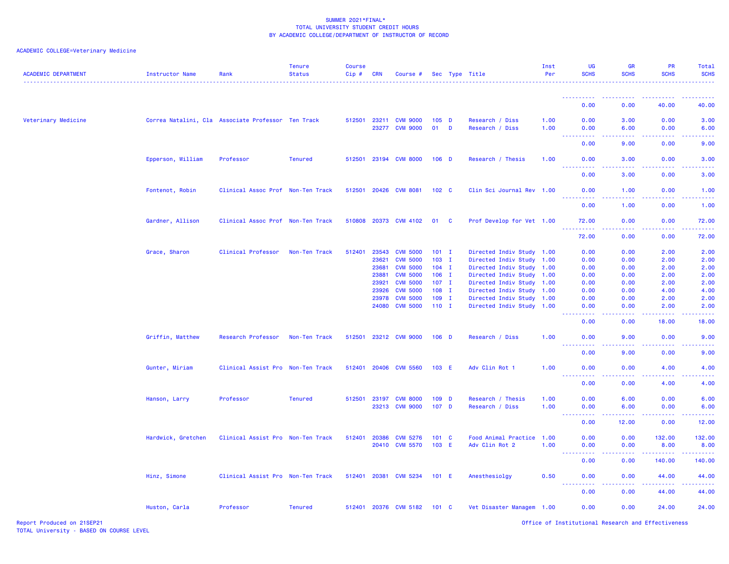SUMMER 2021*FINAL*
TOTAL UNIVERSITY STUDENT CREDIT HOURS
BY ACADEMIC COLLEGE/DEPARTMENT OF INSTRUCTOR OF RECORD

ACADEMIC COLLEGE=Veterinary Medicine

| ACADEMIC DEPARTMENT | Instructor Name | Rank | Tenure Status | Course Cip # | CRN | Course # | Sec | Type | Title | Inst Per | UG SCHS | GR SCHS | PR SCHS | Total SCHS |
|---|---|---|---|---|---|---|---|---|---|---|---|---|---|---|
| | | | | | | | | | | | 0.00 | 0.00 | 40.00 | 40.00 |
| Veterinary Medicine | Correa Natalini, Cla | Associate Professor | Ten Track | 512501 | 23211 | CVM 9000 | 105 | D | Research / Diss | 1.00 | 0.00 | 3.00 | 0.00 | 3.00 |
| | | | | | 23277 | CVM 9000 | 01 | D | Research / Diss | 1.00 | 0.00 | 6.00 | 0.00 | 6.00 |
| | | | | | | | | | | | 0.00 | 9.00 | 0.00 | 9.00 |
| | Epperson, William | Professor | Tenured | 512501 | 23194 | CVM 8000 | 106 | D | Research / Thesis | 1.00 | 0.00 | 3.00 | 0.00 | 3.00 |
| | | | | | | | | | | | 0.00 | 3.00 | 0.00 | 3.00 |
| | Fontenot, Robin | Clinical Assoc Prof | Non-Ten Track | 512501 | 20426 | CVM 8081 | 102 | C | Clin Sci Journal Rev | 1.00 | 0.00 | 1.00 | 0.00 | 1.00 |
| | | | | | | | | | | | 0.00 | 1.00 | 0.00 | 1.00 |
| | Gardner, Allison | Clinical Assoc Prof | Non-Ten Track | 510808 | 20373 | CVM 4102 | 01 | C | Prof Develop for Vet | 1.00 | 72.00 | 0.00 | 0.00 | 72.00 |
| | | | | | | | | | | | 72.00 | 0.00 | 0.00 | 72.00 |
| | Grace, Sharon | Clinical Professor | Non-Ten Track | 512401 | 23543 | CVM 5000 | 101 | I | Directed Indiv Study | 1.00 | 0.00 | 0.00 | 2.00 | 2.00 |
| | | | | | 23621 | CVM 5000 | 103 | I | Directed Indiv Study | 1.00 | 0.00 | 0.00 | 2.00 | 2.00 |
| | | | | | 23681 | CVM 5000 | 104 | I | Directed Indiv Study | 1.00 | 0.00 | 0.00 | 2.00 | 2.00 |
| | | | | | 23881 | CVM 5000 | 106 | I | Directed Indiv Study | 1.00 | 0.00 | 0.00 | 2.00 | 2.00 |
| | | | | | 23921 | CVM 5000 | 107 | I | Directed Indiv Study | 1.00 | 0.00 | 0.00 | 2.00 | 2.00 |
| | | | | | 23926 | CVM 5000 | 108 | I | Directed Indiv Study | 1.00 | 0.00 | 0.00 | 4.00 | 4.00 |
| | | | | | 23978 | CVM 5000 | 109 | I | Directed Indiv Study | 1.00 | 0.00 | 0.00 | 2.00 | 2.00 |
| | | | | | 24080 | CVM 5000 | 110 | I | Directed Indiv Study | 1.00 | 0.00 | 0.00 | 2.00 | 2.00 |
| | | | | | | | | | | | 0.00 | 0.00 | 18.00 | 18.00 |
| | Griffin, Matthew | Research Professor | Non-Ten Track | 512501 | 23212 | CVM 9000 | 106 | D | Research / Diss | 1.00 | 0.00 | 9.00 | 0.00 | 9.00 |
| | | | | | | | | | | | 0.00 | 9.00 | 0.00 | 9.00 |
| | Gunter, Miriam | Clinical Assist Pro | Non-Ten Track | 512401 | 20406 | CVM 5560 | 103 | E | Adv Clin Rot 1 | 1.00 | 0.00 | 0.00 | 4.00 | 4.00 |
| | | | | | | | | | | | 0.00 | 0.00 | 4.00 | 4.00 |
| | Hanson, Larry | Professor | Tenured | 512501 | 23197 | CVM 8000 | 109 | D | Research / Thesis | 1.00 | 0.00 | 6.00 | 0.00 | 6.00 |
| | | | | | 23213 | CVM 9000 | 107 | D | Research / Diss | 1.00 | 0.00 | 6.00 | 0.00 | 6.00 |
| | | | | | | | | | | | 0.00 | 12.00 | 0.00 | 12.00 |
| | Hardwick, Gretchen | Clinical Assist Pro | Non-Ten Track | 512401 | 20386 | CVM 5276 | 101 | C | Food Animal Practice | 1.00 | 0.00 | 0.00 | 132.00 | 132.00 |
| | | | | | 20410 | CVM 5570 | 103 | E | Adv Clin Rot 2 | 1.00 | 0.00 | 0.00 | 8.00 | 8.00 |
| | | | | | | | | | | | 0.00 | 0.00 | 140.00 | 140.00 |
| | Hinz, Simone | Clinical Assist Pro | Non-Ten Track | 512401 | 20381 | CVM 5234 | 101 | E | Anesthesiolgy | 0.50 | 0.00 | 0.00 | 44.00 | 44.00 |
| | | | | | | | | | | | 0.00 | 0.00 | 44.00 | 44.00 |
| | Huston, Carla | Professor | Tenured | 512401 | 20376 | CVM 5182 | 101 | C | Vet Disaster Managem | 1.00 | 0.00 | 0.00 | 24.00 | 24.00 |

Report Produced on 21SEP21
TOTAL University - BASED ON COURSE LEVEL
Office of Institutional Research and Effectiveness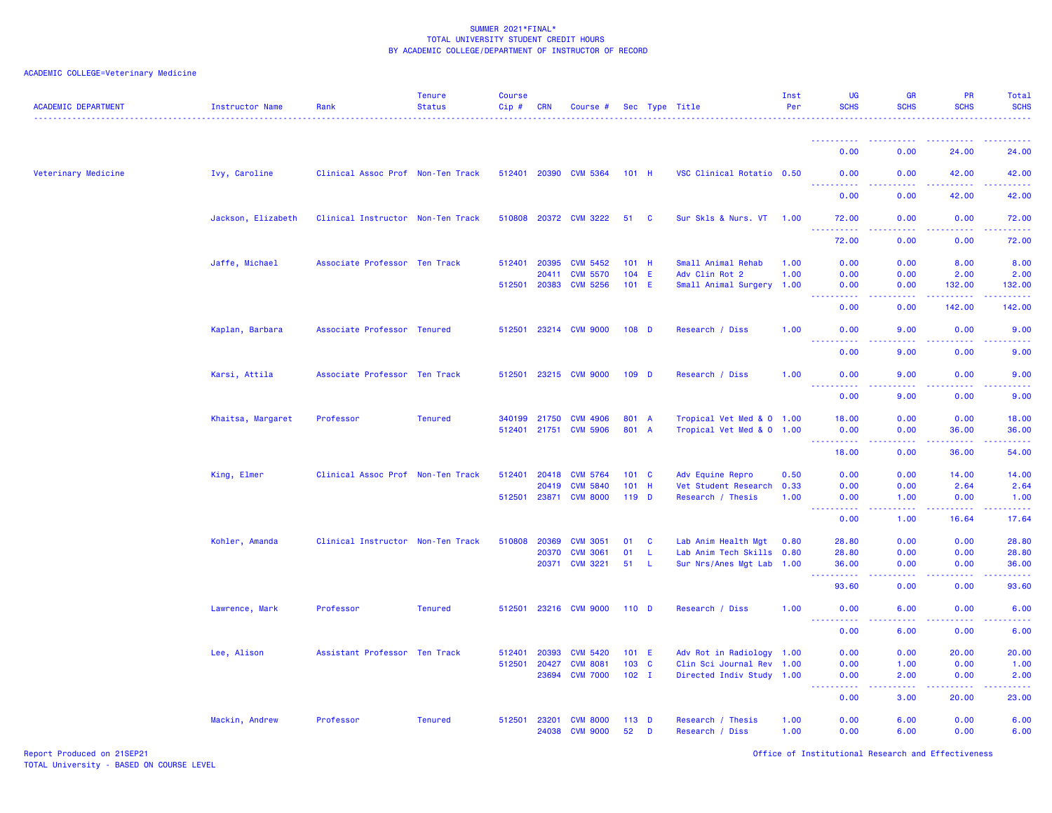SUMMER 2021*FINAL*
TOTAL UNIVERSITY STUDENT CREDIT HOURS
BY ACADEMIC COLLEGE/DEPARTMENT OF INSTRUCTOR OF RECORD

ACADEMIC COLLEGE=Veterinary Medicine

| ACADEMIC DEPARTMENT | Instructor Name | Rank | Tenure Status | Course Cip # | CRN | Course # | Sec | Type | Title | Inst Per | UG SCHS | GR SCHS | PR SCHS | Total SCHS |
|---|---|---|---|---|---|---|---|---|---|---|---|---|---|---|
| | | | | | | | | | | | 0.00 | 0.00 | 24.00 | 24.00 |
| Veterinary Medicine | Ivy, Caroline | Clinical Assoc Prof | Non-Ten Track | 512401 | 20390 | CVM 5364 | 101 | H | VSC Clinical Rotatio | 0.50 | 0.00 | 0.00 | 42.00 | 42.00 |
| | | | | | | | | | | | 0.00 | 0.00 | 42.00 | 42.00 |
| | Jackson, Elizabeth | Clinical Instructor | Non-Ten Track | 510808 | 20372 | CVM 3222 | 51 | C | Sur Skls & Nurs. VT | 1.00 | 72.00 | 0.00 | 0.00 | 72.00 |
| | | | | | | | | | | | 72.00 | 0.00 | 0.00 | 72.00 |
| | Jaffe, Michael | Associate Professor | Ten Track | 512401 | 20395 | CVM 5452 | 101 | H | Small Animal Rehab | 1.00 | 0.00 | 0.00 | 8.00 | 8.00 |
| | | | | | 20411 | CVM 5570 | 104 | E | Adv Clin Rot 2 | 1.00 | 0.00 | 0.00 | 2.00 | 2.00 |
| | | | | 512501 | 20383 | CVM 5256 | 101 | E | Small Animal Surgery | 1.00 | 0.00 | 0.00 | 132.00 | 132.00 |
| | | | | | | | | | | | 0.00 | 0.00 | 142.00 | 142.00 |
| | Kaplan, Barbara | Associate Professor | Tenured | 512501 | 23214 | CVM 9000 | 108 | D | Research / Diss | 1.00 | 0.00 | 9.00 | 0.00 | 9.00 |
| | | | | | | | | | | | 0.00 | 9.00 | 0.00 | 9.00 |
| | Karsi, Attila | Associate Professor | Ten Track | 512501 | 23215 | CVM 9000 | 109 | D | Research / Diss | 1.00 | 0.00 | 9.00 | 0.00 | 9.00 |
| | | | | | | | | | | | 0.00 | 9.00 | 0.00 | 9.00 |
| | Khaitsa, Margaret | Professor | Tenured | 340199 | 21750 | CVM 4906 | 801 | A | Tropical Vet Med & O | 1.00 | 18.00 | 0.00 | 0.00 | 18.00 |
| | | | | 512401 | 21751 | CVM 5906 | 801 | A | Tropical Vet Med & O | 1.00 | 0.00 | 0.00 | 36.00 | 36.00 |
| | | | | | | | | | | | 18.00 | 0.00 | 36.00 | 54.00 |
| | King, Elmer | Clinical Assoc Prof | Non-Ten Track | 512401 | 20418 | CVM 5764 | 101 | C | Adv Equine Repro | 0.50 | 0.00 | 0.00 | 14.00 | 14.00 |
| | | | | | 20419 | CVM 5840 | 101 | H | Vet Student Research | 0.33 | 0.00 | 0.00 | 2.64 | 2.64 |
| | | | | 512501 | 23871 | CVM 8000 | 119 | D | Research / Thesis | 1.00 | 0.00 | 1.00 | 0.00 | 1.00 |
| | | | | | | | | | | | 0.00 | 1.00 | 16.64 | 17.64 |
| | Kohler, Amanda | Clinical Instructor | Non-Ten Track | 510808 | 20369 | CVM 3051 | 01 | C | Lab Anim Health Mgt | 0.80 | 28.80 | 0.00 | 0.00 | 28.80 |
| | | | | | 20370 | CVM 3061 | 01 | L | Lab Anim Tech Skills | 0.80 | 28.80 | 0.00 | 0.00 | 28.80 |
| | | | | | 20371 | CVM 3221 | 51 | L | Sur Nrs/Anes Mgt Lab | 1.00 | 36.00 | 0.00 | 0.00 | 36.00 |
| | | | | | | | | | | | 93.60 | 0.00 | 0.00 | 93.60 |
| | Lawrence, Mark | Professor | Tenured | 512501 | 23216 | CVM 9000 | 110 | D | Research / Diss | 1.00 | 0.00 | 6.00 | 0.00 | 6.00 |
| | | | | | | | | | | | 0.00 | 6.00 | 0.00 | 6.00 |
| | Lee, Alison | Assistant Professor | Ten Track | 512401 | 20393 | CVM 5420 | 101 | E | Adv Rot in Radiology | 1.00 | 0.00 | 0.00 | 20.00 | 20.00 |
| | | | | 512501 | 20427 | CVM 8081 | 103 | C | Clin Sci Journal Rev | 1.00 | 0.00 | 1.00 | 0.00 | 1.00 |
| | | | | | 23694 | CVM 7000 | 102 | I | Directed Indiv Study | 1.00 | 0.00 | 2.00 | 0.00 | 2.00 |
| | | | | | | | | | | | 0.00 | 3.00 | 20.00 | 23.00 |
| | Mackin, Andrew | Professor | Tenured | 512501 | 23201 | CVM 8000 | 113 | D | Research / Thesis | 1.00 | 0.00 | 6.00 | 0.00 | 6.00 |
| | | | | | 24038 | CVM 9000 | 52 | D | Research / Diss | 1.00 | 0.00 | 6.00 | 0.00 | 6.00 |

Report Produced on 21SEP21
TOTAL University - BASED ON COURSE LEVEL

Office of Institutional Research and Effectiveness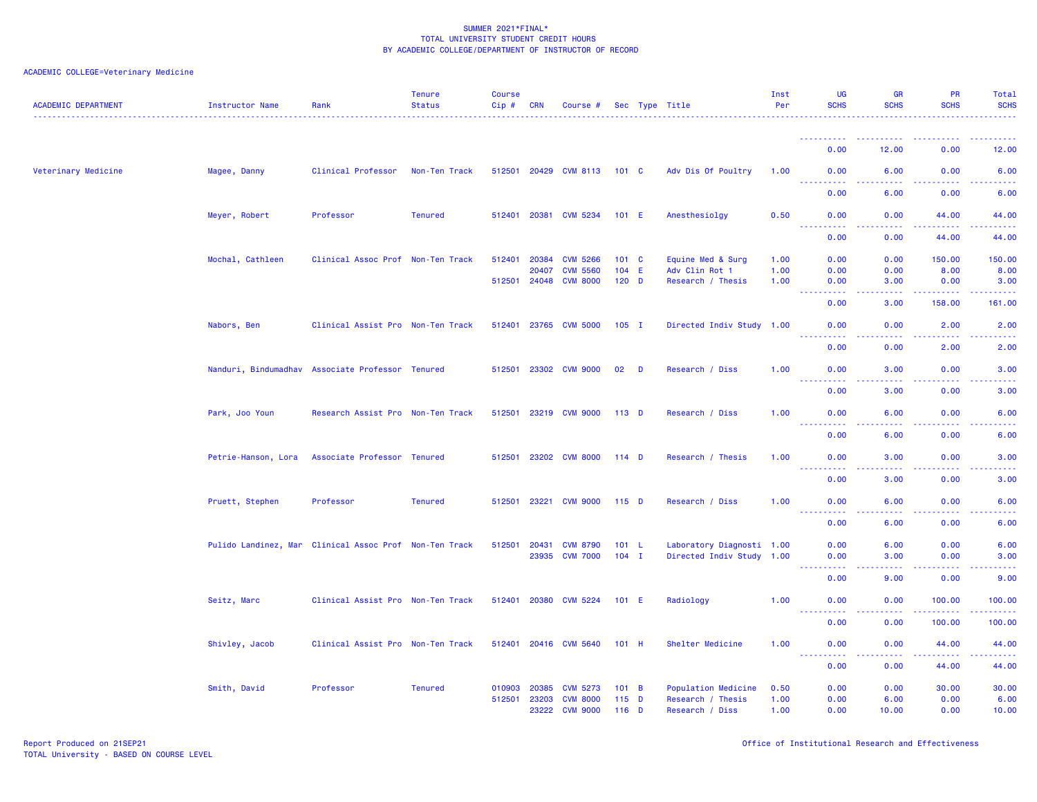SUMMER 2021*FINAL*
TOTAL UNIVERSITY STUDENT CREDIT HOURS
BY ACADEMIC COLLEGE/DEPARTMENT OF INSTRUCTOR OF RECORD

ACADEMIC COLLEGE=Veterinary Medicine

| ACADEMIC DEPARTMENT | Instructor Name | Rank | Tenure Status | Course Cip # | CRN | Course # | Sec | Type | Title | Inst Per | UG SCHS | GR SCHS | PR SCHS | Total SCHS |
|---|---|---|---|---|---|---|---|---|---|---|---|---|---|---|
| | | | | | | | | | | | 0.00 | 12.00 | 0.00 | 12.00 |
| Veterinary Medicine | Magee, Danny | Clinical Professor | Non-Ten Track | 512501 | 20429 | CVM 8113 | 101 | C | Adv Dis Of Poultry | 1.00 | 0.00 | 6.00 | 0.00 | 6.00 |
| | | | | | | | | | | | 0.00 | 6.00 | 0.00 | 6.00 |
| | Meyer, Robert | Professor | Tenured | 512401 | 20381 | CVM 5234 | 101 | E | Anesthesiolgy | 0.50 | 0.00 | 0.00 | 44.00 | 44.00 |
| | | | | | | | | | | | 0.00 | 0.00 | 44.00 | 44.00 |
| | Mochal, Cathleen | Clinical Assoc Prof | Non-Ten Track | 512401 | 20384 | CVM 5266 | 101 | C | Equine Med & Surg | 1.00 | 0.00 | 0.00 | 150.00 | 150.00 |
| | | | | | 20407 | CVM 5560 | 104 | E | Adv Clin Rot 1 | 1.00 | 0.00 | 0.00 | 8.00 | 8.00 |
| | | | | 512501 | 24048 | CVM 8000 | 120 | D | Research / Thesis | 1.00 | 0.00 | 3.00 | 0.00 | 3.00 |
| | | | | | | | | | | | 0.00 | 3.00 | 158.00 | 161.00 |
| | Nabors, Ben | Clinical Assist Pro | Non-Ten Track | 512401 | 23765 | CVM 5000 | 105 | I | Directed Indiv Study | 1.00 | 0.00 | 0.00 | 2.00 | 2.00 |
| | | | | | | | | | | | 0.00 | 0.00 | 2.00 | 2.00 |
| | Nanduri, Bindumadhav | Associate Professor | Tenured | 512501 | 23302 | CVM 9000 | 02 | D | Research / Diss | 1.00 | 0.00 | 3.00 | 0.00 | 3.00 |
| | | | | | | | | | | | 0.00 | 3.00 | 0.00 | 3.00 |
| | Park, Joo Youn | Research Assist Pro | Non-Ten Track | 512501 | 23219 | CVM 9000 | 113 | D | Research / Diss | 1.00 | 0.00 | 6.00 | 0.00 | 6.00 |
| | | | | | | | | | | | 0.00 | 6.00 | 0.00 | 6.00 |
| | Petrie-Hanson, Lora | Associate Professor | Tenured | 512501 | 23202 | CVM 8000 | 114 | D | Research / Thesis | 1.00 | 0.00 | 3.00 | 0.00 | 3.00 |
| | | | | | | | | | | | 0.00 | 3.00 | 0.00 | 3.00 |
| | Pruett, Stephen | Professor | Tenured | 512501 | 23221 | CVM 9000 | 115 | D | Research / Diss | 1.00 | 0.00 | 6.00 | 0.00 | 6.00 |
| | | | | | | | | | | | 0.00 | 6.00 | 0.00 | 6.00 |
| | Pulido Landinez, Mar | Clinical Assoc Prof | Non-Ten Track | 512501 | 20431 | CVM 8790 | 101 | L | Laboratory Diagnosti | 1.00 | 0.00 | 6.00 | 0.00 | 6.00 |
| | | | | | 23935 | CVM 7000 | 104 | I | Directed Indiv Study | 1.00 | 0.00 | 3.00 | 0.00 | 3.00 |
| | | | | | | | | | | | 0.00 | 9.00 | 0.00 | 9.00 |
| | Seitz, Marc | Clinical Assist Pro | Non-Ten Track | 512401 | 20380 | CVM 5224 | 101 | E | Radiology | 1.00 | 0.00 | 0.00 | 100.00 | 100.00 |
| | | | | | | | | | | | 0.00 | 0.00 | 100.00 | 100.00 |
| | Shivley, Jacob | Clinical Assist Pro | Non-Ten Track | 512401 | 20416 | CVM 5640 | 101 | H | Shelter Medicine | 1.00 | 0.00 | 0.00 | 44.00 | 44.00 |
| | | | | | | | | | | | 0.00 | 0.00 | 44.00 | 44.00 |
| | Smith, David | Professor | Tenured | 010903 | 20385 | CVM 5273 | 101 | B | Population Medicine | 0.50 | 0.00 | 0.00 | 30.00 | 30.00 |
| | | | | 512501 | 23203 | CVM 8000 | 115 | D | Research / Thesis | 1.00 | 0.00 | 6.00 | 0.00 | 6.00 |
| | | | | | 23222 | CVM 9000 | 116 | D | Research / Diss | 1.00 | 0.00 | 10.00 | 0.00 | 10.00 |

Report Produced on 21SEP21
TOTAL University - BASED ON COURSE LEVEL

Office of Institutional Research and Effectiveness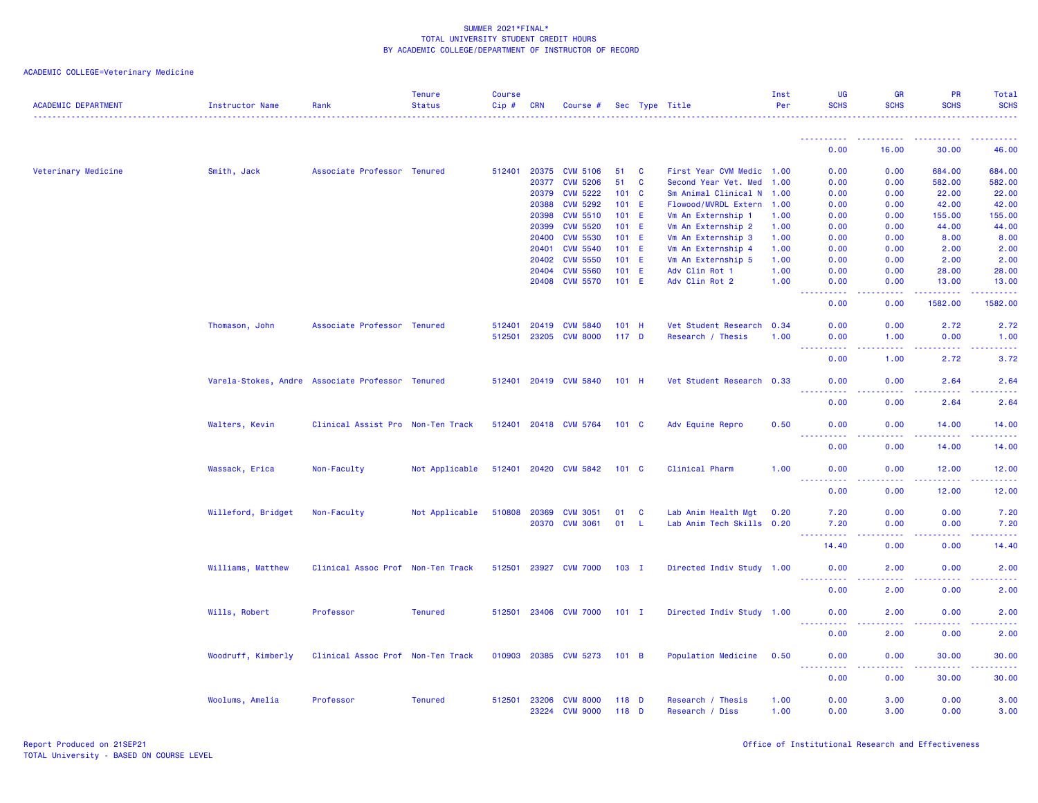SUMMER 2021*FINAL*
TOTAL UNIVERSITY STUDENT CREDIT HOURS
BY ACADEMIC COLLEGE/DEPARTMENT OF INSTRUCTOR OF RECORD

ACADEMIC COLLEGE=Veterinary Medicine

| ACADEMIC DEPARTMENT | Instructor Name | Rank | Tenure Status | Course Cip # | CRN | Course # | Sec | Type | Title | Inst Per | UG SCHS | GR SCHS | PR SCHS | Total SCHS |
|---|---|---|---|---|---|---|---|---|---|---|---|---|---|---|
| | | | | | | | | | | | 0.00 | 16.00 | 30.00 | 46.00 |
| Veterinary Medicine | Smith, Jack | Associate Professor | Tenured | 512401 | 20375 | CVM 5106 | 51 | C | First Year CVM Medic | 1.00 | 0.00 | 0.00 | 684.00 | 684.00 |
| | | | | | 20377 | CVM 5206 | 51 | C | Second Year Vet. Med | 1.00 | 0.00 | 0.00 | 582.00 | 582.00 |
| | | | | | 20379 | CVM 5222 | 101 | C | Sm Animal Clinical N | 1.00 | 0.00 | 0.00 | 22.00 | 22.00 |
| | | | | | 20388 | CVM 5292 | 101 | E | Flowood/MVRDL Extern | 1.00 | 0.00 | 0.00 | 42.00 | 42.00 |
| | | | | | 20398 | CVM 5510 | 101 | E | Vm An Externship 1 | 1.00 | 0.00 | 0.00 | 155.00 | 155.00 |
| | | | | | 20399 | CVM 5520 | 101 | E | Vm An Externship 2 | 1.00 | 0.00 | 0.00 | 44.00 | 44.00 |
| | | | | | 20400 | CVM 5530 | 101 | E | Vm An Externship 3 | 1.00 | 0.00 | 0.00 | 8.00 | 8.00 |
| | | | | | 20401 | CVM 5540 | 101 | E | Vm An Externship 4 | 1.00 | 0.00 | 0.00 | 2.00 | 2.00 |
| | | | | | 20402 | CVM 5550 | 101 | E | Vm An Externship 5 | 1.00 | 0.00 | 0.00 | 2.00 | 2.00 |
| | | | | | 20404 | CVM 5560 | 101 | E | Adv Clin Rot 1 | 1.00 | 0.00 | 0.00 | 28.00 | 28.00 |
| | | | | | 20408 | CVM 5570 | 101 | E | Adv Clin Rot 2 | 1.00 | 0.00 | 0.00 | 13.00 | 13.00 |
| | | | | | | | | | | | 0.00 | 0.00 | 1582.00 | 1582.00 |
| | Thomason, John | Associate Professor | Tenured | 512401 | 20419 | CVM 5840 | 101 | H | Vet Student Research | 0.34 | 0.00 | 0.00 | 2.72 | 2.72 |
| | | | | 512501 | 23205 | CVM 8000 | 117 | D | Research / Thesis | 1.00 | 0.00 | 1.00 | 0.00 | 1.00 |
| | | | | | | | | | | | 0.00 | 1.00 | 2.72 | 3.72 |
| | Varela-Stokes, Andre | Associate Professor | Tenured | 512401 | 20419 | CVM 5840 | 101 | H | Vet Student Research | 0.33 | 0.00 | 0.00 | 2.64 | 2.64 |
| | | | | | | | | | | | 0.00 | 0.00 | 2.64 | 2.64 |
| | Walters, Kevin | Clinical Assist Pro | Non-Ten Track | 512401 | 20418 | CVM 5764 | 101 | C | Adv Equine Repro | 0.50 | 0.00 | 0.00 | 14.00 | 14.00 |
| | | | | | | | | | | | 0.00 | 0.00 | 14.00 | 14.00 |
| | Wassack, Erica | Non-Faculty | Not Applicable | 512401 | 20420 | CVM 5842 | 101 | C | Clinical Pharm | 1.00 | 0.00 | 0.00 | 12.00 | 12.00 |
| | | | | | | | | | | | 0.00 | 0.00 | 12.00 | 12.00 |
| | Willeford, Bridget | Non-Faculty | Not Applicable | 510808 | 20369 | CVM 3051 | 01 | C | Lab Anim Health Mgt | 0.20 | 7.20 | 0.00 | 0.00 | 7.20 |
| | | | | | 20370 | CVM 3061 | 01 | L | Lab Anim Tech Skills | 0.20 | 7.20 | 0.00 | 0.00 | 7.20 |
| | | | | | | | | | | | 14.40 | 0.00 | 0.00 | 14.40 |
| | Williams, Matthew | Clinical Assoc Prof | Non-Ten Track | 512501 | 23927 | CVM 7000 | 103 | I | Directed Indiv Study | 1.00 | 0.00 | 2.00 | 0.00 | 2.00 |
| | | | | | | | | | | | 0.00 | 2.00 | 0.00 | 2.00 |
| | Wills, Robert | Professor | Tenured | 512501 | 23406 | CVM 7000 | 101 | I | Directed Indiv Study | 1.00 | 0.00 | 2.00 | 0.00 | 2.00 |
| | | | | | | | | | | | 0.00 | 2.00 | 0.00 | 2.00 |
| | Woodruff, Kimberly | Clinical Assoc Prof | Non-Ten Track | 010903 | 20385 | CVM 5273 | 101 | B | Population Medicine | 0.50 | 0.00 | 0.00 | 30.00 | 30.00 |
| | | | | | | | | | | | 0.00 | 0.00 | 30.00 | 30.00 |
| | Woolums, Amelia | Professor | Tenured | 512501 | 23206 | CVM 8000 | 118 | D | Research / Thesis | 1.00 | 0.00 | 3.00 | 0.00 | 3.00 |
| | | | | | 23224 | CVM 9000 | 118 | D | Research / Diss | 1.00 | 0.00 | 3.00 | 0.00 | 3.00 |

Report Produced on 21SEP21
TOTAL University - BASED ON COURSE LEVEL

Office of Institutional Research and Effectiveness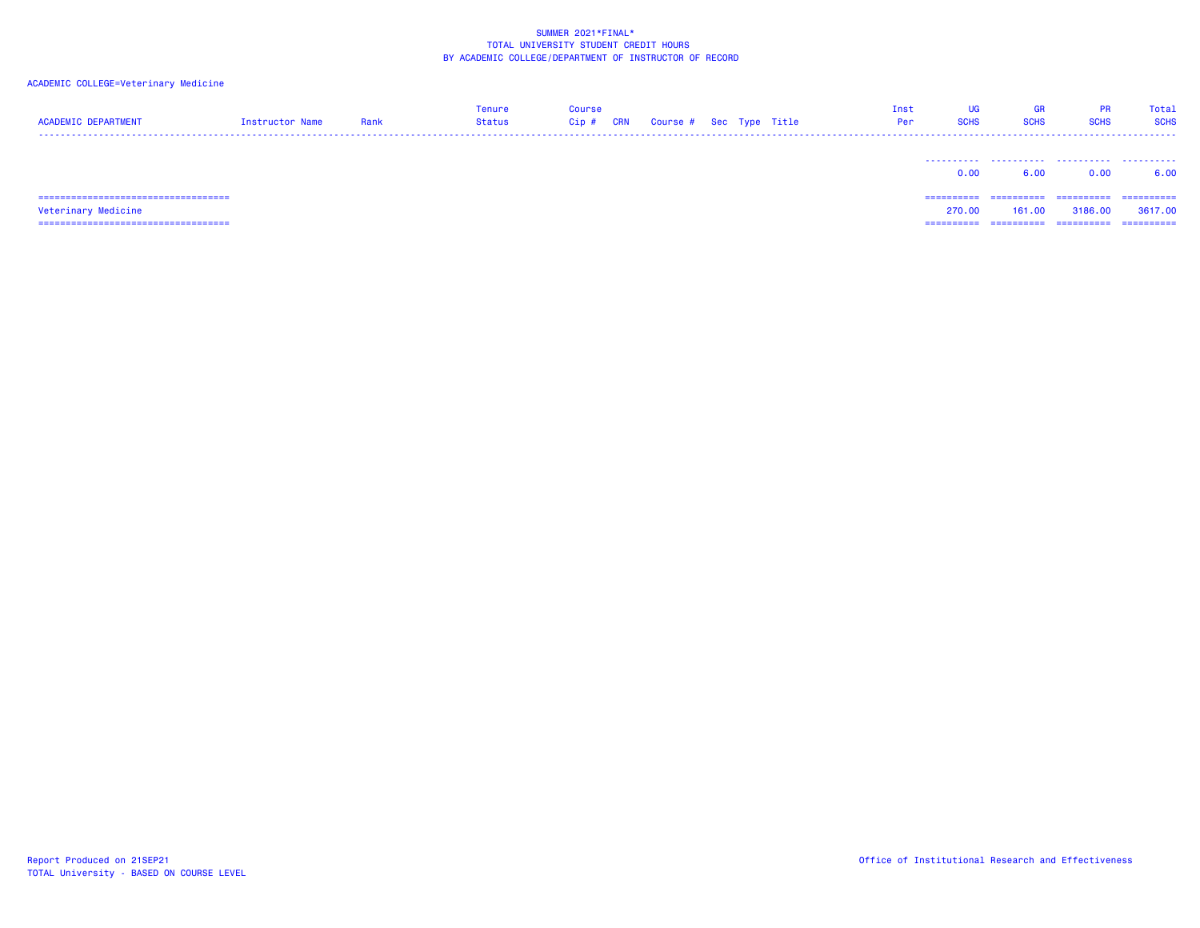# SUMMER 2021*FINAL*
## TOTAL UNIVERSITY STUDENT CREDIT HOURS
## BY ACADEMIC COLLEGE/DEPARTMENT OF INSTRUCTOR OF RECORD

ACADEMIC COLLEGE=Veterinary Medicine

| ACADEMIC DEPARTMENT | Instructor Name | Rank | Tenure Status | Course Cip # | CRN | Course # | Sec | Type | Title | Inst Per | UG SCHS | GR SCHS | PR SCHS | Total SCHS |
|---|---|---|---|---|---|---|---|---|---|---|---|---|---|---|
| | | | | | | | | | | | 0.00 | 6.00 | 0.00 | 6.00 |
| Veterinary Medicine | | | | | | | | | | | 270.00 | 161.00 | 3186.00 | 3617.00 |

Report Produced on 21SEP21
TOTAL University - BASED ON COURSE LEVEL

Office of Institutional Research and Effectiveness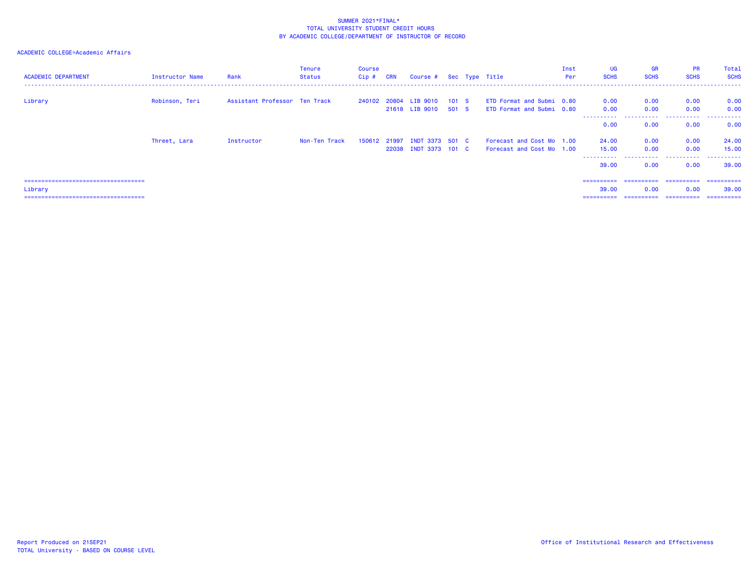SUMMER 2021*FINAL*
TOTAL UNIVERSITY STUDENT CREDIT HOURS
BY ACADEMIC COLLEGE/DEPARTMENT OF INSTRUCTOR OF RECORD

ACADEMIC COLLEGE=Academic Affairs

| ACADEMIC DEPARTMENT | Instructor Name | Rank | Tenure Status | Course Cip # | CRN | Course # | Sec | Type | Title | Inst Per | UG SCHS | GR SCHS | PR SCHS | Total SCHS |
|---|---|---|---|---|---|---|---|---|---|---|---|---|---|---|
| Library | Robinson, Teri | Assistant Professor | Ten Track | 240102 | 20804 | LIB 9010 | 101 | S | ETD Format and Submi | 0.80 | 0.00 | 0.00 | 0.00 | 0.00 |
| | | | | | 21618 | LIB 9010 | 501 | S | ETD Format and Submi | 0.80 | 0.00 | 0.00 | 0.00 | 0.00 |
| | | | | | | | | | | | 0.00 | 0.00 | 0.00 | 0.00 |
| | Threet, Lara | Instructor | Non-Ten Track | 150612 | 21997 | INDT 3373 | 501 | C | Forecast and Cost Mo | 1.00 | 24.00 | 0.00 | 0.00 | 24.00 |
| | | | | | 22038 | INDT 3373 | 101 | C | Forecast and Cost Mo | 1.00 | 15.00 | 0.00 | 0.00 | 15.00 |
| | | | | | | | | | | | 39.00 | 0.00 | 0.00 | 39.00 |
| Library | | | | | | | | | | | 39.00 | 0.00 | 0.00 | 39.00 |

Report Produced on 21SEP21
TOTAL University - BASED ON COURSE LEVEL

Office of Institutional Research and Effectiveness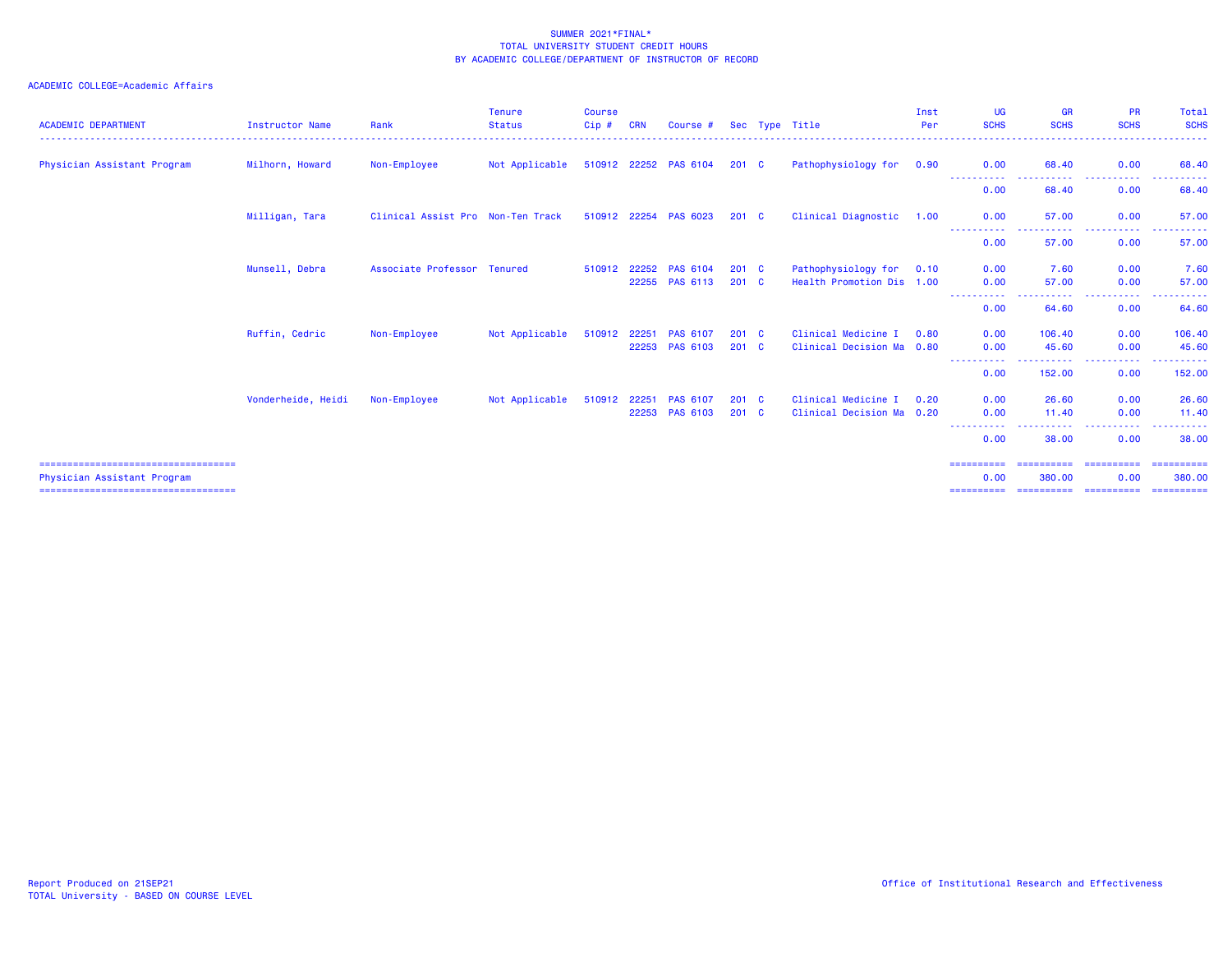SUMMER 2021*FINAL*
TOTAL UNIVERSITY STUDENT CREDIT HOURS
BY ACADEMIC COLLEGE/DEPARTMENT OF INSTRUCTOR OF RECORD

ACADEMIC COLLEGE=Academic Affairs

| ACADEMIC DEPARTMENT | Instructor Name | Rank | Tenure Status | Course Cip # | CRN | Course # | Sec | Type | Title | Inst Per | UG SCHS | GR SCHS | PR SCHS | Total SCHS |
|---|---|---|---|---|---|---|---|---|---|---|---|---|---|---|
| Physician Assistant Program | Milhorn, Howard | Non-Employee | Not Applicable | 510912 | 22252 | PAS 6104 | 201 | C | Pathophysiology for | 0.90 | 0.00 | 68.40 | 0.00 | 68.40 |
| | | | | | | | | | | | 0.00 | 68.40 | 0.00 | 68.40 |
| | Milligan, Tara | Clinical Assist Pro | Non-Ten Track | 510912 | 22254 | PAS 6023 | 201 | C | Clinical Diagnostic | 1.00 | 0.00 | 57.00 | 0.00 | 57.00 |
| | | | | | | | | | | | 0.00 | 57.00 | 0.00 | 57.00 |
| | Munsell, Debra | Associate Professor | Tenured | 510912 | 22252 | PAS 6104 | 201 | C | Pathophysiology for | 0.10 | 0.00 | 7.60 | 0.00 | 7.60 |
| | | | | | 22255 | PAS 6113 | 201 | C | Health Promotion Dis | 1.00 | 0.00 | 57.00 | 0.00 | 57.00 |
| | | | | | | | | | | | 0.00 | 64.60 | 0.00 | 64.60 |
| | Ruffin, Cedric | Non-Employee | Not Applicable | 510912 | 22251 | PAS 6107 | 201 | C | Clinical Medicine I | 0.80 | 0.00 | 106.40 | 0.00 | 106.40 |
| | | | | | 22253 | PAS 6103 | 201 | C | Clinical Decision Ma | 0.80 | 0.00 | 45.60 | 0.00 | 45.60 |
| | | | | | | | | | | | 0.00 | 152.00 | 0.00 | 152.00 |
| | Vonderheide, Heidi | Non-Employee | Not Applicable | 510912 | 22251 | PAS 6107 | 201 | C | Clinical Medicine I | 0.20 | 0.00 | 26.60 | 0.00 | 26.60 |
| | | | | | 22253 | PAS 6103 | 201 | C | Clinical Decision Ma | 0.20 | 0.00 | 11.40 | 0.00 | 11.40 |
| | | | | | | | | | | | 0.00 | 38.00 | 0.00 | 38.00 |
| Physician Assistant Program | | | | | | | | | | | 0.00 | 380.00 | 0.00 | 380.00 |

Report Produced on 21SEP21
TOTAL University - BASED ON COURSE LEVEL

Office of Institutional Research and Effectiveness